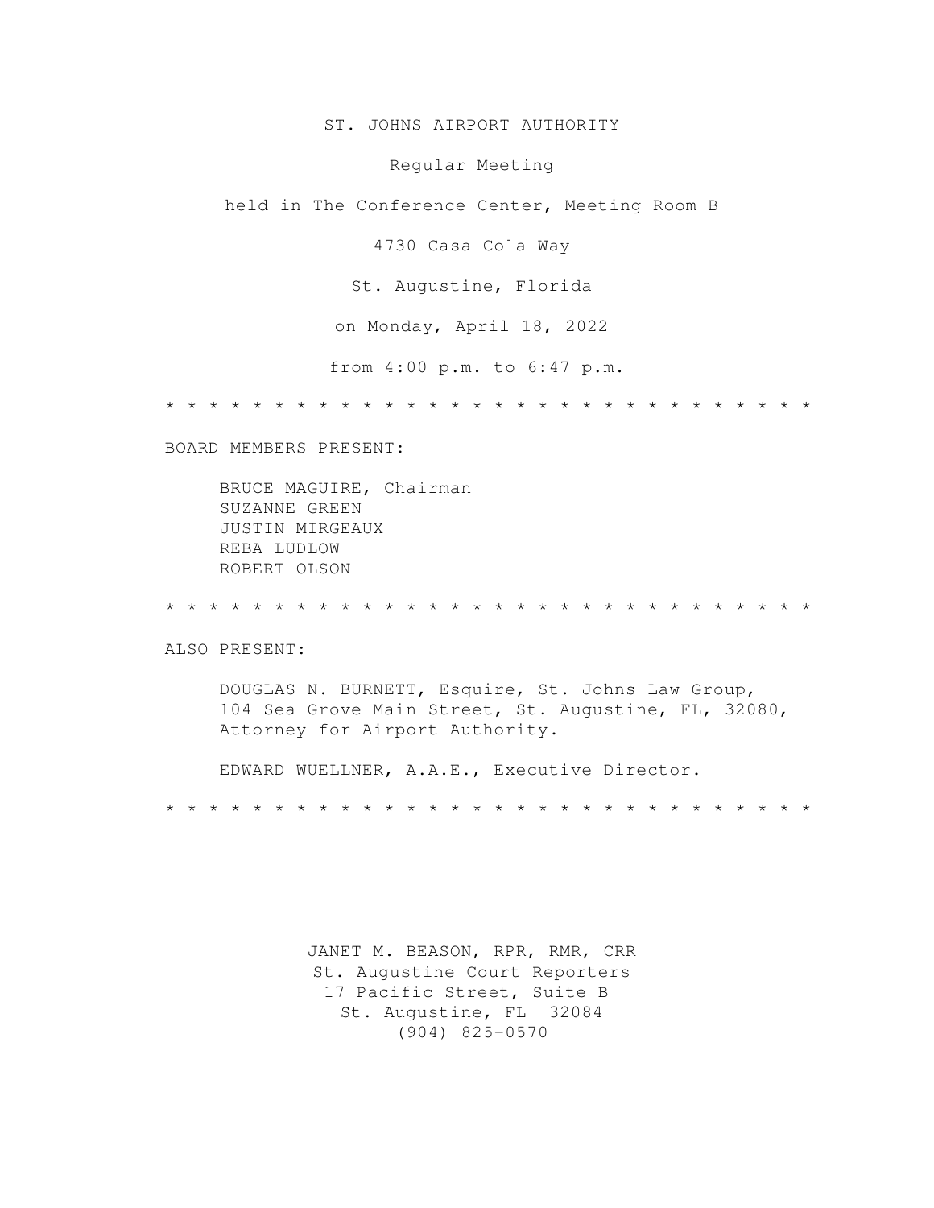ST. JOHNS AIRPORT AUTHORITY

Regular Meeting

held in The Conference Center, Meeting Room B

4730 Casa Cola Way

St. Augustine, Florida

on Monday, April 18, 2022

from 4:00 p.m. to 6:47 p.m.

* * * * * * * * * * * * * * * * * * * * * * * * * * * * * *

BOARD MEMBERS PRESENT:

BRUCE MAGUIRE, Chairman
SUZANNE GREEN
JUSTIN MIRGEAUX
REBA LUDLOW
ROBERT OLSON

* * * * * * * * * * * * * * * * * * * * * * * * * * * * * *

ALSO PRESENT:

DOUGLAS N. BURNETT, Esquire, St. Johns Law Group, 104 Sea Grove Main Street, St. Augustine, FL, 32080, Attorney for Airport Authority.

EDWARD WUELLNER, A.A.E., Executive Director.

* * * * * * * * * * * * * * * * * * * * * * * * * * * * * *

JANET M. BEASON, RPR, RMR, CRR
St. Augustine Court Reporters
17 Pacific Street, Suite B
St. Augustine, FL 32084
(904) 825-0570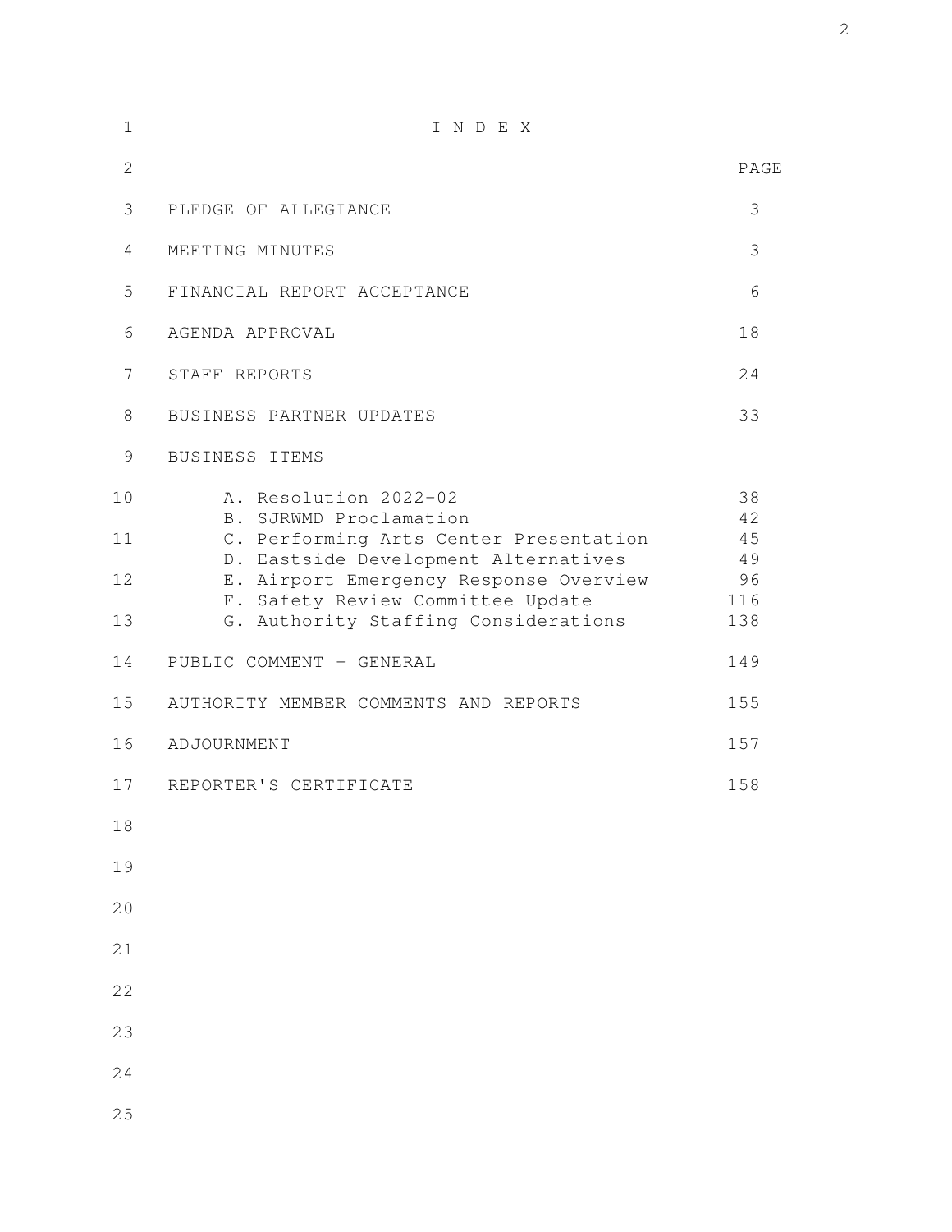# I N D E X

| | PAGE |
|---|---|
| PLEDGE OF ALLEGIANCE | 3 |
| MEETING MINUTES | 3 |
| FINANCIAL REPORT ACCEPTANCE | 6 |
| AGENDA APPROVAL | 18 |
| STAFF REPORTS | 24 |
| BUSINESS PARTNER UPDATES | 33 |
| BUSINESS ITEMS | |
| A. Resolution 2022-02 | 38 |
| B. SJRWMD Proclamation | 42 |
| C. Performing Arts Center Presentation | 45 |
| D. Eastside Development Alternatives | 49 |
| E. Airport Emergency Response Overview | 96 |
| F. Safety Review Committee Update | 116 |
| G. Authority Staffing Considerations | 138 |
| PUBLIC COMMENT - GENERAL | 149 |
| AUTHORITY MEMBER COMMENTS AND REPORTS | 155 |
| ADJOURNMENT | 157 |
| REPORTER'S CERTIFICATE | 158 |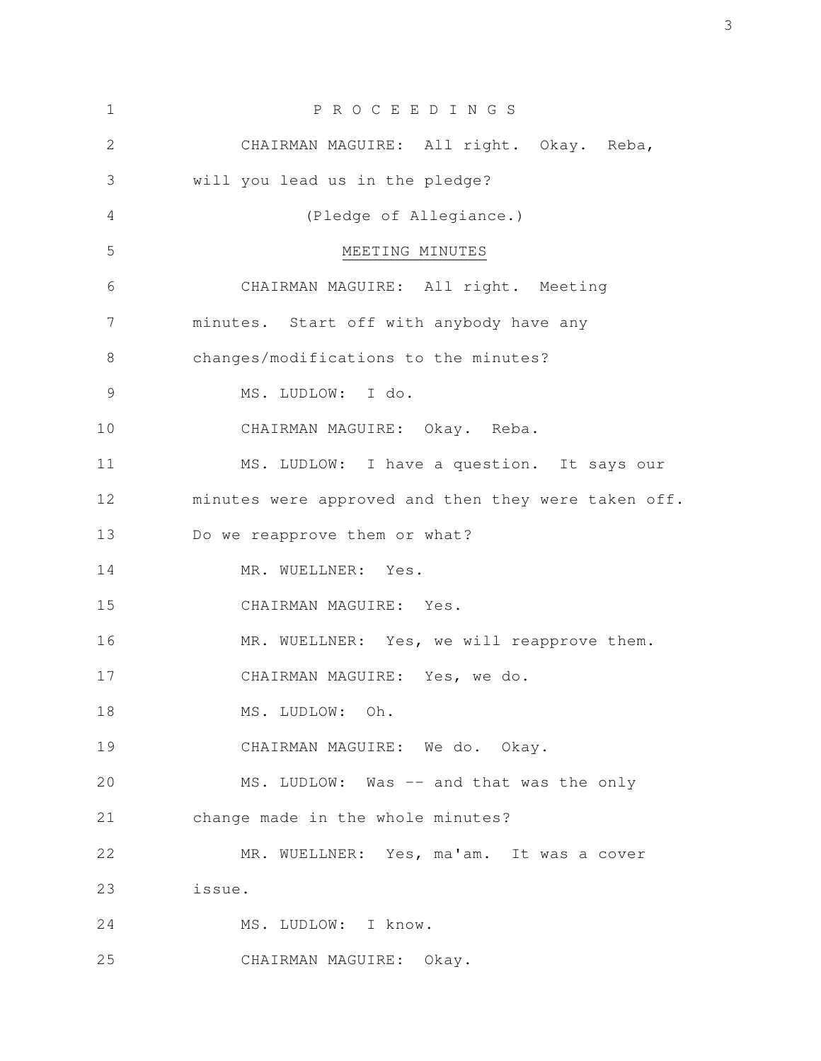P R O C E E D I N G S

CHAIRMAN MAGUIRE: All right. Okay. Reba, will you lead us in the pledge?

(Pledge of Allegiance.)

MEETING MINUTES

CHAIRMAN MAGUIRE: All right. Meeting minutes. Start off with anybody have any changes/modifications to the minutes?

MS. LUDLOW: I do.

CHAIRMAN MAGUIRE: Okay. Reba.

MS. LUDLOW: I have a question. It says our minutes were approved and then they were taken off. Do we reapprove them or what?

MR. WUELLNER: Yes.

CHAIRMAN MAGUIRE: Yes.

MR. WUELLNER: Yes, we will reapprove them.

CHAIRMAN MAGUIRE: Yes, we do.

MS. LUDLOW: Oh.

CHAIRMAN MAGUIRE: We do. Okay.

MS. LUDLOW: Was -- and that was the only change made in the whole minutes?

MR. WUELLNER: Yes, ma'am. It was a cover issue.

MS. LUDLOW: I know.

CHAIRMAN MAGUIRE: Okay.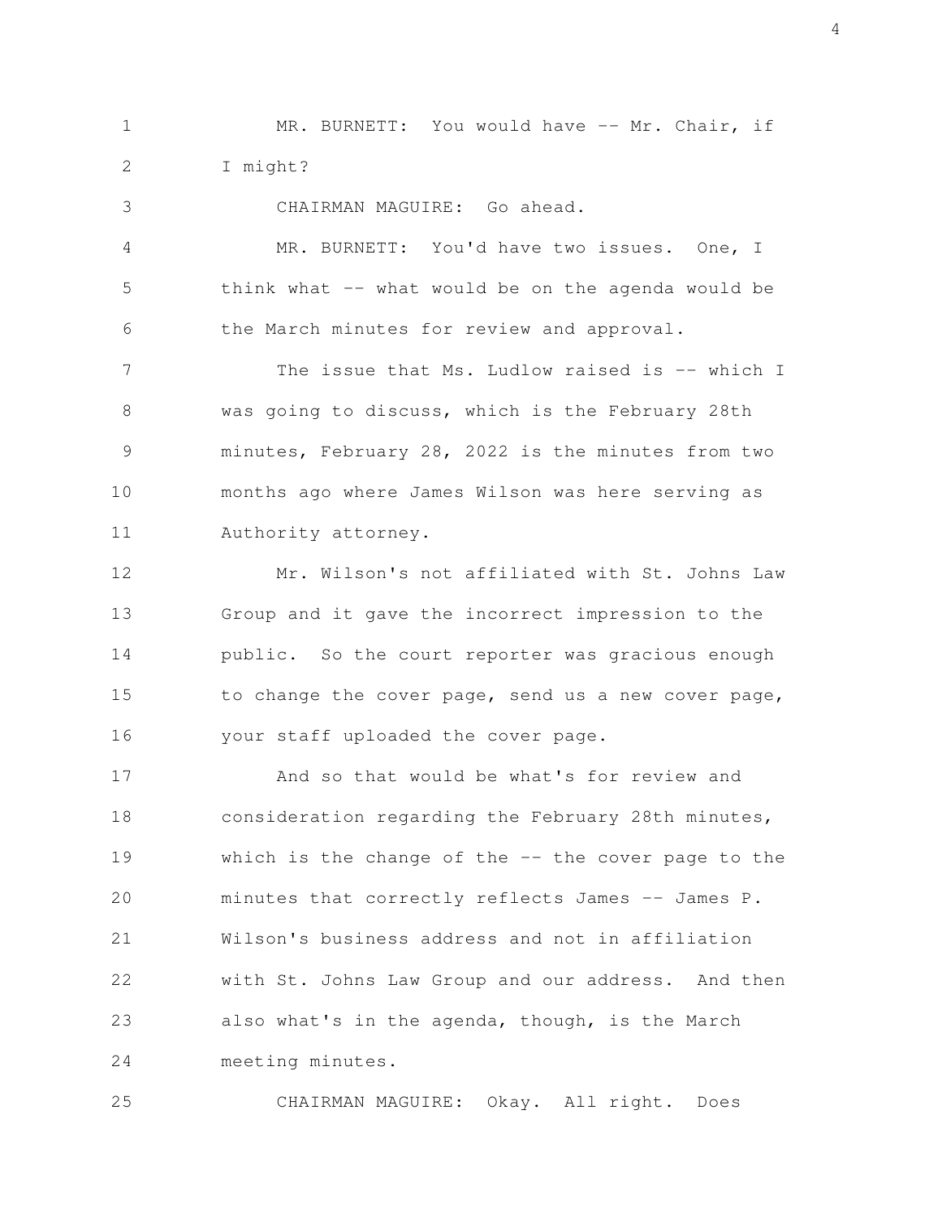MR. BURNETT: You would have -- Mr. Chair, if I might?

CHAIRMAN MAGUIRE: Go ahead.

MR. BURNETT: You'd have two issues. One, I think what -- what would be on the agenda would be the March minutes for review and approval.

The issue that Ms. Ludlow raised is -- which I was going to discuss, which is the February 28th minutes, February 28, 2022 is the minutes from two months ago where James Wilson was here serving as Authority attorney.

Mr. Wilson's not affiliated with St. Johns Law Group and it gave the incorrect impression to the public. So the court reporter was gracious enough to change the cover page, send us a new cover page, your staff uploaded the cover page.

And so that would be what's for review and consideration regarding the February 28th minutes, which is the change of the -- the cover page to the minutes that correctly reflects James -- James P. Wilson's business address and not in affiliation with St. Johns Law Group and our address. And then also what's in the agenda, though, is the March meeting minutes.

CHAIRMAN MAGUIRE: Okay. All right. Does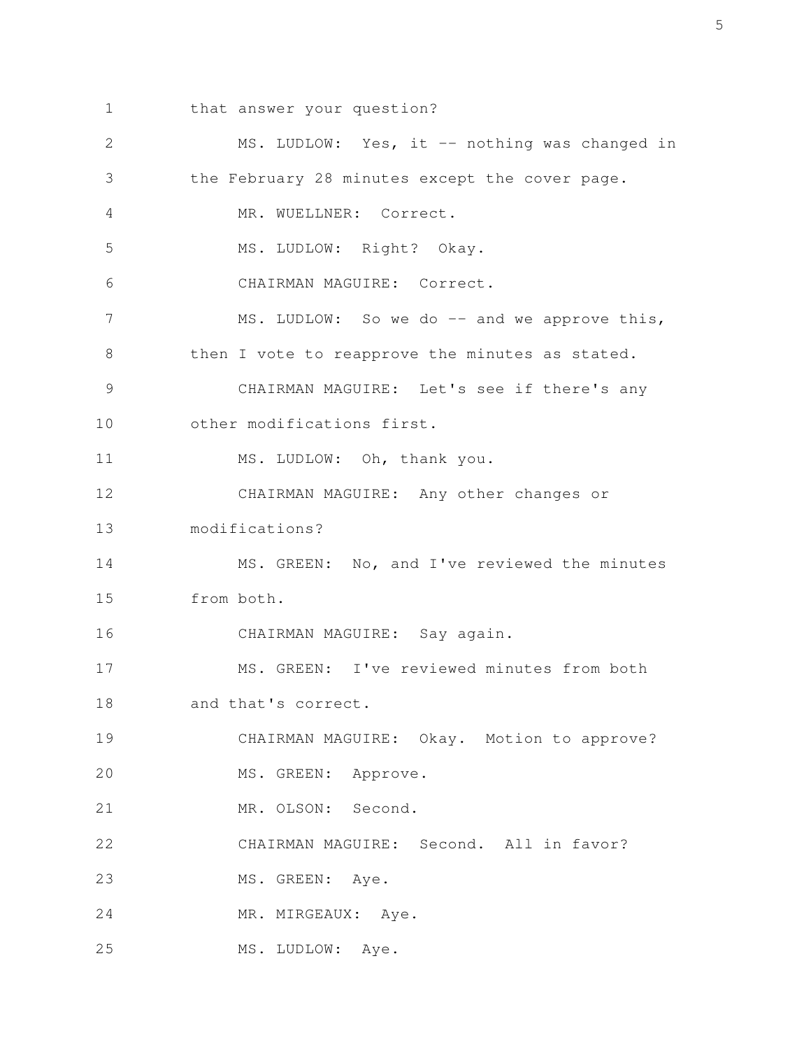that answer your question?

MS. LUDLOW: Yes, it -- nothing was changed in the February 28 minutes except the cover page.

MR. WUELLNER: Correct.

MS. LUDLOW: Right? Okay.

CHAIRMAN MAGUIRE: Correct.

MS. LUDLOW: So we do -- and we approve this, then I vote to reapprove the minutes as stated.

CHAIRMAN MAGUIRE: Let's see if there's any other modifications first.

MS. LUDLOW: Oh, thank you.

CHAIRMAN MAGUIRE: Any other changes or modifications?

MS. GREEN: No, and I've reviewed the minutes from both.

CHAIRMAN MAGUIRE: Say again.

MS. GREEN: I've reviewed minutes from both and that's correct.

CHAIRMAN MAGUIRE: Okay. Motion to approve?

MS. GREEN: Approve.

MR. OLSON: Second.

CHAIRMAN MAGUIRE: Second. All in favor?

MS. GREEN: Aye.

MR. MIRGEAUX: Aye.

MS. LUDLOW: Aye.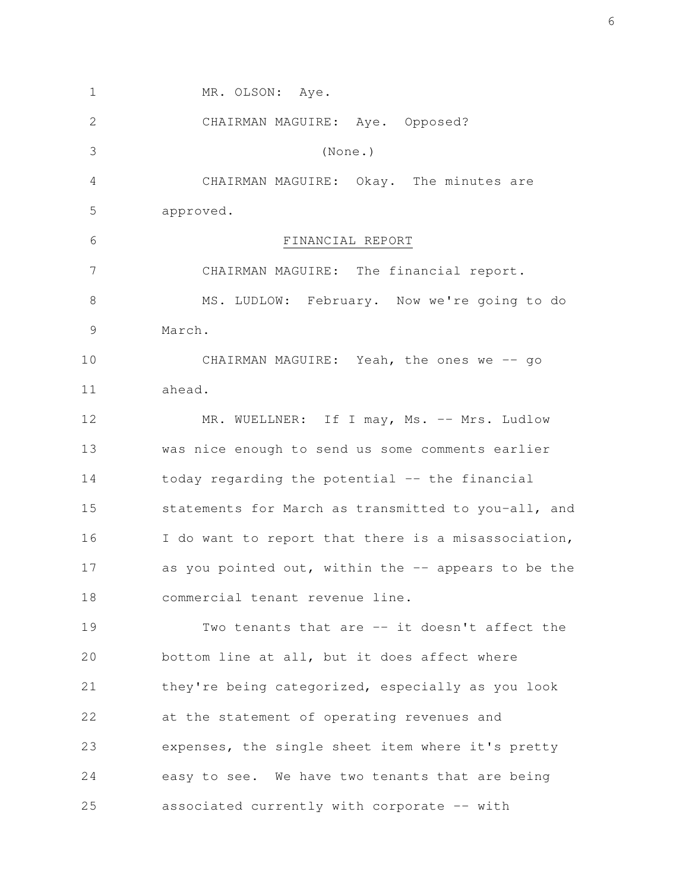MR. OLSON: Aye.

CHAIRMAN MAGUIRE: Aye. Opposed?

(None.)

CHAIRMAN MAGUIRE: Okay. The minutes are approved.

## FINANCIAL REPORT

CHAIRMAN MAGUIRE: The financial report.

MS. LUDLOW: February. Now we're going to do March.

CHAIRMAN MAGUIRE: Yeah, the ones we -- go ahead.

MR. WUELLNER: If I may, Ms. -- Mrs. Ludlow was nice enough to send us some comments earlier today regarding the potential -- the financial statements for March as transmitted to you-all, and I do want to report that there is a misassociation, as you pointed out, within the -- appears to be the commercial tenant revenue line.

Two tenants that are -- it doesn't affect the bottom line at all, but it does affect where they're being categorized, especially as you look at the statement of operating revenues and expenses, the single sheet item where it's pretty easy to see. We have two tenants that are being associated currently with corporate -- with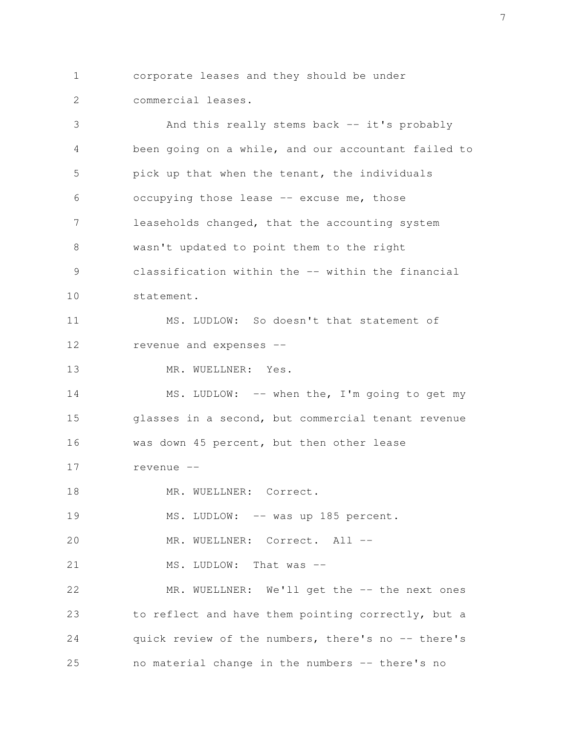corporate leases and they should be under
commercial leases.

And this really stems back -- it's probably been going on a while, and our accountant failed to pick up that when the tenant, the individuals occupying those lease -- excuse me, those leaseholds changed, that the accounting system wasn't updated to point them to the right classification within the -- within the financial statement.

MS. LUDLOW: So doesn't that statement of revenue and expenses --

MR. WUELLNER: Yes.

MS. LUDLOW: -- when the, I'm going to get my glasses in a second, but commercial tenant revenue was down 45 percent, but then other lease revenue --

MR. WUELLNER: Correct.

MS. LUDLOW: -- was up 185 percent.

MR. WUELLNER: Correct. All --

MS. LUDLOW: That was --

MR. WUELLNER: We'll get the -- the next ones to reflect and have them pointing correctly, but a quick review of the numbers, there's no -- there's no material change in the numbers -- there's no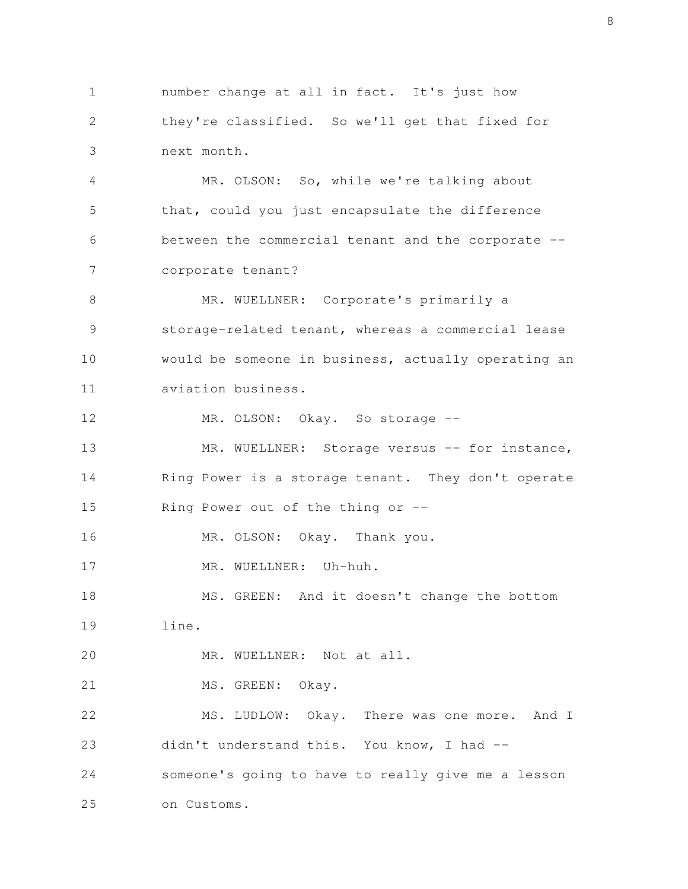number change at all in fact. It's just how they're classified. So we'll get that fixed for next month.

MR. OLSON: So, while we're talking about that, could you just encapsulate the difference between the commercial tenant and the corporate -- corporate tenant?

MR. WUELLNER: Corporate's primarily a storage-related tenant, whereas a commercial lease would be someone in business, actually operating an aviation business.

MR. OLSON: Okay. So storage --

MR. WUELLNER: Storage versus -- for instance, Ring Power is a storage tenant. They don't operate Ring Power out of the thing or --

MR. OLSON: Okay. Thank you.

MR. WUELLNER: Uh-huh.

MS. GREEN: And it doesn't change the bottom line.

MR. WUELLNER: Not at all.

MS. GREEN: Okay.

MS. LUDLOW: Okay. There was one more. And I didn't understand this. You know, I had -- someone's going to have to really give me a lesson on Customs.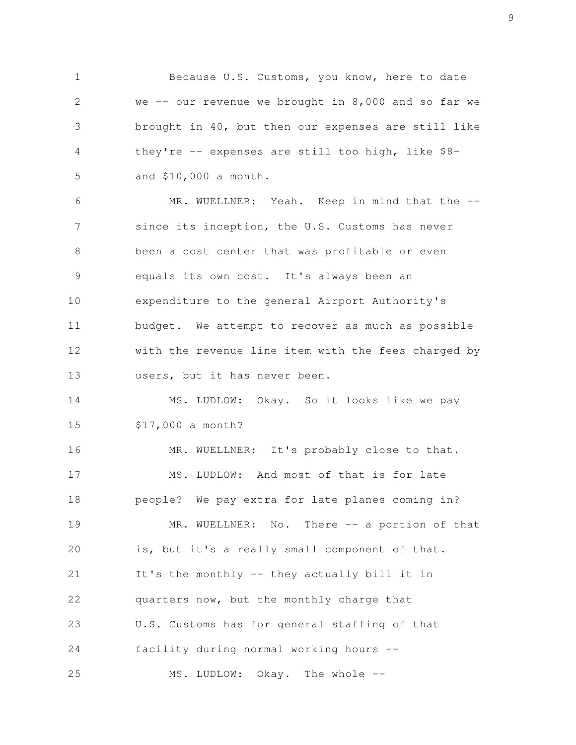Because U.S. Customs, you know, here to date we -- our revenue we brought in 8,000 and so far we brought in 40, but then our expenses are still like they're -- expenses are still too high, like $8- and $10,000 a month.

MR. WUELLNER: Yeah. Keep in mind that the -- since its inception, the U.S. Customs has never been a cost center that was profitable or even equals its own cost. It's always been an expenditure to the general Airport Authority's budget. We attempt to recover as much as possible with the revenue line item with the fees charged by users, but it has never been.

MS. LUDLOW: Okay. So it looks like we pay $17,000 a month?

MR. WUELLNER: It's probably close to that.

MS. LUDLOW: And most of that is for late people? We pay extra for late planes coming in?

MR. WUELLNER: No. There -- a portion of that is, but it's a really small component of that. It's the monthly -- they actually bill it in quarters now, but the monthly charge that U.S. Customs has for general staffing of that facility during normal working hours --

MS. LUDLOW: Okay. The whole --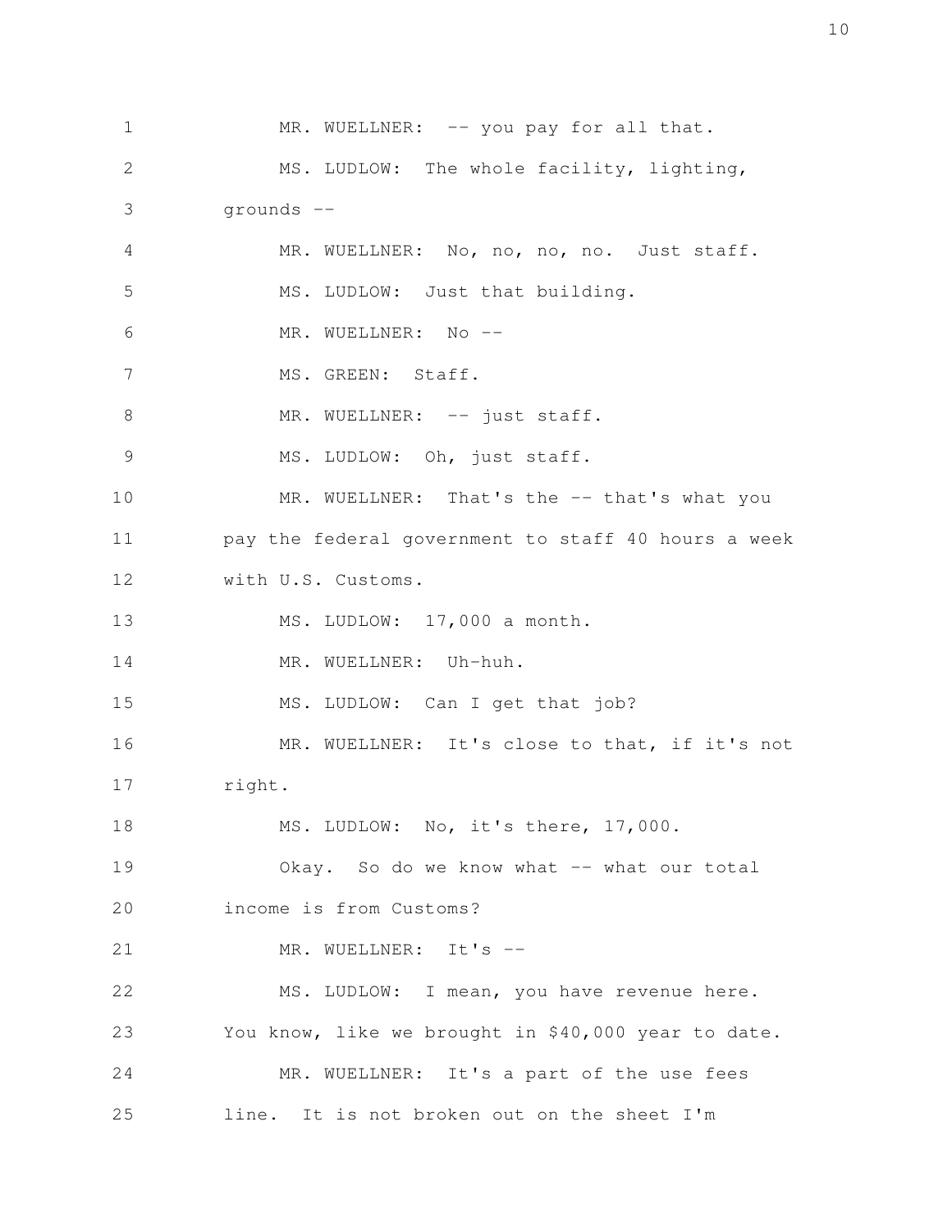MR. WUELLNER: -- you pay for all that.

MS. LUDLOW: The whole facility, lighting, grounds --

MR. WUELLNER: No, no, no, no. Just staff.

MS. LUDLOW: Just that building.

MR. WUELLNER: No --

MS. GREEN: Staff.

MR. WUELLNER: -- just staff.

MS. LUDLOW: Oh, just staff.

MR. WUELLNER: That's the -- that's what you pay the federal government to staff 40 hours a week with U.S. Customs.

MS. LUDLOW: 17,000 a month.

MR. WUELLNER: Uh-huh.

MS. LUDLOW: Can I get that job?

MR. WUELLNER: It's close to that, if it's not right.

MS. LUDLOW: No, it's there, 17,000.

Okay. So do we know what -- what our total income is from Customs?

MR. WUELLNER: It's --

MS. LUDLOW: I mean, you have revenue here. You know, like we brought in $40,000 year to date.

MR. WUELLNER: It's a part of the use fees line. It is not broken out on the sheet I'm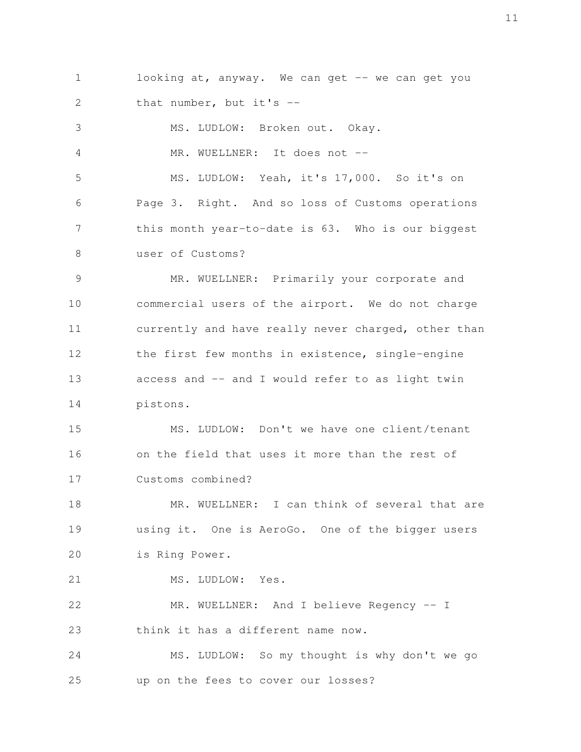looking at, anyway. We can get -- we can get you that number, but it's --

MS. LUDLOW: Broken out. Okay.

MR. WUELLNER: It does not --

MS. LUDLOW: Yeah, it's 17,000. So it's on Page 3. Right. And so loss of Customs operations this month year-to-date is 63. Who is our biggest user of Customs?

MR. WUELLNER: Primarily your corporate and commercial users of the airport. We do not charge currently and have really never charged, other than the first few months in existence, single-engine access and -- and I would refer to as light twin pistons.

MS. LUDLOW: Don't we have one client/tenant on the field that uses it more than the rest of Customs combined?

MR. WUELLNER: I can think of several that are using it. One is AeroGo. One of the bigger users is Ring Power.

MS. LUDLOW: Yes.

MR. WUELLNER: And I believe Regency -- I think it has a different name now.

MS. LUDLOW: So my thought is why don't we go up on the fees to cover our losses?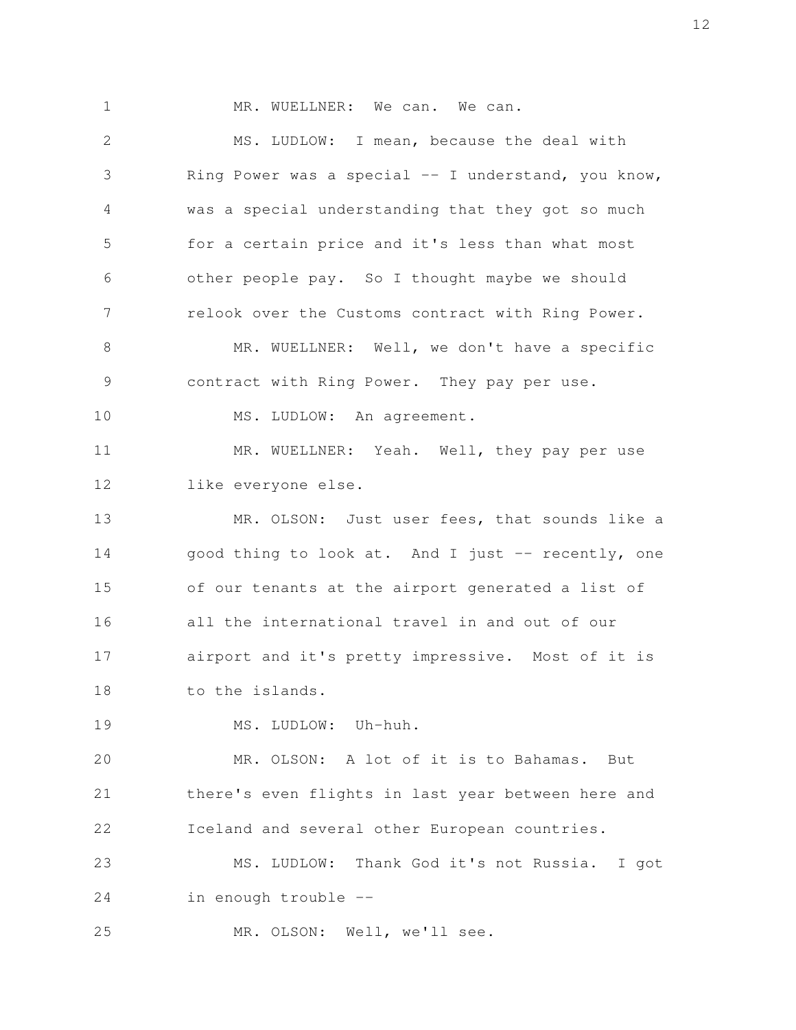MR. WUELLNER: We can. We can.

MS. LUDLOW: I mean, because the deal with Ring Power was a special -- I understand, you know, was a special understanding that they got so much for a certain price and it's less than what most other people pay. So I thought maybe we should relook over the Customs contract with Ring Power.

MR. WUELLNER: Well, we don't have a specific contract with Ring Power. They pay per use.

MS. LUDLOW: An agreement.

MR. WUELLNER: Yeah. Well, they pay per use like everyone else.

MR. OLSON: Just user fees, that sounds like a good thing to look at. And I just -- recently, one of our tenants at the airport generated a list of all the international travel in and out of our airport and it's pretty impressive. Most of it is to the islands.

MS. LUDLOW: Uh-huh.

MR. OLSON: A lot of it is to Bahamas. But there's even flights in last year between here and Iceland and several other European countries.

MS. LUDLOW: Thank God it's not Russia. I got in enough trouble --

MR. OLSON: Well, we'll see.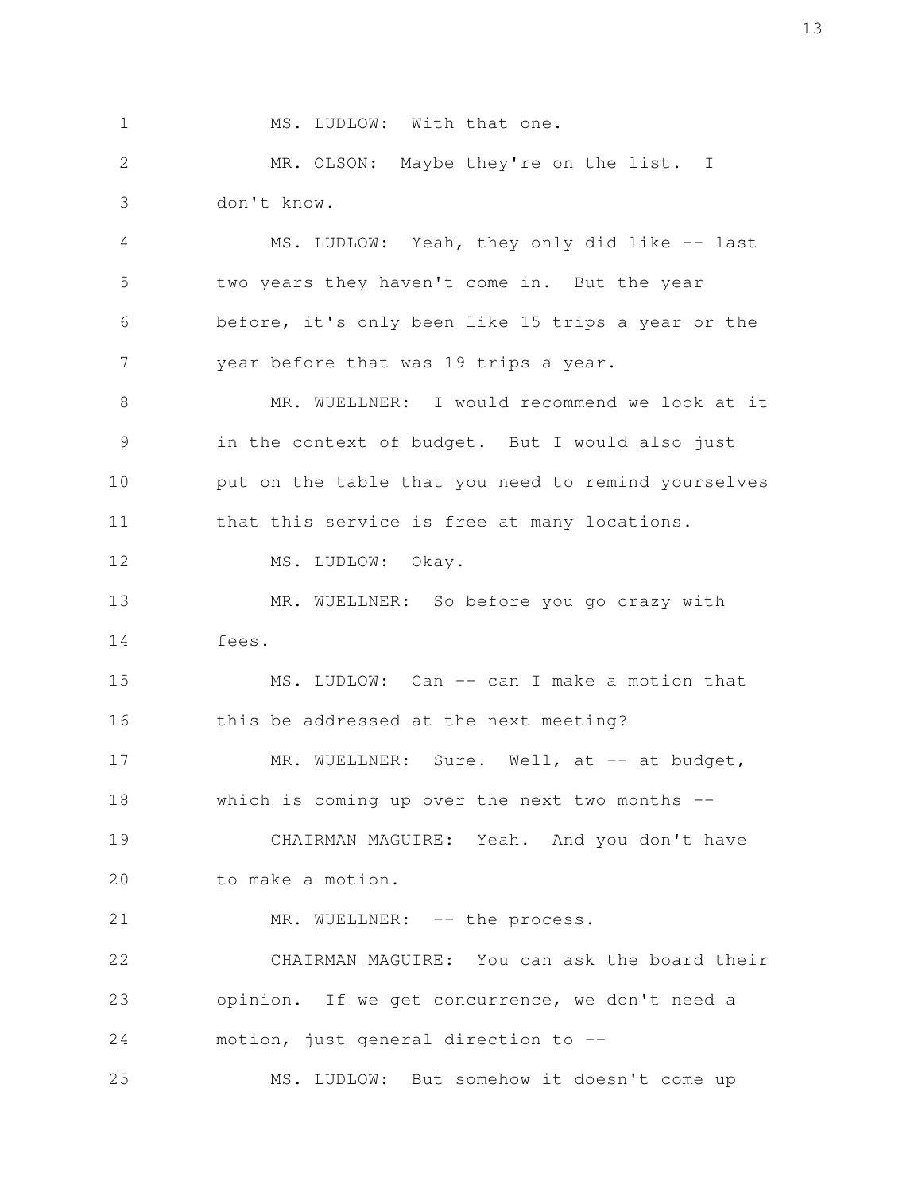MS. LUDLOW: With that one.

MR. OLSON: Maybe they're on the list. I don't know.

MS. LUDLOW: Yeah, they only did like -- last two years they haven't come in. But the year before, it's only been like 15 trips a year or the year before that was 19 trips a year.

MR. WUELLNER: I would recommend we look at it in the context of budget. But I would also just put on the table that you need to remind yourselves that this service is free at many locations.

MS. LUDLOW: Okay.

MR. WUELLNER: So before you go crazy with fees.

MS. LUDLOW: Can -- can I make a motion that this be addressed at the next meeting?

MR. WUELLNER: Sure. Well, at -- at budget, which is coming up over the next two months --

CHAIRMAN MAGUIRE: Yeah. And you don't have to make a motion.

MR. WUELLNER: -- the process.

CHAIRMAN MAGUIRE: You can ask the board their opinion. If we get concurrence, we don't need a motion, just general direction to --

MS. LUDLOW: But somehow it doesn't come up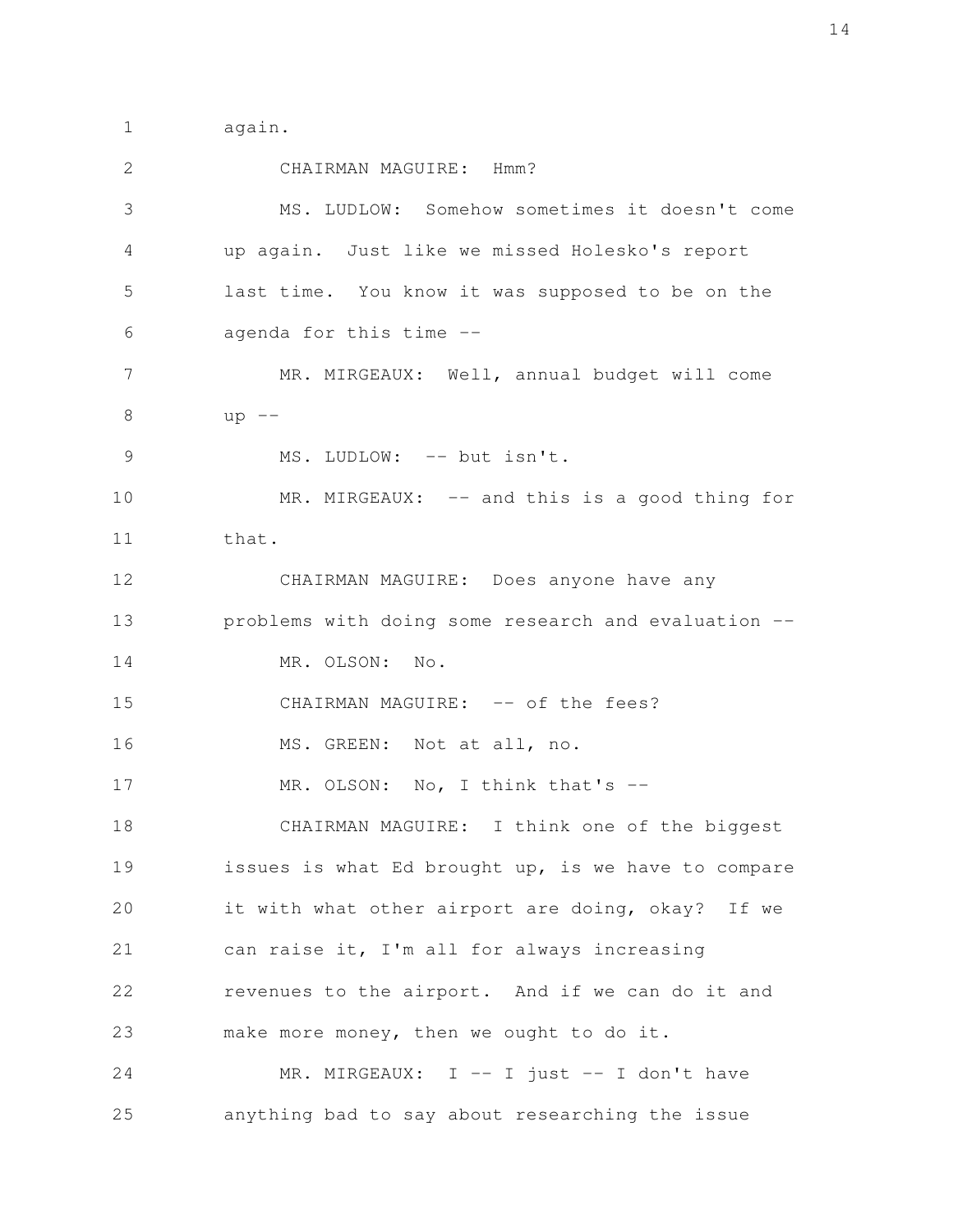again.

CHAIRMAN MAGUIRE: Hmm?

MS. LUDLOW: Somehow sometimes it doesn't come up again. Just like we missed Holesko's report last time. You know it was supposed to be on the agenda for this time --

MR. MIRGEAUX: Well, annual budget will come up --

MS. LUDLOW: -- but isn't.

MR. MIRGEAUX: -- and this is a good thing for that.

CHAIRMAN MAGUIRE: Does anyone have any problems with doing some research and evaluation --

MR. OLSON: No.

CHAIRMAN MAGUIRE: -- of the fees?

MS. GREEN: Not at all, no.

MR. OLSON: No, I think that's --

CHAIRMAN MAGUIRE: I think one of the biggest issues is what Ed brought up, is we have to compare it with what other airport are doing, okay? If we can raise it, I'm all for always increasing revenues to the airport. And if we can do it and make more money, then we ought to do it.

MR. MIRGEAUX: I -- I just -- I don't have anything bad to say about researching the issue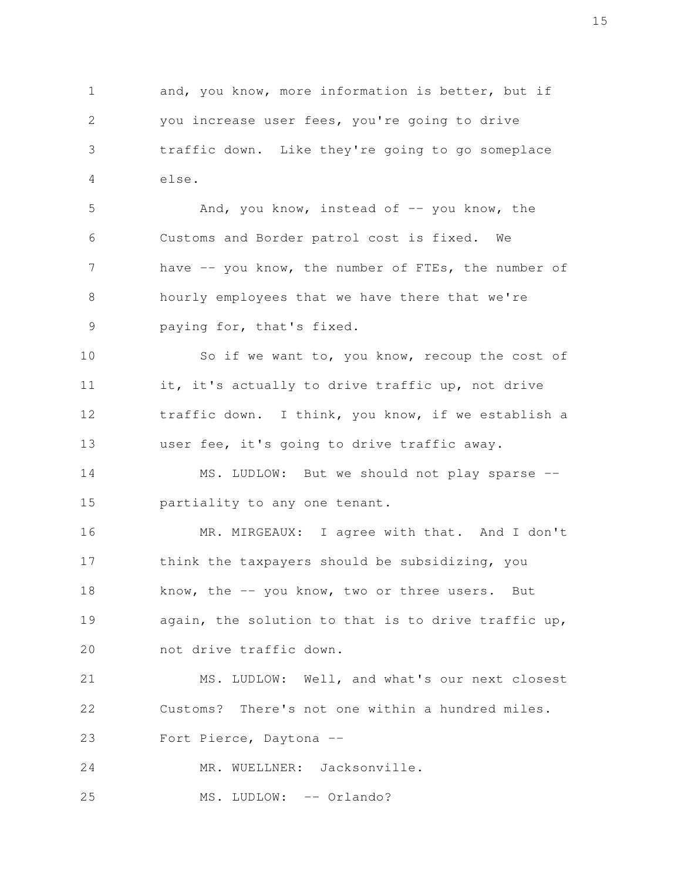and, you know, more information is better, but if you increase user fees, you're going to drive traffic down. Like they're going to go someplace else.

And, you know, instead of -- you know, the Customs and Border patrol cost is fixed. We have -- you know, the number of FTEs, the number of hourly employees that we have there that we're paying for, that's fixed.

So if we want to, you know, recoup the cost of it, it's actually to drive traffic up, not drive traffic down. I think, you know, if we establish a user fee, it's going to drive traffic away.

MS. LUDLOW: But we should not play sparse -- partiality to any one tenant.

MR. MIRGEAUX: I agree with that. And I don't think the taxpayers should be subsidizing, you know, the -- you know, two or three users. But again, the solution to that is to drive traffic up, not drive traffic down.

MS. LUDLOW: Well, and what's our next closest Customs? There's not one within a hundred miles. Fort Pierce, Daytona --

MR. WUELLNER: Jacksonville.

MS. LUDLOW: -- Orlando?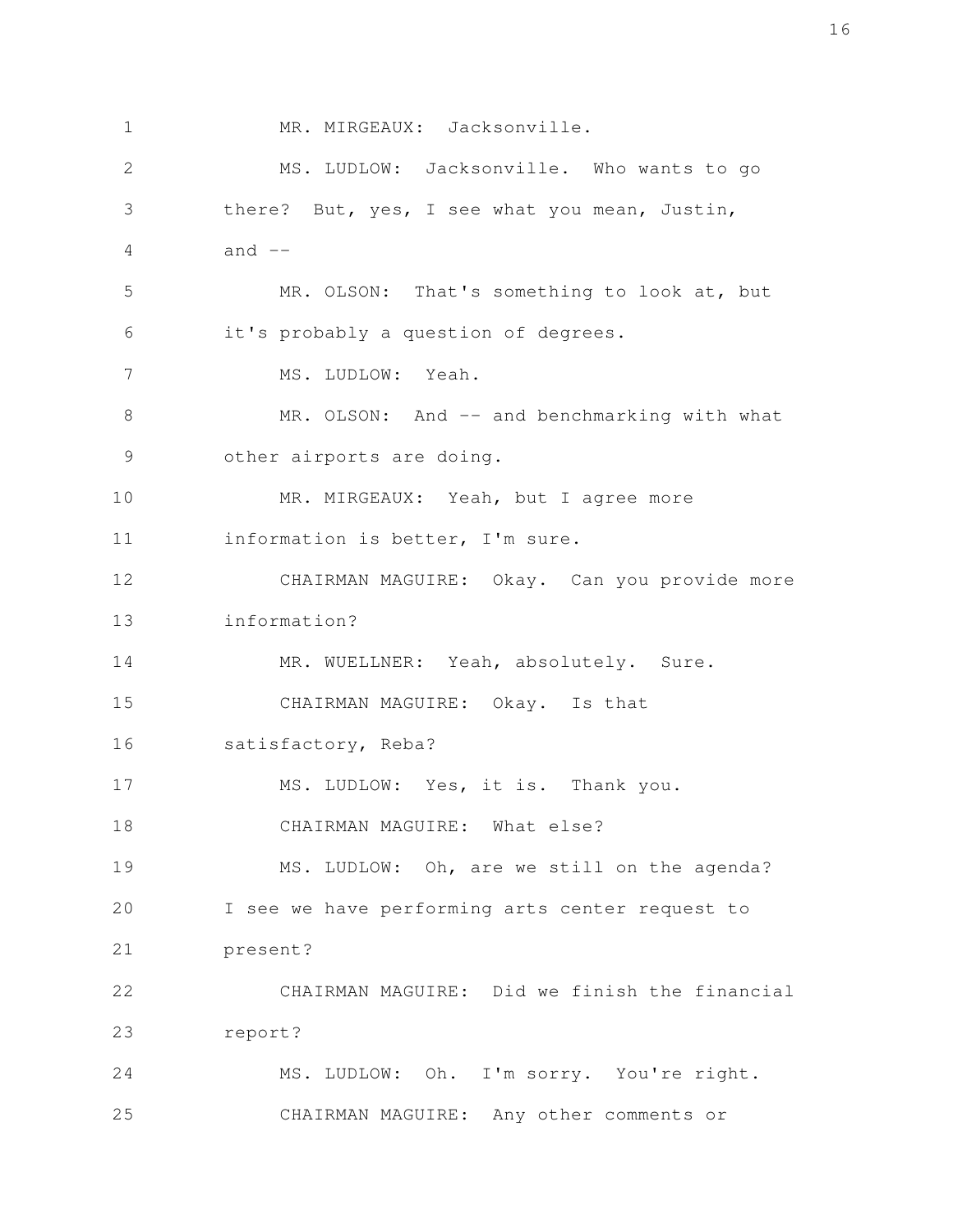MR. MIRGEAUX: Jacksonville.

MS. LUDLOW: Jacksonville. Who wants to go there? But, yes, I see what you mean, Justin, and --

MR. OLSON: That's something to look at, but it's probably a question of degrees.

MS. LUDLOW: Yeah.

MR. OLSON: And -- and benchmarking with what other airports are doing.

MR. MIRGEAUX: Yeah, but I agree more information is better, I'm sure.

CHAIRMAN MAGUIRE: Okay. Can you provide more information?

MR. WUELLNER: Yeah, absolutely. Sure.

CHAIRMAN MAGUIRE: Okay. Is that satisfactory, Reba?

MS. LUDLOW: Yes, it is. Thank you.

CHAIRMAN MAGUIRE: What else?

MS. LUDLOW: Oh, are we still on the agenda? I see we have performing arts center request to present?

CHAIRMAN MAGUIRE: Did we finish the financial report?

MS. LUDLOW: Oh. I'm sorry. You're right.

CHAIRMAN MAGUIRE: Any other comments or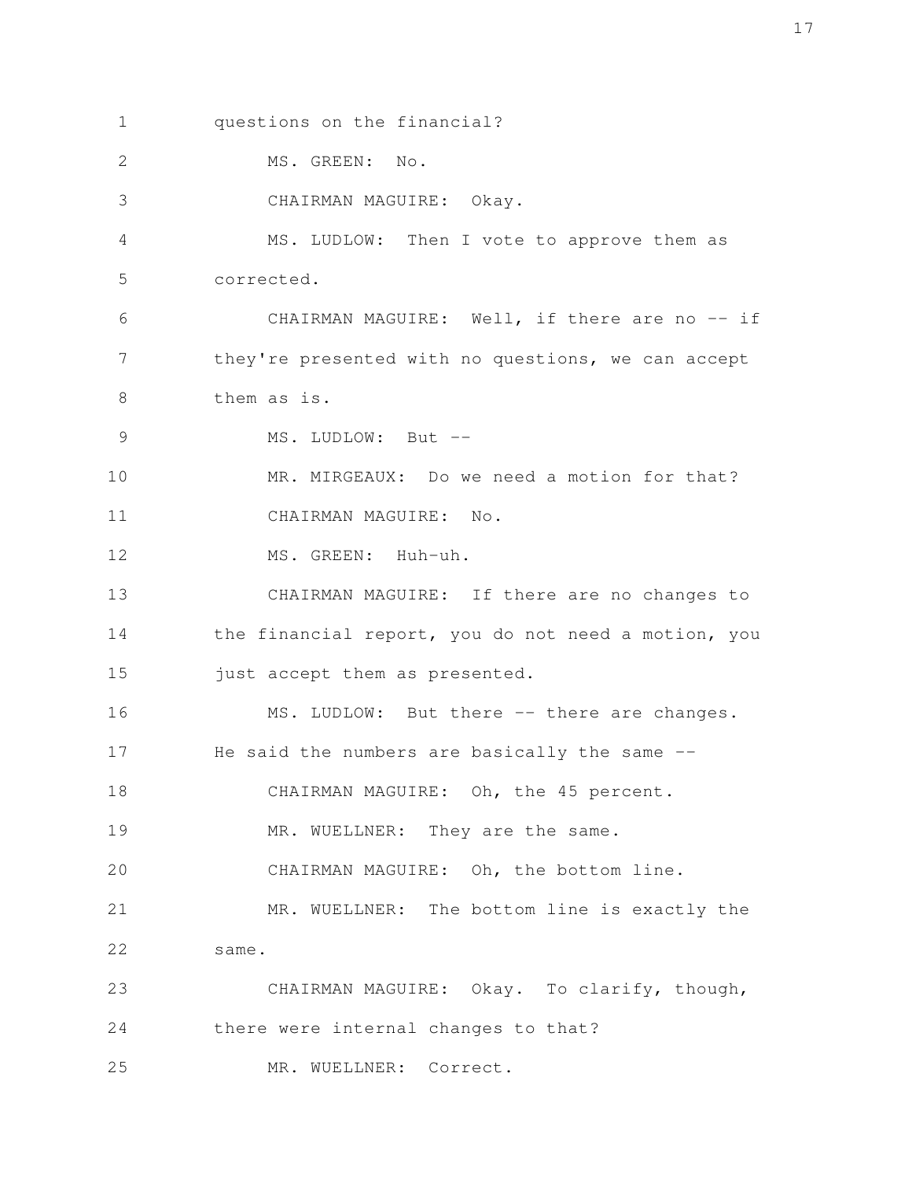questions on the financial?

MS. GREEN: No.

CHAIRMAN MAGUIRE: Okay.

MS. LUDLOW: Then I vote to approve them as corrected.

CHAIRMAN MAGUIRE: Well, if there are no -- if they're presented with no questions, we can accept them as is.

MS. LUDLOW: But --

MR. MIRGEAUX: Do we need a motion for that?

CHAIRMAN MAGUIRE: No.

MS. GREEN: Huh-uh.

CHAIRMAN MAGUIRE: If there are no changes to the financial report, you do not need a motion, you just accept them as presented.

MS. LUDLOW: But there -- there are changes. He said the numbers are basically the same --

CHAIRMAN MAGUIRE: Oh, the 45 percent.

MR. WUELLNER: They are the same.

CHAIRMAN MAGUIRE: Oh, the bottom line.

MR. WUELLNER: The bottom line is exactly the same.

CHAIRMAN MAGUIRE: Okay. To clarify, though, there were internal changes to that?

MR. WUELLNER: Correct.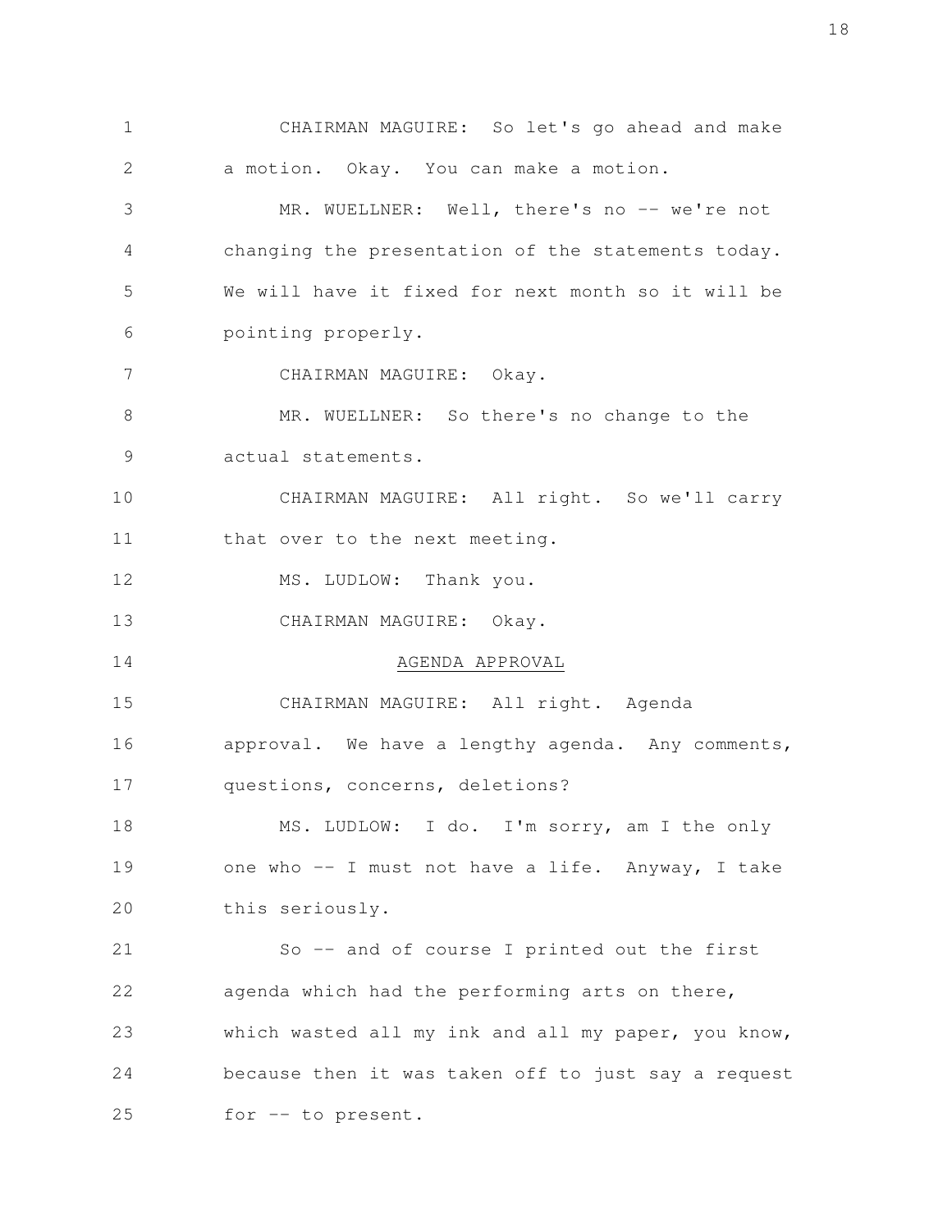CHAIRMAN MAGUIRE: So let's go ahead and make a motion. Okay. You can make a motion.

MR. WUELLNER: Well, there's no -- we're not changing the presentation of the statements today. We will have it fixed for next month so it will be pointing properly.

CHAIRMAN MAGUIRE: Okay.

MR. WUELLNER: So there's no change to the actual statements.

CHAIRMAN MAGUIRE: All right. So we'll carry that over to the next meeting.

MS. LUDLOW: Thank you.

CHAIRMAN MAGUIRE: Okay.

## AGENDA APPROVAL

CHAIRMAN MAGUIRE: All right. Agenda approval. We have a lengthy agenda. Any comments, questions, concerns, deletions?

MS. LUDLOW: I do. I'm sorry, am I the only one who -- I must not have a life. Anyway, I take this seriously.

So -- and of course I printed out the first agenda which had the performing arts on there, which wasted all my ink and all my paper, you know, because then it was taken off to just say a request for -- to present.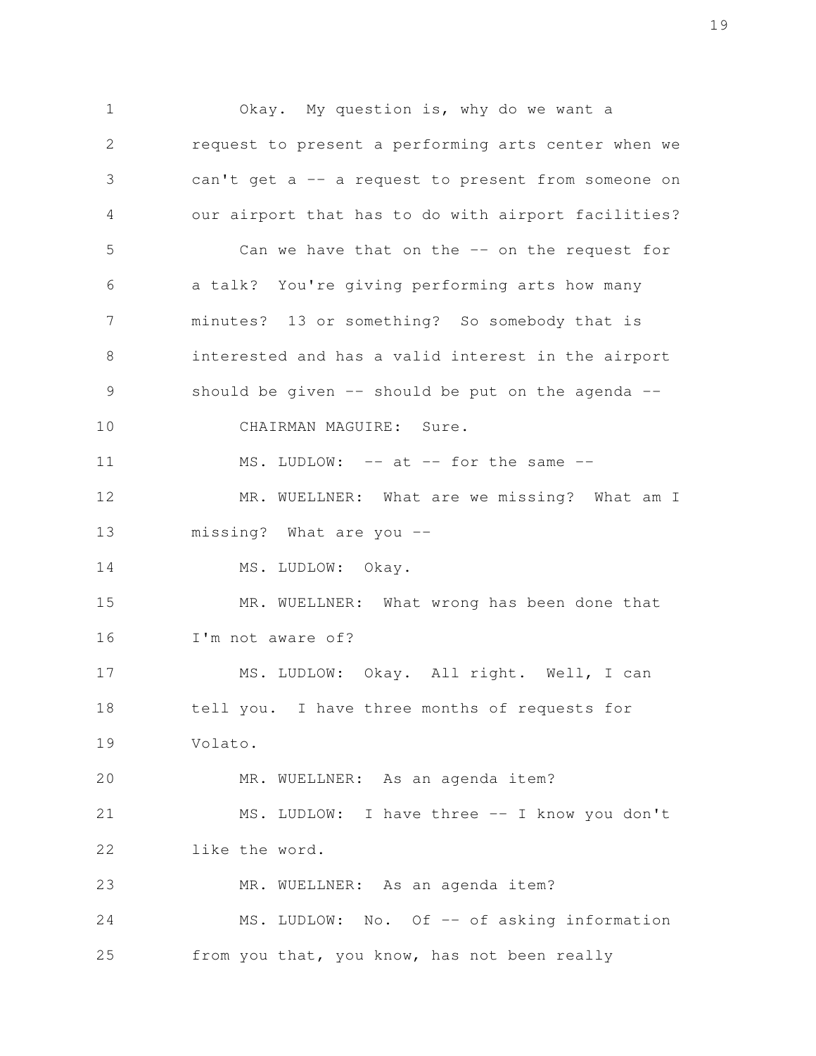Okay. My question is, why do we want a request to present a performing arts center when we can't get a -- a request to present from someone on our airport that has to do with airport facilities?

Can we have that on the -- on the request for a talk? You're giving performing arts how many minutes? 13 or something? So somebody that is interested and has a valid interest in the airport should be given -- should be put on the agenda --

CHAIRMAN MAGUIRE: Sure.

MS. LUDLOW: -- at -- for the same --

MR. WUELLNER: What are we missing? What am I missing? What are you --

MS. LUDLOW: Okay.

MR. WUELLNER: What wrong has been done that I'm not aware of?

MS. LUDLOW: Okay. All right. Well, I can tell you. I have three months of requests for Volato.

MR. WUELLNER: As an agenda item?

MS. LUDLOW: I have three -- I know you don't like the word.

MR. WUELLNER: As an agenda item?

MS. LUDLOW: No. Of -- of asking information from you that, you know, has not been really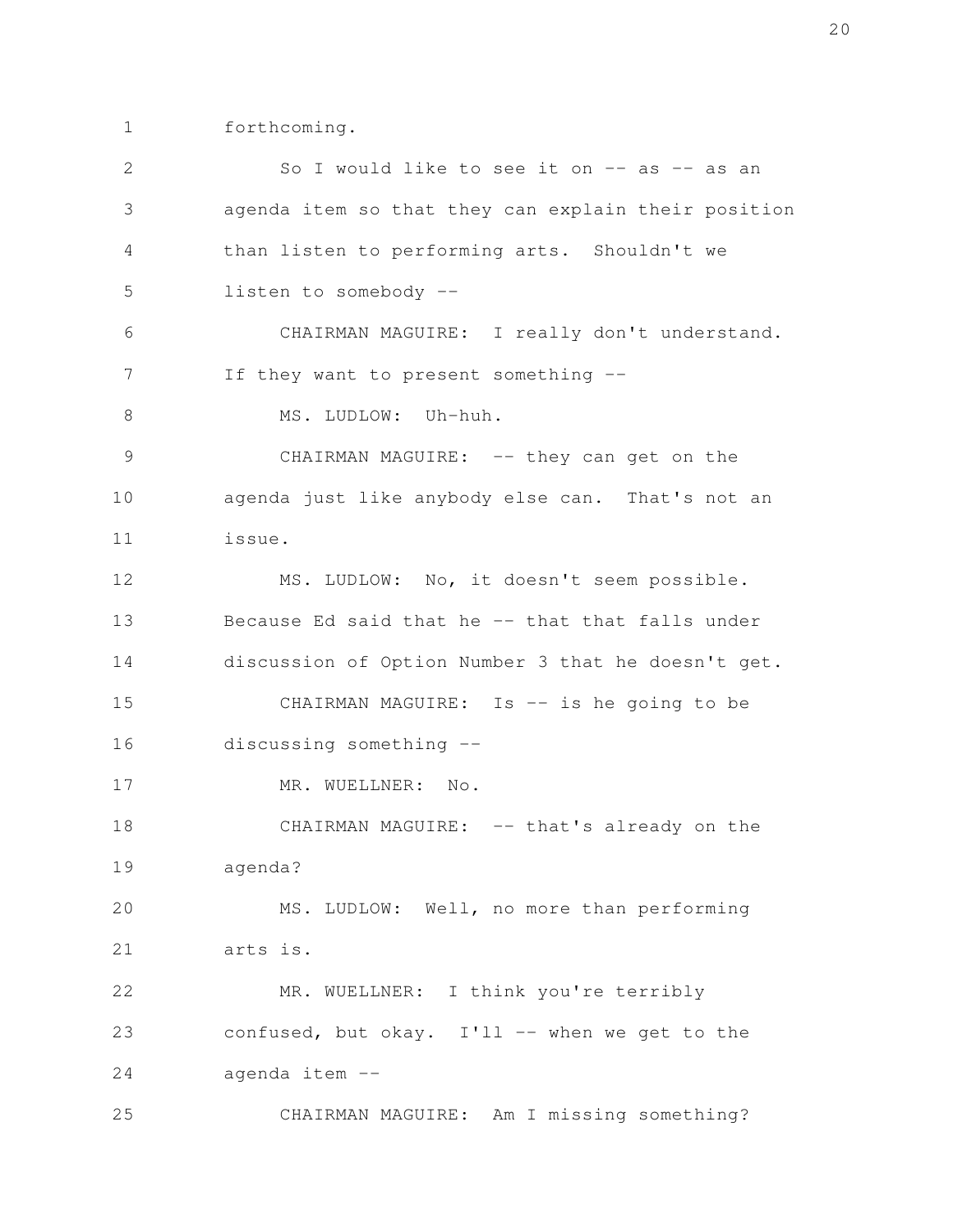forthcoming.

So I would like to see it on -- as -- as an agenda item so that they can explain their position than listen to performing arts. Shouldn't we listen to somebody --

CHAIRMAN MAGUIRE: I really don't understand. If they want to present something --

MS. LUDLOW: Uh-huh.

CHAIRMAN MAGUIRE: -- they can get on the agenda just like anybody else can. That's not an issue.

MS. LUDLOW: No, it doesn't seem possible. Because Ed said that he -- that that falls under discussion of Option Number 3 that he doesn't get.

CHAIRMAN MAGUIRE: Is -- is he going to be discussing something --

MR. WUELLNER: No.

CHAIRMAN MAGUIRE: -- that's already on the agenda?

MS. LUDLOW: Well, no more than performing arts is.

MR. WUELLNER: I think you're terribly confused, but okay. I'll -- when we get to the agenda item --

CHAIRMAN MAGUIRE: Am I missing something?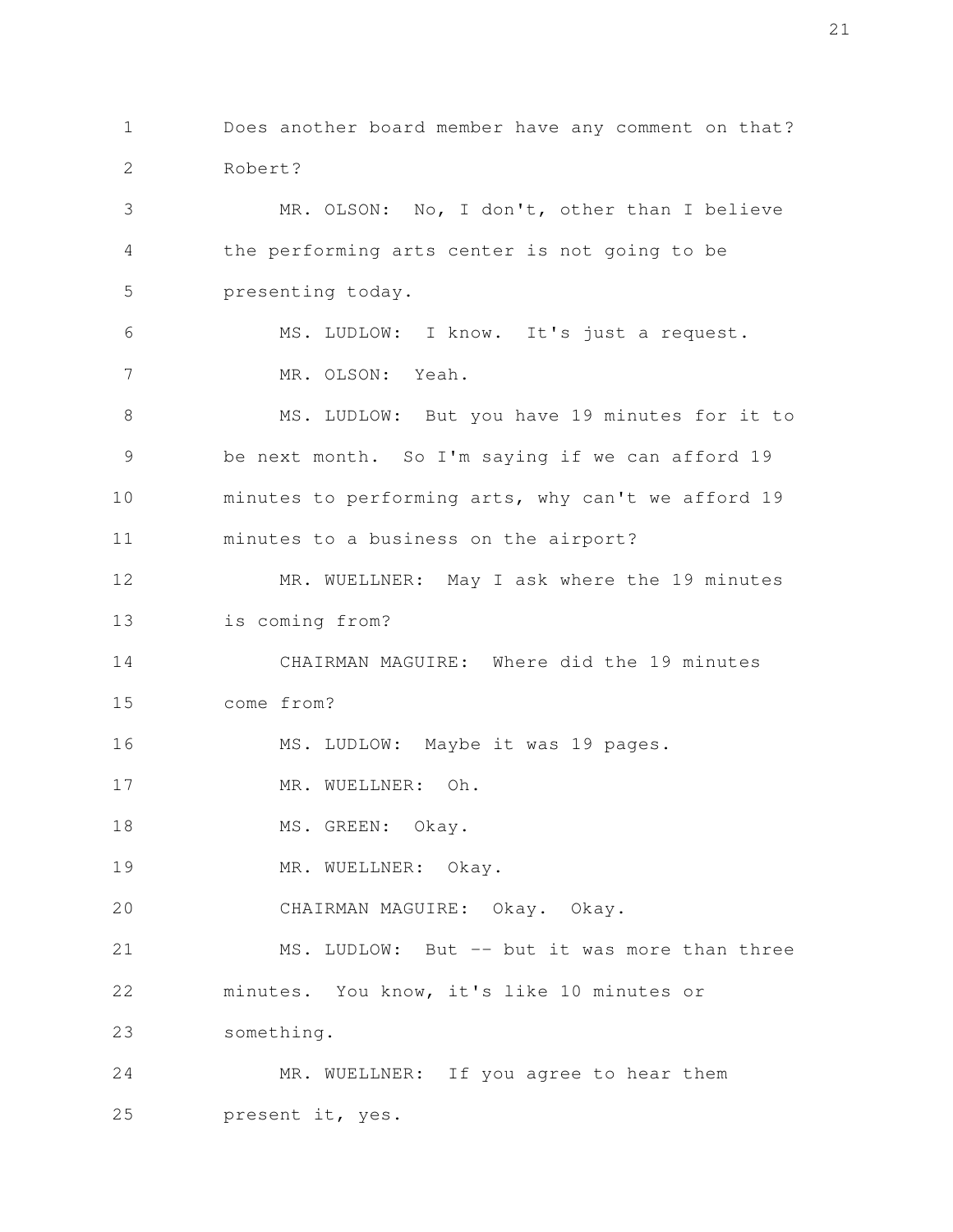Does another board member have any comment on that? Robert?

MR. OLSON: No, I don't, other than I believe the performing arts center is not going to be presenting today.

MS. LUDLOW: I know. It's just a request.

MR. OLSON: Yeah.

MS. LUDLOW: But you have 19 minutes for it to be next month. So I'm saying if we can afford 19 minutes to performing arts, why can't we afford 19 minutes to a business on the airport?

MR. WUELLNER: May I ask where the 19 minutes is coming from?

CHAIRMAN MAGUIRE: Where did the 19 minutes come from?

MS. LUDLOW: Maybe it was 19 pages.

MR. WUELLNER: Oh.

MS. GREEN: Okay.

MR. WUELLNER: Okay.

CHAIRMAN MAGUIRE: Okay. Okay.

MS. LUDLOW: But -- but it was more than three minutes. You know, it's like 10 minutes or something.

MR. WUELLNER: If you agree to hear them present it, yes.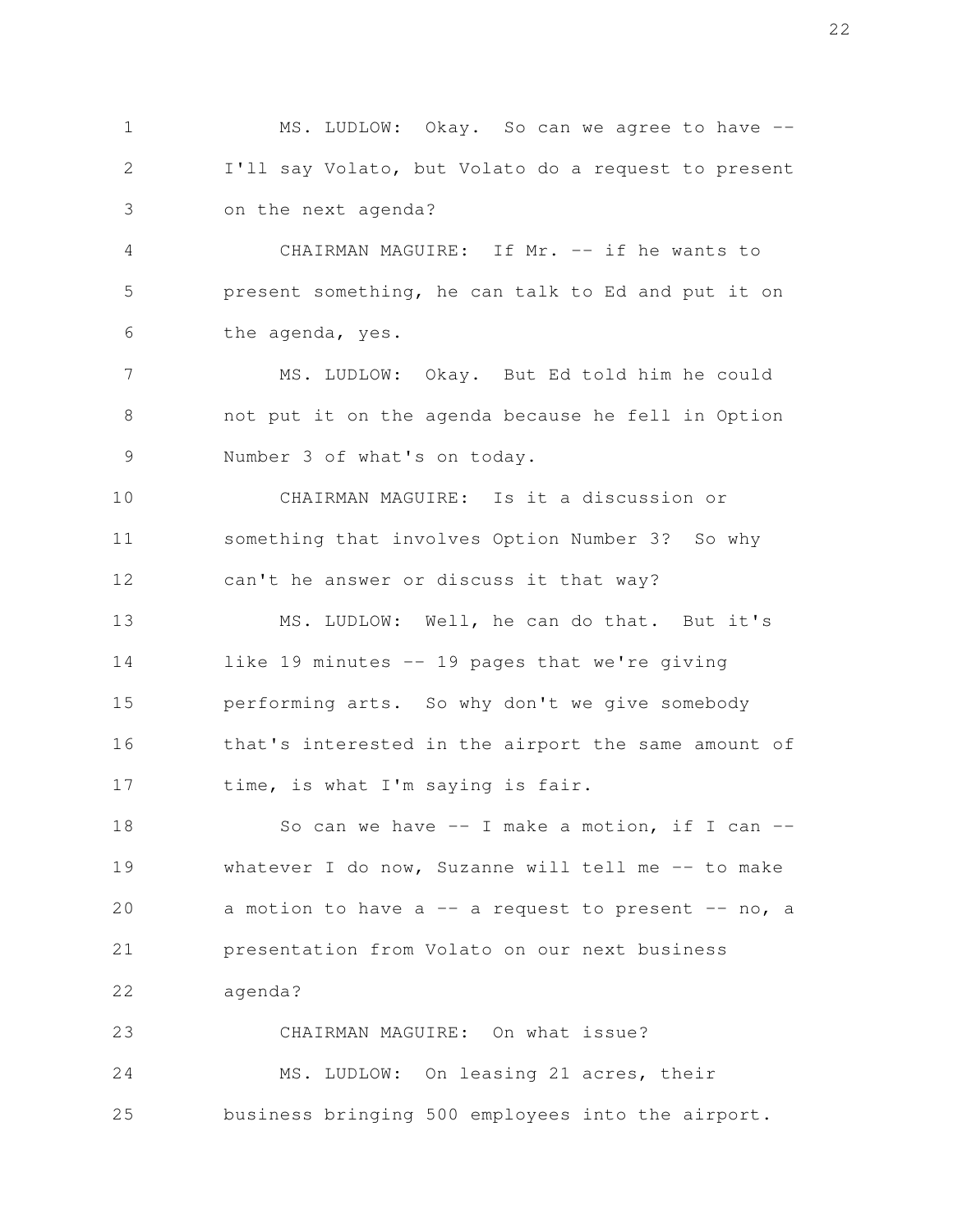MS. LUDLOW: Okay. So can we agree to have -- I'll say Volato, but Volato do a request to present on the next agenda?

CHAIRMAN MAGUIRE: If Mr. -- if he wants to present something, he can talk to Ed and put it on the agenda, yes.

MS. LUDLOW: Okay. But Ed told him he could not put it on the agenda because he fell in Option Number 3 of what's on today.

CHAIRMAN MAGUIRE: Is it a discussion or something that involves Option Number 3? So why can't he answer or discuss it that way?

MS. LUDLOW: Well, he can do that. But it's like 19 minutes -- 19 pages that we're giving performing arts. So why don't we give somebody that's interested in the airport the same amount of time, is what I'm saying is fair.

So can we have -- I make a motion, if I can -- whatever I do now, Suzanne will tell me -- to make a motion to have a -- a request to present -- no, a presentation from Volato on our next business agenda?

CHAIRMAN MAGUIRE: On what issue?

MS. LUDLOW: On leasing 21 acres, their business bringing 500 employees into the airport.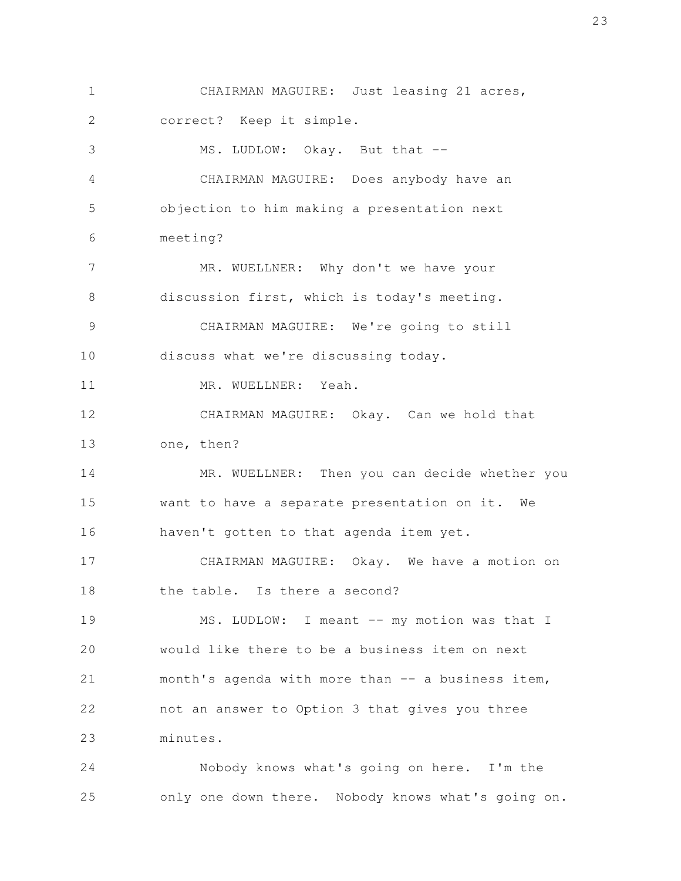CHAIRMAN MAGUIRE: Just leasing 21 acres, correct? Keep it simple.

MS. LUDLOW: Okay. But that --

CHAIRMAN MAGUIRE: Does anybody have an objection to him making a presentation next meeting?

MR. WUELLNER: Why don't we have your discussion first, which is today's meeting.

CHAIRMAN MAGUIRE: We're going to still discuss what we're discussing today.

MR. WUELLNER: Yeah.

CHAIRMAN MAGUIRE: Okay. Can we hold that one, then?

MR. WUELLNER: Then you can decide whether you want to have a separate presentation on it. We haven't gotten to that agenda item yet.

CHAIRMAN MAGUIRE: Okay. We have a motion on the table. Is there a second?

MS. LUDLOW: I meant -- my motion was that I would like there to be a business item on next month's agenda with more than -- a business item, not an answer to Option 3 that gives you three minutes.

Nobody knows what's going on here. I'm the only one down there. Nobody knows what's going on.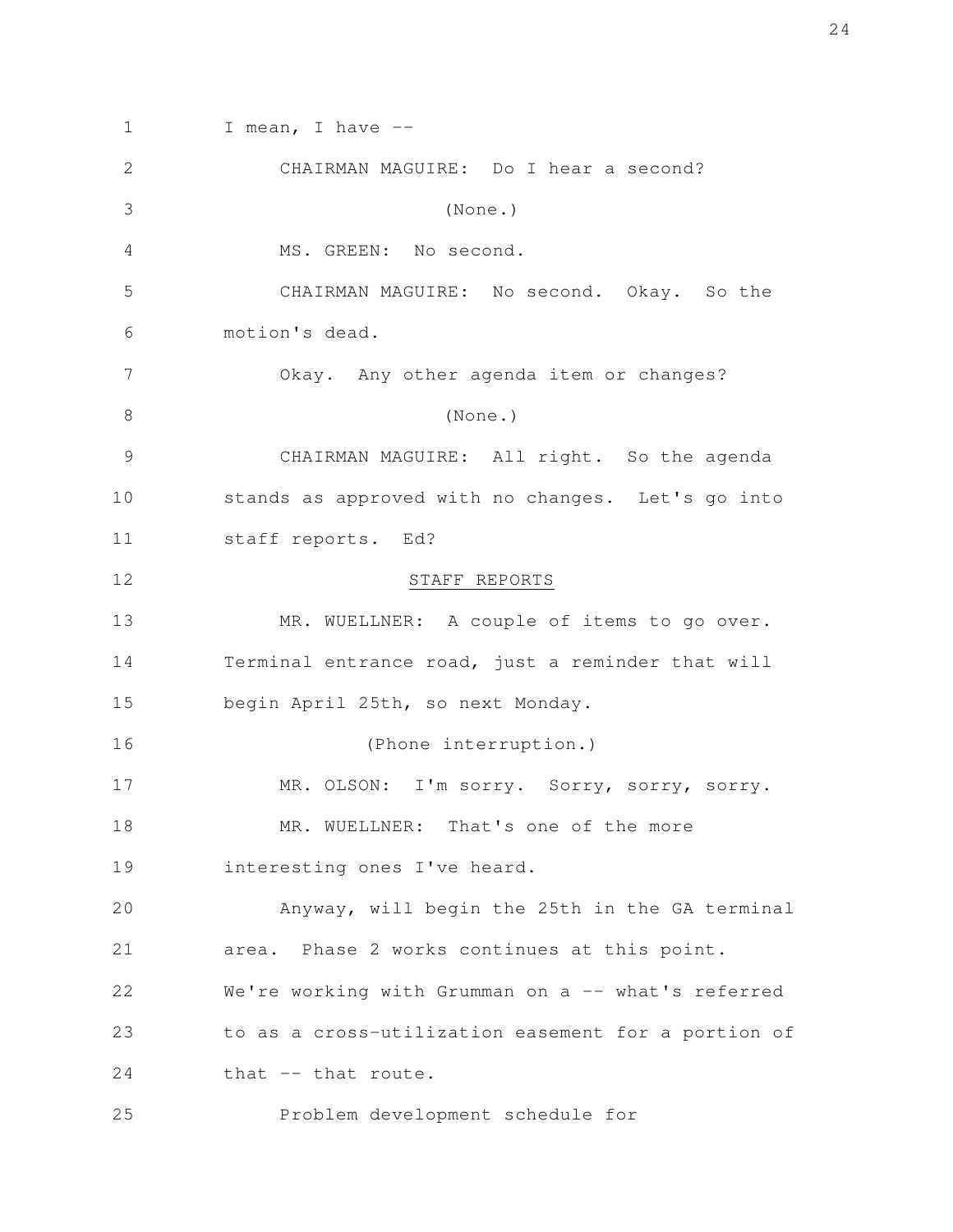I mean, I have --

CHAIRMAN MAGUIRE: Do I hear a second?

(None.)

MS. GREEN: No second.

CHAIRMAN MAGUIRE: No second. Okay. So the motion's dead.

Okay. Any other agenda item or changes?

(None.)

CHAIRMAN MAGUIRE: All right. So the agenda stands as approved with no changes. Let's go into staff reports. Ed?

## STAFF REPORTS

MR. WUELLNER: A couple of items to go over. Terminal entrance road, just a reminder that will begin April 25th, so next Monday.

(Phone interruption.)

MR. OLSON: I'm sorry. Sorry, sorry, sorry.

MR. WUELLNER: That's one of the more interesting ones I've heard.

Anyway, will begin the 25th in the GA terminal area. Phase 2 works continues at this point. We're working with Grumman on a -- what's referred to as a cross-utilization easement for a portion of that -- that route.

Problem development schedule for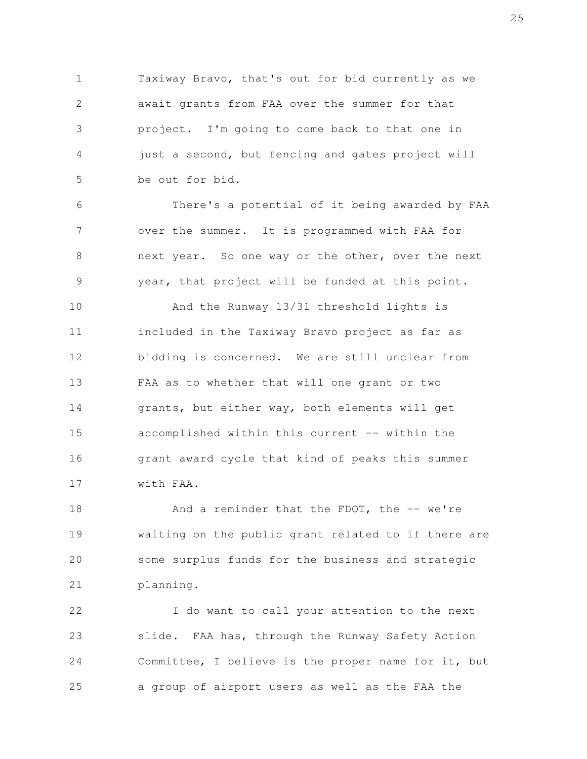Taxiway Bravo, that's out for bid currently as we await grants from FAA over the summer for that project. I'm going to come back to that one in just a second, but fencing and gates project will be out for bid.

There's a potential of it being awarded by FAA over the summer. It is programmed with FAA for next year. So one way or the other, over the next year, that project will be funded at this point.

And the Runway 13/31 threshold lights is included in the Taxiway Bravo project as far as bidding is concerned. We are still unclear from FAA as to whether that will one grant or two grants, but either way, both elements will get accomplished within this current -- within the grant award cycle that kind of peaks this summer with FAA.

And a reminder that the FDOT, the -- we're waiting on the public grant related to if there are some surplus funds for the business and strategic planning.

I do want to call your attention to the next slide. FAA has, through the Runway Safety Action Committee, I believe is the proper name for it, but a group of airport users as well as the FAA the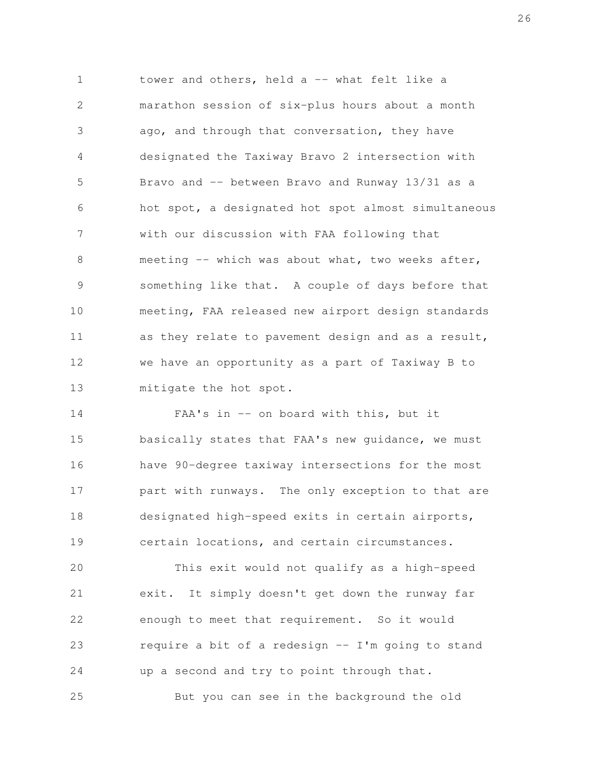tower and others, held a -- what felt like a marathon session of six-plus hours about a month ago, and through that conversation, they have designated the Taxiway Bravo 2 intersection with Bravo and -- between Bravo and Runway 13/31 as a hot spot, a designated hot spot almost simultaneous with our discussion with FAA following that meeting -- which was about what, two weeks after, something like that. A couple of days before that meeting, FAA released new airport design standards as they relate to pavement design and as a result, we have an opportunity as a part of Taxiway B to mitigate the hot spot.

FAA's in -- on board with this, but it basically states that FAA's new guidance, we must have 90-degree taxiway intersections for the most part with runways. The only exception to that are designated high-speed exits in certain airports, certain locations, and certain circumstances.

This exit would not qualify as a high-speed exit. It simply doesn't get down the runway far enough to meet that requirement. So it would require a bit of a redesign -- I'm going to stand up a second and try to point through that.

But you can see in the background the old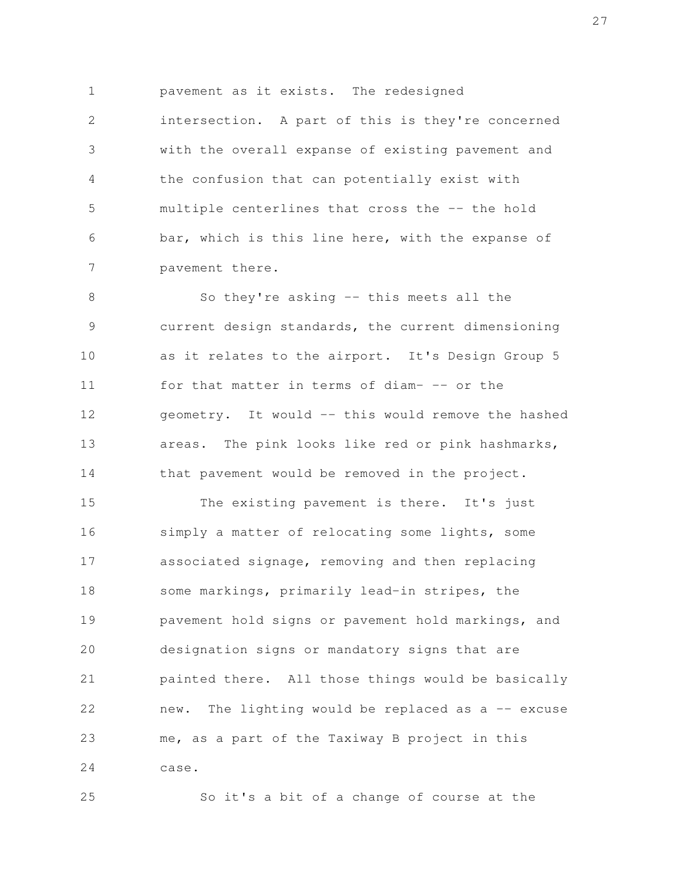pavement as it exists. The redesigned intersection. A part of this is they're concerned with the overall expanse of existing pavement and the confusion that can potentially exist with multiple centerlines that cross the -- the hold bar, which is this line here, with the expanse of pavement there.

So they're asking -- this meets all the current design standards, the current dimensioning as it relates to the airport. It's Design Group 5 for that matter in terms of diam- -- or the geometry. It would -- this would remove the hashed areas. The pink looks like red or pink hashmarks, that pavement would be removed in the project.

The existing pavement is there. It's just simply a matter of relocating some lights, some associated signage, removing and then replacing some markings, primarily lead-in stripes, the pavement hold signs or pavement hold markings, and designation signs or mandatory signs that are painted there. All those things would be basically new. The lighting would be replaced as a -- excuse me, as a part of the Taxiway B project in this case.

So it's a bit of a change of course at the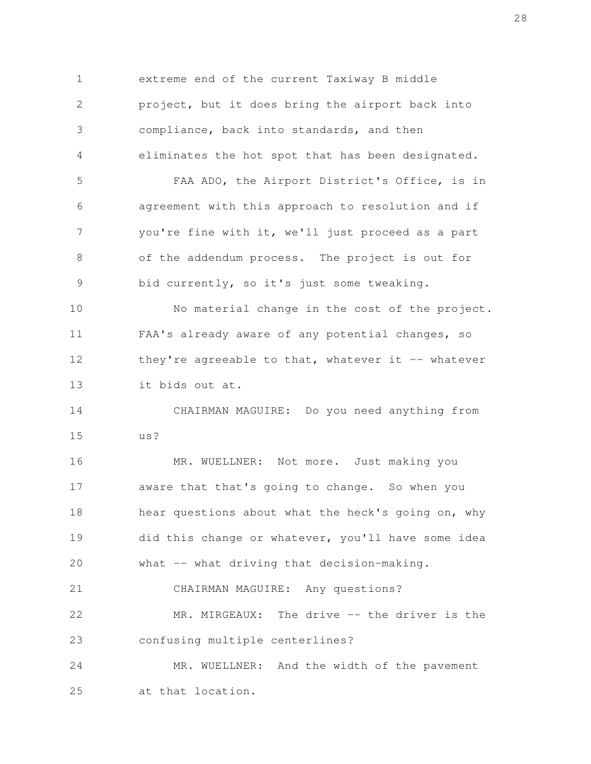extreme end of the current Taxiway B middle project, but it does bring the airport back into compliance, back into standards, and then eliminates the hot spot that has been designated.

FAA ADO, the Airport District's Office, is in agreement with this approach to resolution and if you're fine with it, we'll just proceed as a part of the addendum process. The project is out for bid currently, so it's just some tweaking.

No material change in the cost of the project. FAA's already aware of any potential changes, so they're agreeable to that, whatever it -- whatever it bids out at.

CHAIRMAN MAGUIRE: Do you need anything from us?

MR. WUELLNER: Not more. Just making you aware that that's going to change. So when you hear questions about what the heck's going on, why did this change or whatever, you'll have some idea what -- what driving that decision-making.

CHAIRMAN MAGUIRE: Any questions?

MR. MIRGEAUX: The drive -- the driver is the confusing multiple centerlines?

MR. WUELLNER: And the width of the pavement at that location.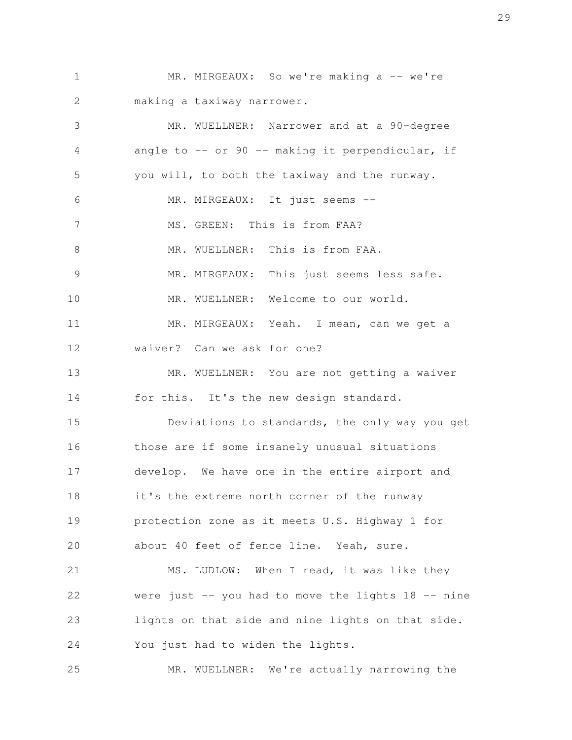MR. MIRGEAUX: So we're making a -- we're making a taxiway narrower.

MR. WUELLNER: Narrower and at a 90-degree angle to -- or 90 -- making it perpendicular, if you will, to both the taxiway and the runway.

MR. MIRGEAUX: It just seems --

MS. GREEN: This is from FAA?

MR. WUELLNER: This is from FAA.

MR. MIRGEAUX: This just seems less safe.

MR. WUELLNER: Welcome to our world.

MR. MIRGEAUX: Yeah. I mean, can we get a waiver? Can we ask for one?

MR. WUELLNER: You are not getting a waiver for this. It's the new design standard.

Deviations to standards, the only way you get those are if some insanely unusual situations develop. We have one in the entire airport and it's the extreme north corner of the runway protection zone as it meets U.S. Highway 1 for about 40 feet of fence line. Yeah, sure.

MS. LUDLOW: When I read, it was like they were just -- you had to move the lights 18 -- nine lights on that side and nine lights on that side. You just had to widen the lights.

MR. WUELLNER: We're actually narrowing the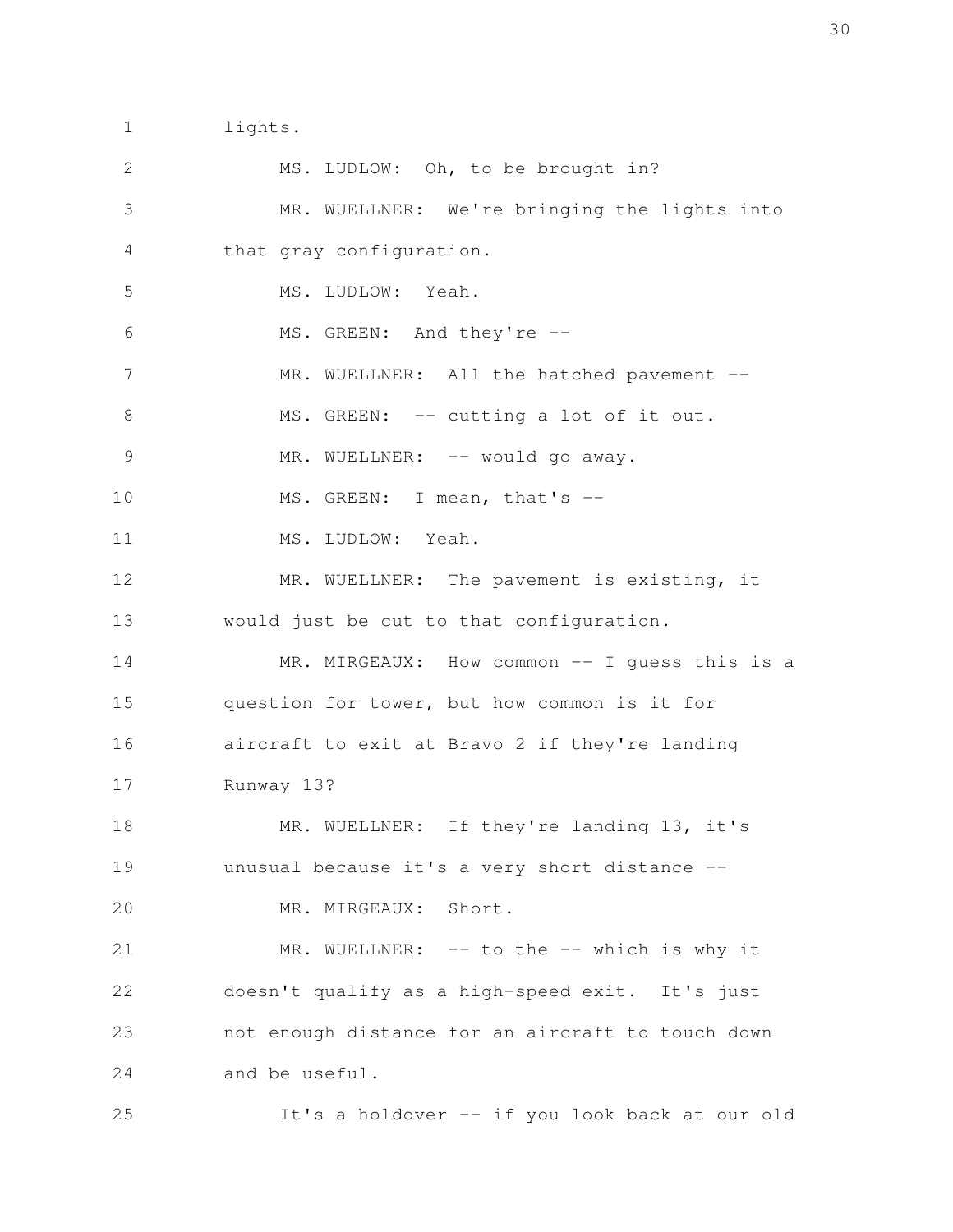lights.

MS. LUDLOW: Oh, to be brought in?

MR. WUELLNER: We're bringing the lights into that gray configuration.

MS. LUDLOW: Yeah.

MS. GREEN: And they're --

MR. WUELLNER: All the hatched pavement --

MS. GREEN: -- cutting a lot of it out.

MR. WUELLNER: -- would go away.

MS. GREEN: I mean, that's --

MS. LUDLOW: Yeah.

MR. WUELLNER: The pavement is existing, it would just be cut to that configuration.

MR. MIRGEAUX: How common -- I guess this is a question for tower, but how common is it for aircraft to exit at Bravo 2 if they're landing Runway 13?

MR. WUELLNER: If they're landing 13, it's unusual because it's a very short distance --

MR. MIRGEAUX: Short.

MR. WUELLNER: -- to the -- which is why it doesn't qualify as a high-speed exit. It's just not enough distance for an aircraft to touch down and be useful.

It's a holdover -- if you look back at our old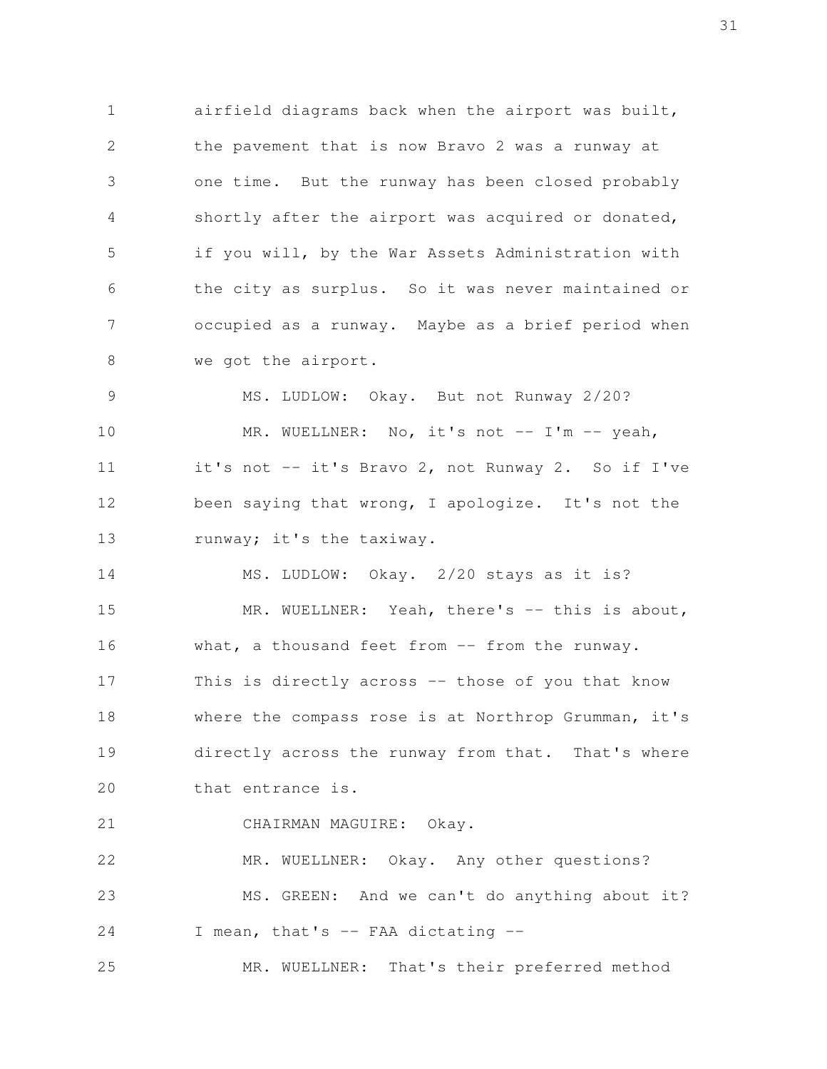airfield diagrams back when the airport was built, the pavement that is now Bravo 2 was a runway at one time. But the runway has been closed probably shortly after the airport was acquired or donated, if you will, by the War Assets Administration with the city as surplus. So it was never maintained or occupied as a runway. Maybe as a brief period when we got the airport.

MS. LUDLOW: Okay. But not Runway 2/20?

MR. WUELLNER: No, it's not -- I'm -- yeah, it's not -- it's Bravo 2, not Runway 2. So if I've been saying that wrong, I apologize. It's not the runway; it's the taxiway.

MS. LUDLOW: Okay. 2/20 stays as it is?

MR. WUELLNER: Yeah, there's -- this is about, what, a thousand feet from -- from the runway. This is directly across -- those of you that know where the compass rose is at Northrop Grumman, it's directly across the runway from that. That's where that entrance is.

CHAIRMAN MAGUIRE: Okay.

MR. WUELLNER: Okay. Any other questions?

MS. GREEN: And we can't do anything about it? I mean, that's -- FAA dictating --

MR. WUELLNER: That's their preferred method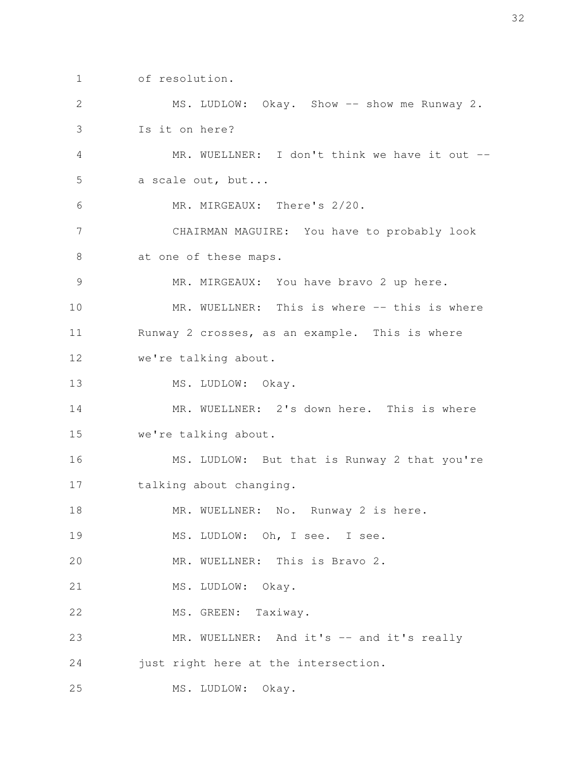of resolution.

MS. LUDLOW: Okay. Show -- show me Runway 2. Is it on here?

MR. WUELLNER: I don't think we have it out -- a scale out, but...

MR. MIRGEAUX: There's 2/20.

CHAIRMAN MAGUIRE: You have to probably look at one of these maps.

MR. MIRGEAUX: You have bravo 2 up here.

MR. WUELLNER: This is where -- this is where Runway 2 crosses, as an example. This is where we're talking about.

MS. LUDLOW: Okay.

MR. WUELLNER: 2's down here. This is where we're talking about.

MS. LUDLOW: But that is Runway 2 that you're talking about changing.

MR. WUELLNER: No. Runway 2 is here.

MS. LUDLOW: Oh, I see. I see.

MR. WUELLNER: This is Bravo 2.

MS. LUDLOW: Okay.

MS. GREEN: Taxiway.

MR. WUELLNER: And it's -- and it's really just right here at the intersection.

MS. LUDLOW: Okay.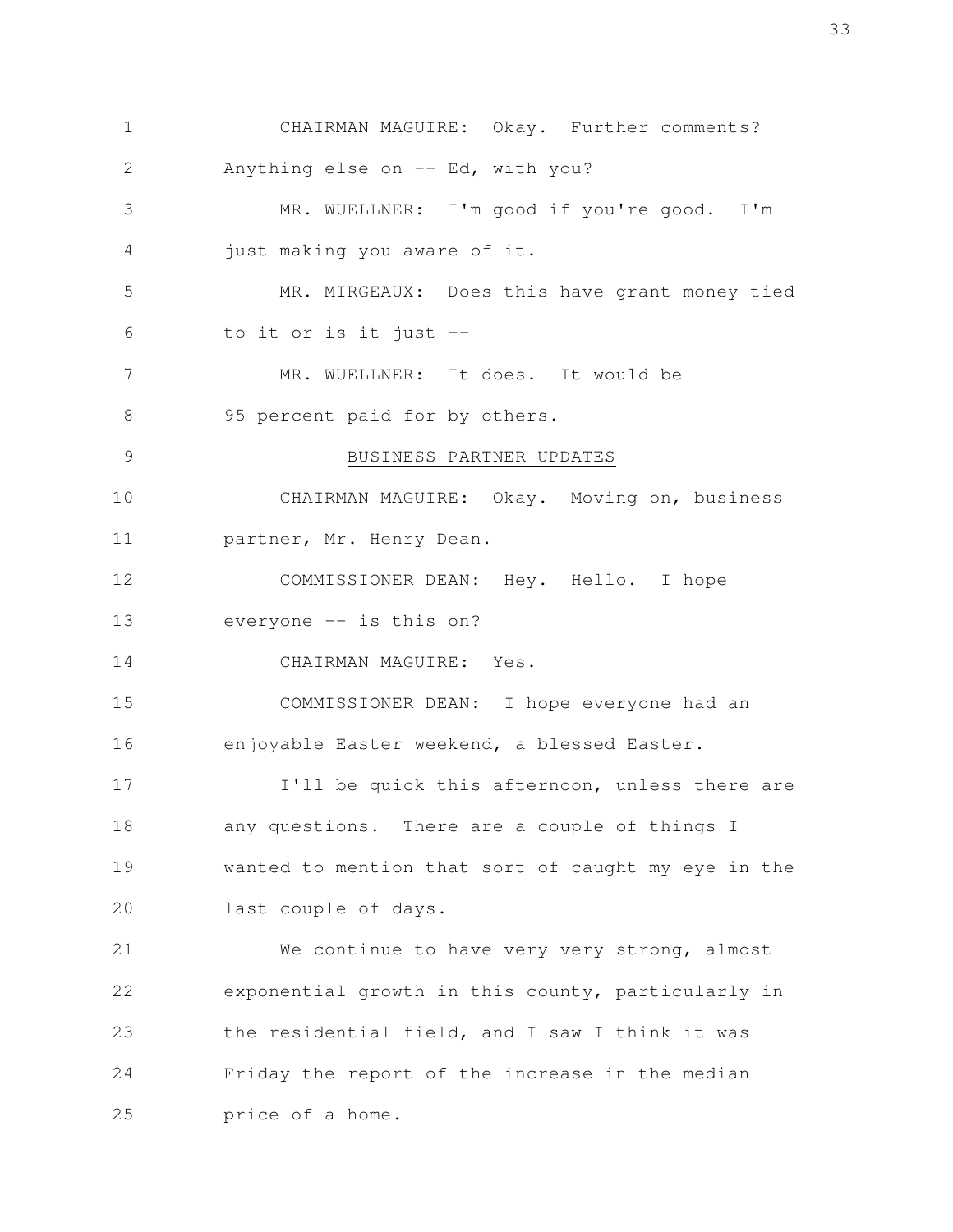CHAIRMAN MAGUIRE: Okay. Further comments? Anything else on -- Ed, with you?

MR. WUELLNER: I'm good if you're good. I'm just making you aware of it.

MR. MIRGEAUX: Does this have grant money tied to it or is it just --

MR. WUELLNER: It does. It would be 95 percent paid for by others.

## BUSINESS PARTNER UPDATES

CHAIRMAN MAGUIRE: Okay. Moving on, business partner, Mr. Henry Dean.

COMMISSIONER DEAN: Hey. Hello. I hope everyone -- is this on?

CHAIRMAN MAGUIRE: Yes.

COMMISSIONER DEAN: I hope everyone had an enjoyable Easter weekend, a blessed Easter.

I'll be quick this afternoon, unless there are any questions. There are a couple of things I wanted to mention that sort of caught my eye in the last couple of days.

We continue to have very very strong, almost exponential growth in this county, particularly in the residential field, and I saw I think it was Friday the report of the increase in the median price of a home.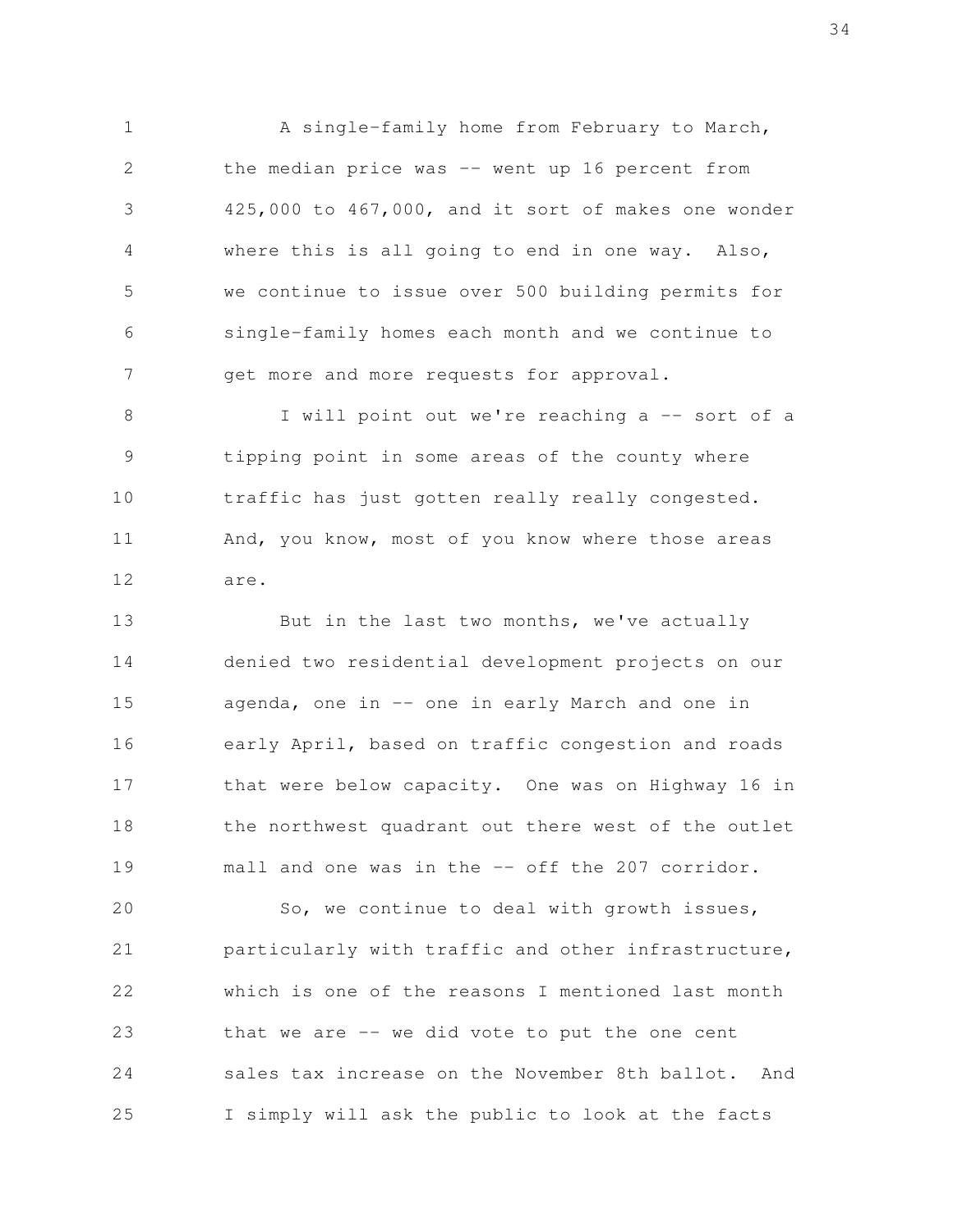A single-family home from February to March, the median price was -- went up 16 percent from 425,000 to 467,000, and it sort of makes one wonder where this is all going to end in one way. Also, we continue to issue over 500 building permits for single-family homes each month and we continue to get more and more requests for approval.

I will point out we're reaching a -- sort of a tipping point in some areas of the county where traffic has just gotten really really congested. And, you know, most of you know where those areas are.

But in the last two months, we've actually denied two residential development projects on our agenda, one in -- one in early March and one in early April, based on traffic congestion and roads that were below capacity. One was on Highway 16 in the northwest quadrant out there west of the outlet mall and one was in the -- off the 207 corridor.

So, we continue to deal with growth issues, particularly with traffic and other infrastructure, which is one of the reasons I mentioned last month that we are -- we did vote to put the one cent sales tax increase on the November 8th ballot. And I simply will ask the public to look at the facts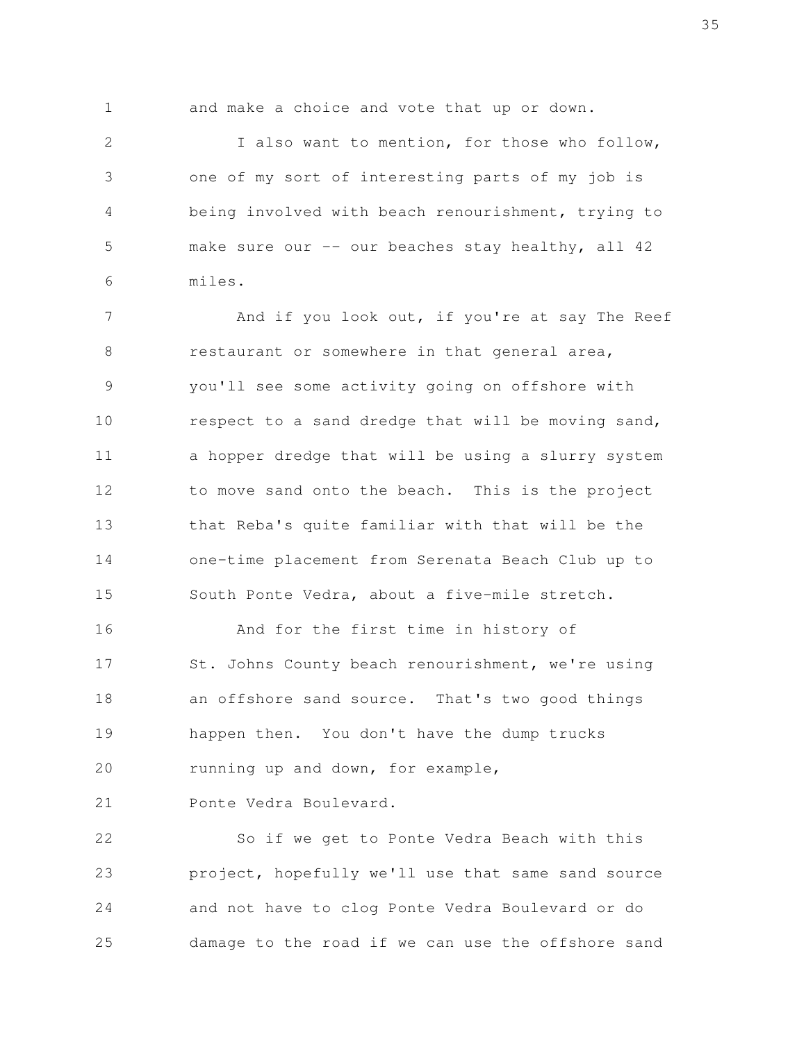and make a choice and vote that up or down.

I also want to mention, for those who follow, one of my sort of interesting parts of my job is being involved with beach renourishment, trying to make sure our -- our beaches stay healthy, all 42 miles.

And if you look out, if you're at say The Reef restaurant or somewhere in that general area, you'll see some activity going on offshore with respect to a sand dredge that will be moving sand, a hopper dredge that will be using a slurry system to move sand onto the beach. This is the project that Reba's quite familiar with that will be the one-time placement from Serenata Beach Club up to South Ponte Vedra, about a five-mile stretch.

And for the first time in history of St. Johns County beach renourishment, we're using an offshore sand source. That's two good things happen then. You don't have the dump trucks running up and down, for example, Ponte Vedra Boulevard.

So if we get to Ponte Vedra Beach with this project, hopefully we'll use that same sand source and not have to clog Ponte Vedra Boulevard or do damage to the road if we can use the offshore sand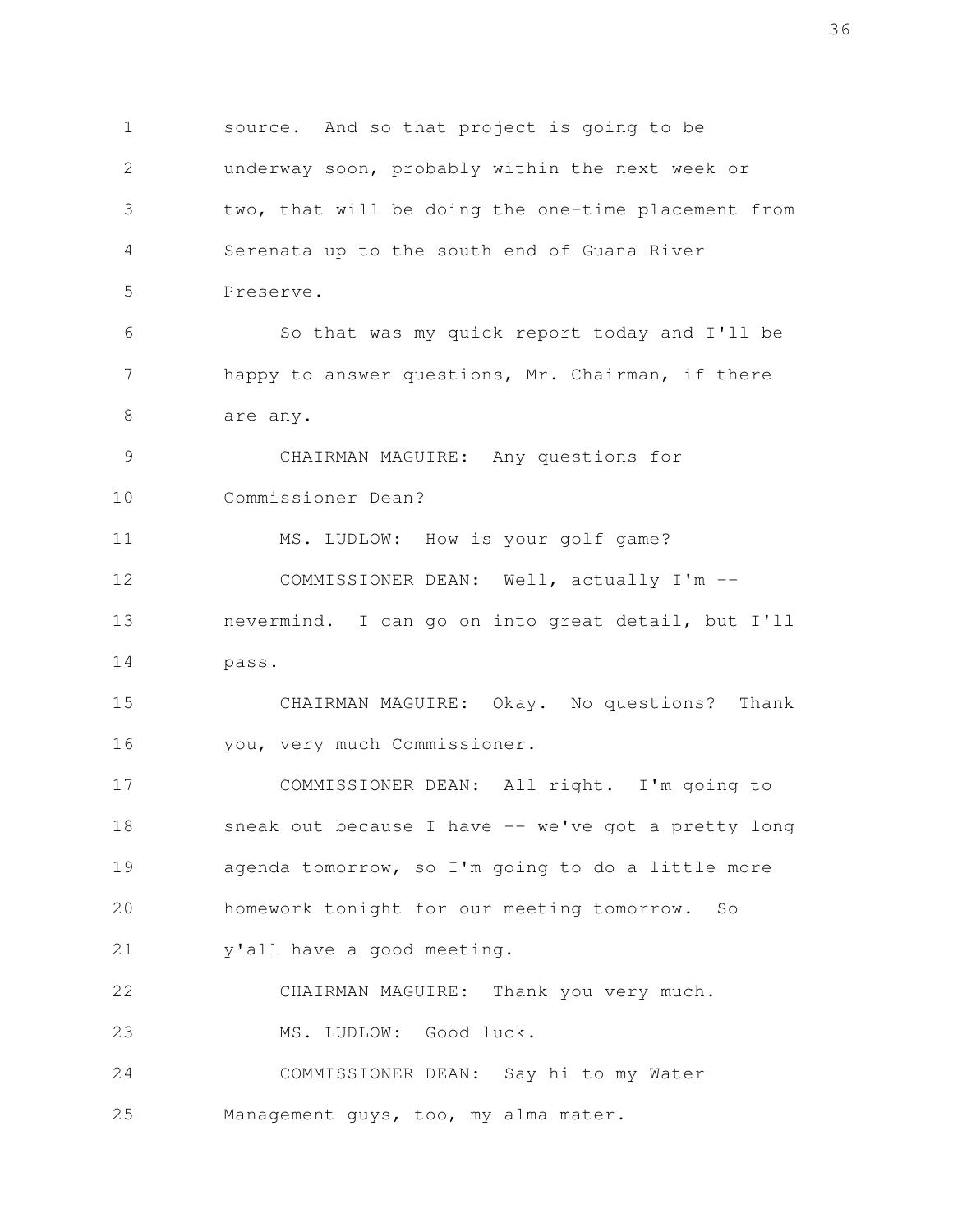source. And so that project is going to be underway soon, probably within the next week or two, that will be doing the one-time placement from Serenata up to the south end of Guana River Preserve.

So that was my quick report today and I'll be happy to answer questions, Mr. Chairman, if there are any.

CHAIRMAN MAGUIRE: Any questions for Commissioner Dean?

MS. LUDLOW: How is your golf game?

COMMISSIONER DEAN: Well, actually I'm -- nevermind. I can go on into great detail, but I'll pass.

CHAIRMAN MAGUIRE: Okay. No questions? Thank you, very much Commissioner.

COMMISSIONER DEAN: All right. I'm going to sneak out because I have -- we've got a pretty long agenda tomorrow, so I'm going to do a little more homework tonight for our meeting tomorrow. So y'all have a good meeting.

CHAIRMAN MAGUIRE: Thank you very much.

MS. LUDLOW: Good luck.

COMMISSIONER DEAN: Say hi to my Water Management guys, too, my alma mater.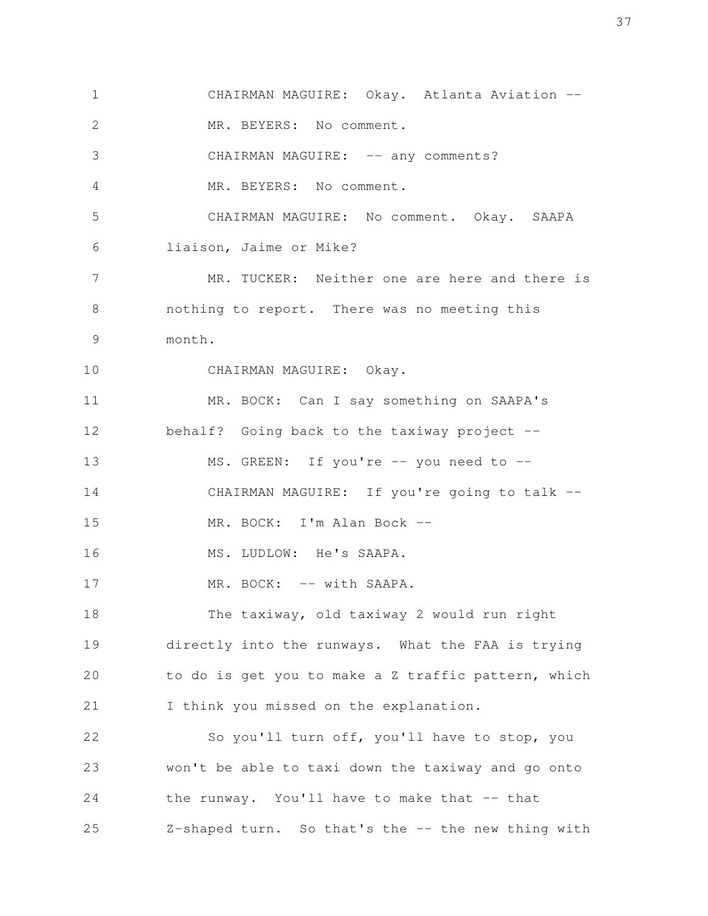CHAIRMAN MAGUIRE: Okay. Atlanta Aviation --

MR. BEYERS: No comment.

CHAIRMAN MAGUIRE: -- any comments?

MR. BEYERS: No comment.

CHAIRMAN MAGUIRE: No comment. Okay. SAAPA liaison, Jaime or Mike?

MR. TUCKER: Neither one are here and there is nothing to report. There was no meeting this month.

CHAIRMAN MAGUIRE: Okay.

MR. BOCK: Can I say something on SAAPA's behalf? Going back to the taxiway project --

MS. GREEN: If you're -- you need to --

CHAIRMAN MAGUIRE: If you're going to talk --

MR. BOCK: I'm Alan Bock --

MS. LUDLOW: He's SAAPA.

MR. BOCK: -- with SAAPA.

The taxiway, old taxiway 2 would run right directly into the runways. What the FAA is trying to do is get you to make a Z traffic pattern, which I think you missed on the explanation.

So you'll turn off, you'll have to stop, you won't be able to taxi down the taxiway and go onto the runway. You'll have to make that -- that Z-shaped turn. So that's the -- the new thing with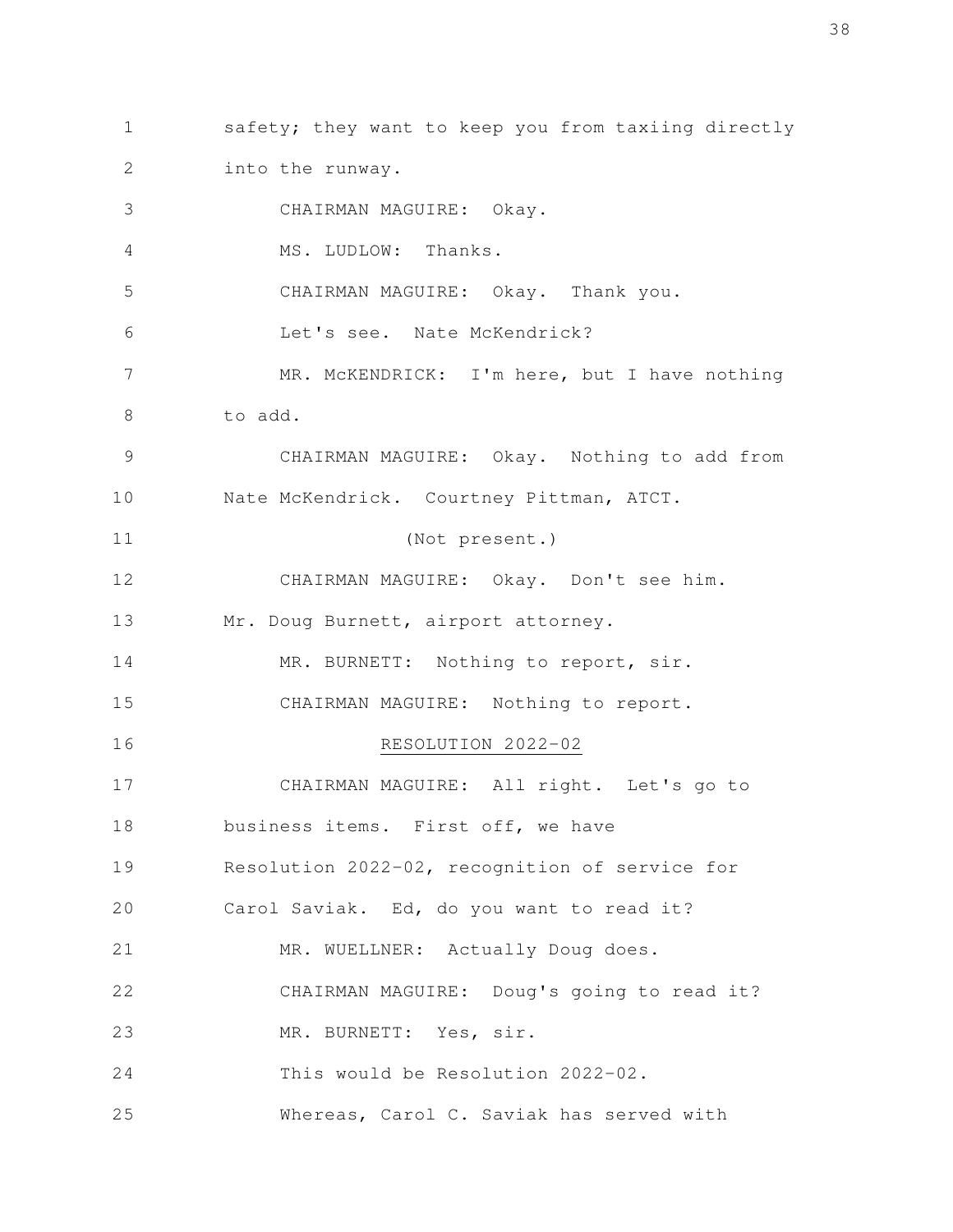safety; they want to keep you from taxiing directly into the runway.

CHAIRMAN MAGUIRE: Okay.

MS. LUDLOW: Thanks.

CHAIRMAN MAGUIRE: Okay. Thank you.

Let's see. Nate McKendrick?

MR. McKENDRICK: I'm here, but I have nothing to add.

CHAIRMAN MAGUIRE: Okay. Nothing to add from Nate McKendrick. Courtney Pittman, ATCT.

(Not present.)

CHAIRMAN MAGUIRE: Okay. Don't see him. Mr. Doug Burnett, airport attorney.

MR. BURNETT: Nothing to report, sir.

CHAIRMAN MAGUIRE: Nothing to report.

RESOLUTION 2022-02

CHAIRMAN MAGUIRE: All right. Let's go to business items. First off, we have Resolution 2022-02, recognition of service for Carol Saviak. Ed, do you want to read it?

MR. WUELLNER: Actually Doug does.

CHAIRMAN MAGUIRE: Doug's going to read it?

MR. BURNETT: Yes, sir.

This would be Resolution 2022-02.

Whereas, Carol C. Saviak has served with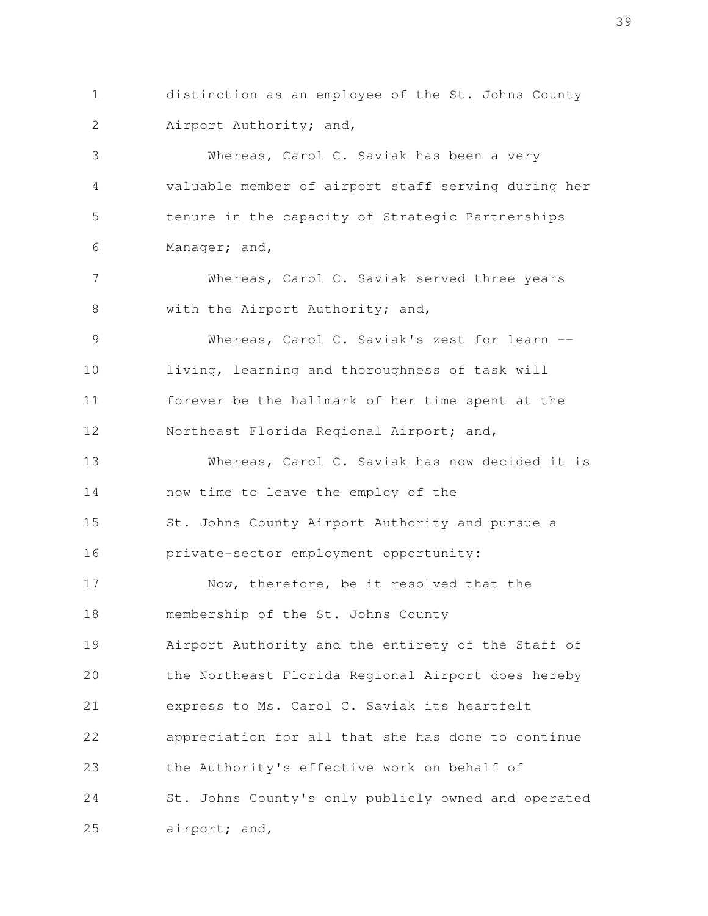distinction as an employee of the St. Johns County Airport Authority; and,

Whereas, Carol C. Saviak has been a very valuable member of airport staff serving during her tenure in the capacity of Strategic Partnerships Manager; and,

Whereas, Carol C. Saviak served three years with the Airport Authority; and,

Whereas, Carol C. Saviak's zest for learn -- living, learning and thoroughness of task will forever be the hallmark of her time spent at the Northeast Florida Regional Airport; and,

Whereas, Carol C. Saviak has now decided it is now time to leave the employ of the St. Johns County Airport Authority and pursue a private-sector employment opportunity:

Now, therefore, be it resolved that the membership of the St. Johns County Airport Authority and the entirety of the Staff of the Northeast Florida Regional Airport does hereby express to Ms. Carol C. Saviak its heartfelt appreciation for all that she has done to continue the Authority's effective work on behalf of St. Johns County's only publicly owned and operated airport; and,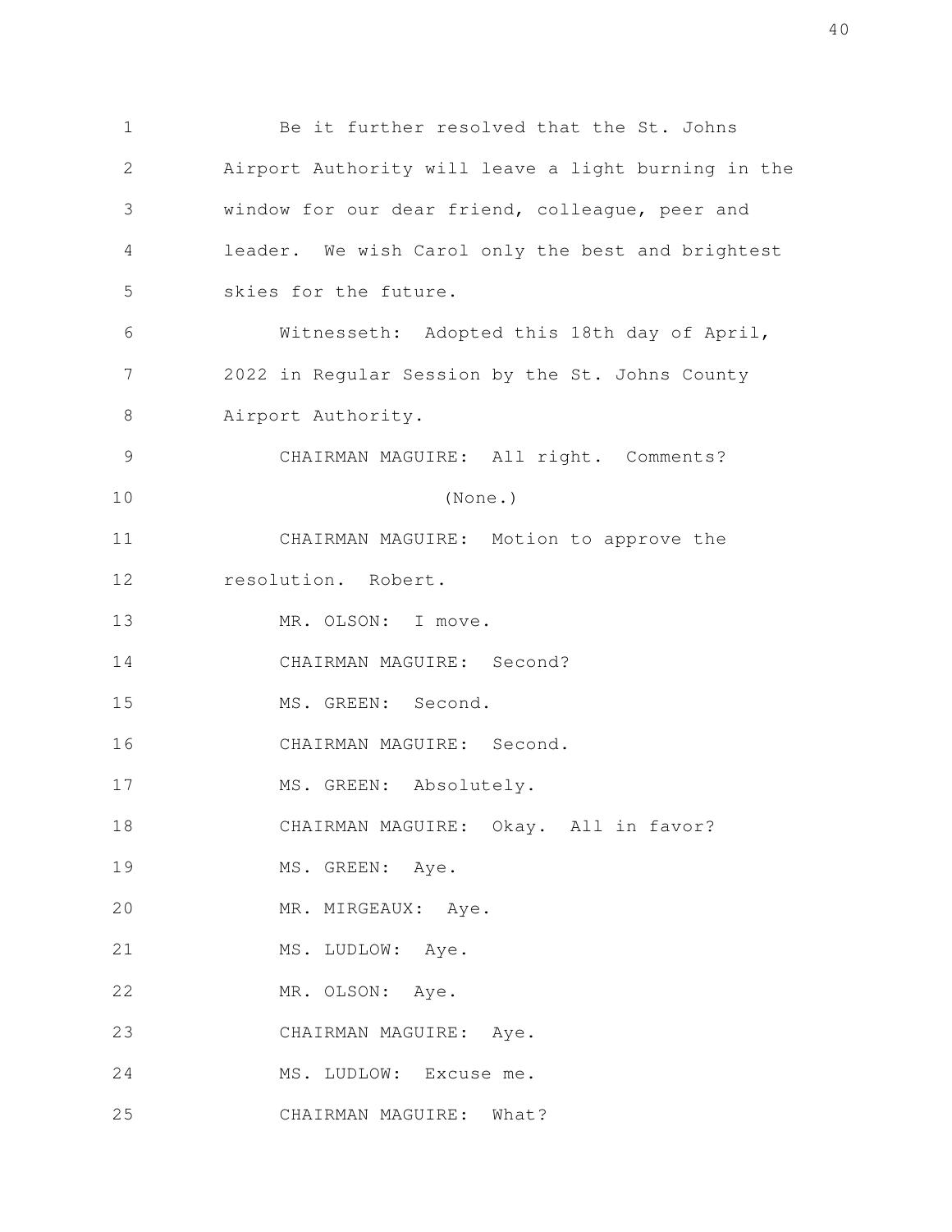Be it further resolved that the St. Johns Airport Authority will leave a light burning in the window for our dear friend, colleague, peer and leader. We wish Carol only the best and brightest skies for the future.

Witnesseth: Adopted this 18th day of April, 2022 in Regular Session by the St. Johns County Airport Authority.

CHAIRMAN MAGUIRE: All right. Comments?

(None.)

CHAIRMAN MAGUIRE: Motion to approve the resolution. Robert.

MR. OLSON: I move.

CHAIRMAN MAGUIRE: Second?

MS. GREEN: Second.

CHAIRMAN MAGUIRE: Second.

MS. GREEN: Absolutely.

CHAIRMAN MAGUIRE: Okay. All in favor?

MS. GREEN: Aye.

MR. MIRGEAUX: Aye.

MS. LUDLOW: Aye.

MR. OLSON: Aye.

CHAIRMAN MAGUIRE: Aye.

MS. LUDLOW: Excuse me.

CHAIRMAN MAGUIRE: What?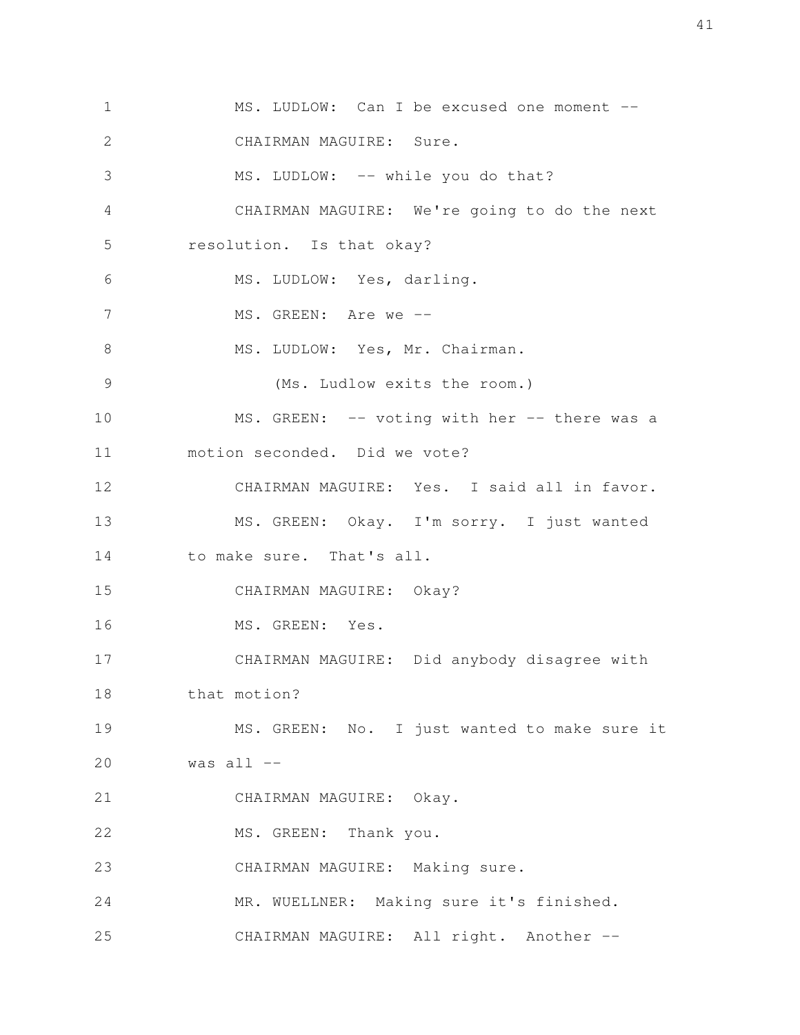MS. LUDLOW: Can I be excused one moment --

CHAIRMAN MAGUIRE: Sure.

MS. LUDLOW: -- while you do that?

CHAIRMAN MAGUIRE: We're going to do the next resolution. Is that okay?

MS. LUDLOW: Yes, darling.

MS. GREEN: Are we --

MS. LUDLOW: Yes, Mr. Chairman.

(Ms. Ludlow exits the room.)

MS. GREEN: -- voting with her -- there was a motion seconded. Did we vote?

CHAIRMAN MAGUIRE: Yes. I said all in favor.

MS. GREEN: Okay. I'm sorry. I just wanted to make sure. That's all.

CHAIRMAN MAGUIRE: Okay?

MS. GREEN: Yes.

CHAIRMAN MAGUIRE: Did anybody disagree with that motion?

MS. GREEN: No. I just wanted to make sure it was all --

CHAIRMAN MAGUIRE: Okay.

MS. GREEN: Thank you.

CHAIRMAN MAGUIRE: Making sure.

MR. WUELLNER: Making sure it's finished.

CHAIRMAN MAGUIRE: All right. Another --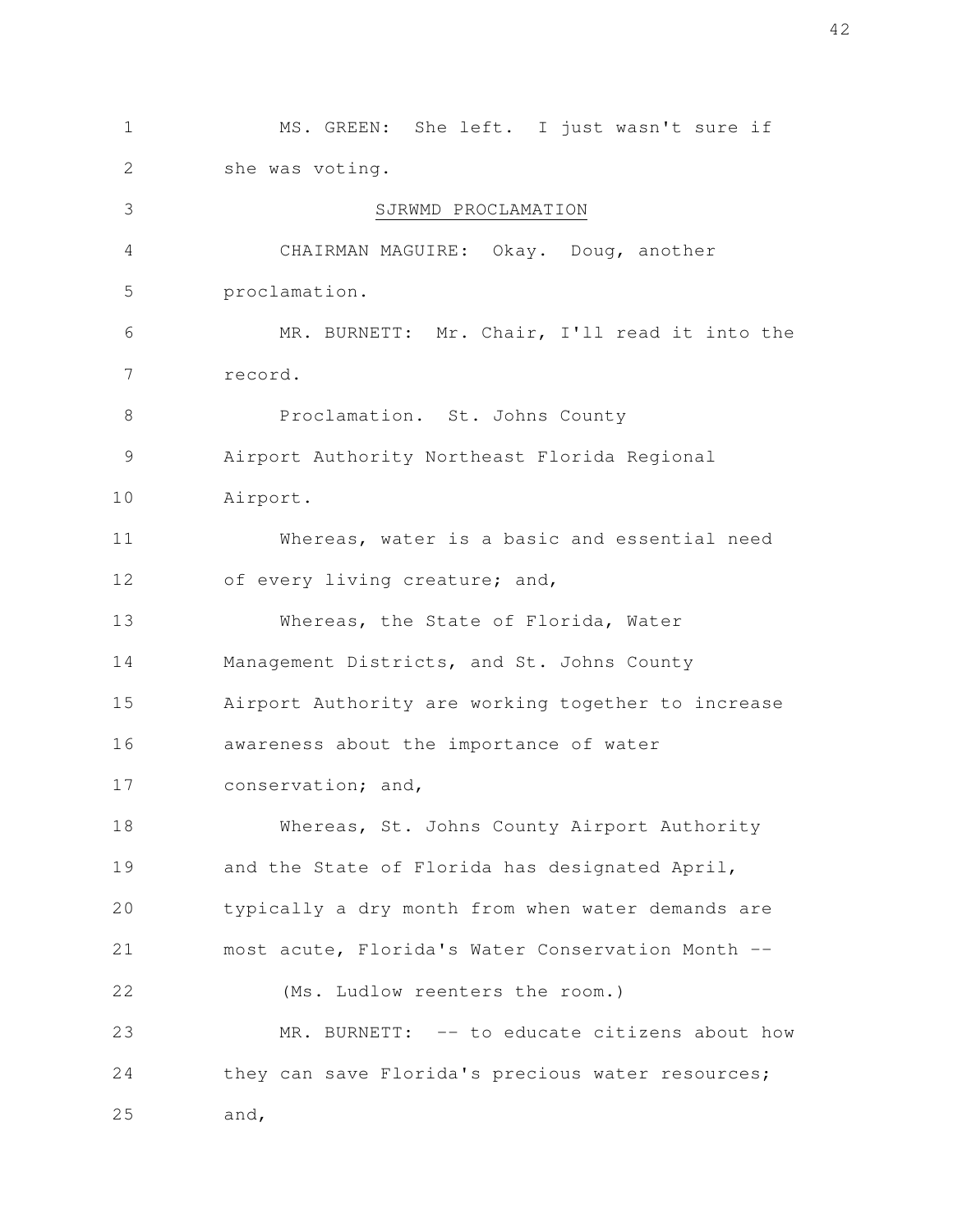MS. GREEN: She left. I just wasn't sure if she was voting.

SJRWMD PROCLAMATION

CHAIRMAN MAGUIRE: Okay. Doug, another proclamation.

MR. BURNETT: Mr. Chair, I'll read it into the record.

Proclamation. St. Johns County Airport Authority Northeast Florida Regional Airport.

Whereas, water is a basic and essential need of every living creature; and,

Whereas, the State of Florida, Water Management Districts, and St. Johns County Airport Authority are working together to increase awareness about the importance of water conservation; and,

Whereas, St. Johns County Airport Authority and the State of Florida has designated April, typically a dry month from when water demands are most acute, Florida's Water Conservation Month --

(Ms. Ludlow reenters the room.)

MR. BURNETT: -- to educate citizens about how they can save Florida's precious water resources; and,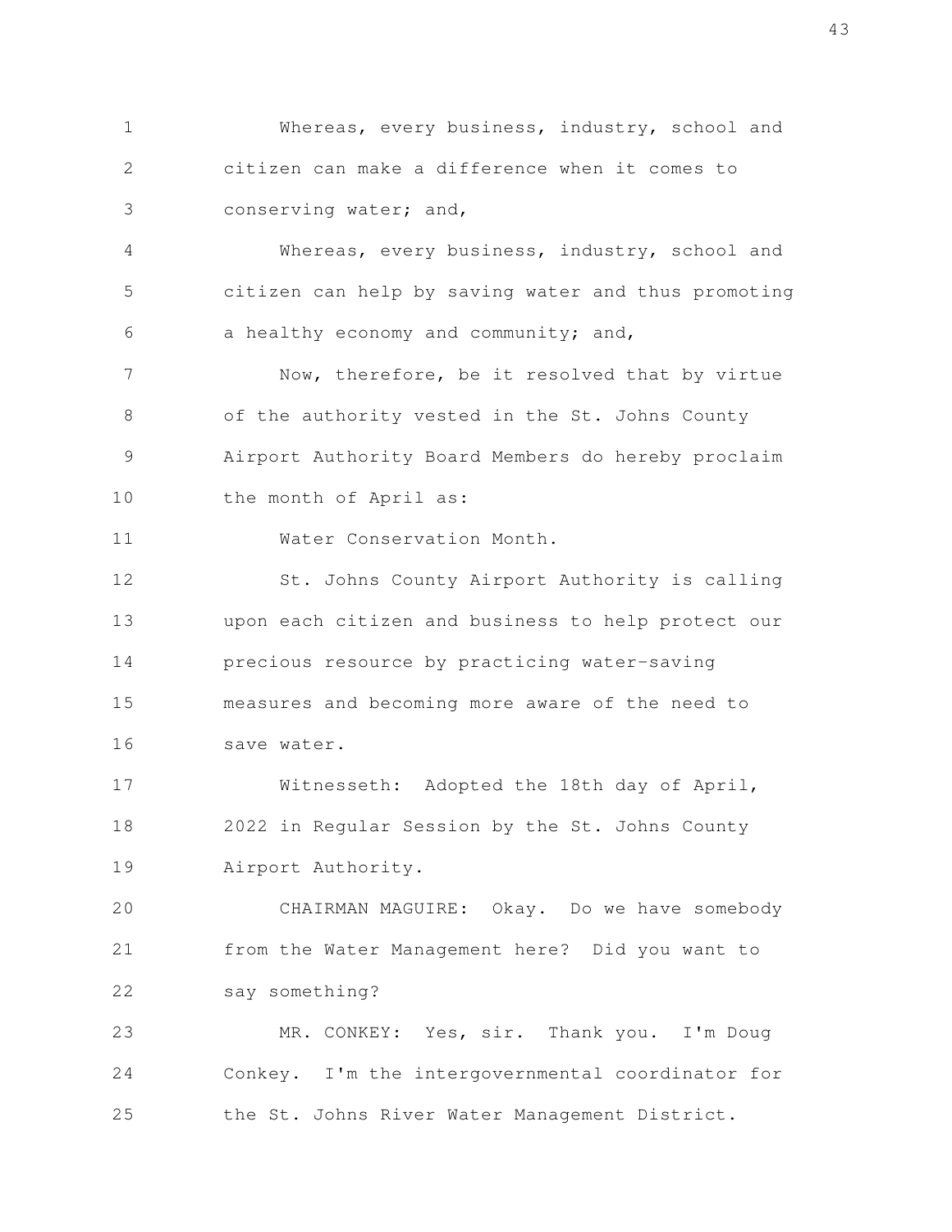Whereas, every business, industry, school and citizen can make a difference when it comes to conserving water; and,

Whereas, every business, industry, school and citizen can help by saving water and thus promoting a healthy economy and community; and,

Now, therefore, be it resolved that by virtue of the authority vested in the St. Johns County Airport Authority Board Members do hereby proclaim the month of April as:

Water Conservation Month.

St. Johns County Airport Authority is calling upon each citizen and business to help protect our precious resource by practicing water-saving measures and becoming more aware of the need to save water.

Witnesseth: Adopted the 18th day of April, 2022 in Regular Session by the St. Johns County Airport Authority.

CHAIRMAN MAGUIRE: Okay. Do we have somebody from the Water Management here? Did you want to say something?

MR. CONKEY: Yes, sir. Thank you. I'm Doug Conkey. I'm the intergovernmental coordinator for the St. Johns River Water Management District.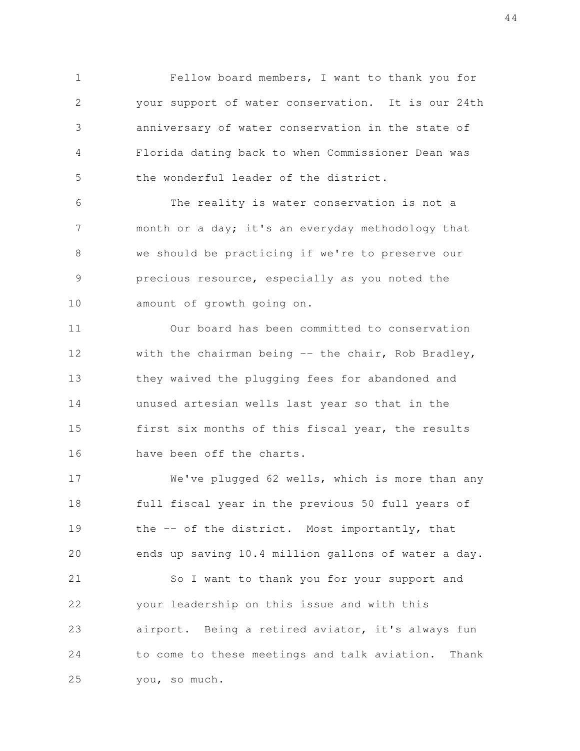Fellow board members, I want to thank you for your support of water conservation. It is our 24th anniversary of water conservation in the state of Florida dating back to when Commissioner Dean was the wonderful leader of the district.

The reality is water conservation is not a month or a day; it's an everyday methodology that we should be practicing if we're to preserve our precious resource, especially as you noted the amount of growth going on.

Our board has been committed to conservation with the chairman being -- the chair, Rob Bradley, they waived the plugging fees for abandoned and unused artesian wells last year so that in the first six months of this fiscal year, the results have been off the charts.

We've plugged 62 wells, which is more than any full fiscal year in the previous 50 full years of the -- of the district. Most importantly, that ends up saving 10.4 million gallons of water a day.

So I want to thank you for your support and your leadership on this issue and with this airport. Being a retired aviator, it's always fun to come to these meetings and talk aviation. Thank you, so much.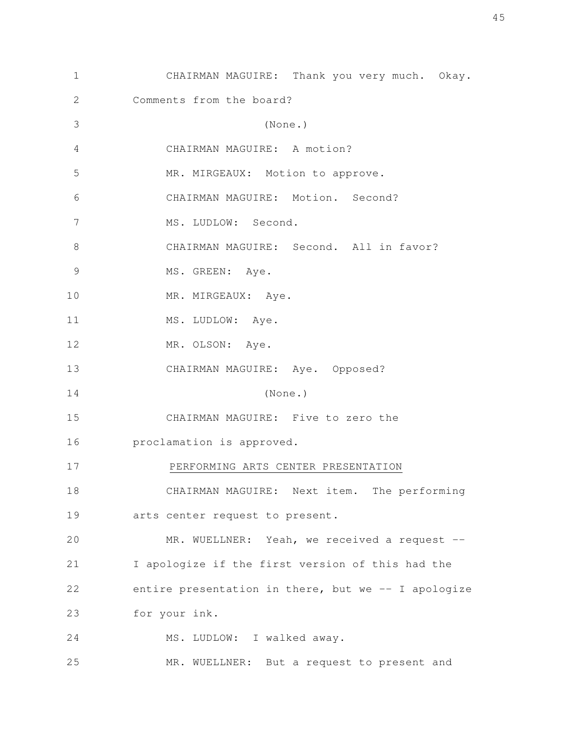CHAIRMAN MAGUIRE: Thank you very much. Okay. Comments from the board?

(None.)

CHAIRMAN MAGUIRE: A motion?

MR. MIRGEAUX: Motion to approve.

CHAIRMAN MAGUIRE: Motion. Second?

MS. LUDLOW: Second.

CHAIRMAN MAGUIRE: Second. All in favor?

MS. GREEN: Aye.

MR. MIRGEAUX: Aye.

MS. LUDLOW: Aye.

MR. OLSON: Aye.

CHAIRMAN MAGUIRE: Aye. Opposed?

(None.)

CHAIRMAN MAGUIRE: Five to zero the proclamation is approved.

PERFORMING ARTS CENTER PRESENTATION

CHAIRMAN MAGUIRE: Next item. The performing arts center request to present.

MR. WUELLNER: Yeah, we received a request -- I apologize if the first version of this had the entire presentation in there, but we -- I apologize for your ink.

MS. LUDLOW: I walked away.

MR. WUELLNER: But a request to present and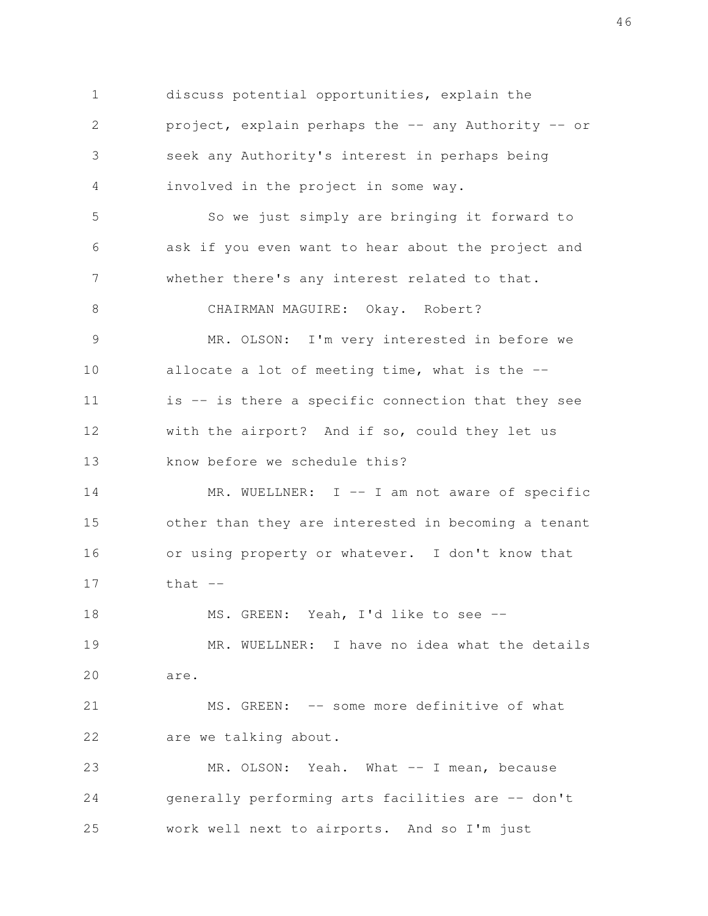discuss potential opportunities, explain the project, explain perhaps the -- any Authority -- or seek any Authority's interest in perhaps being involved in the project in some way.

So we just simply are bringing it forward to ask if you even want to hear about the project and whether there's any interest related to that.

CHAIRMAN MAGUIRE: Okay. Robert?

MR. OLSON: I'm very interested in before we allocate a lot of meeting time, what is the -- is -- is there a specific connection that they see with the airport? And if so, could they let us know before we schedule this?

MR. WUELLNER: I -- I am not aware of specific other than they are interested in becoming a tenant or using property or whatever. I don't know that that --

MS. GREEN: Yeah, I'd like to see --

MR. WUELLNER: I have no idea what the details are.

MS. GREEN: -- some more definitive of what are we talking about.

MR. OLSON: Yeah. What -- I mean, because generally performing arts facilities are -- don't work well next to airports. And so I'm just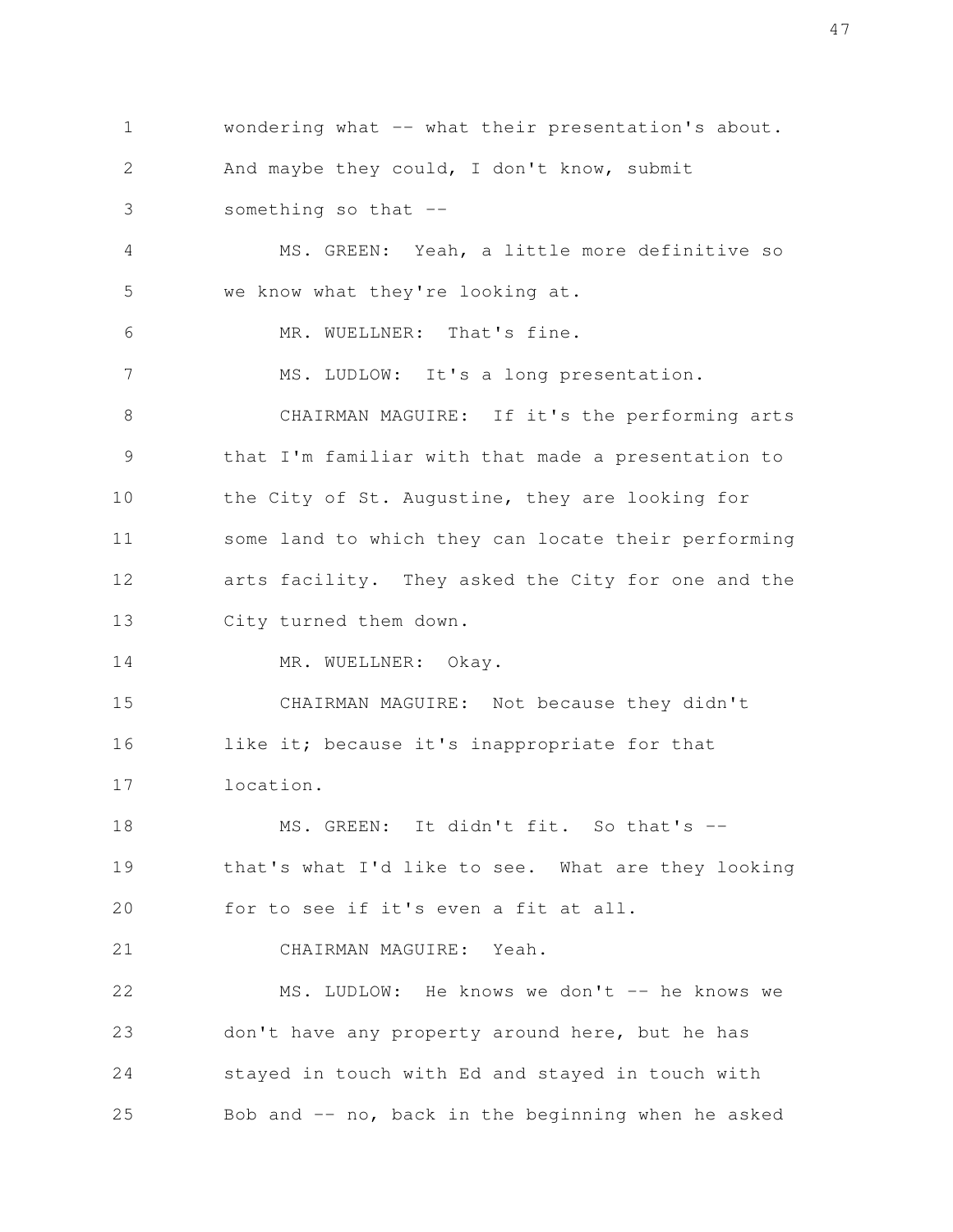wondering what -- what their presentation's about. And maybe they could, I don't know, submit something so that --

MS. GREEN: Yeah, a little more definitive so we know what they're looking at.

MR. WUELLNER: That's fine.

MS. LUDLOW: It's a long presentation.

CHAIRMAN MAGUIRE: If it's the performing arts that I'm familiar with that made a presentation to the City of St. Augustine, they are looking for some land to which they can locate their performing arts facility. They asked the City for one and the City turned them down.

MR. WUELLNER: Okay.

CHAIRMAN MAGUIRE: Not because they didn't like it; because it's inappropriate for that location.

MS. GREEN: It didn't fit. So that's -- that's what I'd like to see. What are they looking for to see if it's even a fit at all.

CHAIRMAN MAGUIRE: Yeah.

MS. LUDLOW: He knows we don't -- he knows we don't have any property around here, but he has stayed in touch with Ed and stayed in touch with Bob and -- no, back in the beginning when he asked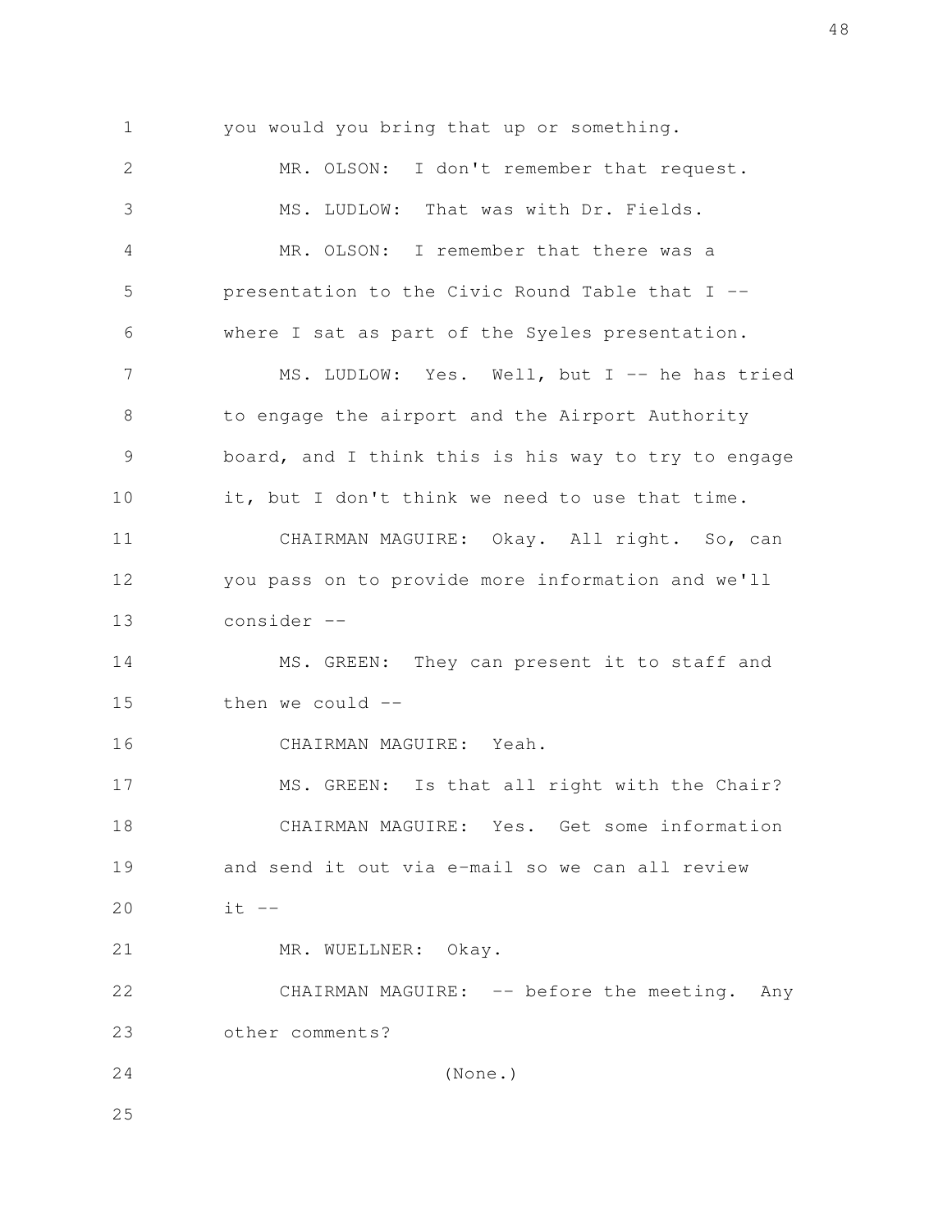you would you bring that up or something.

MR. OLSON: I don't remember that request.

MS. LUDLOW: That was with Dr. Fields.

MR. OLSON: I remember that there was a presentation to the Civic Round Table that I -- where I sat as part of the Syeles presentation.

MS. LUDLOW: Yes. Well, but I -- he has tried to engage the airport and the Airport Authority board, and I think this is his way to try to engage it, but I don't think we need to use that time.

CHAIRMAN MAGUIRE: Okay. All right. So, can you pass on to provide more information and we'll consider --

MS. GREEN: They can present it to staff and then we could --

CHAIRMAN MAGUIRE: Yeah.

MS. GREEN: Is that all right with the Chair?

CHAIRMAN MAGUIRE: Yes. Get some information and send it out via e-mail so we can all review it --

MR. WUELLNER: Okay.

CHAIRMAN MAGUIRE: -- before the meeting. Any other comments?

(None.)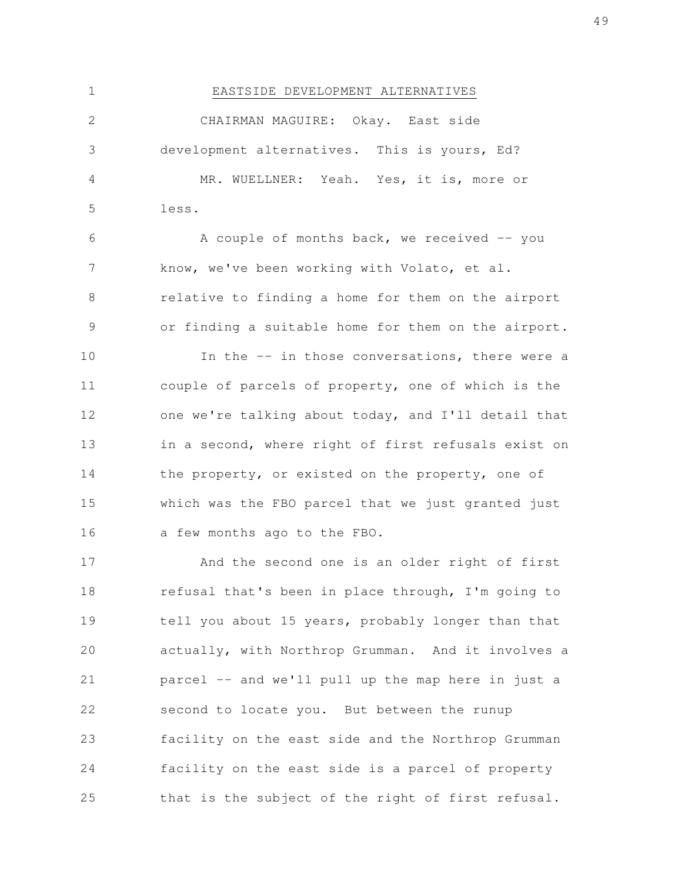## EASTSIDE DEVELOPMENT ALTERNATIVES

CHAIRMAN MAGUIRE: Okay. East side development alternatives. This is yours, Ed?

MR. WUELLNER: Yeah. Yes, it is, more or less.

A couple of months back, we received -- you know, we've been working with Volato, et al. relative to finding a home for them on the airport or finding a suitable home for them on the airport.

In the -- in those conversations, there were a couple of parcels of property, one of which is the one we're talking about today, and I'll detail that in a second, where right of first refusals exist on the property, or existed on the property, one of which was the FBO parcel that we just granted just a few months ago to the FBO.

And the second one is an older right of first refusal that's been in place through, I'm going to tell you about 15 years, probably longer than that actually, with Northrop Grumman. And it involves a parcel -- and we'll pull up the map here in just a second to locate you. But between the runup facility on the east side and the Northrop Grumman facility on the east side is a parcel of property that is the subject of the right of first refusal.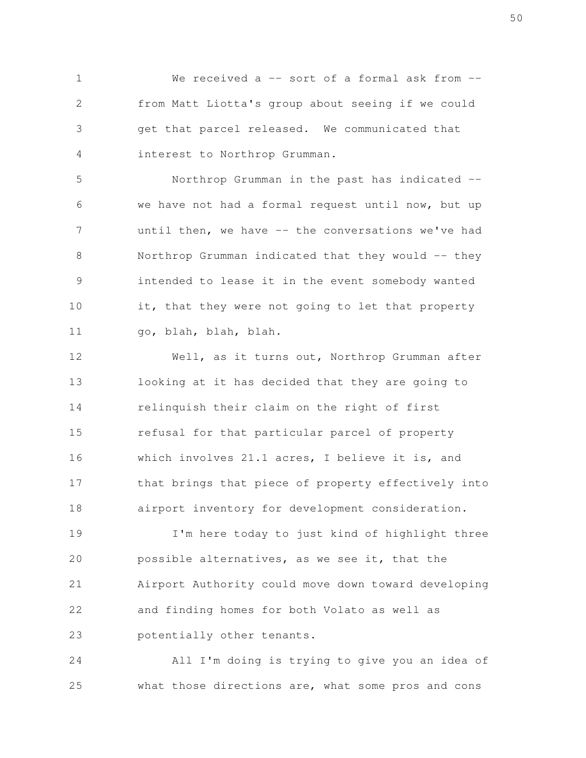We received a -- sort of a formal ask from -- from Matt Liotta's group about seeing if we could get that parcel released. We communicated that interest to Northrop Grumman.

Northrop Grumman in the past has indicated -- we have not had a formal request until now, but up until then, we have -- the conversations we've had Northrop Grumman indicated that they would -- they intended to lease it in the event somebody wanted it, that they were not going to let that property go, blah, blah, blah.

Well, as it turns out, Northrop Grumman after looking at it has decided that they are going to relinquish their claim on the right of first refusal for that particular parcel of property which involves 21.1 acres, I believe it is, and that brings that piece of property effectively into airport inventory for development consideration.

I'm here today to just kind of highlight three possible alternatives, as we see it, that the Airport Authority could move down toward developing and finding homes for both Volato as well as potentially other tenants.

All I'm doing is trying to give you an idea of what those directions are, what some pros and cons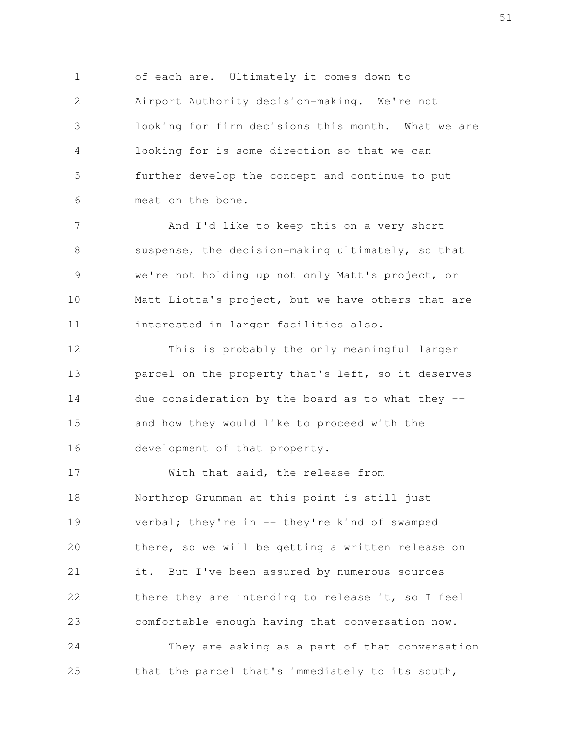of each are. Ultimately it comes down to Airport Authority decision-making. We're not looking for firm decisions this month. What we are looking for is some direction so that we can further develop the concept and continue to put meat on the bone.

And I'd like to keep this on a very short suspense, the decision-making ultimately, so that we're not holding up not only Matt's project, or Matt Liotta's project, but we have others that are interested in larger facilities also.

This is probably the only meaningful larger parcel on the property that's left, so it deserves due consideration by the board as to what they -- and how they would like to proceed with the development of that property.

With that said, the release from Northrop Grumman at this point is still just verbal; they're in -- they're kind of swamped there, so we will be getting a written release on it. But I've been assured by numerous sources there they are intending to release it, so I feel comfortable enough having that conversation now.

They are asking as a part of that conversation that the parcel that's immediately to its south,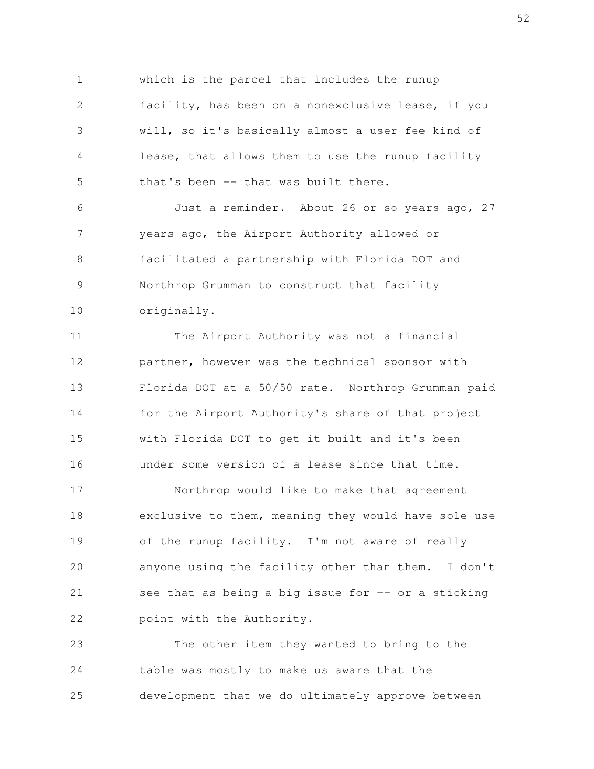which is the parcel that includes the runup facility, has been on a nonexclusive lease, if you will, so it's basically almost a user fee kind of lease, that allows them to use the runup facility that's been -- that was built there.

Just a reminder. About 26 or so years ago, 27 years ago, the Airport Authority allowed or facilitated a partnership with Florida DOT and Northrop Grumman to construct that facility originally.

The Airport Authority was not a financial partner, however was the technical sponsor with Florida DOT at a 50/50 rate. Northrop Grumman paid for the Airport Authority's share of that project with Florida DOT to get it built and it's been under some version of a lease since that time.

Northrop would like to make that agreement exclusive to them, meaning they would have sole use of the runup facility. I'm not aware of really anyone using the facility other than them. I don't see that as being a big issue for -- or a sticking point with the Authority.

The other item they wanted to bring to the table was mostly to make us aware that the development that we do ultimately approve between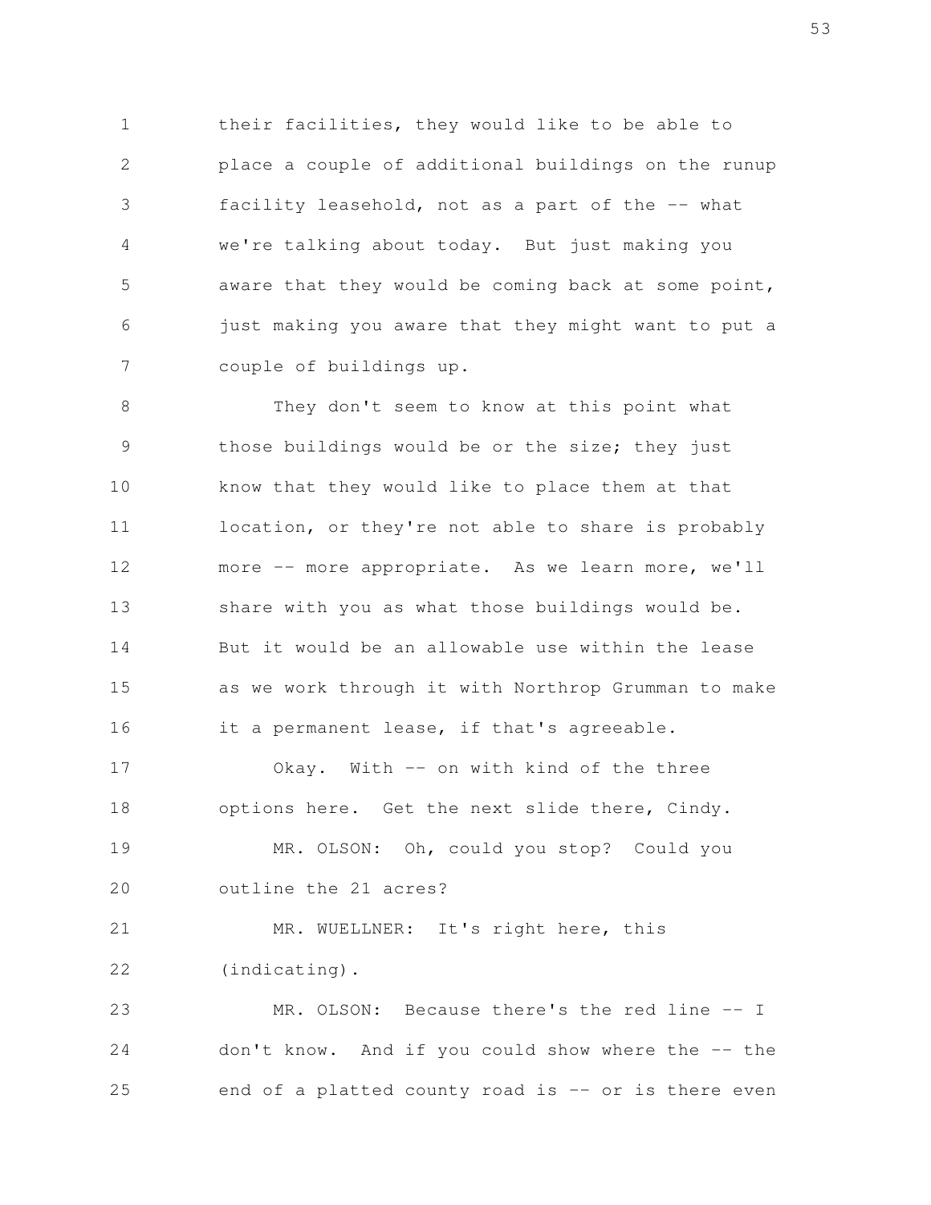their facilities, they would like to be able to place a couple of additional buildings on the runup facility leasehold, not as a part of the -- what we're talking about today. But just making you aware that they would be coming back at some point, just making you aware that they might want to put a couple of buildings up.

They don't seem to know at this point what those buildings would be or the size; they just know that they would like to place them at that location, or they're not able to share is probably more -- more appropriate. As we learn more, we'll share with you as what those buildings would be. But it would be an allowable use within the lease as we work through it with Northrop Grumman to make it a permanent lease, if that's agreeable.

Okay. With -- on with kind of the three options here. Get the next slide there, Cindy.

MR. OLSON: Oh, could you stop? Could you outline the 21 acres?

MR. WUELLNER: It's right here, this (indicating).

MR. OLSON: Because there's the red line -- I don't know. And if you could show where the -- the end of a platted county road is -- or is there even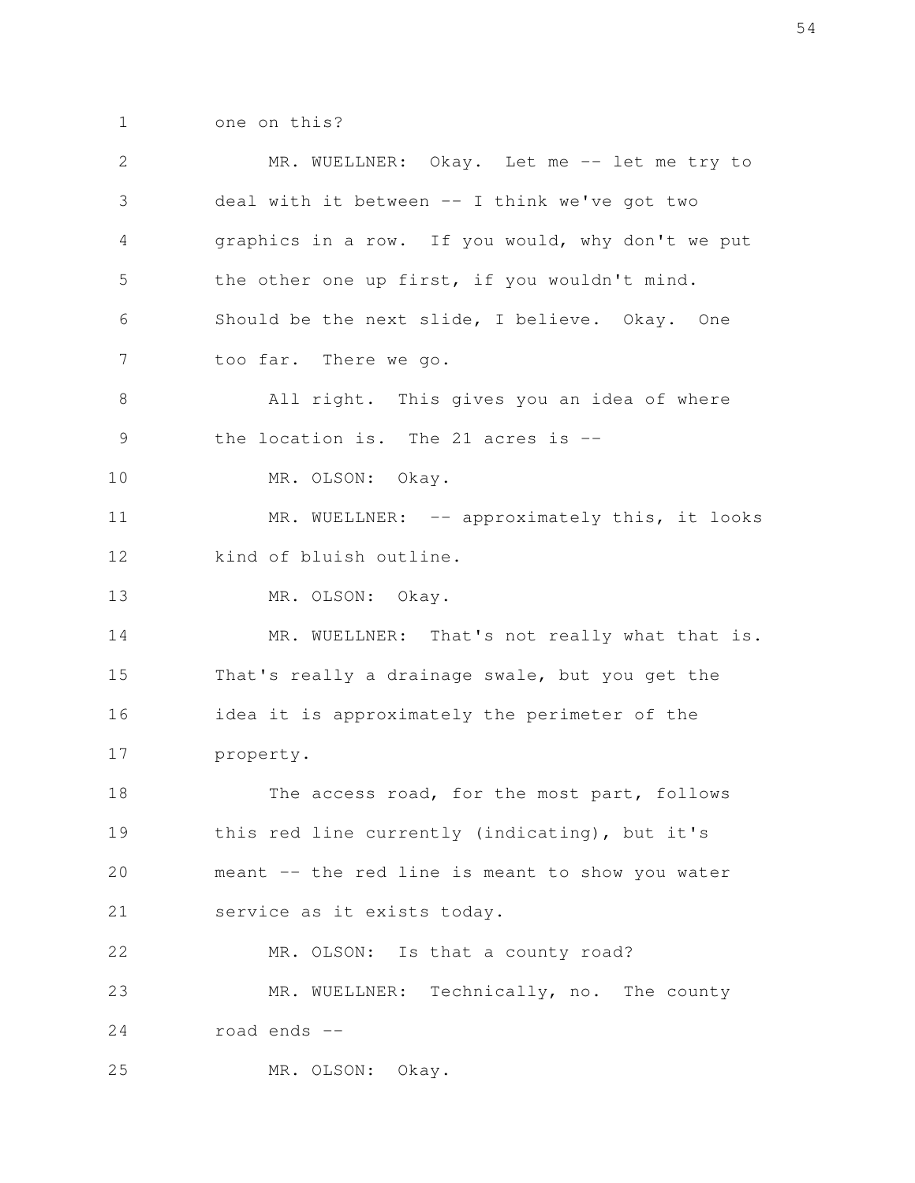one on this?

MR. WUELLNER: Okay. Let me -- let me try to deal with it between -- I think we've got two graphics in a row. If you would, why don't we put the other one up first, if you wouldn't mind. Should be the next slide, I believe. Okay. One too far. There we go.

All right. This gives you an idea of where the location is. The 21 acres is --

MR. OLSON: Okay.

MR. WUELLNER: -- approximately this, it looks kind of bluish outline.

MR. OLSON: Okay.

MR. WUELLNER: That's not really what that is. That's really a drainage swale, but you get the idea it is approximately the perimeter of the property.

The access road, for the most part, follows this red line currently (indicating), but it's meant -- the red line is meant to show you water service as it exists today.

MR. OLSON: Is that a county road?

MR. WUELLNER: Technically, no. The county road ends --

MR. OLSON: Okay.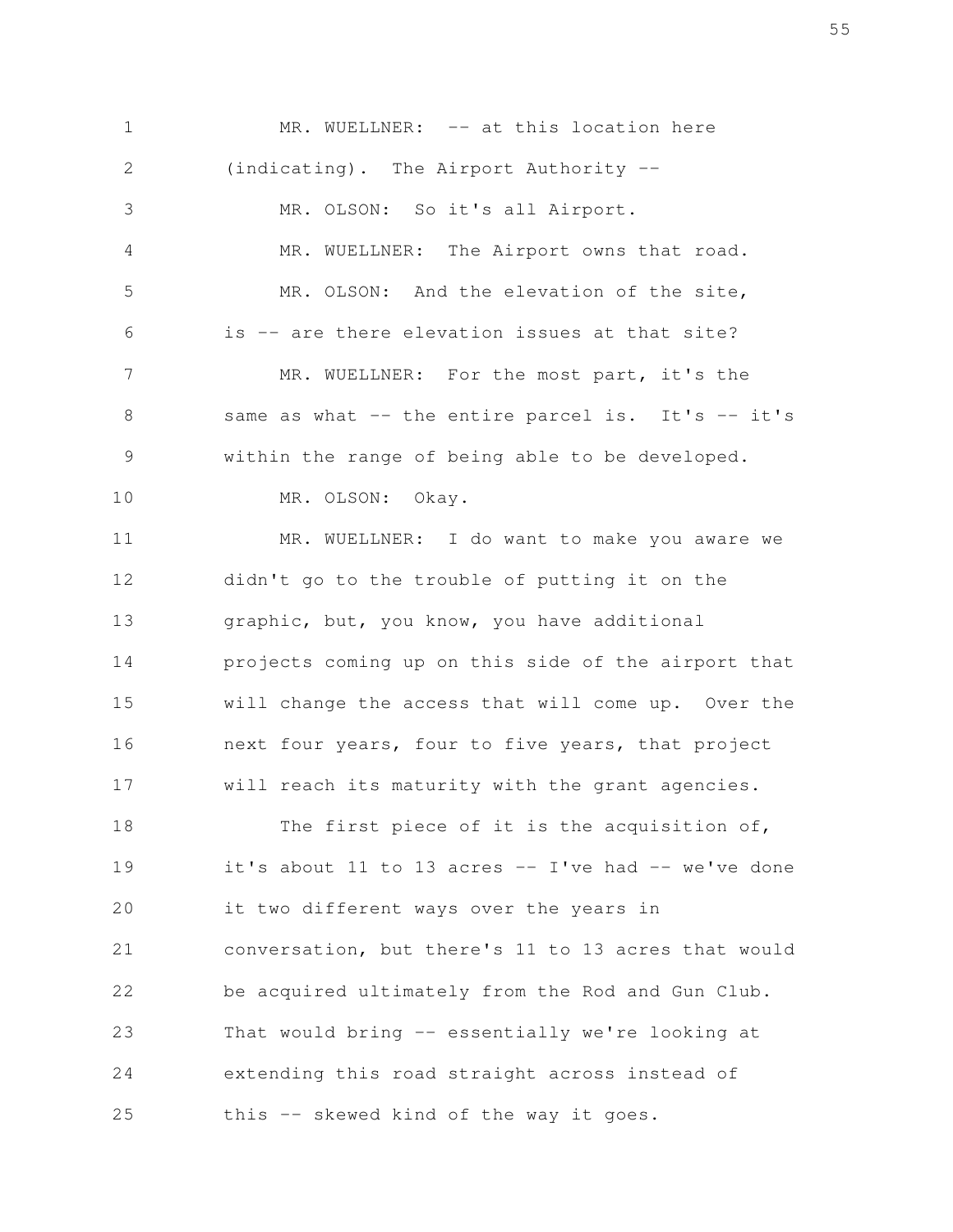MR. WUELLNER: -- at this location here (indicating). The Airport Authority --

MR. OLSON: So it's all Airport.

MR. WUELLNER: The Airport owns that road.

MR. OLSON: And the elevation of the site, is -- are there elevation issues at that site?

MR. WUELLNER: For the most part, it's the same as what -- the entire parcel is. It's -- it's within the range of being able to be developed.

MR. OLSON: Okay.

MR. WUELLNER: I do want to make you aware we didn't go to the trouble of putting it on the graphic, but, you know, you have additional projects coming up on this side of the airport that will change the access that will come up. Over the next four years, four to five years, that project will reach its maturity with the grant agencies.

The first piece of it is the acquisition of, it's about 11 to 13 acres -- I've had -- we've done it two different ways over the years in conversation, but there's 11 to 13 acres that would be acquired ultimately from the Rod and Gun Club. That would bring -- essentially we're looking at extending this road straight across instead of this -- skewed kind of the way it goes.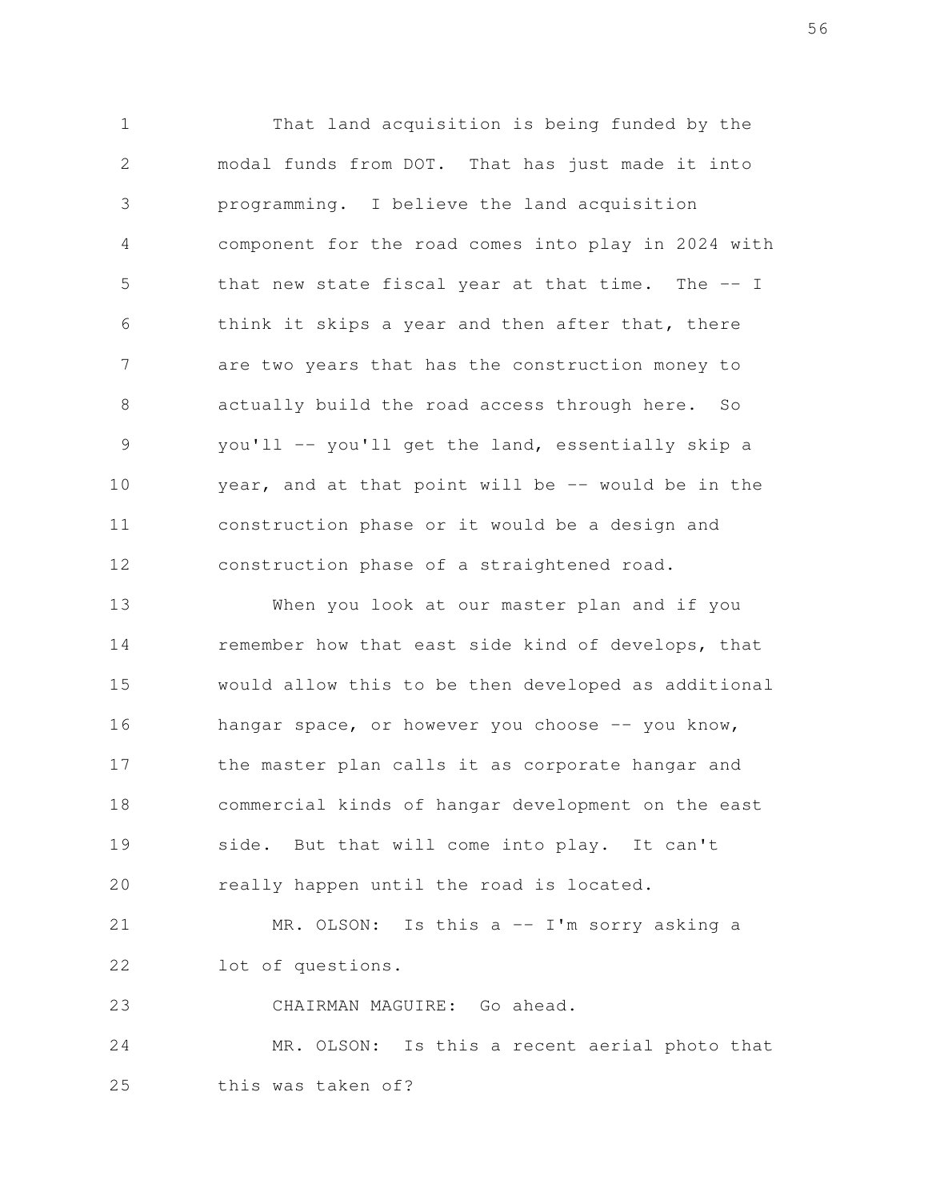That land acquisition is being funded by the modal funds from DOT. That has just made it into programming. I believe the land acquisition component for the road comes into play in 2024 with that new state fiscal year at that time. The -- I think it skips a year and then after that, there are two years that has the construction money to actually build the road access through here. So you'll -- you'll get the land, essentially skip a year, and at that point will be -- would be in the construction phase or it would be a design and construction phase of a straightened road.

When you look at our master plan and if you remember how that east side kind of develops, that would allow this to be then developed as additional hangar space, or however you choose -- you know, the master plan calls it as corporate hangar and commercial kinds of hangar development on the east side. But that will come into play. It can't really happen until the road is located.

MR. OLSON: Is this a -- I'm sorry asking a lot of questions.

CHAIRMAN MAGUIRE: Go ahead.

MR. OLSON: Is this a recent aerial photo that this was taken of?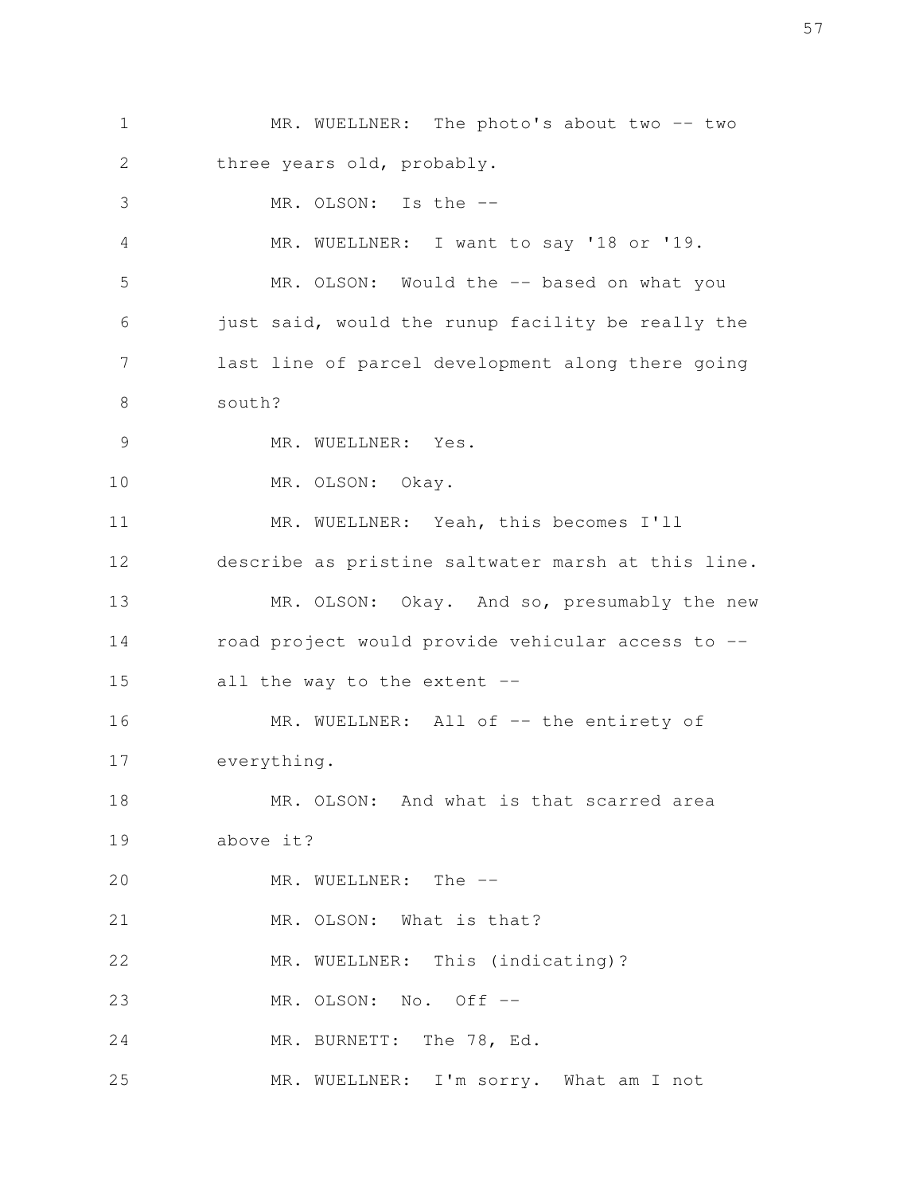MR. WUELLNER: The photo's about two -- two three years old, probably.

MR. OLSON: Is the --

MR. WUELLNER: I want to say '18 or '19.

MR. OLSON: Would the -- based on what you just said, would the runup facility be really the last line of parcel development along there going south?

MR. WUELLNER: Yes.

MR. OLSON: Okay.

MR. WUELLNER: Yeah, this becomes I'll describe as pristine saltwater marsh at this line.

MR. OLSON: Okay. And so, presumably the new road project would provide vehicular access to -- all the way to the extent --

MR. WUELLNER: All of -- the entirety of everything.

MR. OLSON: And what is that scarred area above it?

MR. WUELLNER: The --

MR. OLSON: What is that?

MR. WUELLNER: This (indicating)?

MR. OLSON: No. Off --

MR. BURNETT: The 78, Ed.

MR. WUELLNER: I'm sorry. What am I not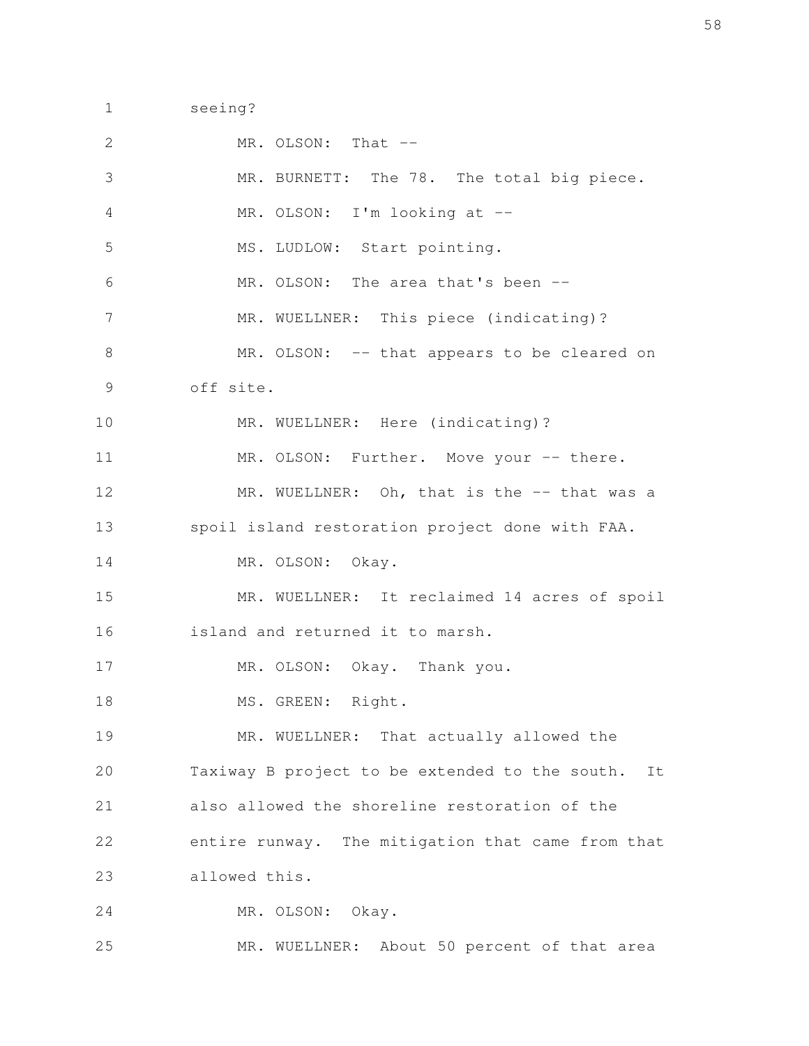seeing?

MR. OLSON: That --

MR. BURNETT: The 78. The total big piece.

MR. OLSON: I'm looking at --

MS. LUDLOW: Start pointing.

MR. OLSON: The area that's been --

MR. WUELLNER: This piece (indicating)?

MR. OLSON: -- that appears to be cleared on off site.

MR. WUELLNER: Here (indicating)?

MR. OLSON: Further. Move your -- there.

MR. WUELLNER: Oh, that is the -- that was a spoil island restoration project done with FAA.

MR. OLSON: Okay.

MR. WUELLNER: It reclaimed 14 acres of spoil island and returned it to marsh.

MR. OLSON: Okay. Thank you.

MS. GREEN: Right.

MR. WUELLNER: That actually allowed the Taxiway B project to be extended to the south. It also allowed the shoreline restoration of the entire runway. The mitigation that came from that allowed this.

MR. OLSON: Okay.

MR. WUELLNER: About 50 percent of that area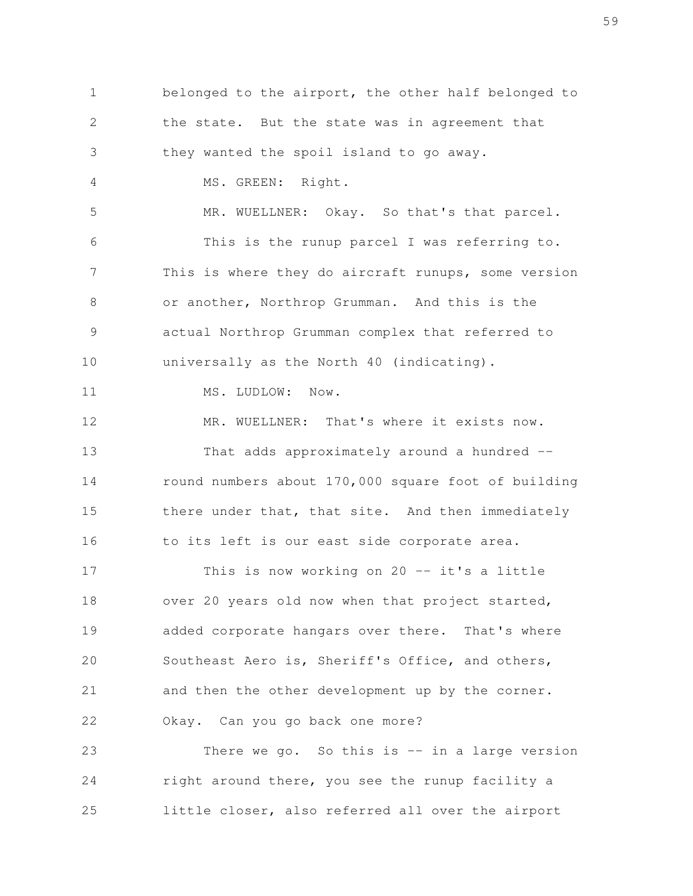1 belonged to the airport, the other half belonged to
2 the state. But the state was in agreement that
3 they wanted the spoil island to go away.
4 MS. GREEN: Right.
5 MR. WUELLNER: Okay. So that's that parcel.
6 This is the runup parcel I was referring to.
7 This is where they do aircraft runups, some version
8 or another, Northrop Grumman. And this is the
9 actual Northrop Grumman complex that referred to
10 universally as the North 40 (indicating).
11 MS. LUDLOW: Now.
12 MR. WUELLNER: That's where it exists now.
13 That adds approximately around a hundred --
14 round numbers about 170,000 square foot of building
15 there under that, that site. And then immediately
16 to its left is our east side corporate area.
17 This is now working on 20 -- it's a little
18 over 20 years old now when that project started,
19 added corporate hangars over there. That's where
20 Southeast Aero is, Sheriff's Office, and others,
21 and then the other development up by the corner.
22 Okay. Can you go back one more?
23 There we go. So this is -- in a large version
24 right around there, you see the runup facility a
25 little closer, also referred all over the airport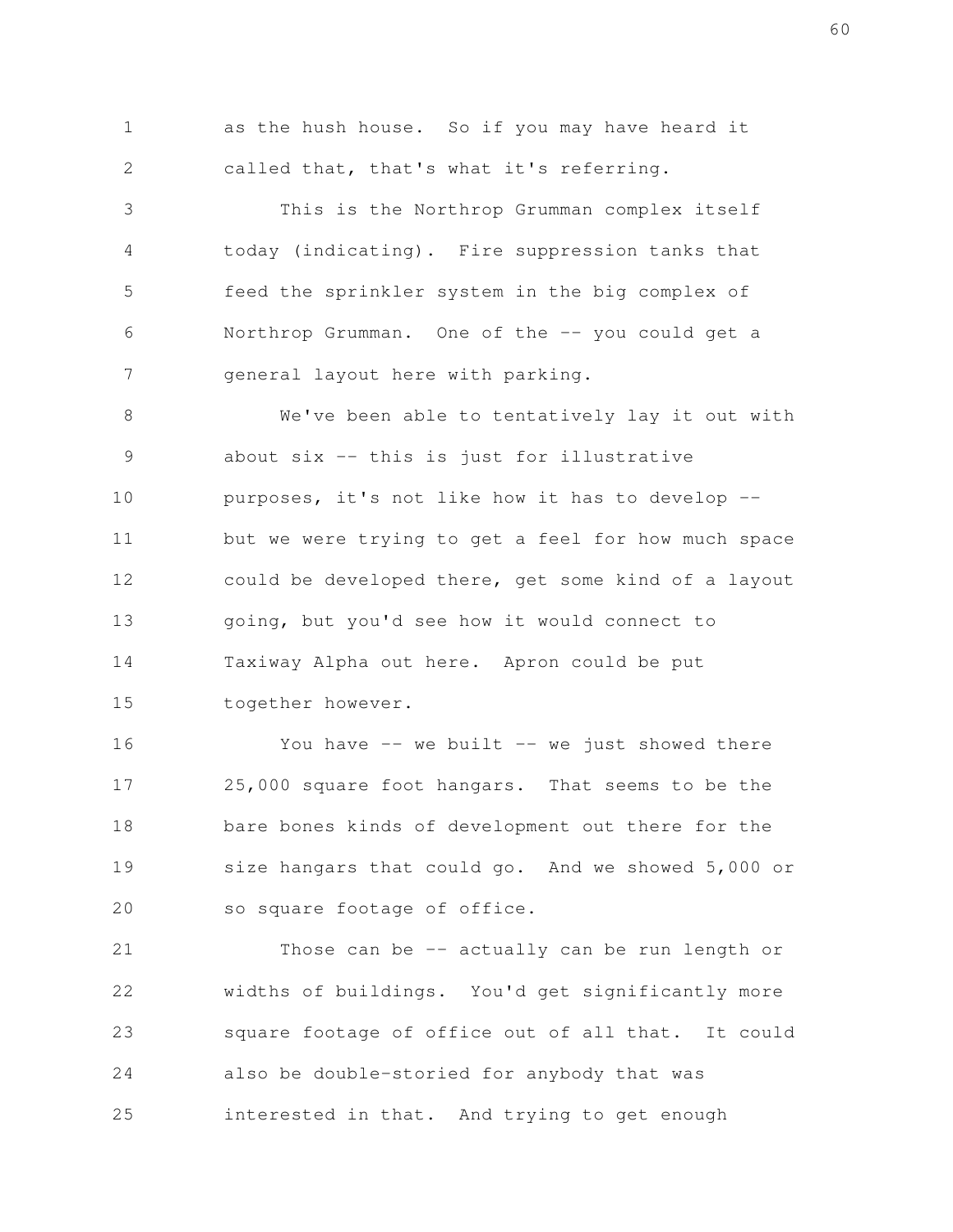as the hush house. So if you may have heard it called that, that's what it's referring.

This is the Northrop Grumman complex itself today (indicating). Fire suppression tanks that feed the sprinkler system in the big complex of Northrop Grumman. One of the -- you could get a general layout here with parking.

We've been able to tentatively lay it out with about six -- this is just for illustrative purposes, it's not like how it has to develop -- but we were trying to get a feel for how much space could be developed there, get some kind of a layout going, but you'd see how it would connect to Taxiway Alpha out here. Apron could be put together however.

You have -- we built -- we just showed there 25,000 square foot hangars. That seems to be the bare bones kinds of development out there for the size hangars that could go. And we showed 5,000 or so square footage of office.

Those can be -- actually can be run length or widths of buildings. You'd get significantly more square footage of office out of all that. It could also be double-storied for anybody that was interested in that. And trying to get enough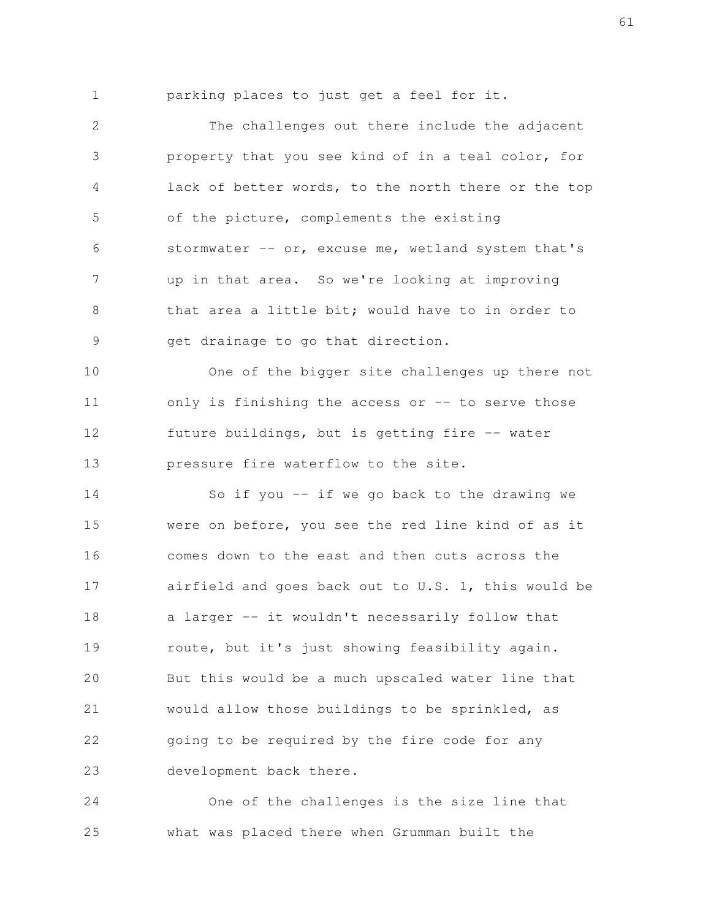parking places to just get a feel for it.

The challenges out there include the adjacent property that you see kind of in a teal color, for lack of better words, to the north there or the top of the picture, complements the existing stormwater -- or, excuse me, wetland system that's up in that area. So we're looking at improving that area a little bit; would have to in order to get drainage to go that direction.

One of the bigger site challenges up there not only is finishing the access or -- to serve those future buildings, but is getting fire -- water pressure fire waterflow to the site.

So if you -- if we go back to the drawing we were on before, you see the red line kind of as it comes down to the east and then cuts across the airfield and goes back out to U.S. 1, this would be a larger -- it wouldn't necessarily follow that route, but it's just showing feasibility again. But this would be a much upscaled water line that would allow those buildings to be sprinkled, as going to be required by the fire code for any development back there.

One of the challenges is the size line that what was placed there when Grumman built the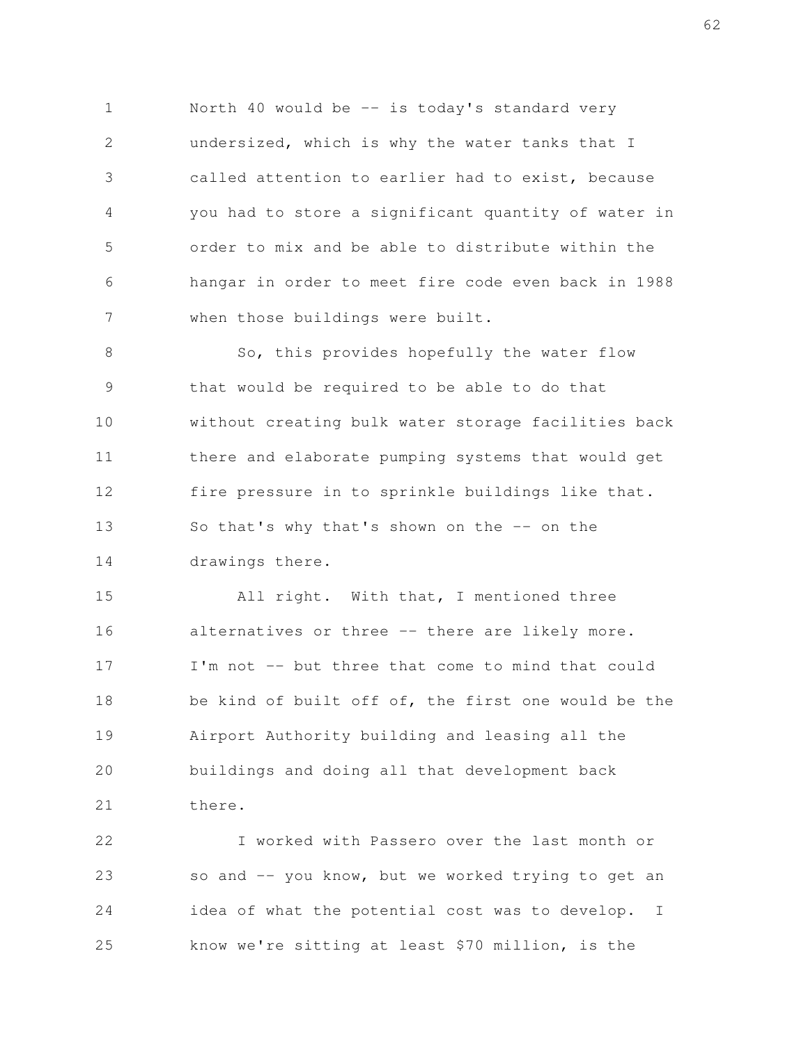North 40 would be -- is today's standard very undersized, which is why the water tanks that I called attention to earlier had to exist, because you had to store a significant quantity of water in order to mix and be able to distribute within the hangar in order to meet fire code even back in 1988 when those buildings were built.

So, this provides hopefully the water flow that would be required to be able to do that without creating bulk water storage facilities back there and elaborate pumping systems that would get fire pressure in to sprinkle buildings like that. So that's why that's shown on the -- on the drawings there.

All right. With that, I mentioned three alternatives or three -- there are likely more. I'm not -- but three that come to mind that could be kind of built off of, the first one would be the Airport Authority building and leasing all the buildings and doing all that development back there.

I worked with Passero over the last month or so and -- you know, but we worked trying to get an idea of what the potential cost was to develop. I know we're sitting at least $70 million, is the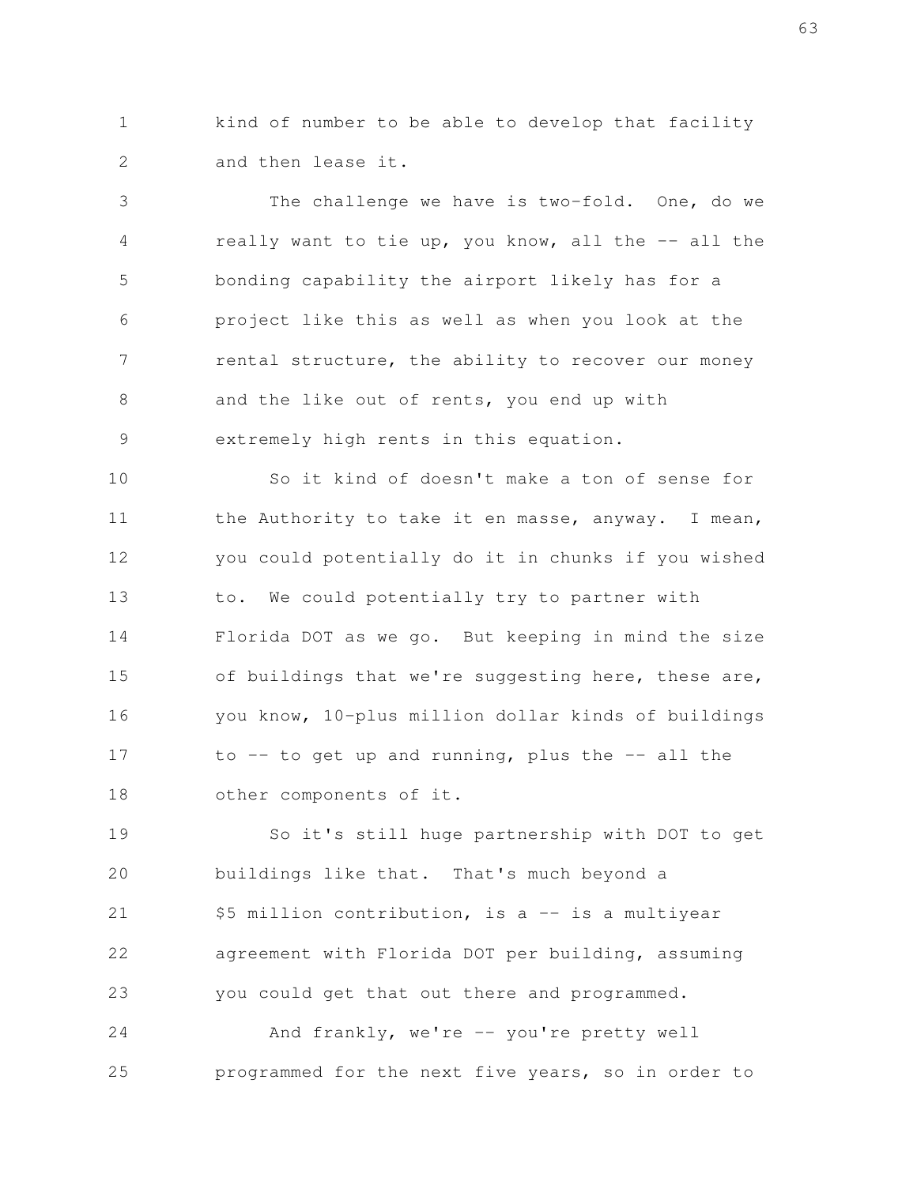kind of number to be able to develop that facility and then lease it.

The challenge we have is two-fold. One, do we really want to tie up, you know, all the -- all the bonding capability the airport likely has for a project like this as well as when you look at the rental structure, the ability to recover our money and the like out of rents, you end up with extremely high rents in this equation.

So it kind of doesn't make a ton of sense for the Authority to take it en masse, anyway. I mean, you could potentially do it in chunks if you wished to. We could potentially try to partner with Florida DOT as we go. But keeping in mind the size of buildings that we're suggesting here, these are, you know, 10-plus million dollar kinds of buildings to -- to get up and running, plus the -- all the other components of it.

So it's still huge partnership with DOT to get buildings like that. That's much beyond a $5 million contribution, is a -- is a multiyear agreement with Florida DOT per building, assuming you could get that out there and programmed.

And frankly, we're -- you're pretty well programmed for the next five years, so in order to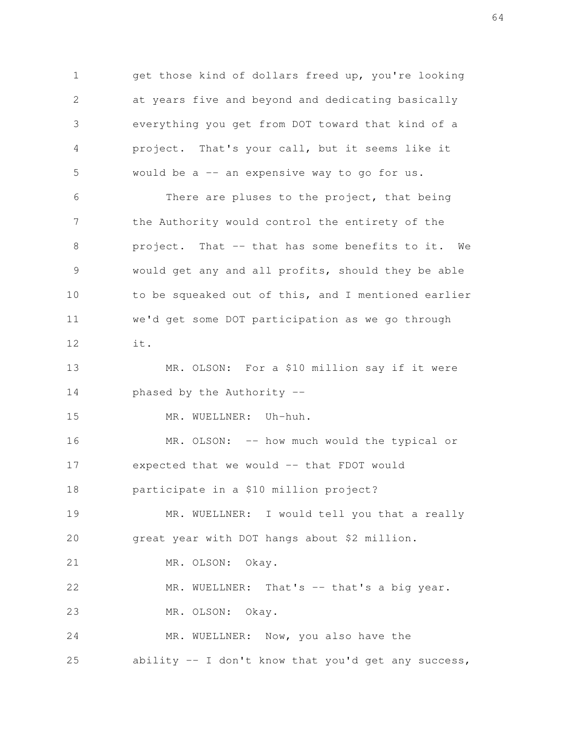get those kind of dollars freed up, you're looking at years five and beyond and dedicating basically everything you get from DOT toward that kind of a project. That's your call, but it seems like it would be a -- an expensive way to go for us.

There are pluses to the project, that being the Authority would control the entirety of the project. That -- that has some benefits to it. We would get any and all profits, should they be able to be squeaked out of this, and I mentioned earlier we'd get some DOT participation as we go through it.

MR. OLSON: For a $10 million say if it were phased by the Authority --

MR. WUELLNER: Uh-huh.

MR. OLSON: -- how much would the typical or expected that we would -- that FDOT would participate in a $10 million project?

MR. WUELLNER: I would tell you that a really great year with DOT hangs about $2 million.

MR. OLSON: Okay.

MR. WUELLNER: That's -- that's a big year.

MR. OLSON: Okay.

MR. WUELLNER: Now, you also have the ability -- I don't know that you'd get any success,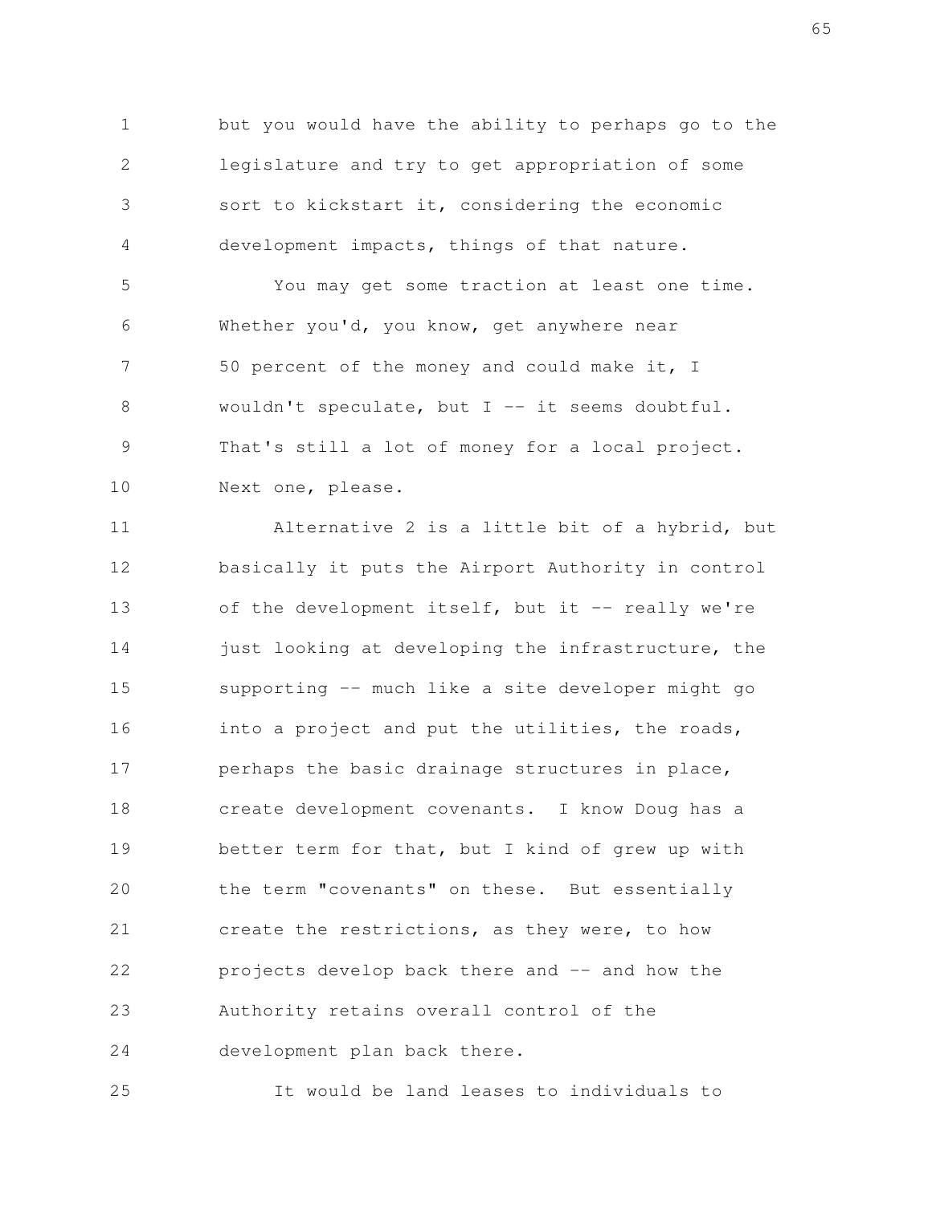but you would have the ability to perhaps go to the legislature and try to get appropriation of some sort to kickstart it, considering the economic development impacts, things of that nature.

You may get some traction at least one time. Whether you'd, you know, get anywhere near 50 percent of the money and could make it, I wouldn't speculate, but I -- it seems doubtful. That's still a lot of money for a local project. Next one, please.

Alternative 2 is a little bit of a hybrid, but basically it puts the Airport Authority in control of the development itself, but it -- really we're just looking at developing the infrastructure, the supporting -- much like a site developer might go into a project and put the utilities, the roads, perhaps the basic drainage structures in place, create development covenants. I know Doug has a better term for that, but I kind of grew up with the term "covenants" on these. But essentially create the restrictions, as they were, to how projects develop back there and -- and how the Authority retains overall control of the development plan back there.

It would be land leases to individuals to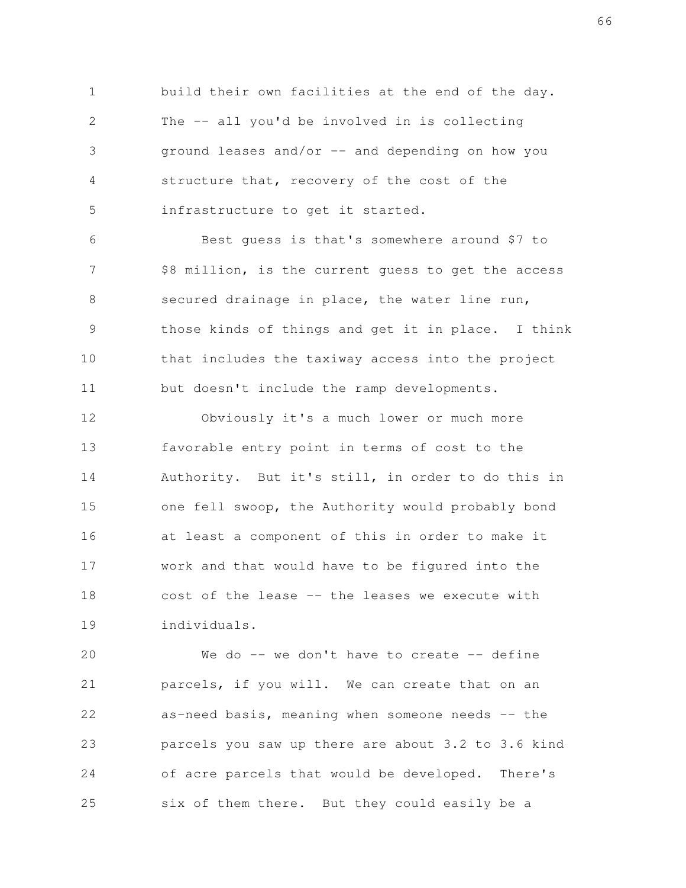build their own facilities at the end of the day. The -- all you'd be involved in is collecting ground leases and/or -- and depending on how you structure that, recovery of the cost of the infrastructure to get it started.

Best guess is that's somewhere around $7 to $8 million, is the current guess to get the access secured drainage in place, the water line run, those kinds of things and get it in place. I think that includes the taxiway access into the project but doesn't include the ramp developments.

Obviously it's a much lower or much more favorable entry point in terms of cost to the Authority. But it's still, in order to do this in one fell swoop, the Authority would probably bond at least a component of this in order to make it work and that would have to be figured into the cost of the lease -- the leases we execute with individuals.

We do -- we don't have to create -- define parcels, if you will. We can create that on an as-need basis, meaning when someone needs -- the parcels you saw up there are about 3.2 to 3.6 kind of acre parcels that would be developed. There's six of them there. But they could easily be a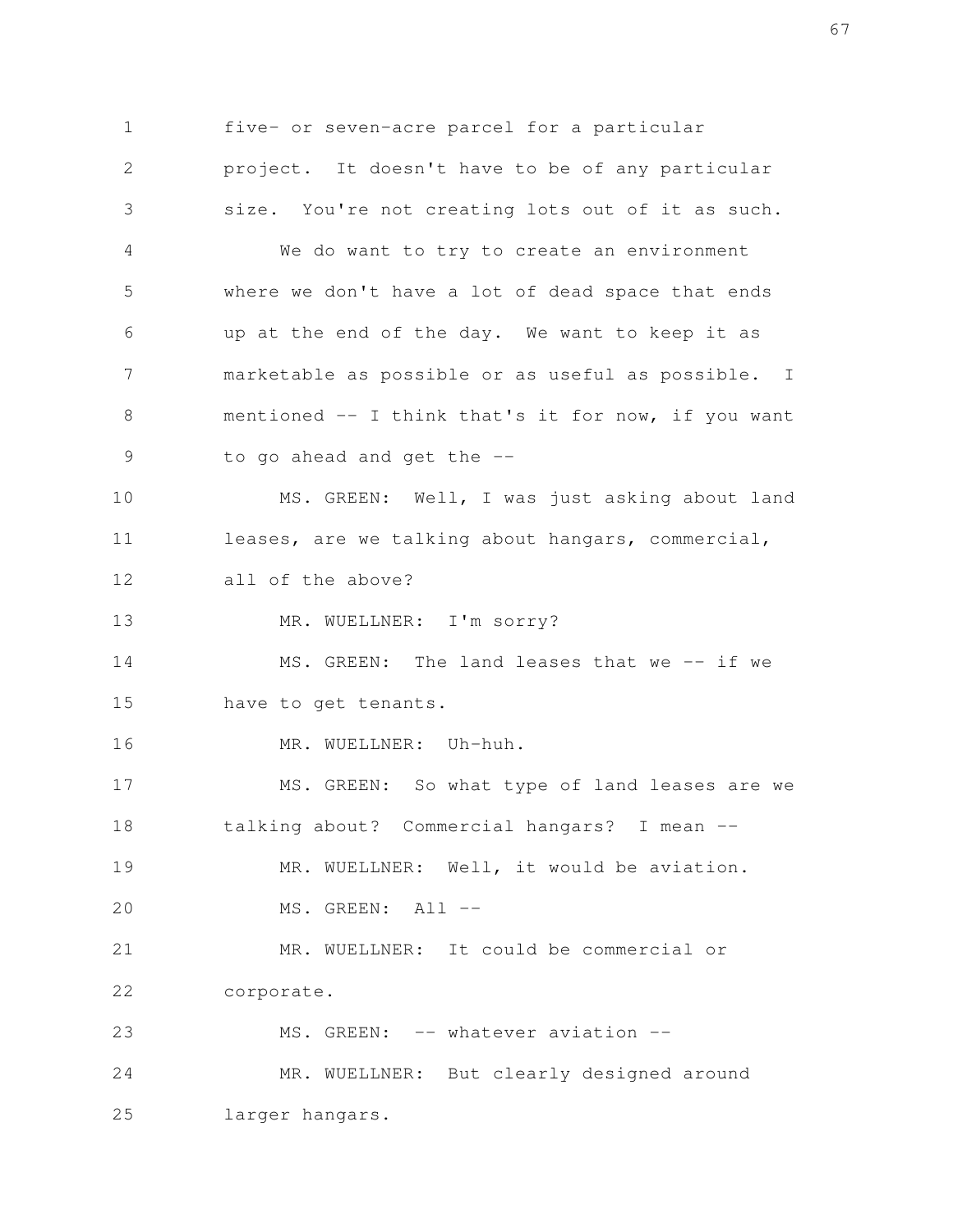five- or seven-acre parcel for a particular project. It doesn't have to be of any particular size. You're not creating lots out of it as such.

We do want to try to create an environment where we don't have a lot of dead space that ends up at the end of the day. We want to keep it as marketable as possible or as useful as possible. I mentioned -- I think that's it for now, if you want to go ahead and get the --

MS. GREEN: Well, I was just asking about land leases, are we talking about hangars, commercial, all of the above?

MR. WUELLNER: I'm sorry?

MS. GREEN: The land leases that we -- if we have to get tenants.

MR. WUELLNER: Uh-huh.

MS. GREEN: So what type of land leases are we talking about? Commercial hangars? I mean --

MR. WUELLNER: Well, it would be aviation.

MS. GREEN: All --

MR. WUELLNER: It could be commercial or corporate.

MS. GREEN: -- whatever aviation --

MR. WUELLNER: But clearly designed around larger hangars.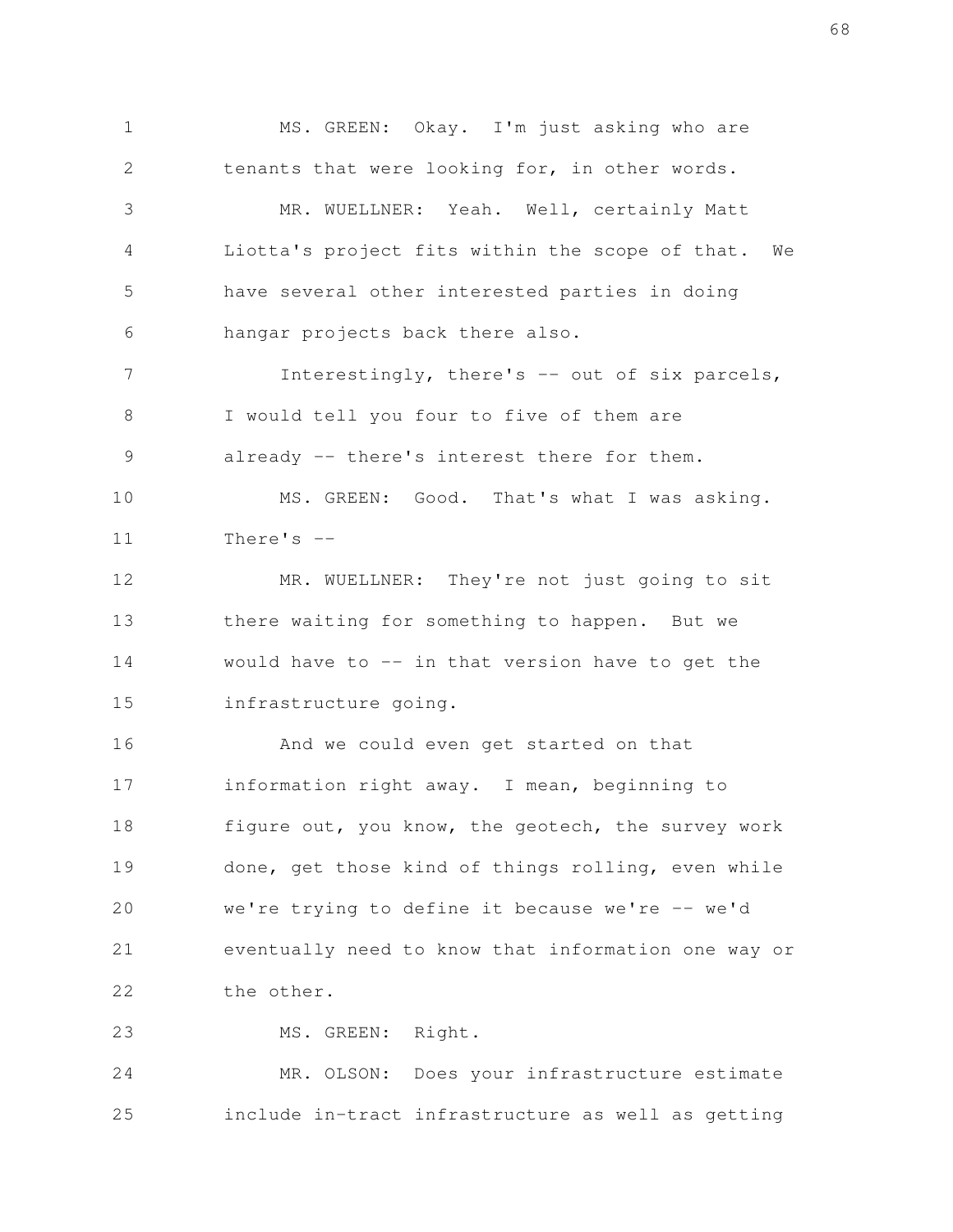MS. GREEN: Okay. I'm just asking who are tenants that were looking for, in other words.

MR. WUELLNER: Yeah. Well, certainly Matt Liotta's project fits within the scope of that. We have several other interested parties in doing hangar projects back there also.

Interestingly, there's -- out of six parcels, I would tell you four to five of them are already -- there's interest there for them.

MS. GREEN: Good. That's what I was asking. There's --

MR. WUELLNER: They're not just going to sit there waiting for something to happen. But we would have to -- in that version have to get the infrastructure going.

And we could even get started on that information right away. I mean, beginning to figure out, you know, the geotech, the survey work done, get those kind of things rolling, even while we're trying to define it because we're -- we'd eventually need to know that information one way or the other.

MS. GREEN: Right.

MR. OLSON: Does your infrastructure estimate include in-tract infrastructure as well as getting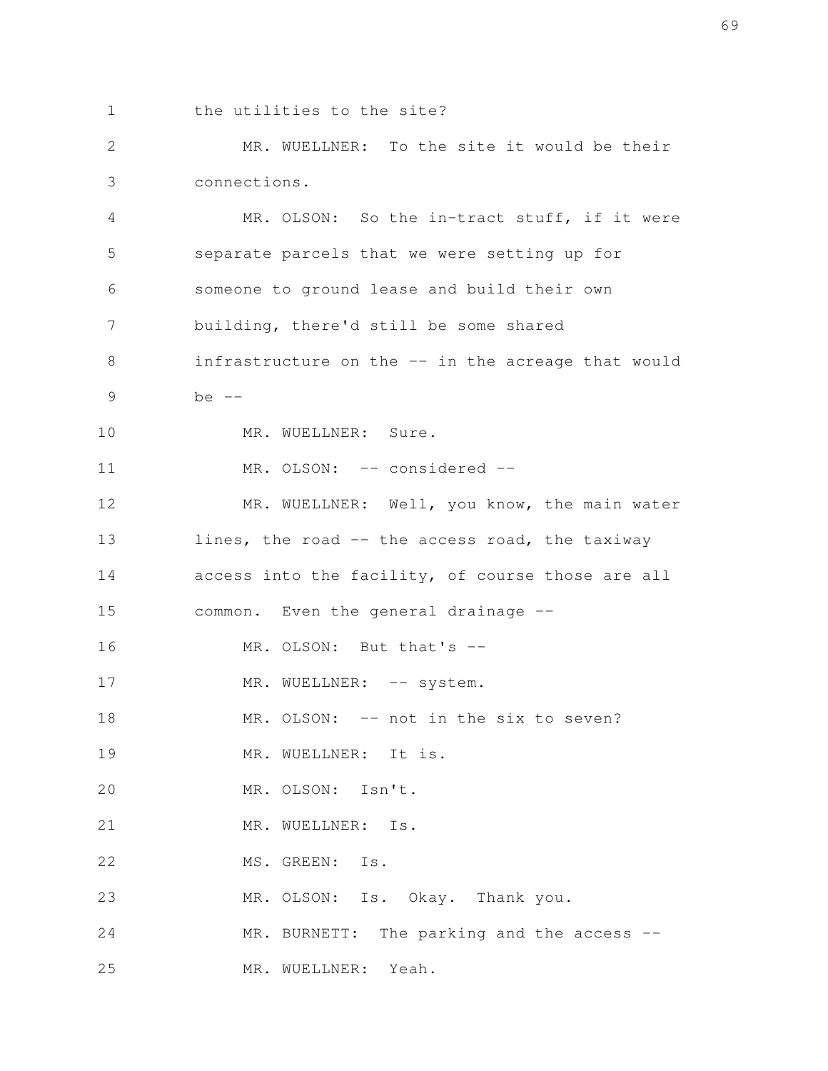the utilities to the site?

MR. WUELLNER: To the site it would be their connections.

MR. OLSON: So the in-tract stuff, if it were separate parcels that we were setting up for someone to ground lease and build their own building, there'd still be some shared infrastructure on the -- in the acreage that would be --

MR. WUELLNER: Sure.

MR. OLSON: -- considered --

MR. WUELLNER: Well, you know, the main water lines, the road -- the access road, the taxiway access into the facility, of course those are all common. Even the general drainage --

MR. OLSON: But that's --

MR. WUELLNER: -- system.

MR. OLSON: -- not in the six to seven?

MR. WUELLNER: It is.

MR. OLSON: Isn't.

MR. WUELLNER: Is.

MS. GREEN: Is.

MR. OLSON: Is. Okay. Thank you.

MR. BURNETT: The parking and the access --

MR. WUELLNER: Yeah.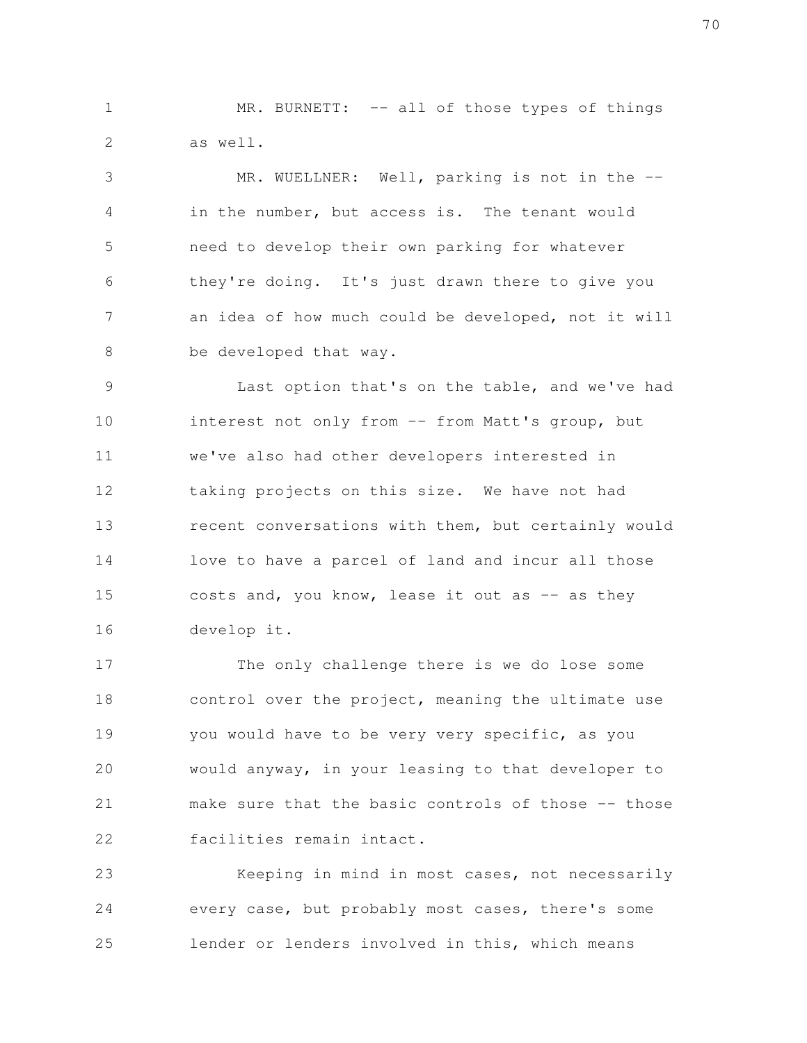MR. BURNETT: -- all of those types of things as well.

MR. WUELLNER: Well, parking is not in the -- in the number, but access is. The tenant would need to develop their own parking for whatever they're doing. It's just drawn there to give you an idea of how much could be developed, not it will be developed that way.

Last option that's on the table, and we've had interest not only from -- from Matt's group, but we've also had other developers interested in taking projects on this size. We have not had recent conversations with them, but certainly would love to have a parcel of land and incur all those costs and, you know, lease it out as -- as they develop it.

The only challenge there is we do lose some control over the project, meaning the ultimate use you would have to be very very specific, as you would anyway, in your leasing to that developer to make sure that the basic controls of those -- those facilities remain intact.

Keeping in mind in most cases, not necessarily every case, but probably most cases, there's some lender or lenders involved in this, which means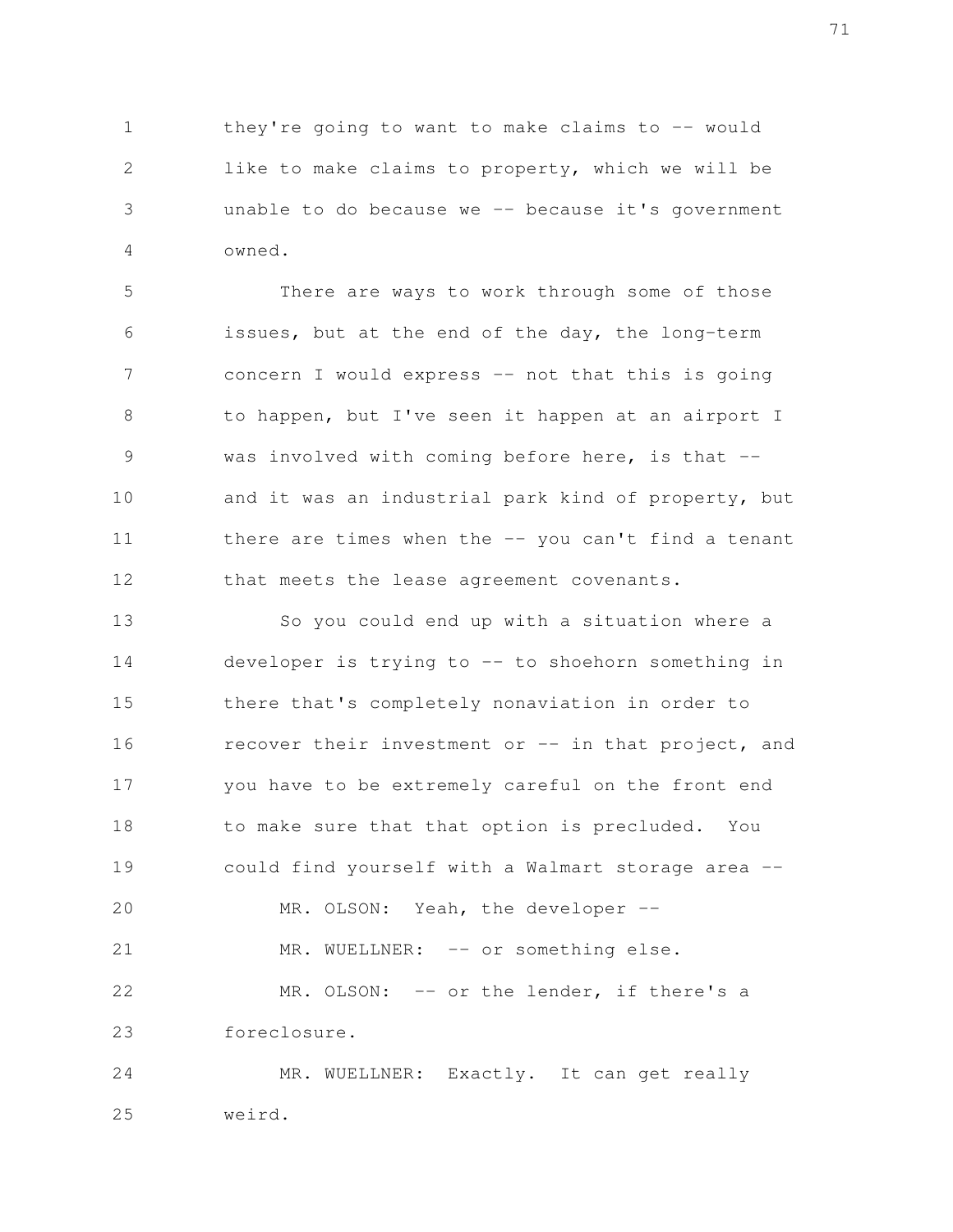they're going to want to make claims to -- would like to make claims to property, which we will be unable to do because we -- because it's government owned.

There are ways to work through some of those issues, but at the end of the day, the long-term concern I would express -- not that this is going to happen, but I've seen it happen at an airport I was involved with coming before here, is that -- and it was an industrial park kind of property, but there are times when the -- you can't find a tenant that meets the lease agreement covenants.

So you could end up with a situation where a developer is trying to -- to shoehorn something in there that's completely nonaviation in order to recover their investment or -- in that project, and you have to be extremely careful on the front end to make sure that that option is precluded. You could find yourself with a Walmart storage area --

MR. OLSON: Yeah, the developer --

MR. WUELLNER: -- or something else.

MR. OLSON: -- or the lender, if there's a foreclosure.

MR. WUELLNER: Exactly. It can get really weird.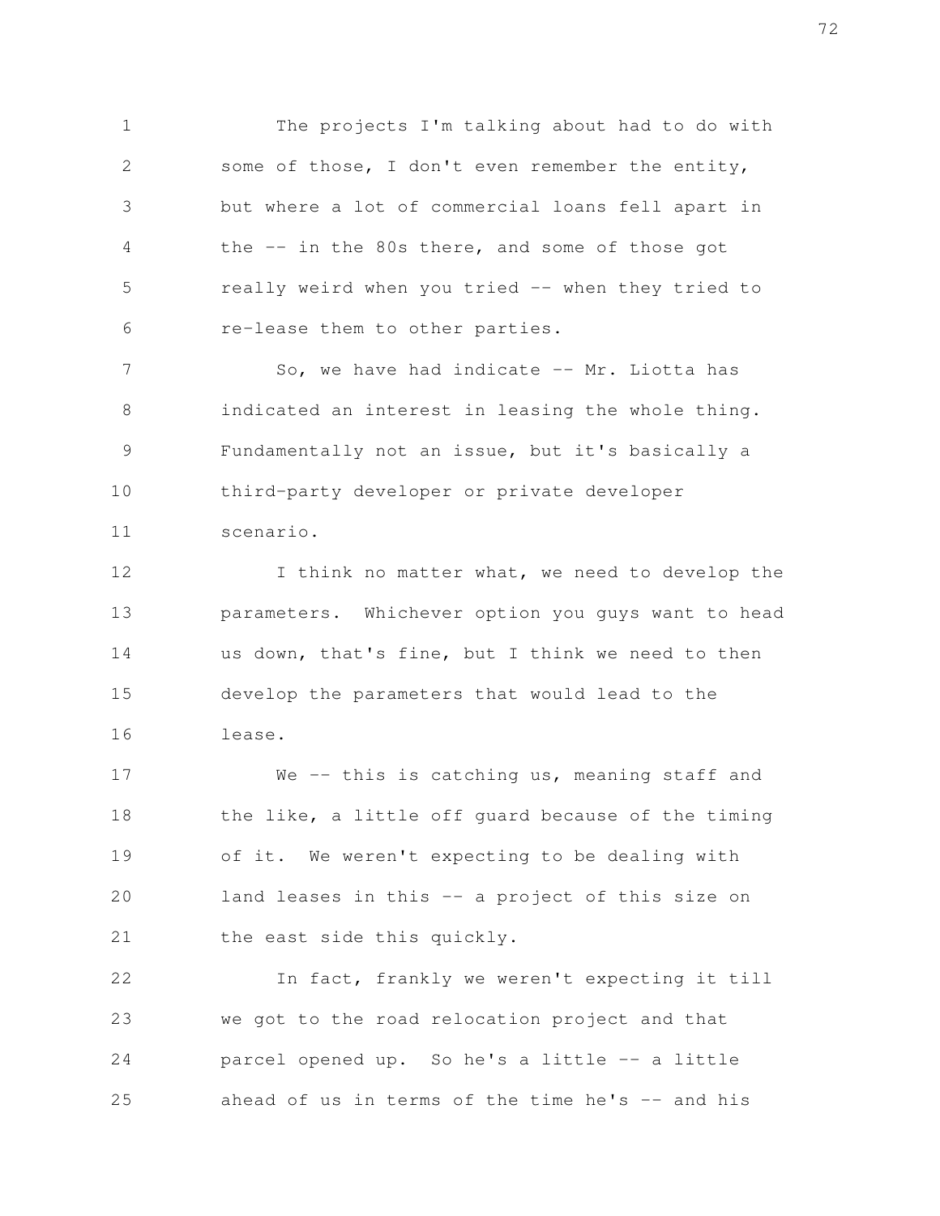The projects I'm talking about had to do with some of those, I don't even remember the entity, but where a lot of commercial loans fell apart in the -- in the 80s there, and some of those got really weird when you tried -- when they tried to re-lease them to other parties.

So, we have had indicate -- Mr. Liotta has indicated an interest in leasing the whole thing. Fundamentally not an issue, but it's basically a third-party developer or private developer scenario.

I think no matter what, we need to develop the parameters. Whichever option you guys want to head us down, that's fine, but I think we need to then develop the parameters that would lead to the lease.

We -- this is catching us, meaning staff and the like, a little off guard because of the timing of it. We weren't expecting to be dealing with land leases in this -- a project of this size on the east side this quickly.

In fact, frankly we weren't expecting it till we got to the road relocation project and that parcel opened up. So he's a little -- a little ahead of us in terms of the time he's -- and his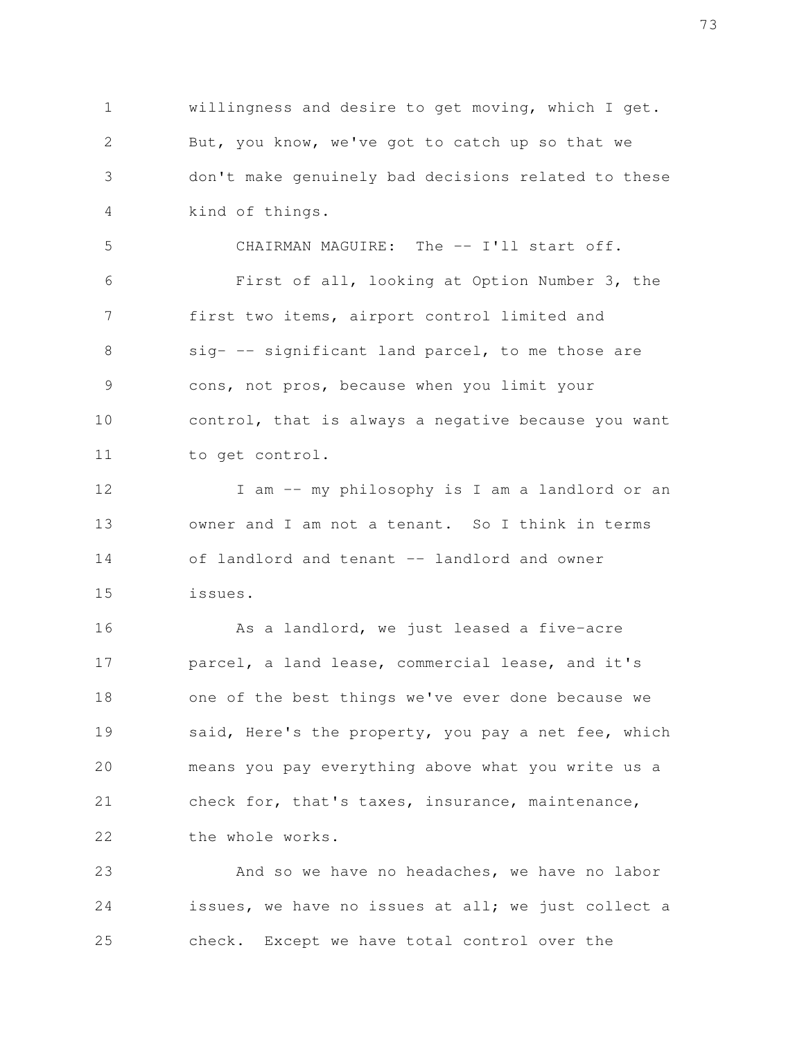willingness and desire to get moving, which I get. But, you know, we've got to catch up so that we don't make genuinely bad decisions related to these kind of things.

CHAIRMAN MAGUIRE: The -- I'll start off.

First of all, looking at Option Number 3, the first two items, airport control limited and sig- -- significant land parcel, to me those are cons, not pros, because when you limit your control, that is always a negative because you want to get control.

I am -- my philosophy is I am a landlord or an owner and I am not a tenant. So I think in terms of landlord and tenant -- landlord and owner issues.

As a landlord, we just leased a five-acre parcel, a land lease, commercial lease, and it's one of the best things we've ever done because we said, Here's the property, you pay a net fee, which means you pay everything above what you write us a check for, that's taxes, insurance, maintenance, the whole works.

And so we have no headaches, we have no labor issues, we have no issues at all; we just collect a check. Except we have total control over the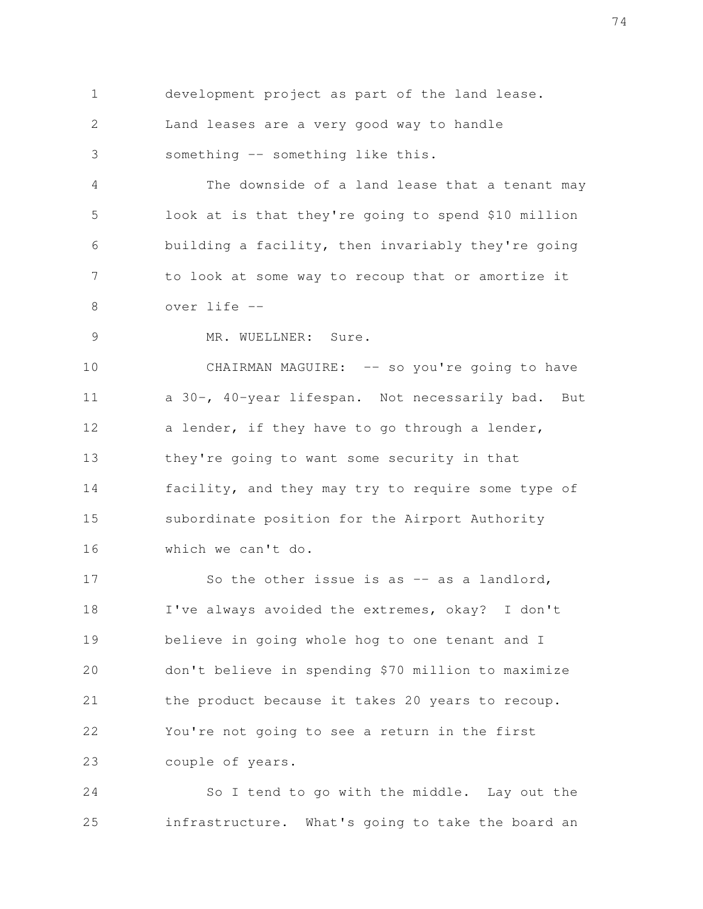development project as part of the land lease. Land leases are a very good way to handle something -- something like this.

The downside of a land lease that a tenant may look at is that they're going to spend $10 million building a facility, then invariably they're going to look at some way to recoup that or amortize it over life --

MR. WUELLNER: Sure.

CHAIRMAN MAGUIRE: -- so you're going to have a 30-, 40-year lifespan. Not necessarily bad. But a lender, if they have to go through a lender, they're going to want some security in that facility, and they may try to require some type of subordinate position for the Airport Authority which we can't do.

So the other issue is as -- as a landlord, I've always avoided the extremes, okay? I don't believe in going whole hog to one tenant and I don't believe in spending $70 million to maximize the product because it takes 20 years to recoup. You're not going to see a return in the first couple of years.

So I tend to go with the middle. Lay out the infrastructure. What's going to take the board an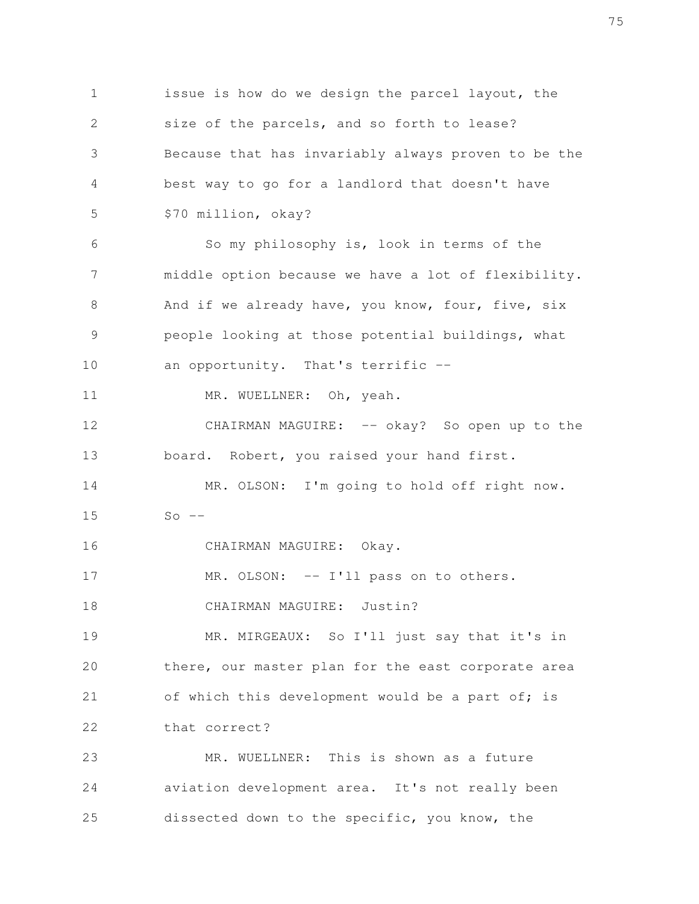issue is how do we design the parcel layout, the size of the parcels, and so forth to lease? Because that has invariably always proven to be the best way to go for a landlord that doesn't have $70 million, okay?

So my philosophy is, look in terms of the middle option because we have a lot of flexibility. And if we already have, you know, four, five, six people looking at those potential buildings, what an opportunity. That's terrific --

MR. WUELLNER: Oh, yeah.

CHAIRMAN MAGUIRE: -- okay? So open up to the board. Robert, you raised your hand first.

MR. OLSON: I'm going to hold off right now. So --

CHAIRMAN MAGUIRE: Okay.

MR. OLSON: -- I'll pass on to others.

CHAIRMAN MAGUIRE: Justin?

MR. MIRGEAUX: So I'll just say that it's in there, our master plan for the east corporate area of which this development would be a part of; is that correct?

MR. WUELLNER: This is shown as a future aviation development area. It's not really been dissected down to the specific, you know, the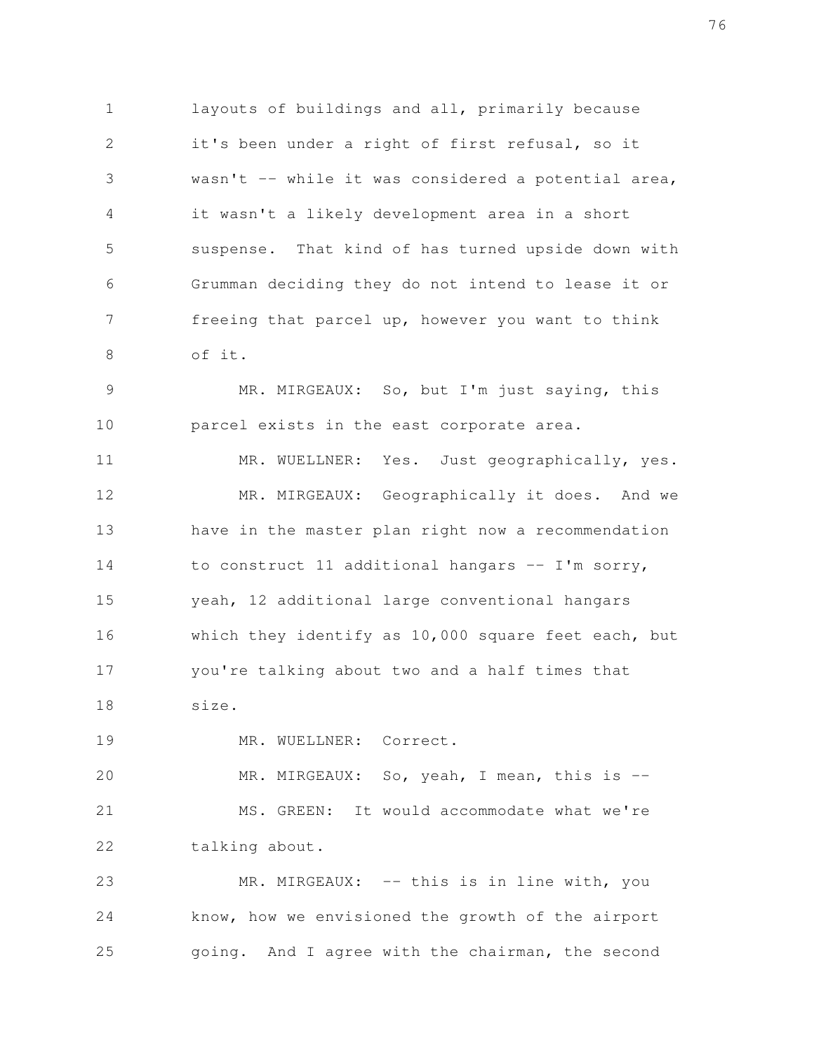layouts of buildings and all, primarily because it's been under a right of first refusal, so it wasn't -- while it was considered a potential area, it wasn't a likely development area in a short suspense. That kind of has turned upside down with Grumman deciding they do not intend to lease it or freeing that parcel up, however you want to think of it.

MR. MIRGEAUX: So, but I'm just saying, this parcel exists in the east corporate area.

MR. WUELLNER: Yes. Just geographically, yes.

MR. MIRGEAUX: Geographically it does. And we have in the master plan right now a recommendation to construct 11 additional hangars -- I'm sorry, yeah, 12 additional large conventional hangars which they identify as 10,000 square feet each, but you're talking about two and a half times that size.

MR. WUELLNER: Correct.

MR. MIRGEAUX: So, yeah, I mean, this is --

MS. GREEN: It would accommodate what we're talking about.

MR. MIRGEAUX: -- this is in line with, you know, how we envisioned the growth of the airport going. And I agree with the chairman, the second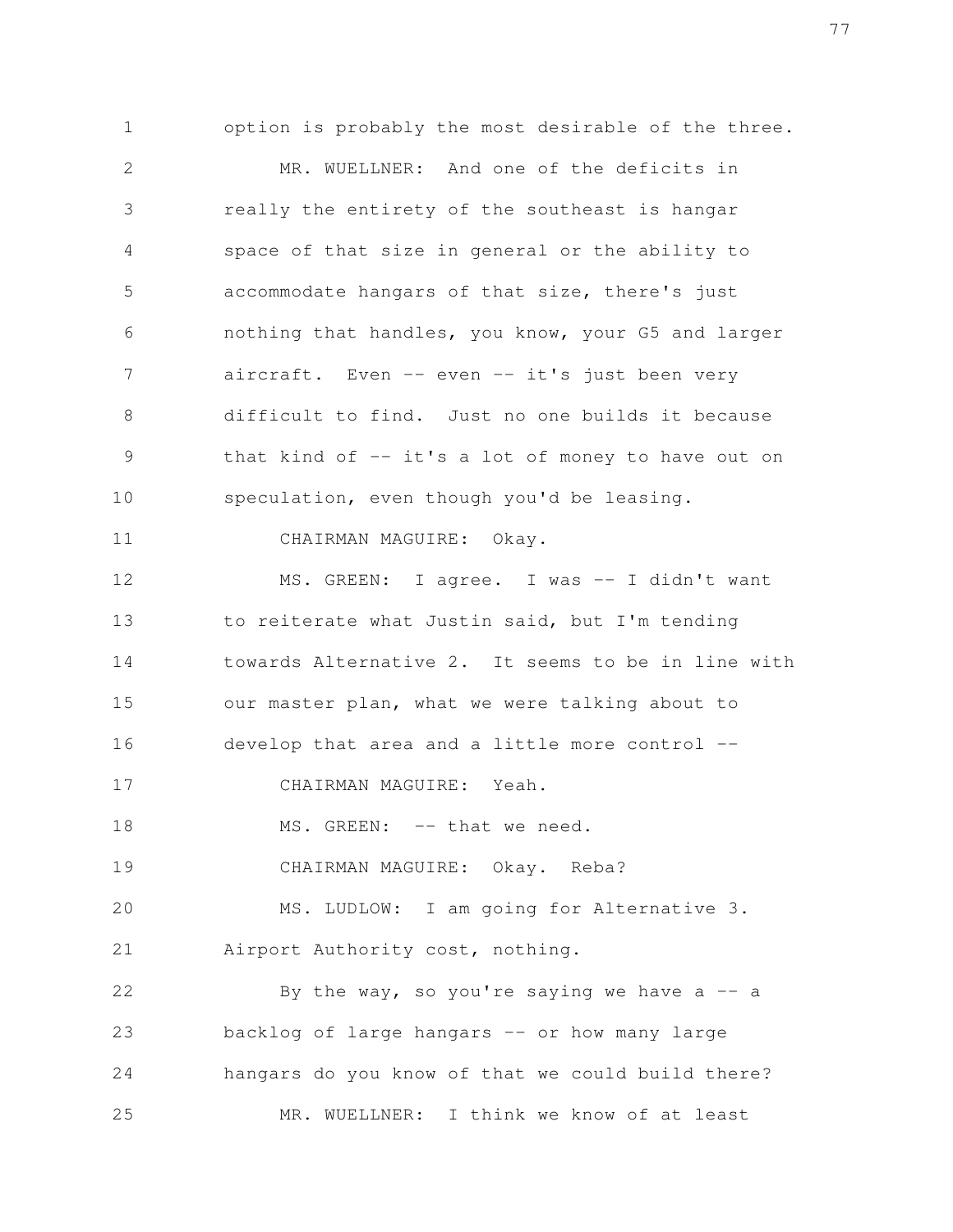option is probably the most desirable of the three.

MR. WUELLNER: And one of the deficits in really the entirety of the southeast is hangar space of that size in general or the ability to accommodate hangars of that size, there's just nothing that handles, you know, your G5 and larger aircraft. Even -- even -- it's just been very difficult to find. Just no one builds it because that kind of -- it's a lot of money to have out on speculation, even though you'd be leasing.

CHAIRMAN MAGUIRE: Okay.

MS. GREEN: I agree. I was -- I didn't want to reiterate what Justin said, but I'm tending towards Alternative 2. It seems to be in line with our master plan, what we were talking about to develop that area and a little more control --

CHAIRMAN MAGUIRE: Yeah.

MS. GREEN: -- that we need.

CHAIRMAN MAGUIRE: Okay. Reba?

MS. LUDLOW: I am going for Alternative 3. Airport Authority cost, nothing.

By the way, so you're saying we have a -- a backlog of large hangars -- or how many large hangars do you know of that we could build there?

MR. WUELLNER: I think we know of at least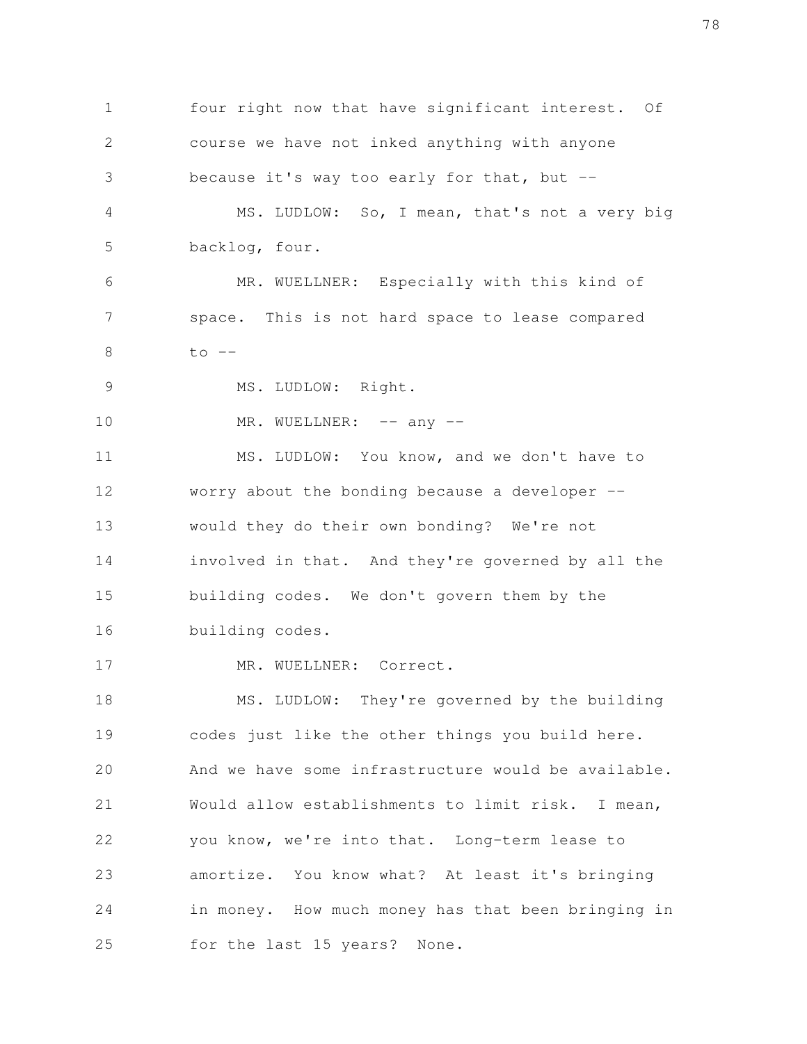four right now that have significant interest. Of course we have not inked anything with anyone because it's way too early for that, but --

MS. LUDLOW: So, I mean, that's not a very big backlog, four.

MR. WUELLNER: Especially with this kind of space. This is not hard space to lease compared to --

MS. LUDLOW: Right.

MR. WUELLNER: -- any --

MS. LUDLOW: You know, and we don't have to worry about the bonding because a developer -- would they do their own bonding? We're not involved in that. And they're governed by all the building codes. We don't govern them by the building codes.

MR. WUELLNER: Correct.

MS. LUDLOW: They're governed by the building codes just like the other things you build here. And we have some infrastructure would be available. Would allow establishments to limit risk. I mean, you know, we're into that. Long-term lease to amortize. You know what? At least it's bringing in money. How much money has that been bringing in for the last 15 years? None.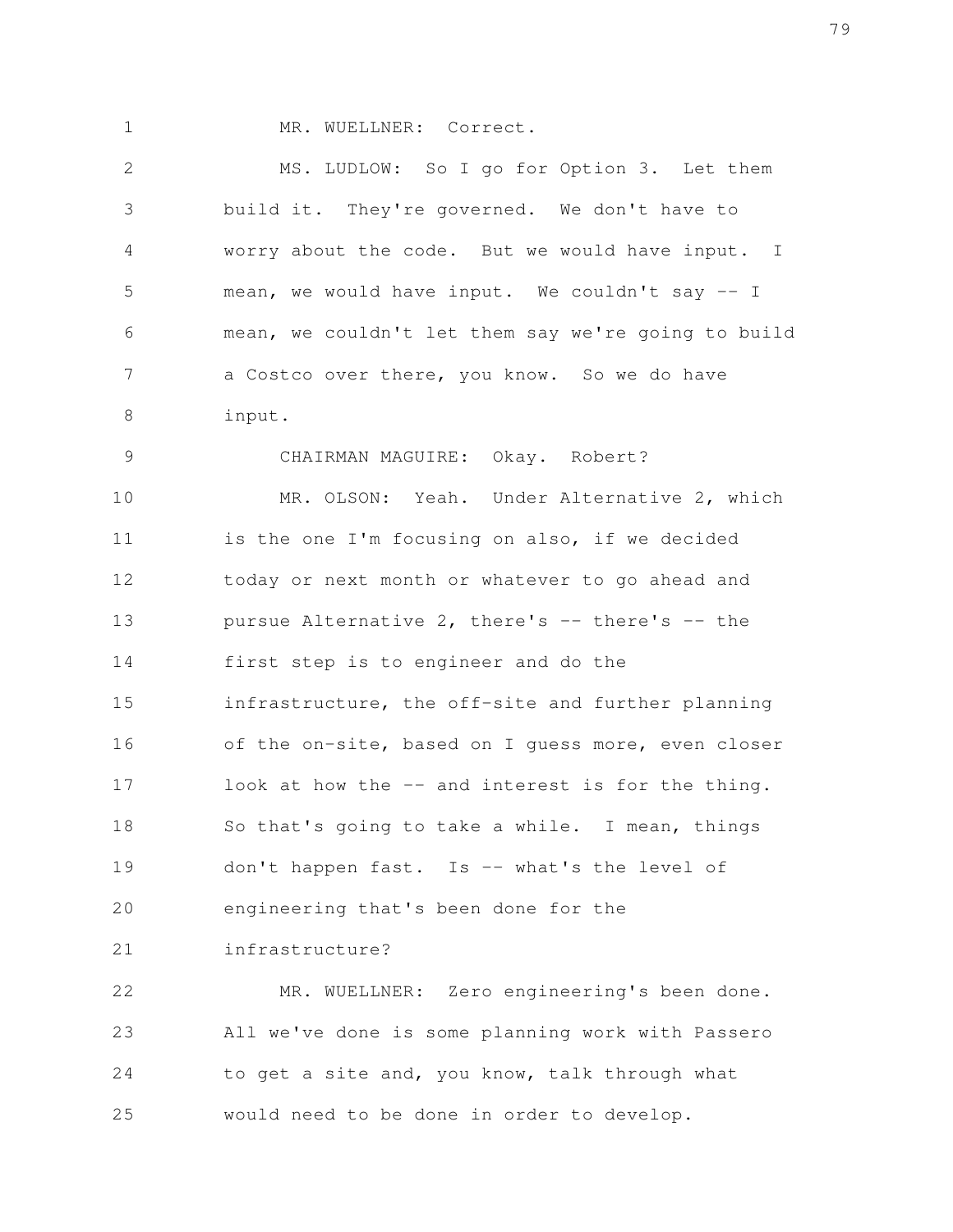MR. WUELLNER: Correct.

MS. LUDLOW: So I go for Option 3. Let them build it. They're governed. We don't have to worry about the code. But we would have input. I mean, we would have input. We couldn't say -- I mean, we couldn't let them say we're going to build a Costco over there, you know. So we do have input.

CHAIRMAN MAGUIRE: Okay. Robert?

MR. OLSON: Yeah. Under Alternative 2, which is the one I'm focusing on also, if we decided today or next month or whatever to go ahead and pursue Alternative 2, there's -- there's -- the first step is to engineer and do the infrastructure, the off-site and further planning of the on-site, based on I guess more, even closer look at how the -- and interest is for the thing. So that's going to take a while. I mean, things don't happen fast. Is -- what's the level of engineering that's been done for the infrastructure?

MR. WUELLNER: Zero engineering's been done. All we've done is some planning work with Passero to get a site and, you know, talk through what would need to be done in order to develop.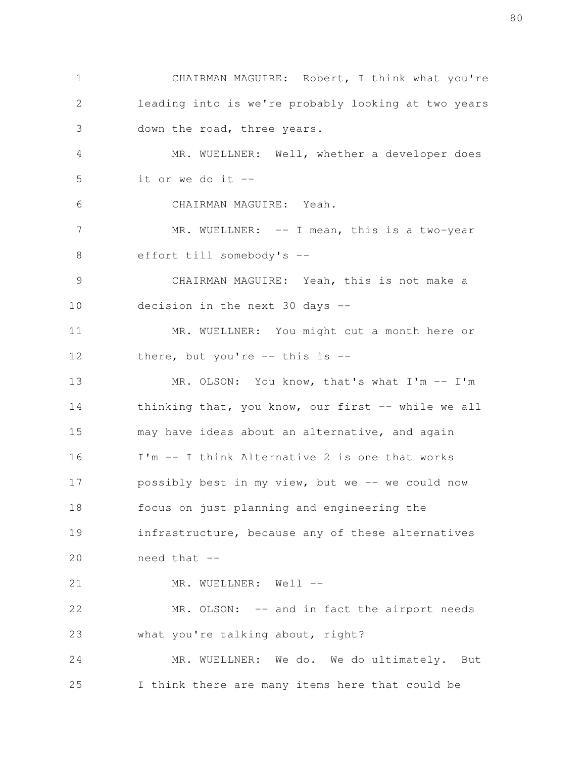CHAIRMAN MAGUIRE: Robert, I think what you're leading into is we're probably looking at two years down the road, three years.

MR. WUELLNER: Well, whether a developer does it or we do it --

CHAIRMAN MAGUIRE: Yeah.

MR. WUELLNER: -- I mean, this is a two-year effort till somebody's --

CHAIRMAN MAGUIRE: Yeah, this is not make a decision in the next 30 days --

MR. WUELLNER: You might cut a month here or there, but you're -- this is --

MR. OLSON: You know, that's what I'm -- I'm thinking that, you know, our first -- while we all may have ideas about an alternative, and again I'm -- I think Alternative 2 is one that works possibly best in my view, but we -- we could now focus on just planning and engineering the infrastructure, because any of these alternatives need that --

MR. WUELLNER: Well --

MR. OLSON: -- and in fact the airport needs what you're talking about, right?

MR. WUELLNER: We do. We do ultimately. But I think there are many items here that could be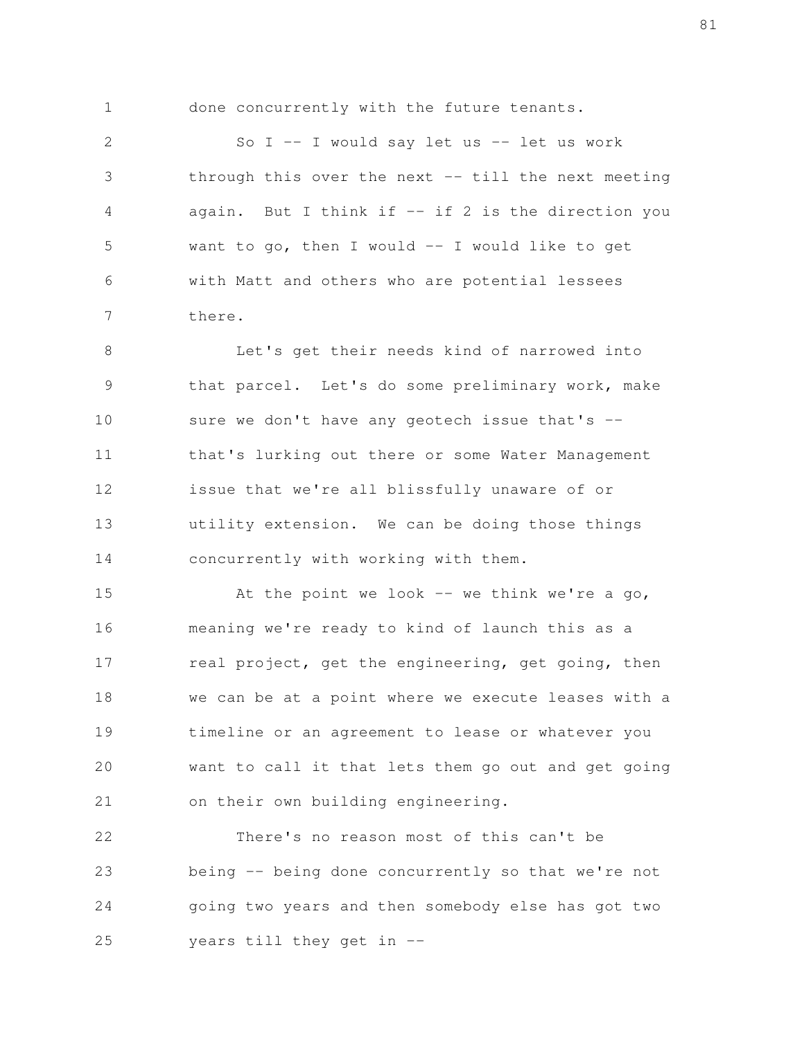done concurrently with the future tenants.

So I -- I would say let us -- let us work through this over the next -- till the next meeting again. But I think if -- if 2 is the direction you want to go, then I would -- I would like to get with Matt and others who are potential lessees there.

Let's get their needs kind of narrowed into that parcel. Let's do some preliminary work, make sure we don't have any geotech issue that's -- that's lurking out there or some Water Management issue that we're all blissfully unaware of or utility extension. We can be doing those things concurrently with working with them.

At the point we look -- we think we're a go, meaning we're ready to kind of launch this as a real project, get the engineering, get going, then we can be at a point where we execute leases with a timeline or an agreement to lease or whatever you want to call it that lets them go out and get going on their own building engineering.

There's no reason most of this can't be being -- being done concurrently so that we're not going two years and then somebody else has got two years till they get in --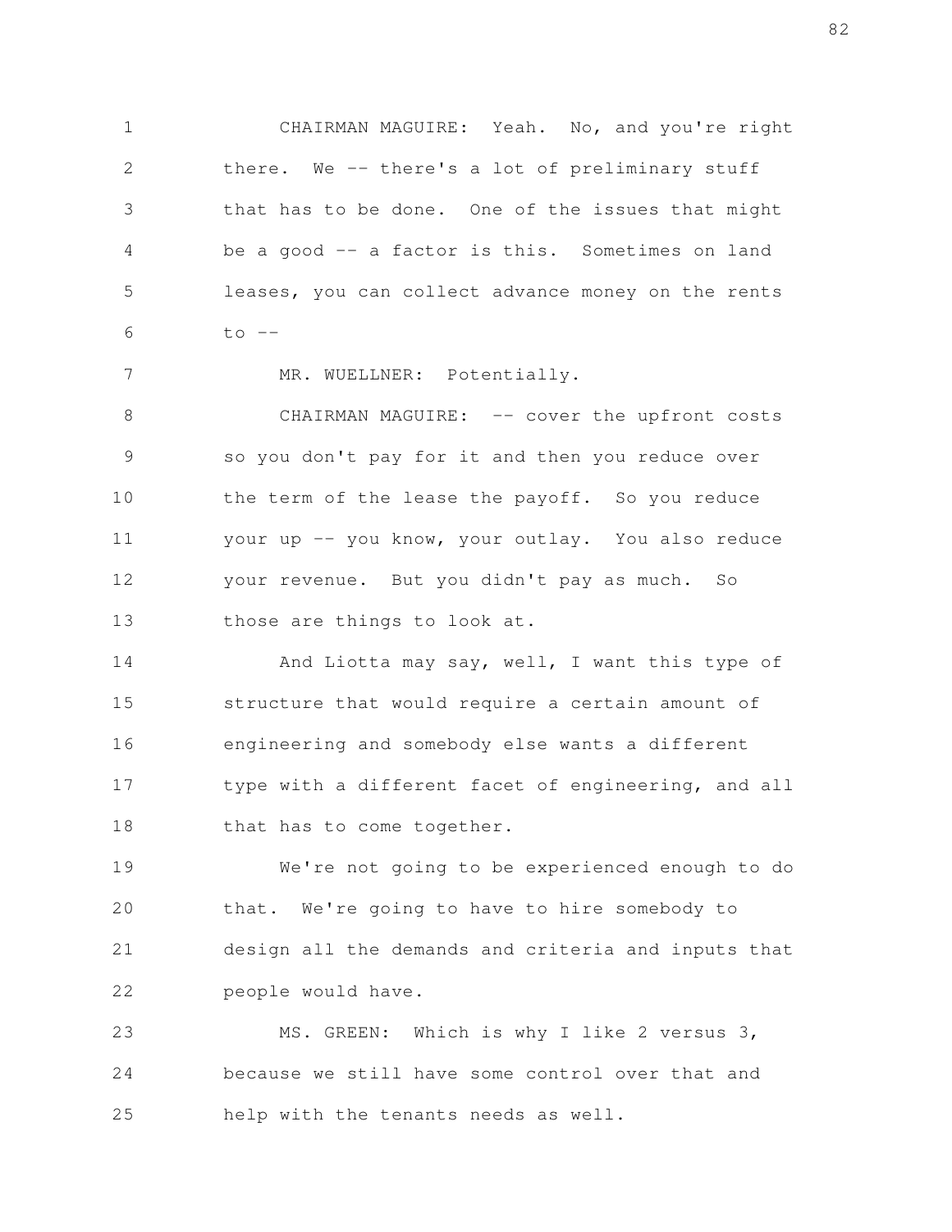CHAIRMAN MAGUIRE: Yeah. No, and you're right there. We -- there's a lot of preliminary stuff that has to be done. One of the issues that might be a good -- a factor is this. Sometimes on land leases, you can collect advance money on the rents to --

MR. WUELLNER: Potentially.

CHAIRMAN MAGUIRE: -- cover the upfront costs so you don't pay for it and then you reduce over the term of the lease the payoff. So you reduce your up -- you know, your outlay. You also reduce your revenue. But you didn't pay as much. So those are things to look at.

And Liotta may say, well, I want this type of structure that would require a certain amount of engineering and somebody else wants a different type with a different facet of engineering, and all that has to come together.

We're not going to be experienced enough to do that. We're going to have to hire somebody to design all the demands and criteria and inputs that people would have.

MS. GREEN: Which is why I like 2 versus 3, because we still have some control over that and help with the tenants needs as well.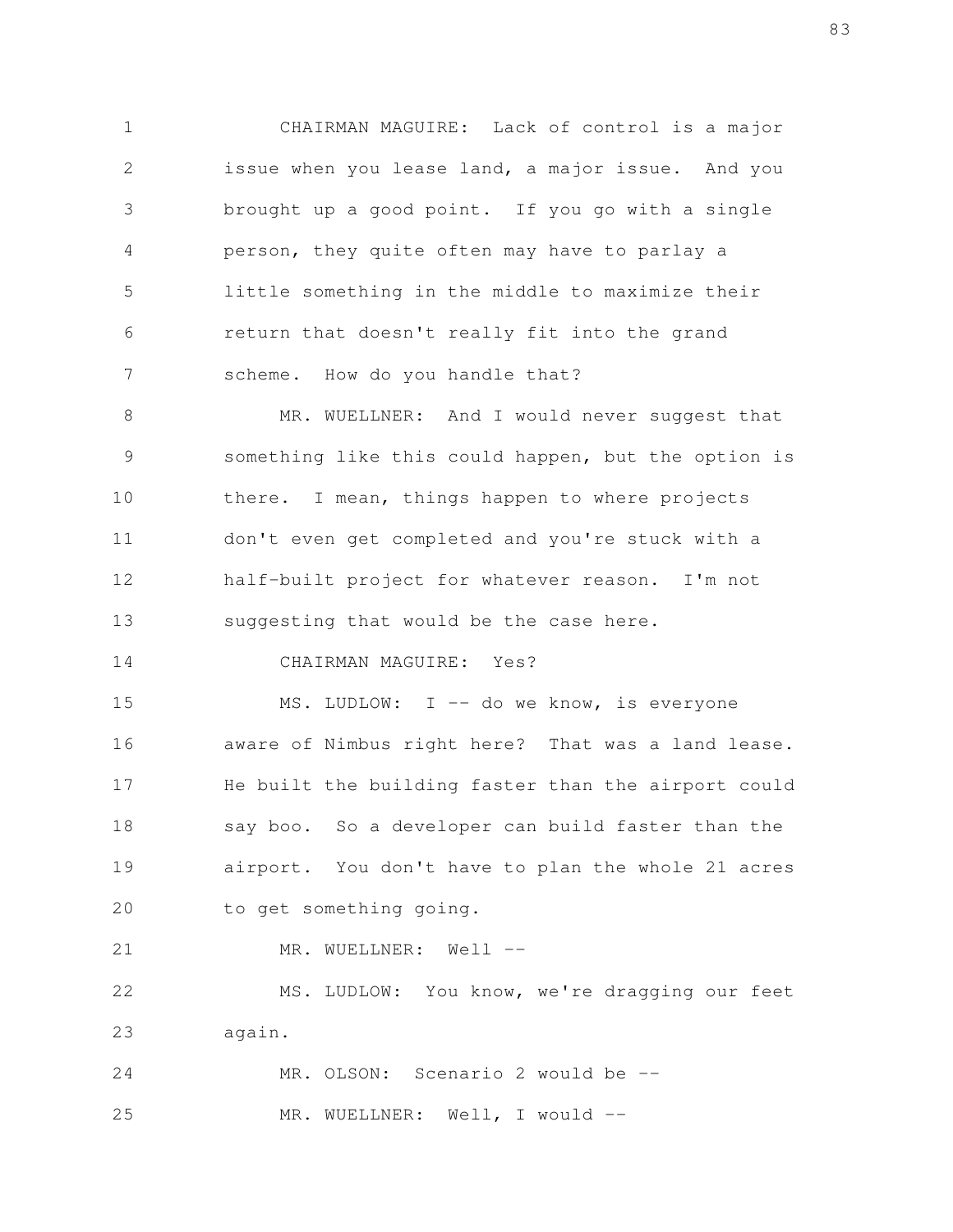CHAIRMAN MAGUIRE: Lack of control is a major issue when you lease land, a major issue. And you brought up a good point. If you go with a single person, they quite often may have to parlay a little something in the middle to maximize their return that doesn't really fit into the grand scheme. How do you handle that?

MR. WUELLNER: And I would never suggest that something like this could happen, but the option is there. I mean, things happen to where projects don't even get completed and you're stuck with a half-built project for whatever reason. I'm not suggesting that would be the case here.

CHAIRMAN MAGUIRE: Yes?

MS. LUDLOW: I -- do we know, is everyone aware of Nimbus right here? That was a land lease. He built the building faster than the airport could say boo. So a developer can build faster than the airport. You don't have to plan the whole 21 acres to get something going.

MR. WUELLNER: Well --

MS. LUDLOW: You know, we're dragging our feet again.

MR. OLSON: Scenario 2 would be --

MR. WUELLNER: Well, I would --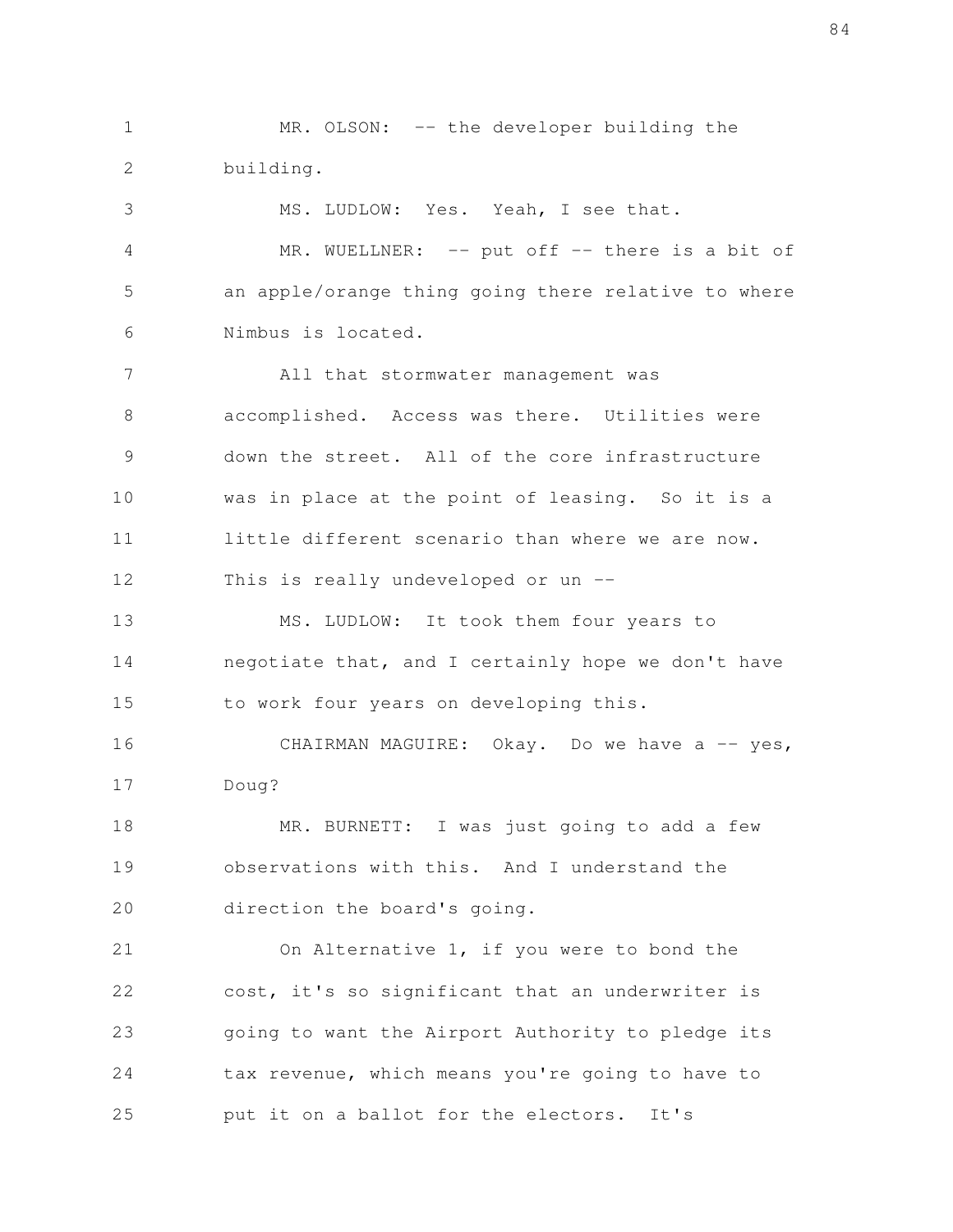MR. OLSON: -- the developer building the building.

MS. LUDLOW: Yes. Yeah, I see that.

MR. WUELLNER: -- put off -- there is a bit of an apple/orange thing going there relative to where Nimbus is located.

All that stormwater management was accomplished. Access was there. Utilities were down the street. All of the core infrastructure was in place at the point of leasing. So it is a little different scenario than where we are now. This is really undeveloped or un --

MS. LUDLOW: It took them four years to negotiate that, and I certainly hope we don't have to work four years on developing this.

CHAIRMAN MAGUIRE: Okay. Do we have a -- yes, Doug?

MR. BURNETT: I was just going to add a few observations with this. And I understand the direction the board's going.

On Alternative 1, if you were to bond the cost, it's so significant that an underwriter is going to want the Airport Authority to pledge its tax revenue, which means you're going to have to put it on a ballot for the electors. It's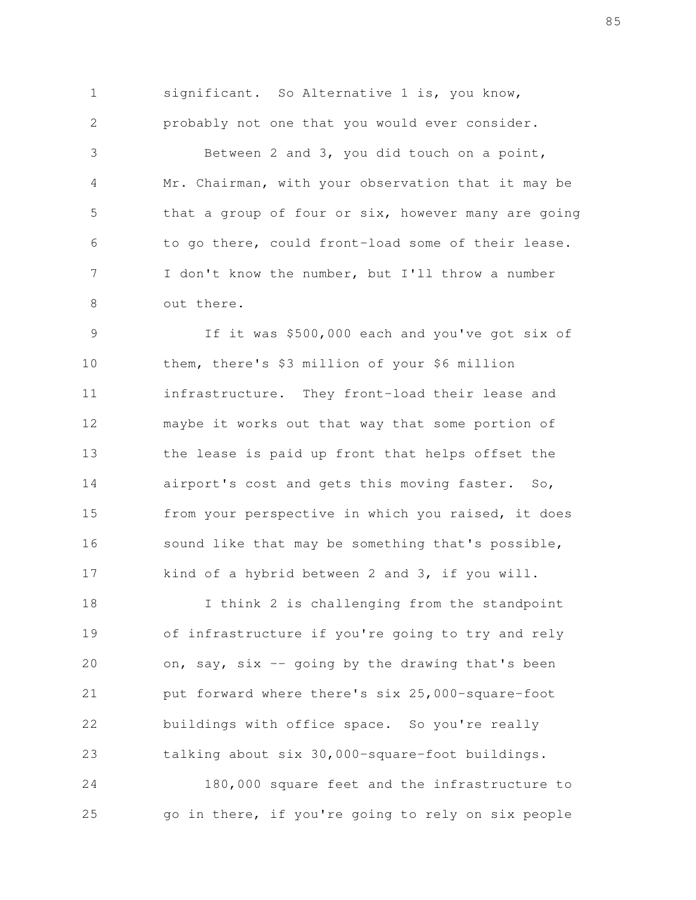significant. So Alternative 1 is, you know, probably not one that you would ever consider.

Between 2 and 3, you did touch on a point, Mr. Chairman, with your observation that it may be that a group of four or six, however many are going to go there, could front-load some of their lease. I don't know the number, but I'll throw a number out there.

If it was $500,000 each and you've got six of them, there's $3 million of your $6 million infrastructure. They front-load their lease and maybe it works out that way that some portion of the lease is paid up front that helps offset the airport's cost and gets this moving faster. So, from your perspective in which you raised, it does sound like that may be something that's possible, kind of a hybrid between 2 and 3, if you will.

I think 2 is challenging from the standpoint of infrastructure if you're going to try and rely on, say, six -- going by the drawing that's been put forward where there's six 25,000-square-foot buildings with office space. So you're really talking about six 30,000-square-foot buildings.

180,000 square feet and the infrastructure to go in there, if you're going to rely on six people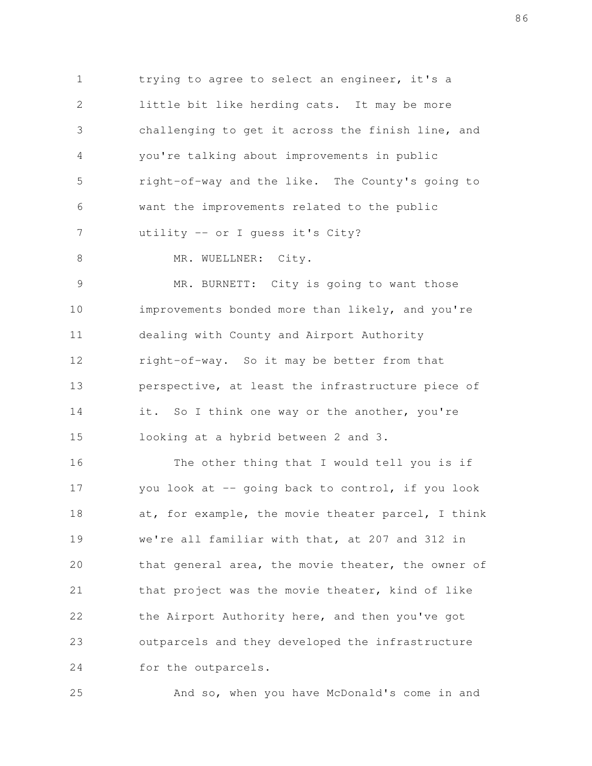trying to agree to select an engineer, it's a little bit like herding cats. It may be more challenging to get it across the finish line, and you're talking about improvements in public right-of-way and the like. The County's going to want the improvements related to the public utility -- or I guess it's City?

MR. WUELLNER: City.

MR. BURNETT: City is going to want those improvements bonded more than likely, and you're dealing with County and Airport Authority right-of-way. So it may be better from that perspective, at least the infrastructure piece of it. So I think one way or the another, you're looking at a hybrid between 2 and 3.

The other thing that I would tell you is if you look at -- going back to control, if you look at, for example, the movie theater parcel, I think we're all familiar with that, at 207 and 312 in that general area, the movie theater, the owner of that project was the movie theater, kind of like the Airport Authority here, and then you've got outparcels and they developed the infrastructure for the outparcels.

And so, when you have McDonald's come in and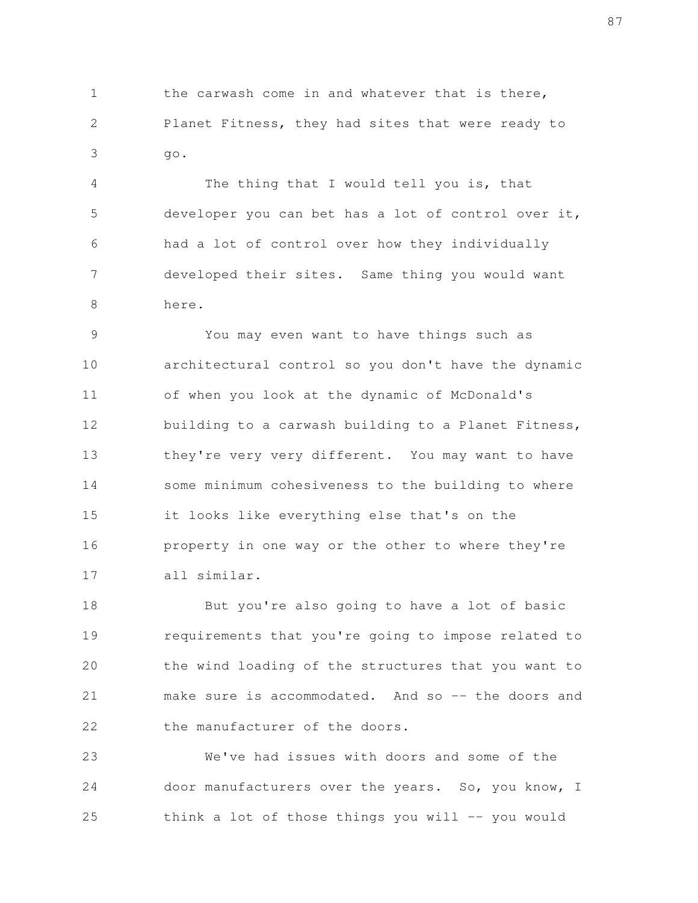the carwash come in and whatever that is there, Planet Fitness, they had sites that were ready to go.

The thing that I would tell you is, that developer you can bet has a lot of control over it, had a lot of control over how they individually developed their sites. Same thing you would want here.

You may even want to have things such as architectural control so you don't have the dynamic of when you look at the dynamic of McDonald's building to a carwash building to a Planet Fitness, they're very very different. You may want to have some minimum cohesiveness to the building to where it looks like everything else that's on the property in one way or the other to where they're all similar.

But you're also going to have a lot of basic requirements that you're going to impose related to the wind loading of the structures that you want to make sure is accommodated. And so -- the doors and the manufacturer of the doors.

We've had issues with doors and some of the door manufacturers over the years. So, you know, I think a lot of those things you will -- you would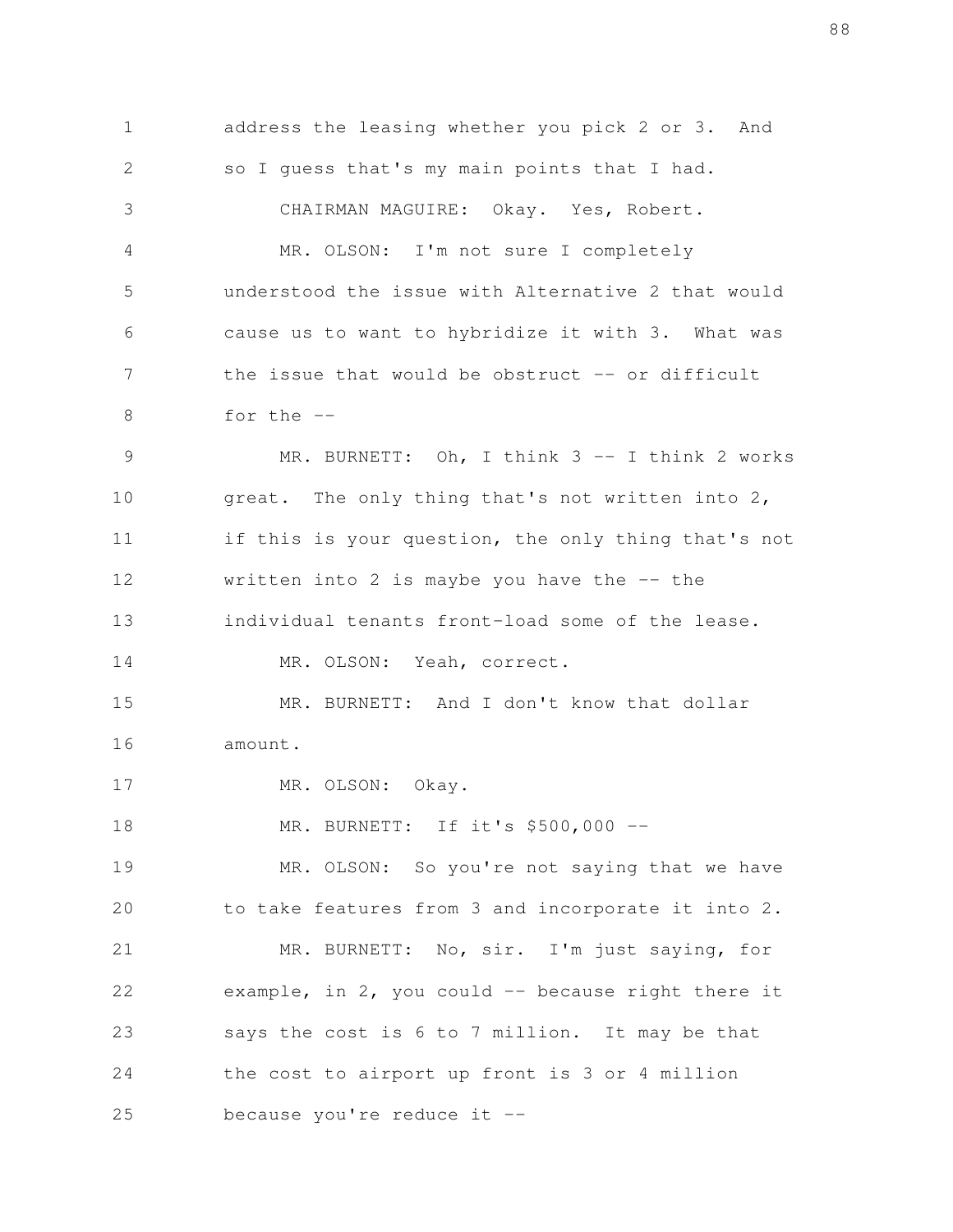address the leasing whether you pick 2 or 3. And so I guess that's my main points that I had.

CHAIRMAN MAGUIRE: Okay. Yes, Robert.

MR. OLSON: I'm not sure I completely understood the issue with Alternative 2 that would cause us to want to hybridize it with 3. What was the issue that would be obstruct -- or difficult for the --

MR. BURNETT: Oh, I think 3 -- I think 2 works great. The only thing that's not written into 2, if this is your question, the only thing that's not written into 2 is maybe you have the -- the individual tenants front-load some of the lease.

MR. OLSON: Yeah, correct.

MR. BURNETT: And I don't know that dollar amount.

MR. OLSON: Okay.

MR. BURNETT: If it's $500,000 --

MR. OLSON: So you're not saying that we have to take features from 3 and incorporate it into 2.

MR. BURNETT: No, sir. I'm just saying, for example, in 2, you could -- because right there it says the cost is 6 to 7 million. It may be that the cost to airport up front is 3 or 4 million because you're reduce it --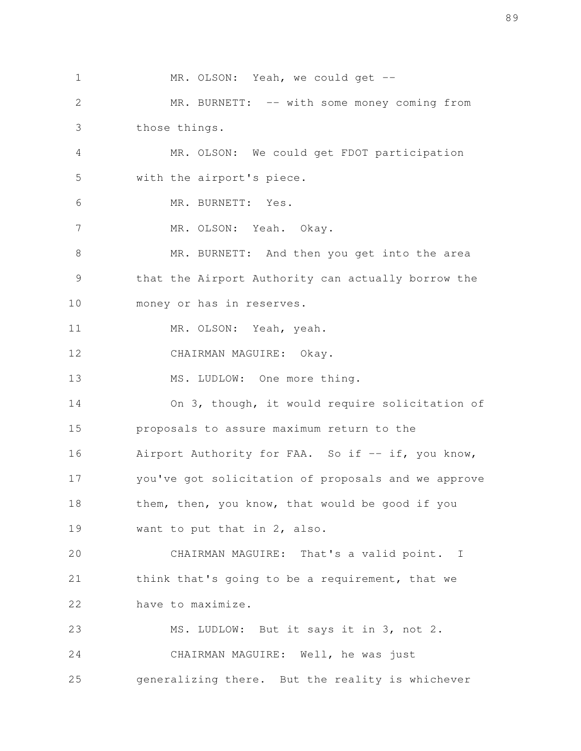MR. OLSON: Yeah, we could get --

MR. BURNETT: -- with some money coming from those things.

MR. OLSON: We could get FDOT participation with the airport's piece.

MR. BURNETT: Yes.

MR. OLSON: Yeah. Okay.

MR. BURNETT: And then you get into the area that the Airport Authority can actually borrow the money or has in reserves.

MR. OLSON: Yeah, yeah.

CHAIRMAN MAGUIRE: Okay.

MS. LUDLOW: One more thing.

On 3, though, it would require solicitation of proposals to assure maximum return to the Airport Authority for FAA. So if -- if, you know, you've got solicitation of proposals and we approve them, then, you know, that would be good if you want to put that in 2, also.

CHAIRMAN MAGUIRE: That's a valid point. I think that's going to be a requirement, that we have to maximize.

MS. LUDLOW: But it says it in 3, not 2.

CHAIRMAN MAGUIRE: Well, he was just generalizing there. But the reality is whichever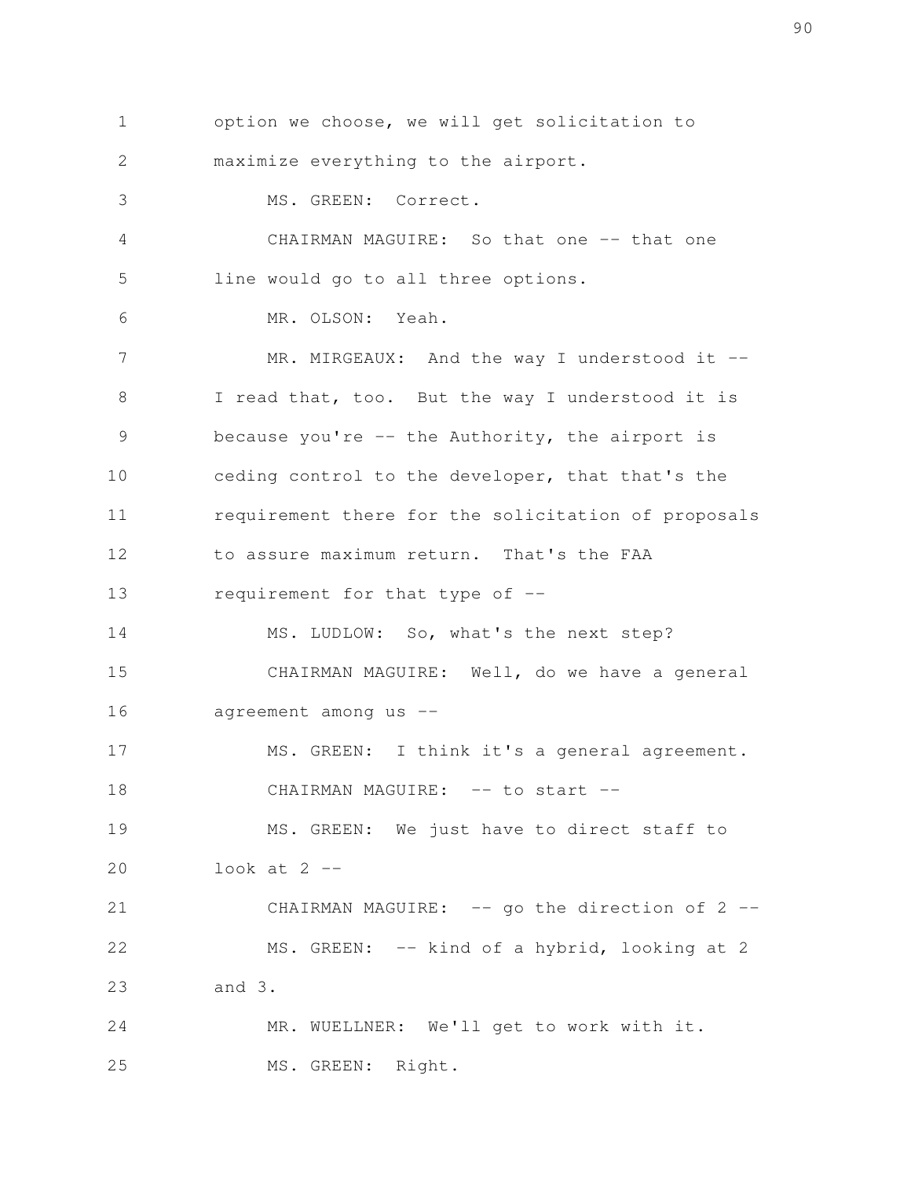option we choose, we will get solicitation to maximize everything to the airport.

MS. GREEN: Correct.

CHAIRMAN MAGUIRE: So that one -- that one line would go to all three options.

MR. OLSON: Yeah.

MR. MIRGEAUX: And the way I understood it -- I read that, too. But the way I understood it is because you're -- the Authority, the airport is ceding control to the developer, that that's the requirement there for the solicitation of proposals to assure maximum return. That's the FAA requirement for that type of --

MS. LUDLOW: So, what's the next step?

CHAIRMAN MAGUIRE: Well, do we have a general agreement among us --

MS. GREEN: I think it's a general agreement.

CHAIRMAN MAGUIRE: -- to start --

MS. GREEN: We just have to direct staff to look at 2 --

CHAIRMAN MAGUIRE: -- go the direction of 2 --

MS. GREEN: -- kind of a hybrid, looking at 2 and 3.

MR. WUELLNER: We'll get to work with it.

MS. GREEN: Right.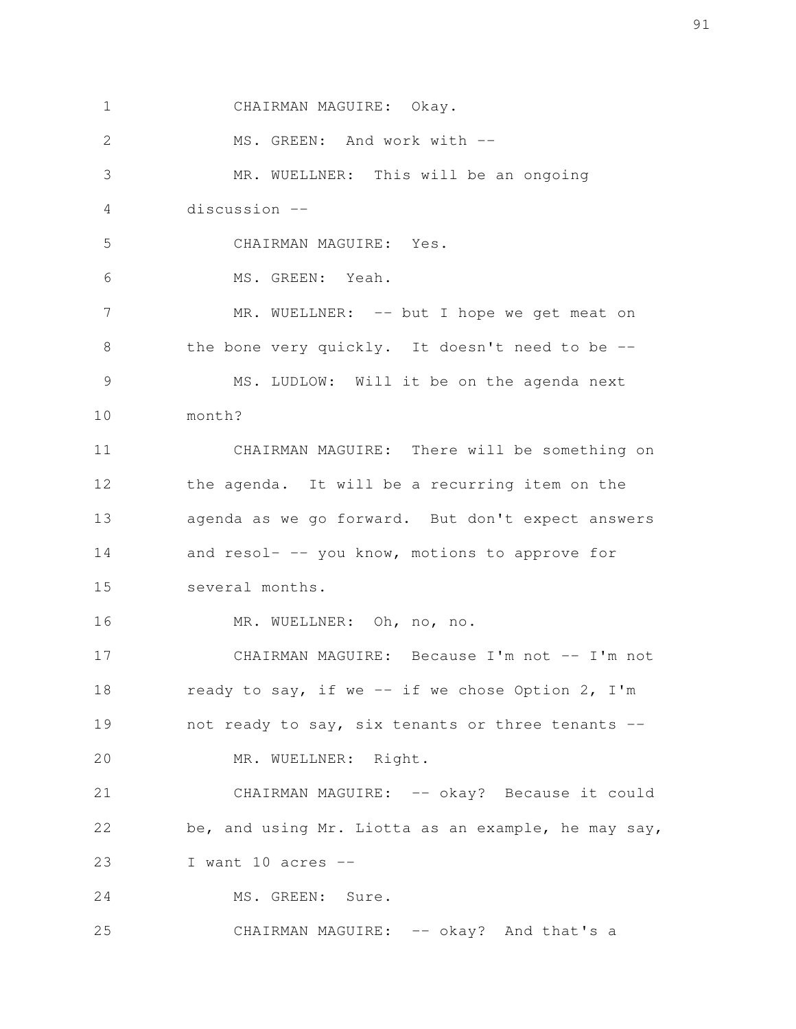CHAIRMAN MAGUIRE: Okay.

MS. GREEN: And work with --

MR. WUELLNER: This will be an ongoing discussion --

CHAIRMAN MAGUIRE: Yes.

MS. GREEN: Yeah.

MR. WUELLNER: -- but I hope we get meat on the bone very quickly. It doesn't need to be --

MS. LUDLOW: Will it be on the agenda next month?

CHAIRMAN MAGUIRE: There will be something on the agenda. It will be a recurring item on the agenda as we go forward. But don't expect answers and resol- -- you know, motions to approve for several months.

MR. WUELLNER: Oh, no, no.

CHAIRMAN MAGUIRE: Because I'm not -- I'm not ready to say, if we -- if we chose Option 2, I'm not ready to say, six tenants or three tenants --

MR. WUELLNER: Right.

CHAIRMAN MAGUIRE: -- okay? Because it could be, and using Mr. Liotta as an example, he may say, I want 10 acres --

MS. GREEN: Sure.

CHAIRMAN MAGUIRE: -- okay? And that's a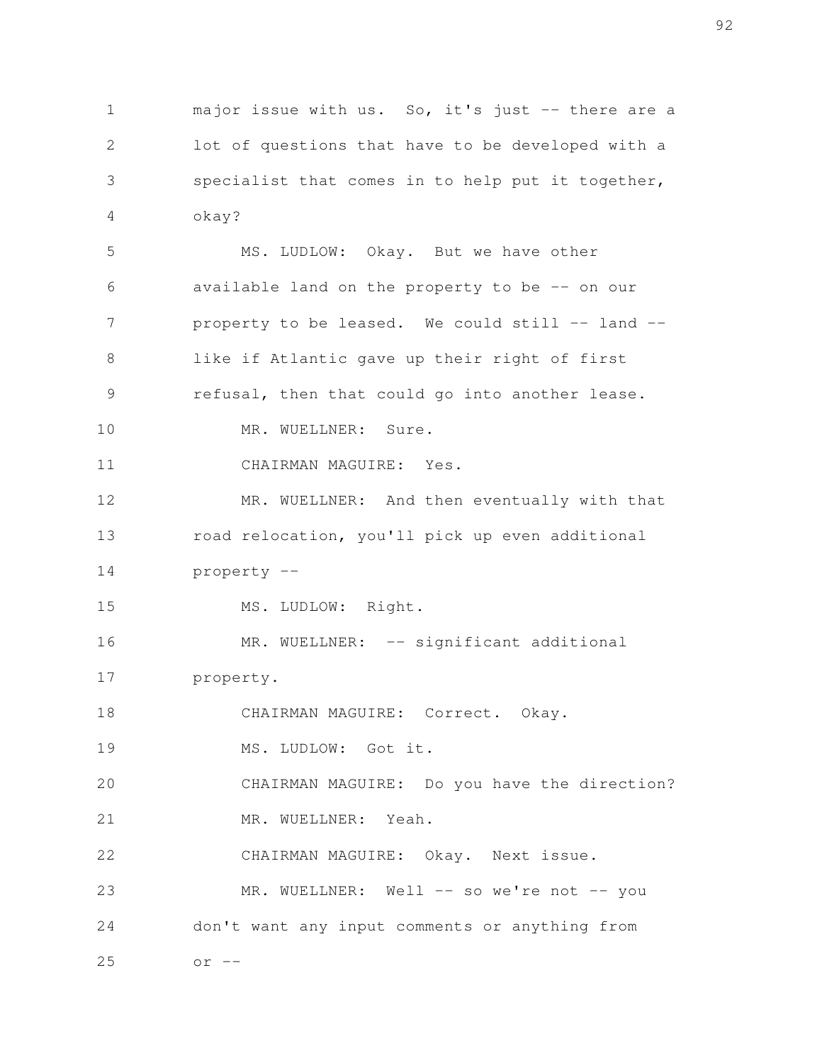major issue with us. So, it's just -- there are a lot of questions that have to be developed with a specialist that comes in to help put it together, okay?

MS. LUDLOW: Okay. But we have other available land on the property to be -- on our property to be leased. We could still -- land -- like if Atlantic gave up their right of first refusal, then that could go into another lease.

MR. WUELLNER: Sure.

CHAIRMAN MAGUIRE: Yes.

MR. WUELLNER: And then eventually with that road relocation, you'll pick up even additional property --

MS. LUDLOW: Right.

MR. WUELLNER: -- significant additional property.

CHAIRMAN MAGUIRE: Correct. Okay.

MS. LUDLOW: Got it.

CHAIRMAN MAGUIRE: Do you have the direction?

MR. WUELLNER: Yeah.

CHAIRMAN MAGUIRE: Okay. Next issue.

MR. WUELLNER: Well -- so we're not -- you don't want any input comments or anything from or --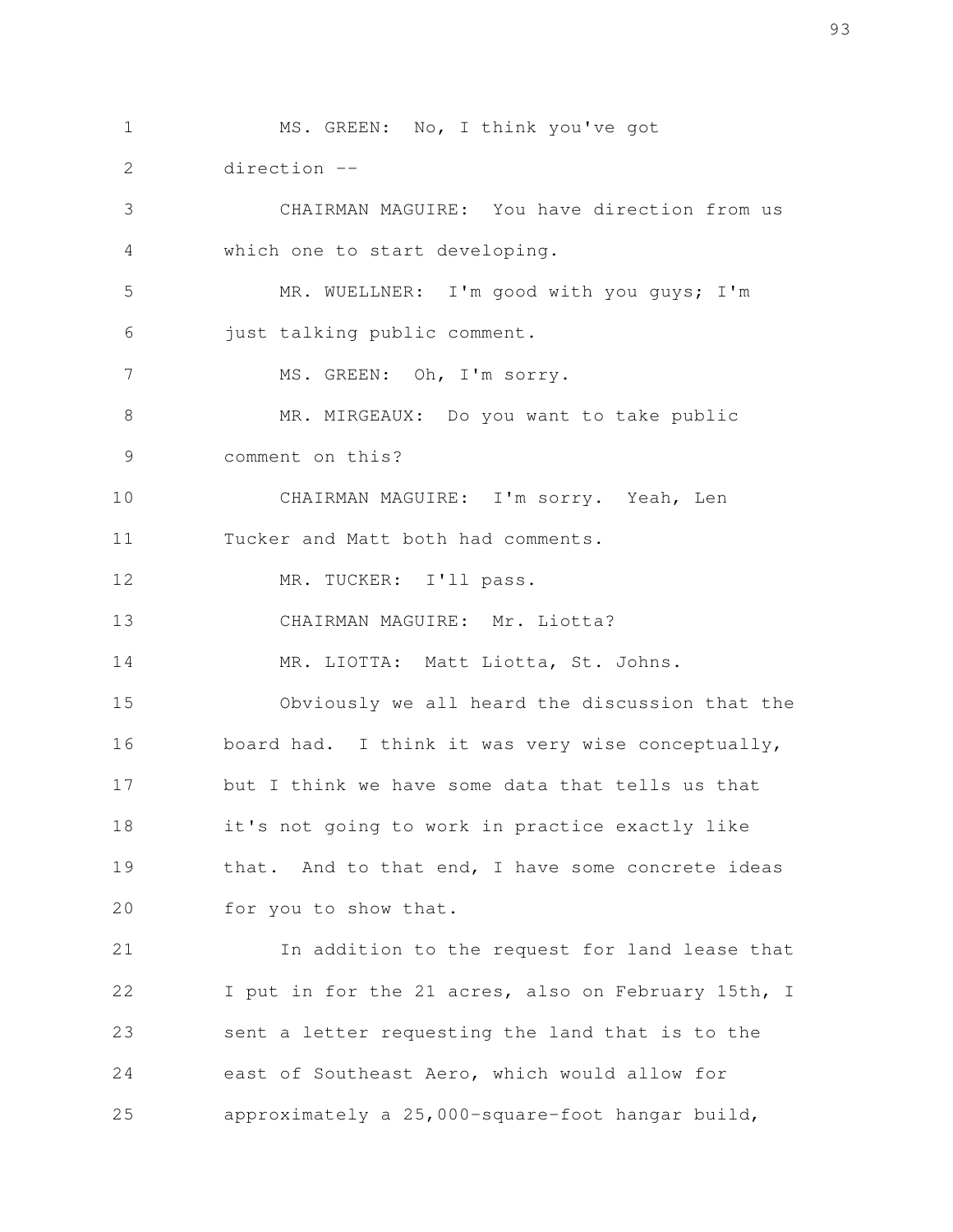MS. GREEN: No, I think you've got direction --

CHAIRMAN MAGUIRE: You have direction from us which one to start developing.

MR. WUELLNER: I'm good with you guys; I'm just talking public comment.

MS. GREEN: Oh, I'm sorry.

MR. MIRGEAUX: Do you want to take public comment on this?

CHAIRMAN MAGUIRE: I'm sorry. Yeah, Len Tucker and Matt both had comments.

MR. TUCKER: I'll pass.

CHAIRMAN MAGUIRE: Mr. Liotta?

MR. LIOTTA: Matt Liotta, St. Johns.

Obviously we all heard the discussion that the board had. I think it was very wise conceptually, but I think we have some data that tells us that it's not going to work in practice exactly like that. And to that end, I have some concrete ideas for you to show that.

In addition to the request for land lease that I put in for the 21 acres, also on February 15th, I sent a letter requesting the land that is to the east of Southeast Aero, which would allow for approximately a 25,000-square-foot hangar build,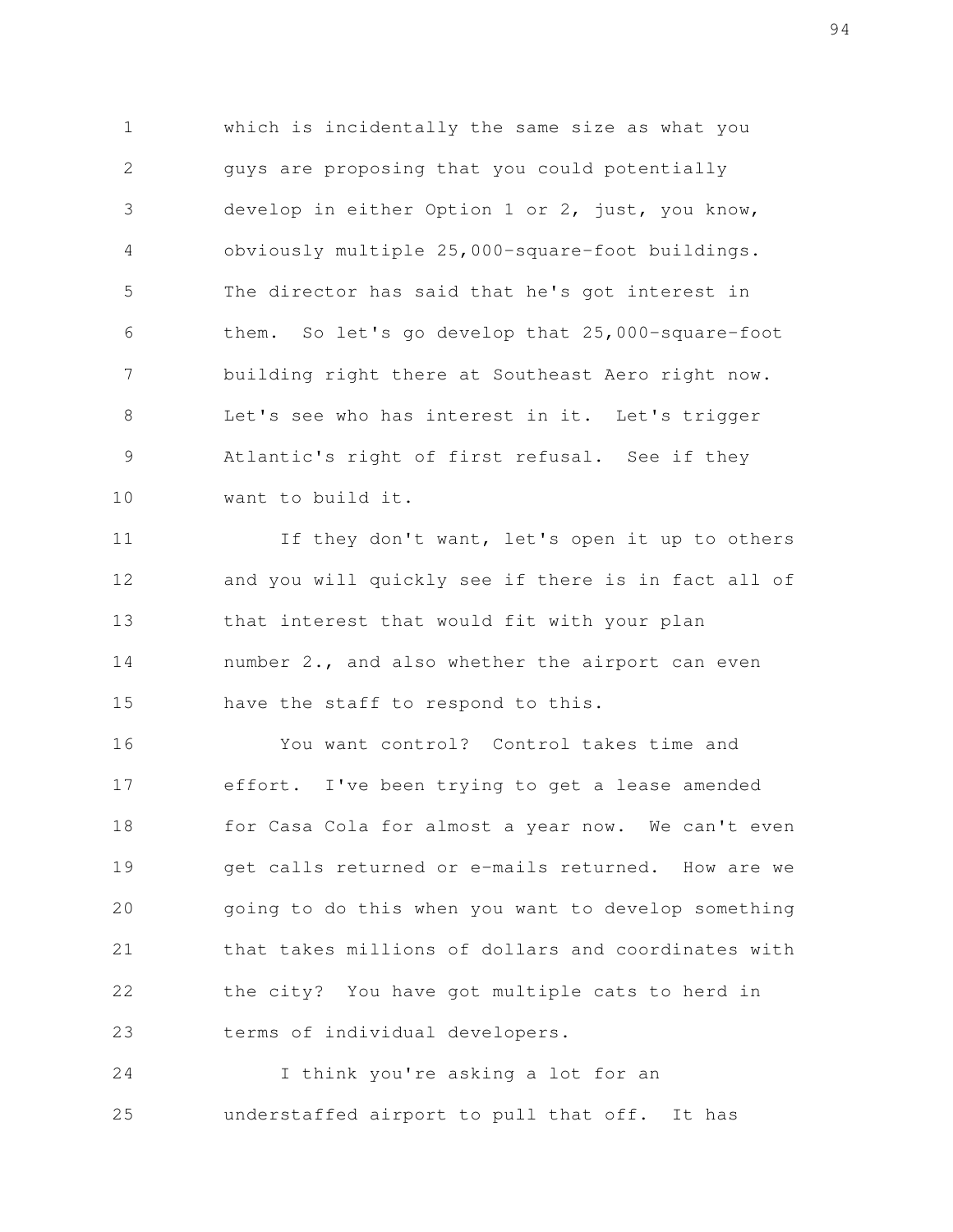which is incidentally the same size as what you guys are proposing that you could potentially develop in either Option 1 or 2, just, you know, obviously multiple 25,000-square-foot buildings. The director has said that he's got interest in them. So let's go develop that 25,000-square-foot building right there at Southeast Aero right now. Let's see who has interest in it. Let's trigger Atlantic's right of first refusal. See if they want to build it.

If they don't want, let's open it up to others and you will quickly see if there is in fact all of that interest that would fit with your plan number 2., and also whether the airport can even have the staff to respond to this.

You want control? Control takes time and effort. I've been trying to get a lease amended for Casa Cola for almost a year now. We can't even get calls returned or e-mails returned. How are we going to do this when you want to develop something that takes millions of dollars and coordinates with the city? You have got multiple cats to herd in terms of individual developers.

I think you're asking a lot for an understaffed airport to pull that off. It has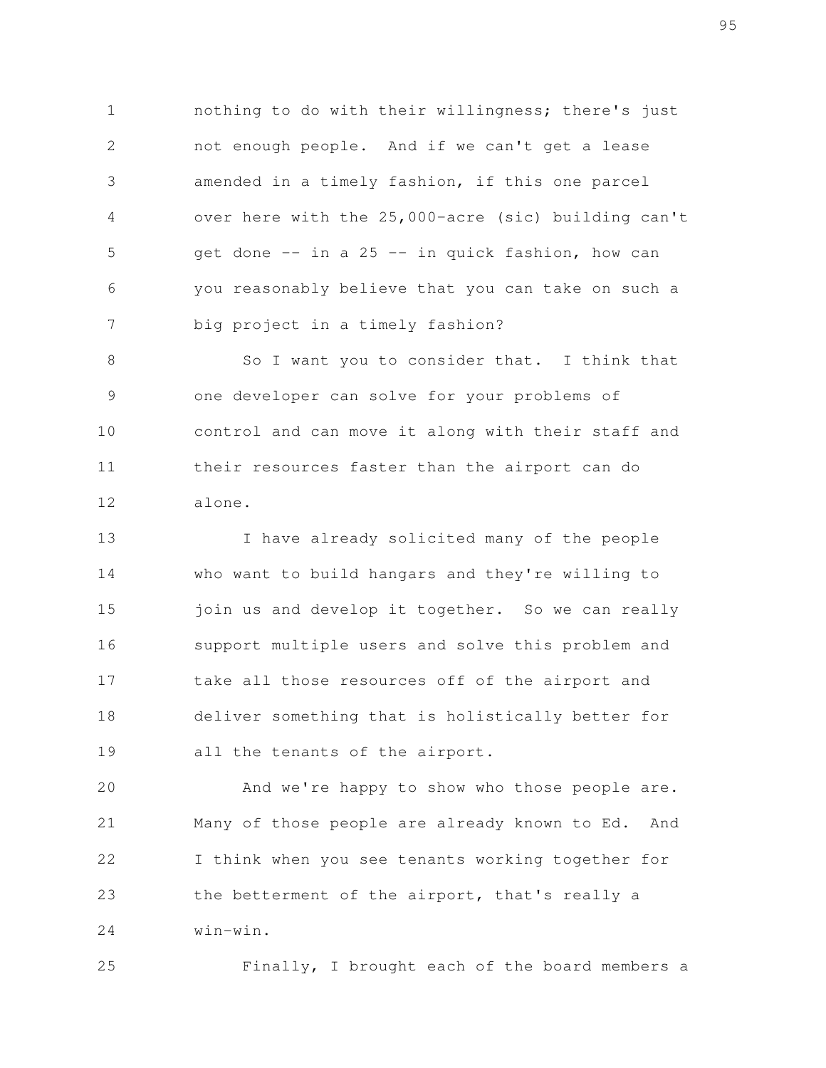nothing to do with their willingness; there's just not enough people. And if we can't get a lease amended in a timely fashion, if this one parcel over here with the 25,000-acre (sic) building can't get done -- in a 25 -- in quick fashion, how can you reasonably believe that you can take on such a big project in a timely fashion?

So I want you to consider that. I think that one developer can solve for your problems of control and can move it along with their staff and their resources faster than the airport can do alone.

I have already solicited many of the people who want to build hangars and they're willing to join us and develop it together. So we can really support multiple users and solve this problem and take all those resources off of the airport and deliver something that is holistically better for all the tenants of the airport.

And we're happy to show who those people are. Many of those people are already known to Ed. And I think when you see tenants working together for the betterment of the airport, that's really a win-win.

Finally, I brought each of the board members a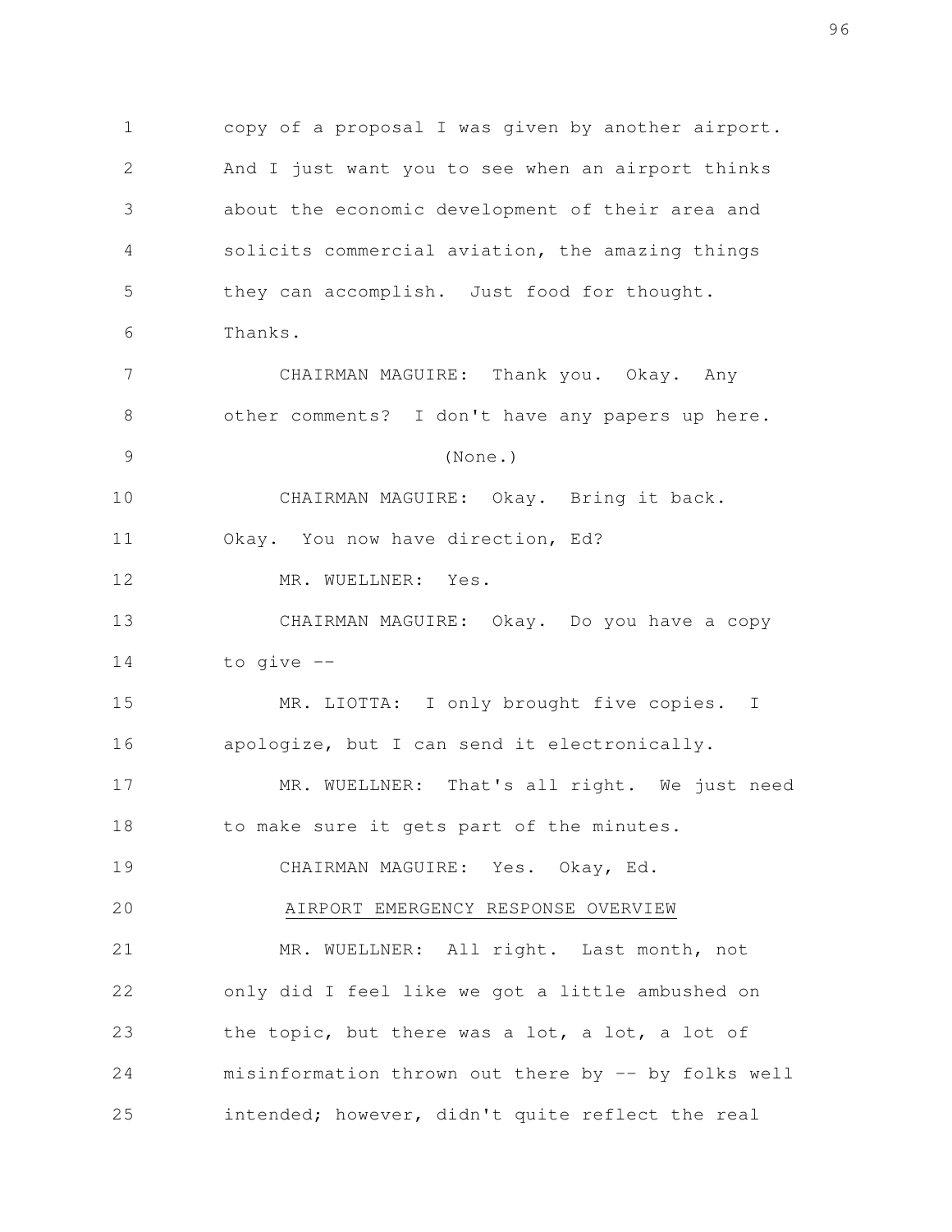copy of a proposal I was given by another airport. And I just want you to see when an airport thinks about the economic development of their area and solicits commercial aviation, the amazing things they can accomplish. Just food for thought. Thanks.

CHAIRMAN MAGUIRE: Thank you. Okay. Any other comments? I don't have any papers up here.

(None.)

CHAIRMAN MAGUIRE: Okay. Bring it back. Okay. You now have direction, Ed?

MR. WUELLNER: Yes.

CHAIRMAN MAGUIRE: Okay. Do you have a copy to give --

MR. LIOTTA: I only brought five copies. I apologize, but I can send it electronically.

MR. WUELLNER: That's all right. We just need to make sure it gets part of the minutes.

CHAIRMAN MAGUIRE: Yes. Okay, Ed.

AIRPORT EMERGENCY RESPONSE OVERVIEW

MR. WUELLNER: All right. Last month, not only did I feel like we got a little ambushed on the topic, but there was a lot, a lot, a lot of misinformation thrown out there by -- by folks well intended; however, didn't quite reflect the real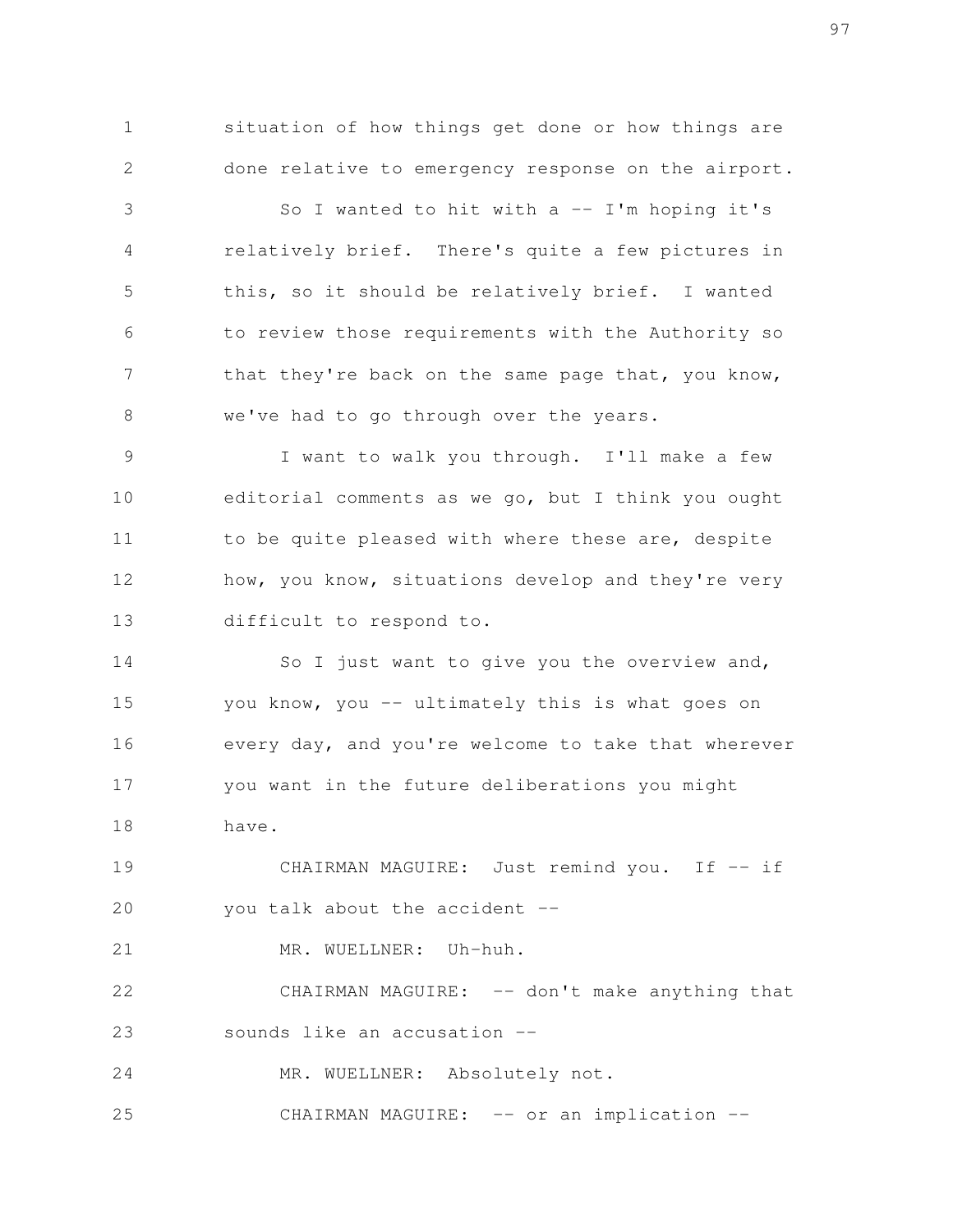situation of how things get done or how things are done relative to emergency response on the airport.

So I wanted to hit with a -- I'm hoping it's relatively brief. There's quite a few pictures in this, so it should be relatively brief. I wanted to review those requirements with the Authority so that they're back on the same page that, you know, we've had to go through over the years.

I want to walk you through. I'll make a few editorial comments as we go, but I think you ought to be quite pleased with where these are, despite how, you know, situations develop and they're very difficult to respond to.

So I just want to give you the overview and, you know, you -- ultimately this is what goes on every day, and you're welcome to take that wherever you want in the future deliberations you might have.

CHAIRMAN MAGUIRE: Just remind you. If -- if you talk about the accident --

MR. WUELLNER: Uh-huh.

CHAIRMAN MAGUIRE: -- don't make anything that sounds like an accusation --

MR. WUELLNER: Absolutely not.

CHAIRMAN MAGUIRE: -- or an implication --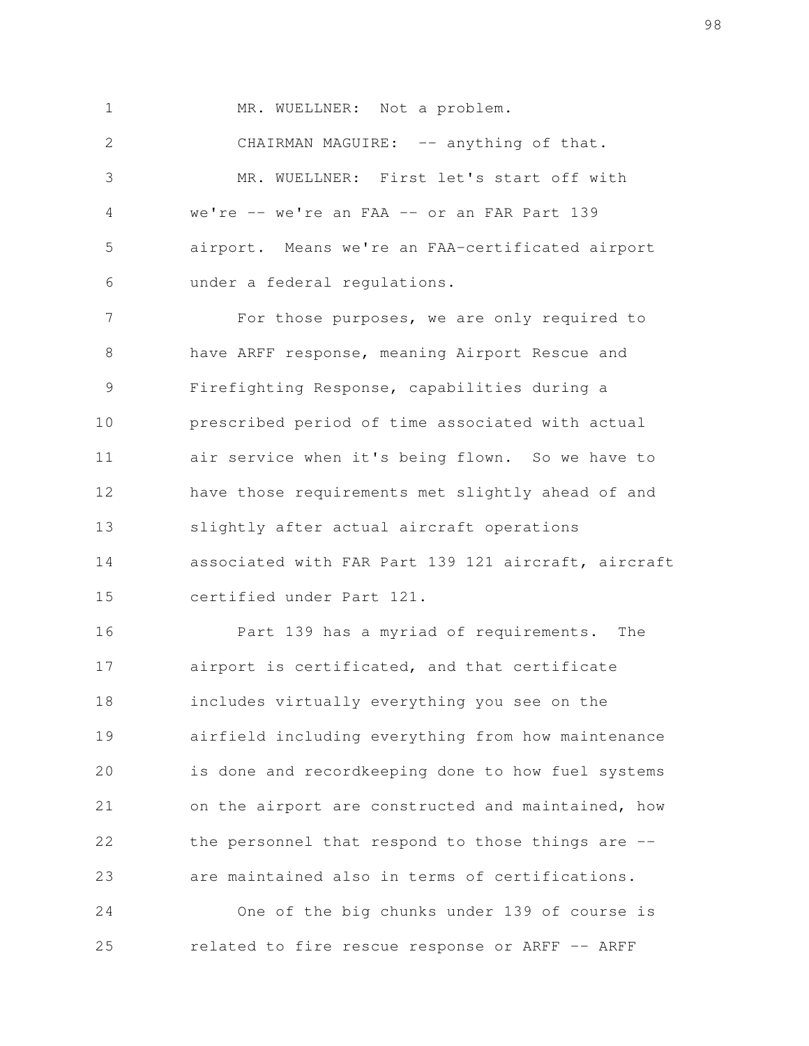MR. WUELLNER: Not a problem.

CHAIRMAN MAGUIRE: -- anything of that.

MR. WUELLNER: First let's start off with we're -- we're an FAA -- or an FAR Part 139 airport. Means we're an FAA-certificated airport under a federal regulations.

For those purposes, we are only required to have ARFF response, meaning Airport Rescue and Firefighting Response, capabilities during a prescribed period of time associated with actual air service when it's being flown. So we have to have those requirements met slightly ahead of and slightly after actual aircraft operations associated with FAR Part 139 121 aircraft, aircraft certified under Part 121.

Part 139 has a myriad of requirements. The airport is certificated, and that certificate includes virtually everything you see on the airfield including everything from how maintenance is done and recordkeeping done to how fuel systems on the airport are constructed and maintained, how the personnel that respond to those things are -- are maintained also in terms of certifications.

One of the big chunks under 139 of course is related to fire rescue response or ARFF -- ARFF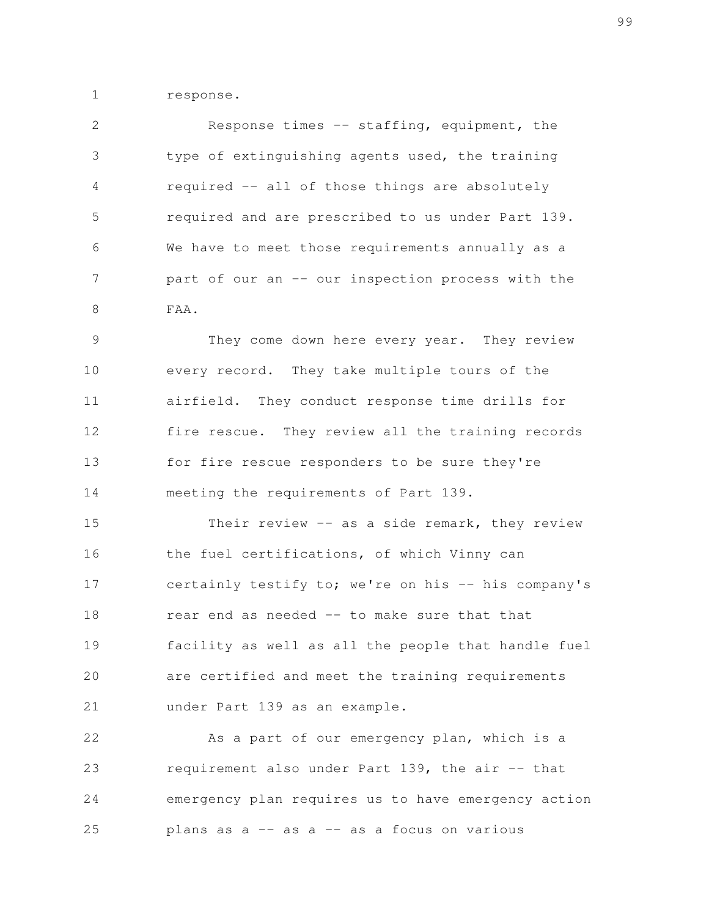response.

Response times -- staffing, equipment, the type of extinguishing agents used, the training required -- all of those things are absolutely required and are prescribed to us under Part 139. We have to meet those requirements annually as a part of our an -- our inspection process with the FAA.

They come down here every year. They review every record. They take multiple tours of the airfield. They conduct response time drills for fire rescue. They review all the training records for fire rescue responders to be sure they're meeting the requirements of Part 139.

Their review -- as a side remark, they review the fuel certifications, of which Vinny can certainly testify to; we're on his -- his company's rear end as needed -- to make sure that that facility as well as all the people that handle fuel are certified and meet the training requirements under Part 139 as an example.

As a part of our emergency plan, which is a requirement also under Part 139, the air -- that emergency plan requires us to have emergency action plans as a -- as a -- as a focus on various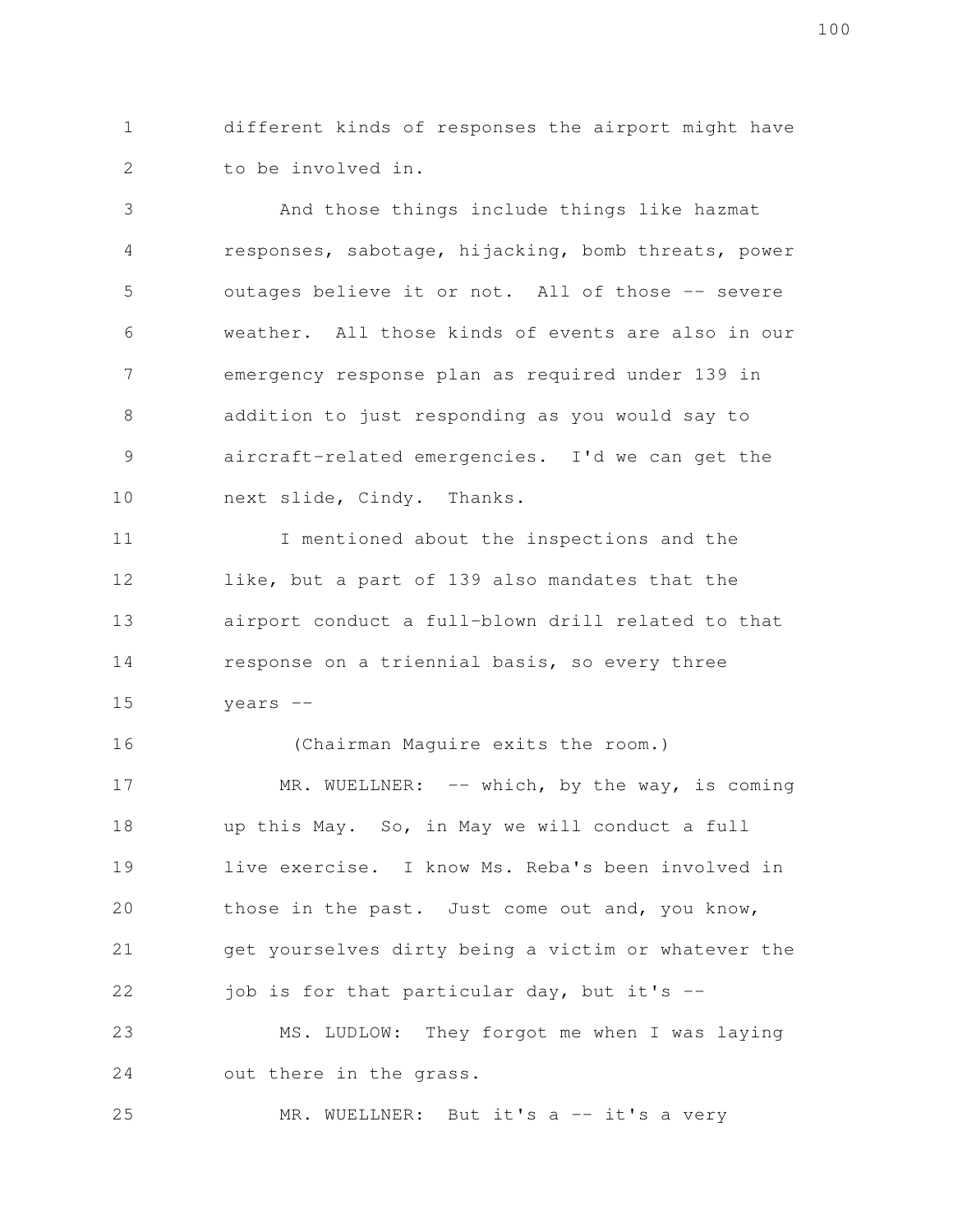different kinds of responses the airport might have to be involved in.

And those things include things like hazmat responses, sabotage, hijacking, bomb threats, power outages believe it or not. All of those -- severe weather. All those kinds of events are also in our emergency response plan as required under 139 in addition to just responding as you would say to aircraft-related emergencies. I'd we can get the next slide, Cindy. Thanks.

I mentioned about the inspections and the like, but a part of 139 also mandates that the airport conduct a full-blown drill related to that response on a triennial basis, so every three years --

(Chairman Maguire exits the room.)

MR. WUELLNER: -- which, by the way, is coming up this May. So, in May we will conduct a full live exercise. I know Ms. Reba's been involved in those in the past. Just come out and, you know, get yourselves dirty being a victim or whatever the job is for that particular day, but it's --

MS. LUDLOW: They forgot me when I was laying out there in the grass.

MR. WUELLNER: But it's a -- it's a very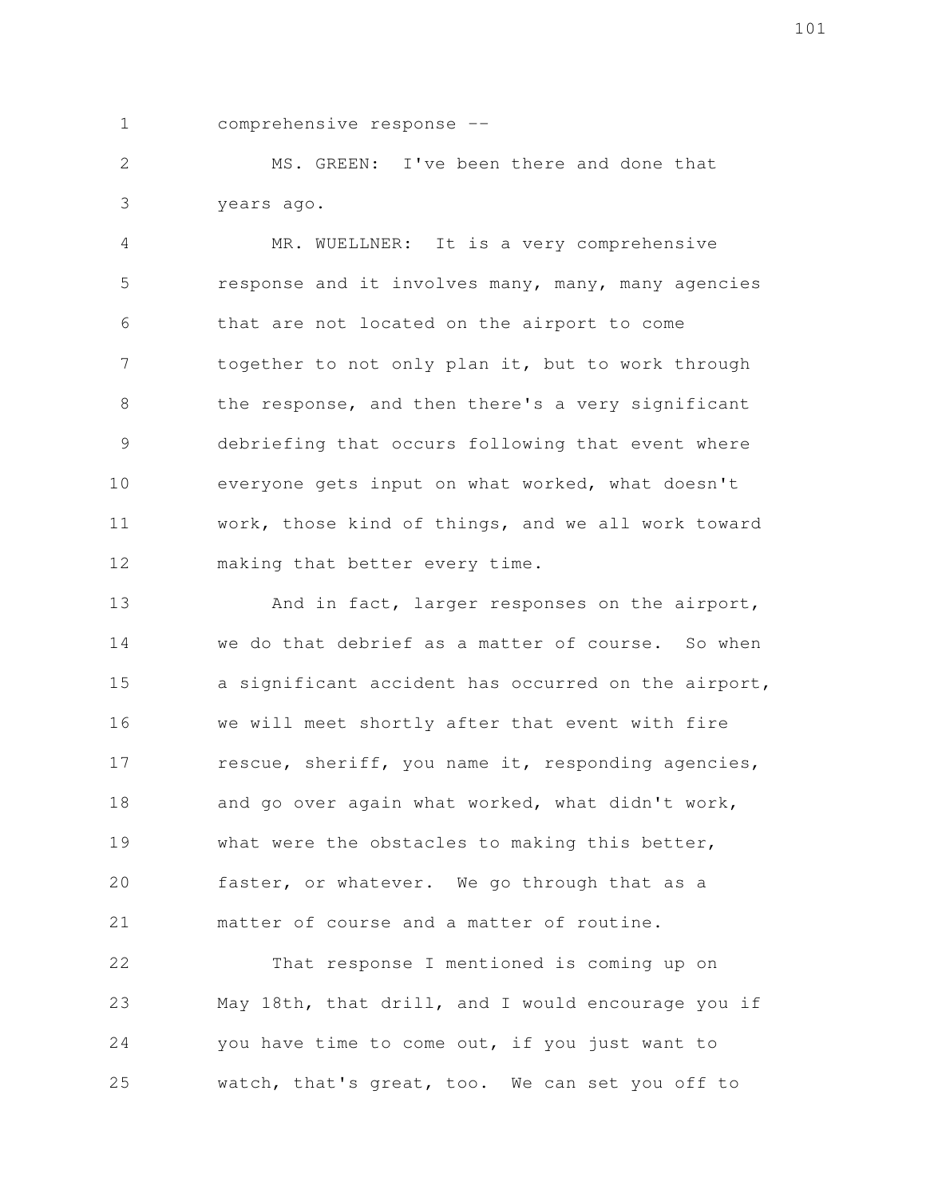comprehensive response --

MS. GREEN: I've been there and done that years ago.

MR. WUELLNER: It is a very comprehensive response and it involves many, many, many agencies that are not located on the airport to come together to not only plan it, but to work through the response, and then there's a very significant debriefing that occurs following that event where everyone gets input on what worked, what doesn't work, those kind of things, and we all work toward making that better every time.

And in fact, larger responses on the airport, we do that debrief as a matter of course. So when a significant accident has occurred on the airport, we will meet shortly after that event with fire rescue, sheriff, you name it, responding agencies, and go over again what worked, what didn't work, what were the obstacles to making this better, faster, or whatever. We go through that as a matter of course and a matter of routine.

That response I mentioned is coming up on May 18th, that drill, and I would encourage you if you have time to come out, if you just want to watch, that's great, too. We can set you off to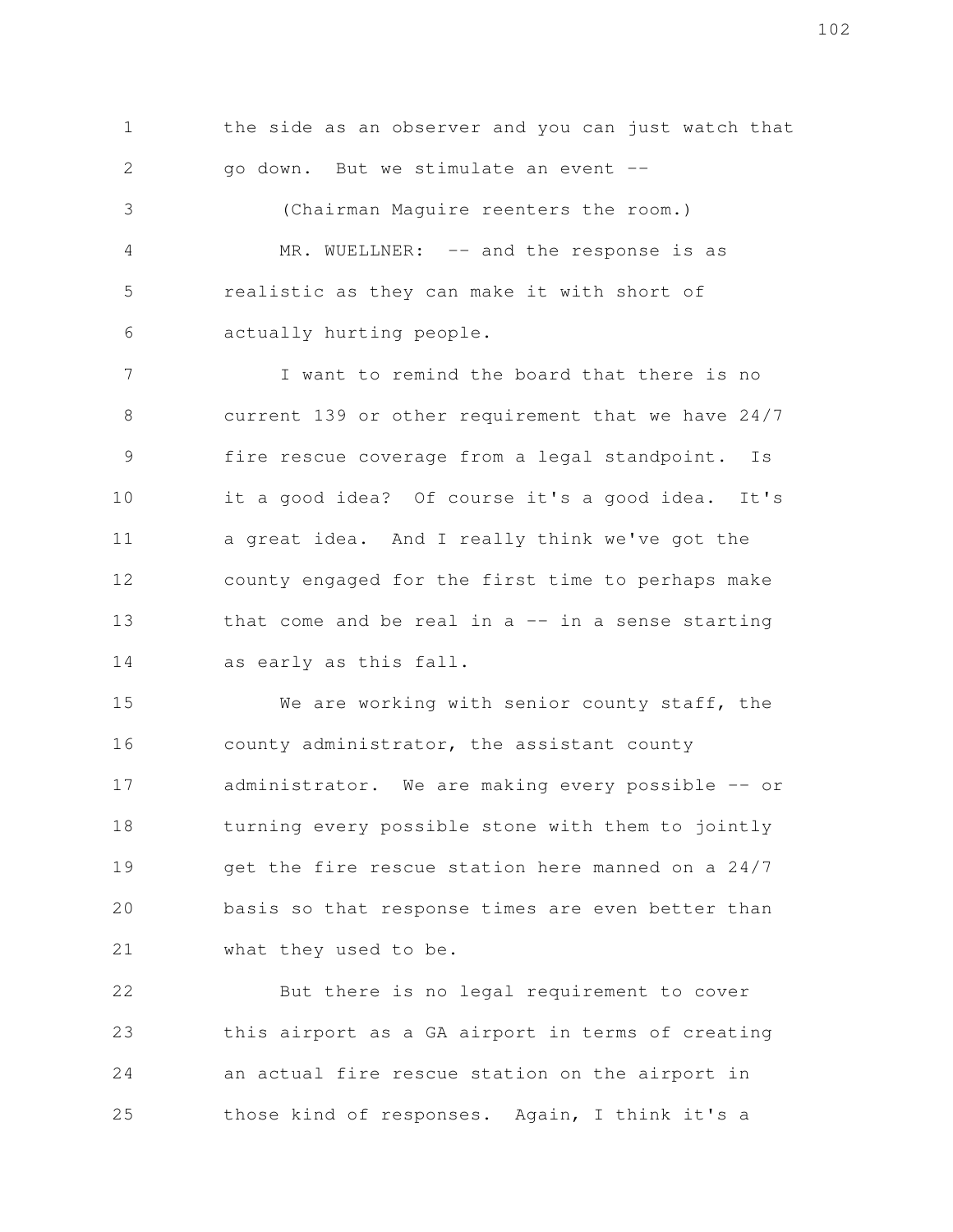the side as an observer and you can just watch that go down. But we stimulate an event --

(Chairman Maguire reenters the room.)

MR. WUELLNER: -- and the response is as realistic as they can make it with short of actually hurting people.

I want to remind the board that there is no current 139 or other requirement that we have 24/7 fire rescue coverage from a legal standpoint. Is it a good idea? Of course it's a good idea. It's a great idea. And I really think we've got the county engaged for the first time to perhaps make that come and be real in a -- in a sense starting as early as this fall.

We are working with senior county staff, the county administrator, the assistant county administrator. We are making every possible -- or turning every possible stone with them to jointly get the fire rescue station here manned on a 24/7 basis so that response times are even better than what they used to be.

But there is no legal requirement to cover this airport as a GA airport in terms of creating an actual fire rescue station on the airport in those kind of responses. Again, I think it's a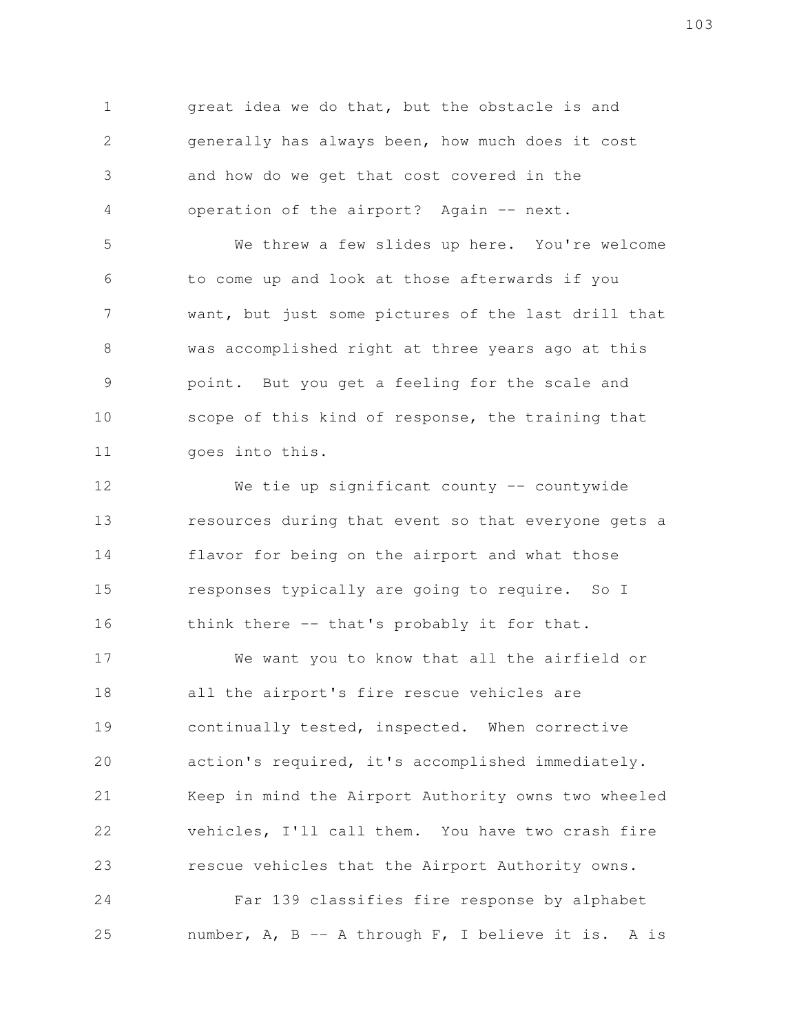great idea we do that, but the obstacle is and generally has always been, how much does it cost and how do we get that cost covered in the operation of the airport? Again -- next.

We threw a few slides up here. You're welcome to come up and look at those afterwards if you want, but just some pictures of the last drill that was accomplished right at three years ago at this point. But you get a feeling for the scale and scope of this kind of response, the training that goes into this.

We tie up significant county -- countywide resources during that event so that everyone gets a flavor for being on the airport and what those responses typically are going to require. So I think there -- that's probably it for that.

We want you to know that all the airfield or all the airport's fire rescue vehicles are continually tested, inspected. When corrective action's required, it's accomplished immediately. Keep in mind the Airport Authority owns two wheeled vehicles, I'll call them. You have two crash fire rescue vehicles that the Airport Authority owns.

Far 139 classifies fire response by alphabet number, A, B -- A through F, I believe it is. A is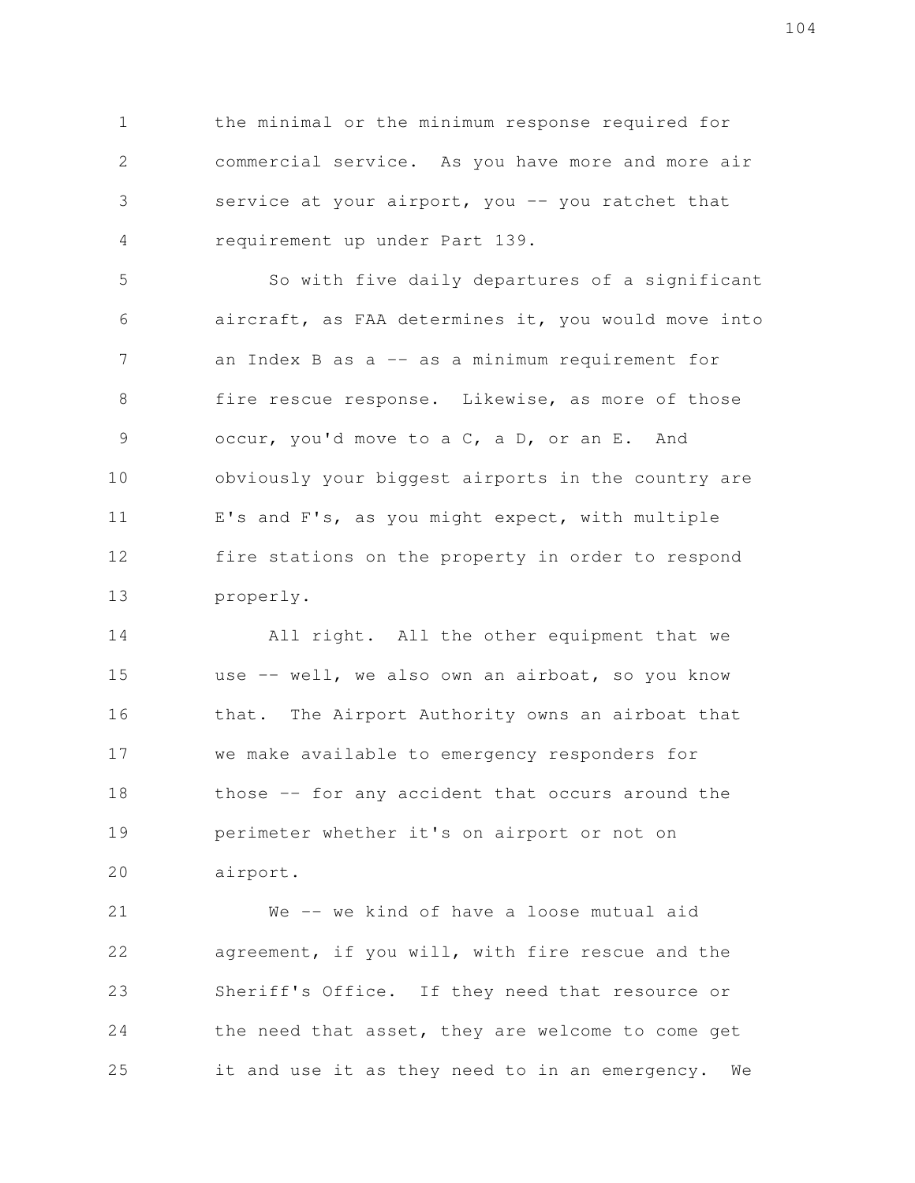the minimal or the minimum response required for commercial service. As you have more and more air service at your airport, you -- you ratchet that requirement up under Part 139.

So with five daily departures of a significant aircraft, as FAA determines it, you would move into an Index B as a -- as a minimum requirement for fire rescue response. Likewise, as more of those occur, you'd move to a C, a D, or an E. And obviously your biggest airports in the country are E's and F's, as you might expect, with multiple fire stations on the property in order to respond properly.

All right. All the other equipment that we use -- well, we also own an airboat, so you know that. The Airport Authority owns an airboat that we make available to emergency responders for those -- for any accident that occurs around the perimeter whether it's on airport or not on airport.

We -- we kind of have a loose mutual aid agreement, if you will, with fire rescue and the Sheriff's Office. If they need that resource or the need that asset, they are welcome to come get it and use it as they need to in an emergency. We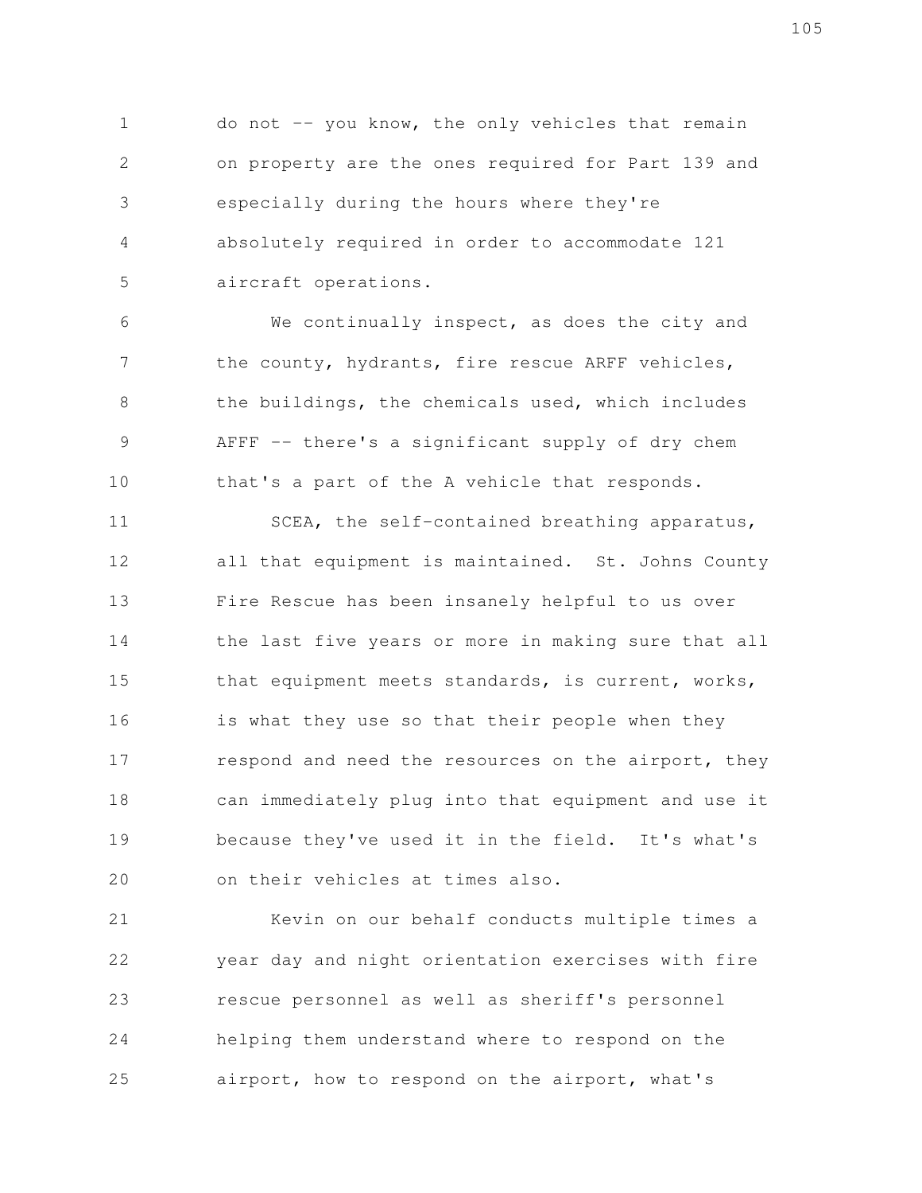do not -- you know, the only vehicles that remain on property are the ones required for Part 139 and especially during the hours where they're absolutely required in order to accommodate 121 aircraft operations.

We continually inspect, as does the city and the county, hydrants, fire rescue ARFF vehicles, the buildings, the chemicals used, which includes AFFF -- there's a significant supply of dry chem that's a part of the A vehicle that responds.

SCEA, the self-contained breathing apparatus, all that equipment is maintained. St. Johns County Fire Rescue has been insanely helpful to us over the last five years or more in making sure that all that equipment meets standards, is current, works, is what they use so that their people when they respond and need the resources on the airport, they can immediately plug into that equipment and use it because they've used it in the field. It's what's on their vehicles at times also.

Kevin on our behalf conducts multiple times a year day and night orientation exercises with fire rescue personnel as well as sheriff's personnel helping them understand where to respond on the airport, how to respond on the airport, what's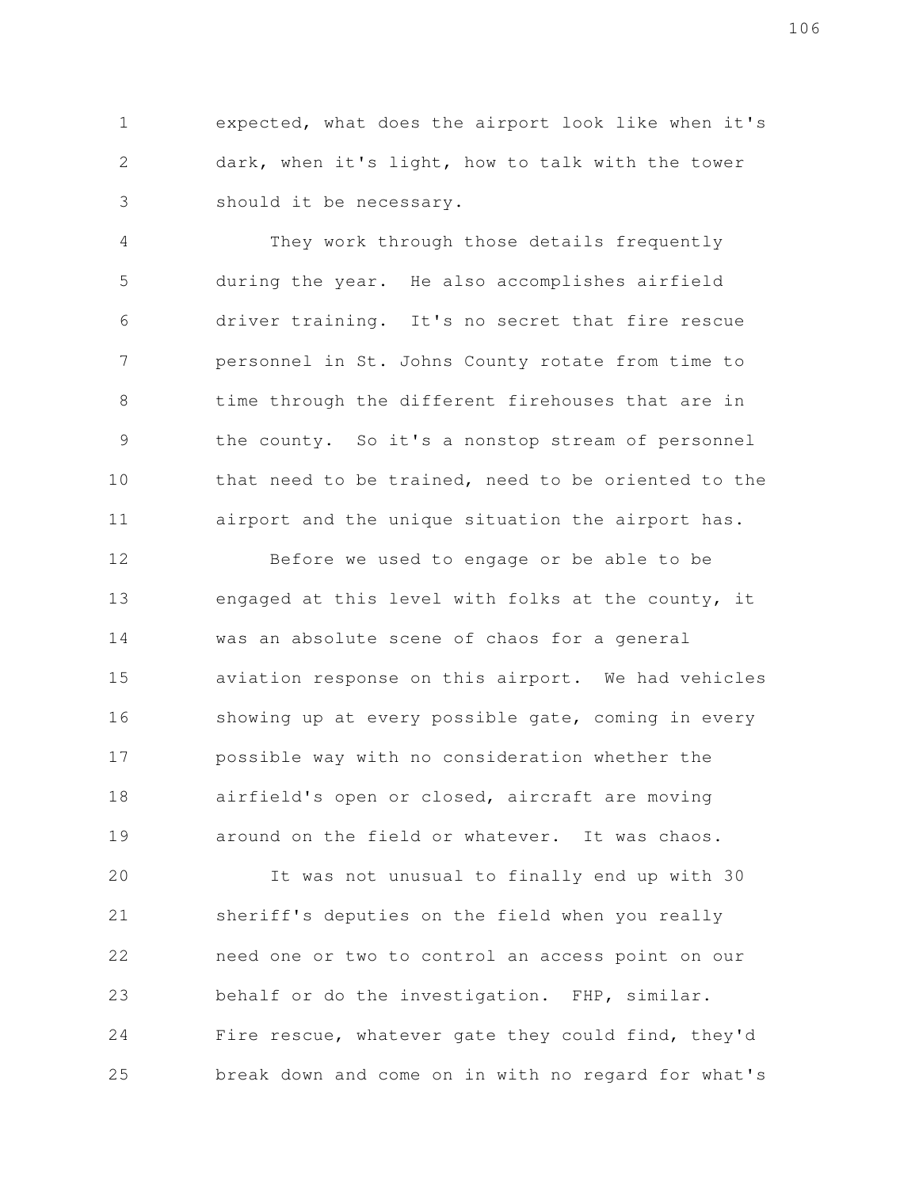expected, what does the airport look like when it's dark, when it's light, how to talk with the tower should it be necessary.

They work through those details frequently during the year. He also accomplishes airfield driver training. It's no secret that fire rescue personnel in St. Johns County rotate from time to time through the different firehouses that are in the county. So it's a nonstop stream of personnel that need to be trained, need to be oriented to the airport and the unique situation the airport has.

Before we used to engage or be able to be engaged at this level with folks at the county, it was an absolute scene of chaos for a general aviation response on this airport. We had vehicles showing up at every possible gate, coming in every possible way with no consideration whether the airfield's open or closed, aircraft are moving around on the field or whatever. It was chaos.

It was not unusual to finally end up with 30 sheriff's deputies on the field when you really need one or two to control an access point on our behalf or do the investigation. FHP, similar. Fire rescue, whatever gate they could find, they'd break down and come on in with no regard for what's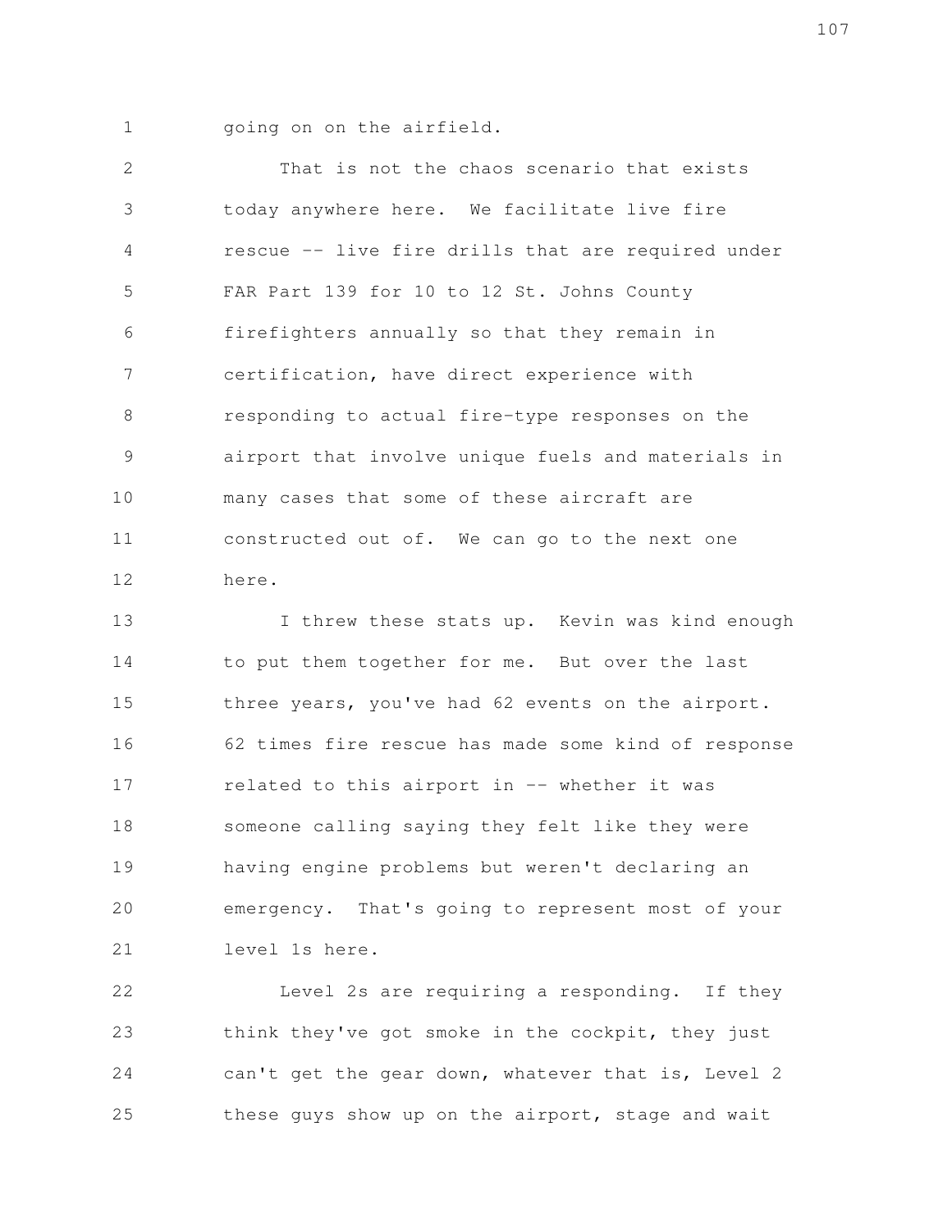going on on the airfield.

That is not the chaos scenario that exists today anywhere here. We facilitate live fire rescue -- live fire drills that are required under FAR Part 139 for 10 to 12 St. Johns County firefighters annually so that they remain in certification, have direct experience with responding to actual fire-type responses on the airport that involve unique fuels and materials in many cases that some of these aircraft are constructed out of. We can go to the next one here.

I threw these stats up. Kevin was kind enough to put them together for me. But over the last three years, you've had 62 events on the airport. 62 times fire rescue has made some kind of response related to this airport in -- whether it was someone calling saying they felt like they were having engine problems but weren't declaring an emergency. That's going to represent most of your level 1s here.

Level 2s are requiring a responding. If they think they've got smoke in the cockpit, they just can't get the gear down, whatever that is, Level 2 these guys show up on the airport, stage and wait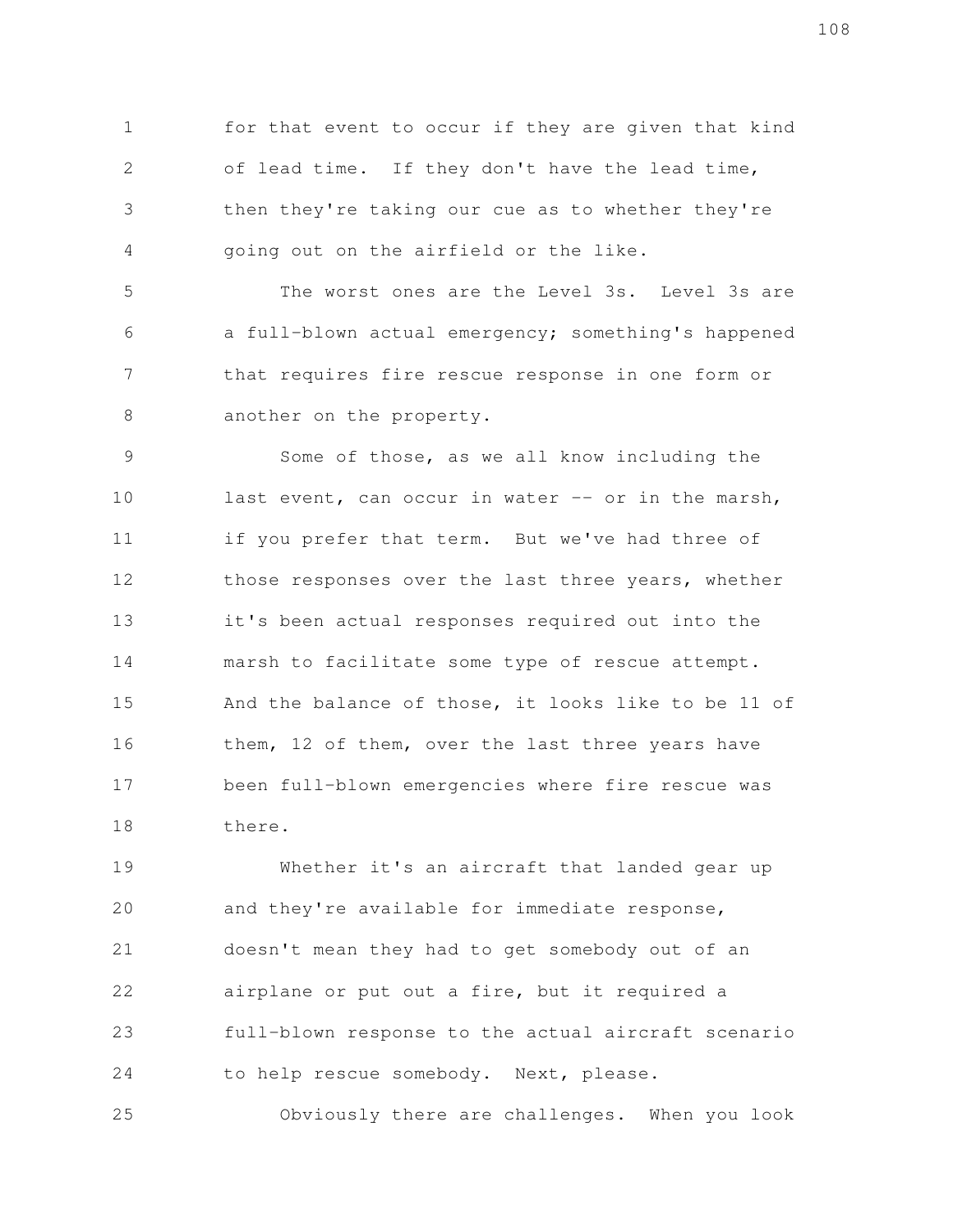for that event to occur if they are given that kind of lead time. If they don't have the lead time, then they're taking our cue as to whether they're going out on the airfield or the like.

The worst ones are the Level 3s. Level 3s are a full-blown actual emergency; something's happened that requires fire rescue response in one form or another on the property.

Some of those, as we all know including the last event, can occur in water -- or in the marsh, if you prefer that term. But we've had three of those responses over the last three years, whether it's been actual responses required out into the marsh to facilitate some type of rescue attempt. And the balance of those, it looks like to be 11 of them, 12 of them, over the last three years have been full-blown emergencies where fire rescue was there.

Whether it's an aircraft that landed gear up and they're available for immediate response, doesn't mean they had to get somebody out of an airplane or put out a fire, but it required a full-blown response to the actual aircraft scenario to help rescue somebody. Next, please.

Obviously there are challenges. When you look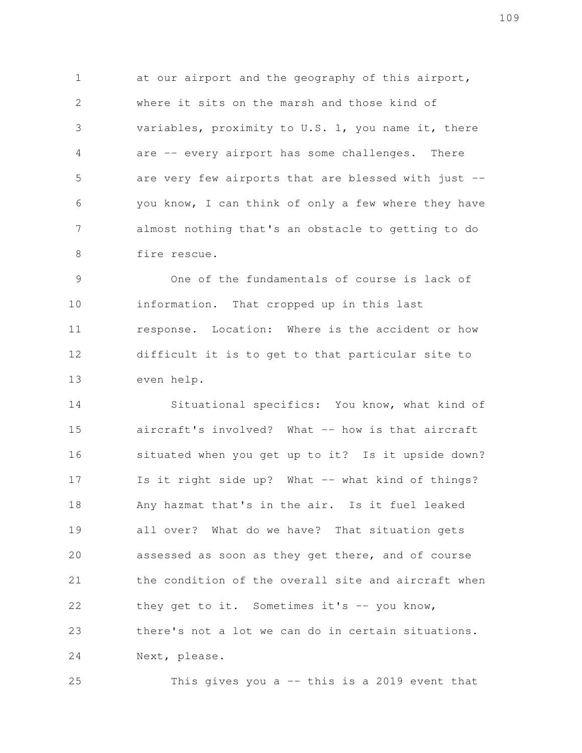at our airport and the geography of this airport, where it sits on the marsh and those kind of variables, proximity to U.S. 1, you name it, there are -- every airport has some challenges. There are very few airports that are blessed with just -- you know, I can think of only a few where they have almost nothing that's an obstacle to getting to do fire rescue.

One of the fundamentals of course is lack of information. That cropped up in this last response. Location: Where is the accident or how difficult it is to get to that particular site to even help.

Situational specifics: You know, what kind of aircraft's involved? What -- how is that aircraft situated when you get up to it? Is it upside down? Is it right side up? What -- what kind of things? Any hazmat that's in the air. Is it fuel leaked all over? What do we have? That situation gets assessed as soon as they get there, and of course the condition of the overall site and aircraft when they get to it. Sometimes it's -- you know, there's not a lot we can do in certain situations. Next, please.

This gives you a -- this is a 2019 event that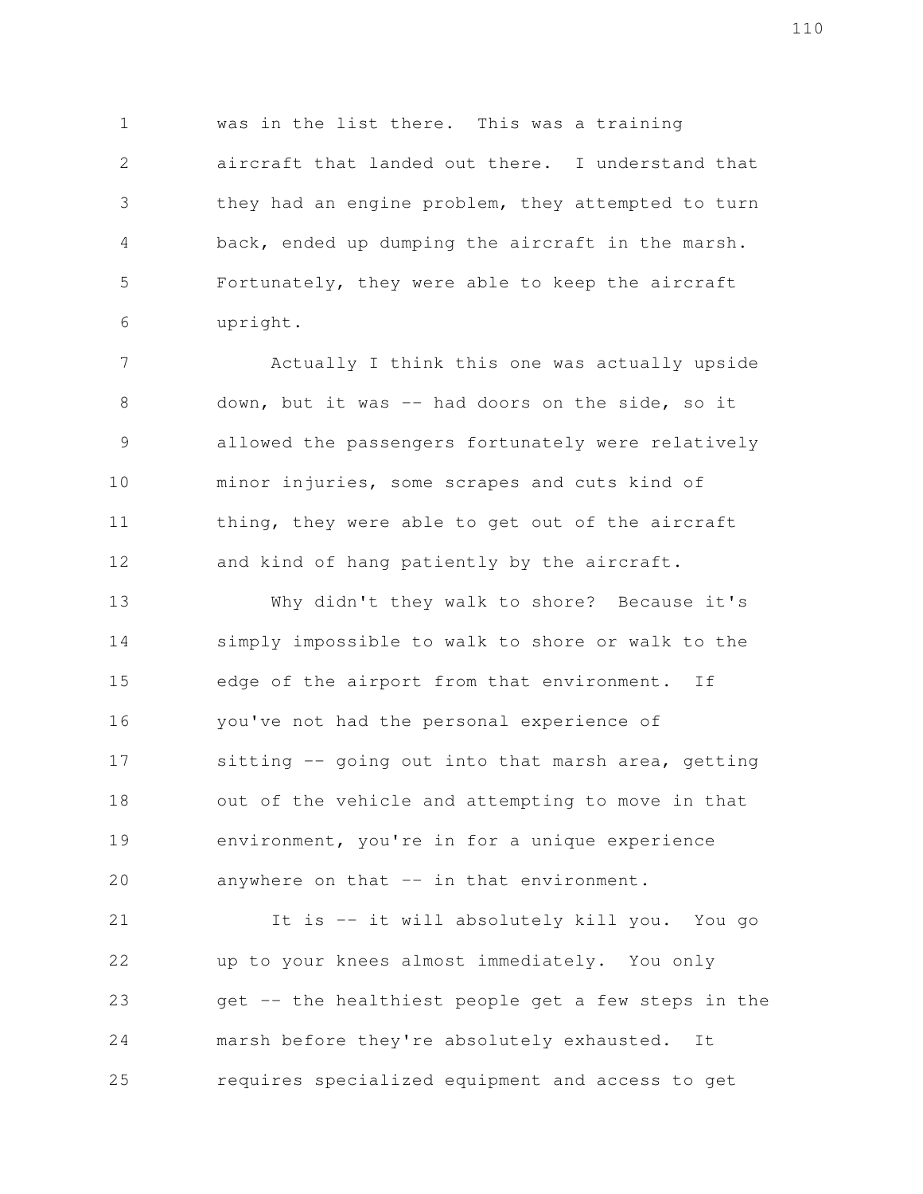was in the list there. This was a training aircraft that landed out there. I understand that they had an engine problem, they attempted to turn back, ended up dumping the aircraft in the marsh. Fortunately, they were able to keep the aircraft upright.

Actually I think this one was actually upside down, but it was -- had doors on the side, so it allowed the passengers fortunately were relatively minor injuries, some scrapes and cuts kind of thing, they were able to get out of the aircraft and kind of hang patiently by the aircraft.

Why didn't they walk to shore? Because it's simply impossible to walk to shore or walk to the edge of the airport from that environment. If you've not had the personal experience of sitting -- going out into that marsh area, getting out of the vehicle and attempting to move in that environment, you're in for a unique experience anywhere on that -- in that environment.

It is -- it will absolutely kill you. You go up to your knees almost immediately. You only get -- the healthiest people get a few steps in the marsh before they're absolutely exhausted. It requires specialized equipment and access to get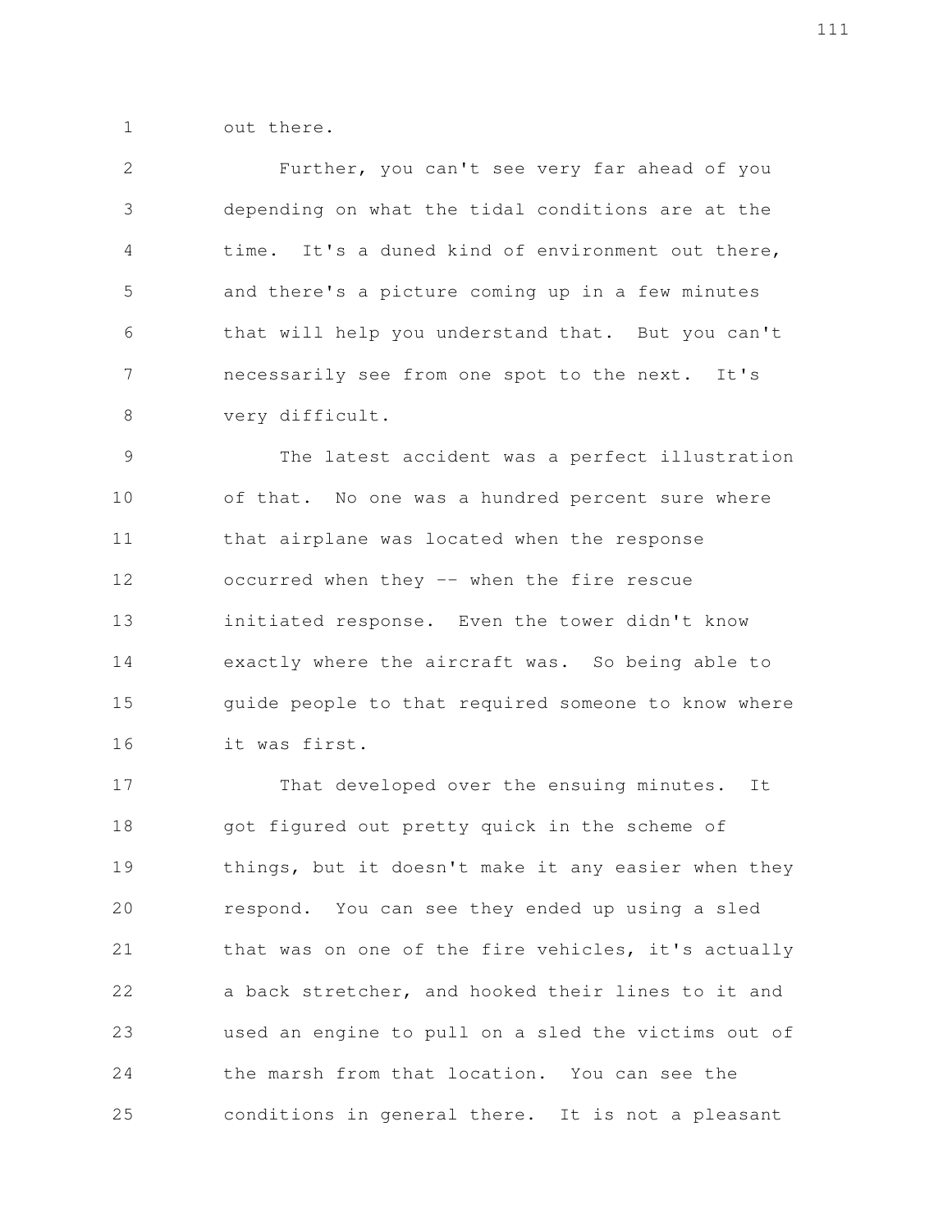out there.

Further, you can't see very far ahead of you depending on what the tidal conditions are at the time. It's a duned kind of environment out there, and there's a picture coming up in a few minutes that will help you understand that. But you can't necessarily see from one spot to the next. It's very difficult.

The latest accident was a perfect illustration of that. No one was a hundred percent sure where that airplane was located when the response occurred when they -- when the fire rescue initiated response. Even the tower didn't know exactly where the aircraft was. So being able to guide people to that required someone to know where it was first.

That developed over the ensuing minutes. It got figured out pretty quick in the scheme of things, but it doesn't make it any easier when they respond. You can see they ended up using a sled that was on one of the fire vehicles, it's actually a back stretcher, and hooked their lines to it and used an engine to pull on a sled the victims out of the marsh from that location. You can see the conditions in general there. It is not a pleasant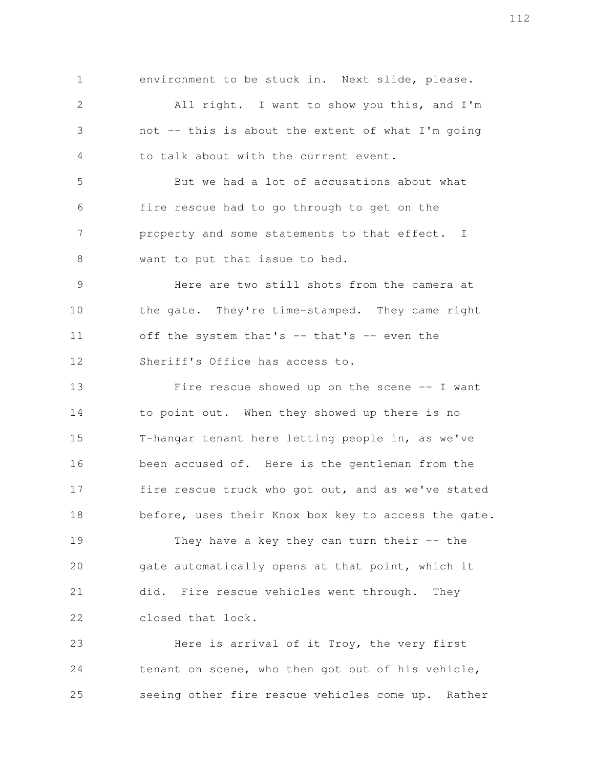environment to be stuck in. Next slide, please.

All right. I want to show you this, and I'm not -- this is about the extent of what I'm going to talk about with the current event.

But we had a lot of accusations about what fire rescue had to go through to get on the property and some statements to that effect. I want to put that issue to bed.

Here are two still shots from the camera at the gate. They're time-stamped. They came right off the system that's -- that's -- even the Sheriff's Office has access to.

Fire rescue showed up on the scene -- I want to point out. When they showed up there is no T-hangar tenant here letting people in, as we've been accused of. Here is the gentleman from the fire rescue truck who got out, and as we've stated before, uses their Knox box key to access the gate.

They have a key they can turn their -- the gate automatically opens at that point, which it did. Fire rescue vehicles went through. They closed that lock.

Here is arrival of it Troy, the very first tenant on scene, who then got out of his vehicle, seeing other fire rescue vehicles come up. Rather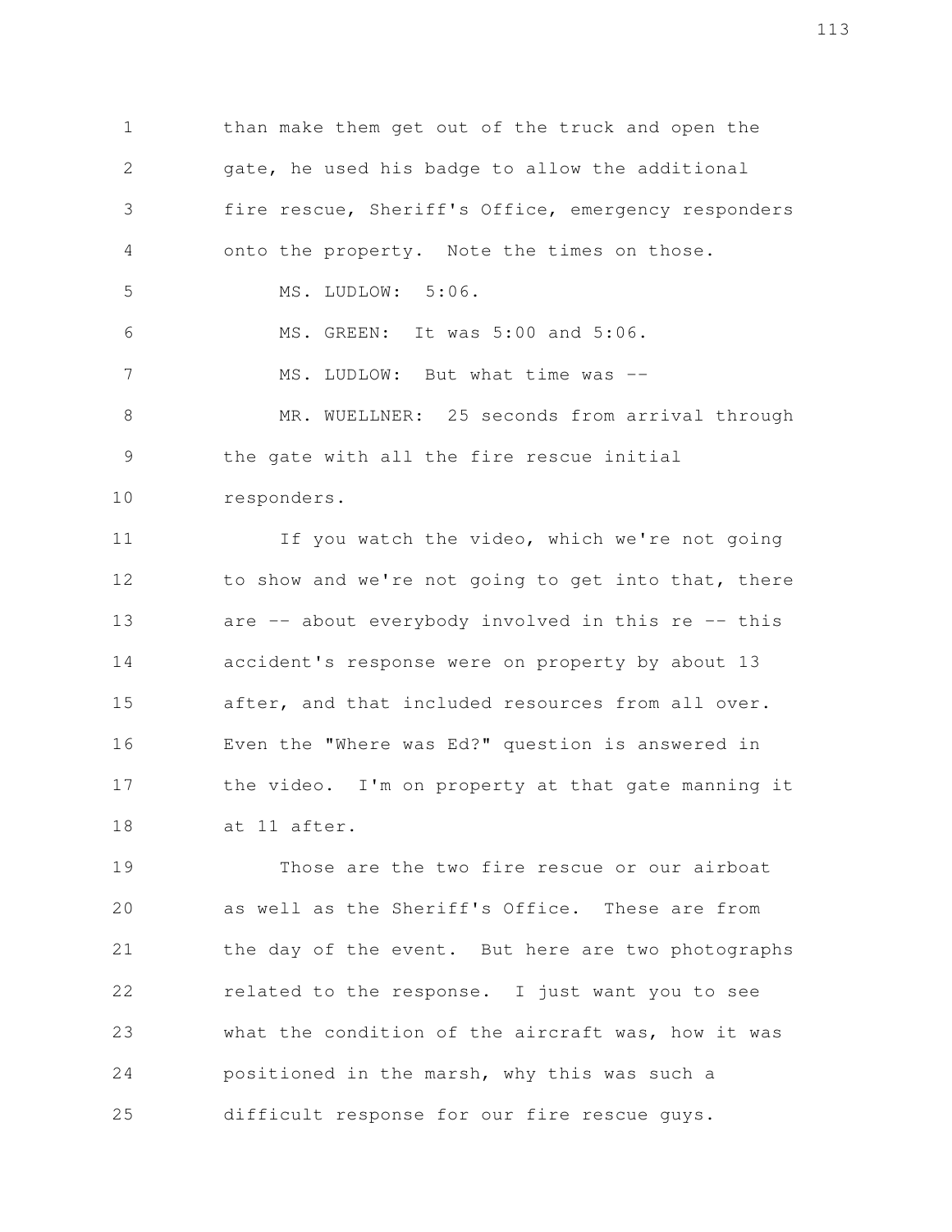than make them get out of the truck and open the gate, he used his badge to allow the additional fire rescue, Sheriff's Office, emergency responders onto the property. Note the times on those.

MS. LUDLOW: 5:06.

MS. GREEN: It was 5:00 and 5:06.

MS. LUDLOW: But what time was --

MR. WUELLNER: 25 seconds from arrival through the gate with all the fire rescue initial responders.

If you watch the video, which we're not going to show and we're not going to get into that, there are -- about everybody involved in this re -- this accident's response were on property by about 13 after, and that included resources from all over. Even the "Where was Ed?" question is answered in the video. I'm on property at that gate manning it at 11 after.

Those are the two fire rescue or our airboat as well as the Sheriff's Office. These are from the day of the event. But here are two photographs related to the response. I just want you to see what the condition of the aircraft was, how it was positioned in the marsh, why this was such a difficult response for our fire rescue guys.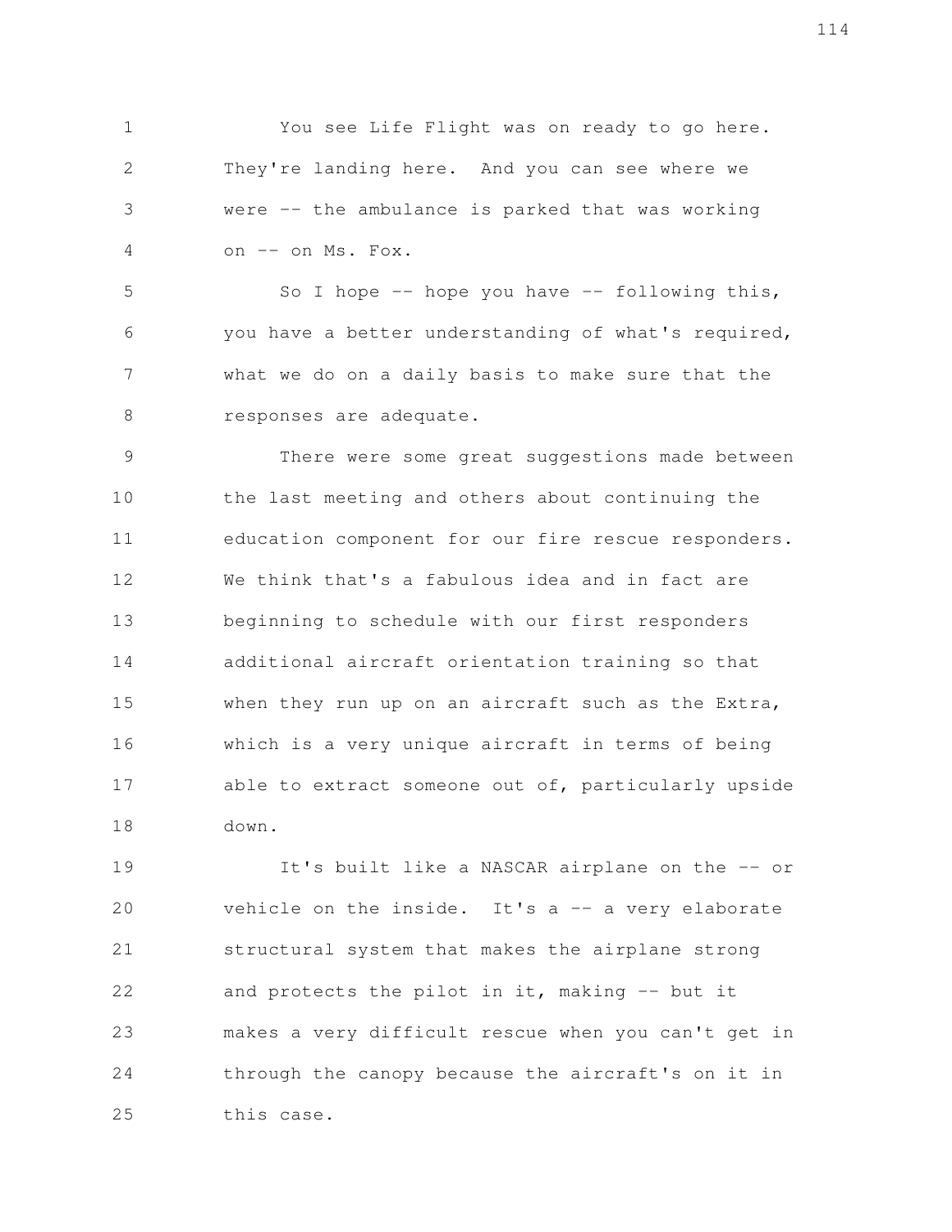You see Life Flight was on ready to go here. They're landing here. And you can see where we were -- the ambulance is parked that was working on -- on Ms. Fox.

So I hope -- hope you have -- following this, you have a better understanding of what's required, what we do on a daily basis to make sure that the responses are adequate.

There were some great suggestions made between the last meeting and others about continuing the education component for our fire rescue responders. We think that's a fabulous idea and in fact are beginning to schedule with our first responders additional aircraft orientation training so that when they run up on an aircraft such as the Extra, which is a very unique aircraft in terms of being able to extract someone out of, particularly upside down.

It's built like a NASCAR airplane on the -- or vehicle on the inside. It's a -- a very elaborate structural system that makes the airplane strong and protects the pilot in it, making -- but it makes a very difficult rescue when you can't get in through the canopy because the aircraft's on it in this case.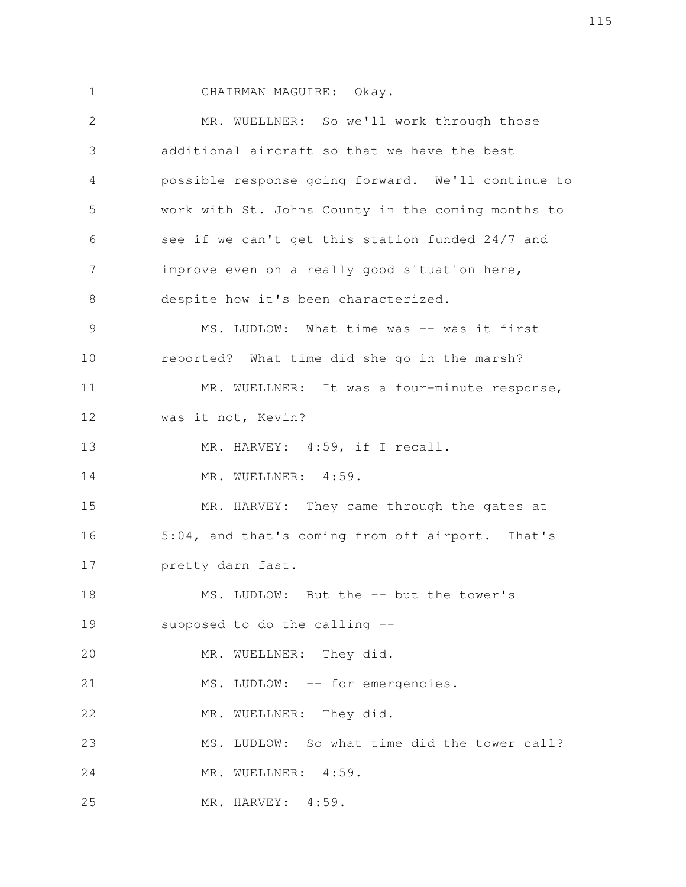CHAIRMAN MAGUIRE: Okay.

MR. WUELLNER: So we'll work through those additional aircraft so that we have the best possible response going forward. We'll continue to work with St. Johns County in the coming months to see if we can't get this station funded 24/7 and improve even on a really good situation here, despite how it's been characterized.

MS. LUDLOW: What time was -- was it first reported? What time did she go in the marsh?

MR. WUELLNER: It was a four-minute response, was it not, Kevin?

MR. HARVEY: 4:59, if I recall.

MR. WUELLNER: 4:59.

MR. HARVEY: They came through the gates at 5:04, and that's coming from off airport. That's pretty darn fast.

MS. LUDLOW: But the -- but the tower's supposed to do the calling --

MR. WUELLNER: They did.

MS. LUDLOW: -- for emergencies.

MR. WUELLNER: They did.

MS. LUDLOW: So what time did the tower call?

MR. WUELLNER: 4:59.

MR. HARVEY: 4:59.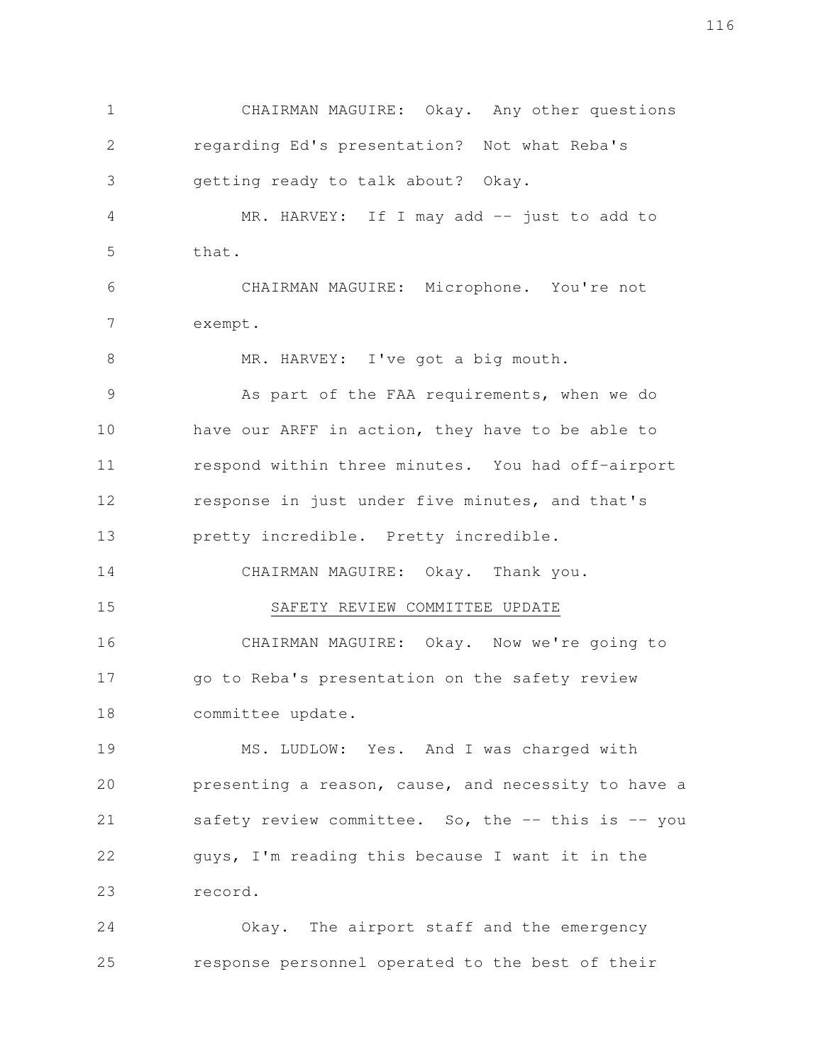CHAIRMAN MAGUIRE: Okay. Any other questions regarding Ed's presentation? Not what Reba's getting ready to talk about? Okay.

MR. HARVEY: If I may add -- just to add to that.

CHAIRMAN MAGUIRE: Microphone. You're not exempt.

MR. HARVEY: I've got a big mouth.

As part of the FAA requirements, when we do have our ARFF in action, they have to be able to respond within three minutes. You had off-airport response in just under five minutes, and that's pretty incredible. Pretty incredible.

CHAIRMAN MAGUIRE: Okay. Thank you.

SAFETY REVIEW COMMITTEE UPDATE

CHAIRMAN MAGUIRE: Okay. Now we're going to go to Reba's presentation on the safety review committee update.

MS. LUDLOW: Yes. And I was charged with presenting a reason, cause, and necessity to have a safety review committee. So, the -- this is -- you guys, I'm reading this because I want it in the record.

Okay. The airport staff and the emergency response personnel operated to the best of their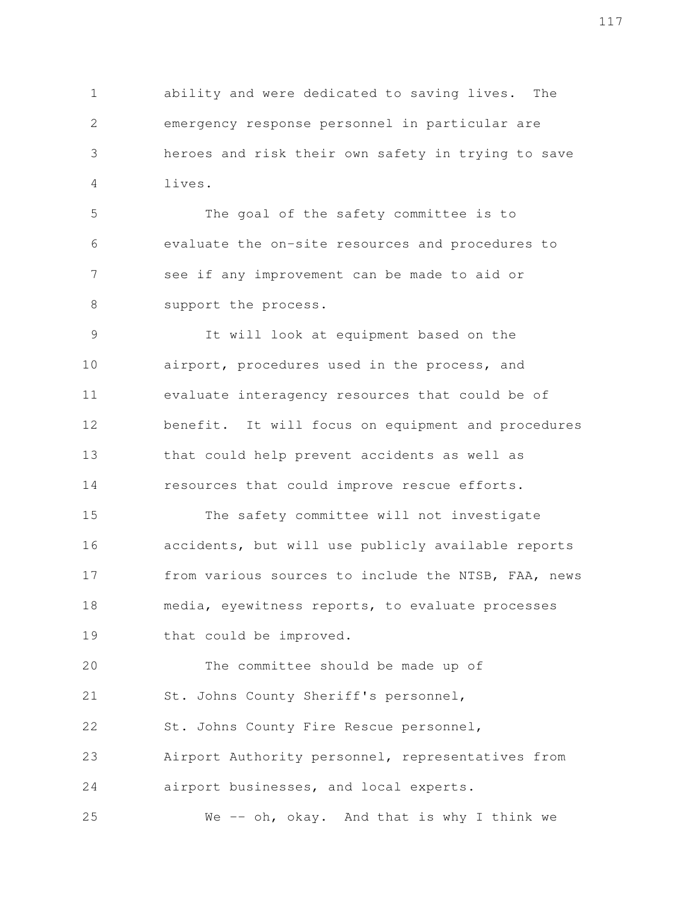ability and were dedicated to saving lives. The emergency response personnel in particular are heroes and risk their own safety in trying to save lives.

The goal of the safety committee is to evaluate the on-site resources and procedures to see if any improvement can be made to aid or support the process.

It will look at equipment based on the airport, procedures used in the process, and evaluate interagency resources that could be of benefit. It will focus on equipment and procedures that could help prevent accidents as well as resources that could improve rescue efforts.

The safety committee will not investigate accidents, but will use publicly available reports from various sources to include the NTSB, FAA, news media, eyewitness reports, to evaluate processes that could be improved.

The committee should be made up of St. Johns County Sheriff's personnel, St. Johns County Fire Rescue personnel, Airport Authority personnel, representatives from airport businesses, and local experts.

We -- oh, okay. And that is why I think we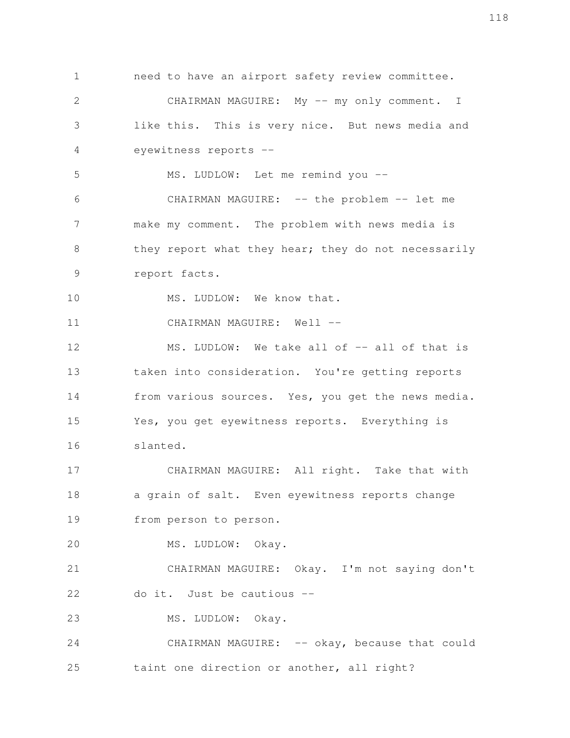need to have an airport safety review committee.

CHAIRMAN MAGUIRE: My -- my only comment. I like this. This is very nice. But news media and eyewitness reports --

MS. LUDLOW: Let me remind you --

CHAIRMAN MAGUIRE: -- the problem -- let me make my comment. The problem with news media is they report what they hear; they do not necessarily report facts.

MS. LUDLOW: We know that.

CHAIRMAN MAGUIRE: Well --

MS. LUDLOW: We take all of -- all of that is taken into consideration. You're getting reports from various sources. Yes, you get the news media. Yes, you get eyewitness reports. Everything is slanted.

CHAIRMAN MAGUIRE: All right. Take that with a grain of salt. Even eyewitness reports change from person to person.

MS. LUDLOW: Okay.

CHAIRMAN MAGUIRE: Okay. I'm not saying don't do it. Just be cautious --

MS. LUDLOW: Okay.

CHAIRMAN MAGUIRE: -- okay, because that could taint one direction or another, all right?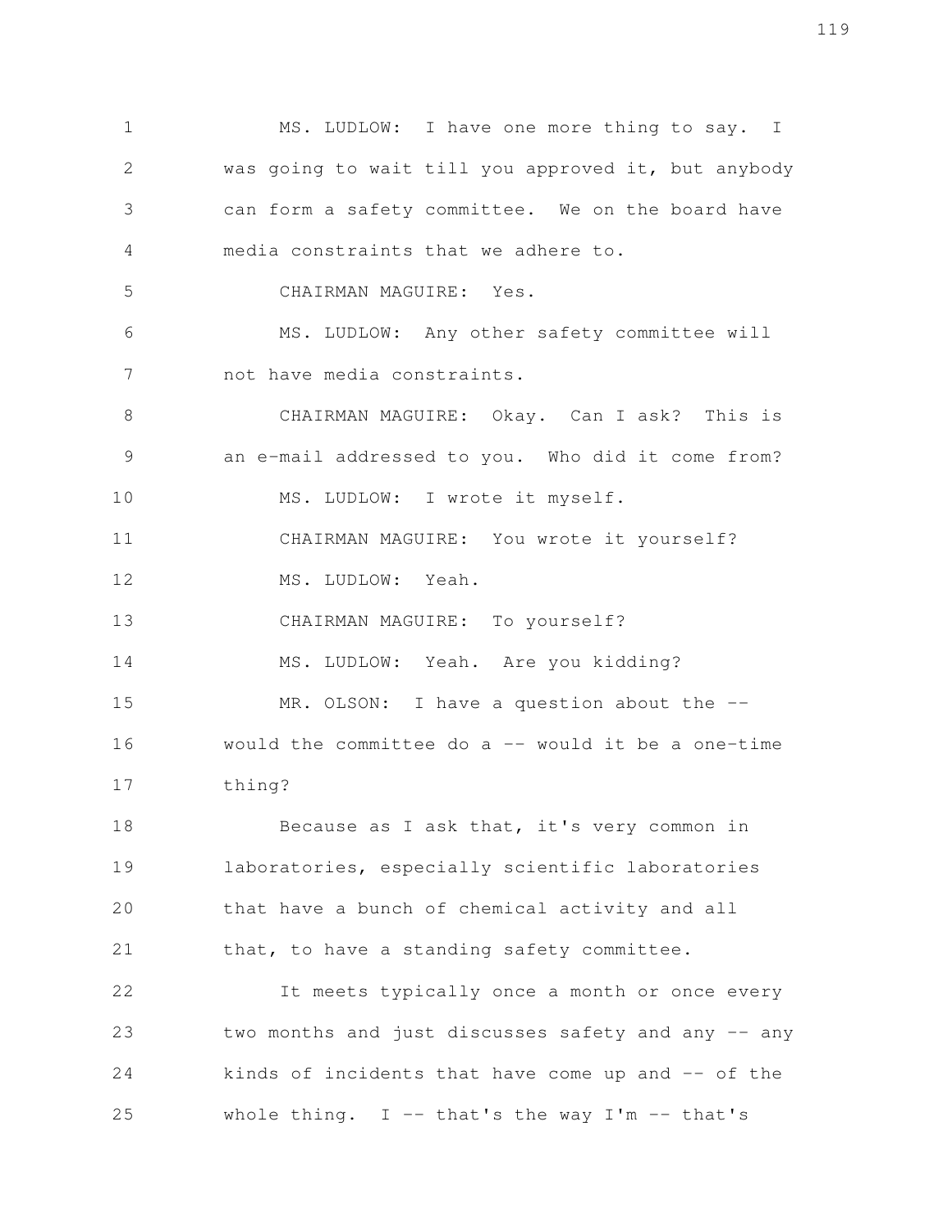MS. LUDLOW: I have one more thing to say. I was going to wait till you approved it, but anybody can form a safety committee. We on the board have media constraints that we adhere to.

CHAIRMAN MAGUIRE: Yes.

MS. LUDLOW: Any other safety committee will not have media constraints.

CHAIRMAN MAGUIRE: Okay. Can I ask? This is an e-mail addressed to you. Who did it come from?

MS. LUDLOW: I wrote it myself.

CHAIRMAN MAGUIRE: You wrote it yourself?

MS. LUDLOW: Yeah.

CHAIRMAN MAGUIRE: To yourself?

MS. LUDLOW: Yeah. Are you kidding?

MR. OLSON: I have a question about the -- would the committee do a -- would it be a one-time thing?

Because as I ask that, it's very common in laboratories, especially scientific laboratories that have a bunch of chemical activity and all that, to have a standing safety committee.

It meets typically once a month or once every two months and just discusses safety and any -- any kinds of incidents that have come up and -- of the whole thing. I -- that's the way I'm -- that's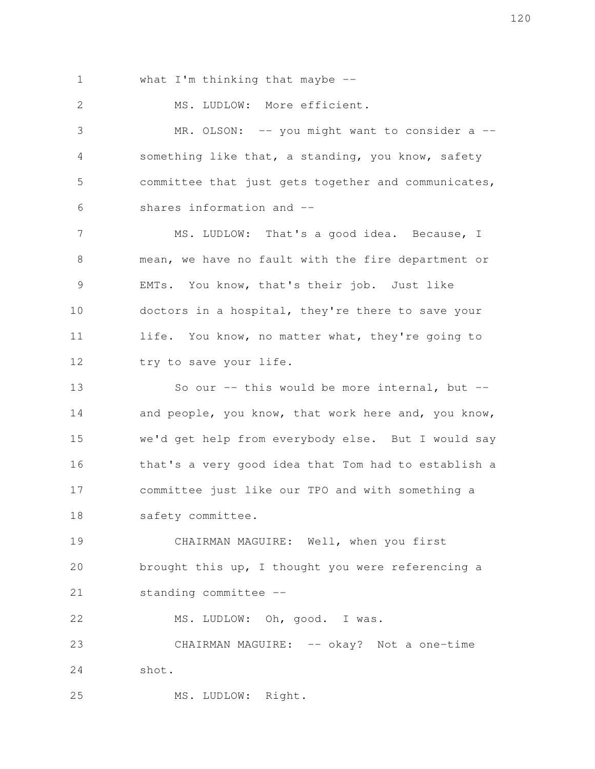what I'm thinking that maybe --

MS. LUDLOW: More efficient.

MR. OLSON: -- you might want to consider a -- something like that, a standing, you know, safety committee that just gets together and communicates, shares information and --

MS. LUDLOW: That's a good idea. Because, I mean, we have no fault with the fire department or EMTs. You know, that's their job. Just like doctors in a hospital, they're there to save your life. You know, no matter what, they're going to try to save your life.

So our -- this would be more internal, but -- and people, you know, that work here and, you know, we'd get help from everybody else. But I would say that's a very good idea that Tom had to establish a committee just like our TPO and with something a safety committee.

CHAIRMAN MAGUIRE: Well, when you first brought this up, I thought you were referencing a standing committee --

MS. LUDLOW: Oh, good. I was.

CHAIRMAN MAGUIRE: -- okay? Not a one-time shot.

MS. LUDLOW: Right.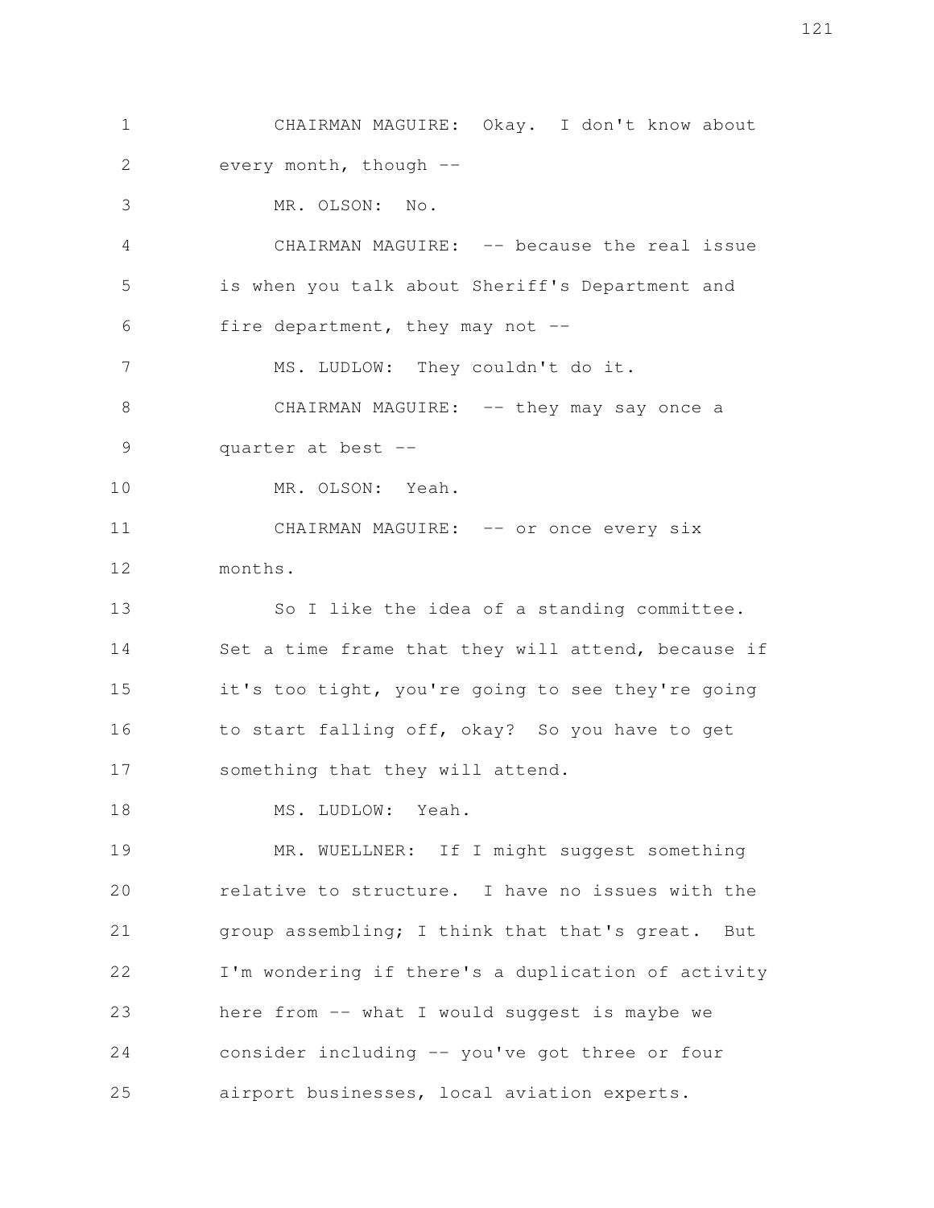CHAIRMAN MAGUIRE: Okay. I don't know about every month, though --

MR. OLSON: No.

CHAIRMAN MAGUIRE: -- because the real issue is when you talk about Sheriff's Department and fire department, they may not --

MS. LUDLOW: They couldn't do it.

CHAIRMAN MAGUIRE: -- they may say once a quarter at best --

MR. OLSON: Yeah.

CHAIRMAN MAGUIRE: -- or once every six months.

So I like the idea of a standing committee. Set a time frame that they will attend, because if it's too tight, you're going to see they're going to start falling off, okay? So you have to get something that they will attend.

MS. LUDLOW: Yeah.

MR. WUELLNER: If I might suggest something relative to structure. I have no issues with the group assembling; I think that that's great. But I'm wondering if there's a duplication of activity here from -- what I would suggest is maybe we consider including -- you've got three or four airport businesses, local aviation experts.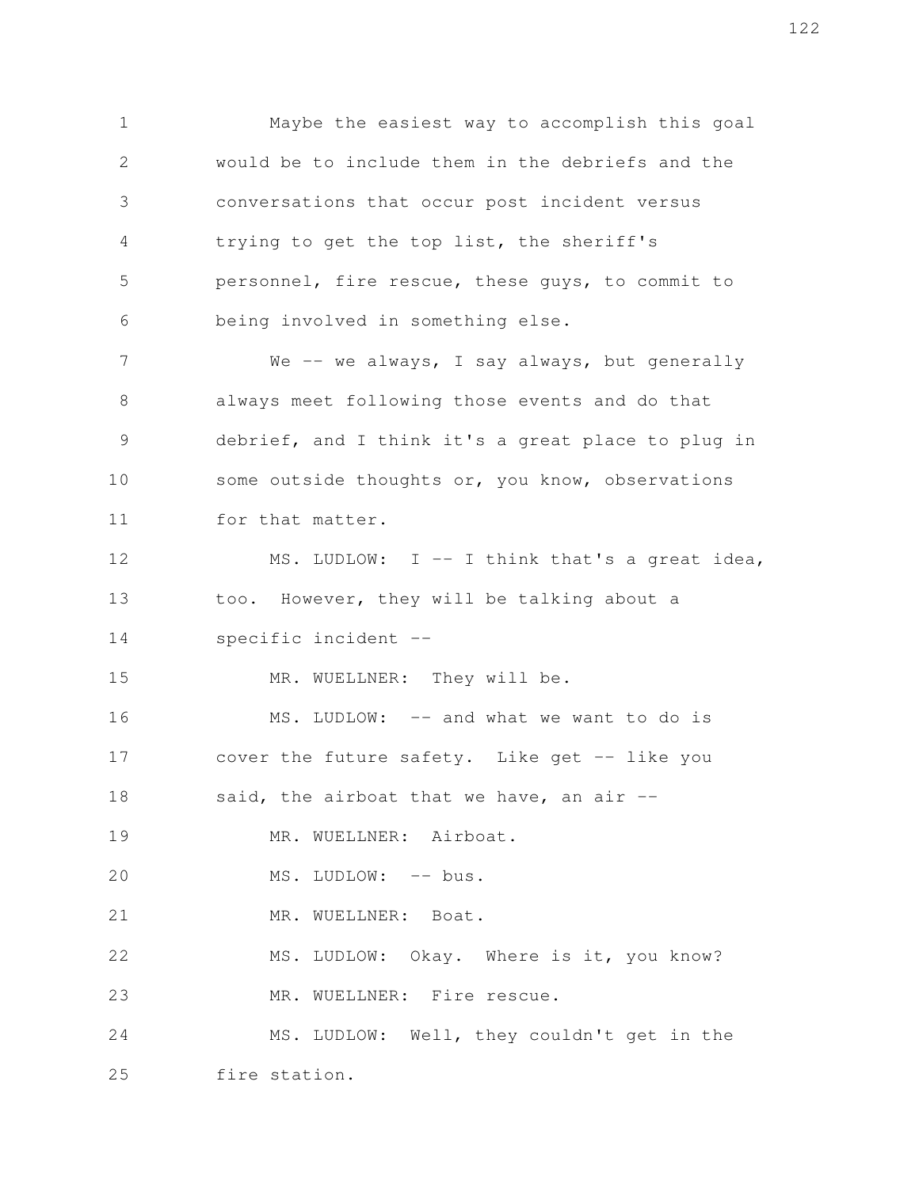Maybe the easiest way to accomplish this goal would be to include them in the debriefs and the conversations that occur post incident versus trying to get the top list, the sheriff's personnel, fire rescue, these guys, to commit to being involved in something else.

We -- we always, I say always, but generally always meet following those events and do that debrief, and I think it's a great place to plug in some outside thoughts or, you know, observations for that matter.

MS. LUDLOW: I -- I think that's a great idea, too. However, they will be talking about a specific incident --

MR. WUELLNER: They will be.

MS. LUDLOW: -- and what we want to do is cover the future safety. Like get -- like you said, the airboat that we have, an air --

MR. WUELLNER: Airboat.

MS. LUDLOW: -- bus.

MR. WUELLNER: Boat.

MS. LUDLOW: Okay. Where is it, you know?

MR. WUELLNER: Fire rescue.

MS. LUDLOW: Well, they couldn't get in the fire station.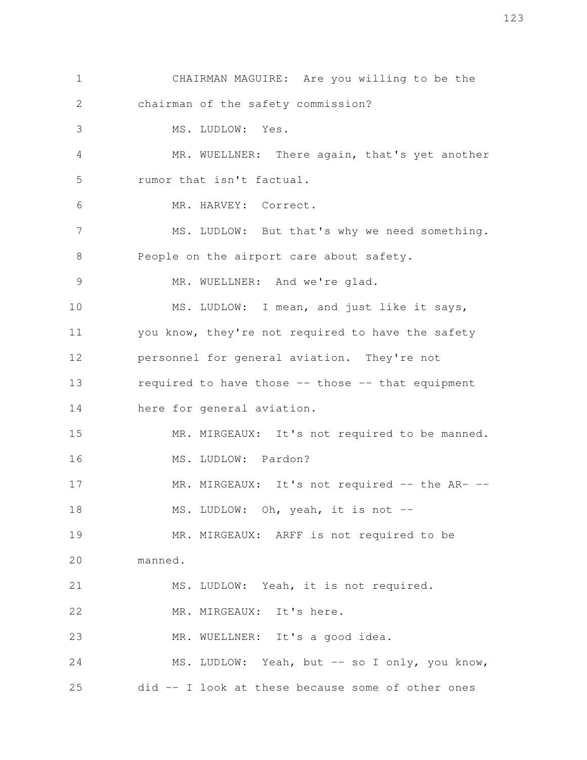CHAIRMAN MAGUIRE: Are you willing to be the chairman of the safety commission?

MS. LUDLOW: Yes.

MR. WUELLNER: There again, that's yet another rumor that isn't factual.

MR. HARVEY: Correct.

MS. LUDLOW: But that's why we need something. People on the airport care about safety.

MR. WUELLNER: And we're glad.

MS. LUDLOW: I mean, and just like it says, you know, they're not required to have the safety personnel for general aviation. They're not required to have those -- those -- that equipment here for general aviation.

MR. MIRGEAUX: It's not required to be manned.

MS. LUDLOW: Pardon?

MR. MIRGEAUX: It's not required -- the AR- --

MS. LUDLOW: Oh, yeah, it is not --

MR. MIRGEAUX: ARFF is not required to be manned.

MS. LUDLOW: Yeah, it is not required.

MR. MIRGEAUX: It's here.

MR. WUELLNER: It's a good idea.

MS. LUDLOW: Yeah, but -- so I only, you know, did -- I look at these because some of other ones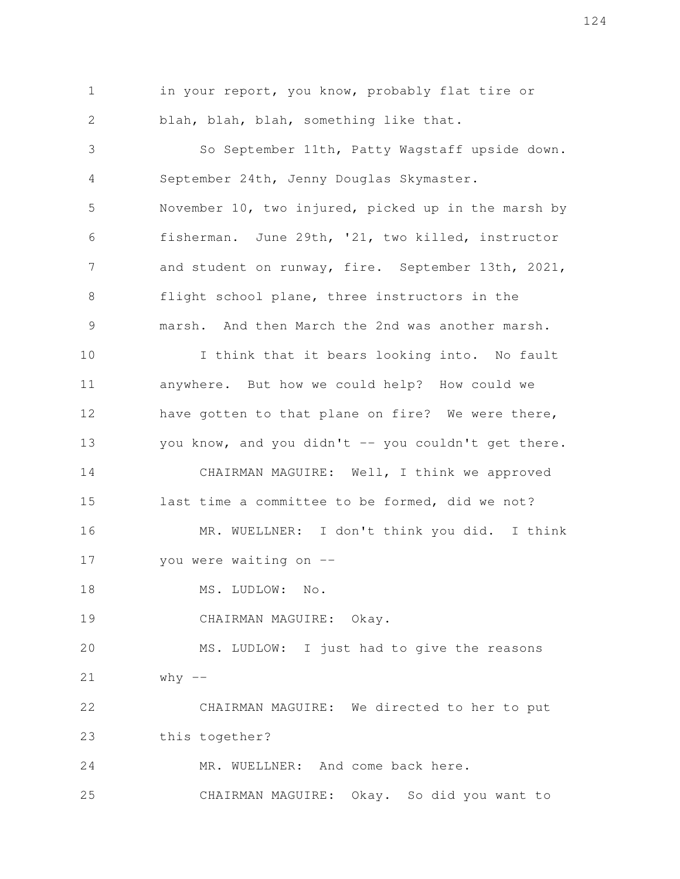in your report, you know, probably flat tire or blah, blah, blah, something like that.

So September 11th, Patty Wagstaff upside down. September 24th, Jenny Douglas Skymaster. November 10, two injured, picked up in the marsh by fisherman. June 29th, '21, two killed, instructor and student on runway, fire. September 13th, 2021, flight school plane, three instructors in the marsh. And then March the 2nd was another marsh.

I think that it bears looking into. No fault anywhere. But how we could help? How could we have gotten to that plane on fire? We were there, you know, and you didn't -- you couldn't get there.

CHAIRMAN MAGUIRE: Well, I think we approved last time a committee to be formed, did we not?

MR. WUELLNER: I don't think you did. I think you were waiting on --

MS. LUDLOW: No.

CHAIRMAN MAGUIRE: Okay.

MS. LUDLOW: I just had to give the reasons why --

CHAIRMAN MAGUIRE: We directed to her to put this together?

MR. WUELLNER: And come back here.

CHAIRMAN MAGUIRE: Okay. So did you want to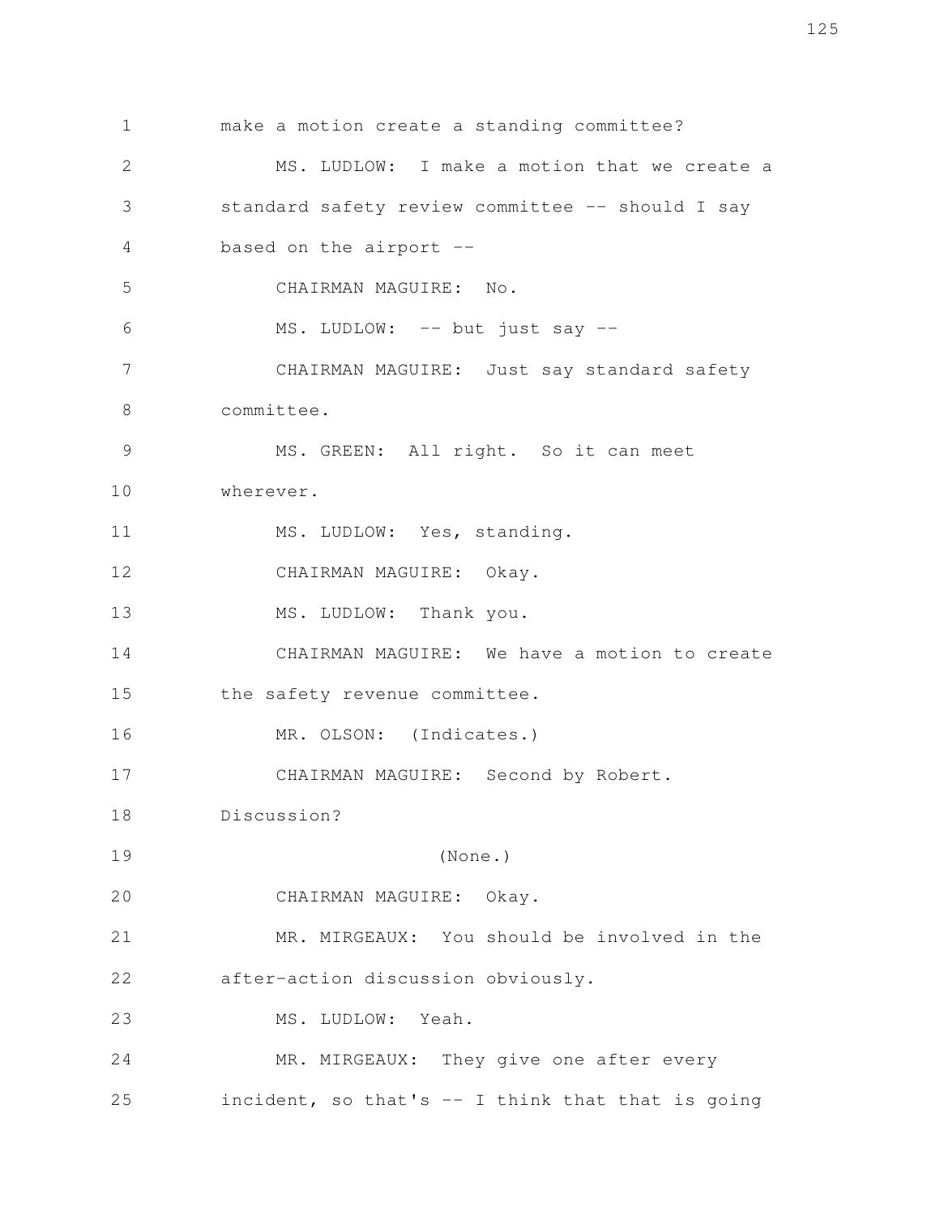1 make a motion create a standing committee?

2 MS. LUDLOW: I make a motion that we create a

3 standard safety review committee -- should I say

4 based on the airport --

5 CHAIRMAN MAGUIRE: No.

6 MS. LUDLOW: -- but just say --

7 CHAIRMAN MAGUIRE: Just say standard safety

8 committee.

9 MS. GREEN: All right. So it can meet

10 wherever.

11 MS. LUDLOW: Yes, standing.

12 CHAIRMAN MAGUIRE: Okay.

13 MS. LUDLOW: Thank you.

14 CHAIRMAN MAGUIRE: We have a motion to create

15 the safety revenue committee.

16 MR. OLSON: (Indicates.)

17 CHAIRMAN MAGUIRE: Second by Robert.

18 Discussion?

19 (None.)

20 CHAIRMAN MAGUIRE: Okay.

21 MR. MIRGEAUX: You should be involved in the

22 after-action discussion obviously.

23 MS. LUDLOW: Yeah.

24 MR. MIRGEAUX: They give one after every

25 incident, so that's -- I think that that is going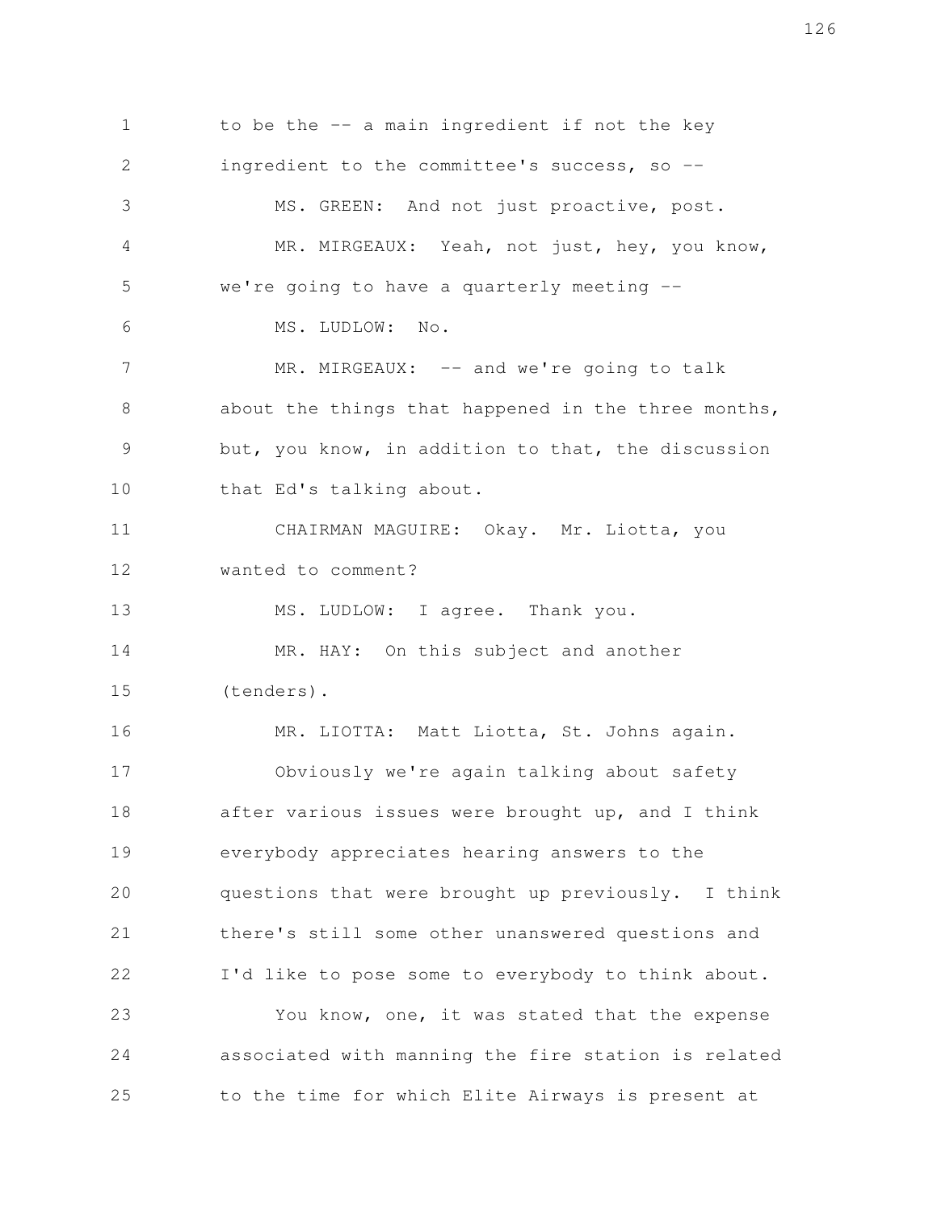to be the -- a main ingredient if not the key ingredient to the committee's success, so --

MS. GREEN: And not just proactive, post.

MR. MIRGEAUX: Yeah, not just, hey, you know, we're going to have a quarterly meeting --

MS. LUDLOW: No.

MR. MIRGEAUX: -- and we're going to talk about the things that happened in the three months, but, you know, in addition to that, the discussion that Ed's talking about.

CHAIRMAN MAGUIRE: Okay. Mr. Liotta, you wanted to comment?

MS. LUDLOW: I agree. Thank you.

MR. HAY: On this subject and another (tenders).

MR. LIOTTA: Matt Liotta, St. Johns again.

Obviously we're again talking about safety after various issues were brought up, and I think everybody appreciates hearing answers to the questions that were brought up previously. I think there's still some other unanswered questions and I'd like to pose some to everybody to think about.

You know, one, it was stated that the expense associated with manning the fire station is related to the time for which Elite Airways is present at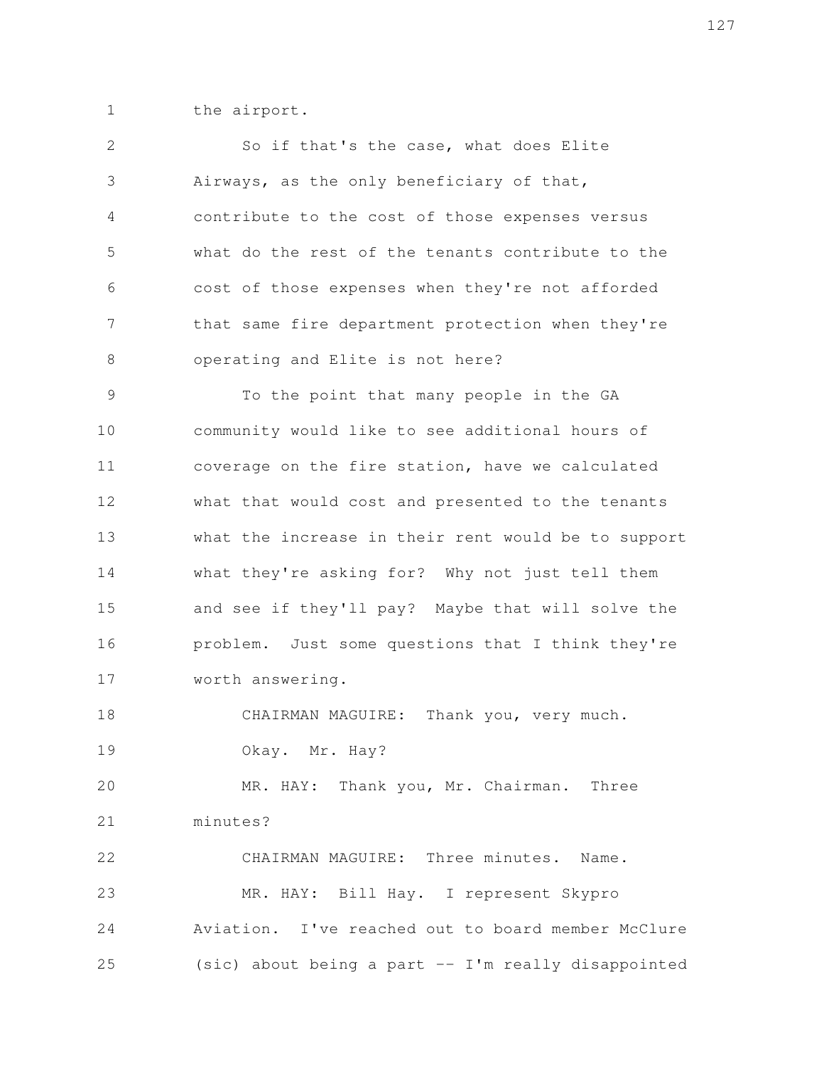the airport.

So if that's the case, what does Elite Airways, as the only beneficiary of that, contribute to the cost of those expenses versus what do the rest of the tenants contribute to the cost of those expenses when they're not afforded that same fire department protection when they're operating and Elite is not here?

To the point that many people in the GA community would like to see additional hours of coverage on the fire station, have we calculated what that would cost and presented to the tenants what the increase in their rent would be to support what they're asking for? Why not just tell them and see if they'll pay? Maybe that will solve the problem. Just some questions that I think they're worth answering.

CHAIRMAN MAGUIRE: Thank you, very much.

Okay. Mr. Hay?

MR. HAY: Thank you, Mr. Chairman. Three minutes?

CHAIRMAN MAGUIRE: Three minutes. Name.

MR. HAY: Bill Hay. I represent Skypro Aviation. I've reached out to board member McClure (sic) about being a part -- I'm really disappointed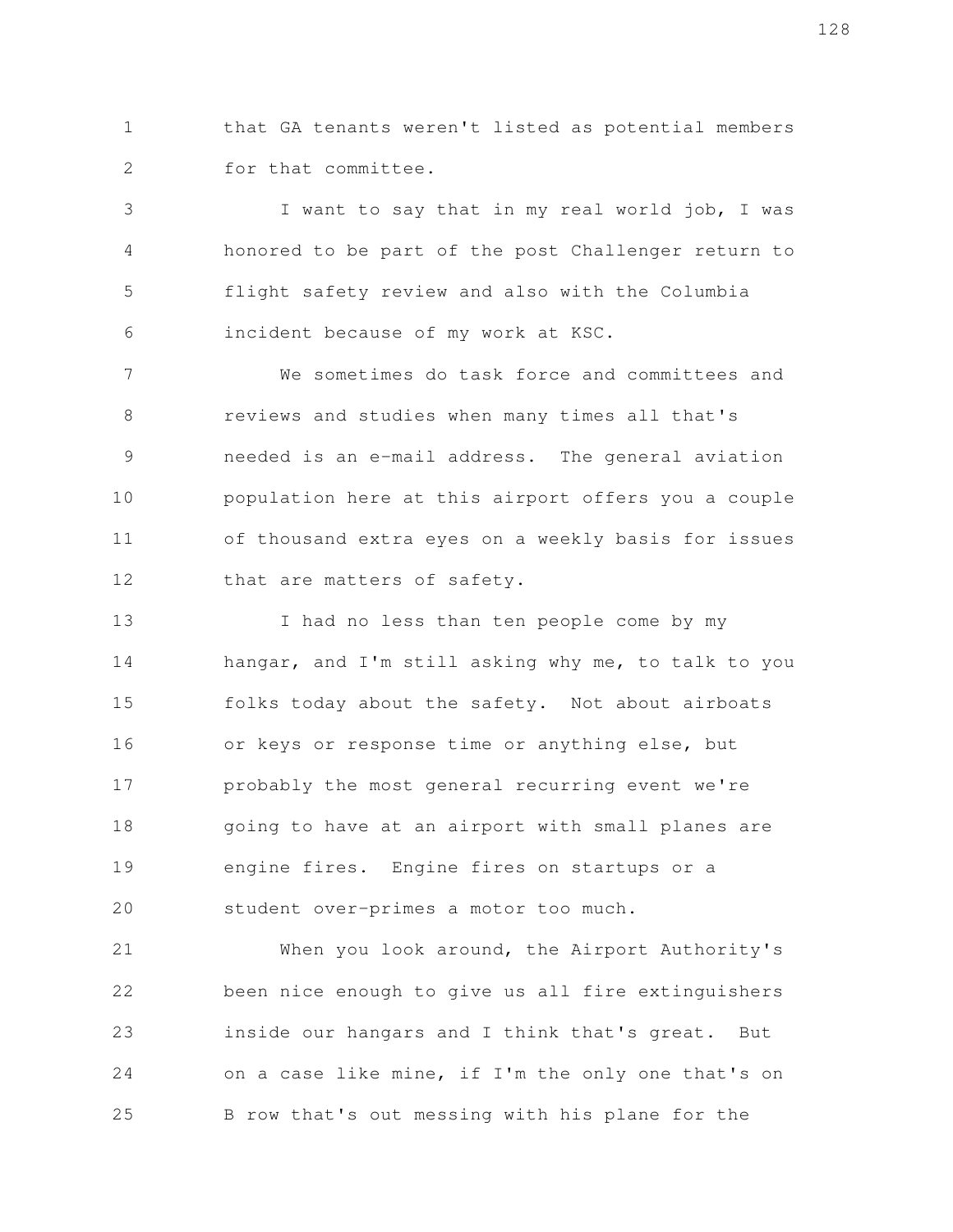that GA tenants weren't listed as potential members for that committee.

I want to say that in my real world job, I was honored to be part of the post Challenger return to flight safety review and also with the Columbia incident because of my work at KSC.

We sometimes do task force and committees and reviews and studies when many times all that's needed is an e-mail address. The general aviation population here at this airport offers you a couple of thousand extra eyes on a weekly basis for issues that are matters of safety.

I had no less than ten people come by my hangar, and I'm still asking why me, to talk to you folks today about the safety. Not about airboats or keys or response time or anything else, but probably the most general recurring event we're going to have at an airport with small planes are engine fires. Engine fires on startups or a student over-primes a motor too much.

When you look around, the Airport Authority's been nice enough to give us all fire extinguishers inside our hangars and I think that's great. But on a case like mine, if I'm the only one that's on B row that's out messing with his plane for the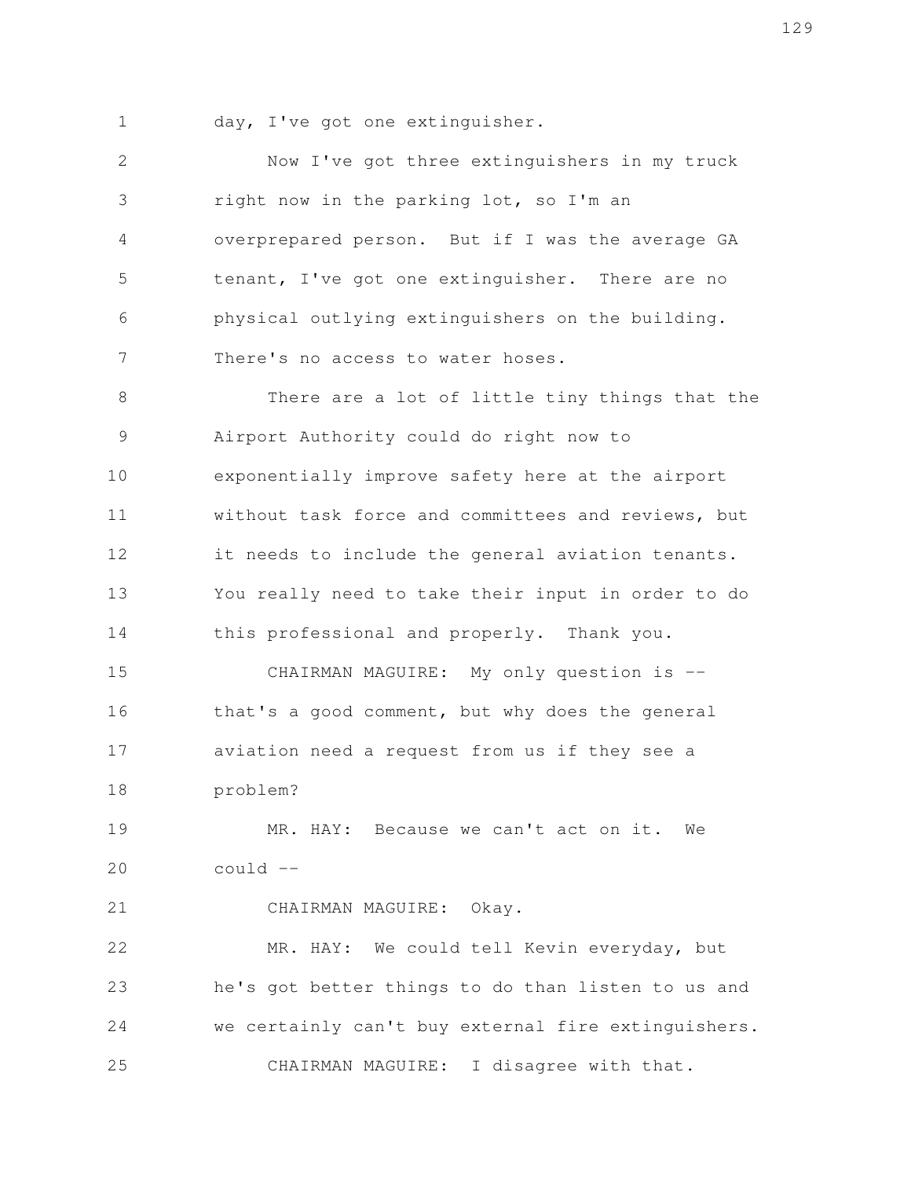day, I've got one extinguisher.

Now I've got three extinguishers in my truck right now in the parking lot, so I'm an overprepared person. But if I was the average GA tenant, I've got one extinguisher. There are no physical outlying extinguishers on the building. There's no access to water hoses.

There are a lot of little tiny things that the Airport Authority could do right now to exponentially improve safety here at the airport without task force and committees and reviews, but it needs to include the general aviation tenants. You really need to take their input in order to do this professional and properly. Thank you.

CHAIRMAN MAGUIRE: My only question is -- that's a good comment, but why does the general aviation need a request from us if they see a problem?

MR. HAY: Because we can't act on it. We could --

CHAIRMAN MAGUIRE: Okay.

MR. HAY: We could tell Kevin everyday, but he's got better things to do than listen to us and we certainly can't buy external fire extinguishers.

CHAIRMAN MAGUIRE: I disagree with that.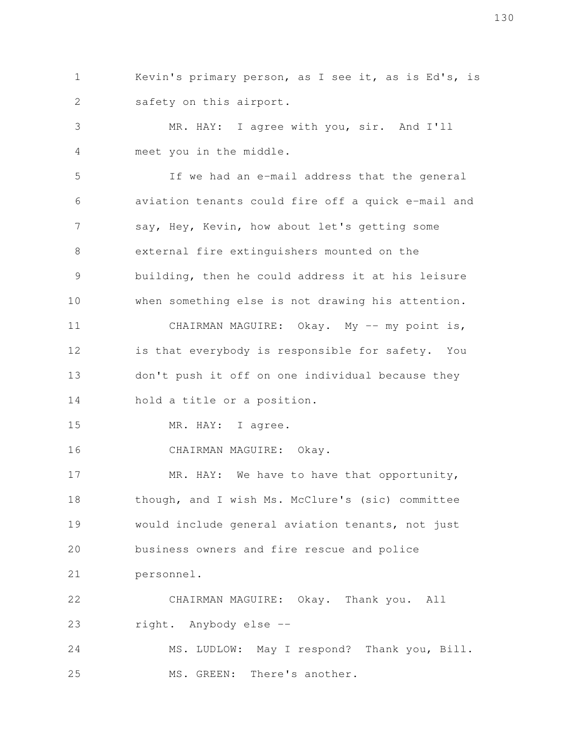Kevin's primary person, as I see it, as is Ed's, is safety on this airport.

MR. HAY: I agree with you, sir. And I'll meet you in the middle.

If we had an e-mail address that the general aviation tenants could fire off a quick e-mail and say, Hey, Kevin, how about let's getting some external fire extinguishers mounted on the building, then he could address it at his leisure when something else is not drawing his attention.

CHAIRMAN MAGUIRE: Okay. My -- my point is, is that everybody is responsible for safety. You don't push it off on one individual because they hold a title or a position.

MR. HAY: I agree.

CHAIRMAN MAGUIRE: Okay.

MR. HAY: We have to have that opportunity, though, and I wish Ms. McClure's (sic) committee would include general aviation tenants, not just business owners and fire rescue and police personnel.

CHAIRMAN MAGUIRE: Okay. Thank you. All right. Anybody else --

MS. LUDLOW: May I respond? Thank you, Bill.

MS. GREEN: There's another.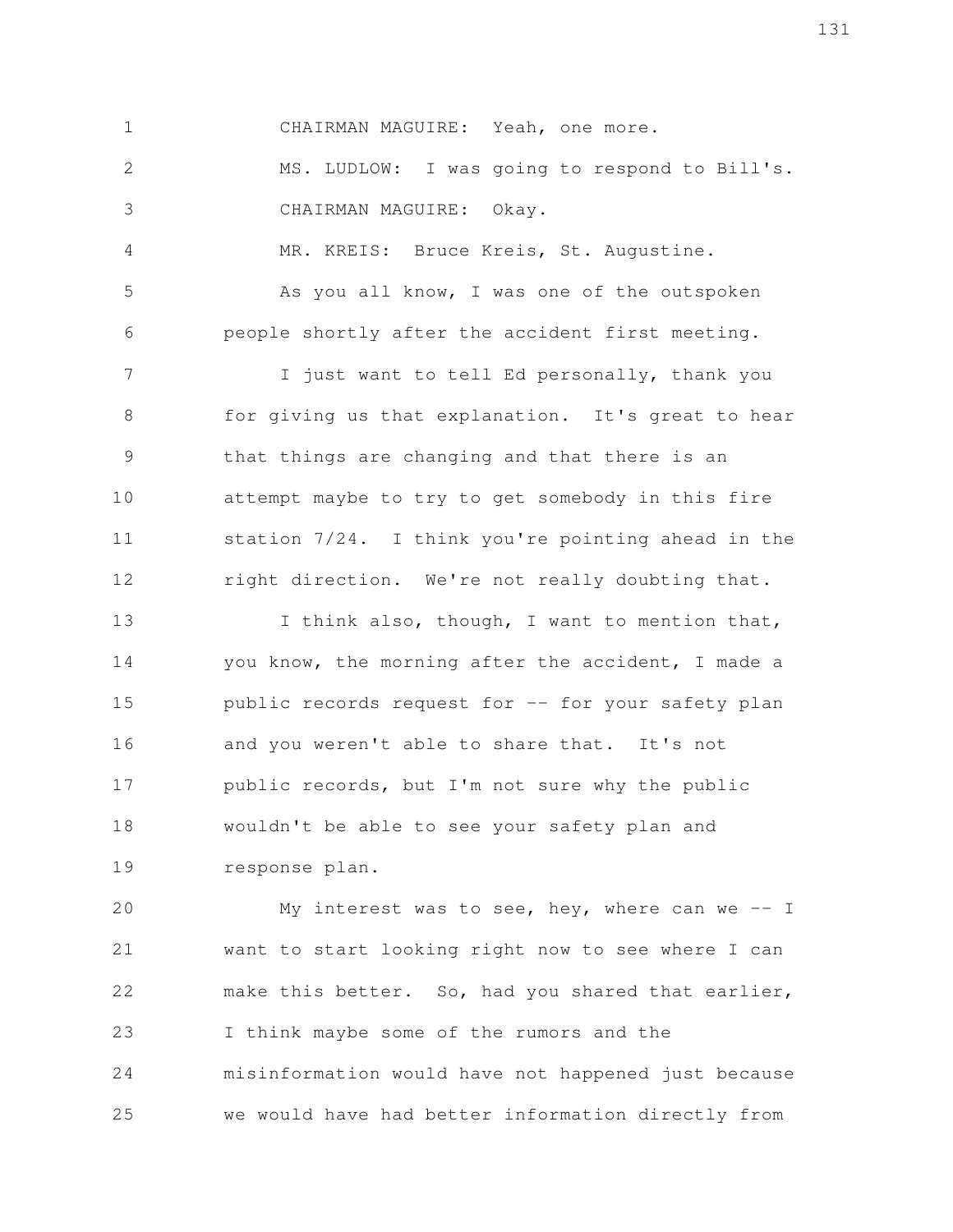CHAIRMAN MAGUIRE: Yeah, one more.

MS. LUDLOW: I was going to respond to Bill's.

CHAIRMAN MAGUIRE: Okay.

MR. KREIS: Bruce Kreis, St. Augustine.

As you all know, I was one of the outspoken people shortly after the accident first meeting.

I just want to tell Ed personally, thank you for giving us that explanation. It's great to hear that things are changing and that there is an attempt maybe to try to get somebody in this fire station 7/24. I think you're pointing ahead in the right direction. We're not really doubting that.

I think also, though, I want to mention that, you know, the morning after the accident, I made a public records request for -- for your safety plan and you weren't able to share that. It's not public records, but I'm not sure why the public wouldn't be able to see your safety plan and response plan.

My interest was to see, hey, where can we -- I want to start looking right now to see where I can make this better. So, had you shared that earlier, I think maybe some of the rumors and the misinformation would have not happened just because we would have had better information directly from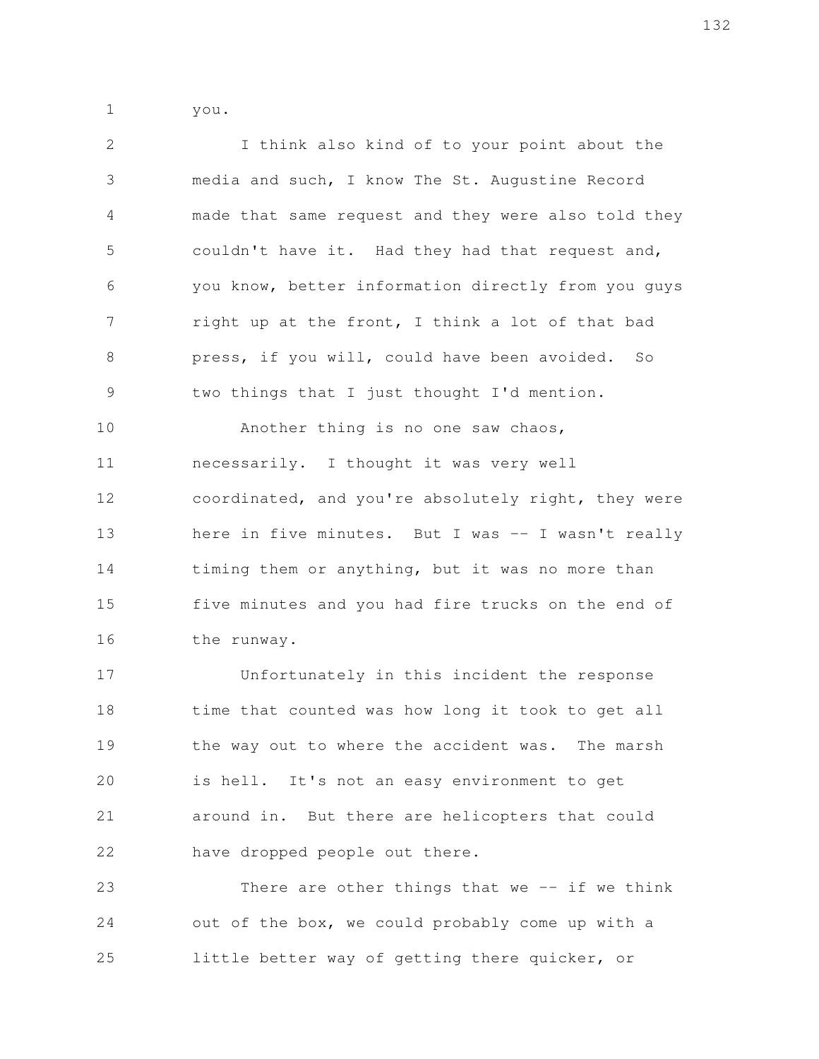you.

I think also kind of to your point about the media and such, I know The St. Augustine Record made that same request and they were also told they couldn't have it. Had they had that request and, you know, better information directly from you guys right up at the front, I think a lot of that bad press, if you will, could have been avoided. So two things that I just thought I'd mention.

Another thing is no one saw chaos, necessarily. I thought it was very well coordinated, and you're absolutely right, they were here in five minutes. But I was -- I wasn't really timing them or anything, but it was no more than five minutes and you had fire trucks on the end of the runway.

Unfortunately in this incident the response time that counted was how long it took to get all the way out to where the accident was. The marsh is hell. It's not an easy environment to get around in. But there are helicopters that could have dropped people out there.

There are other things that we -- if we think out of the box, we could probably come up with a little better way of getting there quicker, or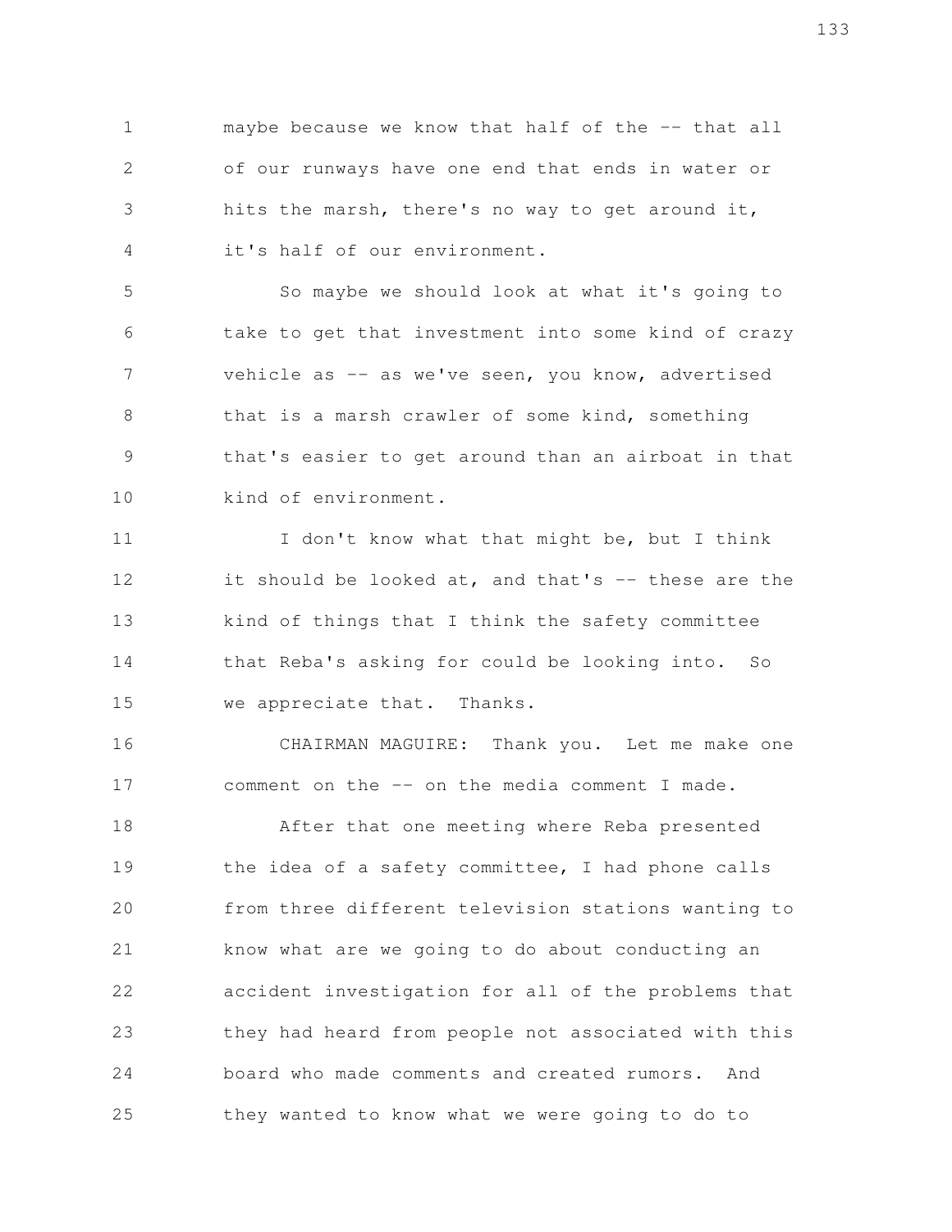maybe because we know that half of the -- that all of our runways have one end that ends in water or hits the marsh, there's no way to get around it, it's half of our environment.

So maybe we should look at what it's going to take to get that investment into some kind of crazy vehicle as -- as we've seen, you know, advertised that is a marsh crawler of some kind, something that's easier to get around than an airboat in that kind of environment.

I don't know what that might be, but I think it should be looked at, and that's -- these are the kind of things that I think the safety committee that Reba's asking for could be looking into. So we appreciate that. Thanks.

CHAIRMAN MAGUIRE: Thank you. Let me make one comment on the -- on the media comment I made.

After that one meeting where Reba presented the idea of a safety committee, I had phone calls from three different television stations wanting to know what are we going to do about conducting an accident investigation for all of the problems that they had heard from people not associated with this board who made comments and created rumors. And they wanted to know what we were going to do to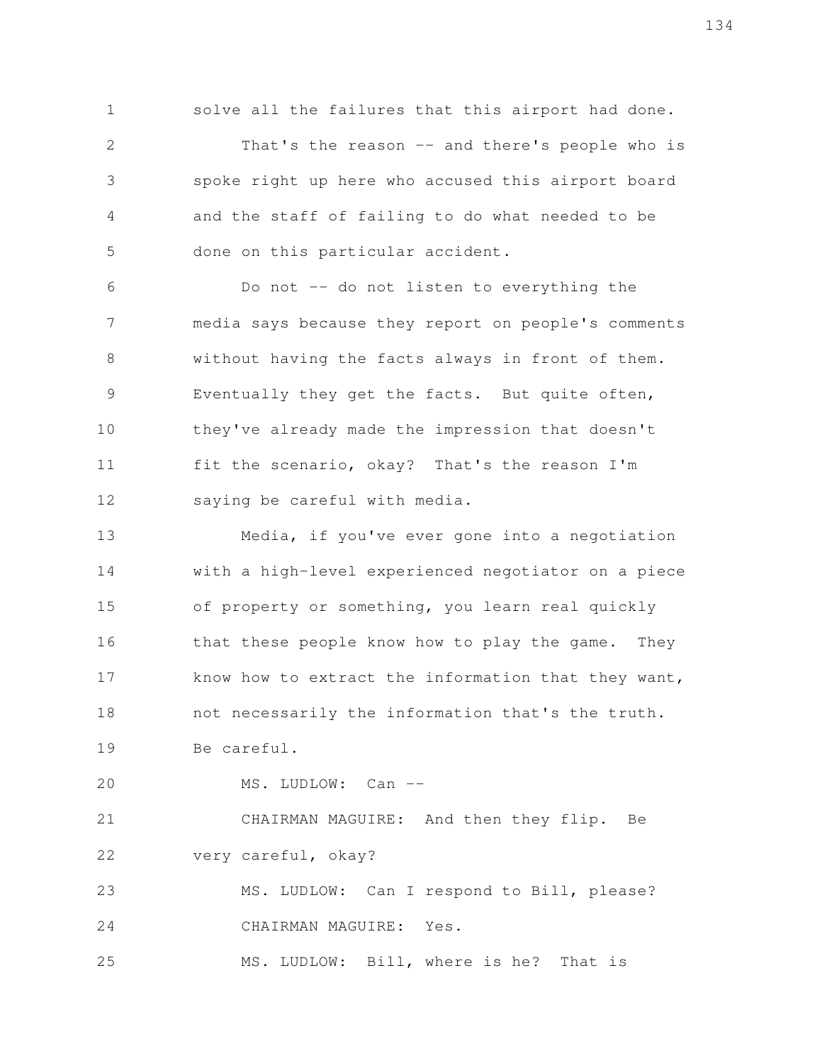solve all the failures that this airport had done.

That's the reason -- and there's people who is spoke right up here who accused this airport board and the staff of failing to do what needed to be done on this particular accident.

Do not -- do not listen to everything the media says because they report on people's comments without having the facts always in front of them. Eventually they get the facts. But quite often, they've already made the impression that doesn't fit the scenario, okay? That's the reason I'm saying be careful with media.

Media, if you've ever gone into a negotiation with a high-level experienced negotiator on a piece of property or something, you learn real quickly that these people know how to play the game. They know how to extract the information that they want, not necessarily the information that's the truth. Be careful.

MS. LUDLOW: Can --

CHAIRMAN MAGUIRE: And then they flip. Be very careful, okay?

MS. LUDLOW: Can I respond to Bill, please?

CHAIRMAN MAGUIRE: Yes.

MS. LUDLOW: Bill, where is he? That is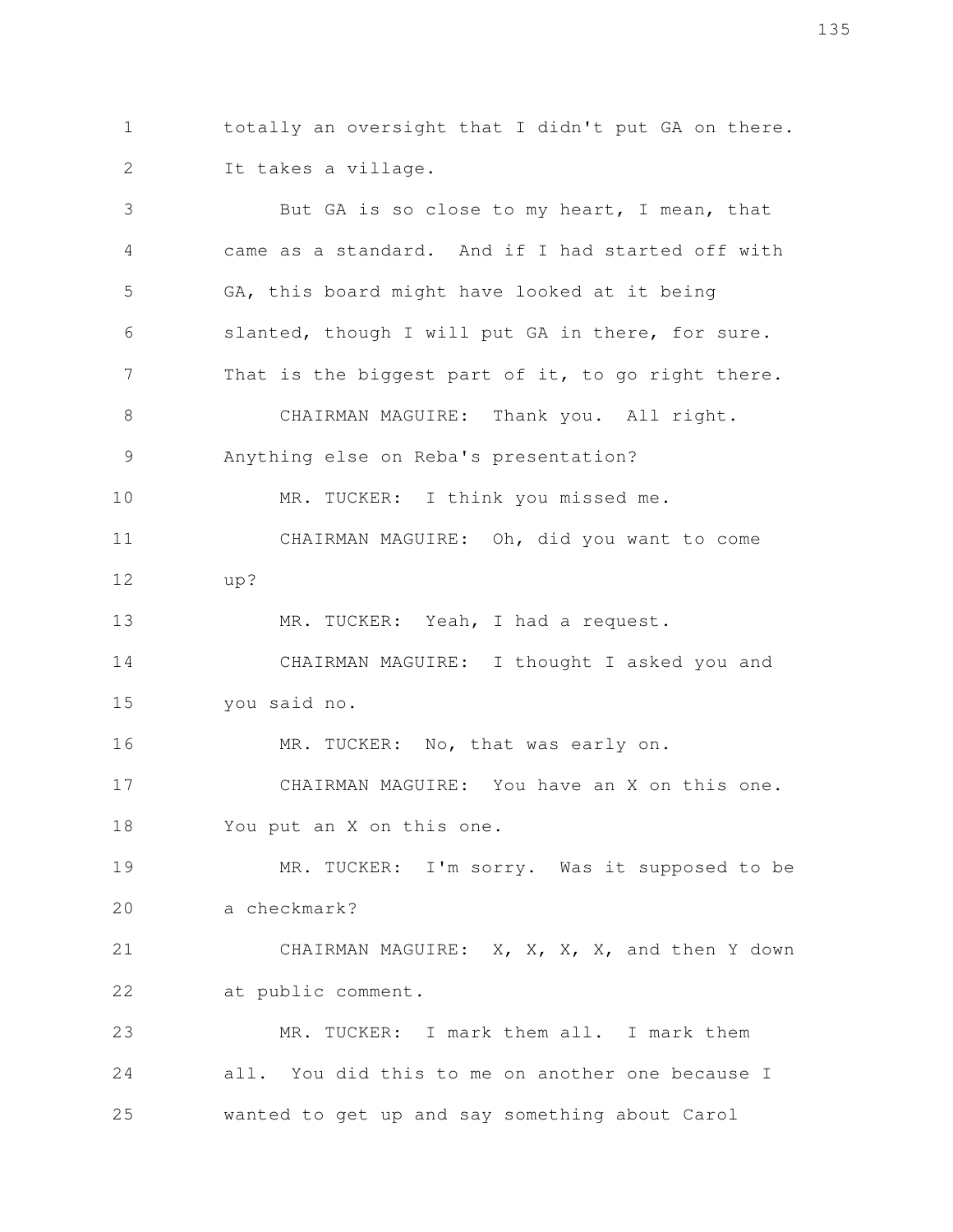totally an oversight that I didn't put GA on there. It takes a village.

But GA is so close to my heart, I mean, that came as a standard. And if I had started off with GA, this board might have looked at it being slanted, though I will put GA in there, for sure. That is the biggest part of it, to go right there.

CHAIRMAN MAGUIRE: Thank you. All right. Anything else on Reba's presentation?

MR. TUCKER: I think you missed me.

CHAIRMAN MAGUIRE: Oh, did you want to come up?

MR. TUCKER: Yeah, I had a request.

CHAIRMAN MAGUIRE: I thought I asked you and you said no.

MR. TUCKER: No, that was early on.

CHAIRMAN MAGUIRE: You have an X on this one. You put an X on this one.

MR. TUCKER: I'm sorry. Was it supposed to be a checkmark?

CHAIRMAN MAGUIRE: X, X, X, X, and then Y down at public comment.

MR. TUCKER: I mark them all. I mark them all. You did this to me on another one because I wanted to get up and say something about Carol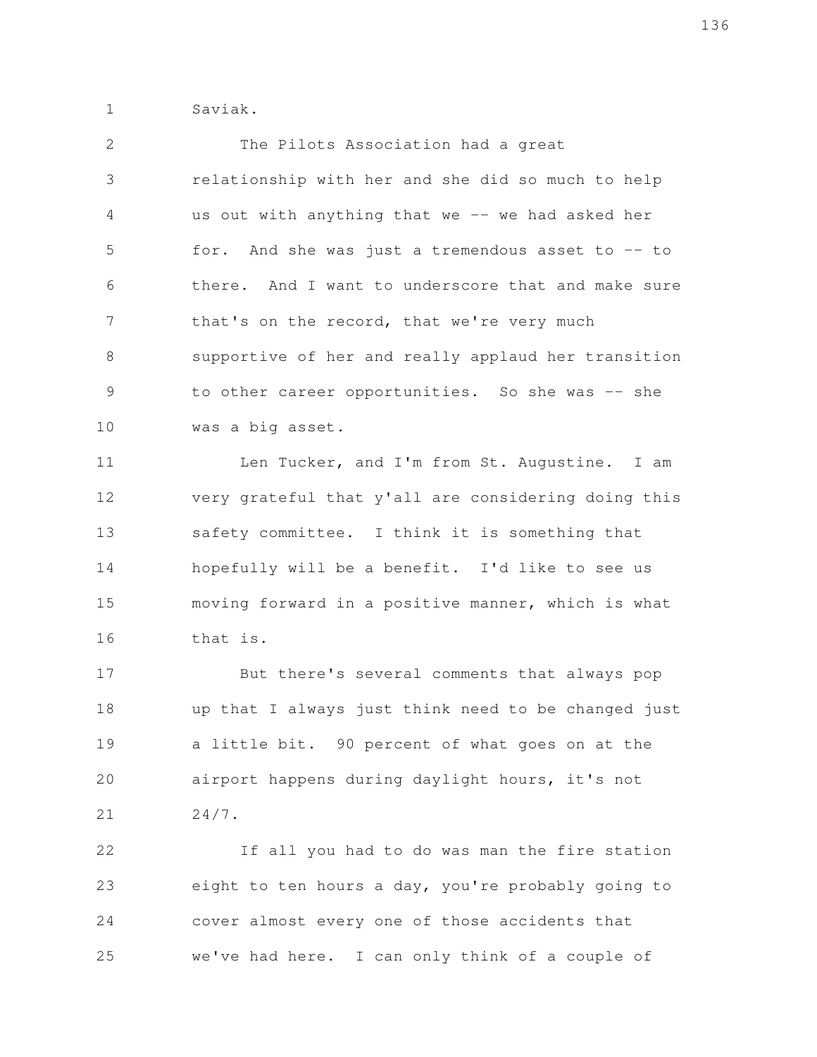Saviak.

The Pilots Association had a great relationship with her and she did so much to help us out with anything that we -- we had asked her for. And she was just a tremendous asset to -- to there. And I want to underscore that and make sure that's on the record, that we're very much supportive of her and really applaud her transition to other career opportunities. So she was -- she was a big asset.

Len Tucker, and I'm from St. Augustine. I am very grateful that y'all are considering doing this safety committee. I think it is something that hopefully will be a benefit. I'd like to see us moving forward in a positive manner, which is what that is.

But there's several comments that always pop up that I always just think need to be changed just a little bit. 90 percent of what goes on at the airport happens during daylight hours, it's not 24/7.

If all you had to do was man the fire station eight to ten hours a day, you're probably going to cover almost every one of those accidents that we've had here. I can only think of a couple of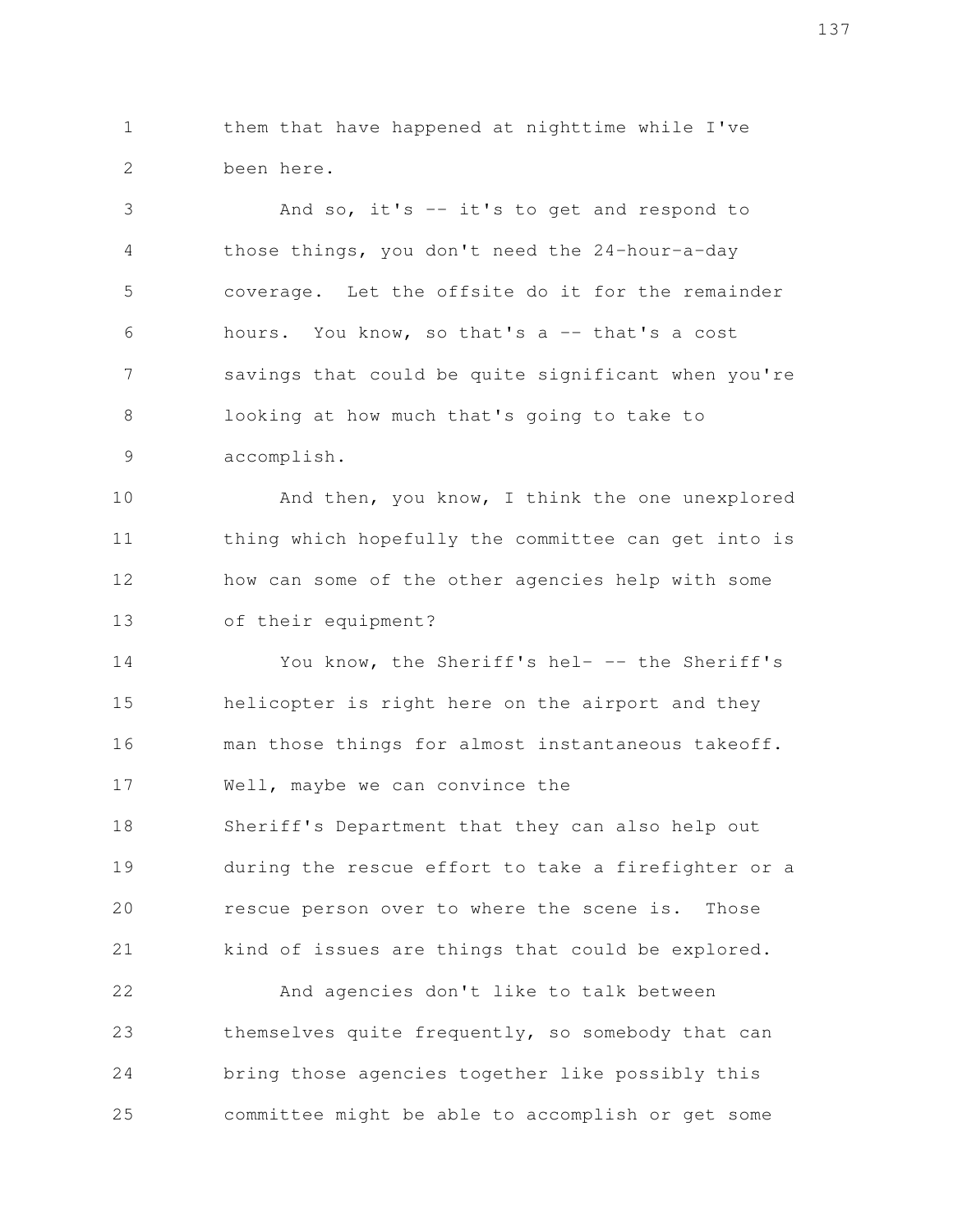them that have happened at nighttime while I've been here.

And so, it's -- it's to get and respond to those things, you don't need the 24-hour-a-day coverage. Let the offsite do it for the remainder hours. You know, so that's a -- that's a cost savings that could be quite significant when you're looking at how much that's going to take to accomplish.

And then, you know, I think the one unexplored thing which hopefully the committee can get into is how can some of the other agencies help with some of their equipment?

You know, the Sheriff's hel- -- the Sheriff's helicopter is right here on the airport and they man those things for almost instantaneous takeoff. Well, maybe we can convince the Sheriff's Department that they can also help out during the rescue effort to take a firefighter or a rescue person over to where the scene is. Those kind of issues are things that could be explored.

And agencies don't like to talk between themselves quite frequently, so somebody that can bring those agencies together like possibly this committee might be able to accomplish or get some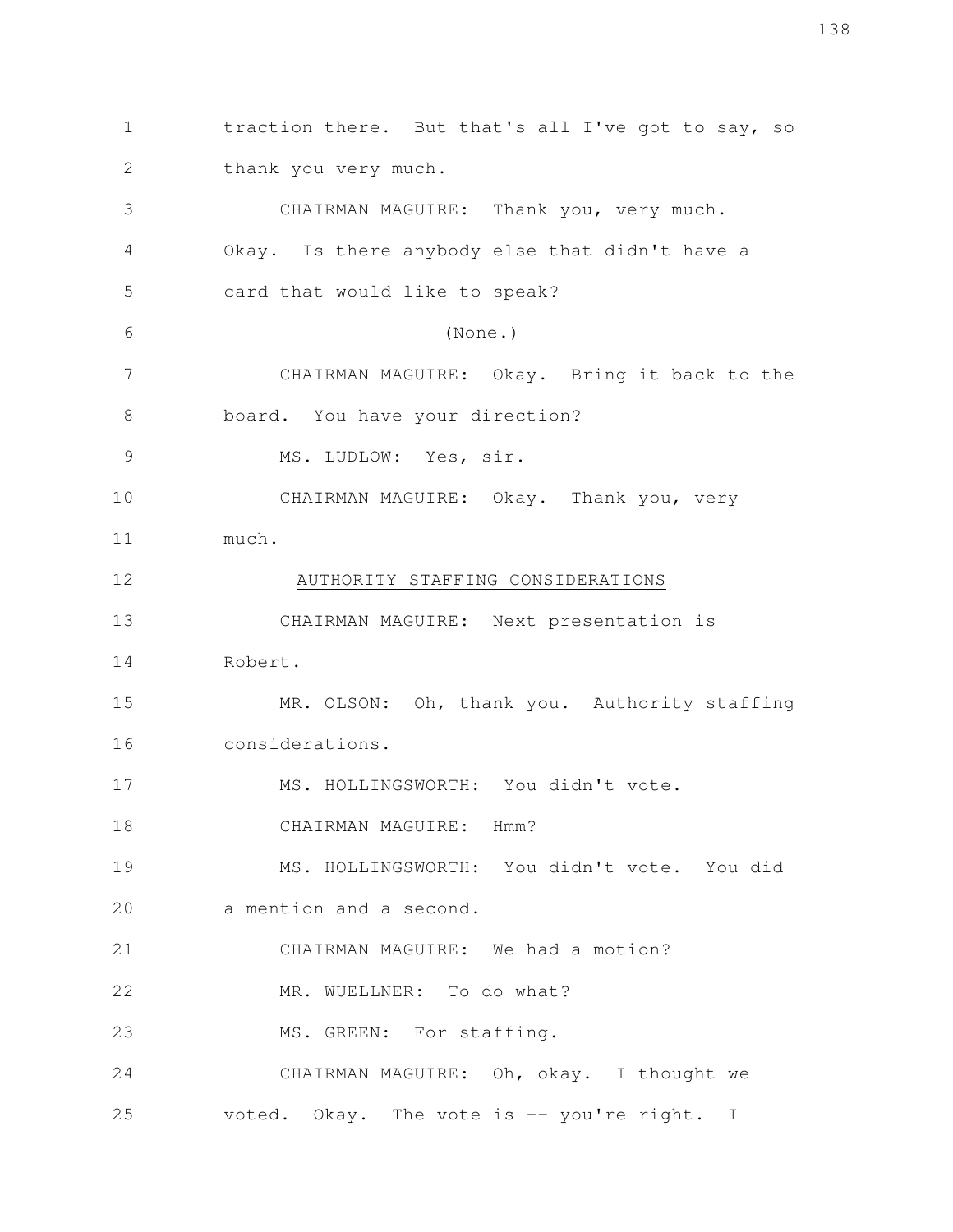traction there. But that's all I've got to say, so thank you very much.

CHAIRMAN MAGUIRE: Thank you, very much. Okay. Is there anybody else that didn't have a card that would like to speak?

(None.)

CHAIRMAN MAGUIRE: Okay. Bring it back to the board. You have your direction?

MS. LUDLOW: Yes, sir.

CHAIRMAN MAGUIRE: Okay. Thank you, very much.

## AUTHORITY STAFFING CONSIDERATIONS

CHAIRMAN MAGUIRE: Next presentation is Robert.

MR. OLSON: Oh, thank you. Authority staffing considerations.

MS. HOLLINGSWORTH: You didn't vote.

CHAIRMAN MAGUIRE: Hmm?

MS. HOLLINGSWORTH: You didn't vote. You did a mention and a second.

CHAIRMAN MAGUIRE: We had a motion?

MR. WUELLNER: To do what?

MS. GREEN: For staffing.

CHAIRMAN MAGUIRE: Oh, okay. I thought we voted. Okay. The vote is -- you're right. I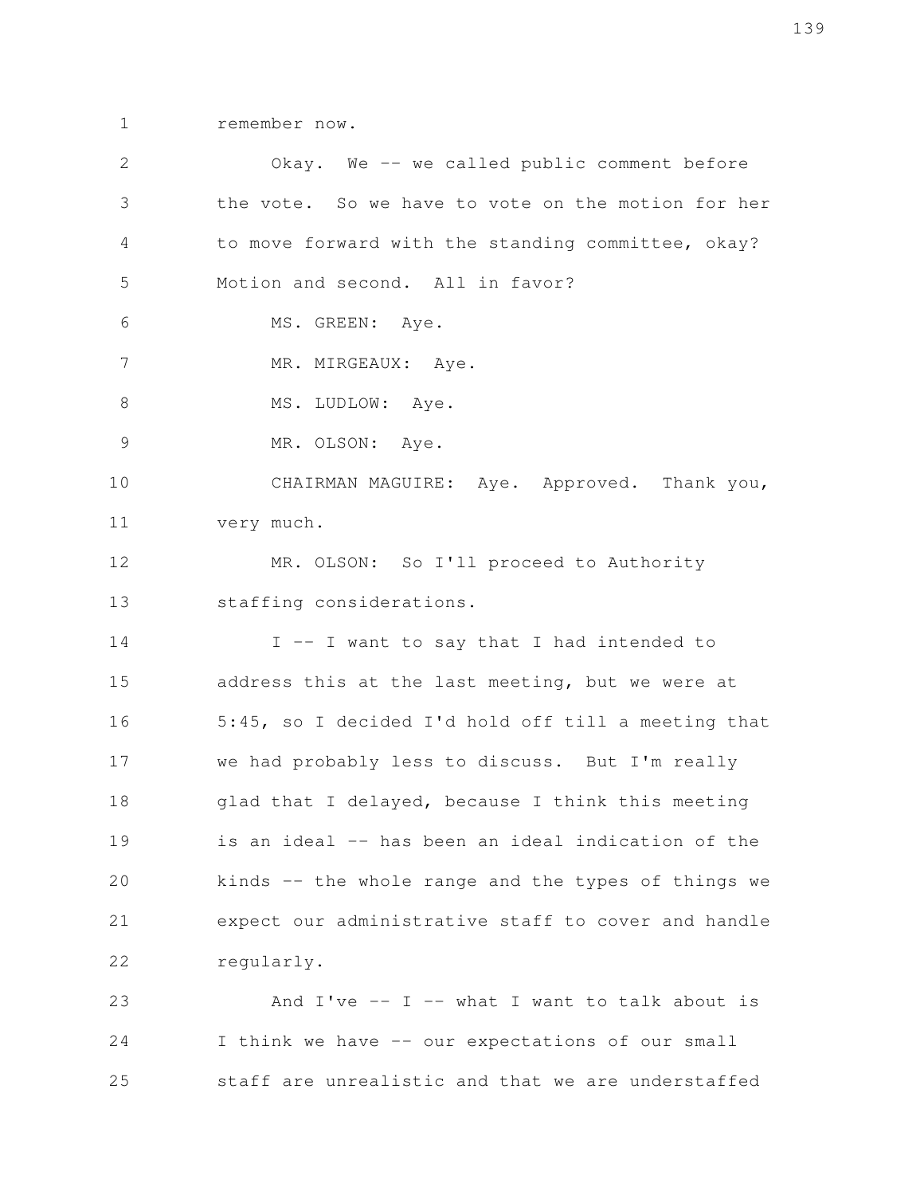remember now.

Okay. We -- we called public comment before the vote. So we have to vote on the motion for her to move forward with the standing committee, okay? Motion and second. All in favor?

MS. GREEN: Aye.

MR. MIRGEAUX: Aye.

MS. LUDLOW: Aye.

MR. OLSON: Aye.

CHAIRMAN MAGUIRE: Aye. Approved. Thank you, very much.

MR. OLSON: So I'll proceed to Authority staffing considerations.

I -- I want to say that I had intended to address this at the last meeting, but we were at 5:45, so I decided I'd hold off till a meeting that we had probably less to discuss. But I'm really glad that I delayed, because I think this meeting is an ideal -- has been an ideal indication of the kinds -- the whole range and the types of things we expect our administrative staff to cover and handle regularly.

And I've -- I -- what I want to talk about is I think we have -- our expectations of our small staff are unrealistic and that we are understaffed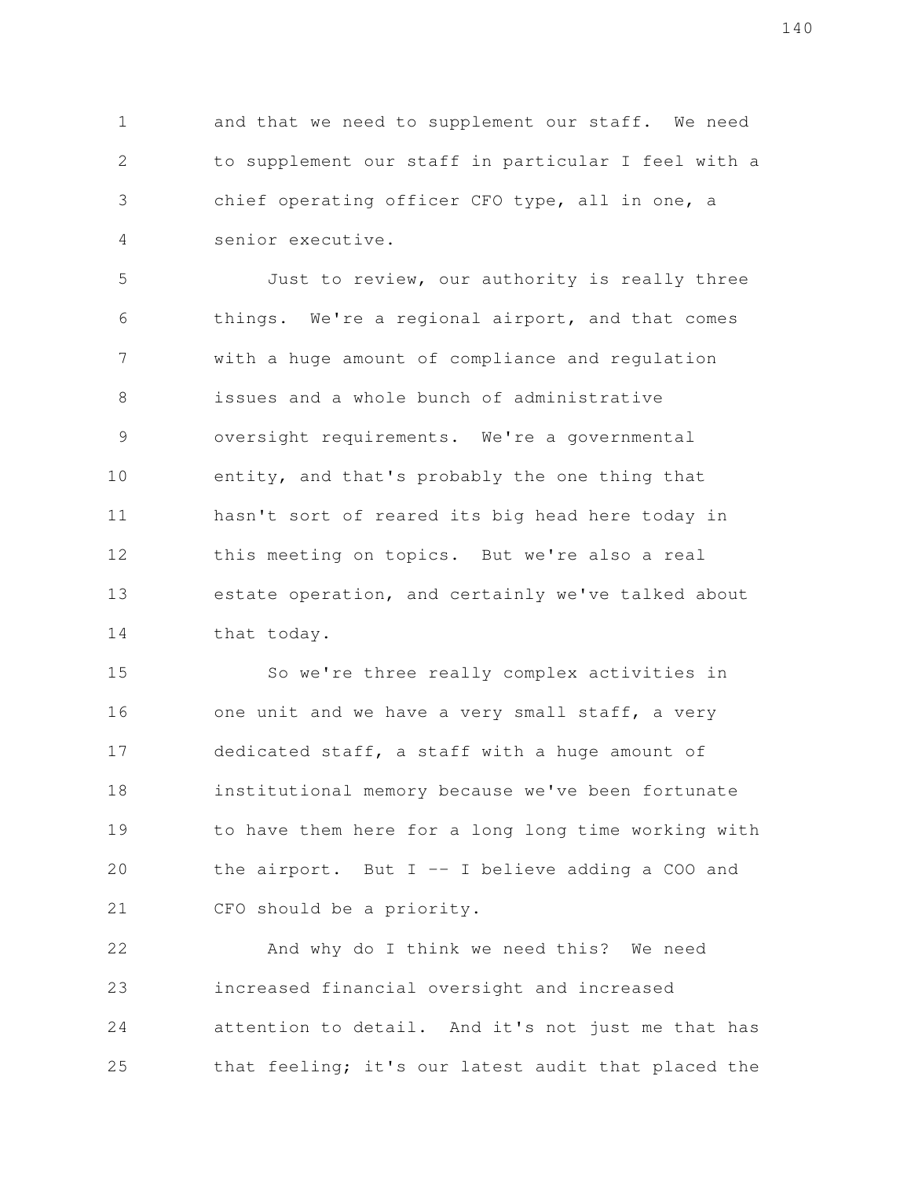and that we need to supplement our staff. We need to supplement our staff in particular I feel with a chief operating officer CFO type, all in one, a senior executive.

Just to review, our authority is really three things. We're a regional airport, and that comes with a huge amount of compliance and regulation issues and a whole bunch of administrative oversight requirements. We're a governmental entity, and that's probably the one thing that hasn't sort of reared its big head here today in this meeting on topics. But we're also a real estate operation, and certainly we've talked about that today.

So we're three really complex activities in one unit and we have a very small staff, a very dedicated staff, a staff with a huge amount of institutional memory because we've been fortunate to have them here for a long long time working with the airport. But I -- I believe adding a COO and CFO should be a priority.

And why do I think we need this? We need increased financial oversight and increased attention to detail. And it's not just me that has that feeling; it's our latest audit that placed the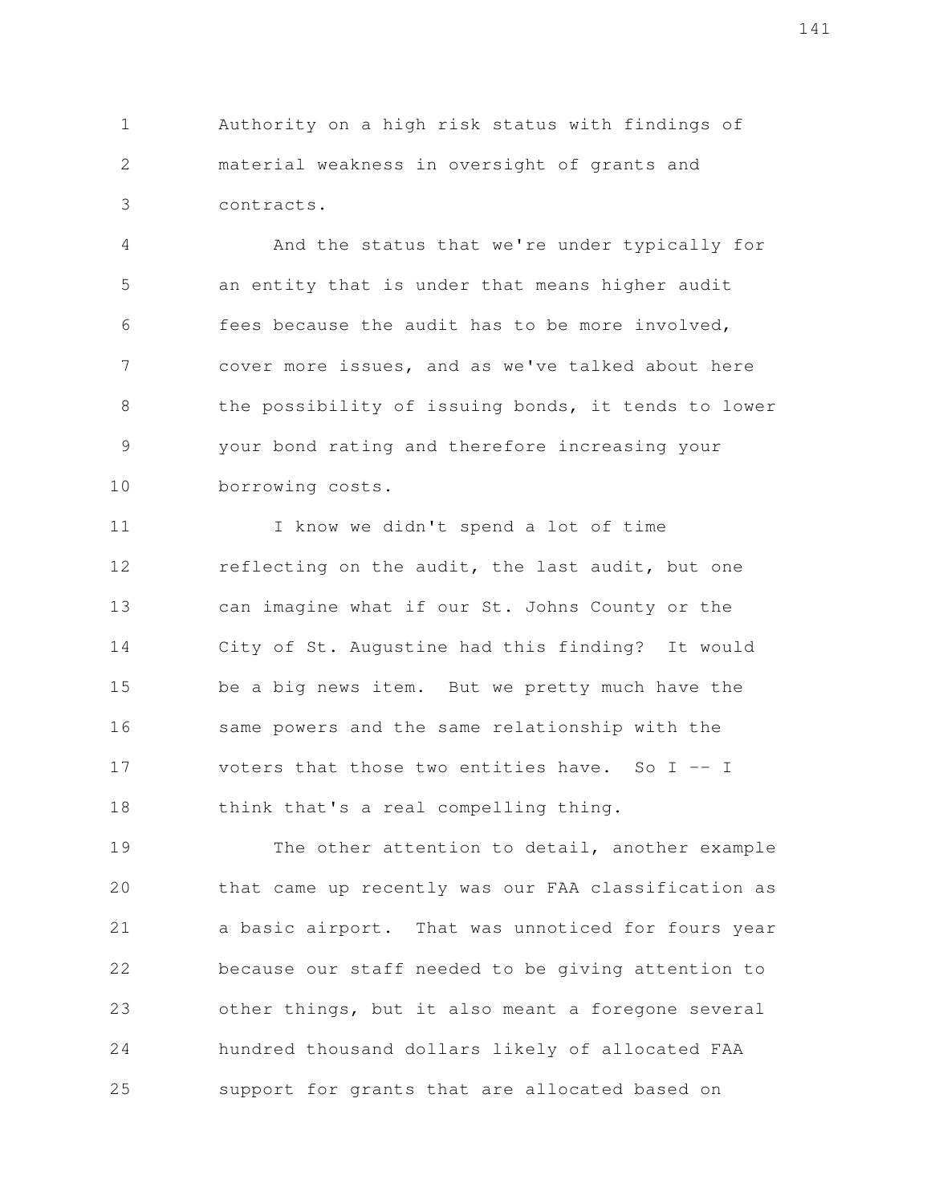Authority on a high risk status with findings of material weakness in oversight of grants and contracts.

And the status that we're under typically for an entity that is under that means higher audit fees because the audit has to be more involved, cover more issues, and as we've talked about here the possibility of issuing bonds, it tends to lower your bond rating and therefore increasing your borrowing costs.

I know we didn't spend a lot of time reflecting on the audit, the last audit, but one can imagine what if our St. Johns County or the City of St. Augustine had this finding? It would be a big news item. But we pretty much have the same powers and the same relationship with the voters that those two entities have. So I -- I think that's a real compelling thing.

The other attention to detail, another example that came up recently was our FAA classification as a basic airport. That was unnoticed for fours year because our staff needed to be giving attention to other things, but it also meant a foregone several hundred thousand dollars likely of allocated FAA support for grants that are allocated based on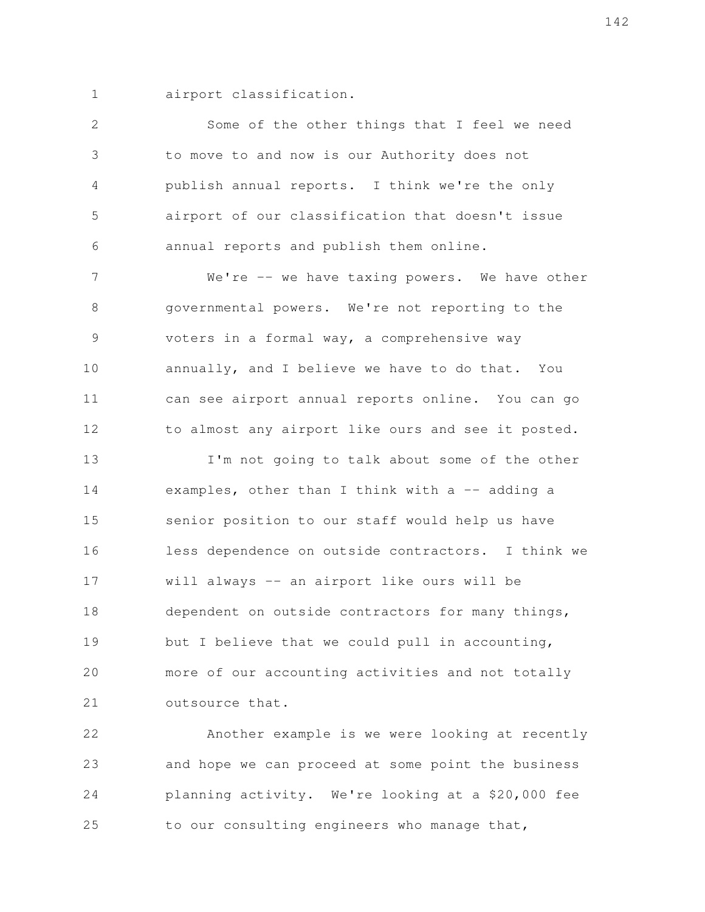airport classification.

Some of the other things that I feel we need to move to and now is our Authority does not publish annual reports. I think we're the only airport of our classification that doesn't issue annual reports and publish them online.

We're -- we have taxing powers. We have other governmental powers. We're not reporting to the voters in a formal way, a comprehensive way annually, and I believe we have to do that. You can see airport annual reports online. You can go to almost any airport like ours and see it posted.

I'm not going to talk about some of the other examples, other than I think with a -- adding a senior position to our staff would help us have less dependence on outside contractors. I think we will always -- an airport like ours will be dependent on outside contractors for many things, but I believe that we could pull in accounting, more of our accounting activities and not totally outsource that.

Another example is we were looking at recently and hope we can proceed at some point the business planning activity. We're looking at a $20,000 fee to our consulting engineers who manage that,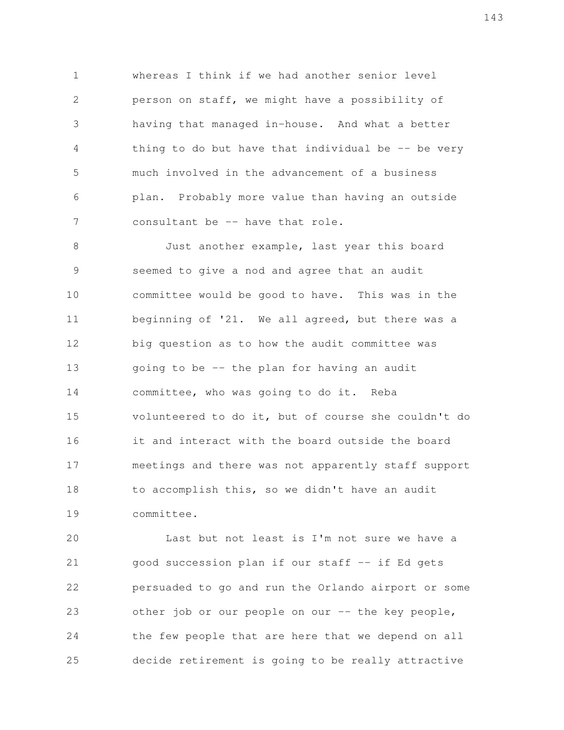whereas I think if we had another senior level person on staff, we might have a possibility of having that managed in-house. And what a better thing to do but have that individual be -- be very much involved in the advancement of a business plan. Probably more value than having an outside consultant be -- have that role.

Just another example, last year this board seemed to give a nod and agree that an audit committee would be good to have. This was in the beginning of '21. We all agreed, but there was a big question as to how the audit committee was going to be -- the plan for having an audit committee, who was going to do it. Reba volunteered to do it, but of course she couldn't do it and interact with the board outside the board meetings and there was not apparently staff support to accomplish this, so we didn't have an audit committee.

Last but not least is I'm not sure we have a good succession plan if our staff -- if Ed gets persuaded to go and run the Orlando airport or some other job or our people on our -- the key people, the few people that are here that we depend on all decide retirement is going to be really attractive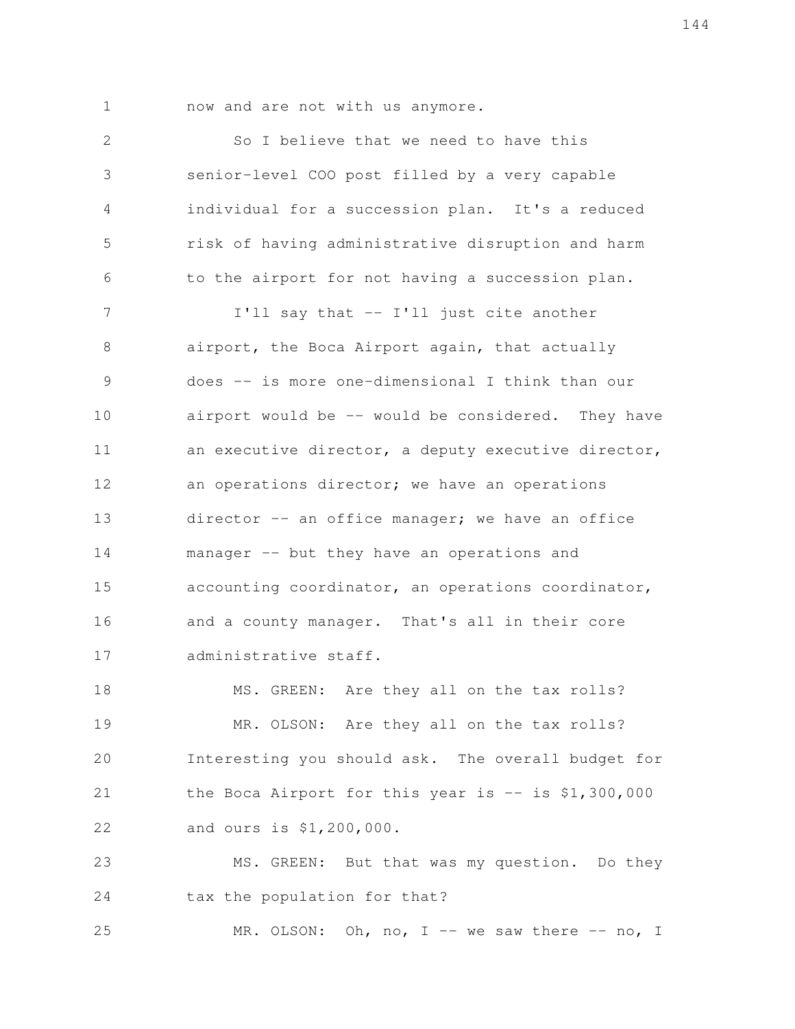now and are not with us anymore.

So I believe that we need to have this senior-level COO post filled by a very capable individual for a succession plan. It's a reduced risk of having administrative disruption and harm to the airport for not having a succession plan.

I'll say that -- I'll just cite another airport, the Boca Airport again, that actually does -- is more one-dimensional I think than our airport would be -- would be considered. They have an executive director, a deputy executive director, an operations director; we have an operations director -- an office manager; we have an office manager -- but they have an operations and accounting coordinator, an operations coordinator, and a county manager. That's all in their core administrative staff.

MS. GREEN: Are they all on the tax rolls?

MR. OLSON: Are they all on the tax rolls? Interesting you should ask. The overall budget for the Boca Airport for this year is -- is $1,300,000 and ours is $1,200,000.

MS. GREEN: But that was my question. Do they tax the population for that?

MR. OLSON: Oh, no, I -- we saw there -- no, I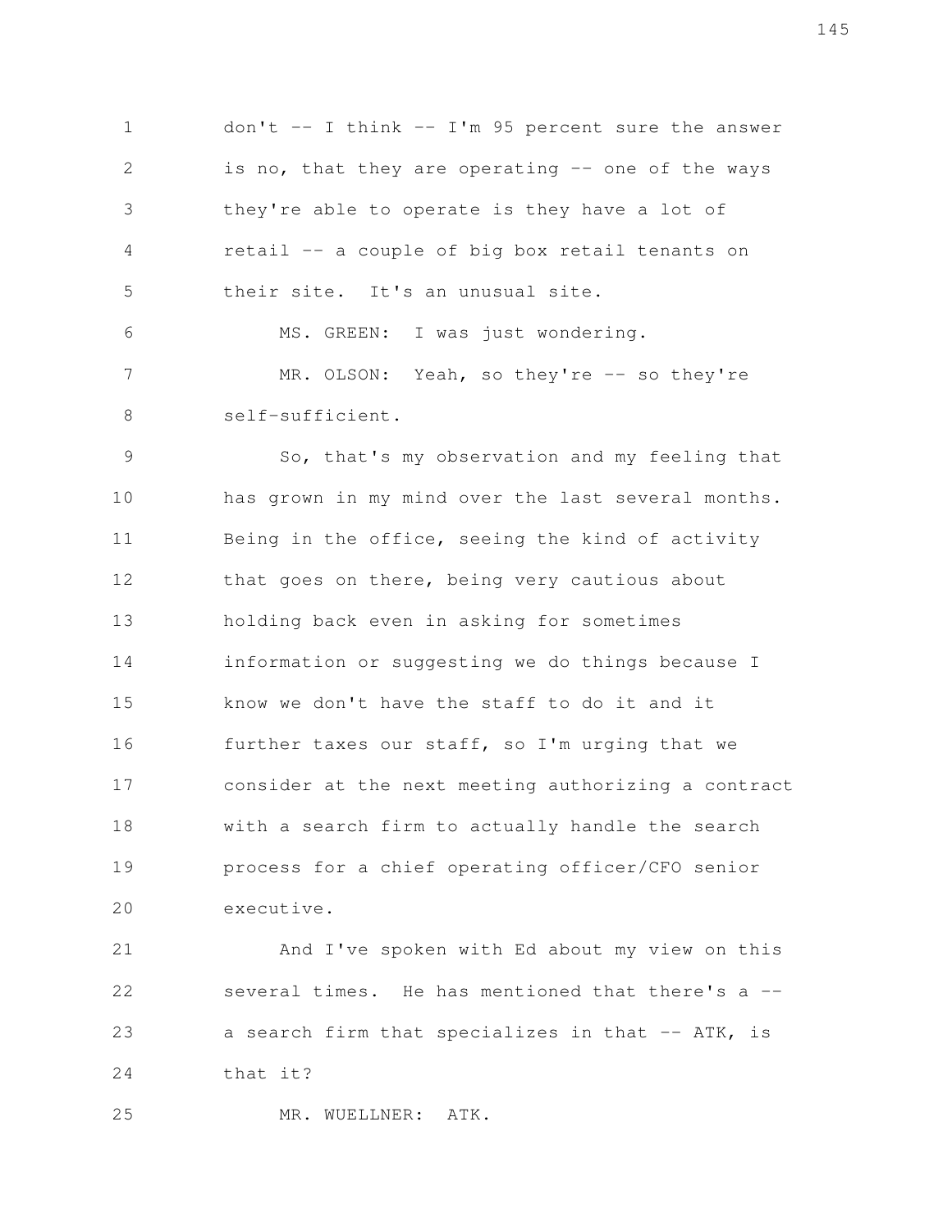don't -- I think -- I'm 95 percent sure the answer is no, that they are operating -- one of the ways they're able to operate is they have a lot of retail -- a couple of big box retail tenants on their site. It's an unusual site.

MS. GREEN: I was just wondering.

MR. OLSON: Yeah, so they're -- so they're self-sufficient.

So, that's my observation and my feeling that has grown in my mind over the last several months. Being in the office, seeing the kind of activity that goes on there, being very cautious about holding back even in asking for sometimes information or suggesting we do things because I know we don't have the staff to do it and it further taxes our staff, so I'm urging that we consider at the next meeting authorizing a contract with a search firm to actually handle the search process for a chief operating officer/CFO senior executive.

And I've spoken with Ed about my view on this several times. He has mentioned that there's a -- a search firm that specializes in that -- ATK, is that it?

MR. WUELLNER: ATK.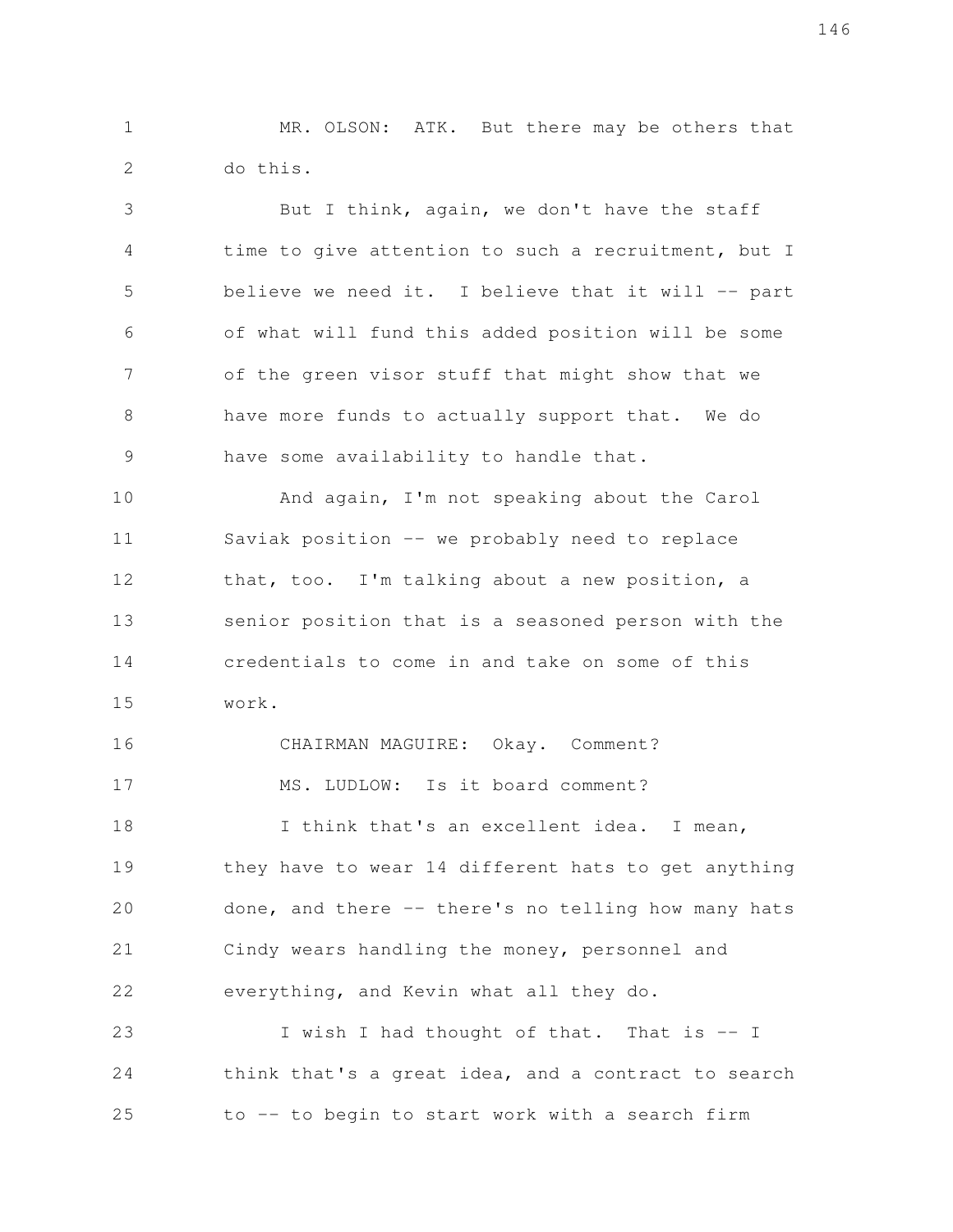MR. OLSON: ATK. But there may be others that do this.

But I think, again, we don't have the staff time to give attention to such a recruitment, but I believe we need it. I believe that it will -- part of what will fund this added position will be some of the green visor stuff that might show that we have more funds to actually support that. We do have some availability to handle that.

And again, I'm not speaking about the Carol Saviak position -- we probably need to replace that, too. I'm talking about a new position, a senior position that is a seasoned person with the credentials to come in and take on some of this work.

CHAIRMAN MAGUIRE: Okay. Comment?

MS. LUDLOW: Is it board comment?

I think that's an excellent idea. I mean, they have to wear 14 different hats to get anything done, and there -- there's no telling how many hats Cindy wears handling the money, personnel and everything, and Kevin what all they do.

I wish I had thought of that. That is -- I think that's a great idea, and a contract to search to -- to begin to start work with a search firm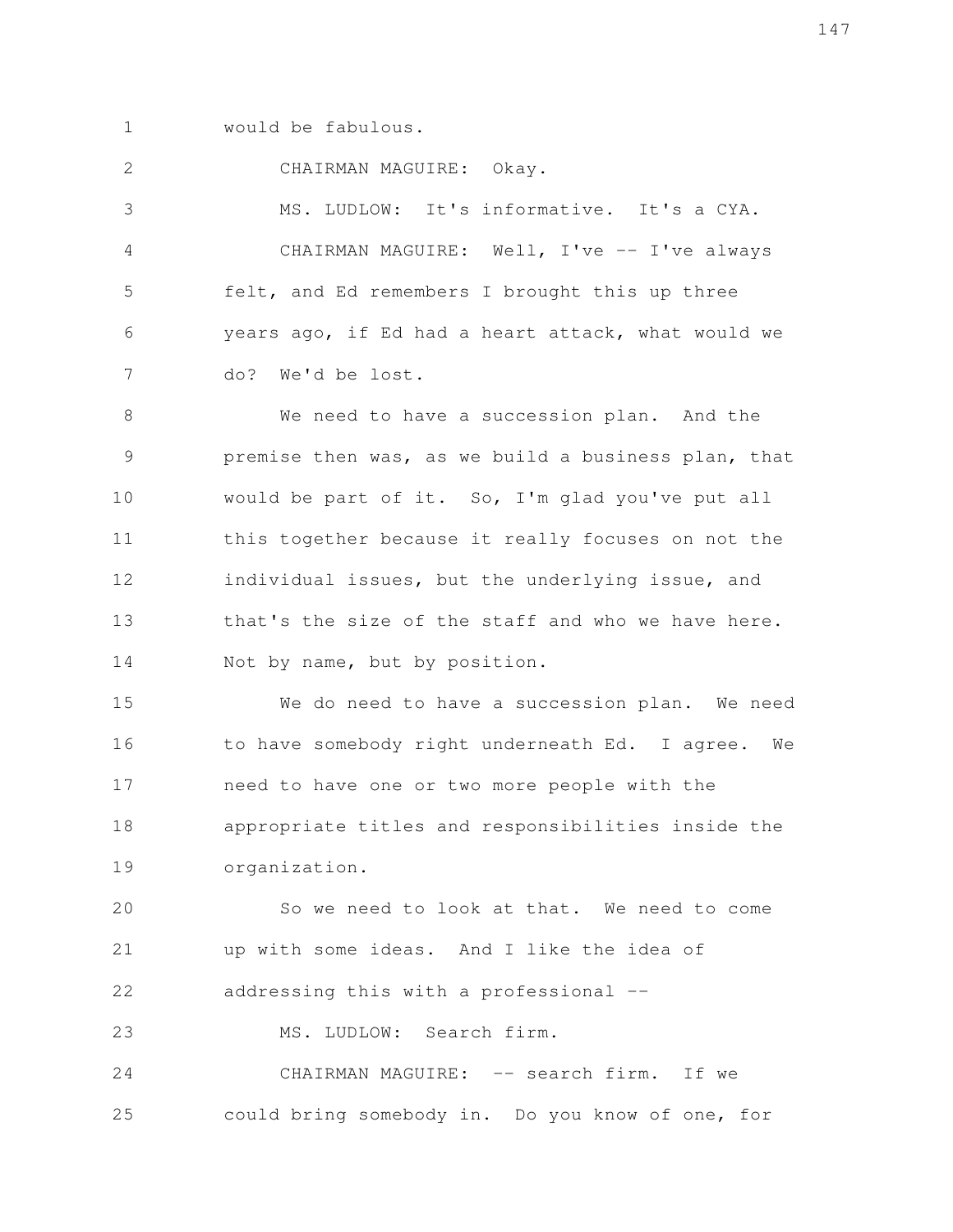would be fabulous.

CHAIRMAN MAGUIRE: Okay.

MS. LUDLOW: It's informative. It's a CYA.

CHAIRMAN MAGUIRE: Well, I've -- I've always felt, and Ed remembers I brought this up three years ago, if Ed had a heart attack, what would we do? We'd be lost.

We need to have a succession plan. And the premise then was, as we build a business plan, that would be part of it. So, I'm glad you've put all this together because it really focuses on not the individual issues, but the underlying issue, and that's the size of the staff and who we have here. Not by name, but by position.

We do need to have a succession plan. We need to have somebody right underneath Ed. I agree. We need to have one or two more people with the appropriate titles and responsibilities inside the organization.

So we need to look at that. We need to come up with some ideas. And I like the idea of addressing this with a professional --

MS. LUDLOW: Search firm.

CHAIRMAN MAGUIRE: -- search firm. If we could bring somebody in. Do you know of one, for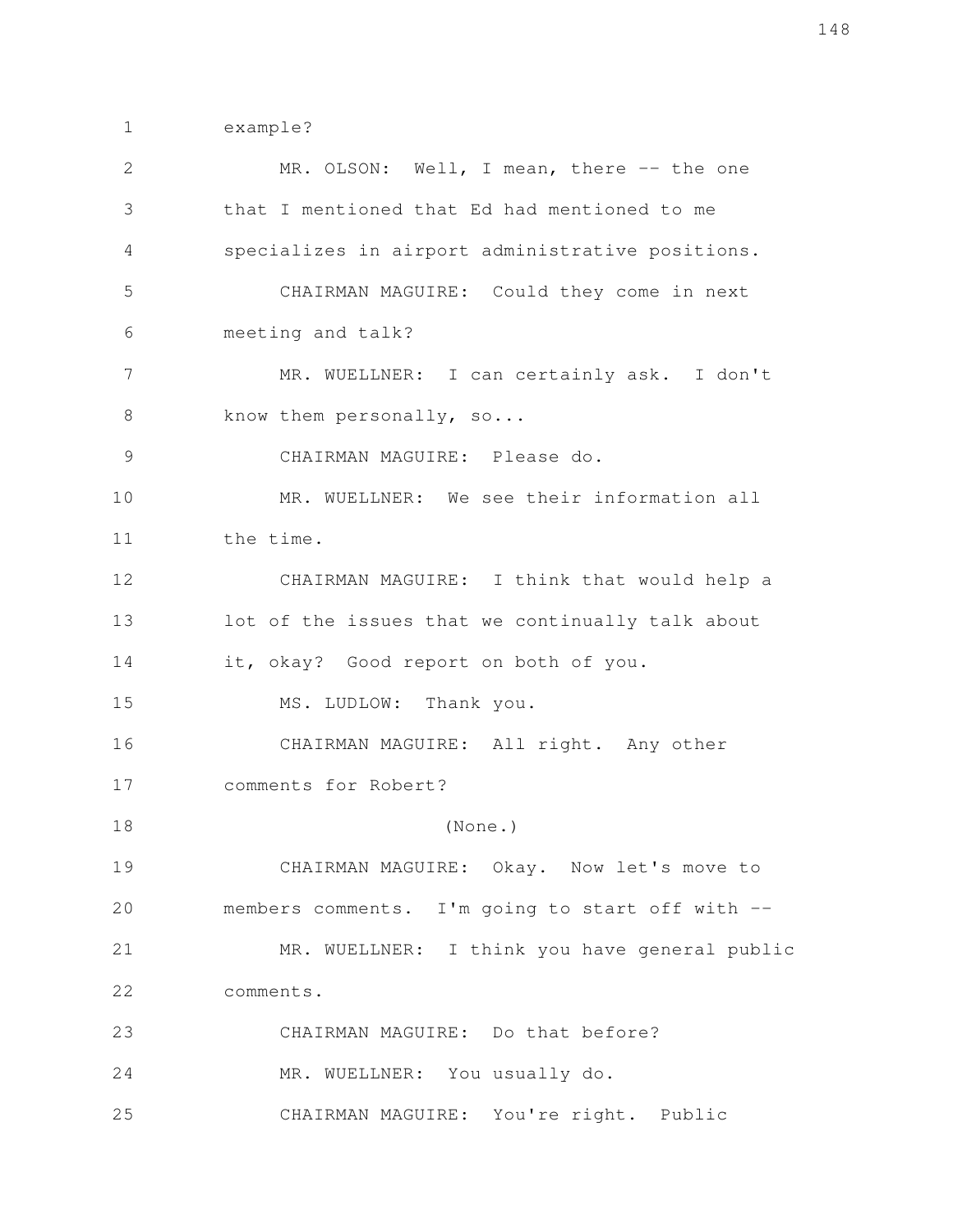example?

MR. OLSON: Well, I mean, there -- the one that I mentioned that Ed had mentioned to me specializes in airport administrative positions.

CHAIRMAN MAGUIRE: Could they come in next meeting and talk?

MR. WUELLNER: I can certainly ask. I don't know them personally, so...

CHAIRMAN MAGUIRE: Please do.

MR. WUELLNER: We see their information all the time.

CHAIRMAN MAGUIRE: I think that would help a lot of the issues that we continually talk about it, okay? Good report on both of you.

MS. LUDLOW: Thank you.

CHAIRMAN MAGUIRE: All right. Any other comments for Robert?

(None.)

CHAIRMAN MAGUIRE: Okay. Now let's move to members comments. I'm going to start off with --

MR. WUELLNER: I think you have general public comments.

CHAIRMAN MAGUIRE: Do that before?

MR. WUELLNER: You usually do.

CHAIRMAN MAGUIRE: You're right. Public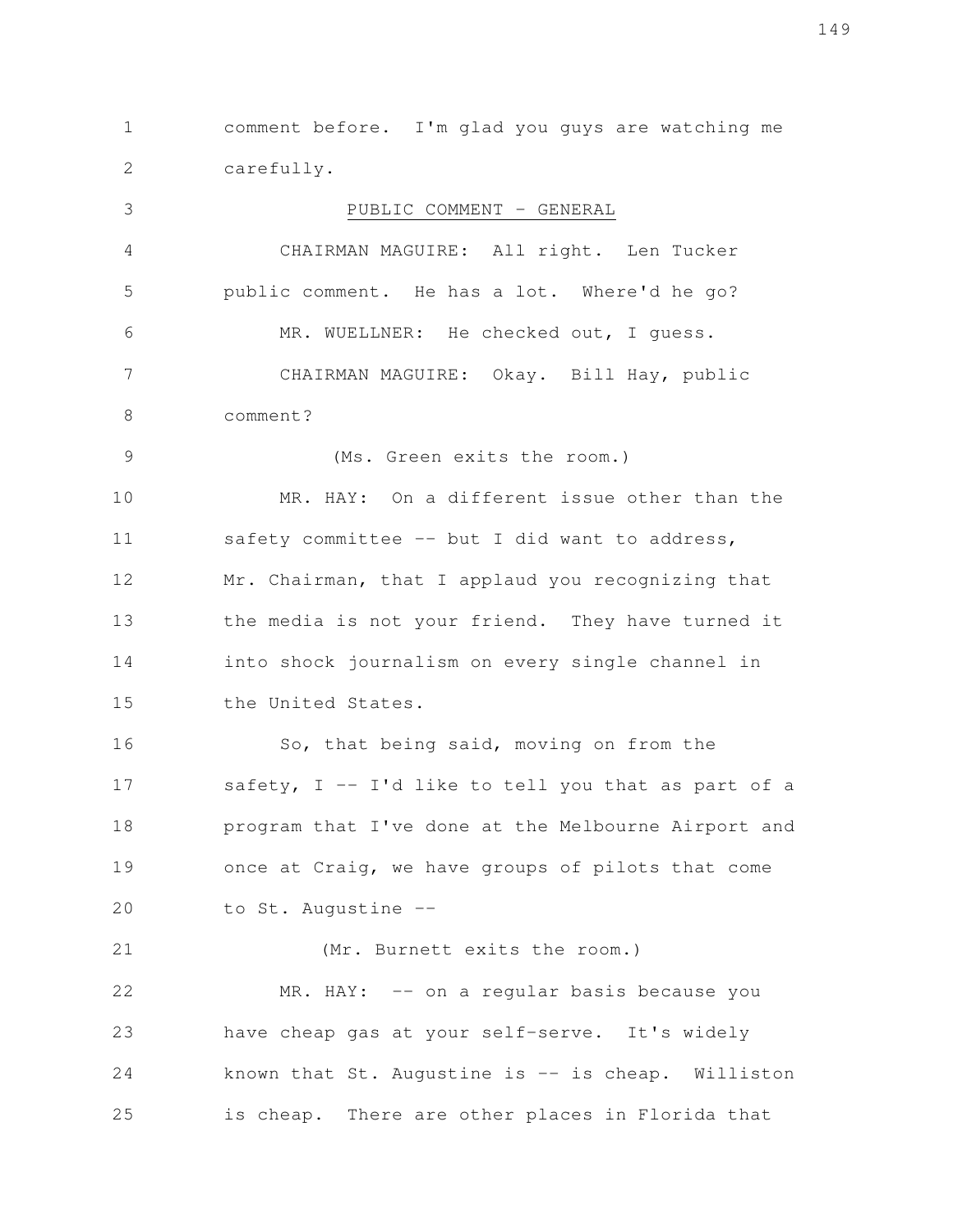comment before. I'm glad you guys are watching me carefully.

PUBLIC COMMENT - GENERAL

CHAIRMAN MAGUIRE: All right. Len Tucker public comment. He has a lot. Where'd he go?

MR. WUELLNER: He checked out, I guess.

CHAIRMAN MAGUIRE: Okay. Bill Hay, public comment?

(Ms. Green exits the room.)

MR. HAY: On a different issue other than the safety committee -- but I did want to address, Mr. Chairman, that I applaud you recognizing that the media is not your friend. They have turned it into shock journalism on every single channel in the United States.

So, that being said, moving on from the safety, I -- I'd like to tell you that as part of a program that I've done at the Melbourne Airport and once at Craig, we have groups of pilots that come to St. Augustine --

(Mr. Burnett exits the room.)

MR. HAY: -- on a regular basis because you have cheap gas at your self-serve. It's widely known that St. Augustine is -- is cheap. Williston is cheap. There are other places in Florida that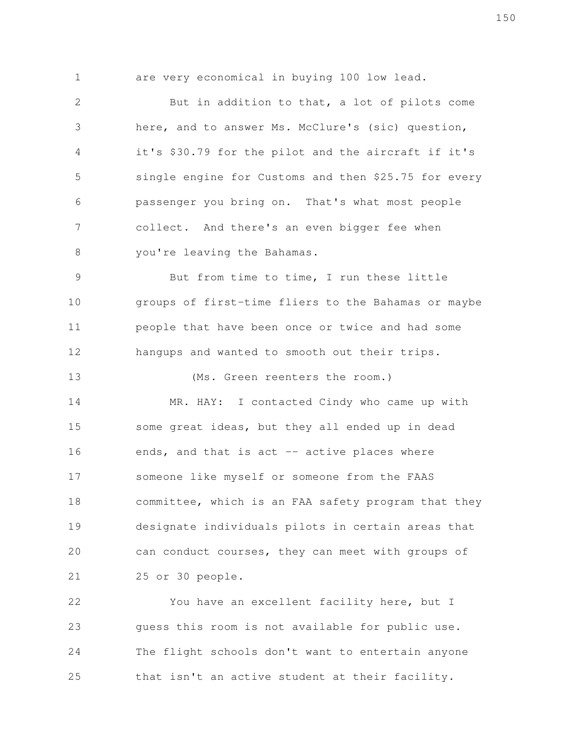are very economical in buying 100 low lead.

But in addition to that, a lot of pilots come here, and to answer Ms. McClure's (sic) question, it's $30.79 for the pilot and the aircraft if it's single engine for Customs and then $25.75 for every passenger you bring on. That's what most people collect. And there's an even bigger fee when you're leaving the Bahamas.

But from time to time, I run these little groups of first-time fliers to the Bahamas or maybe people that have been once or twice and had some hangups and wanted to smooth out their trips.

(Ms. Green reenters the room.)

MR. HAY: I contacted Cindy who came up with some great ideas, but they all ended up in dead ends, and that is act -- active places where someone like myself or someone from the FAAS committee, which is an FAA safety program that they designate individuals pilots in certain areas that can conduct courses, they can meet with groups of 25 or 30 people.

You have an excellent facility here, but I guess this room is not available for public use. The flight schools don't want to entertain anyone that isn't an active student at their facility.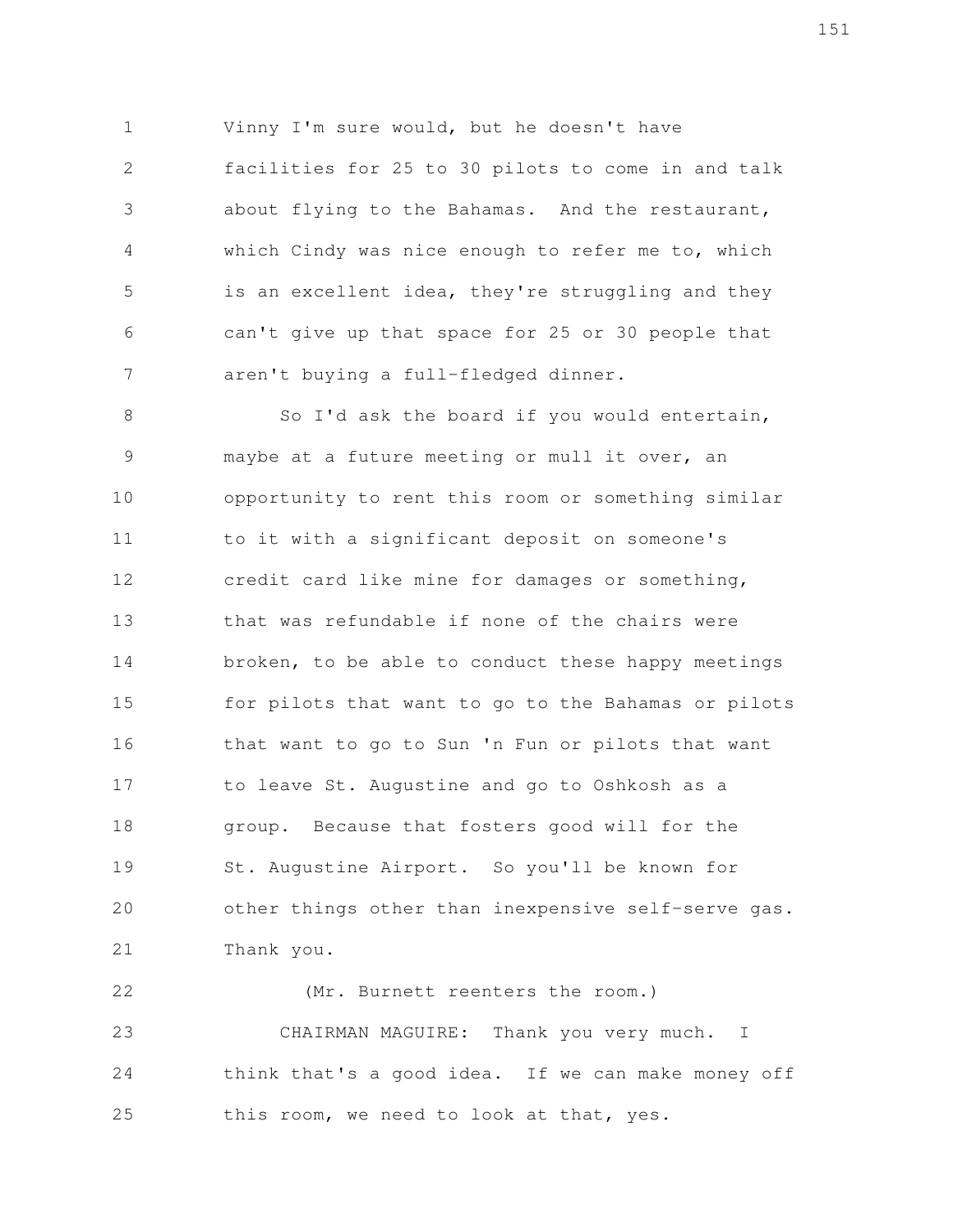Vinny I'm sure would, but he doesn't have facilities for 25 to 30 pilots to come in and talk about flying to the Bahamas. And the restaurant, which Cindy was nice enough to refer me to, which is an excellent idea, they're struggling and they can't give up that space for 25 or 30 people that aren't buying a full-fledged dinner.

So I'd ask the board if you would entertain, maybe at a future meeting or mull it over, an opportunity to rent this room or something similar to it with a significant deposit on someone's credit card like mine for damages or something, that was refundable if none of the chairs were broken, to be able to conduct these happy meetings for pilots that want to go to the Bahamas or pilots that want to go to Sun 'n Fun or pilots that want to leave St. Augustine and go to Oshkosh as a group. Because that fosters good will for the St. Augustine Airport. So you'll be known for other things other than inexpensive self-serve gas. Thank you.

(Mr. Burnett reenters the room.)

CHAIRMAN MAGUIRE: Thank you very much. I think that's a good idea. If we can make money off this room, we need to look at that, yes.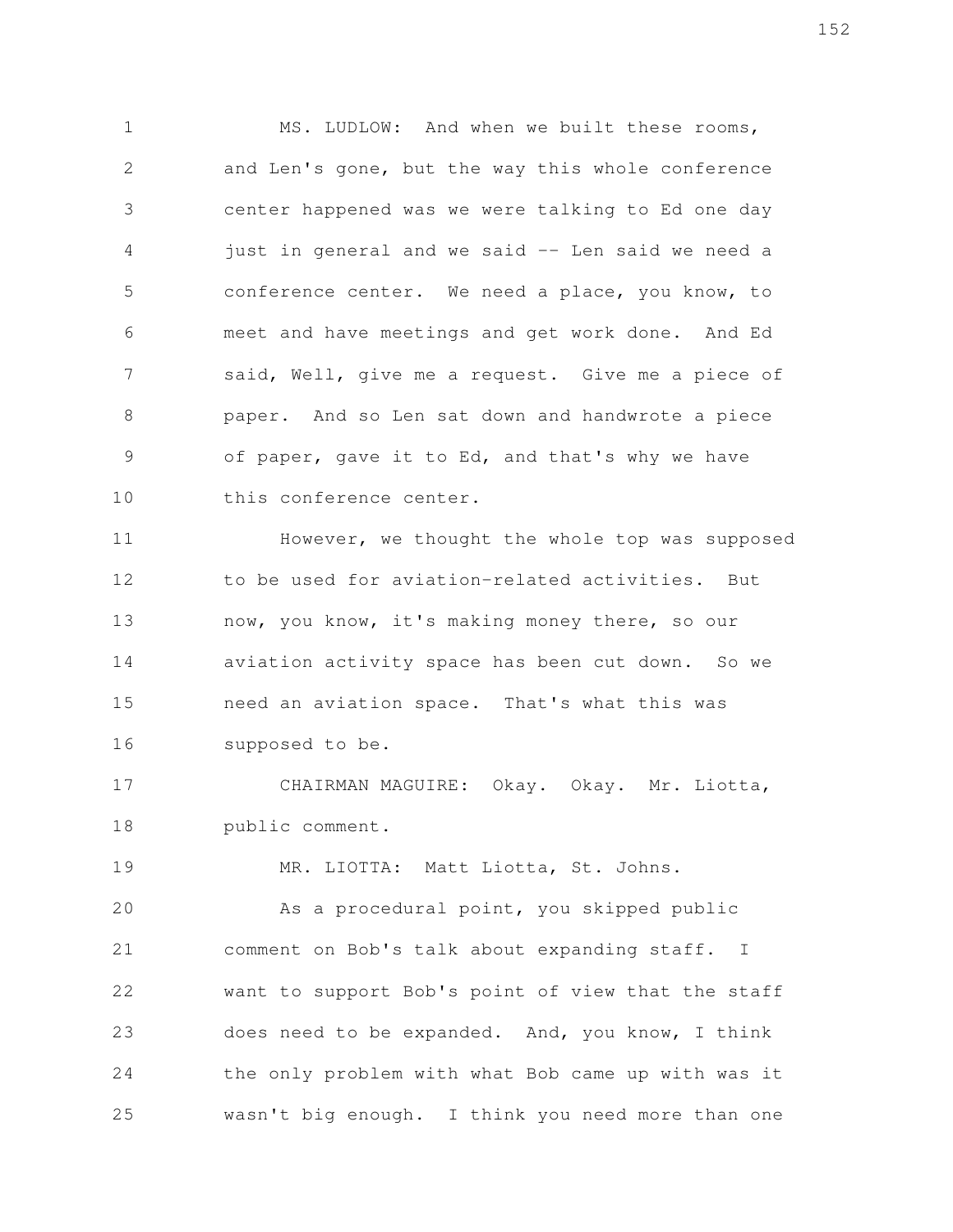MS. LUDLOW: And when we built these rooms, and Len's gone, but the way this whole conference center happened was we were talking to Ed one day just in general and we said -- Len said we need a conference center. We need a place, you know, to meet and have meetings and get work done. And Ed said, Well, give me a request. Give me a piece of paper. And so Len sat down and handwrote a piece of paper, gave it to Ed, and that's why we have this conference center.

However, we thought the whole top was supposed to be used for aviation-related activities. But now, you know, it's making money there, so our aviation activity space has been cut down. So we need an aviation space. That's what this was supposed to be.

CHAIRMAN MAGUIRE: Okay. Okay. Mr. Liotta, public comment.

MR. LIOTTA: Matt Liotta, St. Johns.

As a procedural point, you skipped public comment on Bob's talk about expanding staff. I want to support Bob's point of view that the staff does need to be expanded. And, you know, I think the only problem with what Bob came up with was it wasn't big enough. I think you need more than one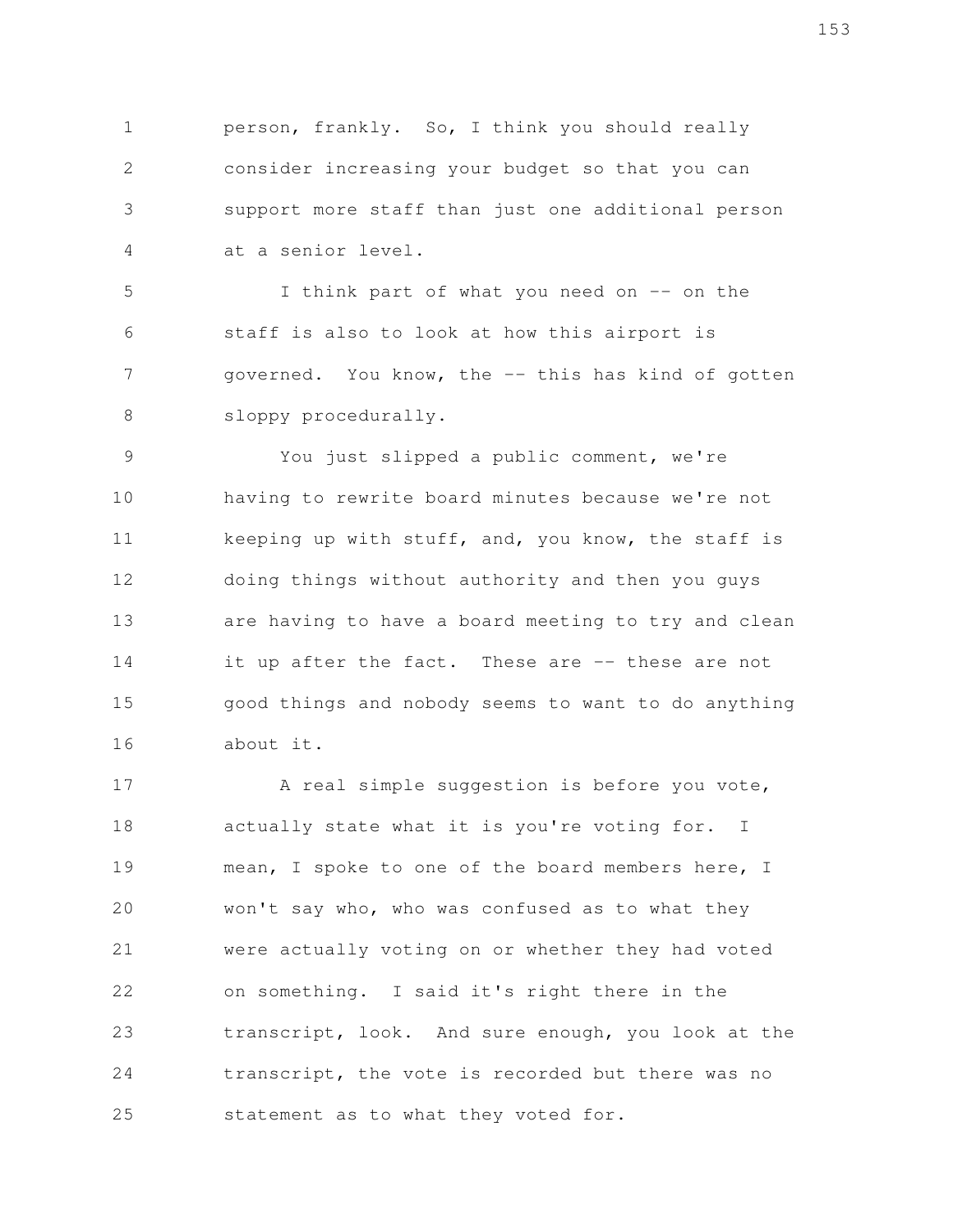person, frankly. So, I think you should really consider increasing your budget so that you can support more staff than just one additional person at a senior level.

I think part of what you need on -- on the staff is also to look at how this airport is governed. You know, the -- this has kind of gotten sloppy procedurally.

You just slipped a public comment, we're having to rewrite board minutes because we're not keeping up with stuff, and, you know, the staff is doing things without authority and then you guys are having to have a board meeting to try and clean it up after the fact. These are -- these are not good things and nobody seems to want to do anything about it.

A real simple suggestion is before you vote, actually state what it is you're voting for. I mean, I spoke to one of the board members here, I won't say who, who was confused as to what they were actually voting on or whether they had voted on something. I said it's right there in the transcript, look. And sure enough, you look at the transcript, the vote is recorded but there was no statement as to what they voted for.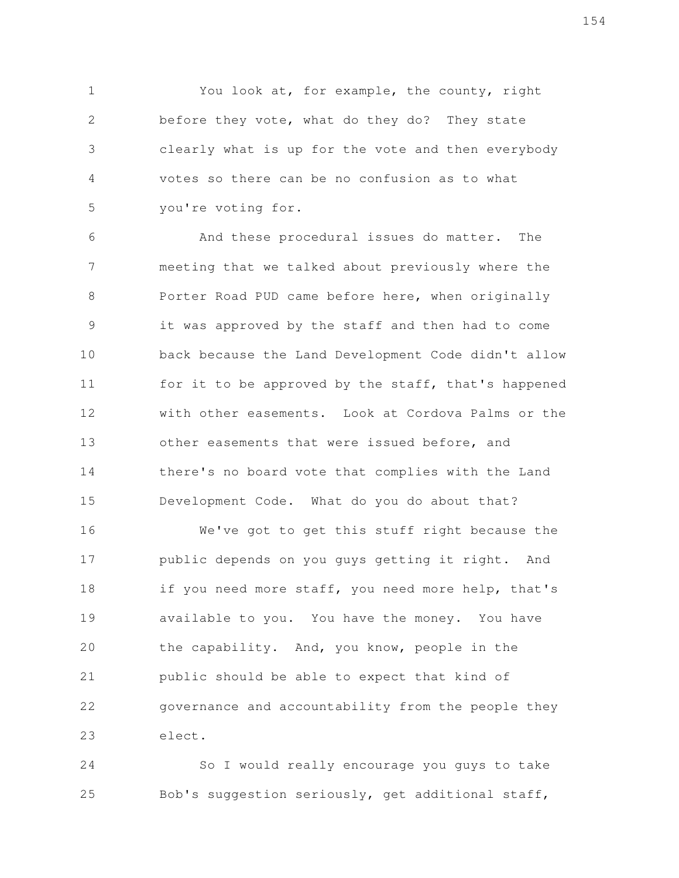You look at, for example, the county, right before they vote, what do they do? They state clearly what is up for the vote and then everybody votes so there can be no confusion as to what you're voting for.

And these procedural issues do matter. The meeting that we talked about previously where the Porter Road PUD came before here, when originally it was approved by the staff and then had to come back because the Land Development Code didn't allow for it to be approved by the staff, that's happened with other easements. Look at Cordova Palms or the other easements that were issued before, and there's no board vote that complies with the Land Development Code. What do you do about that?

We've got to get this stuff right because the public depends on you guys getting it right. And if you need more staff, you need more help, that's available to you. You have the money. You have the capability. And, you know, people in the public should be able to expect that kind of governance and accountability from the people they elect.

So I would really encourage you guys to take Bob's suggestion seriously, get additional staff,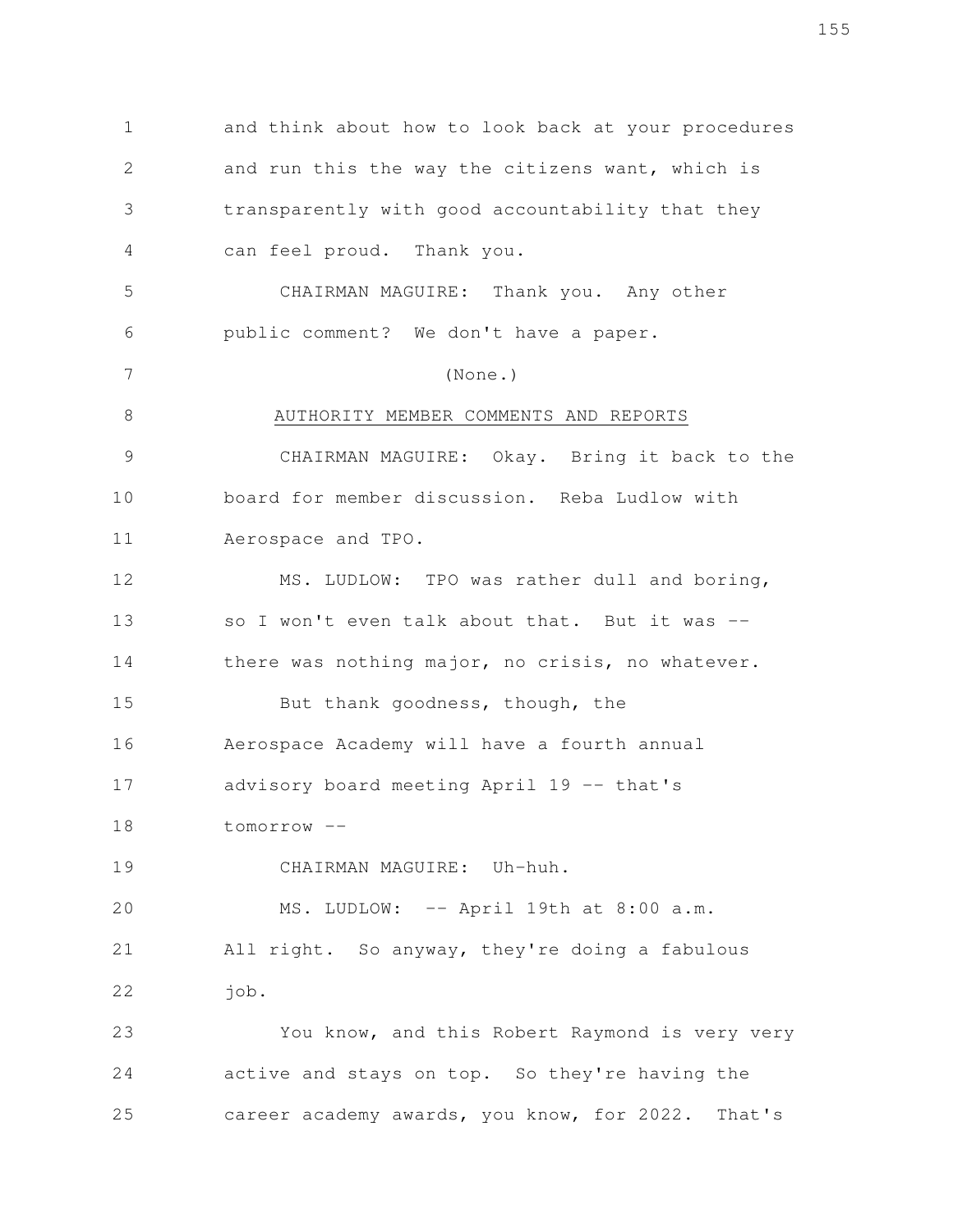and think about how to look back at your procedures and run this the way the citizens want, which is transparently with good accountability that they can feel proud. Thank you.

CHAIRMAN MAGUIRE: Thank you. Any other public comment? We don't have a paper.

(None.)

AUTHORITY MEMBER COMMENTS AND REPORTS

CHAIRMAN MAGUIRE: Okay. Bring it back to the board for member discussion. Reba Ludlow with Aerospace and TPO.

MS. LUDLOW: TPO was rather dull and boring, so I won't even talk about that. But it was -- there was nothing major, no crisis, no whatever.

But thank goodness, though, the Aerospace Academy will have a fourth annual advisory board meeting April 19 -- that's tomorrow --

CHAIRMAN MAGUIRE: Uh-huh.

MS. LUDLOW: -- April 19th at 8:00 a.m. All right. So anyway, they're doing a fabulous job.

You know, and this Robert Raymond is very very active and stays on top. So they're having the career academy awards, you know, for 2022. That's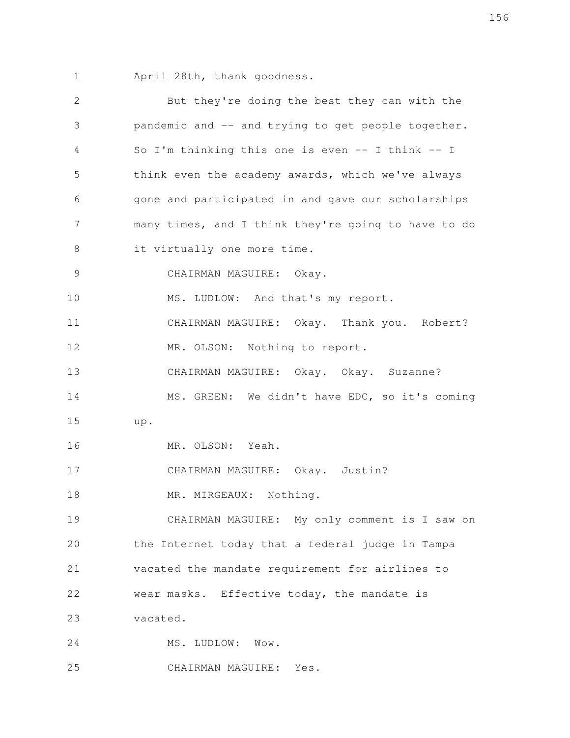April 28th, thank goodness.

But they're doing the best they can with the pandemic and -- and trying to get people together. So I'm thinking this one is even -- I think -- I think even the academy awards, which we've always gone and participated in and gave our scholarships many times, and I think they're going to have to do it virtually one more time.

CHAIRMAN MAGUIRE: Okay.

MS. LUDLOW: And that's my report.

CHAIRMAN MAGUIRE: Okay. Thank you. Robert?

MR. OLSON: Nothing to report.

CHAIRMAN MAGUIRE: Okay. Okay. Suzanne?

MS. GREEN: We didn't have EDC, so it's coming up.

MR. OLSON: Yeah.

CHAIRMAN MAGUIRE: Okay. Justin?

MR. MIRGEAUX: Nothing.

CHAIRMAN MAGUIRE: My only comment is I saw on the Internet today that a federal judge in Tampa vacated the mandate requirement for airlines to wear masks. Effective today, the mandate is vacated.

MS. LUDLOW: Wow.

CHAIRMAN MAGUIRE: Yes.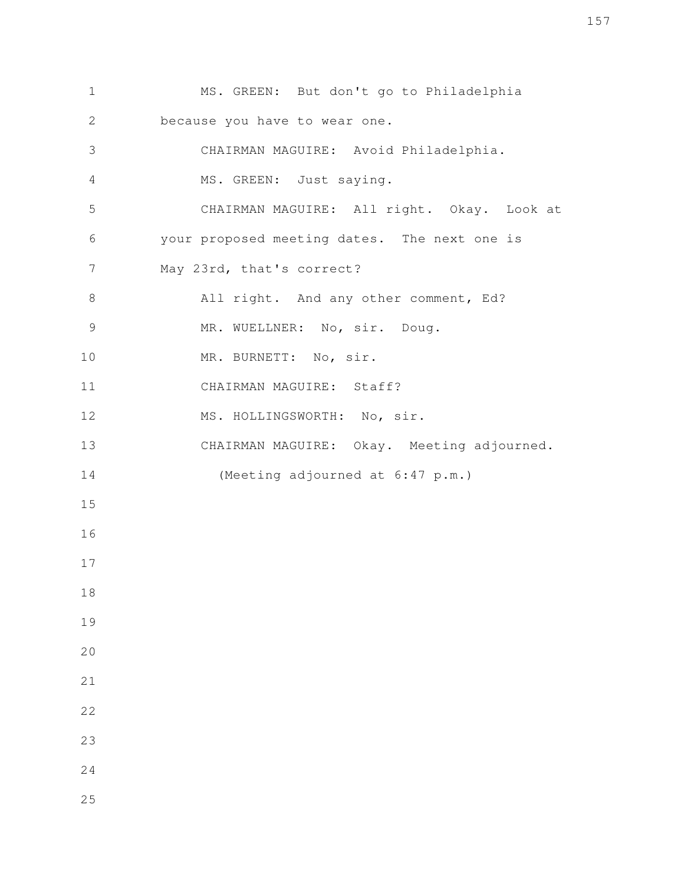MS. GREEN: But don't go to Philadelphia because you have to wear one.

CHAIRMAN MAGUIRE: Avoid Philadelphia.

MS. GREEN: Just saying.

CHAIRMAN MAGUIRE: All right. Okay. Look at your proposed meeting dates. The next one is May 23rd, that's correct?

All right. And any other comment, Ed?

MR. WUELLNER: No, sir. Doug.

MR. BURNETT: No, sir.

CHAIRMAN MAGUIRE: Staff?

MS. HOLLINGSWORTH: No, sir.

CHAIRMAN MAGUIRE: Okay. Meeting adjourned.

(Meeting adjourned at 6:47 p.m.)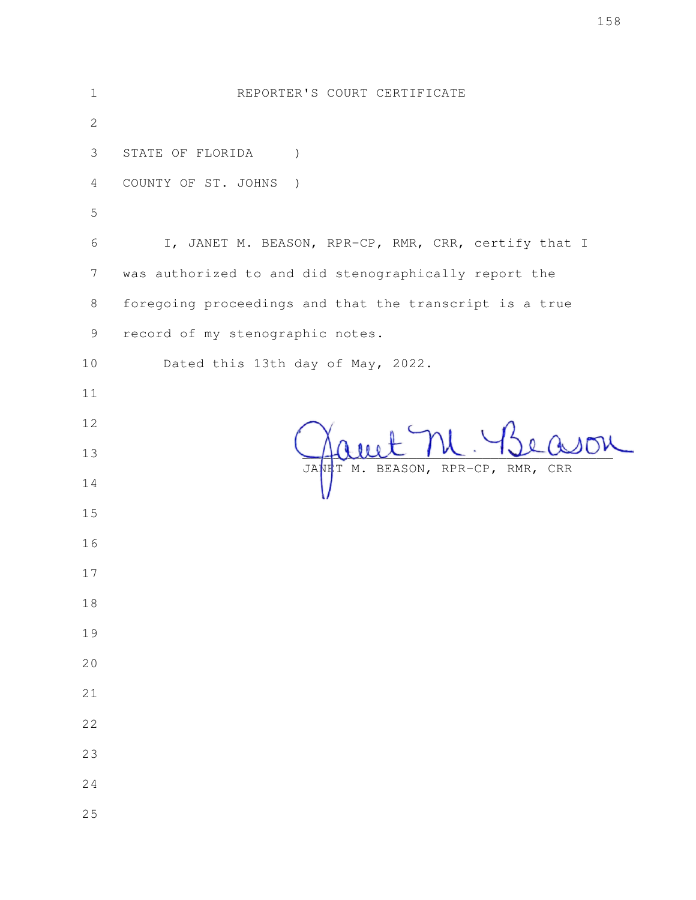# REPORTER'S COURT CERTIFICATE

STATE OF FLORIDA )

COUNTY OF ST. JOHNS )

I, JANET M. BEASON, RPR-CP, RMR, CRR, certify that I was authorized to and did stenographically report the foregoing proceedings and that the transcript is a true record of my stenographic notes.

Dated this 13th day of May, 2022.

JANET M. BEASON, RPR-CP, RMR, CRR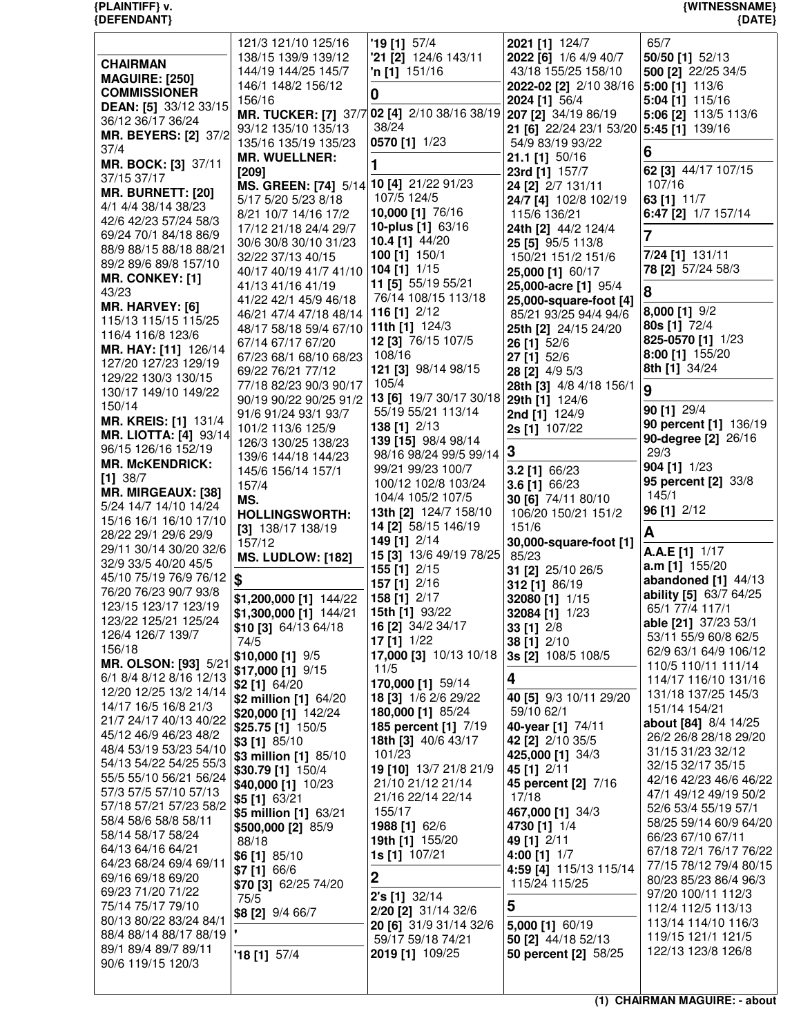**CHAIRMAN MAGUIRE: [250]**

**COMMISSIONER DEAN: [5]** 33/12 33/15 36/12 36/17 36/24

**MR. BEYERS: [2]** 37/2 37/4

**MR. BOCK: [3]** 37/11 37/15 37/17

**MR. BURNETT: [20]** 4/1 4/4 38/14 38/23 42/6 42/23 57/24 58/3 69/24 70/1 84/18 86/9 88/9 88/15 88/18 88/21 89/2 89/6 89/8 157/10

**MR. CONKEY: [1]** 43/23

**MR. HARVEY: [6]** 115/13 115/15 115/25 116/4 116/8 123/6

**MR. HAY: [11]** 126/14 127/20 127/23 129/19 129/22 130/3 130/15 130/17 149/10 149/22 150/14

**MR. KREIS: [1]** 131/4

**MR. LIOTTA: [4]** 93/14 96/15 126/16 152/19

**MR. McKENDRICK: [1]** 38/7

**MR. MIRGEAUX: [38]** 5/24 14/7 14/10 14/24 15/16 16/1 16/10 17/10 28/22 29/1 29/6 29/9 29/11 30/14 30/20 32/6 32/9 33/5 40/20 45/5 45/10 75/19 76/9 76/12 76/20 76/23 90/7 93/8 123/15 123/17 123/19 123/22 125/21 125/24 126/4 126/7 139/7 156/18

**MR. OLSON: [93]** 5/21 6/1 8/4 8/12 8/16 12/13 12/20 12/25 13/2 14/14 14/17 16/5 16/8 21/3 21/7 24/17 40/13 40/22 45/12 46/9 46/23 48/2 48/4 53/19 53/23 54/10 54/13 54/22 54/25 55/3 55/5 55/10 56/21 56/24 57/3 57/5 57/10 57/13 57/18 57/21 57/23 58/2 58/4 58/6 58/8 58/11 58/14 58/17 58/24 64/13 64/16 64/21 64/23 68/24 69/4 69/11 69/16 69/18 69/20 69/23 71/20 71/22 75/14 75/17 79/10 80/13 80/22 83/24 84/1 88/4 88/14 88/17 88/19 89/1 89/4 89/7 89/11 90/6 119/15 120/3 121/3 121/10 125/16 138/15 139/9 139/12 144/19 144/25 145/7 146/1 148/2 156/12 156/16

**MR. TUCKER: [7]** 37/7 93/12 135/10 135/13 135/16 135/19 135/23

**MR. WUELLNER: [209]**

**MS. GREEN: [74]** 5/14 5/17 5/20 5/23 8/18 8/21 10/7 14/16 17/2 17/12 21/18 24/4 29/7 30/6 30/8 30/10 31/23 32/22 37/13 40/15 40/17 40/19 41/7 41/10 41/13 41/16 41/19 41/22 42/1 45/9 46/18 46/21 47/4 47/18 48/14 48/17 58/18 59/4 67/10 67/14 67/17 67/20 67/23 68/1 68/10 68/23 69/22 76/21 77/12 77/18 82/23 90/3 90/17 90/19 90/22 90/25 91/2 91/6 91/24 93/1 93/7 101/2 113/6 125/9 126/3 130/25 138/23 139/6 144/18 144/23 145/6 156/14 157/1 157/4

**MS. HOLLINGSWORTH: [3]** 138/17 138/19 157/12

**MS. LUDLOW: [182]**

**$**

**$1,200,000 [1]** 144/22
**$1,300,000 [1]** 144/21
**$10 [3]** 64/13 64/18 74/5
**$10,000 [1]** 9/5
**$17,000 [1]** 9/15
**$2 [1]** 64/20
**$2 million [1]** 64/20
**$20,000 [1]** 142/24
**$25.75 [1]** 150/5
**$3 [1]** 85/10
**$3 million [1]** 85/10
**$30.79 [1]** 150/4
**$40,000 [1]** 10/23
**$5 [1]** 63/21
**$5 million [1]** 63/21
**$500,000 [2]** 85/9 88/18
**$6 [1]** 85/10
**$7 [1]** 66/6
**$70 [3]** 62/25 74/20 75/5
**$8 [2]** 9/4 66/7

**'**

**'18 [1]** 57/4
**'19 [1]** 57/4
**'21 [2]** 124/6 143/11
**'n [1]** 151/16

**0**

**02 [4]** 2/10 38/16 38/19 38/24
**0570 [1]** 1/23

**1**

**10 [4]** 21/22 91/23 107/5 124/5
**10,000 [1]** 76/16
**10-plus [1]** 63/16
**10.4 [1]** 44/20
**100 [1]** 150/1
**104 [1]** 1/15
**11 [5]** 55/19 55/21 76/14 108/15 113/18
**116 [1]** 2/12
**11th [1]** 124/3
**12 [3]** 76/15 107/5 108/6
**121 [3]** 98/14 98/15 105/4
**13 [6]** 19/7 30/17 30/18 55/19 55/21 113/14
**138 [1]** 2/13
**139 [15]** 98/4 98/14 98/16 98/24 99/5 99/14 99/21 99/23 100/7 100/12 102/8 103/24 104/4 105/2 107/5
**13th [2]** 124/7 158/10
**14 [2]** 58/15 146/19
**149 [1]** 2/14
**15 [3]** 13/6 49/19 78/25
**155 [1]** 2/15
**157 [1]** 2/16
**158 [1]** 2/17
**15th [1]** 93/22
**16 [2]** 34/2 34/17
**17 [1]** 1/22
**17,000 [3]** 10/13 10/18 11/5
**170,000 [1]** 59/14
**18 [3]** 1/6 2/6 29/22
**180,000 [1]** 85/24
**185 percent [1]** 7/19
**18th [3]** 40/6 43/17 101/23
**19 [10]** 13/7 21/8 21/9 21/10 21/12 21/14 21/16 22/14 22/14 155/17
**1988 [1]** 62/6
**19th [1]** 155/20
**1s [1]** 107/21

**2**

**2's [1]** 32/14
**2/20 [2]** 31/14 32/6
**20 [6]** 31/9 31/14 32/6 59/17 59/18 74/21
**2019 [1]** 109/25
**2021 [1]** 124/7
**2022 [6]** 1/6 4/9 40/7 43/18 155/25 158/10
**2022-02 [2]** 2/10 38/16
**2024 [1]** 56/4
**207 [2]** 34/19 86/19
**21 [6]** 22/24 23/1 53/20 54/9 83/19 93/22
**21.1 [1]** 50/16
**23rd [1]** 157/7
**24 [2]** 2/7 131/11
**24/7 [4]** 102/8 102/19 115/6 136/21
**24th [2]** 44/2 124/4
**25 [5]** 95/5 113/8 150/21 151/2 151/6
**25,000 [1]** 60/17
**25,000-acre [1]** 95/4
**25,000-square-foot [4]** 85/21 93/25 94/4 94/6
**25th [2]** 24/15 24/20
**26 [1]** 52/6
**27 [1]** 52/6
**28 [2]** 4/9 5/3
**28th [3]** 4/8 4/18 156/1
**29th [1]** 124/6
**2nd [1]** 124/9
**2s [1]** 107/22

**3**

**3.2 [1]** 66/23
**3.6 [1]** 66/23
**30 [6]** 74/11 80/10 106/20 150/21 151/2 151/6
**30,000-square-foot [1]** 85/23
**31 [2]** 25/10 26/5
**312 [1]** 86/19
**32080 [1]** 1/15
**32084 [1]** 1/23
**33 [1]** 2/8
**38 [1]** 2/10
**3s [2]** 108/5 108/5

**4**

**40 [5]** 9/3 10/11 29/20 59/10 62/1
**40-year [1]** 74/11
**42 [2]** 2/10 35/5
**425,000 [1]** 34/3
**45 [1]** 2/11
**45 percent [2]** 7/16 17/18
**467,000 [1]** 34/3
**4730 [1]** 1/4
**49 [1]** 2/11
**4:00 [1]** 1/7
**4:59 [4]** 115/13 115/14 115/24 115/25

**5**

**5,000 [1]** 60/19
**50 [2]** 44/18 52/13
**50 percent [2]** 58/25 65/7
**50/50 [1]** 52/13
**500 [2]** 22/25 34/5
**5:00 [1]** 113/6
**5:04 [1]** 115/16
**5:06 [2]** 113/5 113/6
**5:45 [1]** 139/16

**6**

**62 [3]** 44/17 107/15 107/16
**63 [1]** 11/7
**6:47 [2]** 1/7 157/14

**7**

**7/24 [1]** 131/11
**78 [2]** 57/24 58/3

**8**

**8,000 [1]** 9/2
**80s [1]** 72/4
**825-0570 [1]** 1/23
**8:00 [1]** 155/20
**8th [1]** 34/24

**9**

**90 [1]** 29/4
**90 percent [1]** 136/19
**90-degree [2]** 26/16 29/3
**904 [1]** 1/23
**95 percent [2]** 33/8 145/1
**96 [1]** 2/12

**A**

**A.A.E [1]** 1/17
**a.m [1]** 155/20
**abandoned [1]** 44/13
**ability [5]** 63/7 64/25 65/1 77/4 117/1
**able [21]** 37/23 53/1 53/11 55/9 60/8 62/5 62/9 63/1 64/9 106/12 110/5 110/11 111/14 114/17 116/10 131/16 131/18 137/25 145/3 151/14 154/21
**about [84]** 8/4 14/25 26/2 26/8 28/18 29/20 31/15 31/23 32/12 32/15 32/17 35/15 42/16 42/23 46/6 46/22 47/1 49/12 49/19 50/2 52/6 53/4 55/19 57/1 58/25 59/14 60/9 64/20 66/23 67/10 67/11 67/18 72/1 76/17 76/22 77/15 78/12 79/4 80/15 80/23 85/23 86/4 96/3 97/20 100/11 112/3 112/4 112/5 113/13 113/14 114/10 116/3 119/15 121/1 121/5 122/13 123/8 126/8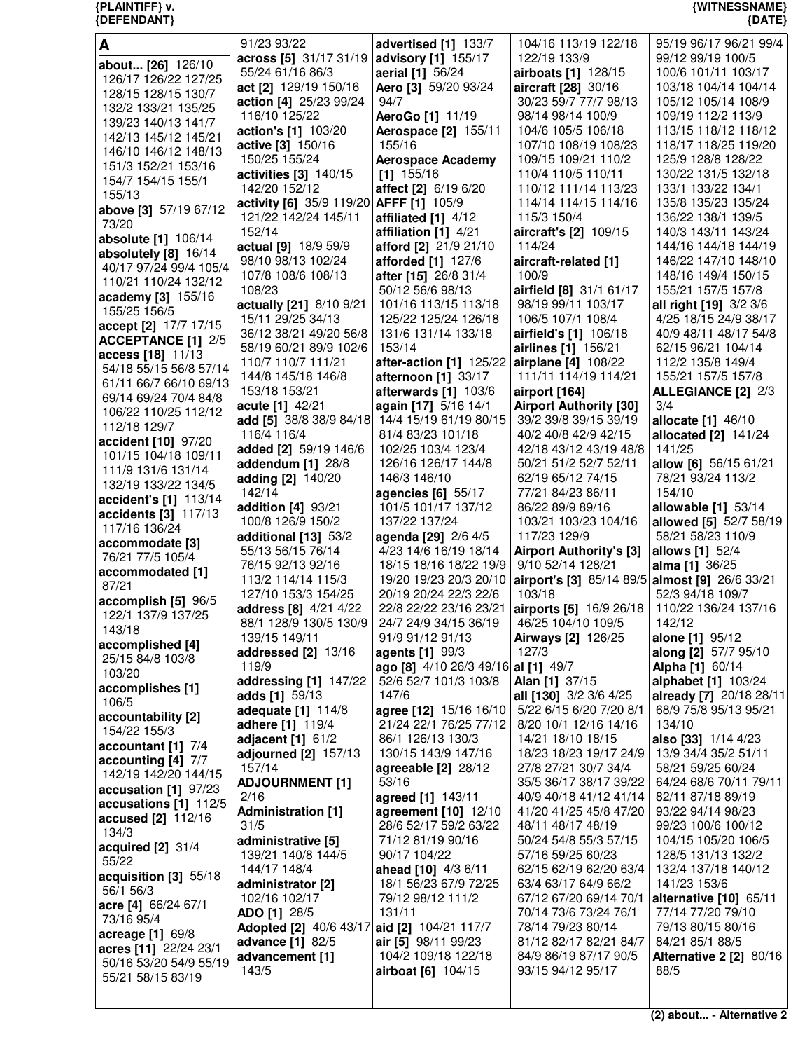**A**

**about... [26]** 126/10 126/17 126/22 127/25 128/15 128/15 130/7 132/2 133/21 135/25 139/23 140/13 141/7 142/13 145/12 145/21 146/10 146/12 148/13 151/3 152/21 153/16 154/7 154/15 155/1 155/13
**above [3]** 57/19 67/12 73/20
**absolute [1]** 106/14
**absolutely [8]** 16/14 40/17 97/24 99/4 105/4 110/21 110/24 132/12
**academy [3]** 155/16 155/25 156/5
**accept [2]** 17/7 17/15
**ACCEPTANCE [1]** 2/5
**access [18]** 11/13 54/18 55/15 56/8 57/14 61/11 66/7 66/10 69/13 69/14 69/24 70/4 84/8 106/22 110/25 112/12 112/18 129/7
**accident [10]** 97/20 101/15 104/18 109/11 111/9 131/6 131/14 132/19 133/22 134/5
**accident's [1]** 113/14
**accidents [3]** 117/13 117/16 136/24
**accommodate [3]** 76/21 77/5 105/4
**accommodated [1]** 87/21
**accomplish [5]** 96/5 122/1 137/9 137/25 143/18
**accomplished [4]** 25/15 84/8 103/8 103/20
**accomplishes [1]** 106/5
**accountability [2]** 154/22 155/3
**accountant [1]** 7/4
**accounting [4]** 7/7 142/19 142/20 144/15
**accusation [1]** 97/23
**accusations [1]** 112/5
**accused [2]** 112/16 134/3
**acquired [2]** 31/4 55/22
**acquisition [3]** 55/18 56/1 56/3
**acre [4]** 66/24 67/1 73/16 95/4
**acreage [1]** 69/8
**acres [11]** 22/24 23/1 50/16 53/20 54/9 55/19 55/21 58/15 83/19 91/23 93/22
**across [5]** 31/17 31/19 55/24 61/16 86/3
**act [2]** 129/19 150/16
**action [4]** 25/23 99/24 116/10 125/22
**action's [1]** 103/20
**active [3]** 150/16 150/25 155/24
**activities [3]** 140/15 142/20 152/12
**activity [6]** 35/9 119/20 121/22 142/24 145/11 152/14
**actual [9]** 18/9 59/9 98/10 98/13 102/24 107/8 108/6 108/13 108/23
**actually [21]** 8/10 9/21 15/11 29/25 34/13 36/12 38/21 49/20 56/8 58/19 60/21 89/9 102/6 110/7 110/7 111/21 144/8 145/18 146/8 153/18 153/21
**acute [1]** 42/21
**add [5]** 38/8 38/9 84/18 116/4 116/4
**added [2]** 59/19 146/6
**addendum [1]** 28/8
**adding [2]** 140/20 142/14
**addition [4]** 93/21 100/8 126/9 150/2
**additional [13]** 53/2 55/13 56/15 76/14 76/15 92/13 92/16 113/2 114/14 115/3 127/10 153/3 154/25
**address [8]** 4/21 4/22 88/1 128/9 130/5 130/9 139/15 149/11
**addressed [2]** 13/16 119/9
**addressing [1]** 147/22
**adds [1]** 59/13
**adequate [1]** 114/8
**adhere [1]** 119/4
**adjacent [1]** 61/2
**adjourned [2]** 157/13 157/14
**ADJOURNMENT [1]** 2/16
**Administration [1]** 31/5
**administrative [5]** 139/21 140/8 144/5 144/17 148/4
**administrator [2]** 102/16 102/17
**ADO [1]** 28/5
**Adopted [2]** 40/6 43/17
**advance [1]** 82/5
**advancement [1]** 143/5
**advertised [1]** 133/7
**advisory [1]** 155/17
**aerial [1]** 56/24
**Aero [3]** 59/20 93/24 94/7
**AeroGo [1]** 11/19
**Aerospace [2]** 155/11 155/16
**Aerospace Academy [1]** 155/16
**affect [2]** 6/19 6/20
**AFFF [1]** 105/9
**affiliated [1]** 4/12
**affiliation [1]** 4/21
**afford [2]** 21/9 21/10
**afforded [1]** 127/6
**after [15]** 26/8 31/4 50/12 56/6 98/13 101/16 113/15 113/18 125/22 125/24 126/18 131/6 131/14 133/18 153/14
**after-action [1]** 125/22
**afternoon [1]** 33/17
**afterwards [1]** 103/6
**again [17]** 5/16 14/1 14/4 15/19 61/19 80/15 81/4 83/23 101/18 102/25 103/4 123/4 126/16 126/17 144/8 146/3 146/10
**agencies [6]** 55/17 101/5 101/17 137/12 137/22 137/24
**agenda [29]** 2/6 4/5 4/23 14/6 16/19 18/14 18/15 18/16 18/22 19/9 19/20 19/23 20/3 20/10 20/19 20/24 22/3 22/6 22/8 22/22 23/16 23/21 24/7 24/9 34/15 36/19 91/9 91/12 91/13
**agents [1]** 99/3
**ago [8]** 4/10 26/3 49/16 52/6 52/7 101/3 103/8 147/6
**agree [12]** 15/16 16/10 21/24 22/1 76/25 77/12 86/1 126/13 130/3 130/15 143/9 147/16
**agreeable [2]** 28/12 53/16
**agreed [1]** 143/11
**agreement [10]** 12/10 28/6 52/17 59/2 63/22 71/12 81/19 90/16 90/17 104/22
**ahead [10]** 4/3 6/11 18/1 56/23 67/9 72/25 79/12 98/12 111/2 131/11
**aid [2]** 104/21 117/7
**air [5]** 98/11 99/23 104/2 109/18 122/18
**airboat [6]** 104/15 104/16 113/19 122/18 122/19 133/9
**airboats [1]** 128/15
**aircraft [28]** 30/16 30/23 59/7 77/7 98/13 98/14 98/14 100/9 104/6 105/5 106/18 107/10 108/19 108/23 109/15 109/21 110/2 110/4 110/5 110/11 110/12 111/14 113/23 114/14 114/15 114/16 115/3 150/4
**aircraft's [2]** 109/15 114/24
**aircraft-related [1]** 100/9
**airfield [8]** 31/1 61/17 98/19 99/11 103/17 106/5 107/1 108/4
**airfield's [1]** 106/18
**airlines [1]** 156/21
**airplane [4]** 108/22 111/11 114/19 114/21
**airport [164]**
**Airport Authority [30]** 39/2 39/8 39/15 39/19 40/2 40/8 42/9 42/15 42/18 43/12 43/19 48/8 50/21 51/2 52/7 52/11 62/19 65/12 74/15 77/21 84/23 86/11 86/22 89/9 89/16 103/21 103/23 104/16 117/23 129/9
**Airport Authority's [3]** 9/10 52/14 128/21
**airport's [3]** 85/14 89/5 103/18
**airports [5]** 16/9 26/18 46/25 104/10 109/5
**Airways [2]** 126/25 127/3
**al [1]** 49/7
**Alan [1]** 37/15
**all [130]** 3/2 3/6 4/25 5/22 6/15 6/20 7/20 8/1 8/20 10/1 12/16 14/16 14/21 18/10 18/15 18/23 18/23 19/17 24/9 27/8 27/21 30/7 34/4 35/5 36/17 38/17 39/22 40/9 40/18 41/12 41/14 41/20 41/25 45/8 47/20 48/11 48/17 48/19 50/24 54/8 55/3 57/15 57/16 59/25 60/23 62/15 62/19 62/20 63/4 63/4 63/17 64/9 66/2 67/12 67/20 69/14 70/1 70/14 73/6 73/24 76/1 78/14 79/23 80/14 81/12 82/17 82/21 84/7 84/9 86/19 87/17 90/5 93/15 94/12 95/17 95/19 96/17 96/21 99/4 99/12 99/19 100/5 100/6 101/11 103/17 103/18 104/14 104/14 105/12 105/14 108/9 109/19 112/9 113/9 113/15 118/12 118/12 118/17 118/25 119/20 125/9 128/9 128/22 130/22 131/5 132/18 133/1 133/22 134/1 135/8 135/23 135/24 136/22 138/1 139/5 140/3 143/11 143/24 144/16 144/18 144/19 146/22 147/10 148/10 148/16 149/4 150/15 155/21 157/5 157/8
**all right [19]** 3/2 3/6 4/25 18/15 24/9 38/17 40/9 48/11 48/17 54/8 62/15 96/21 104/14 112/2 135/8 149/4 155/21 157/5 157/8
**ALLEGIANCE [2]** 2/3 3/4
**allocate [1]** 46/10
**allocated [2]** 141/24 141/25
**allow [6]** 56/15 61/21 78/21 93/24 113/2 154/10
**allowable [1]** 53/14
**allowed [5]** 52/7 58/19 58/21 58/23 110/9
**allows [1]** 52/4
**alma [1]** 36/25
**almost [9]** 26/6 33/21 52/3 94/18 109/7 110/22 136/24 137/16 142/12
**alone [1]** 95/12
**along [2]** 57/7 95/10
**Alpha [1]** 60/14
**alphabet [1]** 103/24
**already [7]** 20/18 28/11 68/9 75/8 95/13 95/21 134/10
**also [33]** 1/14 4/23 13/9 34/4 35/2 51/11 58/21 59/25 60/24 64/24 68/6 70/11 79/11 82/11 87/18 89/19 93/22 94/14 98/23 99/23 100/6 100/12 104/15 105/20 106/5 128/5 131/13 132/2 132/4 137/18 140/12 141/23 153/6
**alternative [10]** 65/11 77/14 77/20 79/10 79/13 80/15 80/16 84/21 85/1 88/5
**Alternative 2 [2]** 80/16 88/5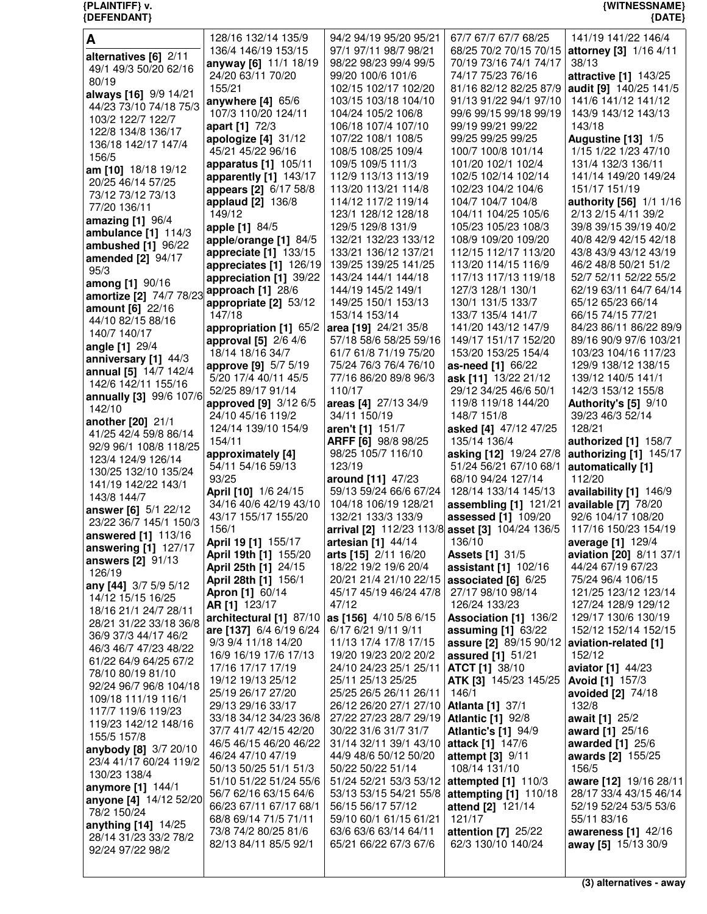## A

**alternatives [6]** 2/11 49/1 49/3 50/20 62/16 80/19
**always [16]** 9/9 14/21 44/23 73/10 74/18 75/3 103/2 122/7 122/7 122/8 134/8 136/17 136/18 142/17 147/4 156/5
**am [10]** 18/18 19/12 20/25 46/14 57/25 73/12 73/12 73/13 77/20 136/11
**amazing [1]** 96/4
**ambulance [1]** 114/3
**ambushed [1]** 96/22
**amended [2]** 94/17 95/3
**among [1]** 90/16
**amortize [2]** 74/7 78/23
**amount [6]** 22/16 44/10 82/15 88/16 140/7 140/17
**angle [1]** 29/4
**anniversary [1]** 44/3
**annual [5]** 14/7 142/4 142/6 142/11 155/16
**annually [3]** 99/6 107/6 142/10
**another [20]** 21/1 41/25 42/4 59/8 86/14 92/9 96/1 108/8 118/25 123/4 124/9 126/14 130/25 132/10 135/24 141/19 142/22 143/1 143/8 144/7
**answer [6]** 5/1 22/12 23/22 36/7 145/1 150/3
**answered [1]** 113/16
**answering [1]** 127/17
**answers [2]** 91/13 126/19
**any [44]** 3/7 5/9 5/12 14/12 15/15 16/25 18/16 21/1 24/7 28/11 28/21 31/22 33/18 36/8 36/9 37/3 44/17 46/2 46/3 46/7 47/23 48/22 61/22 64/9 64/25 67/2 78/10 80/19 81/10 92/24 96/7 96/8 104/18 109/18 111/19 116/1 117/7 119/6 119/23 119/23 142/12 148/16 155/5 157/8
**anybody [8]** 3/7 20/10 23/4 41/17 60/24 119/2 130/23 138/4
**anymore [1]** 144/1
**anyone [4]** 14/12 52/20 78/2 150/24
**anything [14]** 14/25 28/14 31/23 33/2 78/2 92/24 97/22 98/2 128/16 132/14 135/9 136/4 146/19 153/15
**anyway [6]** 11/1 18/19 24/20 63/11 70/20 155/21
**anywhere [4]** 65/6 107/3 110/20 124/11
**apart [1]** 72/3
**apologize [4]** 31/12 45/21 45/22 96/16
**apparatus [1]** 105/11
**apparently [1]** 143/17
**appears [2]** 6/17 58/8
**applaud [2]** 136/8 149/12
**apple [1]** 84/5
**apple/orange [1]** 84/5
**appreciate [1]** 133/15
**appreciates [1]** 126/19
**appreciation [1]** 39/22
**approach [1]** 28/6
**appropriate [2]** 53/12 147/18
**appropriation [1]** 65/2
**approval [5]** 2/6 4/6 18/14 18/16 34/7
**approve [9]** 5/7 5/19 5/20 17/4 40/11 45/5 52/25 89/17 91/14
**approved [9]** 3/12 6/5 24/10 45/16 119/2 124/14 139/10 154/9 154/11
**approximately [4]** 54/11 54/16 59/13 93/25
**April [10]** 1/6 24/15 34/16 40/6 42/19 43/10 43/17 155/17 155/20 156/1
**April 19 [1]** 155/17
**April 19th [1]** 155/20
**April 25th [1]** 24/15
**April 28th [1]** 156/1
**Apron [1]** 60/14
**AR [1]** 123/17
**architectural [1]** 87/10
**are [137]** 6/4 6/19 6/24 9/3 9/4 11/18 14/20 16/9 16/19 17/6 17/13 17/16 17/17 17/19 19/12 19/13 25/12 25/19 26/17 27/20 29/13 29/16 33/17 33/18 34/12 34/23 36/8 37/7 41/7 42/15 42/20 46/5 46/15 46/20 46/22 46/24 47/10 47/19 50/13 50/25 51/1 51/3 51/10 51/22 51/24 55/6 56/7 62/16 63/15 64/6 66/23 67/11 67/17 68/1 68/8 69/14 71/5 71/11 73/8 74/2 80/25 81/6 82/13 84/11 85/5 92/1 94/2 94/19 95/20 95/21 97/1 97/11 98/7 98/21 98/22 98/23 99/4 99/5 99/20 100/6 101/6 102/15 102/17 102/20 103/15 103/18 104/10 104/24 105/2 106/8 106/18 107/4 107/10 107/22 108/1 108/5 108/5 108/25 109/4 109/5 109/5 111/3 112/9 113/13 113/19 113/20 113/21 114/8 114/12 117/2 119/14 123/1 128/12 128/18 129/5 129/8 131/9 132/21 132/23 133/12 133/21 136/12 137/21 139/25 139/25 141/25 143/24 144/1 144/18 144/19 145/2 149/1 149/25 150/1 153/13 153/14 153/14
**area [19]** 24/21 35/8 57/18 58/6 58/25 59/16 61/7 61/8 71/19 75/20 75/24 76/3 76/4 76/10 77/16 86/20 89/8 96/3 110/17
**areas [4]** 27/13 34/9 34/11 150/19
**aren't [1]** 151/7
**ARFF [6]** 98/8 98/25 98/25 105/7 116/10 123/19
**around [11]** 47/23 59/13 59/24 66/6 67/24 104/18 106/19 128/21 132/21 133/3 133/9
**arrival [2]** 112/23 113/8
**artesian [1]** 44/14
**arts [15]** 2/11 16/20 18/22 19/2 19/6 20/4 20/21 21/4 21/10 22/15 45/17 45/19 46/24 47/8 47/12
**as [156]** 4/10 5/8 6/15 6/17 6/21 9/11 9/11 11/13 17/4 17/8 17/15 19/20 19/23 20/2 20/2 24/10 24/23 25/1 25/11 25/11 25/13 25/25 25/25 26/5 26/11 26/11 26/12 26/20 27/1 27/10 27/22 27/23 28/7 29/19 30/22 31/6 31/7 31/7 31/14 32/11 39/1 43/10 44/9 48/6 50/12 50/20 50/22 50/22 51/14 51/24 52/21 53/3 53/12 53/13 53/15 54/21 55/8 56/15 56/17 57/12 59/10 60/1 61/15 61/21 63/6 63/6 63/14 64/11 65/21 66/22 67/3 67/6 67/7 67/7 67/7 68/25 68/25 70/2 70/15 70/15 70/19 73/16 74/1 74/17 74/17 75/23 76/16 81/16 82/12 82/25 87/9 91/13 91/22 94/1 97/10 99/6 99/15 99/18 99/19 99/19 99/21 99/22 99/25 99/25 99/25 100/7 100/8 101/14 101/20 102/1 102/4 102/5 102/14 102/14 102/23 104/2 104/6 104/7 104/7 104/8 104/11 104/25 105/6 105/23 105/23 108/3 108/9 109/20 109/20 112/15 112/17 113/20 113/20 114/15 116/9 117/13 117/13 119/18 127/3 128/1 130/1 130/1 131/5 133/7 133/7 135/4 141/7 141/20 143/12 147/9 149/17 151/17 152/20 153/20 153/25 154/4
**as-need [1]** 66/22
**ask [11]** 13/22 21/12 29/12 34/25 46/6 50/1 119/8 119/18 144/20 148/7 151/8
**asked [4]** 47/12 47/25 135/14 136/4
**asking [12]** 19/24 27/8 51/24 56/21 67/10 68/1 68/10 94/24 127/14 128/14 133/14 145/13
**assembling [1]** 121/21
**assessed [1]** 109/20
**asset [3]** 104/24 136/5 136/10
**Assets [1]** 31/5
**assistant [1]** 102/16
**associated [6]** 6/25 27/17 98/10 98/14 126/24 133/23
**Association [1]** 136/2
**assuming [1]** 63/22
**assure [2]** 89/15 90/12
**assured [1]** 51/21
**ATCT [1]** 38/10
**ATK [3]** 145/23 145/25 146/1
**Atlanta [1]** 37/1
**Atlantic [1]** 92/8
**Atlantic's [1]** 94/9
**attack [1]** 147/6
**attempt [3]** 9/11 108/14 131/10
**attempted [1]** 110/3
**attempting [1]** 110/18
**attend [2]** 121/14 121/17
**attention [7]** 25/22 62/3 130/10 140/24 141/19 141/22 146/4
**attorney [3]** 1/16 4/11 38/13
**attractive [1]** 143/25
**audit [9]** 140/25 141/5 141/6 141/12 141/12 143/9 143/12 143/13 143/18
**Augustine [13]** 1/5 1/15 1/22 1/23 47/10 131/4 132/3 136/11 141/14 149/20 149/24 151/17 151/19
**authority [56]** 1/1 1/16 2/13 2/15 4/11 39/2 39/8 39/15 39/19 40/2 40/8 42/9 42/15 42/18 43/8 43/9 43/12 43/19 46/2 48/8 50/21 51/2 52/7 52/11 52/22 55/2 62/19 63/11 64/7 64/14 65/12 65/23 66/14 66/15 74/15 77/21 84/23 86/11 86/22 89/9 89/16 90/9 97/6 103/21 103/23 104/16 117/23 129/9 138/12 138/15 139/12 140/5 141/1 142/3 153/12 155/8
**Authority's [5]** 9/10 39/23 46/3 52/14 128/21
**authorized [1]** 158/7
**authorizing [1]** 145/17
**automatically [1]** 112/20
**availability [1]** 146/9
**available [7]** 78/20 92/6 104/17 108/20 117/16 150/23 154/19
**average [1]** 129/4
**aviation [20]** 8/11 37/1 44/24 67/19 67/23 75/24 96/4 106/15 121/25 123/12 123/14 127/24 128/9 129/12 129/17 130/6 130/19 152/12 152/14 152/15
**aviation-related [1]** 152/12
**aviator [1]** 44/23
**Avoid [1]** 157/3
**avoided [2]** 74/18 132/8
**await [1]** 25/2
**award [1]** 25/16
**awarded [1]** 25/6
**awards [2]** 155/25 156/5
**aware [12]** 19/16 28/11 28/17 33/4 43/15 46/14 52/19 52/24 53/5 53/6 55/11 83/16
**awareness [1]** 42/16
**away [5]** 15/13 30/9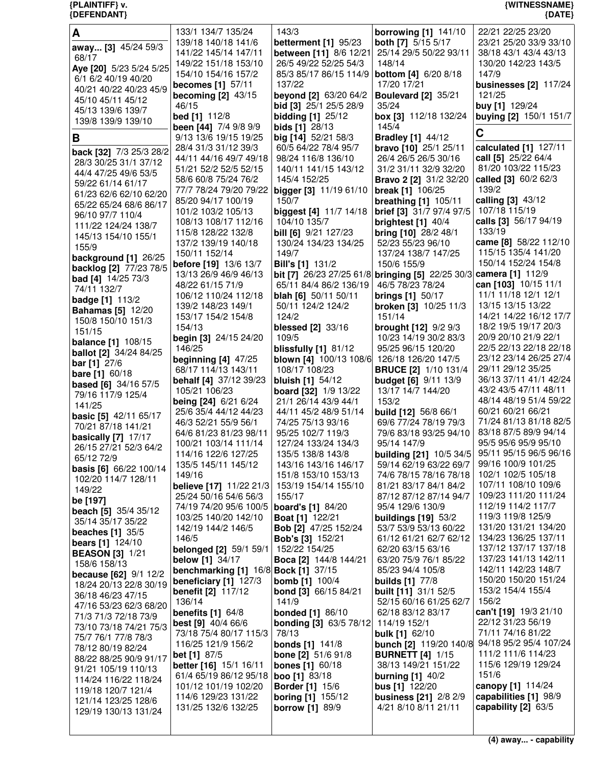## A

**away... [3]** 45/24 59/3 68/17

**Aye [20]** 5/23 5/24 5/25 6/1 6/2 40/19 40/20 40/21 40/22 40/23 45/9 45/10 45/11 45/12 45/13 139/6 139/7 139/8 139/9 139/10

## B

**back [32]** 7/3 25/3 28/2 28/3 30/25 31/1 37/12 44/4 47/25 49/6 53/5 59/22 61/14 61/17 61/23 62/6 62/10 62/20 65/22 65/24 68/6 86/17 96/10 97/7 110/4 111/22 124/24 138/7 145/13 154/10 155/1 155/9

**background [1]** 26/25

**backlog [2]** 77/23 78/5

**bad [4]** 14/25 73/3 74/11 132/7

**badge [1]** 113/2

**Bahamas [5]** 12/20 150/8 150/10 151/3 151/15

**balance [1]** 108/15

**ballot [2]** 34/24 84/25

**bar [1]** 27/6

**bare [1]** 60/18

**based [6]** 34/16 57/5 79/16 117/9 125/4 141/25

**basic [5]** 42/11 65/17 70/21 87/18 141/21

**basically [7]** 17/17 26/15 27/21 52/3 64/2 65/12 72/9

**basis [6]** 66/22 100/14 102/20 114/7 128/11 149/22

**be [197]**

**beach [5]** 35/4 35/12 35/14 35/17 35/22

**beaches [1]** 35/5

**bears [1]** 124/10

**BEASON [3]** 1/21 158/6 158/13

**because [62]** 9/1 12/2 18/24 20/13 22/8 30/19 36/18 46/23 47/15 47/16 53/23 62/3 68/20 71/3 71/3 72/18 73/9 73/10 73/18 74/21 75/3 75/7 76/1 77/8 78/3 78/12 80/19 82/24 88/22 88/25 90/9 91/17 91/21 105/19 110/13 114/24 116/22 118/24 119/18 120/7 121/4 121/14 123/25 128/6 129/19 130/13 131/24 133/1 134/7 135/24 139/18 140/18 141/6 141/22 145/14 147/11 149/22 151/18 153/10 154/10 154/16 157/2

**becomes [1]** 57/11

**becoming [2]** 43/15 46/15

**bed [1]** 112/8

**been [44]** 7/4 9/8 9/9 9/13 13/6 19/15 19/25 28/4 31/3 31/12 39/3 44/11 44/16 49/7 49/18 51/21 52/2 52/5 52/15 58/6 60/8 75/24 76/2 77/7 78/24 79/20 79/22 85/20 94/17 100/19 101/2 103/2 105/13 108/13 108/17 112/16 115/8 128/22 132/8 137/2 139/19 140/18 150/11 152/14

**before [19]** 13/6 13/7 13/13 26/9 46/9 46/13 48/22 61/15 71/9 106/12 110/24 112/18 139/2 148/23 149/1 153/17 154/2 154/8 154/13

**begin [3]** 24/15 24/20 146/25

**beginning [4]** 47/25 68/17 114/13 143/11

**behalf [4]** 37/12 39/23 105/21 106/23

**being [24]** 6/21 6/24 25/6 35/4 44/12 44/23 46/3 52/21 55/9 56/1 64/6 81/23 81/23 98/11 100/21 103/14 111/14 114/16 122/6 127/25 135/5 145/11 145/12 149/16

**believe [17]** 11/22 21/3 25/24 50/16 54/6 56/3 74/19 74/20 95/6 100/5 103/25 140/20 142/10 142/19 144/2 146/5 146/5

**belonged [2]** 59/1 59/1

**below [1]** 34/17

**benchmarking [1]** 16/8

**beneficiary [1]** 127/3

**benefit [2]** 117/12 136/14

**benefits [1]** 64/8

**best [9]** 40/4 66/6 73/18 75/4 80/17 115/3 116/25 121/9 156/2

**bet [1]** 87/5

**better [16]** 15/1 16/11 61/4 65/19 86/12 95/18 101/12 101/19 102/20 114/6 129/23 131/22 131/25 132/6 132/25 143/3

**betterment [1]** 95/23

**between [11]** 8/6 12/21 26/5 49/22 52/25 54/3 85/3 85/17 86/15 114/9 137/22

**beyond [2]** 63/20 64/2

**bid [3]** 25/1 25/5 28/9

**bidding [1]** 25/12

**bids [1]** 28/13

**big [14]** 52/21 58/3 60/5 64/22 78/4 95/7 98/24 116/8 136/10 140/11 141/15 143/12 145/4 152/25

**bigger [3]** 11/19 61/10 150/7

**biggest [4]** 11/7 14/18 104/10 135/7

**bill [6]** 9/21 127/23 130/24 134/23 134/25 149/7

**Bill's [1]** 131/2

**bit [7]** 26/23 27/25 61/8 65/11 84/4 86/2 136/19

**blah [6]** 50/11 50/11 50/11 124/2 124/2 124/2

**blessed [2]** 33/16 109/5

**blissfully [1]** 81/12

**blown [4]** 100/13 108/6 108/17 108/23

**bluish [1]** 54/12

**board [32]** 1/9 13/22 21/1 26/14 43/9 44/1 44/11 45/2 48/9 51/14 74/25 75/13 93/16 95/25 102/7 119/3 127/24 133/24 134/3 135/5 138/8 143/8 143/16 143/16 146/17 151/8 153/10 153/13 153/19 154/23 155/10 155/17

**board's [1]** 84/20

**Boat [1]** 122/21

**Bob [2]** 47/25 152/24

**Bob's [3]** 152/21 152/22 154/25

**Boca [2]** 144/8 144/21

**Bock [1]** 37/15

**bomb [1]** 100/4

**bond [3]** 66/15 84/21 141/9

**bonded [1]** 86/10

**bonding [3]** 63/5 78/12 78/13

**bonds [1]** 141/8

**bone [2]** 51/6 91/8

**bones [1]** 60/18

**boo [1]** 83/18

**Border [1]** 15/6

**boring [1]** 155/12

**borrow [1]** 89/9

**borrowing [1]** 141/10

**both [7]** 5/15 5/17 25/14 29/5 50/22 93/11 148/14

**bottom [4]** 6/20 8/18 17/20 17/21

**Boulevard [2]** 35/21 35/24

**box [3]** 112/18 132/24 145/4

**Bradley [1]** 44/12

**bravo [10]** 25/1 25/11 26/4 26/5 26/5 30/16 31/2 31/11 32/9 32/20

**Bravo 2 [2]** 31/2 32/20

**break [1]** 106/25

**breathing [1]** 105/11

**brief [3]** 31/7 97/4 97/5

**brightest [1]** 40/4

**bring [10]** 28/2 48/1 52/23 55/23 96/10 137/24 138/7 147/25 150/6 155/9

**bringing [5]** 22/25 30/3 46/5 78/23 78/24

**brings [1]** 50/17

**broken [3]** 10/25 11/3 151/14

**brought [12]** 9/2 9/3 10/23 14/19 30/2 83/3 95/25 96/15 120/20 126/18 126/20 147/5

**BRUCE [2]** 1/10 131/4

**budget [6]** 9/11 13/9 13/17 14/7 144/20 153/2

**build [12]** 56/8 66/1 69/6 77/24 78/19 79/3 79/6 83/18 93/25 94/10 95/14 147/9

**building [21]** 10/5 34/5 59/14 62/19 63/22 69/7 74/6 78/15 78/16 78/18 81/21 83/17 84/1 84/2 87/12 87/12 87/14 94/7 95/4 129/6 130/9

**buildings [19]** 53/2 53/7 53/9 53/13 60/22 61/12 61/21 62/7 62/12 62/20 63/15 63/16 63/20 75/9 76/1 85/22 85/23 94/4 105/8

**builds [1]** 77/8

**built [11]** 31/1 52/5 52/15 60/16 61/25 62/7 62/18 83/12 83/17 114/19 152/1

**bulk [1]** 62/10

**bunch [2]** 119/20 140/8

**BURNETT [4]** 1/15 38/13 149/21 151/22

**burning [1]** 40/2

**bus [1]** 122/20

**business [21]** 2/8 2/9 4/21 8/10 8/11 21/11 22/21 22/25 23/20 23/21 25/20 33/9 33/10 38/18 43/1 43/4 43/13 130/20 142/23 143/5 147/9

**businesses [2]** 117/24 121/25

**buy [1]** 129/24

**buying [2]** 150/1 151/7

## C

**calculated [1]** 127/11

**call [5]** 25/22 64/4 81/20 103/22 115/23

**called [3]** 60/2 62/3 139/2

**calling [3]** 43/12 107/18 115/19

**calls [3]** 56/17 94/19 133/19

**came [8]** 58/22 112/10 115/15 135/4 141/20 150/14 152/24 154/8

**camera [1]** 112/9

**can [103]** 10/15 11/1 11/1 11/18 12/1 12/1 13/15 13/15 13/22 14/21 14/22 16/12 17/7 18/2 19/5 19/17 20/3 20/9 20/10 21/9 22/1 22/5 22/13 22/18 22/18 23/12 23/14 26/25 27/4 29/11 29/12 35/25 36/13 37/11 41/1 42/24 43/2 43/5 47/11 48/11 48/14 48/19 51/4 59/22 60/21 60/21 66/21 71/24 81/13 81/18 82/5 83/18 87/5 89/5 89/14 95/5 95/6 95/9 95/10 95/11 95/15 95/16 96/16 99/16 100/9 101/25 102/1 102/5 105/18 107/11 108/10 109/6 109/23 111/20 111/24 112/19 114/2 117/9 119/3 119/8 125/9 131/20 131/21 134/20 134/23 136/25 137/11 137/12 137/17 137/18 137/23 141/13 142/11 142/11 142/23 148/7 150/20 150/20 151/24 153/2 154/4 155/4 156/2

**can't [19]** 19/3 21/10 22/12 31/23 56/19 71/11 74/16 81/22 94/18 95/2 95/4 107/24 111/2 111/6 114/23 115/6 129/19 129/24 151/6

**canopy [1]** 114/24

**capabilities [1]** 98/9

**capability [2]** 63/5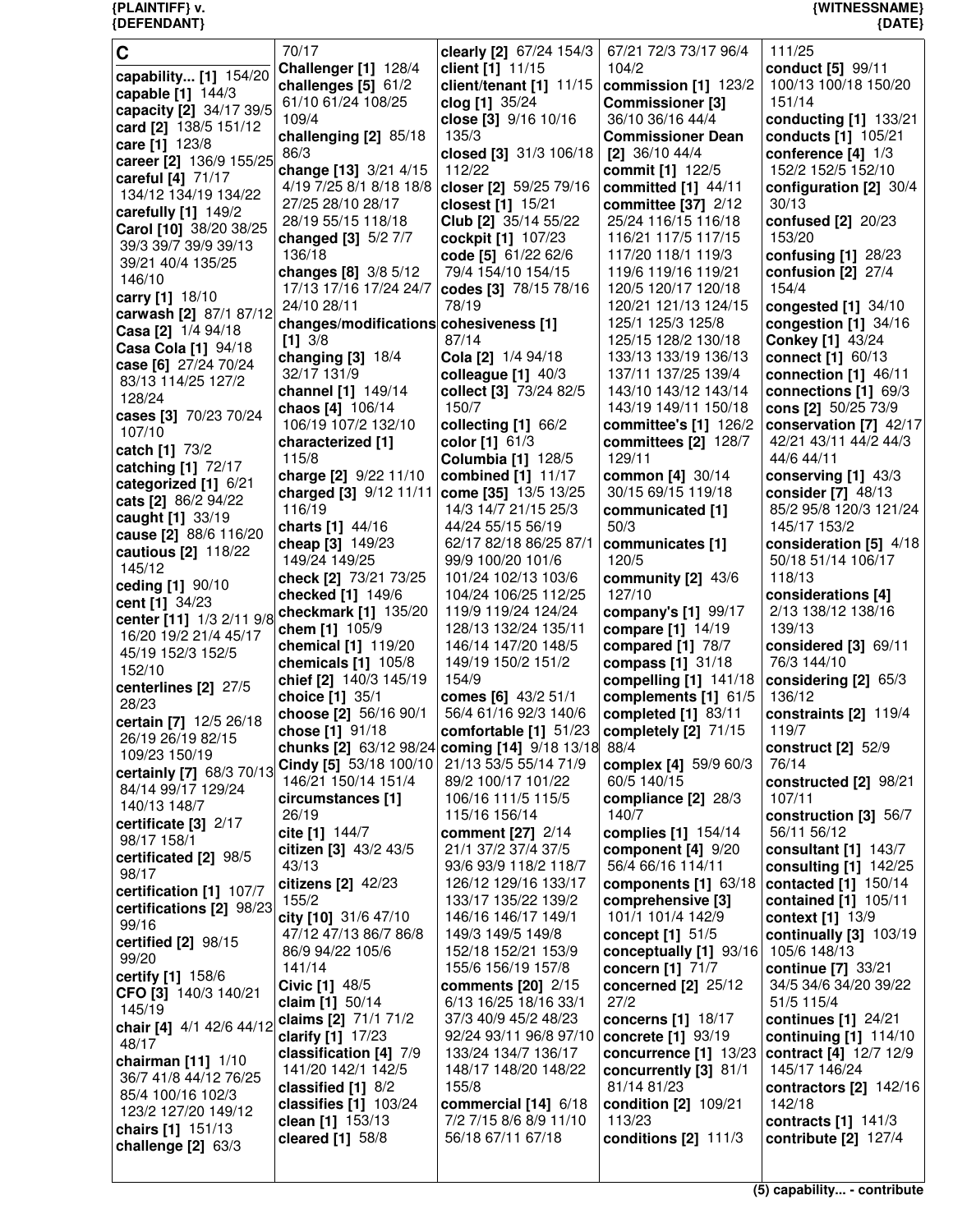# C

**capability... [1]** 154/20
**capable [1]** 144/3
**capacity [2]** 34/17 39/5
**card [2]** 138/5 151/12
**care [1]** 123/8
**career [2]** 136/9 155/25
**careful [4]** 71/17 134/12 134/19 134/22
**carefully [1]** 149/2
**Carol [10]** 38/20 38/25 39/3 39/7 39/9 39/13 39/21 40/4 135/25 146/10
**carry [1]** 18/10
**carwash [2]** 87/1 87/12
**Casa [2]** 1/4 94/18
**Casa Cola [1]** 94/18
**case [6]** 27/24 70/24 83/13 114/25 127/2 128/24
**cases [3]** 70/23 70/24 107/10
**catch [1]** 73/2
**catching [1]** 72/17
**categorized [1]** 6/21
**cats [2]** 86/2 94/22
**caught [1]** 33/19
**cause [2]** 88/6 116/20
**cautious [2]** 118/22 145/12
**ceding [1]** 90/10
**cent [1]** 34/23
**center [11]** 1/3 2/11 9/8 16/20 19/2 21/4 45/17 45/19 152/3 152/5 152/10
**centerlines [2]** 27/5 28/23
**certain [7]** 12/5 26/18 26/19 26/19 82/15 109/23 150/19
**certainly [7]** 68/3 70/13 84/14 99/17 129/24 140/13 148/7
**certificate [3]** 2/17 98/17 158/1
**certificated [2]** 98/5 98/17
**certification [1]** 107/7
**certifications [2]** 98/23 99/16
**certified [2]** 98/15 99/20
**certify [1]** 158/6
**CFO [3]** 140/3 140/21 145/19
**chair [4]** 4/1 42/6 44/12 48/17
**chairman [11]** 1/10 36/7 41/8 44/12 76/25 85/4 100/16 102/3 123/2 127/20 149/12
**chairs [1]** 151/13
**challenge [2]** 63/3 70/17
**Challenger [1]** 128/4
**challenges [5]** 61/2 61/10 61/24 108/25 109/4
**challenging [2]** 85/18 86/3
**change [13]** 3/21 4/15 4/19 7/25 8/1 8/18 18/8 27/25 28/10 28/17 28/19 55/15 118/18
**changed [3]** 5/2 7/7 136/18
**changes [8]** 3/8 5/12 17/13 17/16 17/24 24/7 24/10 28/11
**changes/modifications [1]** 3/8
**changing [3]** 18/4 32/17 131/9
**channel [1]** 149/14
**chaos [4]** 106/14 106/19 107/2 132/10
**characterized [1]** 115/8
**charge [2]** 9/22 11/10
**charged [3]** 9/12 11/11 116/19
**charts [1]** 44/16
**cheap [3]** 149/23 149/24 149/25
**check [2]** 73/21 73/25
**checked [1]** 149/6
**checkmark [1]** 135/20
**chem [1]** 105/9
**chemical [1]** 119/20
**chemicals [1]** 105/8
**chief [2]** 140/3 145/19
**choice [1]** 35/1
**choose [2]** 56/16 90/1
**chose [1]** 91/18
**chunks [2]** 63/12 98/24
**Cindy [5]** 53/18 100/10 146/21 150/14 151/4
**circumstances [1]** 26/19
**cite [1]** 144/7
**citizen [3]** 43/2 43/5 43/13
**citizens [2]** 42/23 155/2
**city [10]** 31/6 47/10 47/12 47/13 86/7 86/8 86/9 94/22 105/6 141/14
**Civic [1]** 48/5
**claim [1]** 50/14
**claims [2]** 71/1 71/2
**clarify [1]** 17/23
**classification [4]** 7/9 141/20 142/1 142/5
**classified [1]** 8/2
**classifies [1]** 103/24
**clean [1]** 153/13
**cleared [1]** 58/8
**clearly [2]** 67/24 154/3
**client [1]** 11/15
**client/tenant [1]** 11/15
**clog [1]** 35/24
**close [3]** 9/16 10/16 135/3
**closed [3]** 31/3 106/18 112/22
**closer [2]** 59/25 79/16
**closest [1]** 15/21
**Club [2]** 35/14 55/22
**cockpit [1]** 107/23
**code [5]** 61/22 62/6 79/4 154/10 154/15
**codes [3]** 78/15 78/16 78/19
**cohesiveness [1]** 87/14
**Cola [2]** 1/4 94/18
**colleague [1]** 40/3
**collect [3]** 73/24 82/5 150/7
**collecting [1]** 66/2
**color [1]** 61/3
**Columbia [1]** 128/5
**combined [1]** 11/17
**come [35]** 13/5 13/25 14/3 14/7 21/15 25/3 44/24 55/15 56/19 62/17 82/18 86/25 87/1 99/9 100/20 101/6 101/24 102/13 103/6 104/24 106/25 112/25 119/9 119/24 124/24 128/13 132/24 135/11 146/14 147/20 148/5 149/19 150/2 151/2 154/9
**comes [6]** 43/2 51/1 56/4 61/16 92/3 140/6
**comfortable [1]** 51/23
**coming [14]** 9/18 13/18 21/13 53/5 55/14 71/9 89/2 100/17 101/22 106/16 111/5 115/5 115/16 156/14
**comment [27]** 2/14 21/1 37/2 37/4 37/5 93/6 93/9 118/2 118/7 126/12 129/16 133/17 133/17 135/22 139/2 146/16 146/17 149/1 149/3 149/5 149/8 152/18 152/21 153/9 155/6 156/19 157/8
**comments [20]** 2/15 6/13 16/25 18/16 33/1 37/3 40/9 45/2 48/23 92/24 93/11 96/8 97/10 133/24 134/7 136/17 148/17 148/20 148/22 155/8
**commercial [14]** 6/18 7/2 7/15 8/6 8/9 11/10 56/18 67/11 67/18 67/21 72/3 73/17 96/4 104/2
**commission [1]** 123/2
**Commissioner [3]** 36/10 36/16 44/4
**Commissioner Dean [2]** 36/10 44/4
**commit [1]** 122/5
**committed [1]** 44/11
**committee [37]** 2/12 25/24 116/15 116/18 116/21 117/5 117/15 117/20 118/1 119/3 119/6 119/16 119/21 120/5 120/17 120/18 120/21 121/13 124/15 125/1 125/3 125/8 125/15 128/2 130/18 133/13 133/19 136/13 137/11 137/25 139/4 143/10 143/12 143/14 143/19 149/11 150/18
**committee's [1]** 126/2
**committees [2]** 128/7 129/11
**common [4]** 30/14 30/15 69/15 119/18
**communicated [1]** 50/3
**communicates [1]** 120/5
**community [2]** 43/6 127/10
**company's [1]** 99/17
**compare [1]** 14/19
**compared [1]** 78/7
**compass [1]** 31/18
**compelling [1]** 141/18
**complements [1]** 61/5
**completed [1]** 83/11
**completely [2]** 71/15 88/4
**complex [4]** 59/9 60/3 60/5 140/15
**compliance [2]** 28/3 140/7
**complies [1]** 154/14
**component [4]** 9/20 56/4 66/16 114/11
**components [1]** 63/18
**comprehensive [3]** 101/1 101/4 142/9
**concept [1]** 51/5
**conceptually [1]** 93/16
**concern [1]** 71/7
**concerned [2]** 25/12 27/2
**concerns [1]** 18/17
**concrete [1]** 93/19
**concurrence [1]** 13/23
**concurrently [3]** 81/1 81/14 81/23
**condition [2]** 109/21 113/23
**conditions [2]** 111/3 111/25
**conduct [5]** 99/11 100/13 100/18 150/20 151/14
**conducting [1]** 133/21
**conducts [1]** 105/21
**conference [4]** 1/3 152/2 152/5 152/10
**configuration [2]** 30/4 30/13
**confused [2]** 20/23 153/20
**confusing [1]** 28/23
**confusion [2]** 27/4 154/4
**congested [1]** 34/10
**congestion [1]** 34/16
**Conkey [1]** 43/24
**connect [1]** 60/13
**connection [1]** 46/11
**connections [1]** 69/3
**cons [2]** 50/25 73/9
**conservation [7]** 42/17 42/21 43/11 44/2 44/3 44/6 44/11
**conserving [1]** 43/3
**consider [7]** 48/13 85/2 95/8 120/3 121/24 145/17 153/2
**consideration [5]** 4/18 50/18 51/14 106/17 118/13
**considerations [4]** 2/13 138/12 138/16 139/13
**considered [3]** 69/11 76/3 144/10
**considering [2]** 65/3 136/12
**constraints [2]** 119/4 119/7
**construct [2]** 52/9 76/14
**constructed [2]** 98/21 107/11
**construction [3]** 56/7 56/11 56/12
**consultant [1]** 143/7
**consulting [1]** 142/25
**contacted [1]** 150/14
**contained [1]** 105/11
**context [1]** 13/9
**continually [3]** 103/19 105/6 148/13
**continue [7]** 33/21 34/5 34/6 34/20 39/22 51/5 115/4
**continues [1]** 24/21
**continuing [1]** 114/10
**contract [4]** 12/7 12/9 145/17 146/24
**contractors [2]** 142/16 142/18
**contracts [1]** 141/3
**contribute [2]** 127/4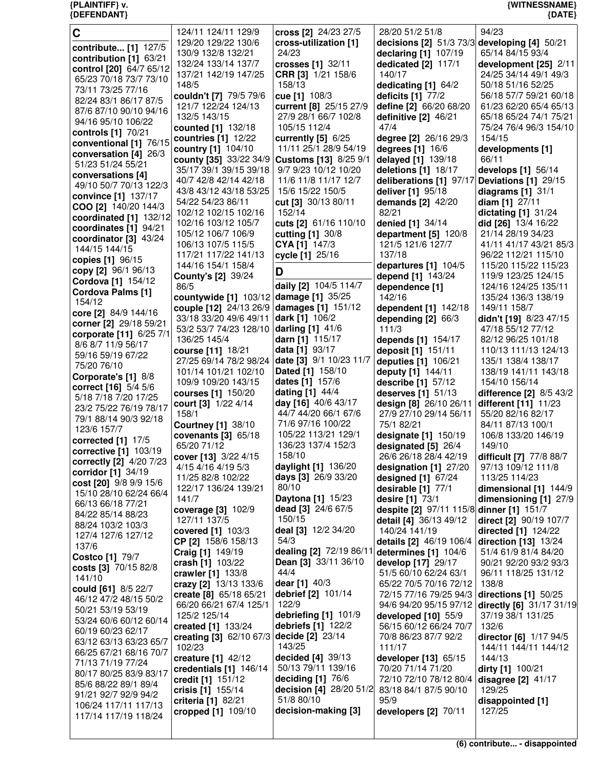## C

**contribute... [1]** 127/5
**contribution [1]** 63/21
**control [20]** 64/7 65/12 65/23 70/18 73/7 73/10 73/11 73/25 77/16 82/24 83/1 86/17 87/5 87/6 87/10 90/10 94/16 94/16 95/10 106/22
**controls [1]** 70/21
**conventional [1]** 76/15
**conversation [4]** 26/3 51/23 51/24 55/21
**conversations [4]** 49/10 50/7 70/13 122/3
**convince [1]** 137/17
**COO [2]** 140/20 144/3
**coordinated [1]** 132/12
**coordinates [1]** 94/21
**coordinator [3]** 43/24 144/15 144/15
**copies [1]** 96/15
**copy [2]** 96/1 96/13
**Cordova [1]** 154/12
**Cordova Palms [1]** 154/12
**core [2]** 84/9 144/16
**corner [2]** 29/18 59/21
**corporate [11]** 6/25 7/1 8/6 8/7 11/9 56/17 59/16 59/19 67/22 75/20 76/10
**Corporate's [1]** 8/8
**correct [16]** 5/4 5/6 5/18 7/18 7/20 17/25 23/2 75/22 76/19 78/17 79/1 88/14 90/3 92/18 123/6 157/7
**corrected [1]** 17/5
**corrective [1]** 103/19
**correctly [2]** 4/20 7/23
**corridor [1]** 34/19
**cost [20]** 9/8 9/9 15/6 15/10 28/10 62/24 66/4 66/13 66/18 77/21 84/22 85/14 88/23 88/24 103/2 103/3 127/4 127/6 127/12 137/6
**Costco [1]** 79/7
**costs [3]** 70/15 82/8 141/10
**could [61]** 8/5 22/7 46/12 47/2 48/15 50/2 50/21 53/19 53/19 53/24 60/6 60/12 60/14 60/19 60/23 62/17 63/12 63/13 63/23 65/7 66/25 67/21 68/16 70/7 71/13 71/19 77/24 80/17 80/25 83/9 83/17 85/6 88/22 89/1 89/4 91/21 92/7 92/9 94/2 106/24 117/11 117/13 117/14 117/19 118/24 124/11 124/11 129/9 129/20 129/22 130/6 130/9 132/8 132/21 132/24 133/14 137/7 137/21 142/19 147/25 148/5
**couldn't [7]** 79/5 79/6 121/7 122/24 124/13 132/5 143/15
**counted [1]** 132/18
**countries [1]** 12/22
**country [1]** 104/10
**county [35]** 33/22 34/9 35/17 39/1 39/15 39/18 40/7 42/8 42/14 42/18 43/8 43/12 43/18 53/25 54/22 54/23 86/11 102/12 102/15 102/16 102/16 103/12 105/7 105/12 106/7 106/9 106/13 107/5 115/5 117/21 117/22 141/13 144/16 154/1 158/4
**County's [2]** 39/24 86/5
**countywide [1]** 103/12
**couple [12]** 24/13 26/9 33/18 33/20 49/6 49/11 53/2 53/7 74/23 128/10 136/25 145/4
**course [11]** 18/21 27/25 69/14 78/2 98/24 101/14 101/21 102/10 109/9 109/20 143/15
**courses [1]** 150/20
**court [3]** 1/22 4/14 158/1
**Courtney [1]** 38/10
**covenants [3]** 65/18 65/20 71/12
**cover [13]** 3/22 4/15 4/15 4/16 4/19 5/3 11/25 82/8 102/22 122/17 136/24 139/21 141/7
**coverage [3]** 102/9 127/11 137/5
**covered [1]** 103/3
**CP [2]** 158/6 158/13
**Craig [1]** 149/19
**crash [1]** 103/22
**crawler [1]** 133/8
**crazy [2]** 13/13 133/6
**create [8]** 65/18 65/21 66/20 66/21 67/4 125/1 125/2 125/14
**created [1]** 133/24
**creating [3]** 62/10 67/3 102/23
**creature [1]** 42/12
**credentials [1]** 146/14
**credit [1]** 151/12
**crisis [1]** 155/14
**criteria [1]** 82/21
**cropped [1]** 109/10
**cross [2]** 24/23 27/5
**cross-utilization [1]** 24/23
**crosses [1]** 32/11
**CRR [3]** 1/21 158/6 158/13
**cue [1]** 108/3
**current [8]** 25/15 27/9 27/9 28/1 66/7 102/8 105/15 112/4
**currently [5]** 6/25 11/11 25/1 28/9 54/19
**Customs [13]** 8/25 9/1 9/7 9/23 10/12 10/20 11/6 11/8 11/17 12/7 15/6 15/22 150/5
**cut [3]** 30/13 80/11 152/14
**cuts [2]** 61/16 110/10
**cutting [1]** 30/8
**CYA [1]** 147/3
**cycle [1]** 25/16

## D

**daily [2]** 104/5 114/7
**damage [1]** 35/25
**damages [1]** 151/12
**dark [1]** 106/2
**darling [1]** 41/6
**darn [1]** 115/17
**data [1]** 93/17
**date [3]** 9/1 10/23 11/7
**Dated [1]** 158/10
**dates [1]** 157/6
**dating [1]** 44/4
**day [16]** 40/6 43/17 44/7 44/20 66/1 67/6 71/6 97/16 100/22 105/22 113/21 129/1 136/23 137/4 152/3 158/10
**daylight [1]** 136/20
**days [3]** 26/9 33/20 80/10
**Daytona [1]** 15/23
**dead [3]** 24/6 67/5 150/15
**deal [3]** 12/2 34/20 54/3
**dealing [2]** 72/19 86/11
**Dean [3]** 33/11 36/10 44/4
**dear [1]** 40/3
**debrief [2]** 101/14 122/9
**debriefing [1]** 101/9
**debriefs [1]** 122/2
**decide [2]** 23/14 143/25
**decided [4]** 39/13 50/13 79/11 139/16
**deciding [1]** 76/6
**decision [4]** 28/20 51/2 51/8 80/10
**decision-making [3]** 28/20 51/2 51/8
**decisions [2]** 51/3 73/3
**declaring [1]** 107/19
**dedicated [2]** 117/1 140/17
**dedicating [1]** 64/2
**deficits [1]** 77/2
**define [2]** 66/20 68/20
**definitive [2]** 46/21 47/4
**degree [2]** 26/16 29/3
**degrees [1]** 16/6
**delayed [1]** 139/18
**deletions [1]** 18/17
**deliberations [1]** 97/17
**deliver [1]** 95/18
**demands [2]** 42/20 82/21
**denied [1]** 34/14
**department [5]** 120/8 121/5 121/6 127/7 137/18
**departures [1]** 104/5
**depend [1]** 143/24
**dependence [1]** 142/16
**dependent [1]** 142/18
**depending [2]** 66/3 111/3
**depends [1]** 154/17
**deposit [1]** 151/11
**deputies [1]** 106/21
**deputy [1]** 144/11
**describe [1]** 57/12
**deserves [1]** 51/13
**design [8]** 26/10 26/11 27/9 27/10 29/14 56/11 75/1 82/21
**designate [1]** 150/19
**designated [5]** 26/4 26/6 26/18 28/4 42/19
**designation [1]** 27/20
**designed [1]** 67/24
**desirable [1]** 77/1
**desire [1]** 73/1
**despite [2]** 97/11 115/8
**detail [4]** 36/13 49/12 140/24 141/19
**details [2]** 46/19 106/4
**determines [1]** 104/6
**develop [17]** 29/17 51/5 60/10 62/24 63/1 65/22 70/5 70/16 72/12 72/15 77/16 79/25 94/3 94/6 94/20 95/15 97/12
**developed [10]** 55/9 56/15 60/12 66/24 70/7 70/8 86/23 87/7 92/2 111/17
**developer [13]** 65/15 70/20 71/14 71/20 72/10 72/10 78/12 80/4 83/18 84/1 87/5 90/10 95/9
**developers [2]** 70/11 94/23
**developing [4]** 50/21 65/14 84/15 93/4
**development [25]** 2/11 24/25 34/14 49/1 49/3 50/18 51/16 52/25 56/18 57/7 59/21 60/18 61/23 62/20 65/4 65/13 65/18 65/24 74/1 75/21 75/24 76/4 96/3 154/10 154/15
**developments [1]** 66/11
**develops [1]** 56/14
**Deviations [1]** 29/15
**diagrams [1]** 31/1
**diam [1]** 27/11
**dictating [1]** 31/24
**did [26]** 13/4 16/22 21/14 28/19 34/23 41/11 41/17 43/21 85/3 96/22 112/21 115/10 115/20 115/22 115/23 119/9 123/25 124/15 124/16 124/25 135/11 135/24 136/3 138/19 149/11 158/7
**didn't [19]** 8/23 47/15 47/18 55/12 77/12 82/12 96/25 101/18 110/13 111/13 124/13 135/1 138/4 138/17 138/19 141/11 143/18 154/10 156/14
**difference [2]** 8/5 43/2
**different [11]** 11/23 55/20 82/16 82/17 84/11 87/13 100/1 106/8 133/20 146/19 149/10
**difficult [7]** 77/8 88/7 97/13 109/12 111/8 113/25 114/23
**dimensional [1]** 144/9
**dimensioning [1]** 27/9
**dinner [1]** 151/7
**direct [2]** 90/19 107/7
**directed [1]** 124/22
**direction [13]** 13/24 51/4 61/9 81/4 84/20 90/21 92/20 93/2 93/3 96/11 118/25 131/12 138/8
**directions [1]** 50/25
**directly [6]** 31/17 31/19 37/19 38/1 131/25 132/6
**director [6]** 1/17 94/5 144/11 144/11 144/12 144/13
**dirty [1]** 100/21
**disagree [2]** 41/17 129/25
**disappointed [1]** 127/25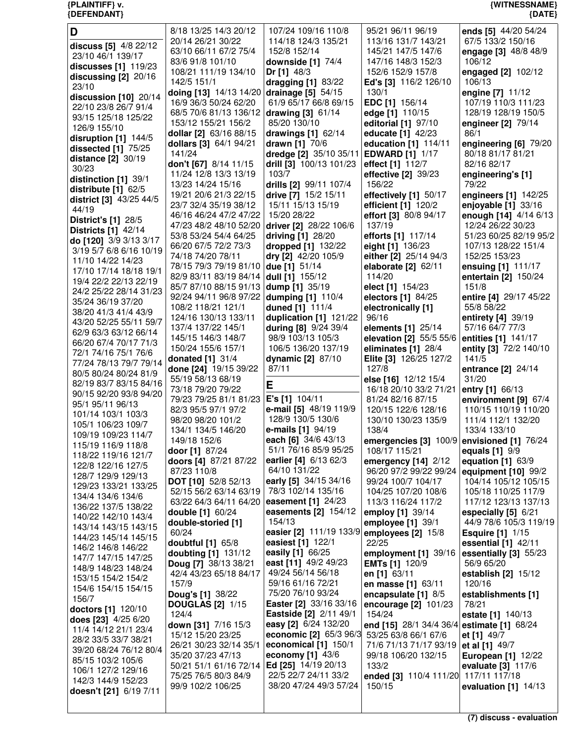## D

**discuss [5]** 4/8 22/12 23/10 46/1 139/17
**discusses [1]** 119/23
**discussing [2]** 20/16 23/10
**discussion [10]** 20/14 22/10 23/8 26/7 91/4 93/15 125/18 125/22 126/9 155/10
**disruption [1]** 144/5
**dissected [1]** 75/25
**distance [2]** 30/19 30/23
**distinction [1]** 39/1
**distribute [1]** 62/5
**district [3]** 43/25 44/5 44/19
**District's [1]** 28/5
**Districts [1]** 42/14
**do [120]** 3/9 3/13 3/17 3/19 5/7 6/8 6/16 10/19 11/10 14/22 14/23 17/10 17/14 18/18 19/1 19/4 22/2 22/13 22/19 24/2 25/22 28/14 31/23 35/24 36/19 37/20 38/20 41/3 41/4 43/9 43/20 52/25 55/11 59/7 62/9 63/3 63/12 66/14 66/20 67/4 70/17 71/3 72/1 74/16 75/1 76/6 77/24 78/13 79/7 79/14 80/5 80/24 80/24 81/9 82/19 83/7 83/15 84/16 90/15 92/20 93/8 94/20 95/1 95/11 96/13 101/14 103/1 103/3 105/1 106/23 109/7 109/19 109/23 114/7 115/19 116/9 118/8 118/22 119/16 121/7 122/8 122/16 127/5 128/7 129/9 129/13 129/23 133/21 133/25 134/4 134/6 134/6 136/22 137/5 138/22 140/22 142/10 143/4 143/14 143/15 143/15 144/23 145/14 145/15 146/2 146/8 146/22 147/7 147/15 147/25 148/9 148/23 148/24 153/15 154/2 154/2 154/6 154/15 154/15 156/7
**doctors [1]** 120/10
**does [23]** 4/25 6/20 11/4 14/12 21/1 23/4 28/2 33/5 33/7 38/21 39/20 68/24 76/12 80/4 85/15 103/2 105/6 106/1 127/2 129/16 142/3 144/9 152/23
**doesn't [21]** 6/19 7/11 8/18 13/25 14/3 20/12 20/14 26/21 30/22 63/10 66/11 67/2 75/4 83/6 91/8 101/10 108/21 111/19 134/10 142/5 151/1
**doing [13]** 14/13 14/20 16/9 36/3 50/24 62/20 68/5 70/6 81/13 136/12 153/12 155/21 156/2
**dollar [2]** 63/16 88/15
**dollars [3]** 64/1 94/21 141/24
**don't [67]** 8/14 11/15 11/24 12/8 13/3 13/19 13/23 14/24 15/16 19/21 20/6 21/3 22/15 23/7 32/4 35/19 38/12 46/16 46/24 47/2 47/22 47/23 48/2 48/10 52/20 53/8 53/24 54/4 64/25 66/20 67/5 72/2 73/3 74/18 74/20 78/11 78/15 79/3 79/19 81/10 82/9 83/11 83/19 84/14 85/7 87/10 88/15 91/13 92/24 94/11 96/8 97/22 108/2 118/21 121/1 124/16 130/13 133/11 137/4 137/22 145/1 145/15 146/3 148/7 150/24 155/6 157/1
**donated [1]** 31/4
**done [24]** 19/15 39/22 55/19 58/13 68/19 73/18 79/20 79/22 79/23 79/25 81/1 81/23 82/3 95/5 97/1 97/2 98/20 98/20 101/2 134/1 134/5 146/20 149/18 152/6
**door [1]** 87/24
**doors [4]** 87/21 87/22 87/23 110/8
**DOT [10]** 52/8 52/13 52/15 56/2 63/14 63/19 63/22 64/3 64/11 64/20
**double [1]** 60/24
**double-storied [1]** 60/24
**doubtful [1]** 65/8
**doubting [1]** 131/12
**Doug [7]** 38/13 38/21 42/4 43/23 65/18 84/17 157/9
**Doug's [1]** 38/22
**DOUGLAS [2]** 1/15 124/4
**down [31]** 7/16 15/3 15/12 15/20 23/25 26/21 30/23 32/14 35/1 35/20 37/23 47/13 50/21 51/1 61/16 72/14 75/25 76/5 80/3 84/9 99/9 102/2 106/25 107/24 109/16 110/8 114/18 124/3 135/21 152/8 152/14
**downside [1]** 74/4
**Dr [1]** 48/3
**dragging [1]** 83/22
**drainage [5]** 54/15 61/9 65/17 66/8 69/15
**drawing [3]** 61/14 85/20 130/10
**drawings [1]** 62/14
**drawn [1]** 70/6
**dredge [2]** 35/10 35/11
**drill [3]** 100/13 101/23 103/7
**drills [2]** 99/11 107/4
**drive [7]** 15/2 15/11 15/11 15/13 15/19 15/20 28/22
**driver [2]** 28/22 106/6
**driving [1]** 28/20
**dropped [1]** 132/22
**dry [2]** 42/20 105/9
**due [1]** 51/14
**dull [1]** 155/12
**dump [1]** 35/19
**dumping [1]** 110/4
**duned [1]** 111/4
**duplication [1]** 121/22
**during [8]** 9/24 39/4 98/9 103/13 105/3 106/5 136/20 137/19
**dynamic [2]** 87/10 87/11

## E

**E's [1]** 104/11
**e-mail [5]** 48/19 119/9 128/9 130/5 130/6
**e-mails [1]** 94/19
**each [6]** 34/6 43/13 51/1 76/16 85/9 95/25
**earlier [4]** 6/13 62/3 64/10 131/22
**early [5]** 34/15 34/16 78/3 102/14 135/16
**easement [1]** 24/23
**easements [2]** 154/12 154/13
**easier [2]** 111/19 133/9
**easiest [1]** 122/1
**easily [1]** 66/25
**east [11]** 49/2 49/23 49/24 56/14 56/18 59/16 61/16 72/21 75/20 76/10 93/24
**Easter [2]** 33/16 33/16
**Eastside [2]** 2/11 49/1
**easy [2]** 6/24 132/20
**economic [2]** 65/3 96/3
**economical [1]** 150/1
**economy [1]** 43/6
**Ed [25]** 14/19 20/13 22/5 22/7 24/11 33/2 38/20 47/24 49/3 57/24 95/21 96/11 96/19 113/16 131/7 143/21 145/21 147/5 147/6 147/16 148/3 152/3 152/6 152/9 157/8
**Ed's [3]** 116/2 126/10 130/1
**EDC [1]** 156/14
**edge [1]** 110/15
**editorial [1]** 97/10
**educate [1]** 42/23
**education [1]** 114/11
**EDWARD [1]** 1/17
**effect [1]** 112/7
**effective [2]** 39/23 156/22
**effectively [1]** 50/17
**efficient [1]** 120/2
**effort [3]** 80/8 94/17 137/19
**efforts [1]** 117/14
**eight [1]** 136/23
**either [2]** 25/14 94/3
**elaborate [2]** 62/11 114/20
**elect [1]** 154/23
**electors [1]** 84/25
**electronically [1]** 96/16
**elements [1]** 25/14
**elevation [2]** 55/5 55/6
**eliminates [1]** 28/4
**Elite [3]** 126/25 127/2 127/8
**else [16]** 12/12 15/4 16/18 20/10 33/2 71/21 81/24 82/16 87/15 120/15 122/6 128/16 130/10 130/23 135/9 138/4
**emergencies [3]** 100/9 108/17 115/21
**emergency [14]** 2/12 96/20 97/2 99/22 99/24 99/24 100/7 104/17 104/25 107/20 108/6 113/3 116/24 117/2
**employ [1]** 39/14
**employee [1]** 39/1
**employees [2]** 15/8 22/25
**employment [1]** 39/16
**EMTs [1]** 120/9
**en [1]** 63/11
**en masse [1]** 63/11
**encapsulate [1]** 8/5
**encourage [2]** 101/23 154/24
**end [15]** 28/1 34/4 36/4 53/25 63/8 66/1 67/6 71/6 71/13 71/17 93/19 99/18 106/20 132/15 133/2
**ended [3]** 110/4 111/20 150/15
**ends [5]** 44/20 54/24 67/5 133/2 150/16
**engage [3]** 48/8 48/9 106/12
**engaged [2]** 102/12 106/13
**engine [7]** 11/12 107/19 110/3 111/23 128/19 128/19 150/5
**engineer [2]** 79/14 86/1
**engineering [6]** 79/20 80/18 81/17 81/21 82/16 82/17
**engineering's [1]** 79/22
**engineers [1]** 142/25
**enjoyable [1]** 33/16
**enough [14]** 4/14 6/13 12/24 26/22 30/23 51/23 60/25 82/19 95/2 107/13 128/22 151/4 152/25 153/23
**ensuing [1]** 111/17
**entertain [2]** 150/24 151/8
**entire [4]** 29/17 45/22 55/8 58/22
**entirety [4]** 39/19 57/16 64/7 77/3
**entities [1]** 141/17
**entity [3]** 72/2 140/10 141/5
**entrance [2]** 24/14 31/20
**entry [1]** 66/13
**environment [9]** 67/4 110/15 110/19 110/20 111/4 112/1 132/20 133/4 133/10
**envisioned [1]** 76/24
**equals [1]** 9/9
**equation [1]** 63/9
**equipment [10]** 99/2 104/14 105/12 105/15 105/18 110/25 117/9 117/12 123/13 137/13
**especially [5]** 6/21 44/9 78/6 105/3 119/19
**Esquire [1]** 1/15
**essential [1]** 42/11
**essentially [3]** 55/23 56/9 65/20
**establish [2]** 15/12 120/16
**establishments [1]** 78/21
**estate [1]** 140/13
**estimate [1]** 68/24
**et [1]** 49/7
**et al [1]** 49/7
**European [1]** 12/22
**evaluate [3]** 117/6 117/11 117/18
**evaluation [1]** 14/13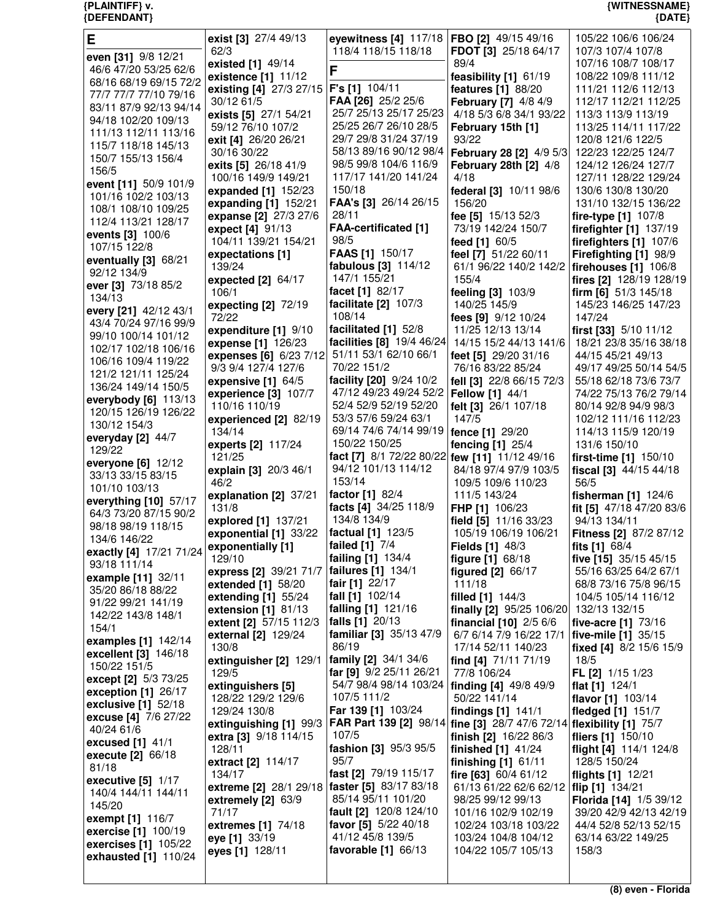# E

**even [31]** 9/8 12/21 46/6 47/20 53/25 62/6 68/16 68/19 69/15 72/2 77/7 77/7 77/10 79/16 83/11 87/9 92/13 94/14 94/18 102/20 109/13 111/13 112/11 113/16 115/7 118/18 145/13 150/7 155/13 156/4 156/5
**event [11]** 50/9 101/9 101/16 102/2 103/13 108/1 108/10 109/25 112/4 113/21 128/17
**events [3]** 100/6 107/15 122/8
**eventually [3]** 68/21 92/12 134/9
**ever [3]** 73/18 85/2 134/13
**every [21]** 42/12 43/1 43/4 70/24 97/16 99/9 99/10 100/14 101/12 102/17 102/18 106/16 106/16 109/4 119/22 121/2 121/11 125/24 136/24 149/14 150/5
**everybody [6]** 113/13 120/15 126/19 126/22 130/12 154/3
**everyday [2]** 44/7 129/22
**everyone [6]** 12/12 33/13 33/15 83/15 101/10 103/13
**everything [10]** 57/17 64/3 73/20 87/15 90/2 98/18 98/19 118/15 134/6 146/22
**exactly [4]** 17/21 71/24 93/18 111/14
**example [11]** 32/11 35/20 86/18 88/22 91/22 99/21 141/19 142/22 143/8 148/1 154/1
**examples [1]** 142/14
**excellent [3]** 146/18 150/22 151/5
**except [2]** 5/3 73/25
**exception [1]** 26/17
**exclusive [1]** 52/18
**excuse [4]** 7/6 27/22 40/24 61/6
**excused [1]** 41/1
**execute [2]** 66/18 81/18
**executive [5]** 1/17 140/4 144/11 144/11 145/20
**exempt [1]** 116/7
**exercise [1]** 100/19
**exercises [1]** 105/22
**exhausted [1]** 110/24
**exist [3]** 27/4 49/13 62/3
**existed [1]** 49/14
**existence [1]** 11/12
**existing [4]** 27/3 27/15 30/12 61/5
**exists [5]** 27/1 54/21 59/12 76/10 107/2
**exit [4]** 26/20 26/21 30/16 30/22
**exits [5]** 26/18 41/9 100/16 149/9 149/21
**expanded [1]** 152/23
**expanding [1]** 152/21
**expanse [2]** 27/3 27/6
**expect [4]** 91/13 104/11 139/21 154/21
**expectations [1]** 139/24
**expected [2]** 64/17 106/1
**expecting [2]** 72/19 72/22
**expenditure [1]** 9/10
**expense [1]** 126/23
**expenses [6]** 6/23 7/12 9/3 9/4 127/4 127/6
**expensive [1]** 64/5
**experience [3]** 107/7 110/16 110/19
**experienced [2]** 82/19 134/14
**experts [2]** 117/24 121/25
**explain [3]** 20/3 46/1 46/2
**explanation [2]** 37/21 131/8
**explored [1]** 137/21
**exponential [1]** 33/22
**exponentially [1]** 129/10
**express [2]** 39/21 71/7
**extended [1]** 58/20
**extending [1]** 55/24
**extension [1]** 81/13
**extent [2]** 57/15 112/3
**external [2]** 129/24 130/8
**extinguisher [2]** 129/1 129/5
**extinguishers [5]** 128/22 129/2 129/6 129/24 130/8
**extinguishing [1]** 99/3
**extra [3]** 9/18 114/15 128/11
**extract [2]** 114/17 134/17
**extreme [2]** 28/1 29/18
**extremely [2]** 63/9 71/17
**extremes [1]** 74/18
**eye [1]** 33/19
**eyes [1]** 128/11
**eyewitness [4]** 117/18 118/4 118/15 118/18

# F

**F's [1]** 104/11
**FAA [26]** 25/2 25/6 25/7 25/13 25/17 25/23 25/25 26/7 26/10 28/5 29/7 29/8 31/24 37/19 58/13 89/16 90/12 98/4 98/5 99/8 104/6 116/9 117/17 141/20 141/24 150/18
**FAA's [3]** 26/14 26/15 28/11
**FAA-certificated [1]** 98/5
**FAAS [1]** 150/17
**fabulous [3]** 114/12 147/1 155/21
**facet [1]** 82/17
**facilitate [2]** 107/3 108/14
**facilitated [1]** 52/8
**facilities [8]** 19/4 46/24 51/11 53/1 62/10 66/1 70/22 151/2
**facility [20]** 9/24 10/2 47/12 49/23 49/24 52/2 52/4 52/9 52/19 52/20 53/3 57/6 59/24 63/1 69/14 74/6 74/14 99/19 150/22 150/25
**fact [7]** 8/1 72/22 80/22 94/12 101/13 114/12 153/14
**factor [1]** 82/4
**facts [4]** 34/25 118/9 134/8 134/9
**factual [1]** 123/5
**failed [1]** 7/4
**failing [1]** 134/4
**failures [1]** 134/1
**fair [1]** 22/17
**fall [1]** 102/14
**falling [1]** 121/16
**falls [1]** 20/13
**familiar [3]** 35/13 47/9 86/19
**family [2]** 34/1 34/6
**far [9]** 9/2 25/11 26/21 54/7 98/4 98/14 103/24 107/5 111/2
**Far 139 [1]** 103/24
**FAR Part 139 [2]** 98/14 107/5
**fashion [3]** 95/3 95/5 95/7
**fast [2]** 79/19 115/17
**faster [5]** 83/17 83/18 85/14 95/11 101/20
**fault [2]** 120/8 124/10
**favor [5]** 5/22 40/18 41/12 45/8 139/5
**favorable [1]** 66/13
**FBO [2]** 49/15 49/16
**FDOT [3]** 25/18 64/17 89/4
**feasibility [1]** 61/19
**features [1]** 88/20
**February [7]** 4/8 4/9 4/18 5/3 6/8 34/1 93/22
**February 15th [1]** 93/22
**February 28 [2]** 4/9 5/3
**February 28th [2]** 4/8 4/18
**federal [3]** 10/11 98/6 156/20
**fee [5]** 15/13 52/3 73/19 142/24 150/7
**feed [1]** 60/5
**feel [7]** 51/22 60/11 61/1 96/22 140/2 142/2 155/4
**feeling [3]** 103/9 140/25 145/9
**fees [9]** 9/12 10/24 11/25 12/13 13/14 14/15 15/2 44/13 141/6
**feet [5]** 29/20 31/16 76/16 83/22 85/24
**fell [3]** 22/8 66/15 72/3
**Fellow [1]** 44/1
**felt [3]** 26/1 107/18 147/5
**fence [1]** 29/20
**fencing [1]** 25/4
**few [11]** 11/12 49/16 84/18 97/4 97/9 103/5 109/5 109/6 110/23 111/5 143/24
**FHP [1]** 106/23
**field [5]** 11/16 33/23 105/19 106/19 106/21
**Fields [1]** 48/3
**figure [1]** 68/18
**figured [2]** 66/17 111/18
**filled [1]** 144/3
**finally [2]** 95/25 106/20
**financial [10]** 2/5 6/6 6/7 6/14 7/9 16/22 17/1 17/14 52/11 140/23
**find [4]** 71/11 71/19 77/8 106/24
**finding [4]** 49/8 49/9 50/22 141/14
**findings [1]** 141/1
**fine [3]** 28/7 47/6 72/14
**finish [2]** 16/22 86/3
**finished [1]** 41/24
**finishing [1]** 61/11
**fire [63]** 60/4 61/12 61/13 61/22 62/6 62/12 98/25 99/12 99/13 101/16 102/9 102/19 102/24 103/18 103/22 103/24 104/8 104/12 104/22 105/7 105/13 105/22 106/6 106/24 107/3 107/4 107/8 107/16 108/7 108/17 108/22 109/8 111/12 111/21 112/6 112/13 112/17 112/21 112/25 113/3 113/9 113/19 113/25 114/11 117/22 120/8 121/6 122/5 122/23 122/25 124/7 124/12 126/24 127/7 127/11 128/22 129/24 130/6 130/8 130/20 131/10 132/15 136/22
**fire-type [1]** 107/8
**firefighter [1]** 137/19
**firefighters [1]** 107/6
**Firefighting [1]** 98/9
**firehouses [1]** 106/8
**fires [2]** 128/19 128/19
**firm [6]** 51/3 145/18 145/23 146/25 147/23 147/24
**first [33]** 5/10 11/12 18/21 23/8 35/16 38/18 44/15 45/21 49/13 49/17 49/25 50/14 54/5 55/18 62/18 73/6 73/7 74/22 75/13 76/2 79/14 80/14 92/8 94/9 98/3 102/12 111/21 112/23 114/13 115/9 120/19 131/6 150/10
**first-time [1]** 150/10
**fiscal [3]** 44/15 44/18 56/5
**fisherman [1]** 124/6
**fit [5]** 47/18 47/20 83/6 94/13 134/11
**Fitness [2]** 87/2 87/12
**fits [1]** 68/4
**five [15]** 35/15 45/15 55/16 63/25 64/2 67/1 68/8 73/16 75/8 96/15 104/5 105/14 116/12 132/13 132/15
**five-acre [1]** 73/16
**five-mile [1]** 35/15
**fixed [4]** 8/2 15/6 15/9 18/5
**FL [2]** 1/15 1/23
**flat [1]** 124/1
**flavor [1]** 103/14
**fledged [1]** 151/7
**flexibility [1]** 75/7
**fliers [1]** 150/10
**flight [4]** 114/1 124/8 128/5 150/24
**flights [1]** 12/21
**flip [1]** 134/21
**Florida [14]** 1/5 39/12 39/20 42/9 42/19 44/4 52/8 52/13 52/15 63/14 63/22 149/25 158/3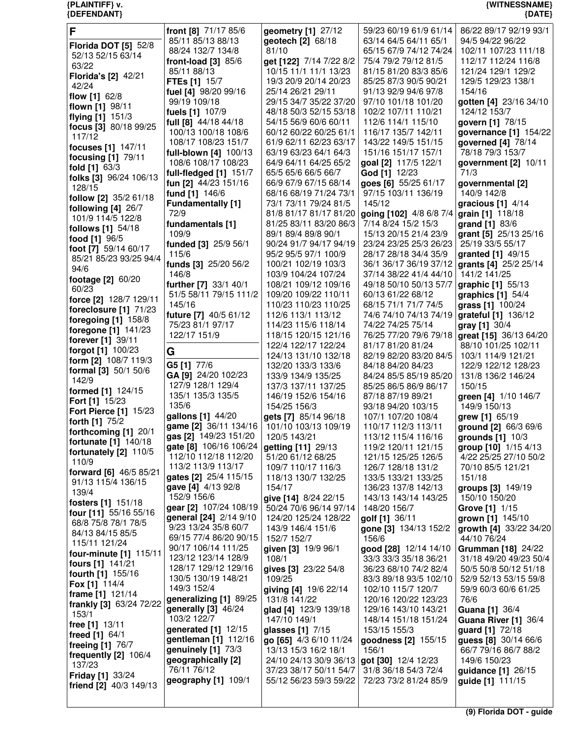**F**

**Florida DOT [5]** 52/8 52/13 52/15 63/14 63/22
**Florida's [2]** 42/21 42/24
**flow [1]** 62/8
**flown [1]** 98/11
**flying [1]** 151/3
**focus [3]** 80/18 99/25 117/12
**focuses [1]** 147/11
**focusing [1]** 79/11
**fold [1]** 63/3
**folks [3]** 96/24 106/13 128/15
**follow [2]** 35/2 61/18
**following [4]** 26/7 101/9 114/5 122/8
**follows [1]** 54/18
**food [1]** 96/5
**foot [7]** 59/14 60/17 85/21 85/23 93/25 94/4 94/6
**footage [2]** 60/20 60/23
**force [2]** 128/7 129/11
**foreclosure [1]** 71/23
**foregoing [1]** 158/8
**foregone [1]** 141/23
**forever [1]** 39/11
**forgot [1]** 100/23
**form [2]** 108/7 119/3
**formal [3]** 50/1 50/6 142/9
**formed [1]** 124/15
**Fort [1]** 15/23
**Fort Pierce [1]** 15/23
**forth [1]** 75/2
**forthcoming [1]** 20/1
**fortunate [1]** 140/18
**fortunately [2]** 110/5 110/9
**forward [6]** 46/5 85/21 91/13 115/4 136/15 139/4
**fosters [1]** 151/18
**four [11]** 55/16 55/16 68/8 75/8 78/1 78/5 84/13 84/15 85/5 115/11 121/24
**four-minute [1]** 115/11
**fours [1]** 141/21
**fourth [1]** 155/16
**Fox [1]** 114/4
**frame [1]** 121/14
**frankly [3]** 63/24 72/22 153/1
**free [1]** 13/11
**freed [1]** 64/1
**freeing [1]** 76/7
**frequently [2]** 106/4 137/23
**Friday [1]** 33/24
**friend [2]** 40/3 149/13
**front [8]** 71/17 85/6 85/11 85/13 88/13 88/24 132/7 134/8
**front-load [3]** 85/6 85/11 88/13
**FTEs [1]** 15/7
**fuel [4]** 98/20 99/16 99/19 109/18
**fuels [1]** 107/9
**full [8]** 44/18 44/18 100/13 100/18 108/6 108/17 108/23 151/7
**full-blown [4]** 100/13 108/6 108/17 108/23
**full-fledged [1]** 151/7
**fun [2]** 44/23 151/16
**fund [1]** 146/6
**Fundamentally [1]** 72/9
**fundamentals [1]** 109/9
**funded [3]** 25/9 56/1 115/6
**funds [3]** 25/20 56/2 146/8
**further [7]** 33/1 40/1 51/5 58/11 79/15 111/2 145/16
**future [7]** 40/5 61/12 75/23 81/1 97/17 122/17 151/9

**G**

**G5 [1]** 77/6
**GA [9]** 24/20 102/23 127/9 128/1 129/4 135/1 135/3 135/5 135/6
**gallons [1]** 44/20
**game [2]** 36/11 134/16
**gas [2]** 149/23 151/20
**gate [8]** 106/16 106/24 112/10 112/18 112/20 113/2 113/9 113/17
**gates [2]** 25/4 115/15
**gave [4]** 4/13 92/8 152/9 156/6
**gear [2]** 107/24 108/19
**general [24]** 2/14 9/10 9/23 13/24 35/8 60/7 69/15 77/4 86/20 90/15 90/17 106/14 111/25 123/12 123/14 128/9 128/17 129/12 129/16 130/5 130/19 148/21 149/3 152/4
**generalizing [1]** 89/25
**generally [3]** 46/24 103/2 122/7
**generated [1]** 12/15
**gentleman [1]** 112/16
**genuinely [1]** 73/3
**geographically [2]** 76/11 76/12
**geography [1]** 109/1
**geometry [1]** 27/12
**geotech [2]** 68/18 81/10
**get [122]** 7/14 7/22 8/2 10/15 11/1 11/1 13/23 19/3 20/9 20/14 20/23 25/14 26/21 29/11 29/15 34/7 35/22 37/20 48/18 50/3 52/15 53/18 54/15 56/9 60/6 60/11 60/12 60/22 60/25 61/1 61/9 62/11 62/23 63/17 63/19 63/23 64/1 64/3 64/9 64/11 64/25 65/2 65/5 65/6 66/5 66/7 66/9 67/9 67/15 68/14 68/16 68/19 71/24 73/1 73/1 73/11 79/24 81/5 81/8 81/17 81/17 81/20 81/25 83/11 83/20 86/3 89/1 89/4 89/8 90/1 90/24 91/7 94/17 94/19 95/2 95/5 97/1 100/9 100/21 102/19 103/3 103/9 104/24 107/24 108/21 109/12 109/16 109/20 109/22 110/11 110/23 110/23 110/25 112/6 113/1 113/12 114/23 115/6 118/14 118/15 120/15 121/16 122/4 122/17 122/24 124/13 131/10 132/18 132/20 133/3 133/6 133/9 134/9 135/25 137/3 137/11 137/25 146/19 152/6 154/16 154/25 156/3
**gets [7]** 85/14 96/18 101/10 103/13 109/19 120/5 143/21
**getting [11]** 29/13 51/20 61/12 68/25 109/7 110/17 116/3 118/13 130/7 132/25 154/17
**give [14]** 8/24 22/15 50/24 70/6 96/14 97/14 124/20 125/24 128/22 143/9 146/4 151/6 152/7 152/7
**given [3]** 19/9 96/1 108/1
**gives [3]** 23/22 54/8 109/25
**giving [4]** 19/6 22/14 131/8 141/22
**glad [4]** 123/9 139/18 147/10 149/1
**glasses [1]** 7/15
**go [65]** 4/3 6/10 11/24 13/13 15/3 16/2 18/1 24/10 24/13 30/9 36/13 37/23 38/17 50/11 54/7 55/12 56/23 59/3 59/22 59/23 60/19 61/9 61/14 63/14 64/5 64/11 65/1 65/15 67/9 74/12 74/24 75/4 79/2 79/12 81/5 81/15 81/20 83/3 85/6 85/25 87/3 90/5 90/21 91/13 92/9 94/6 97/8 97/10 101/18 101/20 102/2 107/11 110/21 112/6 114/1 115/10 116/17 135/7 142/11 143/22 149/5 151/15 151/16 151/17 157/1
**goal [2]** 117/5 122/1
**God [1]** 12/23
**goes [6]** 55/25 61/17 97/15 103/11 136/19 145/12
**going [102]** 4/8 6/8 7/4 7/14 8/24 15/2 15/3 15/13 20/15 21/4 23/9 23/24 23/25 25/3 26/23 28/17 28/18 34/4 35/9 36/1 36/17 36/19 37/12 37/14 38/22 41/4 44/10 49/18 50/10 50/13 57/7 60/13 61/22 68/12 68/15 71/1 71/7 74/5 74/6 74/10 74/13 74/19 74/22 74/25 75/14 76/25 77/20 79/6 79/18 81/17 81/20 81/24 82/19 82/20 83/20 84/5 84/18 84/20 84/23 84/24 85/5 85/19 85/20 85/25 86/5 86/9 86/17 87/18 87/19 89/21 93/18 94/20 103/15 107/1 107/20 108/4 110/17 112/3 113/11 113/12 115/4 116/16 119/2 120/11 121/15 121/15 125/25 126/5 126/7 128/18 131/2 133/5 133/21 133/25 136/23 137/8 142/13 143/13 143/14 143/25 148/20 156/7
**golf [1]** 36/11
**gone [3]** 134/13 152/2 156/6
**good [28]** 12/14 14/10 33/3 33/3 35/18 36/21 36/23 68/10 74/2 82/4 83/3 89/18 93/5 102/10 102/10 115/7 120/7 120/16 120/22 123/23 129/16 143/10 143/21 148/14 151/18 151/24 153/15 155/3
**goodness [2]** 155/15 156/1
**got [30]** 12/4 12/23 31/8 36/18 54/3 72/4 72/23 73/2 81/24 85/9 86/22 89/17 92/19 93/1 94/5 94/22 96/22 102/11 107/23 111/18 112/17 112/24 116/8 121/24 129/1 129/2 129/5 129/23 138/1 154/16
**gotten [4]** 23/16 34/10 124/12 153/7
**govern [1]** 78/15
**governance [1]** 154/22
**governed [4]** 78/14 78/18 79/3 153/7
**government [2]** 10/11 71/3
**governmental [2]** 140/9 142/8
**gracious [1]** 4/14
**grain [1]** 118/18
**grand [1]** 83/6
**grant [5]** 25/13 25/16 25/19 33/5 55/17
**granted [1]** 49/15
**grants [4]** 25/2 25/14 141/2 141/25
**graphic [1]** 55/13
**graphics [1]** 54/4
**grass [1]** 100/24
**grateful [1]** 136/12
**gray [1]** 30/4
**great [15]** 36/13 64/20 88/10 101/25 102/11 103/1 114/9 121/21 122/9 122/12 128/23 131/8 136/2 146/24 150/15
**green [4]** 1/10 146/7 149/9 150/13
**grew [1]** 65/19
**ground [2]** 66/3 69/6
**grounds [1]** 10/3
**group [10]** 1/15 4/13 4/22 25/25 27/10 50/2 70/10 85/5 121/21 151/18
**groups [3]** 149/19 150/10 150/20
**Grove [1]** 1/15
**grown [1]** 145/10
**growth [4]** 33/22 34/20 44/10 76/24
**Grumman [18]** 24/22 31/18 49/20 49/23 50/4 50/5 50/8 50/12 51/18 52/9 52/13 53/15 59/8 59/9 60/3 60/6 61/25 76/6
**Guana [1]** 36/4
**Guana River [1]** 36/4
**guard [1]** 72/18
**guess [8]** 30/14 66/6 66/7 79/16 86/7 88/2 149/6 150/23
**guidance [1]** 26/15
**guide [1]** 111/15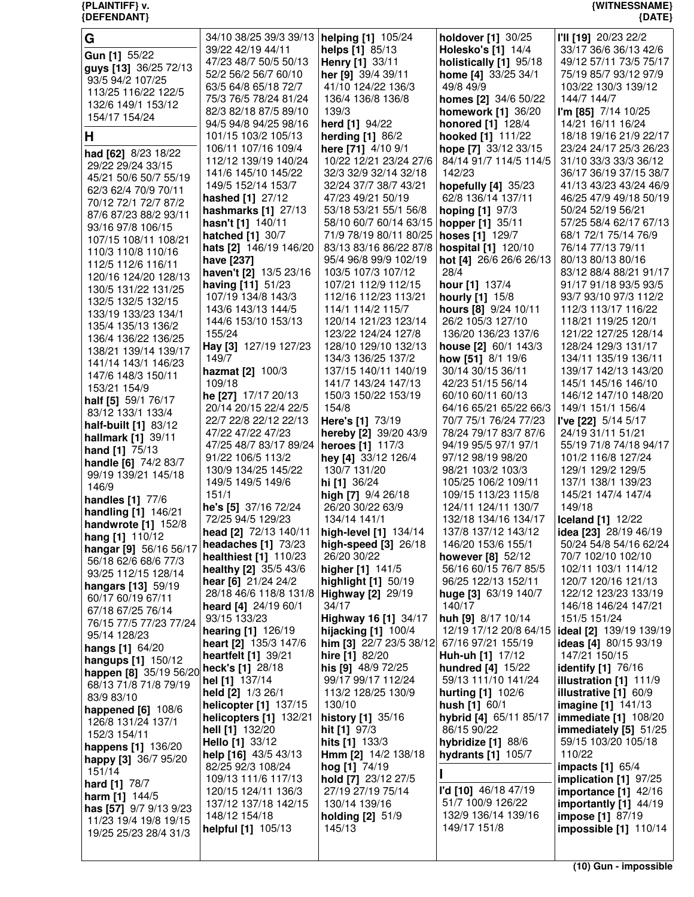## G

**Gun [1]** 55/22
**guys [13]** 36/25 72/13 93/5 94/2 107/25 113/25 116/22 122/5 132/6 149/1 153/12 154/17 154/24

## H

**had [62]** 8/23 18/22 29/22 29/24 33/15 45/21 50/6 50/7 55/19 62/3 62/4 70/9 70/11 70/12 72/1 72/7 87/2 87/6 87/23 88/2 93/11 93/16 97/8 106/15 107/15 108/11 108/21 110/3 110/8 110/16 112/5 112/6 116/11 120/16 124/20 128/13 130/5 131/22 131/25 132/5 132/5 132/15 133/19 133/23 134/1 135/4 135/13 136/2 136/4 136/22 136/25 138/21 139/14 139/17 141/14 143/1 146/23 147/6 148/3 150/11 153/21 154/9
**half [5]** 59/1 76/17 83/12 133/1 133/4
**half-built [1]** 83/12
**hallmark [1]** 39/11
**hand [1]** 75/13
**handle [6]** 74/2 83/7 99/19 139/21 145/18 146/9
**handles [1]** 77/6
**handling [1]** 146/21
**handwrote [1]** 152/8
**hang [1]** 110/12
**hangar [9]** 56/16 56/17 56/18 62/6 68/6 77/3 93/25 112/15 128/14
**hangars [13]** 59/19 60/17 60/19 67/11 67/18 67/25 76/14 76/15 77/5 77/23 77/24 95/14 128/23
**hangs [1]** 64/20
**hangups [1]** 150/12
**happen [8]** 35/19 56/20 68/13 71/8 71/8 79/19 83/9 83/10
**happened [6]** 108/6 126/8 131/24 137/1 152/3 154/11
**happens [1]** 136/20
**happy [3]** 36/7 95/20 151/14
**hard [1]** 78/7
**harm [1]** 144/5
**has [57]** 9/7 9/13 9/23 11/23 19/4 19/8 19/15 19/25 25/23 28/4 31/3 34/10 38/25 39/3 39/13 39/22 42/19 44/11 47/23 48/7 50/5 50/13 52/2 56/2 56/7 60/10 63/5 64/8 65/18 72/7 75/3 76/5 78/24 81/24 82/3 82/18 87/5 89/10 94/5 94/8 94/25 98/16 101/15 103/2 105/13 106/11 107/16 109/4 112/12 139/19 140/24 141/6 145/10 145/22 149/5 152/14 153/7
**hashed [1]** 27/12
**hashmarks [1]** 27/13
**hasn't [1]** 140/11
**hatched [1]** 30/7
**hats [2]** 146/19 146/20
**have [237]**
**haven't [2]** 13/5 23/16
**having [11]** 51/23 107/19 134/8 143/3 143/6 143/13 144/5 144/6 153/10 153/13 155/24
**Hay [3]** 127/19 127/23 149/7
**hazmat [2]** 100/3 109/18
**he [27]** 17/17 20/13 20/14 20/15 22/4 22/5 22/7 22/8 22/12 22/13 47/22 47/22 47/23 47/25 48/7 83/17 89/24 91/22 106/5 113/2 130/9 134/25 145/22 149/5 149/5 149/6 151/1
**he's [5]** 37/16 72/24 72/25 94/5 129/23
**head [2]** 72/13 140/11
**headaches [1]** 73/23
**healthiest [1]** 110/23
**healthy [2]** 35/5 43/6
**hear [6]** 21/24 24/2 28/18 46/6 118/8 131/8
**heard [4]** 24/19 60/1 93/15 133/23
**hearing [1]** 126/19
**heart [2]** 135/3 147/6
**heartfelt [1]** 39/21
**heck's [1]** 28/18
**hel [1]** 137/14
**held [2]** 1/3 26/1
**helicopter [1]** 137/15
**helicopters [1]** 132/21
**hell [1]** 132/20
**Hello [1]** 33/12
**help [16]** 43/5 43/13 82/25 92/3 108/24 109/13 111/6 117/13 120/15 124/11 136/3 137/12 137/18 142/15 148/12 154/18
**helpful [1]** 105/13
**helping [1]** 105/24
**helps [1]** 85/13
**Henry [1]** 33/11
**her [9]** 39/4 39/11 41/10 124/22 136/3 136/4 136/8 136/8 139/3
**herd [1]** 94/22
**herding [1]** 86/2
**here [71]** 4/10 9/1 10/22 12/21 23/24 27/6 32/3 32/9 32/14 32/18 32/24 37/7 38/7 43/21 47/23 49/21 50/19 53/18 53/21 55/1 56/8 58/10 60/7 60/14 63/15 71/9 78/19 80/11 80/25 83/13 83/16 86/22 87/8 95/4 96/8 99/9 102/19 103/5 107/3 107/12 107/21 112/9 112/15 112/16 112/23 113/21 114/1 114/2 115/7 120/14 121/23 123/14 123/22 124/24 127/8 128/10 129/10 132/13 134/3 136/25 137/2 137/15 140/11 140/19 141/7 143/24 147/13 150/3 150/22 153/19 154/8
**Here's [1]** 73/19
**hereby [2]** 39/20 43/9
**heroes [1]** 117/3
**hey [4]** 33/12 126/4 130/7 131/20
**hi [1]** 36/24
**high [7]** 9/4 26/18 26/20 30/22 63/9 134/14 141/1
**high-level [1]** 134/14
**high-speed [3]** 26/18 26/20 30/22
**higher [1]** 141/5
**highlight [1]** 50/19
**Highway [2]** 29/19 34/17
**Highway 16 [1]** 34/17
**hijacking [1]** 100/4
**him [3]** 22/7 23/5 38/12
**hire [1]** 82/20
**his [9]** 48/9 72/25 99/17 99/17 112/24 113/2 128/25 130/9 130/10
**history [1]** 35/16
**hit [1]** 97/3
**hits [1]** 133/3
**Hmm [2]** 14/2 138/18
**hog [1]** 74/19
**hold [7]** 23/12 27/5 27/19 27/19 75/14 130/14 139/16
**holding [2]** 51/9 145/13
**holdover [1]** 30/25
**Holesko's [1]** 14/4
**holistically [1]** 95/18
**home [4]** 33/25 34/1 49/8 49/9
**homes [2]** 34/6 50/22
**homework [1]** 36/20
**honored [1]** 128/4
**hooked [1]** 111/22
**hope [7]** 33/12 33/15 84/14 91/7 114/5 114/5 142/23
**hopefully [4]** 35/23 62/8 136/14 137/11
**hoping [1]** 97/3
**hopper [1]** 35/11
**hoses [1]** 129/7
**hospital [1]** 120/10
**hot [4]** 26/6 26/6 26/13 28/4
**hour [1]** 137/4
**hourly [1]** 15/8
**hours [8]** 9/24 10/11 26/2 105/3 127/10 136/20 136/23 137/6
**house [2]** 60/1 143/3
**how [51]** 8/1 19/6 30/14 30/15 36/11 42/23 51/15 56/14 60/10 60/11 60/13 64/16 65/21 65/22 66/3 70/7 75/1 76/24 77/23 78/24 79/17 83/7 87/6 94/19 95/5 97/1 97/1 97/12 98/19 98/20 98/21 103/2 103/3 105/25 106/2 109/11 109/15 113/23 115/8 124/11 124/11 130/7 132/18 134/16 134/17 137/8 137/12 143/12 146/20 153/6 155/1
**however [8]** 52/12 56/16 60/15 76/7 85/5 96/25 122/13 152/11
**huge [3]** 63/19 140/7 140/17
**huh [9]** 8/17 10/14 12/19 17/12 20/8 64/15 67/16 97/21 155/19
**Huh-uh [1]** 17/12
**hundred [4]** 15/22 59/13 111/10 141/24
**hurting [1]** 102/6
**hush [1]** 60/1
**hybrid [4]** 65/11 85/17 86/15 90/22
**hybridize [1]** 88/6
**hydrants [1]** 105/7

## I

**I'd [10]** 46/18 47/19 51/7 100/9 126/22 132/9 136/14 139/16 149/17 151/8
**I'll [19]** 20/23 22/2 33/17 36/6 36/13 42/6 49/12 57/11 73/5 75/17 75/19 85/7 93/12 97/9 103/22 130/3 139/12 144/7 144/7
**I'm [85]** 7/14 10/25 14/21 16/11 16/24 18/18 19/16 21/9 22/17 23/24 24/17 25/3 26/23 31/10 33/3 33/3 36/12 36/17 36/19 37/15 38/7 41/13 43/23 43/24 46/9 46/25 47/9 49/18 50/19 50/24 52/19 56/21 57/25 58/4 62/17 67/13 68/1 72/1 75/14 76/9 76/14 77/13 79/11 80/13 80/13 80/16 83/12 88/4 88/21 91/17 91/17 91/18 93/5 93/5 93/7 93/10 97/3 112/2 112/3 113/17 116/22 118/21 119/25 120/1 121/22 127/25 128/14 128/24 129/3 131/17 134/11 135/19 136/11 139/17 142/13 143/20 145/1 145/16 146/10 146/12 147/10 148/20 149/1 151/1 156/4
**I've [22]** 5/14 5/17 24/19 31/11 51/21 55/19 71/8 74/18 94/17 101/2 116/8 127/24 129/1 129/2 129/5 137/1 138/1 139/23 145/21 147/4 147/4 149/18
**Iceland [1]** 12/22
**idea [23]** 28/19 46/19 50/24 54/8 54/16 62/24 70/7 102/10 102/10 102/11 103/1 114/12 120/7 120/16 121/13 122/12 123/23 133/19 146/18 146/24 147/21 151/5 151/24
**ideal [2]** 139/19 139/19
**ideas [4]** 80/15 93/19 147/21 150/15
**identify [1]** 76/16
**illustration [1]** 111/9
**illustrative [1]** 60/9
**imagine [1]** 141/13
**immediate [1]** 108/20
**immediately [5]** 51/25 59/15 103/20 105/18 110/22
**impacts [1]** 65/4
**implication [1]** 97/25
**importance [1]** 42/16
**importantly [1]** 44/19
**impose [1]** 87/19
**impossible [1]** 110/14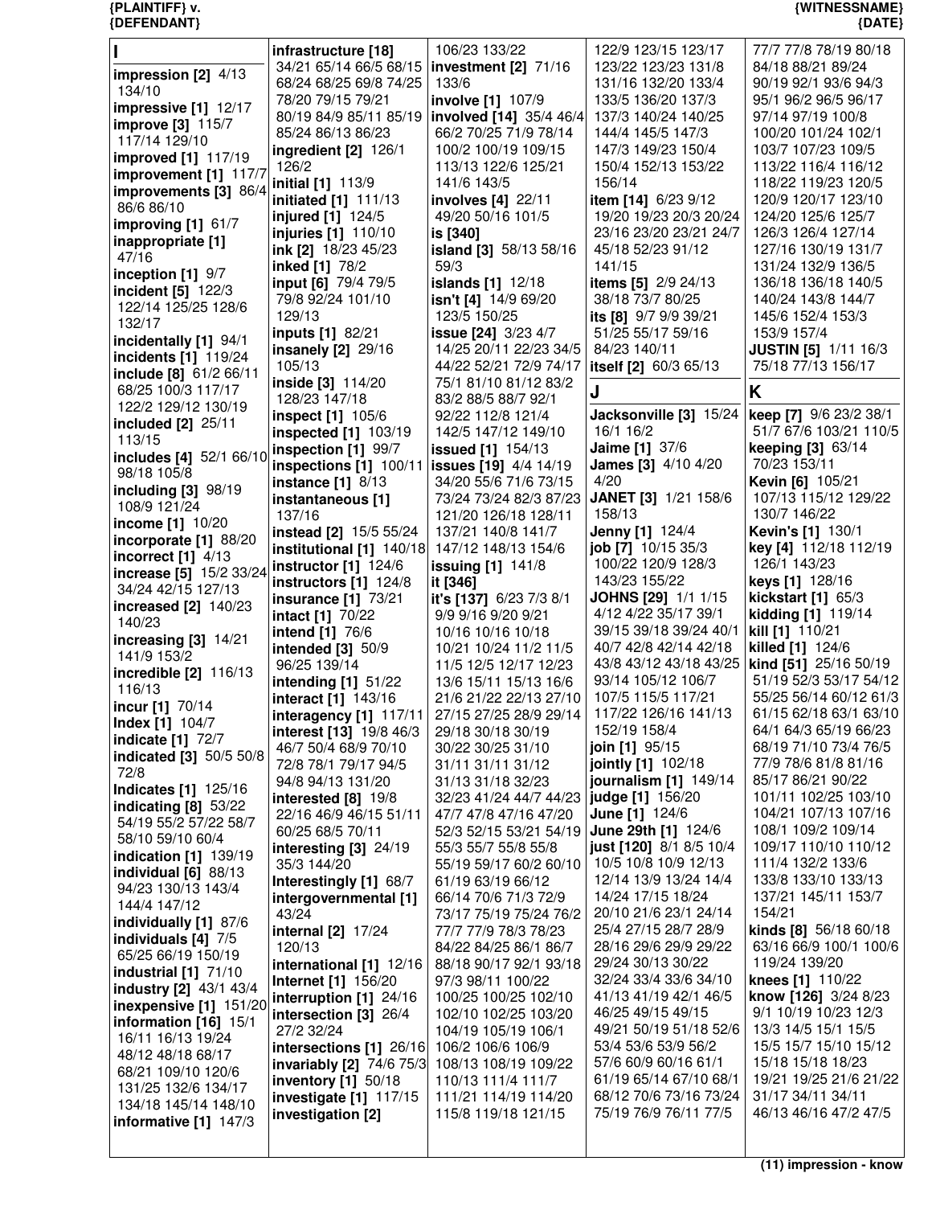# I

**impression [2]** 4/13 134/10
**impressive [1]** 12/17
**improve [3]** 115/7 117/14 129/10
**improved [1]** 117/19
**improvement [1]** 117/7
**improvements [3]** 86/4 86/6 86/10
**improving [1]** 61/7
**inappropriate [1]** 47/16
**inception [1]** 9/7
**incident [5]** 122/3 122/14 125/25 128/6 132/17
**incidentally [1]** 94/1
**incidents [1]** 119/24
**include [8]** 61/2 66/11 68/25 100/3 117/17 122/2 129/12 130/19
**included [2]** 25/11 113/15
**includes [4]** 52/1 66/10 98/18 105/8
**including [3]** 98/19 108/9 121/24
**income [1]** 10/20
**incorporate [1]** 88/20
**incorrect [1]** 4/13
**increase [5]** 15/2 33/24 34/24 42/15 127/13
**increased [2]** 140/23 140/23
**increasing [3]** 14/21 141/9 153/2
**incredible [2]** 116/13 116/13
**incur [1]** 70/14
**Index [1]** 104/7
**indicate [1]** 72/7
**indicated [3]** 50/5 50/8 72/8
**Indicates [1]** 125/16
**indicating [8]** 53/22 54/19 55/2 57/22 58/7 58/10 59/10 60/4
**indication [1]** 139/19
**individual [6]** 88/13 94/23 130/13 143/4 144/4 147/12
**individually [1]** 87/6
**individuals [4]** 7/5 65/25 66/19 150/19
**industrial [1]** 71/10
**industry [2]** 43/1 43/4
**inexpensive [1]** 151/20
**information [16]** 15/1 16/11 16/13 19/24 48/12 48/18 68/17 68/21 109/10 120/6 131/25 132/6 134/17 134/18 145/14 148/10
**informative [1]** 147/3
**infrastructure [18]** 34/21 65/14 66/5 68/15 68/24 68/25 69/8 74/25 78/20 79/15 79/21 80/19 84/9 85/11 85/19 85/24 86/13 86/23
**ingredient [2]** 126/1 126/2
**initial [1]** 113/9
**initiated [1]** 111/13
**injured [1]** 124/5
**injuries [1]** 110/10
**ink [2]** 18/23 45/23
**inked [1]** 78/2
**input [6]** 79/4 79/5 79/8 92/24 101/10 129/13
**inputs [1]** 82/21
**insanely [2]** 29/16 105/13
**inside [3]** 114/20 128/23 147/18
**inspect [1]** 105/6
**inspected [1]** 103/19
**inspection [1]** 99/7
**inspections [1]** 100/11
**instance [1]** 8/13
**instantaneous [1]** 137/16
**instead [2]** 15/5 55/24
**institutional [1]** 140/18
**instructor [1]** 124/6
**instructors [1]** 124/8
**insurance [1]** 73/21
**intact [1]** 70/22
**intend [1]** 76/6
**intended [3]** 50/9 96/25 139/14
**intending [1]** 51/22
**interact [1]** 143/16
**interagency [1]** 117/11
**interest [13]** 19/8 46/3 46/7 50/4 68/9 70/10 72/8 78/1 79/17 94/5 94/8 94/13 131/20
**interested [8]** 19/8 22/16 46/9 46/15 51/11 60/25 68/5 70/11
**interesting [3]** 24/19 35/3 144/20
**Interestingly [1]** 68/7
**intergovernmental [1]** 43/24
**internal [2]** 17/24 120/13
**international [1]** 12/16
**Internet [1]** 156/20
**interruption [1]** 24/16
**intersection [3]** 26/4 27/2 32/24
**intersections [1]** 26/16
**invariably [2]** 74/6 75/3
**inventory [1]** 50/18
**investigate [1]** 117/15
**investigation [2]** 106/23 133/22
**investment [2]** 71/16 133/6
**involve [1]** 107/9
**involved [14]** 35/4 46/4 66/2 70/25 71/9 78/14 100/2 100/19 109/15 113/13 122/6 125/21 141/6 143/5
**involves [4]** 22/11 49/20 50/16 101/5
**is [340]**
**island [3]** 58/13 58/16 59/3
**islands [1]** 12/18
**isn't [4]** 14/9 69/20 123/5 150/25
**issue [24]** 3/23 4/7 14/25 20/11 22/23 34/5 44/22 52/21 72/9 74/17 75/1 81/10 81/12 83/2 83/2 88/5 88/7 92/1 92/22 112/8 121/4 142/5 147/12 149/10
**issued [1]** 154/13
**issues [19]** 4/4 14/19 34/20 55/6 71/6 73/15 73/24 73/24 82/3 87/23 121/20 126/18 128/11 137/21 140/8 141/7 147/12 148/13 154/6
**issuing [1]** 141/8
**it [346]**
**it's [137]** 6/23 7/3 8/1 9/9 9/16 9/20 9/21 10/16 10/16 10/18 10/21 10/24 11/2 11/5 11/5 12/5 12/17 12/23 13/6 15/11 15/13 16/6 21/6 21/22 22/13 27/10 27/15 27/25 28/9 29/14 29/18 30/18 30/19 30/22 30/25 31/10 31/11 31/11 31/12 31/13 31/18 32/23 32/23 41/24 44/7 44/23 47/7 47/8 47/16 47/20 52/3 52/15 53/21 54/19 55/3 55/7 55/8 55/8 55/19 59/17 60/2 60/10 61/19 63/19 66/12 66/14 70/6 71/3 72/9 73/17 75/19 75/24 76/2 77/7 77/9 78/3 78/23 84/22 84/25 86/1 86/7 88/18 90/17 92/1 93/18 97/3 98/11 100/22 100/25 100/25 102/10 102/10 102/25 103/20 104/19 105/19 106/1 106/2 106/6 106/9 108/13 108/19 109/22 110/13 111/4 111/7 111/21 114/19 114/20 115/8 119/18 121/15 122/9 123/15 123/17 123/22 123/23 131/8 131/16 132/20 133/4 133/5 136/20 137/3 137/3 140/24 140/25 144/4 145/5 147/3 147/3 149/23 150/4 150/4 152/13 153/22 156/14
**item [14]** 6/23 9/12 19/20 19/23 20/3 20/24 23/16 23/20 23/21 24/7 45/18 52/23 91/12 141/15
**items [5]** 2/9 24/13 38/18 73/7 80/25
**its [8]** 9/7 9/9 39/21 51/25 55/17 59/16 84/23 140/11
**itself [2]** 60/3 65/13

# J

**Jacksonville [3]** 15/24 16/1 16/2
**Jaime [1]** 37/6
**James [3]** 4/10 4/20 4/20
**JANET [3]** 1/21 158/6 158/13
**Jenny [1]** 124/4
**job [7]** 10/15 35/3 100/22 120/9 128/3 143/23 155/22
**JOHNS [29]** 1/1 1/15 4/12 4/22 35/17 39/1 39/15 39/18 39/24 40/1 40/7 42/8 42/14 42/18 43/8 43/12 43/18 43/25 93/14 105/12 106/7 107/5 115/5 117/21 117/22 126/16 141/13 152/19 158/4
**join [1]** 95/15
**jointly [1]** 102/18
**journalism [1]** 149/14
**judge [1]** 156/20
**June [1]** 124/6
**June 29th [1]** 124/6
**just [120]** 8/1 8/5 10/4 10/5 10/8 10/9 12/13 12/14 13/9 13/24 14/4 14/24 17/15 18/24 20/10 21/6 23/1 24/14 25/4 27/15 28/7 28/9 28/16 29/6 29/9 29/22 29/24 30/13 30/22 32/24 33/4 33/6 34/10 41/13 41/19 42/1 46/5 46/25 49/15 49/15 49/21 50/19 51/18 52/6 53/4 53/6 53/9 56/2 57/6 60/9 60/16 61/1 61/19 65/14 67/10 68/1 68/12 70/6 73/16 73/24 75/19 76/9 76/11 77/5 77/7 77/8 78/19 80/18 84/18 88/21 89/24 90/19 92/1 93/6 94/3 95/1 96/2 96/5 96/17 97/14 97/19 100/8 100/20 101/24 102/1 103/7 107/23 109/5 113/22 116/4 116/12 118/22 119/23 120/5 120/9 120/17 123/10 124/20 125/6 125/7 126/3 126/4 127/14 127/16 130/19 131/7 131/24 132/9 136/5 136/18 136/18 140/5 140/24 143/8 144/7 145/6 152/4 153/3 153/9 157/4
**JUSTIN [5]** 1/11 16/3 75/18 77/13 156/17

# K

**keep [7]** 9/6 23/2 38/1 51/7 67/6 103/21 110/5
**keeping [3]** 63/14 70/23 153/11
**Kevin [6]** 105/21 107/13 115/12 129/22 130/7 146/22
**Kevin's [1]** 130/1
**key [4]** 112/18 112/19 126/1 143/23
**keys [1]** 128/16
**kickstart [1]** 65/3
**kidding [1]** 119/14
**kill [1]** 110/21
**killed [1]** 124/6
**kind [51]** 25/16 50/19 51/19 52/3 53/17 54/12 55/25 56/14 60/12 61/3 61/15 62/18 63/1 63/10 64/1 64/3 65/19 66/23 68/19 71/10 73/4 76/5 77/9 78/6 81/8 81/16 85/17 86/21 90/22 101/11 102/25 103/10 104/21 107/13 107/16 108/1 109/2 109/14 109/17 110/10 110/12 111/4 132/2 133/6 133/8 133/10 133/13 137/21 145/11 153/7 154/21
**kinds [8]** 56/18 60/18 63/16 66/9 100/1 100/6 119/24 139/20
**knees [1]** 110/22
**know [126]** 3/24 8/23 9/1 10/19 10/23 12/3 13/3 14/5 15/1 15/5 15/5 15/7 15/10 15/12 15/18 15/18 18/23 19/21 19/25 21/6 21/22 31/17 34/11 34/11 46/13 46/16 47/2 47/5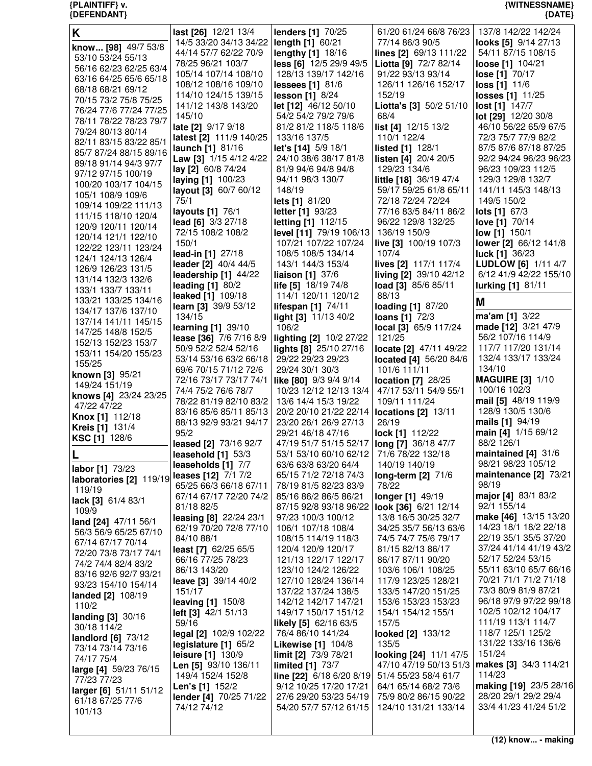## K

**know... [98]** 49/7 53/8 53/10 53/24 55/13 56/16 62/23 62/25 63/4 63/16 64/25 65/6 65/18 68/18 68/21 69/12 70/15 73/2 75/8 75/25 76/24 77/6 77/24 77/25 78/11 78/22 78/23 79/7 79/24 80/13 80/14 82/11 83/15 83/22 85/1 85/7 87/24 88/15 89/16 89/18 91/14 94/3 97/7 97/12 97/15 100/19 100/20 103/17 104/15 105/1 108/9 109/6 109/14 109/22 111/13 111/15 118/10 120/4 120/9 120/11 120/14 120/14 121/1 122/10 122/22 123/11 123/24 124/1 124/13 126/4 126/9 126/23 131/5 131/14 132/3 132/6 133/1 133/7 133/11 133/21 133/25 134/16 134/17 137/6 137/10 137/14 141/11 145/15 147/25 148/8 152/5 152/13 152/23 153/7 153/11 154/20 155/23 155/25

**known [3]** 95/21 149/24 151/19

**knows [4]** 23/24 23/25 47/22 47/22

**Knox [1]** 112/18

**Kreis [1]** 131/4

**KSC [1]** 128/6

## L

**labor [1]** 73/23

**laboratories [2]** 119/19 119/19

**lack [3]** 61/4 83/1 109/9

**land [24]** 47/11 56/1 56/3 56/9 65/25 67/10 67/14 67/17 70/14 72/20 73/8 73/17 74/1 74/2 74/4 82/4 83/2 83/16 92/6 92/7 93/21 93/23 154/10 154/14

**landed [2]** 108/19 110/2

**landing [3]** 30/16 30/18 114/2

**landlord [6]** 73/12 73/14 73/14 73/16 74/17 75/4

**large [4]** 59/23 76/15 77/23 77/23

**larger [6]** 51/11 51/12 61/18 67/25 77/6 101/13

**last [26]** 12/21 13/4 14/5 33/20 34/13 34/22 44/14 57/7 62/22 70/9 78/25 96/21 103/7 105/14 107/14 108/10 108/12 108/16 109/10 114/10 124/15 139/15 141/12 143/8 143/20 145/10

**late [2]** 9/17 9/18

**latest [2]** 111/9 140/25

**launch [1]** 81/16

**Law [3]** 1/15 4/12 4/22

**lay [2]** 60/8 74/24

**laying [1]** 100/23

**layout [3]** 60/7 60/12 75/1

**layouts [1]** 76/1

**lead [6]** 3/3 27/18 72/15 108/2 108/2 150/1

**lead-in [1]** 27/18

**leader [2]** 40/4 44/5

**leadership [1]** 44/22

**leading [1]** 80/2

**leaked [1]** 109/18

**learn [3]** 39/9 53/12 134/15

**learning [1]** 39/10

**lease [36]** 7/6 7/16 8/9 50/9 52/2 52/4 52/16 53/14 53/16 63/2 66/18 69/6 70/15 71/12 72/6 72/16 73/17 73/17 74/1 74/4 75/2 76/6 78/7 78/22 81/19 82/10 83/2 83/16 85/6 85/11 85/13 88/13 92/9 93/21 94/17 95/2

**leased [2]** 73/16 92/7

**leasehold [1]** 53/3

**leaseholds [1]** 7/7

**leases [12]** 7/1 7/2 65/25 66/3 66/18 67/11 67/14 67/17 72/20 74/2 81/18 82/5

**leasing [8]** 22/24 23/1 62/19 70/20 72/8 77/10 84/10 88/1

**least [7]** 62/25 65/5 66/16 77/25 78/23 86/13 143/20

**leave [3]** 39/14 40/2 151/17

**leaving [1]** 150/8

**left [3]** 42/1 51/13 59/16

**legal [2]** 102/9 102/22

**legislature [1]** 65/2

**leisure [1]** 130/9

**Len [5]** 93/10 136/11 149/4 152/4 152/8

**Len's [1]** 152/2

**lender [4]** 70/25 71/22 74/12 74/12

**lenders [1]** 70/25

**length [1]** 60/21

**lengthy [1]** 18/16

**less [6]** 12/5 29/9 49/5 128/13 139/17 142/16

**lessees [1]** 81/6

**lesson [1]** 8/24

**let [12]** 46/12 50/10 54/2 54/2 79/2 79/6 81/2 81/2 118/5 118/6 133/16 137/5

**let's [14]** 5/9 18/1 24/10 38/6 38/17 81/8 81/9 94/6 94/8 94/8 94/11 98/3 130/7 148/19

**lets [1]** 81/20

**letter [1]** 93/23

**letting [1]** 112/15

**level [11]** 79/19 106/13 107/21 107/22 107/24 108/5 108/5 134/14 143/1 144/3 153/4

**liaison [1]** 37/6

**life [5]** 18/19 74/8 114/1 120/11 120/12

**lifespan [1]** 74/11

**light [3]** 11/13 40/2 106/2

**lighting [2]** 10/2 27/22

**lights [8]** 25/10 27/16 29/22 29/23 29/23 29/24 30/1 30/3

**like [80]** 9/3 9/4 9/14 10/23 12/12 12/13 13/4 13/6 14/4 15/3 19/22 20/2 20/10 21/22 22/14 23/20 26/1 26/9 27/13 29/21 46/18 47/16 47/19 51/7 51/15 52/17 53/1 53/10 60/10 62/12 63/6 63/8 63/20 64/4 65/15 71/2 72/18 74/3 78/19 81/5 82/23 83/9 85/16 86/2 86/5 86/21 87/15 92/8 93/18 96/22 97/23 100/3 100/12 106/1 107/18 108/4 108/15 114/19 118/3 120/4 120/9 120/17 121/13 122/17 122/17 123/10 124/2 126/22 127/10 128/24 136/14 137/22 137/24 138/5 142/12 142/17 147/21 149/17 150/17 151/12

**likely [5]** 62/16 63/5 76/4 86/10 141/24

**Likewise [1]** 104/8

**limit [2]** 73/9 78/21

**limited [1]** 73/7

**line [22]** 6/18 6/20 8/19 9/12 10/25 17/20 17/21 27/6 29/10 53/23 54/19 54/20 57/7 57/12 61/15 61/20 61/24 66/8 76/23 77/14 86/3 90/5

**lines [2]** 69/13 111/22

**Liotta [9]** 72/7 82/14 91/22 93/13 93/14 126/11 126/16 152/17 152/19

**Liotta's [3]** 50/2 51/10 68/4

**list [4]** 12/15 13/2 110/1 122/4

**listed [1]** 128/1

**listen [4]** 20/4 20/5 129/23 134/6

**little [18]** 36/19 47/4 59/17 59/25 61/8 65/11 72/18 72/24 72/24 77/16 83/5 84/11 86/2 96/22 129/8 132/25 136/19 150/9

**live [3]** 100/19 107/3 107/4

**lives [2]** 117/1 117/4

**living [2]** 39/10 42/12

**load [3]** 85/6 85/11 88/13

**loading [1]** 87/20

**loans [1]** 72/3

**local [3]** 65/9 117/24 121/25

**locate [2]** 47/11 49/22

**located [4]** 56/20 84/6 101/6 111/11

**location [7]** 28/25 47/17 53/11 54/9 55/1 109/11 111/24

**locations [2]** 13/11 26/19

**lock [1]** 112/22

**long [7]** 36/18 47/7 71/6 78/22 132/18 140/19 140/19

**long-term [2]** 71/6 78/22

**longer [1]** 49/19

**look [36]** 6/21 12/14 13/8 16/5 30/25 32/7 34/25 35/7 56/13 63/6 74/5 74/7 75/6 79/17 81/15 82/13 86/17 86/17 87/11 90/20 103/6 106/1 108/25 117/9 123/25 128/21 133/5 147/20 151/25 153/6 153/23 153/23 154/1 154/12 155/1 157/5

**looked [2]** 133/12 135/5

**looking [24]** 11/1 47/5 47/10 47/19 50/13 51/3 51/4 55/23 58/4 61/7 64/1 65/14 68/2 73/6 75/9 80/2 86/15 90/22 124/10 131/21 133/14 137/8 142/22 142/24

**looks [5]** 9/14 27/13 54/11 87/15 108/15

**loose [1]** 104/21

**lose [1]** 70/17

**loss [1]** 11/6

**losses [1]** 11/25

**lost [1]** 147/7

**lot [29]** 12/20 30/8 46/10 56/22 65/9 67/5 72/3 75/7 77/9 82/2 87/5 87/6 87/18 87/25 92/2 94/24 96/23 96/23 96/23 109/23 112/5 129/3 129/8 132/7 141/11 145/3 148/13 149/5 150/2

**lots [1]** 67/3

**love [1]** 70/14

**low [1]** 150/1

**lower [2]** 66/12 141/8

**luck [1]** 36/23

**LUDLOW [6]** 1/11 4/7 6/12 41/9 42/22 155/10

**lurking [1]** 81/11

## M

**ma'am [1]** 3/22

**made [12]** 3/21 47/9 56/2 107/16 114/9 117/7 117/20 131/14 132/4 133/17 133/24 134/10

**MAGUIRE [3]** 1/10 100/16 102/3

**mail [5]** 48/19 119/9 128/9 130/5 130/6

**mails [1]** 94/19

**main [4]** 1/15 69/12 88/2 126/1

**maintained [4]** 31/6 98/21 98/23 105/12

**maintenance [2]** 73/21 98/19

**major [4]** 83/1 83/2 92/1 155/14

**make [46]** 13/15 13/20 14/23 18/1 18/2 22/18 22/19 35/1 35/5 37/20 37/24 41/14 41/19 43/2 52/17 52/24 53/15 55/11 63/10 65/7 66/16 70/21 71/1 71/2 71/18 73/3 80/9 81/9 87/21 96/18 97/9 97/22 99/18 102/5 102/12 104/17 111/19 113/1 114/7 118/7 125/1 125/2 131/22 133/16 136/6 151/24

**makes [3]** 34/3 114/21 114/23

**making [19]** 23/5 28/16 28/20 29/1 29/2 29/4 33/4 41/23 41/24 51/2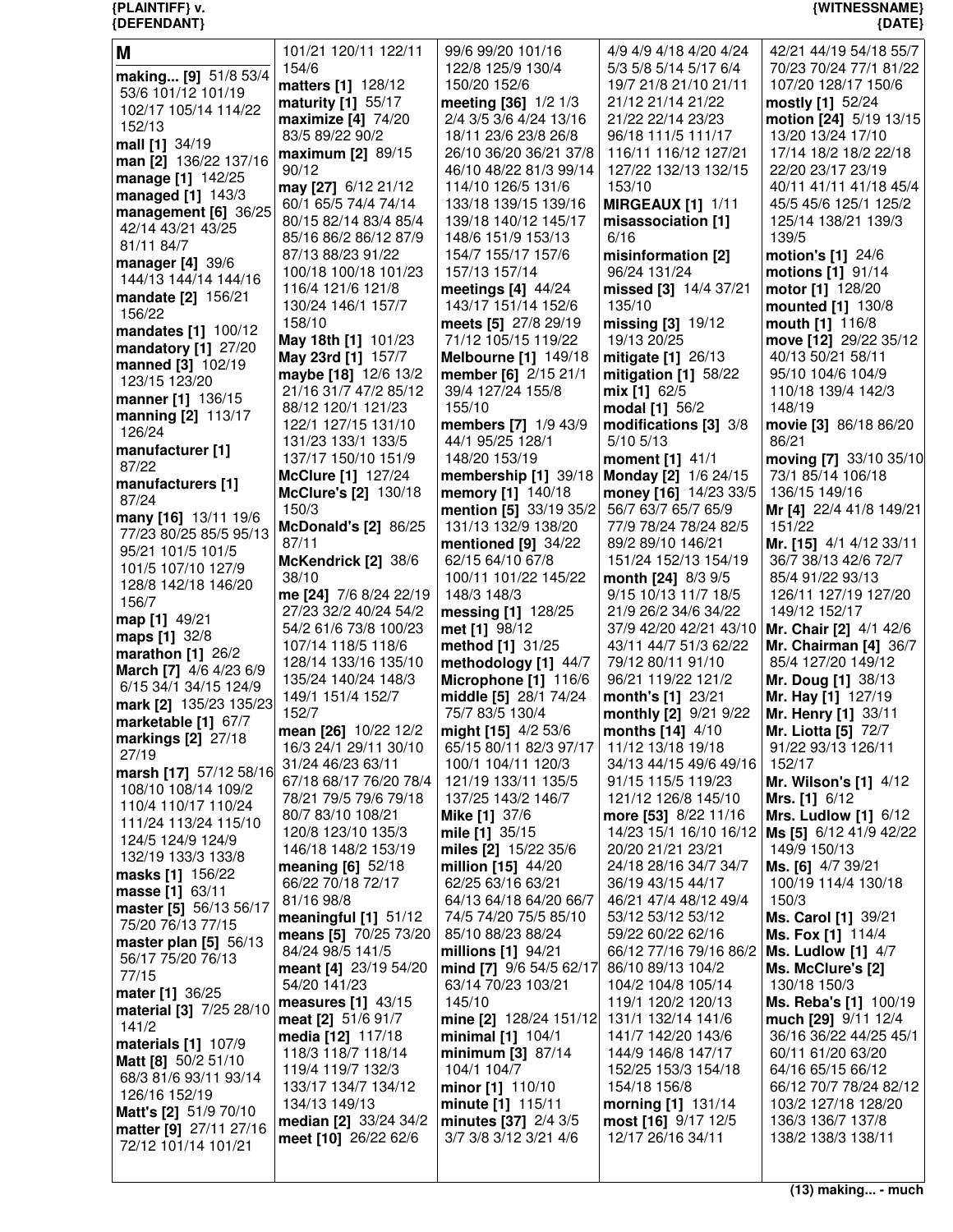# M

**making... [9]** 51/8 53/4 53/6 101/12 101/19 102/17 105/14 114/22 152/13
**mall [1]** 34/19
**man [2]** 136/22 137/16
**manage [1]** 142/25
**managed [1]** 143/3
**management [6]** 36/25 42/14 43/21 43/25 81/11 84/7
**manager [4]** 39/6 144/13 144/14 144/16
**mandate [2]** 156/21 156/22
**mandates [1]** 100/12
**mandatory [1]** 27/20
**manned [3]** 102/19 123/15 123/20
**manner [1]** 136/15
**manning [2]** 113/17 126/24
**manufacturer [1]** 87/22
**manufacturers [1]** 87/24
**many [16]** 13/11 19/6 77/23 80/25 85/5 95/13 95/21 101/5 101/5 101/5 107/10 127/9 128/8 142/18 146/20 156/7
**map [1]** 49/21
**maps [1]** 32/8
**marathon [1]** 26/2
**March [7]** 4/6 4/23 6/9 6/15 34/1 34/15 124/9
**mark [2]** 135/23 135/23
**marketable [1]** 67/7
**markings [2]** 27/18 27/19
**marsh [17]** 57/12 58/16 108/10 108/14 109/2 110/4 110/17 110/24 111/24 113/24 115/10 124/5 124/9 124/9 132/19 133/3 133/8
**masks [1]** 156/22
**masse [1]** 63/11
**master [5]** 56/13 56/17 75/20 76/13 77/15
**master plan [5]** 56/13 56/17 75/20 76/13 77/15
**mater [1]** 36/25
**material [3]** 7/25 28/10 141/2
**materials [1]** 107/9
**Matt [8]** 50/2 51/10 68/3 81/6 93/11 93/14 126/16 152/19
**Matt's [2]** 51/9 70/10
**matter [9]** 27/11 27/16 72/12 101/14 101/21 101/21 120/11 122/11 154/6
**matters [1]** 128/12
**maturity [1]** 55/17
**maximize [4]** 74/20 83/5 89/22 90/2
**maximum [2]** 89/15 90/12
**may [27]** 6/12 21/12 60/1 65/5 74/4 74/14 80/15 82/14 83/4 85/4 85/16 86/2 86/12 87/9 87/13 88/23 91/22 100/18 100/18 101/23 116/4 121/6 121/8 130/24 146/1 157/7 158/10
**May 18th [1]** 101/23
**May 23rd [1]** 157/7
**maybe [18]** 12/6 13/2 21/16 31/7 47/2 85/12 88/12 120/1 121/23 122/1 127/15 131/10 131/23 133/1 133/5 137/17 150/10 151/9
**McClure [1]** 127/24
**McClure's [2]** 130/18 150/3
**McDonald's [2]** 86/25 87/11
**McKendrick [2]** 38/6 38/10
**me [24]** 7/6 8/24 22/19 27/23 32/2 40/24 54/2 54/2 61/6 73/8 100/23 107/14 118/5 118/6 128/14 133/16 135/10 135/24 140/24 148/3 149/1 151/4 152/7 152/7
**mean [26]** 10/22 12/2 16/3 24/1 29/11 30/10 31/24 46/23 63/11 67/18 68/17 76/20 78/4 78/21 79/5 79/6 79/18 80/7 83/10 108/21 120/8 123/10 135/3 146/18 148/2 153/19
**meaning [6]** 52/18 66/22 70/18 72/17 81/16 98/8
**meaningful [1]** 51/12
**means [5]** 70/25 73/20 84/24 98/5 141/5
**meant [4]** 23/19 54/20 54/20 141/23
**measures [1]** 43/15
**meat [2]** 51/6 91/7
**media [12]** 117/18 118/3 118/7 118/14 119/4 119/7 132/3 133/17 134/7 134/12 134/13 149/13
**median [2]** 33/24 34/2
**meet [10]** 26/22 62/6 99/6 99/20 101/16 122/8 125/9 130/4 150/20 152/6
**meeting [36]** 1/2 1/3 2/4 3/5 3/6 4/24 13/16 18/11 23/6 23/8 26/8 26/10 36/20 36/21 37/8 46/10 48/22 81/3 99/14 114/10 126/5 131/6 133/18 139/15 139/16 139/18 140/12 145/17 148/6 151/9 153/13 154/7 155/17 157/6 157/13 157/14
**meetings [4]** 44/24 143/17 151/14 152/6
**meets [5]** 27/8 29/19 71/12 105/15 119/22
**Melbourne [1]** 149/18
**member [6]** 2/15 21/1 39/4 127/24 155/8 155/10
**members [7]** 1/9 43/9 44/1 95/25 128/1 148/20 153/19
**membership [1]** 39/18
**memory [1]** 140/18
**mention [5]** 33/19 35/2 131/13 132/9 138/20
**mentioned [9]** 34/22 62/15 64/10 67/8 100/11 101/22 145/22 148/3 148/3
**messing [1]** 128/25
**met [1]** 98/12
**method [1]** 31/25
**methodology [1]** 44/7
**Microphone [1]** 116/6
**middle [5]** 28/1 74/24 75/7 83/5 130/4
**might [15]** 4/2 53/6 65/15 80/11 82/3 97/17 100/1 104/11 120/3 121/19 133/11 135/5 137/25 143/2 146/7
**Mike [1]** 37/6
**mile [1]** 35/15
**miles [2]** 15/22 35/6
**million [15]** 44/20 62/25 63/16 63/21 64/13 64/18 64/20 66/7 74/5 74/20 75/5 85/10 85/10 88/23 88/24
**millions [1]** 94/21
**mind [7]** 9/6 54/5 62/17 63/14 70/23 103/21 145/10
**mine [2]** 128/24 151/12
**minimal [1]** 104/1
**minimum [3]** 87/14 104/1 104/7
**minor [1]** 110/10
**minute [1]** 115/11
**minutes [37]** 2/4 3/5 3/7 3/8 3/12 3/21 4/6 4/9 4/9 4/18 4/20 4/24 5/3 5/8 5/14 5/17 6/4 19/7 21/8 21/10 21/11 21/12 21/14 21/22 21/22 22/14 23/23 96/18 111/5 111/17 116/11 116/12 127/21 127/22 132/13 132/15 153/10
**MIRGEAUX [1]** 1/11
**misassociation [1]** 6/16
**misinformation [2]** 96/24 131/24
**missed [3]** 14/4 37/21 135/10
**missing [3]** 19/12 19/13 20/25
**mitigate [1]** 26/13
**mitigation [1]** 58/22
**mix [1]** 62/5
**modal [1]** 56/2
**modifications [3]** 3/8 5/10 5/13
**moment [1]** 41/1
**Monday [2]** 1/6 24/15
**money [16]** 14/23 33/5 56/7 63/7 65/7 65/9 77/9 78/24 78/24 82/5 89/2 89/10 146/21 151/24 152/13 154/19
**month [24]** 8/3 9/5 9/15 10/13 11/7 18/5 21/9 26/2 34/6 34/22 37/9 42/20 42/21 43/10 43/11 44/7 51/3 62/22 79/12 80/11 91/10 96/21 119/22 121/2
**month's [1]** 23/21
**monthly [2]** 9/21 9/22
**months [14]** 4/10 11/12 13/18 19/18 34/13 44/15 49/6 49/16 91/15 115/5 119/23 121/12 126/8 145/10
**more [53]** 8/22 11/16 14/23 15/1 16/10 16/12 20/20 21/21 23/21 24/18 28/16 34/7 34/7 36/19 43/15 44/17 46/21 47/4 48/12 49/4 53/12 53/12 53/12 59/22 60/22 62/16 66/12 77/16 79/16 86/2 86/10 89/13 104/2 104/2 104/8 105/14 119/1 120/2 120/13 131/1 132/14 141/6 141/7 142/20 143/6 144/9 146/8 147/17 152/25 153/1 154/18 154/18 156/8
**morning [1]** 131/14
**most [16]** 9/17 12/5 12/17 26/16 34/11 42/21 44/19 54/18 55/7 70/23 70/24 77/1 81/22 107/20 128/17 150/6
**mostly [1]** 52/24
**motion [24]** 5/19 13/15 13/20 13/24 17/10 17/14 18/2 18/2 22/18 22/20 23/17 23/19 40/11 41/11 41/18 45/4 45/5 45/6 125/1 125/2 125/14 138/21 139/3 139/5
**motion's [1]** 24/6
**motions [1]** 91/14
**motor [1]** 128/20
**mounted [1]** 130/8
**mouth [1]** 116/8
**move [12]** 29/22 35/12 40/13 50/21 58/11 95/10 104/6 104/9 110/18 139/4 142/3 148/19
**movie [3]** 86/18 86/20 86/21
**moving [7]** 33/10 35/10 73/1 85/14 106/18 136/15 149/16
**Mr [4]** 22/4 41/8 149/21 151/22
**Mr. [15]** 4/1 4/12 33/11 36/7 38/13 42/6 72/7 85/4 91/22 93/13 126/11 127/19 127/20 149/12 152/17
**Mr. Chair [2]** 4/1 42/6
**Mr. Chairman [4]** 36/7 85/4 127/20 149/12
**Mr. Doug [1]** 38/13
**Mr. Hay [1]** 127/19
**Mr. Henry [1]** 33/11
**Mr. Liotta [5]** 72/7 91/22 93/13 126/11 152/17
**Mr. Wilson's [1]** 4/12
**Mrs. [1]** 6/12
**Mrs. Ludlow [1]** 6/12
**Ms [5]** 6/12 41/9 42/22 149/21 150/13
**Ms. [6]** 4/7 39/21 100/19 114/4 130/18 150/3
**Ms. Carol [1]** 39/21
**Ms. Fox [1]** 114/4
**Ms. Ludlow [1]** 4/7
**Ms. McClure's [2]** 130/18 150/3
**Ms. Reba's [1]** 100/19
**much [29]** 9/11 12/4 36/16 36/22 44/25 45/1 60/11 61/20 63/20 64/16 65/15 66/12 66/12 70/7 78/24 82/12 103/2 127/18 128/20 136/3 136/7 137/8 138/2 138/3 138/11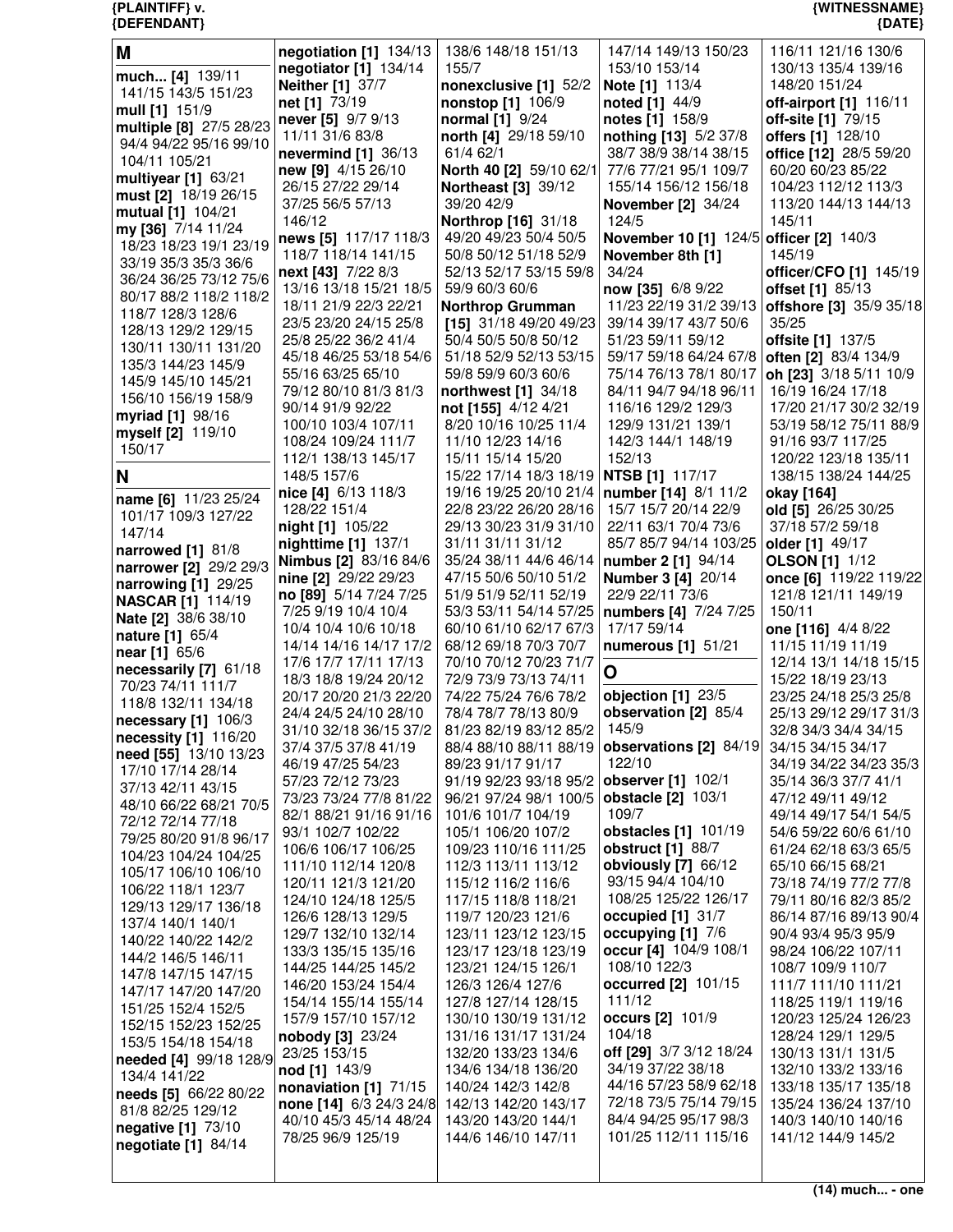## M

**much... [4]** 139/11 141/15 143/5 151/23
**mull [1]** 151/9
**multiple [8]** 27/5 28/23 94/4 94/22 95/16 99/10 104/11 105/21
**multiyear [1]** 63/21
**must [2]** 18/19 26/15
**mutual [1]** 104/21
**my [36]** 7/14 11/24 18/23 18/23 19/1 23/19 33/19 35/3 35/3 36/6 36/24 36/25 73/12 75/6 80/17 88/2 118/2 118/2 118/7 128/3 128/6 128/13 129/2 129/15 130/11 130/11 131/20 135/3 144/23 145/9 145/9 145/10 145/21 156/10 156/19 158/9
**myriad [1]** 98/16
**myself [2]** 119/10 150/17

## N

**name [6]** 11/23 25/24 101/17 109/3 127/22 147/14
**narrowed [1]** 81/8
**narrower [2]** 29/2 29/3
**narrowing [1]** 29/25
**NASCAR [1]** 114/19
**Nate [2]** 38/6 38/10
**nature [1]** 65/4
**near [1]** 65/6
**necessarily [7]** 61/18 70/23 74/11 111/7 118/8 132/11 134/18
**necessary [1]** 106/3
**necessity [1]** 116/20
**need [55]** 13/10 13/23 17/10 17/14 28/14 37/13 42/11 43/15 48/10 66/22 68/21 70/5 72/12 72/14 77/18 79/25 80/20 91/8 96/17 104/23 104/24 104/25 105/17 106/10 106/10 106/22 118/1 123/7 129/13 129/17 136/18 137/4 140/1 140/1 140/22 140/22 142/2 144/2 146/5 146/11 147/8 147/15 147/15 147/17 147/20 147/20 151/25 152/4 152/5 152/15 152/23 152/25 153/5 154/18 154/18
**needed [4]** 99/18 128/9 134/4 141/22
**needs [5]** 66/22 80/22 81/8 82/25 129/12
**negative [1]** 73/10
**negotiate [1]** 84/14
**negotiation [1]** 134/13
**negotiator [1]** 134/14
**Neither [1]** 37/7
**net [1]** 73/19
**never [5]** 9/7 9/13 11/11 31/6 83/8
**nevermind [1]** 36/13
**new [9]** 4/15 26/10 26/15 27/22 29/14 37/25 56/5 57/13 146/12
**news [5]** 117/17 118/3 118/7 118/14 141/15
**next [43]** 7/22 8/3 13/16 13/18 15/21 18/5 18/11 21/9 22/3 22/21 23/5 23/20 24/15 25/8 25/8 25/22 36/2 41/4 45/18 46/25 53/18 54/6 55/16 63/25 65/10 79/12 80/10 81/3 81/3 90/14 91/9 92/22 100/10 103/4 107/11 108/24 109/24 111/7 112/1 138/13 145/17 148/5 157/6
**nice [4]** 6/13 118/3 128/22 151/4
**night [1]** 105/22
**nighttime [1]** 137/1
**Nimbus [2]** 83/16 84/6
**nine [2]** 29/22 29/23
**no [89]** 5/14 7/24 7/25 7/25 9/19 10/4 10/4 10/4 10/4 10/6 10/18 14/14 14/16 14/17 17/2 17/6 17/7 17/11 17/13 18/3 18/8 19/24 20/12 20/17 20/20 21/3 22/20 24/4 24/5 24/10 28/10 31/10 32/18 36/15 37/2 37/4 37/5 37/8 41/19 46/19 47/25 54/23 57/23 72/12 73/23 73/23 73/24 77/8 81/22 82/1 88/21 91/16 91/16 93/1 102/7 102/22 106/6 106/17 106/25 111/10 112/14 120/8 120/11 121/3 121/20 124/10 124/18 125/5 126/6 128/13 129/5 129/7 132/10 132/14 133/3 135/15 135/16 144/25 144/25 145/2 146/20 153/24 154/4 154/14 155/14 155/14 157/9 157/10 157/12
**nobody [3]** 23/24 23/25 153/15
**nod [1]** 143/9
**nonaviation [1]** 71/15
**none [14]** 6/3 24/3 24/8 40/10 45/3 45/14 48/24 78/25 96/9 125/19 138/6 148/18 151/13 155/7
**nonexclusive [1]** 52/2
**nonstop [1]** 106/9
**normal [1]** 9/24
**north [4]** 29/18 59/10 61/4 62/1
**North 40 [2]** 59/10 62/1
**Northeast [3]** 39/12 39/20 42/9
**Northrop [16]** 31/18 49/20 49/23 50/4 50/5 50/8 50/12 51/18 52/9 52/13 52/17 53/15 59/8 59/9 60/3 60/6
**Northrop Grumman [15]** 31/18 49/20 49/23 50/4 50/5 50/8 50/12 51/18 52/9 52/13 53/15 59/8 59/9 60/3 60/6
**northwest [1]** 34/18
**not [155]** 4/12 4/21 8/20 10/16 10/25 11/4 11/10 12/23 14/16 15/11 15/14 15/20 15/22 17/14 18/3 18/19 19/16 19/25 20/10 21/4 22/8 23/22 26/20 28/16 29/13 30/23 31/9 31/10 31/11 31/11 31/12 35/24 38/11 44/6 46/14 47/15 50/6 50/10 51/2 51/9 51/9 52/11 52/19 53/3 53/11 54/14 57/25 60/10 61/10 62/17 67/3 68/12 69/18 70/3 70/7 70/10 70/12 70/23 71/7 72/9 73/9 73/13 74/11 74/22 75/24 76/6 78/2 78/4 78/7 78/13 80/9 81/23 82/19 83/12 85/2 88/4 88/10 88/11 88/19 89/23 91/17 91/17 91/19 92/23 93/18 95/2 96/21 97/24 98/1 100/5 101/6 101/7 104/19 105/1 106/20 107/2 109/23 110/16 111/25 112/3 113/11 113/12 115/12 116/2 116/6 117/15 118/8 118/21 119/7 120/23 121/6 123/11 123/12 123/15 123/17 123/18 123/19 123/21 124/15 126/1 126/3 126/4 127/6 127/8 127/14 128/15 130/10 130/19 131/12 131/16 131/17 131/24 132/20 133/23 134/6 134/6 134/18 136/20 140/24 142/3 142/8 142/13 142/20 143/17 143/20 143/20 144/1 144/6 146/10 147/11 147/14 149/13 150/23 153/10 153/14
**Note [1]** 113/4
**noted [1]** 44/9
**notes [1]** 158/9
**nothing [13]** 5/2 37/8 38/7 38/9 38/14 38/15 77/6 77/21 95/1 109/7 155/14 156/12 156/18
**November [2]** 34/24 124/5
**November 10 [1]** 124/5
**November 8th [1]** 34/24
**now [35]** 6/8 9/22 11/23 22/19 31/2 39/13 39/14 39/17 43/7 50/6 51/23 59/11 59/12 59/17 59/18 64/24 67/8 75/14 76/13 78/1 80/17 84/11 94/7 94/18 96/11 116/16 129/2 129/3 129/9 131/21 139/1 142/3 144/1 148/19 152/13
**NTSB [1]** 117/17
**number [14]** 8/1 11/2 15/7 15/7 20/14 22/9 22/11 63/1 70/4 73/6 85/7 85/7 94/14 103/25
**number 2 [1]** 94/14
**Number 3 [4]** 20/14 22/9 22/11 73/6
**numbers [4]** 7/24 7/25 17/17 59/14
**numerous [1]** 51/21

## O

**objection [1]** 23/5
**observation [2]** 85/4 145/9
**observations [2]** 84/19 122/10
**observer [1]** 102/1
**obstacle [2]** 103/1 109/7
**obstacles [1]** 101/19
**obstruct [1]** 88/7
**obviously [7]** 66/12 93/15 94/4 104/10 108/25 125/22 126/17
**occupied [1]** 31/7
**occupying [1]** 7/6
**occur [4]** 104/9 108/1 108/10 122/3
**occurred [2]** 101/15 111/12
**occurs [2]** 101/9 104/18
**off [29]** 3/7 3/12 18/24 34/19 37/22 38/18 44/16 57/23 58/9 62/18 72/18 73/5 75/14 79/15 84/4 94/25 95/17 98/3 101/25 112/11 115/16 116/11 121/16 130/6 130/13 135/4 139/16 148/20 151/24
**off-airport [1]** 116/11
**off-site [1]** 79/15
**offers [1]** 128/10
**office [12]** 28/5 59/20 60/20 60/23 85/22 104/23 112/12 113/3 113/20 144/13 144/13 145/11
**officer [2]** 140/3 145/19
**officer/CFO [1]** 145/19
**offset [1]** 85/13
**offshore [3]** 35/9 35/18 35/25
**offsite [1]** 137/5
**often [2]** 83/4 134/9
**oh [23]** 3/18 5/11 10/9 16/19 16/24 17/18 17/20 21/17 30/2 32/19 53/19 58/12 75/11 88/9 91/16 93/7 117/25 120/22 123/18 135/11 138/15 138/24 144/25
**okay [164]**
**old [5]** 26/25 30/25 37/18 57/2 59/18
**older [1]** 49/17
**OLSON [1]** 1/12
**once [6]** 119/22 119/22 121/8 121/11 149/19 150/11
**one [116]** 4/4 8/22 11/15 11/19 11/19 12/14 13/1 14/18 15/15 15/22 18/19 23/13 23/25 24/18 25/3 25/8 25/13 29/12 29/17 31/3 32/8 34/3 34/4 34/15 34/15 34/15 34/17 34/19 34/22 34/23 35/3 35/14 36/3 37/7 41/1 47/12 49/11 49/12 49/14 49/17 54/1 54/5 54/6 59/22 60/6 61/10 61/24 62/18 63/3 65/5 65/10 66/15 68/21 73/18 74/19 77/2 77/8 79/11 80/16 82/3 85/2 86/14 87/16 89/13 90/4 90/4 93/4 95/3 95/9 98/24 106/22 107/11 108/7 109/9 110/7 111/7 111/10 111/21 118/25 119/1 119/16 120/23 125/24 126/23 128/24 129/1 129/5 130/13 131/1 131/5 132/10 133/2 133/16 133/18 135/17 135/18 135/24 136/24 137/10 140/3 140/10 140/16 141/12 144/9 145/2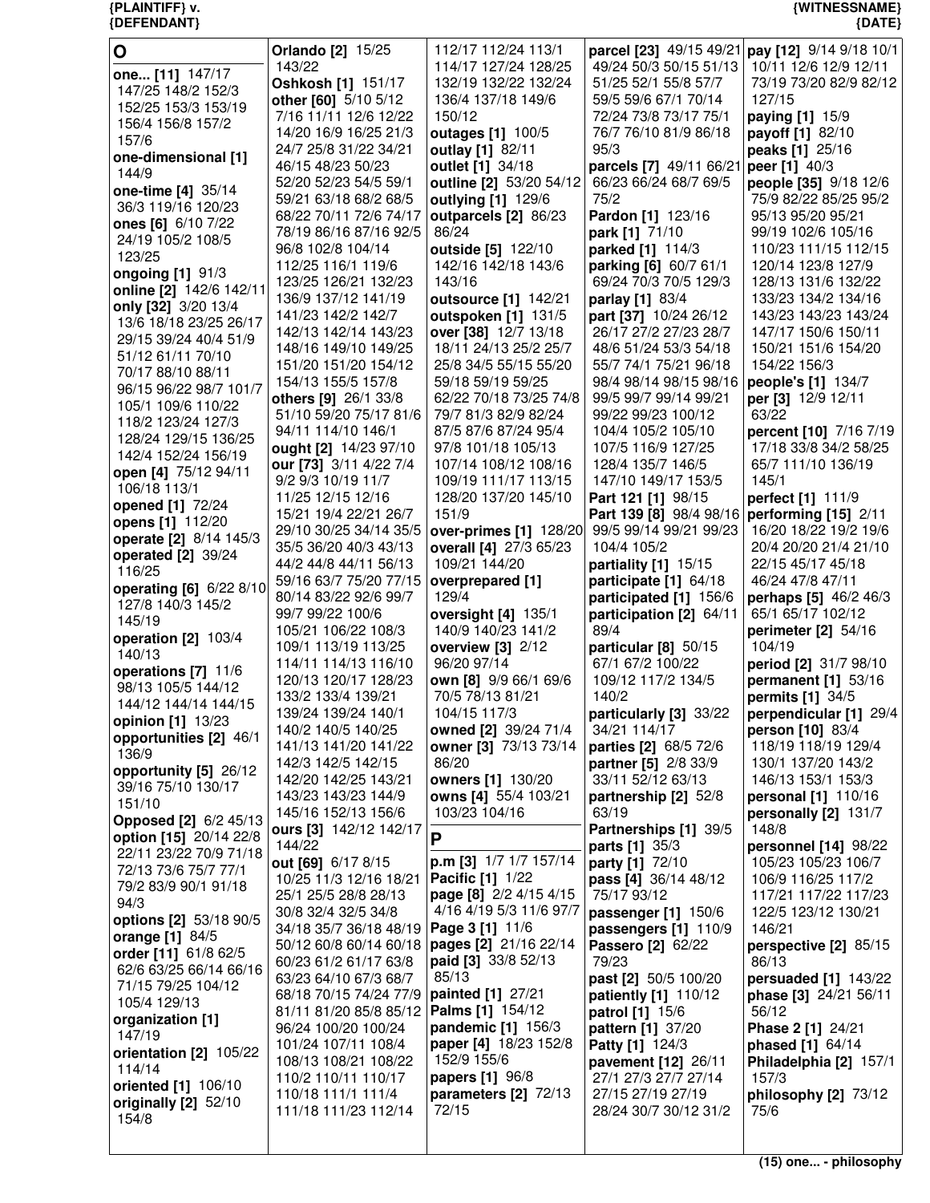# O

**one... [11]** 147/17 147/25 148/2 152/3 152/25 153/3 153/19 156/4 156/8 157/2 157/6
**one-dimensional [1]** 144/9
**one-time [4]** 35/14 36/3 119/16 120/23
**ones [6]** 6/10 7/22 24/19 105/2 108/5 123/25
**ongoing [1]** 91/3
**online [2]** 142/6 142/11
**only [32]** 3/20 13/4 13/6 18/18 23/25 26/17 29/15 39/24 40/4 51/9 51/12 61/11 70/10 70/17 88/10 88/11 96/15 96/22 98/7 101/7 105/1 109/6 110/22 118/2 123/24 127/3 128/24 129/15 136/25 142/4 152/24 156/19
**open [4]** 75/12 94/11 106/18 113/1
**opened [1]** 72/24
**opens [1]** 112/20
**operate [2]** 8/14 145/3
**operated [2]** 39/24 116/25
**operating [6]** 6/22 8/10 127/8 140/3 145/2 145/19
**operation [2]** 103/4 140/13
**operations [7]** 11/6 98/13 105/5 144/12 144/12 144/14 144/15
**opinion [1]** 13/23
**opportunities [2]** 46/1 136/9
**opportunity [5]** 26/12 39/16 75/10 130/17 151/10
**Opposed [2]** 6/2 45/13
**option [15]** 20/14 22/8 22/11 23/22 70/9 71/18 72/13 73/6 75/7 77/1 79/2 83/9 90/1 91/18 94/3
**options [2]** 53/18 90/5
**orange [1]** 84/5
**order [11]** 61/8 62/5 62/6 63/25 66/14 66/16 71/15 79/25 104/12 105/4 129/13
**organization [1]** 147/19
**orientation [2]** 105/22 114/14
**oriented [1]** 106/10
**originally [2]** 52/10 154/8
**Orlando [2]** 15/25 143/22
**Oshkosh [1]** 151/17
**other [60]** 5/10 5/12 7/16 11/11 12/6 12/22 14/20 16/9 16/25 21/3 24/7 25/8 31/22 34/21 46/15 48/23 50/23 52/20 52/23 54/5 59/1 59/21 63/18 68/2 68/5 68/22 70/11 72/6 74/17 78/19 86/16 87/16 92/5 96/8 102/8 104/14 112/25 116/1 119/6 123/25 126/21 132/23 136/9 137/12 141/19 141/23 142/2 142/7 142/13 142/14 143/23 148/16 149/10 149/25 151/20 151/20 154/12 154/13 155/5 157/8
**others [9]** 26/1 33/8 51/10 59/20 75/17 81/6 94/11 114/10 146/1
**ought [2]** 14/23 97/10
**our [73]** 3/11 4/22 7/4 9/2 9/3 10/19 11/7 11/25 12/15 12/16 15/21 19/4 22/21 26/7 29/10 30/25 34/14 35/5 35/5 36/20 40/3 43/13 44/2 44/8 44/11 56/13 59/16 63/7 75/20 77/15 80/14 83/22 92/6 99/7 99/7 99/22 100/6 105/21 106/22 108/3 109/1 113/19 113/25 114/11 114/13 116/10 120/13 120/17 128/23 133/2 133/4 139/21 139/24 139/24 140/1 140/2 140/5 140/25 141/13 141/20 141/22 142/3 142/5 142/15 142/20 142/25 143/21 143/23 143/23 144/9 145/16 152/13 156/6
**ours [3]** 142/12 142/17 144/22
**out [69]** 6/17 8/15 10/25 11/3 12/16 18/21 25/1 25/5 28/8 28/13 30/8 32/4 32/5 34/8 34/18 35/7 36/18 48/19 50/12 60/8 60/14 60/18 60/23 61/2 61/17 63/8 63/23 64/10 67/3 68/7 68/18 70/15 74/24 77/9 81/11 81/20 85/8 85/12 96/24 100/20 100/24 101/24 107/11 108/4 108/13 108/21 108/22 110/2 110/11 110/17 110/18 111/1 111/4 111/18 111/23 112/14 112/17 112/24 113/1 114/17 127/24 128/25 132/19 132/22 132/24 136/4 137/18 149/6 150/12
**outages [1]** 100/5
**outlay [1]** 82/11
**outlet [1]** 34/18
**outline [2]** 53/20 54/12
**outlying [1]** 129/6
**outparcels [2]** 86/23 86/24
**outside [5]** 122/10 142/16 142/18 143/6 143/16
**outsource [1]** 142/21
**outspoken [1]** 131/5
**over [38]** 12/7 13/18 18/11 24/13 25/2 25/7 25/8 34/5 55/15 55/20 59/18 59/19 59/25 62/22 70/18 73/25 74/8 79/7 81/3 82/9 82/24 87/5 87/6 87/24 95/4 97/8 101/18 105/13 107/14 108/12 108/16 109/19 111/17 113/15 128/20 137/20 145/10 151/9
**over-primes [1]** 128/20
**overall [4]** 27/3 65/23 109/21 144/20
**overprepared [1]** 129/4
**oversight [4]** 135/1 140/9 140/23 141/2
**overview [3]** 2/12 96/20 97/14
**own [8]** 9/9 66/1 69/6 70/5 78/13 81/21 104/15 117/3
**owned [2]** 39/24 71/4
**owner [3]** 73/13 73/14 86/20
**owners [1]** 130/20
**owns [4]** 55/4 103/21 103/23 104/16

# P

**p.m [3]** 1/7 1/7 157/14
**Pacific [1]** 1/22
**page [8]** 2/2 4/15 4/15 4/16 4/19 5/3 11/6 97/7
**Page 3 [1]** 11/6
**pages [2]** 21/16 22/14
**paid [3]** 33/8 52/13 85/13
**painted [1]** 27/21
**Palms [1]** 154/12
**pandemic [1]** 156/3
**paper [4]** 18/23 152/8 152/9 155/6
**papers [1]** 96/8
**parameters [2]** 72/13 72/15
**parcel [23]** 49/15 49/21 49/24 50/3 50/15 51/13 51/25 52/1 55/8 57/7 59/5 59/6 67/1 70/14 72/24 73/8 73/17 75/1 76/7 76/10 81/9 86/18 95/3
**parcels [7]** 49/11 66/21 66/23 66/24 68/7 69/5 75/2
**Pardon [1]** 123/16
**park [1]** 71/10
**parked [1]** 114/3
**parking [6]** 60/7 61/1 69/24 70/3 70/5 129/3
**parlay [1]** 83/4
**part [37]** 10/24 26/12 26/17 27/2 27/23 28/7 48/6 51/24 53/3 54/18 55/7 74/1 75/21 96/18 98/4 98/14 98/15 98/16 99/5 99/7 99/14 99/21 99/22 99/23 100/12 104/4 105/2 105/10 107/5 116/9 127/25 128/4 135/7 146/5 147/10 149/17 153/5
**Part 121 [1]** 98/15
**Part 139 [8]** 98/4 98/16 99/5 99/14 99/21 99/23 104/4 105/2
**partiality [1]** 15/15
**participate [1]** 64/18
**participated [1]** 156/6
**participation [2]** 64/11 89/4
**particular [8]** 50/15 67/1 67/2 100/22 109/12 117/2 134/5 140/2
**particularly [3]** 33/22 34/21 114/17
**parties [2]** 68/5 72/6
**partner [5]** 2/8 33/9 33/11 52/12 63/13
**partnership [2]** 52/8 63/19
**Partnerships [1]** 39/5
**parts [1]** 35/3
**party [1]** 72/10
**pass [4]** 36/14 48/12 75/17 93/12
**passenger [1]** 150/6
**passengers [1]** 110/9
**Passero [2]** 62/22 79/23
**past [2]** 50/5 100/20
**patiently [1]** 110/12
**patrol [1]** 15/6
**pattern [1]** 37/20
**Patty [1]** 124/3
**pavement [12]** 26/11 27/1 27/3 27/7 27/14 27/15 27/19 27/19 28/24 30/7 30/12 31/2
**pay [12]** 9/14 9/18 10/1 10/11 12/6 12/9 12/11 73/19 73/20 82/9 82/12 127/15
**paying [1]** 15/9
**payoff [1]** 82/10
**peaks [1]** 25/16
**peer [1]** 40/3
**people [35]** 9/18 12/6 75/9 82/22 85/25 95/2 95/13 95/20 95/21 99/19 102/6 105/16 110/23 111/15 112/15 120/14 123/8 127/9 128/13 131/6 132/22 133/23 134/2 134/16 143/23 143/23 143/24 147/17 150/6 150/11 150/21 151/6 154/20 154/22 156/3
**people's [1]** 134/7
**per [3]** 12/9 12/11 63/22
**percent [10]** 7/16 7/19 17/18 33/8 34/2 58/25 65/7 111/10 136/19 145/1
**perfect [1]** 111/9
**performing [15]** 2/11 16/20 18/22 19/2 19/6 20/4 20/20 21/4 21/10 22/15 45/17 45/18 46/24 47/8 47/11
**perhaps [5]** 46/2 46/3 65/1 65/17 102/12
**perimeter [2]** 54/16 104/19
**period [2]** 31/7 98/10
**permanent [1]** 53/16
**permits [1]** 34/5
**perpendicular [1]** 29/4
**person [10]** 83/4 118/19 118/19 129/4 130/1 137/20 143/2 146/13 153/1 153/3
**personal [1]** 110/16
**personally [2]** 131/7 148/8
**personnel [14]** 98/22 105/23 105/23 106/7 106/9 116/25 117/2 117/21 117/22 117/23 122/5 123/12 130/21 146/21
**perspective [2]** 85/15 86/13
**persuaded [1]** 143/22
**phase [3]** 24/21 56/11 56/12
**Phase 2 [1]** 24/21
**phased [1]** 64/14
**Philadelphia [2]** 157/1 157/3
**philosophy [2]** 73/12 75/6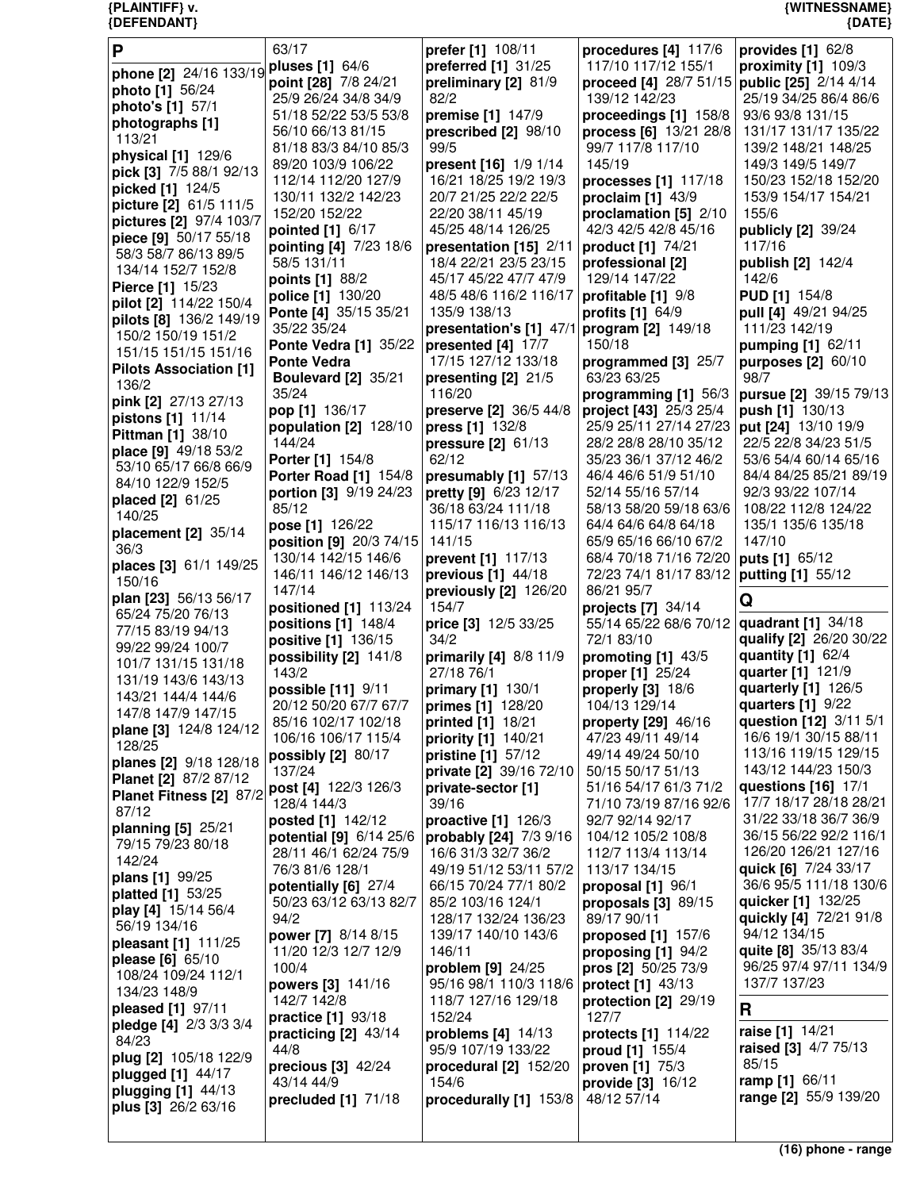## P

**phone [2]** 24/16 133/19
**photo [1]** 56/24
**photo's [1]** 57/1
**photographs [1]** 113/21
**physical [1]** 129/6
**pick [3]** 7/5 88/1 92/13
**picked [1]** 124/5
**picture [2]** 61/5 111/5
**pictures [2]** 97/4 103/7
**piece [9]** 50/17 55/18 58/3 58/7 86/13 89/5 134/14 152/7 152/8
**Pierce [1]** 15/23
**pilot [2]** 114/22 150/4
**pilots [8]** 136/2 149/19 150/2 150/19 151/2 151/15 151/15 151/16
**Pilots Association [1]** 136/2
**pink [2]** 27/13 27/13
**pistons [1]** 11/14
**Pittman [1]** 38/10
**place [9]** 49/18 53/2 53/10 65/17 66/8 66/9 84/10 122/9 152/5
**placed [2]** 61/25 140/25
**placement [2]** 35/14 36/3
**places [3]** 61/1 149/25 150/16
**plan [23]** 56/13 56/17 65/24 75/20 76/13 77/15 83/19 94/13 99/22 99/24 100/7 101/7 131/15 131/18 131/19 143/6 143/13 143/21 144/4 144/6 147/8 147/9 147/15
**plane [3]** 124/8 124/12 128/25
**planes [2]** 9/18 128/18
**Planet [2]** 87/2 87/12
**Planet Fitness [2]** 87/2 87/12
**planning [5]** 25/21 79/15 79/23 80/18 142/24
**plans [1]** 99/25
**platted [1]** 53/25
**play [4]** 15/14 56/4 56/19 134/16
**pleasant [1]** 111/25
**please [6]** 65/10 108/24 109/24 112/1 134/23 148/9
**pleased [1]** 97/11
**pledge [4]** 2/3 3/3 3/4 84/23
**plug [2]** 105/18 122/9
**plugged [1]** 44/17
**plugging [1]** 44/13
**plus [3]** 26/2 63/16 63/17
**pluses [1]** 64/6
**point [28]** 7/8 24/21 25/9 26/24 34/8 34/9 51/18 52/22 53/5 53/8 56/10 66/13 81/15 81/18 83/3 84/10 85/3 89/20 103/9 106/22 112/14 112/20 127/9 130/11 132/2 142/23 152/20 152/22
**pointed [1]** 6/17
**pointing [4]** 7/23 18/6 58/5 131/11
**points [1]** 88/2
**police [1]** 130/20
**Ponte [4]** 35/15 35/21 35/22 35/24
**Ponte Vedra [1]** 35/22
**Ponte Vedra Boulevard [2]** 35/21 35/24
**pop [1]** 136/17
**population [2]** 128/10 144/24
**Porter [1]** 154/8
**Porter Road [1]** 154/8
**portion [3]** 9/19 24/23 85/12
**pose [1]** 126/22
**position [9]** 20/3 74/15 130/14 142/15 146/6 146/11 146/12 146/13 147/14
**positioned [1]** 113/24
**positions [1]** 148/4
**positive [1]** 136/15
**possibility [2]** 141/8 143/2
**possible [11]** 9/11 20/12 50/20 67/7 67/7 85/16 102/17 102/18 106/16 106/17 115/4
**possibly [2]** 80/17 137/24
**post [4]** 122/3 126/3 128/4 144/3
**posted [1]** 142/12
**potential [9]** 6/14 25/6 28/11 46/1 62/24 75/9 76/3 81/6 128/1
**potentially [6]** 27/4 50/23 63/12 63/13 82/7 94/2
**power [7]** 8/14 8/15 11/20 12/3 12/7 12/9 100/4
**powers [3]** 141/16 142/7 142/8
**practice [1]** 93/18
**practicing [2]** 43/14 44/8
**precious [3]** 42/24 43/14 44/9
**precluded [1]** 71/18
**prefer [1]** 108/11
**preferred [1]** 31/25
**preliminary [2]** 81/9 82/2
**premise [1]** 147/9
**prescribed [2]** 98/10 99/5
**present [16]** 1/9 1/14 16/21 18/25 19/2 19/3 20/7 21/25 22/2 22/5 22/20 38/11 45/19 45/25 48/14 126/25
**presentation [15]** 2/11 18/4 22/21 23/5 23/15 45/17 45/22 47/7 47/9 48/5 48/6 116/2 116/17 135/9 138/13
**presentation's [1]** 47/1
**presented [4]** 17/7 17/15 127/12 133/18
**presenting [2]** 21/5 116/20
**preserve [2]** 36/5 44/8
**press [1]** 132/8
**pressure [2]** 61/13 62/12
**presumably [1]** 57/13
**pretty [9]** 6/23 12/17 36/18 63/24 111/18 115/17 116/13 116/13 141/15
**prevent [1]** 117/13
**previous [1]** 44/18
**previously [2]** 126/20 154/7
**price [3]** 12/5 33/25 34/2
**primarily [4]** 8/8 11/9 27/18 76/1
**primary [1]** 130/1
**primes [1]** 128/20
**printed [1]** 18/21
**priority [1]** 140/21
**pristine [1]** 57/12
**private [2]** 39/16 72/10
**private-sector [1]** 39/16
**proactive [1]** 126/3
**probably [24]** 7/3 9/16 16/6 31/3 32/7 36/2 49/19 51/12 53/11 57/2 66/15 70/24 77/1 80/2 85/2 103/16 124/1 128/17 132/24 136/23 139/17 140/10 143/6 146/11
**problem [9]** 24/25 95/16 98/1 110/3 118/6 118/7 127/16 129/18 152/24
**problems [4]** 14/13 95/9 107/19 133/22
**procedural [2]** 152/20 154/6
**procedurally [1]** 153/8
**procedures [4]** 117/6 117/10 117/12 155/1
**proceed [4]** 28/7 51/15 139/12 142/23
**proceedings [1]** 158/8
**process [6]** 13/21 28/8 99/7 117/8 117/10 145/19
**processes [1]** 117/18
**proclaim [1]** 43/9
**proclamation [5]** 2/10 42/3 42/5 42/8 45/16
**product [1]** 74/21
**professional [2]** 129/14 147/22
**profitable [1]** 9/8
**profits [1]** 64/9
**program [2]** 149/18 150/18
**programmed [3]** 25/7 63/23 63/25
**programming [1]** 56/3
**project [43]** 25/3 25/4 25/9 25/11 27/14 27/23 28/2 28/8 28/10 35/12 35/23 36/1 37/12 46/2 46/4 46/6 51/9 51/10 52/14 55/16 57/14 58/13 58/20 59/18 63/6 64/4 64/6 64/8 64/18 65/9 65/16 66/10 67/2 68/4 70/18 71/16 72/20 72/23 74/1 81/17 83/12 86/21 95/7
**projects [7]** 34/14 55/14 65/22 68/6 70/12 72/1 83/10
**promoting [1]** 43/5
**proper [1]** 25/24
**properly [3]** 18/6 104/13 129/14
**property [29]** 46/16 47/23 49/11 49/14 49/14 49/24 50/10 50/15 50/17 51/13 51/16 54/17 61/3 71/2 71/10 73/19 87/16 92/6 92/7 92/14 92/17 104/12 105/2 108/8 112/7 113/4 113/14 113/17 134/15
**proposal [1]** 96/1
**proposals [3]** 89/15 89/17 90/11
**proposed [1]** 157/6
**proposing [1]** 94/2
**pros [2]** 50/25 73/9
**protect [1]** 43/13
**protection [2]** 29/19 127/7
**protects [1]** 114/22
**proud [1]** 155/4
**proven [1]** 75/3
**provide [3]** 16/12 48/12 57/14
**provides [1]** 62/8
**proximity [1]** 109/3
**public [25]** 2/14 4/14 25/19 34/25 86/4 86/6 93/6 93/8 131/15 131/17 131/17 135/22 139/2 148/21 148/25 149/3 149/5 149/7 150/23 152/18 152/20 153/9 154/17 154/21 155/6
**publicly [2]** 39/24 117/16
**publish [2]** 142/4 142/6
**PUD [1]** 154/8
**pull [4]** 49/21 94/25 111/23 142/19
**pumping [1]** 62/11
**purposes [2]** 60/10 98/7
**pursue [2]** 39/15 79/13
**push [1]** 130/13
**put [24]** 13/10 19/9 22/5 22/8 34/23 51/5 53/6 54/4 60/14 65/16 84/4 84/25 85/21 89/19 92/3 93/22 107/14 108/22 112/8 124/22 135/1 135/6 135/18 147/10
**puts [1]** 65/12
**putting [1]** 55/12

## Q

**quadrant [1]** 34/18
**qualify [2]** 26/20 30/22
**quantity [1]** 62/4
**quarter [1]** 121/9
**quarterly [1]** 126/5
**quarters [1]** 9/22
**question [12]** 3/11 5/1 16/6 19/1 30/15 88/11 113/16 119/15 129/15 143/12 144/23 150/3
**questions [16]** 17/1 17/7 18/17 28/18 28/21 31/22 33/18 36/7 36/9 36/15 56/22 92/2 116/1 126/20 126/21 127/16
**quick [6]** 7/24 33/17 36/6 95/5 111/18 130/6
**quicker [1]** 132/25
**quickly [4]** 72/21 91/8 94/12 134/15
**quite [8]** 35/13 83/4 96/25 97/4 97/11 134/9 137/7 137/23

## R

**raise [1]** 14/21
**raised [3]** 4/7 75/13 85/15
**ramp [1]** 66/11
**range [2]** 55/9 139/20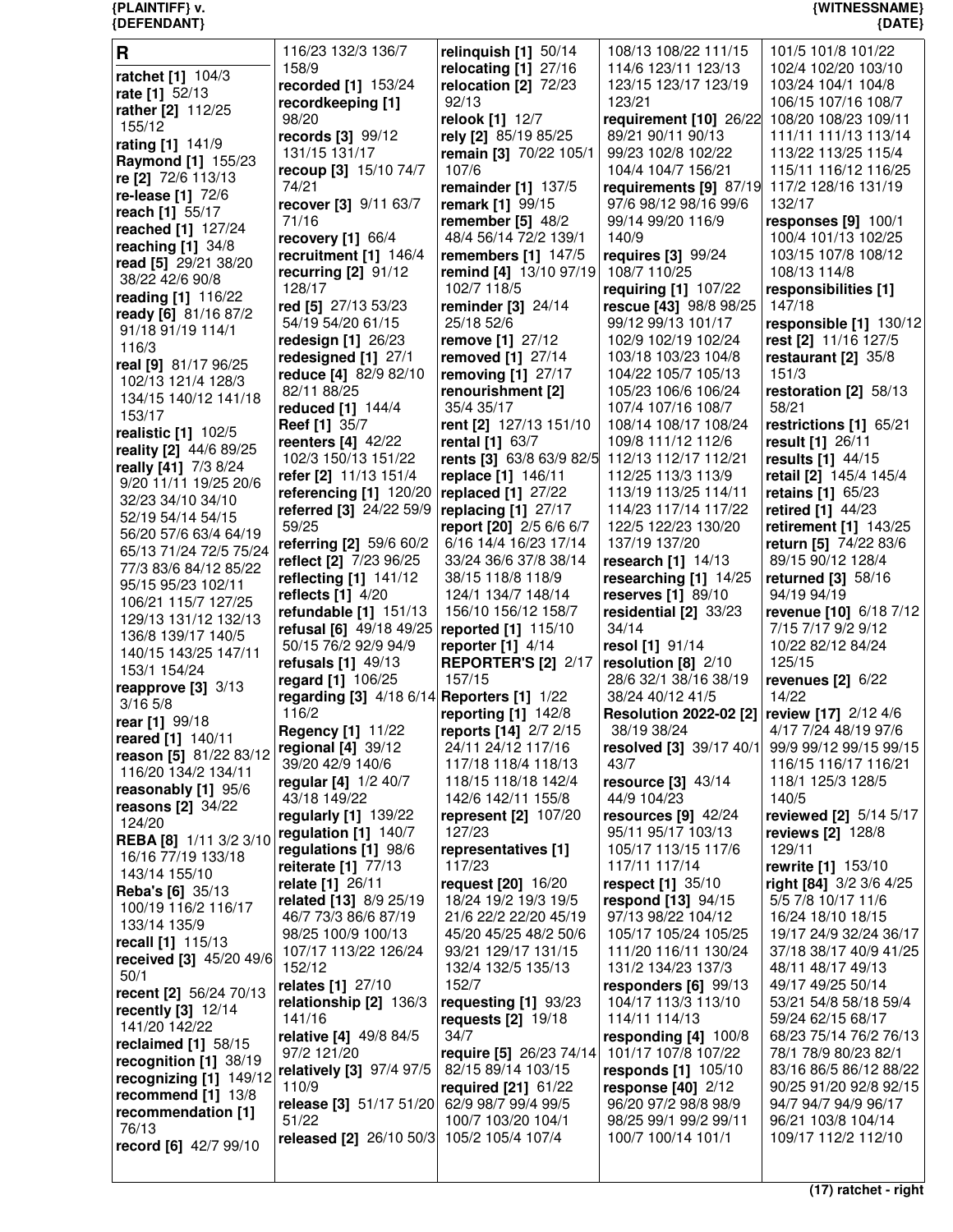## R

**ratchet [1]** 104/3
**rate [1]** 52/13
**rather [2]** 112/25 155/12
**rating [1]** 141/9
**Raymond [1]** 155/23
**re [2]** 72/6 113/13
**re-lease [1]** 72/6
**reach [1]** 55/17
**reached [1]** 127/24
**reaching [1]** 34/8
**read [5]** 29/21 38/20 38/22 42/6 90/8
**reading [1]** 116/22
**ready [6]** 81/16 87/2 91/18 91/19 114/1 116/3
**real [9]** 81/17 96/25 102/13 121/4 128/3 134/15 140/12 141/18 153/17
**realistic [1]** 102/5
**reality [2]** 44/6 89/25
**really [41]** 7/3 8/24 9/20 11/11 19/25 20/6 32/23 34/10 34/10 52/19 54/14 54/15 56/20 57/6 63/4 64/19 65/13 71/24 72/5 75/24 77/3 83/6 84/12 85/22 95/15 95/23 102/11 106/21 115/7 127/25 129/13 131/12 132/13 136/8 139/17 140/5 140/15 143/25 147/11 153/1 154/24
**reapprove [3]** 3/13 3/16 5/8
**rear [1]** 99/18
**reared [1]** 140/11
**reason [5]** 81/22 83/12 116/20 134/2 134/11
**reasonably [1]** 95/6
**reasons [2]** 34/22 124/20
**REBA [8]** 1/11 3/2 3/10 16/16 77/19 133/18 143/14 155/10
**Reba's [6]** 35/13 100/19 116/2 116/17 133/14 135/9
**recall [1]** 115/13
**received [3]** 45/20 49/6 50/1
**recent [2]** 56/24 70/13
**recently [3]** 12/14 141/20 142/22
**reclaimed [1]** 58/15
**recognition [1]** 38/19
**recognizing [1]** 149/12
**recommend [1]** 13/8
**recommendation [1]** 76/13
**record [6]** 42/7 99/10 116/23 132/3 136/7 158/9
**recorded [1]** 153/24
**recordkeeping [1]** 98/20
**records [3]** 99/12 131/15 131/17
**recoup [3]** 15/10 74/7 74/21
**recover [3]** 9/11 63/7 71/16
**recovery [1]** 66/4
**recruitment [1]** 146/4
**recurring [2]** 91/12 128/17
**red [5]** 27/13 53/23 54/19 54/20 61/15
**redesign [1]** 26/23
**redesigned [1]** 27/1
**reduce [4]** 82/9 82/10 82/11 88/25
**reduced [1]** 144/4
**Reef [1]** 35/7
**reenters [4]** 42/22 102/3 150/13 151/22
**refer [2]** 11/13 151/4
**referencing [1]** 120/20
**referred [3]** 24/22 59/9 59/25
**referring [2]** 59/6 60/2
**reflect [2]** 7/23 96/25
**reflecting [1]** 141/12
**reflects [1]** 4/20
**refundable [1]** 151/13
**refusal [6]** 49/18 49/25 50/15 76/2 92/9 94/9
**refusals [1]** 49/13
**regard [1]** 106/25
**regarding [3]** 4/18 6/14 116/2
**Regency [1]** 11/22
**regional [4]** 39/12 39/20 42/9 140/6
**regular [4]** 1/2 40/7 43/18 149/22
**regularly [1]** 139/22
**regulation [1]** 140/7
**regulations [1]** 98/6
**reiterate [1]** 77/13
**relate [1]** 26/11
**related [13]** 8/9 25/19 46/7 73/3 86/6 87/19 98/25 100/9 100/13 107/17 113/22 126/24 152/12
**relates [1]** 27/10
**relationship [2]** 136/3 141/16
**relative [4]** 49/8 84/5 97/2 121/20
**relatively [3]** 97/4 97/5 110/9
**release [3]** 51/17 51/20 51/22
**released [2]** 26/10 50/3
**relinquish [1]** 50/14
**relocating [1]** 27/16
**relocation [2]** 72/23 92/13
**relook [1]** 12/7
**rely [2]** 85/19 85/25
**remain [3]** 70/22 105/1 107/6
**remainder [1]** 137/5
**remark [1]** 99/15
**remember [5]** 48/2 48/4 56/14 72/2 139/1
**remembers [1]** 147/5
**remind [4]** 13/10 97/19 102/7 118/5
**reminder [3]** 24/14 25/18 52/6
**remove [1]** 27/12
**removed [1]** 27/14
**removing [1]** 27/17
**renourishment [2]** 35/4 35/17
**rent [2]** 127/13 151/10
**rental [1]** 63/7
**rents [3]** 63/8 63/9 82/5
**replace [1]** 146/11
**replaced [1]** 27/22
**replacing [1]** 27/17
**report [20]** 2/5 6/6 6/7 6/16 14/4 16/23 17/14 33/24 36/6 37/8 38/14 38/15 118/8 118/9 124/1 134/7 148/14 156/10 156/12 158/7
**reported [1]** 115/10
**reporter [1]** 4/14
**REPORTER'S [2]** 2/17 157/15
**Reporters [1]** 1/22
**reporting [1]** 142/8
**reports [14]** 2/7 2/15 24/11 24/12 117/16 117/18 118/4 118/13 118/15 118/18 142/4 142/6 142/11 155/8
**represent [2]** 107/20 127/23
**representatives [1]** 117/23
**request [20]** 16/20 18/24 19/2 19/3 19/5 21/6 22/2 22/20 45/19 45/20 45/25 48/2 50/6 93/21 129/17 131/15 132/4 132/5 135/13 152/7
**requesting [1]** 93/23
**requests [2]** 19/18 34/7
**require [5]** 26/23 74/14 82/15 89/14 103/15
**required [21]** 61/22 62/9 98/7 99/4 99/5 100/7 103/20 104/1 105/2 105/4 107/4 108/13 108/22 111/15 114/6 123/11 123/13 123/15 123/17 123/19 123/21
**requirement [10]** 26/22 89/21 90/11 90/13 99/23 102/8 102/22 104/4 104/7 156/21
**requirements [9]** 87/19 97/6 98/12 98/16 99/6 99/14 99/20 116/9 140/9
**requires [3]** 99/24 108/7 110/25
**requiring [1]** 107/22
**rescue [43]** 98/8 98/25 99/12 99/13 101/17 102/9 102/19 102/24 103/18 103/23 104/8 104/22 105/7 105/13 105/23 106/6 106/24 107/4 107/16 108/7 108/14 108/17 108/24 109/8 111/12 112/6 112/13 112/17 112/21 112/25 113/3 113/9 113/19 113/25 114/11 114/23 117/14 117/22 122/5 122/23 130/20 137/19 137/20
**research [1]** 14/13
**researching [1]** 14/25
**reserves [1]** 89/10
**residential [2]** 33/23 34/14
**resol [1]** 91/14
**resolution [8]** 2/10 28/6 32/1 38/16 38/19 38/24 40/12 41/5
**Resolution 2022-02 [2]** 38/19 38/24
**resolved [3]** 39/17 40/1 43/7
**resource [3]** 43/14 44/9 104/23
**resources [9]** 42/24 95/11 95/17 103/13 105/17 113/15 117/6 117/11 117/14
**respect [1]** 35/10
**respond [13]** 94/15 97/13 98/22 104/12 105/17 105/24 105/25 111/20 116/11 130/24 131/2 134/23 137/3
**responders [6]** 99/13 104/17 113/3 113/10 114/11 114/13
**responding [4]** 100/8 101/17 107/8 107/22
**responds [1]** 105/10
**response [40]** 2/12 96/20 97/2 98/8 98/9 98/25 99/1 99/2 99/11 100/7 100/14 101/1 101/5 101/8 101/22 102/4 102/20 103/10 103/24 104/1 104/8 106/15 107/16 108/7 108/20 108/23 109/11 111/11 111/13 113/14 113/22 113/25 115/4 115/11 116/12 116/25 117/2 128/16 131/19 132/17
**responses [9]** 100/1 100/4 101/13 102/25 103/15 107/8 108/12 108/13 114/8
**responsibilities [1]** 147/18
**responsible [1]** 130/12
**rest [2]** 11/16 127/5
**restaurant [2]** 35/8 151/3
**restoration [2]** 58/13 58/21
**restrictions [1]** 65/21
**result [1]** 26/11
**results [1]** 44/15
**retail [2]** 145/4 145/4
**retains [1]** 65/23
**retired [1]** 44/23
**retirement [1]** 143/25
**return [5]** 74/22 83/6 89/15 90/12 128/4
**returned [3]** 58/16 94/19 94/19
**revenue [10]** 6/18 7/12 7/15 7/17 9/2 9/12 10/22 82/12 84/24 125/15
**revenues [2]** 6/22 14/22
**review [17]** 2/12 4/6 4/17 7/24 48/19 97/6 99/9 99/12 99/15 99/15 116/15 116/17 116/21 118/1 125/3 128/5 140/5
**reviewed [2]** 5/14 5/17
**reviews [2]** 128/8 129/11
**rewrite [1]** 153/10
**right [84]** 3/2 3/6 4/25 5/5 7/8 10/17 11/6 16/24 18/10 18/15 19/17 24/9 32/24 36/17 37/18 38/17 40/9 41/25 48/11 48/17 49/13 49/17 49/25 50/14 53/21 54/8 58/18 59/4 59/24 62/15 68/17 68/23 75/14 76/2 76/13 78/1 78/9 80/23 82/1 83/16 86/5 86/12 88/22 90/25 91/20 92/8 92/15 94/7 94/7 94/9 96/17 96/21 103/8 104/14 109/17 112/2 112/10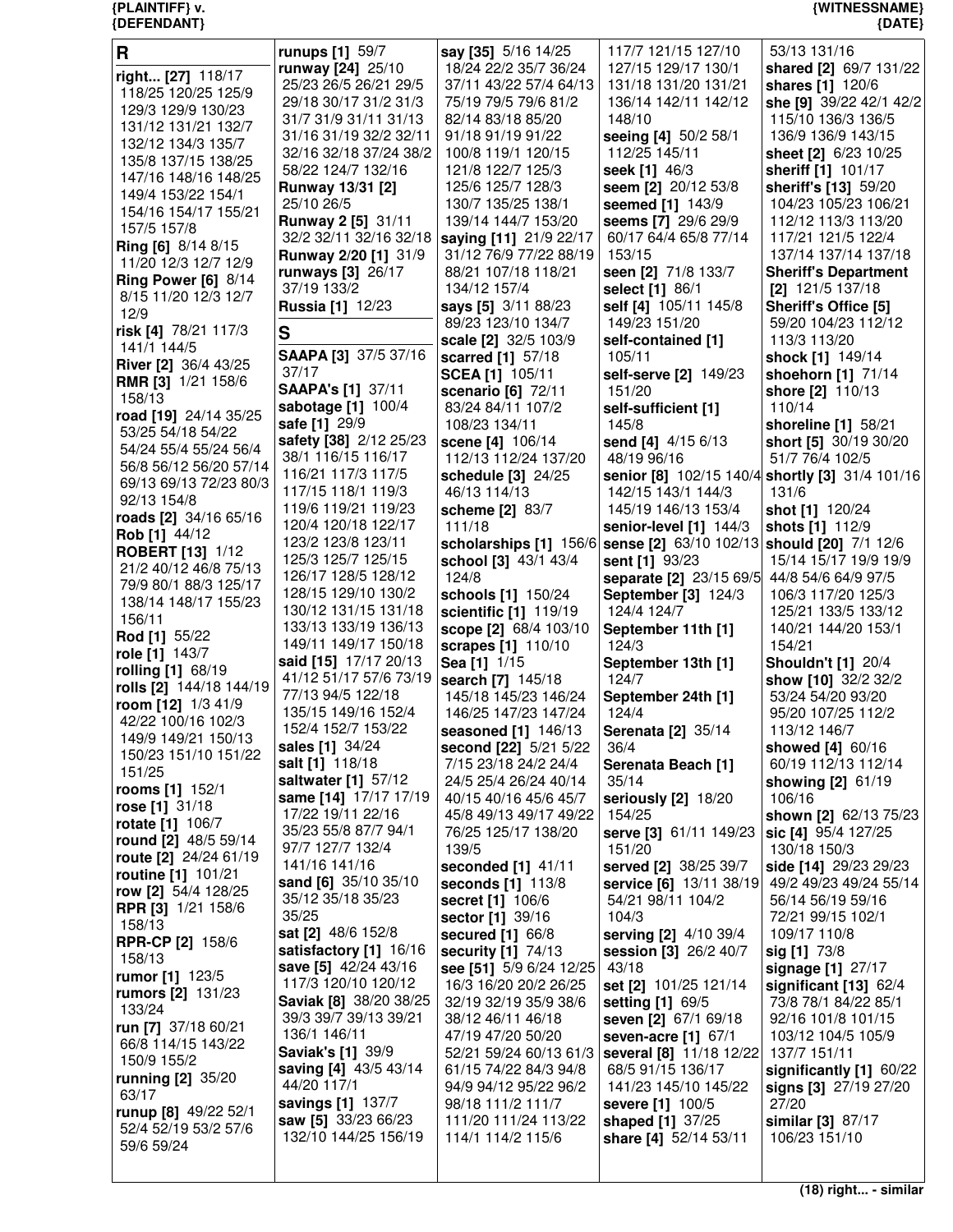**R**

**right... [27]** 118/17 118/25 120/25 125/9 129/3 129/9 130/23 131/12 131/21 132/7 132/12 134/3 135/7 135/8 137/15 138/25 147/16 148/16 148/25 149/4 153/22 154/1 154/16 154/17 155/21 157/5 157/8
**Ring [6]** 8/14 8/15 11/20 12/3 12/7 12/9
**Ring Power [6]** 8/14 8/15 11/20 12/3 12/7 12/9
**risk [4]** 78/21 117/3 141/1 144/5
**River [2]** 36/4 43/25
**RMR [3]** 1/21 158/6 158/13
**road [19]** 24/14 35/25 53/25 54/18 54/22 54/24 55/4 55/24 56/4 56/8 56/12 56/20 57/14 69/13 69/13 72/23 80/3 92/13 154/8
**roads [2]** 34/16 65/16
**Rob [1]** 44/12
**ROBERT [13]** 1/12 21/2 40/12 46/8 75/13 79/9 80/1 88/3 125/17 138/14 148/17 155/23 156/11
**Rod [1]** 55/22
**role [1]** 143/7
**rolling [1]** 68/19
**rolls [2]** 144/18 144/19
**room [12]** 1/3 41/9 42/22 100/16 102/3 149/9 149/21 150/13 150/23 151/10 151/22 151/25
**rooms [1]** 152/1
**rose [1]** 31/18
**rotate [1]** 106/7
**round [2]** 48/5 59/14
**route [2]** 24/24 61/19
**routine [1]** 101/21
**row [2]** 54/4 128/25
**RPR [3]** 1/21 158/6 158/13
**RPR-CP [2]** 158/6 158/13
**rumor [1]** 123/5
**rumors [2]** 131/23 133/24
**run [7]** 37/18 60/21 66/8 114/15 143/22 150/9 155/2
**running [2]** 35/20 63/17
**runup [8]** 49/22 52/1 52/4 52/19 53/2 57/6 59/6 59/24
**runups [1]** 59/7
**runway [24]** 25/10 25/23 26/5 26/21 29/5 29/18 30/17 31/2 31/3 31/7 31/9 31/11 31/13 31/16 31/19 32/2 32/11 32/16 32/18 37/24 38/2 58/22 124/7 132/16
**Runway 13/31 [2]** 25/10 26/5
**Runway 2 [5]** 31/11 32/2 32/11 32/16 32/18
**Runway 2/20 [1]** 31/9
**runways [3]** 26/17 37/19 133/2
**Russia [1]** 12/23

**S**

**SAAPA [3]** 37/5 37/16 37/17
**SAAPA's [1]** 37/11
**sabotage [1]** 100/4
**safe [1]** 29/9
**safety [38]** 2/12 25/23 38/1 116/15 116/17 116/21 117/3 117/5 117/15 118/1 119/3 119/6 119/21 119/23 120/4 120/18 122/17 123/2 123/8 123/11 125/3 125/7 125/15 126/17 128/5 128/12 128/15 129/10 130/2 130/12 131/15 131/18 133/13 133/19 136/13 149/11 149/17 150/18
**said [15]** 17/17 20/13 41/12 51/17 57/6 73/19 77/13 94/5 122/18 135/15 149/16 152/4 152/4 152/7 153/22
**sales [1]** 34/24
**salt [1]** 118/18
**saltwater [1]** 57/12
**same [14]** 17/17 17/19 17/22 19/11 22/16 35/23 55/8 87/7 94/1 97/7 127/7 132/4 141/16 141/16
**sand [6]** 35/10 35/10 35/12 35/18 35/23 35/25
**sat [2]** 48/6 152/8
**satisfactory [1]** 16/16
**save [5]** 42/24 43/16 117/3 120/10 120/12
**Saviak [8]** 38/20 38/25 39/3 39/7 39/13 39/21 136/1 146/11
**Saviak's [1]** 39/9
**saving [4]** 43/5 43/14 44/20 117/1
**savings [1]** 137/7
**saw [5]** 33/23 66/23 132/10 144/25 156/19
**say [35]** 5/16 14/25 18/24 22/2 35/7 36/24 37/11 43/22 57/4 64/13 75/19 79/5 79/6 81/2 82/14 83/18 85/20 91/18 91/19 91/22 100/8 119/1 120/15 121/8 122/7 125/3 125/6 125/7 128/3 130/7 135/25 138/1 139/14 144/7 153/20
**saying [11]** 21/9 22/17 31/12 76/9 77/22 88/19 88/21 107/18 118/21 134/12 157/4
**says [5]** 3/11 88/23 89/23 123/10 134/7
**scale [2]** 32/5 103/9
**scarred [1]** 57/18
**SCEA [1]** 105/11
**scenario [6]** 72/11 83/24 84/11 107/2 108/23 134/11
**scene [4]** 106/14 112/13 112/24 137/20
**schedule [3]** 24/25 46/13 114/13
**scheme [2]** 83/7 111/18
**scholarships [1]** 156/6
**school [3]** 43/1 43/4 124/8
**schools [1]** 150/24
**scientific [1]** 119/19
**scope [2]** 68/4 103/10
**scrapes [1]** 110/10
**Sea [1]** 1/15
**search [7]** 145/18 145/18 145/23 146/24 146/25 147/23 147/24
**seasoned [1]** 146/13
**second [22]** 5/21 5/22 7/15 23/18 24/2 24/4 24/5 25/4 26/24 40/14 40/15 40/16 45/6 45/7 45/8 49/13 49/17 49/22 76/25 125/17 138/20 139/5
**seconded [1]** 41/11
**seconds [1]** 113/8
**secret [1]** 106/6
**sector [1]** 39/16
**secured [1]** 66/8
**security [1]** 74/13
**see [51]** 5/9 6/24 12/25 16/3 16/20 20/2 26/25 32/19 32/19 35/9 38/6 38/12 46/11 46/18 47/19 47/20 50/20 52/21 59/24 60/13 61/3 61/15 74/22 84/3 94/8 94/9 94/12 95/22 96/2 98/18 111/2 111/7 111/20 111/24 113/22 114/1 114/2 115/6 117/7 121/15 127/10 127/15 129/17 130/1 131/18 131/20 131/21 136/14 142/11 142/12 148/10
**seeing [4]** 50/2 58/1 112/25 145/11
**seek [1]** 46/3
**seem [2]** 20/12 53/8
**seemed [1]** 143/9
**seems [7]** 29/6 29/9 60/17 64/4 65/8 77/14 153/15
**seen [2]** 71/8 133/7
**select [1]** 86/1
**self [4]** 105/11 145/8 149/23 151/20
**self-contained [1]** 105/11
**self-serve [2]** 149/23 151/20
**self-sufficient [1]** 145/8
**send [4]** 4/15 6/13 48/19 96/16
**senior [8]** 102/15 140/4 142/15 143/1 144/3 145/19 146/13 153/4
**senior-level [1]** 144/3
**sense [2]** 63/10 102/13
**sent [1]** 93/23
**separate [2]** 23/15 69/5
**September [3]** 124/3 124/4 124/7
**September 11th [1]** 124/3
**September 13th [1]** 124/7
**September 24th [1]** 124/4
**Serenata [2]** 35/14 36/4
**Serenata Beach [1]** 35/14
**seriously [2]** 18/20 154/25
**serve [3]** 61/11 149/23 151/20
**served [2]** 38/25 39/7
**service [6]** 13/11 38/19 54/21 98/11 104/2 104/3
**serving [2]** 4/10 39/4
**session [3]** 26/2 40/7 43/18
**set [2]** 101/25 121/14
**setting [1]** 69/5
**seven [2]** 67/1 69/18
**seven-acre [1]** 67/1
**several [8]** 11/18 12/22 68/5 91/15 136/17 141/23 145/10 145/22
**severe [1]** 100/5
**shaped [1]** 37/25
**share [4]** 52/14 53/11 53/13 131/16
**shared [2]** 69/7 131/22
**shares [1]** 120/6
**she [9]** 39/22 42/1 42/2 115/10 136/3 136/5 136/9 136/9 143/15
**sheet [2]** 6/23 10/25
**sheriff [1]** 101/17
**sheriff's [13]** 59/20 104/23 105/23 106/21 112/12 113/3 113/20 117/21 121/5 122/4 137/14 137/14 137/18
**Sheriff's Department [2]** 121/5 137/18
**Sheriff's Office [5]** 59/20 104/23 112/12 113/3 113/20
**shock [1]** 149/14
**shoehorn [1]** 71/14
**shore [2]** 110/13 110/14
**shoreline [1]** 58/21
**short [5]** 30/19 30/20 51/7 76/4 102/5
**shortly [3]** 31/4 101/16 131/6
**shot [1]** 120/24
**shots [1]** 112/9
**should [20]** 7/1 12/6 15/14 15/17 19/9 19/9 44/8 54/6 64/9 97/5 106/3 117/20 125/3 125/21 133/5 133/12 140/21 144/20 153/1 154/21
**Shouldn't [1]** 20/4
**show [10]** 32/2 32/2 53/24 54/20 93/20 95/20 107/25 112/2 113/12 146/7
**showed [4]** 60/16 60/19 112/13 112/14
**showing [2]** 61/19 106/16
**shown [2]** 62/13 75/23
**sic [4]** 95/4 127/25 130/18 150/3
**side [14]** 29/23 29/23 49/2 49/23 49/24 55/14 56/14 56/19 59/16 72/21 99/15 102/1 109/17 110/8
**sig [1]** 73/8
**signage [1]** 27/17
**significant [13]** 62/4 73/8 78/1 84/22 85/1 92/16 101/8 101/15 103/12 104/5 105/9 137/7 151/11
**significantly [1]** 60/22
**signs [3]** 27/19 27/20 27/20
**similar [3]** 87/17 106/23 151/10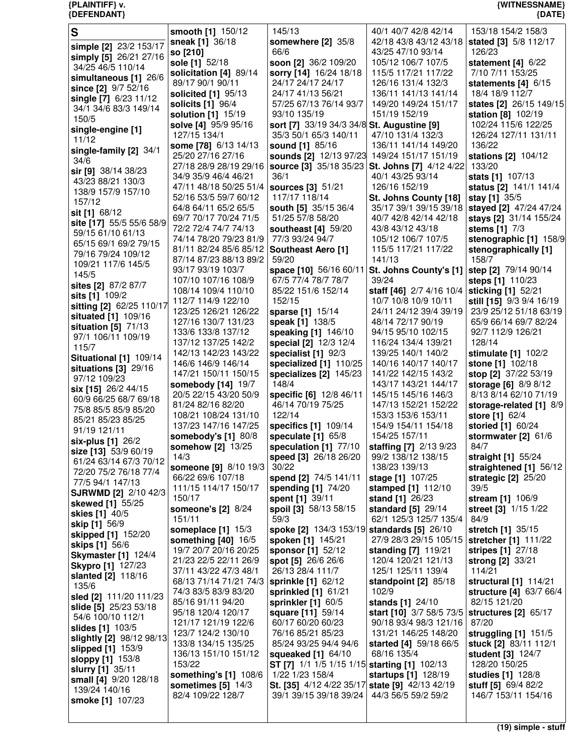# S

**simple [2]** 23/2 153/17
**simply [5]** 26/21 27/16 34/25 46/5 110/14
**simultaneous [1]** 26/6
**since [2]** 9/7 52/16
**single [7]** 6/23 11/12 34/1 34/6 83/3 149/14 150/5
**single-engine [1]** 11/12
**single-family [2]** 34/1 34/6
**sir [9]** 38/14 38/23 43/23 88/21 130/3 138/9 157/9 157/10 157/12
**sit [1]** 68/12
**site [17]** 55/5 55/6 58/9 59/15 61/10 61/13 65/15 69/1 69/2 79/15 79/16 79/24 109/12 109/21 117/6 145/5 145/5
**sites [2]** 87/2 87/7
**sits [1]** 109/2
**sitting [2]** 62/25 110/17
**situated [1]** 109/16
**situation [5]** 71/13 97/1 106/11 109/19 115/7
**Situational [1]** 109/14
**situations [3]** 29/16 97/12 109/23
**six [15]** 26/2 44/15 60/9 66/25 68/7 69/18 75/8 85/5 85/9 85/20 85/21 85/23 85/25 91/19 121/11
**six-plus [1]** 26/2
**size [13]** 53/9 60/19 61/24 63/14 67/3 70/12 72/20 75/2 76/18 77/4 77/5 94/1 147/13
**SJRWMD [2]** 2/10 42/3
**skewed [1]** 55/25
**skies [1]** 40/5
**skip [1]** 56/9
**skipped [1]** 152/20
**skips [1]** 56/6
**Skymaster [1]** 124/4
**Skypro [1]** 127/23
**slanted [2]** 118/16 135/6
**sled [2]** 111/20 111/23
**slide [5]** 25/23 53/18 54/6 100/10 112/1
**slides [1]** 103/5
**slightly [2]** 98/12 98/13
**slipped [1]** 153/9
**sloppy [1]** 153/8
**slurry [1]** 35/11
**small [4]** 9/20 128/18 139/24 140/16
**smoke [1]** 107/23
**smooth [1]** 150/12
**sneak [1]** 36/18
**so [210]**
**sole [1]** 52/18
**solicitation [4]** 89/14 89/17 90/1 90/11
**solicited [1]** 95/13
**solicits [1]** 96/4
**solution [1]** 15/19
**solve [4]** 95/9 95/16 127/15 134/1
**some [78]** 6/13 14/13 25/20 27/16 27/16 27/18 28/9 28/19 29/16 34/9 35/9 46/4 46/21 47/11 48/18 50/25 51/4 52/16 53/5 59/7 60/12 64/8 64/11 65/2 65/5 69/7 70/17 70/24 71/5 72/2 72/4 74/7 74/13 74/14 78/20 79/23 81/9 81/11 82/24 85/6 85/12 87/14 87/23 88/13 89/2 93/17 93/19 103/7 107/10 107/16 108/9 108/14 109/4 110/10 112/7 114/9 122/10 123/25 126/21 126/22 127/16 130/7 131/23 133/6 133/8 137/12 137/12 137/25 142/2 142/13 142/23 143/22 146/6 146/9 146/14 147/21 150/11 150/15
**somebody [14]** 19/7 20/5 22/15 43/20 50/9 81/24 82/16 82/20 108/21 108/24 131/10 137/23 147/16 147/25
**somebody's [1]** 80/8
**somehow [2]** 13/25 14/3
**someone [9]** 8/10 19/3 66/22 69/6 107/18 111/15 114/17 150/17 150/17
**someone's [2]** 8/24 151/11
**someplace [1]** 15/3
**something [40]** 16/5 19/7 20/7 20/16 20/25 21/23 22/5 22/11 26/9 37/11 43/22 47/3 48/1 68/13 71/14 71/21 74/3 74/3 83/5 83/9 83/20 85/16 91/11 94/20 95/18 120/4 120/17 121/17 121/19 122/6 123/7 124/2 130/10 133/8 134/15 135/25 136/13 151/10 151/12 153/22
**something's [1]** 108/6
**sometimes [5]** 14/3 82/4 109/22 128/7 145/13
**somewhere [2]** 35/8 66/6
**soon [2]** 36/2 109/20
**sorry [14]** 16/24 18/18 24/17 24/17 24/17 24/17 41/13 56/21 57/25 67/13 76/14 93/7 93/10 135/19
**sort [7]** 33/19 34/3 34/8 35/3 50/1 65/3 140/11
**sound [1]** 85/16
**sounds [2]** 12/13 97/23
**source [3]** 35/18 35/23 36/1
**sources [3]** 51/21 117/17 118/14
**south [5]** 35/15 36/4 51/25 57/8 58/20
**southeast [4]** 59/20 77/3 93/24 94/7
**Southeast Aero [1]** 59/20
**space [10]** 56/16 60/11 67/5 77/4 78/7 78/7 85/22 151/6 152/14 152/15
**sparse [1]** 15/14
**speak [1]** 138/5
**speaking [1]** 146/10
**special [2]** 12/3 12/4
**specialist [1]** 92/3
**specialized [1]** 110/25
**specializes [2]** 145/23 148/4
**specific [6]** 12/8 46/11 46/14 70/19 75/25 122/14
**specifics [1]** 109/14
**speculate [1]** 65/8
**speculation [1]** 77/10
**speed [3]** 26/18 26/20 30/22
**spend [2]** 74/5 141/11
**spending [1]** 74/20
**spent [1]** 39/11
**spoil [3]** 58/13 58/15 59/3
**spoke [2]** 134/3 153/19
**spoken [1]** 145/21
**sponsor [1]** 52/12
**spot [5]** 26/6 26/6 26/13 28/4 111/7
**sprinkle [1]** 62/12
**sprinkled [1]** 61/21
**sprinkler [1]** 60/5
**square [11]** 59/14 60/17 60/20 60/23 76/16 85/21 85/23 85/24 93/25 94/4 94/6
**squeaked [1]** 64/10
**ST [7]** 1/1 1/5 1/15 1/15 1/22 1/23 158/4
**St. [35]** 4/12 4/22 35/17 39/1 39/15 39/18 39/24 40/1 40/7 42/8 42/14 42/18 43/8 43/12 43/18 43/25 47/10 93/14 105/12 106/7 107/5 115/5 117/21 117/22 126/16 131/4 132/3 136/11 141/13 141/14 149/20 149/24 151/17 151/19 152/19
**St. Augustine [9]** 47/10 131/4 132/3 136/11 141/14 149/20 149/24 151/17 151/19
**St. Johns [7]** 4/12 4/22 40/1 43/25 93/14 126/16 152/19
**St. Johns County [18]** 35/17 39/1 39/15 39/18 40/7 42/8 42/14 42/18 43/8 43/12 43/18 105/12 106/7 107/5 115/5 117/21 117/22 141/13
**St. Johns County's [1]** 39/24
**staff [46]** 2/7 4/16 10/4 10/7 10/8 10/9 10/11 24/11 24/12 39/4 39/19 48/14 72/17 90/19 94/15 95/10 102/15 116/24 134/4 139/21 139/25 140/1 140/2 140/16 140/17 140/17 141/22 142/15 143/2 143/17 143/21 144/17 145/15 145/16 146/3 147/13 152/21 152/22 153/3 153/6 153/11 154/9 154/11 154/18 154/25 157/11
**staffing [7]** 2/13 9/23 99/2 138/12 138/15 138/23 139/13
**stage [1]** 107/25
**stamped [1]** 112/10
**stand [1]** 26/23
**standard [5]** 29/14 62/1 125/3 125/7 135/4
**standards [5]** 26/10 27/9 28/3 29/15 105/15
**standing [7]** 119/21 120/4 120/21 121/13 125/1 125/11 139/4
**standpoint [2]** 85/18 102/9
**stands [1]** 24/10
**start [10]** 3/7 58/5 73/5 90/18 93/4 98/3 121/16 131/21 146/25 148/20
**started [4]** 59/18 66/5 68/16 135/4
**starting [1]** 102/13
**startups [1]** 128/19
**state [9]** 42/13 42/19 44/3 56/5 59/2 59/2 153/18 154/2 158/3
**stated [3]** 5/8 112/17 126/23
**statement [4]** 6/22 7/10 7/11 153/25
**statements [4]** 6/15 18/4 18/9 112/7
**states [2]** 26/15 149/15
**station [8]** 102/19 102/24 115/6 122/25 126/24 127/11 131/11 136/22
**stations [2]** 104/12 133/20
**stats [1]** 107/13
**status [2]** 141/1 141/4
**stay [1]** 35/5
**stayed [2]** 47/24 47/24
**stays [2]** 31/14 155/24
**stems [1]** 7/3
**stenographic [1]** 158/9
**stenographically [1]** 158/7
**step [2]** 79/14 90/14
**steps [1]** 110/23
**sticking [1]** 52/21
**still [15]** 9/3 9/4 16/19 23/9 25/12 51/18 63/19 65/9 66/14 69/7 82/24 92/7 112/9 126/21 128/14
**stimulate [1]** 102/2
**stone [1]** 102/18
**stop [2]** 37/22 53/19
**storage [6]** 8/9 8/12 8/13 8/14 62/10 71/19
**storage-related [1]** 8/9
**store [1]** 62/4
**storied [1]** 60/24
**stormwater [2]** 61/6 84/7
**straight [1]** 55/24
**straightened [1]** 56/12
**strategic [2]** 25/20 39/5
**stream [1]** 106/9
**street [3]** 1/15 1/22 84/9
**stretch [1]** 35/15
**stretcher [1]** 111/22
**stripes [1]** 27/18
**strong [2]** 33/21 114/21
**structural [1]** 114/21
**structure [4]** 63/7 66/4 82/15 121/20
**structures [2]** 65/17 87/20
**struggling [1]** 151/5
**stuck [2]** 83/11 112/1
**student [3]** 124/7 128/20 150/25
**studies [1]** 128/8
**stuff [5]** 69/4 82/2 146/7 153/11 154/16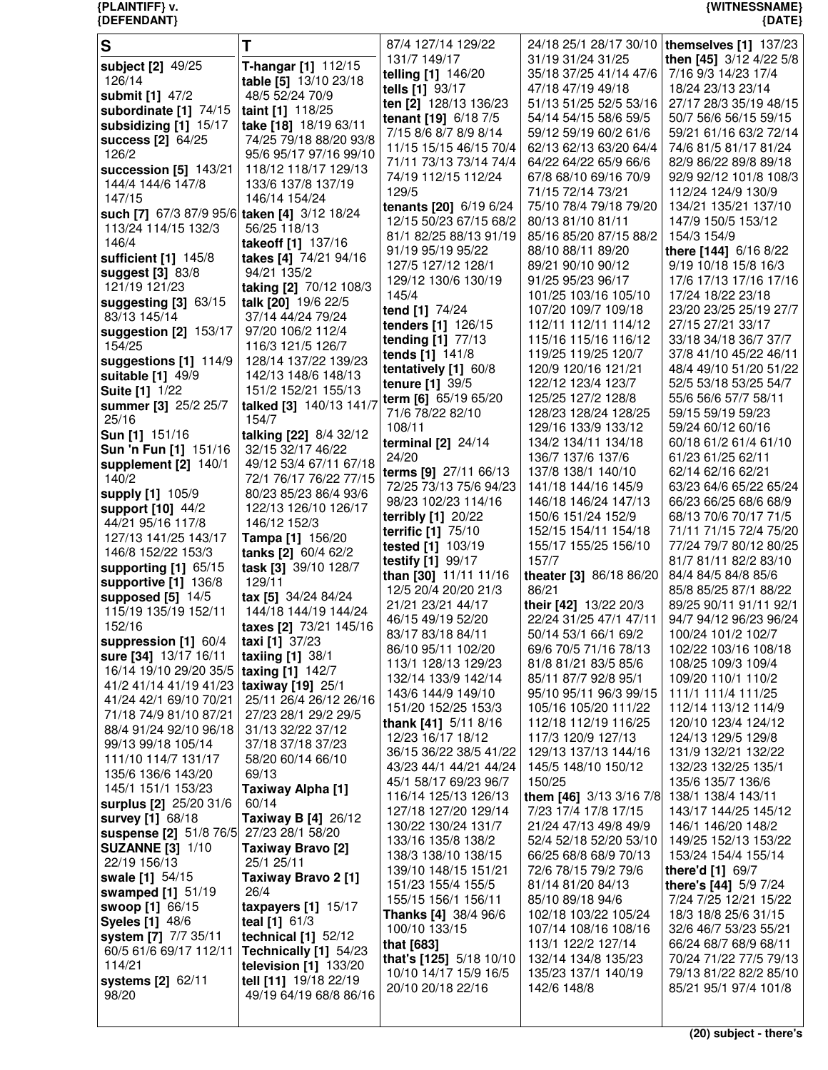## S

**subject [2]** 49/25 126/14
**submit [1]** 47/2
**subordinate [1]** 74/15
**subsidizing [1]** 15/17
**success [2]** 64/25 126/2
**succession [5]** 143/21 144/4 144/6 147/8 147/15
**such [7]** 67/3 87/9 95/6 113/24 114/15 132/3 146/4
**sufficient [1]** 145/8
**suggest [3]** 83/8 121/19 121/23
**suggesting [3]** 63/15 83/13 145/14
**suggestion [2]** 153/17 154/25
**suggestions [1]** 114/9
**suitable [1]** 49/9
**Suite [1]** 1/22
**summer [3]** 25/2 25/7 25/16
**Sun [1]** 151/16
**Sun 'n Fun [1]** 151/16
**supplement [2]** 140/1 140/2
**supply [1]** 105/9
**support [10]** 44/2 44/21 95/16 117/8 127/13 141/25 143/17 146/8 152/22 153/3
**supporting [1]** 65/15
**supportive [1]** 136/8
**supposed [5]** 14/5 115/19 135/19 152/11 152/16
**suppression [1]** 60/4
**sure [34]** 13/17 16/11 16/14 19/10 29/20 35/5 41/2 41/14 41/19 41/23 41/24 42/1 69/10 70/21 71/18 74/9 81/10 87/21 88/4 91/24 92/10 96/18 99/13 99/18 105/14 111/10 114/7 131/17 135/6 136/6 143/20 145/1 151/1 153/23
**surplus [2]** 25/20 31/6
**survey [1]** 68/18
**suspense [2]** 51/8 76/5
**SUZANNE [3]** 1/10 22/19 156/13
**swale [1]** 54/15
**swamped [1]** 51/19
**swoop [1]** 66/15
**Syeles [1]** 48/6
**system [7]** 7/7 35/11 60/5 61/6 69/17 112/11 114/21
**systems [2]** 62/11 98/20

## T

**T-hangar [1]** 112/15
**table [5]** 13/10 23/18 48/5 52/24 70/9
**taint [1]** 118/25
**take [18]** 18/19 63/11 74/25 79/18 88/20 93/8 95/6 95/17 97/16 99/10 118/12 118/17 129/13 133/6 137/8 137/19 146/14 154/24
**taken [4]** 3/12 18/24 56/25 118/13
**takeoff [1]** 137/16
**takes [4]** 74/21 94/16 94/21 135/2
**taking [2]** 70/12 108/3
**talk [20]** 19/6 22/5 37/14 44/24 79/24 97/20 106/2 112/4 116/3 121/5 126/7 128/14 137/22 139/23 142/13 148/6 148/13 151/2 152/21 155/13
**talked [3]** 140/13 141/7 154/7
**talking [22]** 8/4 32/12 32/15 32/17 46/22 49/12 53/4 67/11 67/18 72/1 76/17 76/22 77/15 80/23 85/23 86/4 93/6 122/13 126/10 126/17 146/12 152/3
**Tampa [1]** 156/20
**tanks [2]** 60/4 62/2
**task [3]** 39/10 128/7 129/11
**tax [5]** 34/24 84/24 144/18 144/19 144/24
**taxes [2]** 73/21 145/16
**taxi [1]** 37/23
**taxiing [1]** 38/1
**taxing [1]** 142/7
**taxiway [19]** 25/1 25/11 26/4 26/12 26/16 27/23 28/1 29/2 29/5 31/13 32/22 37/12 37/18 37/18 37/23 58/20 60/14 66/10 69/13
**Taxiway Alpha [1]** 60/14
**Taxiway B [4]** 26/12 27/23 28/1 58/20
**Taxiway Bravo [2]** 25/1 25/11
**Taxiway Bravo 2 [1]** 26/4
**taxpayers [1]** 15/17
**teal [1]** 61/3
**technical [1]** 52/12
**Technically [1]** 54/23
**television [1]** 133/20
**tell [11]** 19/18 22/19 49/19 64/19 68/8 86/16 87/4 127/14 129/22 131/7 149/17
**telling [1]** 146/20
**tells [1]** 93/17
**ten [2]** 128/13 136/23
**tenant [19]** 6/18 7/5 7/15 8/6 8/7 8/9 8/14 11/15 15/15 46/15 70/4 71/11 73/13 73/14 74/4 74/19 112/15 112/24 129/5
**tenants [20]** 6/19 6/24 12/15 50/23 67/15 68/2 81/1 82/25 88/13 91/19 91/19 95/19 95/22 127/5 127/12 128/1 129/12 130/6 130/19 145/4
**tend [1]** 74/24
**tenders [1]** 126/15
**tending [1]** 77/13
**tends [1]** 141/8
**tentatively [1]** 60/8
**tenure [1]** 39/5
**term [6]** 65/19 65/20 71/6 78/22 82/10 108/11
**terminal [2]** 24/14 24/20
**terms [9]** 27/11 66/13 72/25 73/13 75/6 94/23 98/23 102/23 114/16
**terribly [1]** 20/22
**terrific [1]** 75/10
**tested [1]** 103/19
**testify [1]** 99/17
**than [30]** 11/11 11/16 12/5 20/4 20/20 21/3 21/23 21/23 44/17 46/15 49/15 52/20 83/17 83/18 84/11 86/10 95/11 102/20 113/1 128/13 129/23 132/14 133/9 142/14 143/6 144/9 149/10 151/20 152/25 153/3
**thank [41]** 5/11 8/16 12/23 16/17 18/12 36/15 36/22 38/5 41/22 43/23 44/1 44/21 44/24 45/1 58/17 69/23 96/7 116/14 125/13 126/13 127/18 127/20 129/14 130/22 130/24 131/7 133/16 135/8 138/2 138/3 138/10 138/15 139/10 148/15 151/21 151/23 155/4 155/5 155/15 156/1 156/11
**Thanks [4]** 38/4 96/6 100/10 133/15
**that [683]**
**that's [125]** 5/18 10/10 10/10 14/17 15/9 16/5 20/10 20/18 22/16 24/18 25/1 28/17 30/10 31/19 31/24 31/25 35/18 37/25 41/14 47/6 47/18 47/19 49/18 51/13 51/25 52/5 53/16 54/14 54/15 58/6 59/5 59/12 59/12 60/2 61/6 62/13 62/13 63/20 64/4 64/22 64/22 65/9 66/6 67/8 68/10 69/16 70/9 71/15 72/14 73/21 75/10 78/4 79/18 79/20 80/13 81/10 81/11 85/16 85/20 87/15 88/2 88/10 88/11 89/20 89/21 90/10 90/12 91/25 95/23 96/17 101/25 103/16 105/10 107/20 109/7 109/18 112/11 112/11 114/12 115/16 115/16 116/12 119/25 119/25 120/7 120/9 120/16 121/21 122/12 123/4 123/7 125/25 127/2 128/8 128/23 128/24 128/25 129/16 133/9 133/12 134/2 134/11 134/18 136/7 137/6 137/6 137/8 138/1 140/10 141/18 144/16 145/9 146/18 146/24 147/13 150/6 151/24 152/9 152/15 154/11 154/18 155/17 155/25 156/10 157/7
**theater [3]** 86/18 86/20 86/21
**their [42]** 13/22 20/3 22/24 31/25 47/1 47/11 50/14 53/1 66/1 69/2 69/6 70/5 71/16 78/13 81/8 81/21 83/5 85/6 85/11 87/7 92/8 95/1 95/10 95/11 96/3 99/15 105/16 105/20 111/22 112/18 112/19 116/25 117/3 120/9 127/13 129/13 137/13 144/16 145/5 148/10 150/12 150/25
**them [46]** 3/13 3/16 7/8 7/23 17/4 17/8 17/15 21/24 47/13 49/8 49/9 52/4 52/18 52/20 53/10 66/25 68/8 68/9 70/13 72/6 78/15 79/2 79/6 81/14 81/20 84/13 85/10 89/18 94/6 102/18 103/22 105/24 107/14 108/16 108/16 113/1 122/2 127/14 132/14 134/8 135/23 135/23 137/1 140/19 142/6 148/8
**themselves [1]** 137/23
**then [45]** 3/12 4/22 5/8 7/16 9/3 14/23 17/4 18/24 23/13 23/14 27/17 28/3 35/19 48/15 50/7 56/6 56/15 59/15 59/21 61/16 63/2 72/14 74/6 81/5 81/17 81/24 82/9 86/22 89/8 89/18 92/9 92/12 101/8 108/3 112/24 124/9 130/9 134/21 135/21 137/10 147/9 150/5 153/12 154/3 154/9
**there [144]** 6/16 8/22 9/19 10/18 15/8 16/3 17/6 17/13 17/16 17/16 17/24 18/22 23/18 23/20 23/25 25/19 27/7 27/15 27/21 33/17 33/18 34/18 36/7 37/7 37/8 41/10 45/22 46/11 48/4 49/10 51/20 51/22 52/5 53/18 53/25 54/7 55/6 56/6 57/7 58/11 59/15 59/15 59/23 59/24 60/12 60/16 60/18 61/2 61/4 61/10 61/23 61/25 62/11 62/14 62/16 62/21 63/23 64/6 65/22 65/24 66/23 66/25 68/6 68/9 68/13 70/6 70/17 71/5 71/11 71/15 72/4 75/20 77/24 79/7 80/12 80/25 81/7 81/11 82/2 83/10 84/4 84/5 84/8 85/6 85/8 85/25 87/1 88/22 89/25 90/11 91/11 92/1 94/7 94/12 96/23 96/24 100/24 101/2 102/7 102/22 103/16 108/18 108/25 109/3 109/4 109/20 110/1 110/2 111/1 111/4 111/25 112/14 113/12 114/9 120/10 123/4 124/12 124/13 129/5 129/8 131/9 132/21 132/22 132/23 132/25 135/1 135/6 135/7 136/6 138/1 138/4 143/11 143/17 144/25 145/12 146/1 146/20 148/2 149/25 152/13 153/22 153/24 154/4 155/14
**there'd [1]** 69/7
**there's [44]** 5/9 7/24 7/24 7/25 12/21 15/22 18/3 18/8 25/6 31/15 32/6 46/7 53/23 55/21 66/24 68/7 68/9 68/11 70/24 71/22 77/5 79/13 79/13 81/22 82/2 85/10 85/21 95/1 97/4 101/8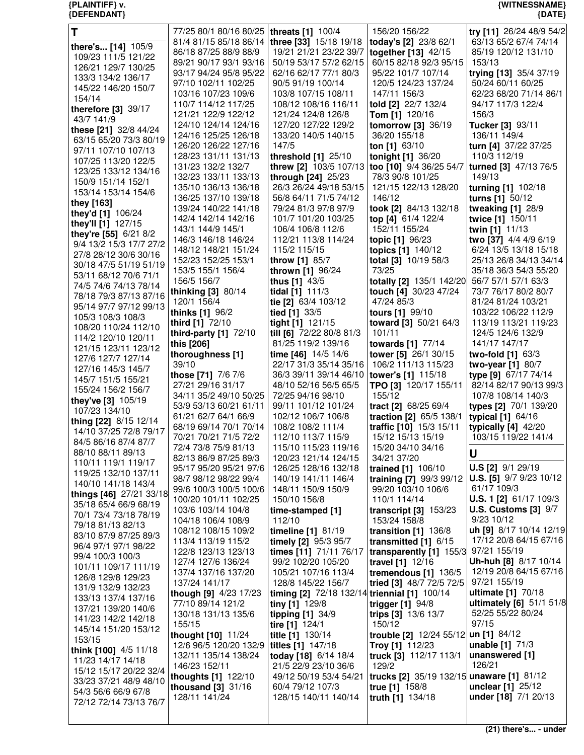**T**

**there's... [14]** 105/9 109/23 111/5 121/22 126/21 129/7 130/25 133/3 134/2 136/17 145/22 146/20 150/7 154/14

**therefore [3]** 39/17 43/7 141/9

**these [21]** 32/8 44/24 63/15 65/20 73/3 80/19 97/11 107/10 107/13 107/25 113/20 122/5 123/25 133/12 134/16 150/9 151/14 152/1 153/14 153/14 154/6

**they [163]**

**they'd [1]** 106/24

**they'll [1]** 127/15

**they're [55]** 6/21 8/2 9/4 13/2 15/3 17/7 27/2 27/8 28/12 30/6 30/16 30/18 47/5 51/19 51/19 53/11 68/12 70/6 71/1 74/5 74/6 74/13 78/14 78/18 79/3 87/13 87/16 95/14 97/7 97/12 99/13 105/3 108/3 108/3 108/20 110/24 112/10 114/2 120/10 120/11 121/15 123/11 123/12 127/6 127/7 127/14 127/16 145/3 145/7 145/7 151/5 155/21 155/24 156/2 156/7

**they've [3]** 105/19 107/23 134/10

**thing [22]** 8/15 12/14 14/10 37/25 72/8 79/17 84/5 86/16 87/4 87/7 88/10 88/11 89/13 110/11 119/1 119/17 119/25 132/10 137/11 140/10 141/18 143/4

**things [46]** 27/21 33/18 35/18 65/4 66/9 68/19 70/1 73/4 73/18 78/19 79/18 81/13 82/13 83/10 87/9 87/25 89/3 96/4 97/1 97/1 98/22 99/4 100/3 100/3 101/11 109/17 111/19 126/8 129/8 129/23 131/9 132/9 132/23 133/13 137/4 137/16 137/21 139/20 140/6 141/23 142/2 142/18 145/14 151/20 153/12 153/15

**think [100]** 4/5 11/18 11/23 14/17 14/18 15/12 15/17 20/22 32/4 33/23 37/21 48/9 48/10 54/3 56/6 66/9 67/8 72/12 72/14 73/13 76/7 77/25 80/1 80/16 80/25 81/4 81/15 85/18 86/14 86/18 87/25 88/9 88/9 89/21 90/17 93/1 93/16 93/17 94/24 95/8 95/22 97/10 102/11 102/25 103/16 107/23 109/6 110/7 114/12 117/25 121/21 122/9 122/12 124/10 124/14 124/16 124/16 125/25 126/18 126/20 126/22 127/16 128/23 131/11 131/13 131/23 132/2 132/7 132/23 133/11 133/13 135/10 136/13 136/18 136/25 137/10 139/18 139/24 140/22 141/18 142/4 142/14 142/16 143/1 144/9 145/1 146/3 146/18 146/24 148/12 148/21 151/24 152/23 152/25 153/1 153/5 155/1 156/4 156/5 156/7

**thinking [3]** 80/14 120/1 156/4

**thinks [1]** 96/2

**third [1]** 72/10

**third-party [1]** 72/10

**this [206]**

**thoroughness [1]** 39/10

**those [71]** 7/6 7/6 27/21 29/16 31/17 34/11 35/2 49/10 50/25 53/9 53/13 60/21 61/11 61/21 62/7 64/1 66/9 68/19 69/14 70/1 70/14 70/21 70/21 71/5 72/2 72/4 73/8 75/9 81/13 82/13 86/9 87/25 89/3 95/17 95/20 95/21 97/6 98/7 98/12 98/22 99/4 99/6 100/3 100/5 100/6 100/20 101/11 102/25 103/6 103/14 104/8 104/18 106/4 108/9 108/12 108/15 109/2 113/4 113/19 115/2 122/8 123/13 123/13 127/4 127/6 136/24 137/4 137/16 137/20 137/24 141/17

**though [9]** 4/23 17/23 77/10 89/14 121/2 130/18 131/13 135/6 155/15

**thought [10]** 11/24 12/6 96/5 120/20 132/9 132/11 135/14 138/24 146/23 152/11

**thoughts [1]** 122/10

**thousand [3]** 31/16 128/11 141/24

**threats [1]** 100/4

**three [33]** 15/18 19/18 19/21 21/21 23/22 39/7 50/19 53/17 57/2 62/15 62/16 62/17 77/1 80/3 90/5 91/19 100/14 103/8 107/15 108/11 108/12 108/16 116/11 121/24 124/8 126/8 127/20 127/22 129/2 133/20 140/5 140/15 147/5

**threshold [1]** 25/10

**threw [2]** 103/5 107/13

**through [24]** 25/23 26/3 26/24 49/18 53/15 56/8 64/11 71/5 74/12 79/24 81/3 97/8 97/9 101/7 101/20 103/25 106/4 106/8 112/6 112/21 113/8 114/24 115/2 115/15

**throw [1]** 85/7

**thrown [1]** 96/24

**thus [1]** 43/5

**tidal [1]** 111/3

**tie [2]** 63/4 103/12

**tied [1]** 33/5

**tight [1]** 121/15

**till [6]** 72/22 80/8 81/3 81/25 119/2 139/16

**time [46]** 14/5 14/6 22/17 31/3 35/14 35/16 36/3 39/11 39/14 46/10 48/10 52/16 56/5 65/5 72/25 94/16 98/10 99/11 101/12 101/24 102/12 106/7 106/8 108/2 108/2 111/4 112/10 113/7 115/9 115/10 115/23 119/16 120/23 121/14 124/15 126/25 128/16 132/18 140/19 141/11 146/4 148/11 150/9 150/9 150/10 156/8

**time-stamped [1]** 112/10

**timeline [1]** 81/19

**timely [2]** 95/3 95/7

**times [11]** 71/11 76/17 99/2 102/20 105/20 105/21 107/16 113/4 128/8 145/22 156/7

**timing [2]** 72/18 132/14

**tiny [1]** 129/8

**tipping [1]** 34/9

**tire [1]** 124/1

**title [1]** 130/14

**titles [1]** 147/18

**today [18]** 6/14 18/4 21/5 22/9 23/10 36/6 49/12 50/19 53/4 54/21 60/4 79/12 107/3 128/15 140/11 140/14 156/20 156/22

**today's [2]** 23/8 62/1

**together [13]** 42/15 60/15 82/18 92/3 95/15 95/22 101/7 107/14 120/5 124/23 137/24 147/11 156/3

**told [2]** 22/7 132/4

**Tom [1]** 120/16

**tomorrow [3]** 36/19 36/20 155/18

**ton [1]** 63/10

**tonight [1]** 36/20

**too [10]** 9/4 36/25 54/7 78/3 90/8 101/25 121/15 122/13 128/20 146/12

**took [2]** 84/13 132/18

**top [4]** 61/4 122/4 152/11 155/24

**topic [1]** 96/23

**topics [1]** 140/12

**total [3]** 10/19 58/3 73/25

**totally [2]** 135/1 142/20

**touch [4]** 30/23 47/24 47/24 85/3

**tours [1]** 99/10

**toward [3]** 50/21 64/3 101/11

**towards [1]** 77/14

**tower [5]** 26/1 30/15 106/2 111/13 115/23

**tower's [1]** 115/18

**TPO [3]** 120/17 155/11 155/12

**tract [2]** 68/25 69/4

**traction [2]** 65/5 138/1

**traffic [10]** 15/3 15/11 15/12 15/13 15/19 15/20 34/10 34/16 34/21 37/20

**trained [1]** 106/10

**training [7]** 99/3 99/12 99/20 103/10 106/6 110/1 114/14

**transcript [3]** 153/23 153/24 158/8

**transition [1]** 136/8

**transmitted [1]** 6/15

**transparently [1]** 155/3

**travel [1]** 12/16

**tremendous [1]** 136/5

**tried [3]** 48/7 72/5 72/5

**triennial [1]** 100/14

**trigger [1]** 94/8

**trips [3]** 13/6 13/7 150/12

**trouble [2]** 12/24 55/12

**Troy [1]** 112/23

**truck [3]** 112/17 113/1 129/2

**trucks [2]** 35/19 132/15

**true [1]** 158/8

**truth [1]** 134/18

**try [11]** 26/24 48/9 54/2 63/13 65/2 67/4 74/14 85/19 120/12 131/10 153/13

**trying [13]** 35/4 37/19 50/24 60/11 60/25 62/23 68/20 71/14 86/1 94/17 117/3 122/4 156/3

**Tucker [3]** 93/11 136/11 149/4

**turn [4]** 37/22 37/25 110/3 112/19

**turned [3]** 47/13 76/5 149/13

**turning [1]** 102/18

**turns [1]** 50/12

**tweaking [1]** 28/9

**twice [1]** 150/11

**twin [1]** 11/13

**two [37]** 4/4 4/9 6/19 6/24 13/5 13/18 15/18 25/13 26/8 34/13 34/14 35/18 36/3 54/3 55/20 56/7 57/1 57/1 63/3 73/7 76/17 80/2 80/7 81/24 81/24 103/21 103/22 106/22 112/9 113/19 113/21 119/23 124/5 124/6 132/9 141/17 147/17

**two-fold [1]** 63/3

**two-year [1]** 80/7

**type [9]** 67/17 74/14 82/14 82/17 90/13 99/3 107/8 108/14 140/3

**types [2]** 70/1 139/20

**typical [1]** 64/16

**typically [4]** 42/20 103/15 119/22 141/4

**U**

**U.S [2]** 9/1 29/19

**U.S. [5]** 9/7 9/23 10/12 61/17 109/3

**U.S. 1 [2]** 61/17 109/3

**U.S. Customs [3]** 9/7 9/23 10/12

**uh [9]** 8/17 10/14 12/19 17/12 20/8 64/15 67/16 97/21 155/19

**Uh-huh [8]** 8/17 10/14 12/19 20/8 64/15 67/16 97/21 155/19

**ultimate [1]** 70/18

**ultimately [6]** 51/1 51/8 52/25 55/22 80/24 97/15

**un [1]** 84/12

**unable [1]** 71/3

**unanswered [1]** 126/21

**unaware [1]** 81/12

**unclear [1]** 25/12

**under [18]** 7/1 20/13

(21) there's... - under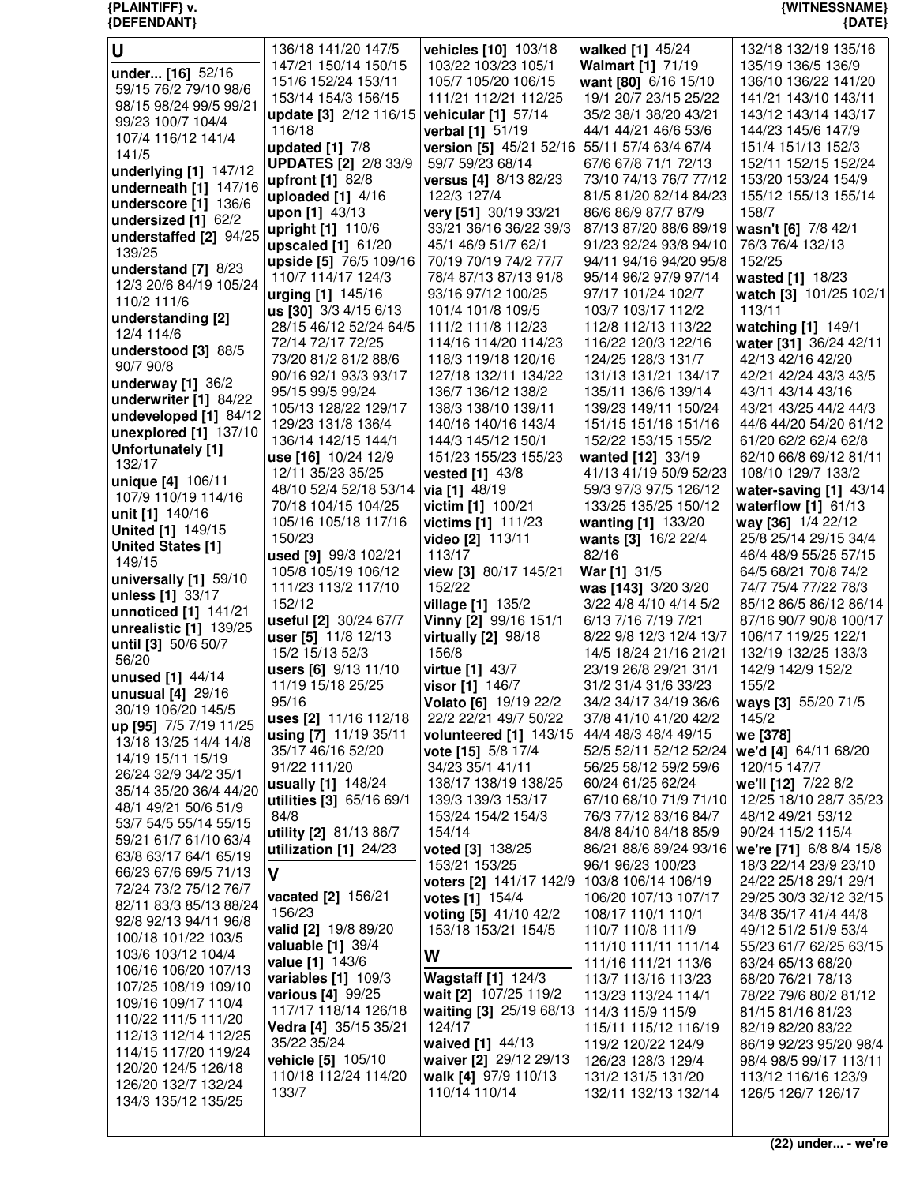## U

**under... [16]** 52/16 59/15 76/2 79/10 98/6 98/15 98/24 99/5 99/21 99/23 100/7 104/4 107/4 116/12 141/4 141/5
**underlying [1]** 147/12
**underneath [1]** 147/16
**underscore [1]** 136/6
**undersized [1]** 62/2
**understaffed [2]** 94/25 139/25
**understand [7]** 8/23 12/3 20/6 84/19 105/24 110/2 111/6
**understanding [2]** 12/4 114/6
**understood [3]** 88/5 90/7 90/8
**underway [1]** 36/2
**underwriter [1]** 84/22
**undeveloped [1]** 84/12
**unexplored [1]** 137/10
**Unfortunately [1]** 132/17
**unique [4]** 106/11 107/9 110/19 114/16
**unit [1]** 140/16
**United [1]** 149/15
**United States [1]** 149/15
**universally [1]** 59/10
**unless [1]** 33/17
**unnoticed [1]** 141/21
**unrealistic [1]** 139/25
**until [3]** 50/6 50/7 56/20
**unused [1]** 44/14
**unusual [4]** 29/16 30/19 106/20 145/5
**up [95]** 7/5 7/19 11/25 13/18 13/25 14/4 14/8 14/19 15/11 15/19 26/24 32/9 34/2 35/1 35/14 35/20 36/4 44/20 48/1 49/21 50/6 51/9 53/7 54/5 55/14 55/15 59/21 61/7 61/10 63/4 63/8 63/17 64/1 65/19 66/23 67/6 69/5 71/13 72/24 73/2 75/12 76/7 82/11 83/3 85/13 88/24 92/8 92/13 94/11 96/8 100/18 101/22 103/5 103/6 103/12 104/4 106/16 106/20 107/13 107/25 108/19 109/10 109/16 109/17 110/4 110/22 111/5 111/20 112/13 112/14 112/25 114/15 117/20 119/24 120/20 124/5 126/18 126/20 132/7 132/24 134/3 135/12 135/25 136/18 141/20 147/5 147/21 150/14 150/15 151/6 152/24 153/11 153/14 154/3 156/15
**update [3]** 2/12 116/15 116/18
**updated [1]** 7/8
**UPDATES [2]** 2/8 33/9
**upfront [1]** 82/8
**uploaded [1]** 4/16
**upon [1]** 43/13
**upright [1]** 110/6
**upscaled [1]** 61/20
**upside [5]** 76/5 109/16 110/7 114/17 124/3
**urging [1]** 145/16
**us [30]** 3/3 4/15 6/13 28/15 46/12 52/24 64/5 72/14 72/17 72/25 73/20 81/2 81/2 88/6 90/16 92/1 93/3 93/17 95/15 99/5 99/24 105/13 128/22 129/17 129/23 131/8 136/4 136/14 142/15 144/1
**use [16]** 10/24 12/9 12/11 35/23 35/25 48/10 52/4 52/18 53/14 70/18 104/15 104/25 105/16 105/18 117/16 150/23
**used [9]** 99/3 102/21 105/8 105/19 106/12 111/23 113/2 117/10 152/12
**useful [2]** 30/24 67/7
**user [5]** 11/8 12/13 15/2 15/13 52/3
**users [6]** 9/13 11/10 11/19 15/18 25/25 95/16
**uses [2]** 11/16 112/18
**using [7]** 11/19 35/11 35/17 46/16 52/20 91/22 111/20
**usually [1]** 148/24
**utilities [3]** 65/16 69/1 84/8
**utility [2]** 81/13 86/7
**utilization [1]** 24/23

## V

**vacated [2]** 156/21 156/23
**valid [2]** 19/8 89/20
**valuable [1]** 39/4
**value [1]** 143/6
**variables [1]** 109/3
**various [4]** 99/25 117/17 118/14 126/18
**Vedra [4]** 35/15 35/21 35/22 35/24
**vehicle [5]** 105/10 110/18 112/24 114/20 133/7
**vehicles [10]** 103/18 103/22 103/23 105/1 105/7 105/20 106/15 111/21 112/21 112/25
**vehicular [1]** 57/14
**verbal [1]** 51/19
**version [5]** 45/21 52/16 59/7 59/23 68/14
**versus [4]** 8/13 82/23 122/3 127/4
**very [51]** 30/19 33/21 33/21 36/16 36/22 39/3 45/1 46/9 51/7 62/1 70/19 70/19 74/2 77/7 78/4 87/13 87/13 91/8 93/16 97/12 100/25 101/4 101/8 109/5 111/2 111/8 112/23 114/16 114/20 114/23 118/3 119/18 120/16 127/18 132/11 134/22 136/7 136/12 138/2 138/3 138/10 139/11 140/16 140/16 143/4 144/3 145/12 150/1 151/23 155/23 155/23
**vested [1]** 43/8
**via [1]** 48/19
**victim [1]** 100/21
**victims [1]** 111/23
**video [2]** 113/11 113/17
**view [3]** 80/17 145/21 152/22
**village [1]** 135/2
**Vinny [2]** 99/16 151/1
**virtually [2]** 98/18 156/8
**virtue [1]** 43/7
**visor [1]** 146/7
**Volato [6]** 19/19 22/2 22/2 22/21 49/7 50/22
**volunteered [1]** 143/15
**vote [15]** 5/8 17/4 34/23 35/1 41/11 138/17 138/19 138/25 139/3 139/3 153/17 153/24 154/2 154/3 154/14
**voted [3]** 138/25 153/21 153/25
**voters [2]** 141/17 142/9
**votes [1]** 154/4
**voting [5]** 41/10 42/2 153/18 153/21 154/5

## W

**Wagstaff [1]** 124/3
**wait [2]** 107/25 119/2
**waiting [3]** 25/19 68/13 124/17
**waived [1]** 44/13
**waiver [2]** 29/12 29/13
**walk [4]** 97/9 110/13 110/14 110/14
**walked [1]** 45/24
**Walmart [1]** 71/19
**want [80]** 6/16 15/10 19/1 20/7 23/15 25/22 35/2 38/1 38/20 43/21 44/1 44/21 46/6 53/6 55/11 57/4 63/4 67/4 67/6 67/8 71/1 72/13 73/10 74/13 76/7 77/12 81/5 81/20 82/14 84/23 86/6 86/9 87/7 87/9 87/13 87/20 88/6 89/19 91/23 92/24 93/8 94/10 94/11 94/16 94/20 95/8 95/14 96/2 97/9 97/14 97/17 101/24 102/7 103/7 103/17 112/2 112/8 112/13 113/22 116/22 120/3 122/16 124/25 128/3 131/7 131/13 131/21 134/17 135/11 136/6 139/14 139/23 149/11 150/24 151/15 151/16 151/16 152/22 153/15 155/2
**wanted [12]** 33/19 41/13 41/19 50/9 52/23 59/3 97/3 97/5 126/12 133/25 135/25 150/12
**wanting [1]** 133/20
**wants [3]** 16/2 22/4 82/16
**War [1]** 31/5
**was [143]** 3/20 3/20 3/22 4/8 4/10 4/14 5/2 6/13 7/16 7/19 7/21 8/22 9/8 12/3 12/4 13/7 14/5 18/24 21/16 21/21 23/19 26/8 29/21 31/1 31/2 31/4 31/6 33/23 34/2 34/17 34/19 36/6 37/8 41/10 41/20 42/2 44/4 48/3 48/4 49/15 52/5 52/11 52/12 52/24 56/25 58/12 59/2 59/6 60/24 61/25 62/24 67/10 68/10 71/9 71/10 76/3 77/12 83/16 84/7 84/8 84/10 84/18 85/9 86/21 88/6 89/24 93/16 96/1 96/23 100/23 103/8 106/14 106/19 106/20 107/13 107/17 108/17 110/1 110/1 110/7 110/8 111/9 111/10 111/11 111/14 111/16 111/21 113/6 113/7 113/16 113/23 113/23 113/24 114/1 114/3 115/9 115/9 115/11 115/12 116/19 119/2 120/22 124/9 126/23 128/3 129/4 131/2 131/5 131/20 132/11 132/13 132/14 132/18 132/19 135/16 135/19 136/5 136/9 136/10 136/22 141/20 141/21 143/10 143/11 143/12 143/14 143/17 144/23 145/6 147/9 151/4 151/13 152/3 152/11 152/15 152/24 153/20 153/24 154/9 155/12 155/13 155/14 158/7
**wasn't [6]** 7/8 42/1 76/3 76/4 132/13 152/25
**wasted [1]** 18/23
**watch [3]** 101/25 102/1 113/11
**watching [1]** 149/1
**water [31]** 36/24 42/11 42/13 42/16 42/20 42/21 42/24 43/3 43/5 43/11 43/14 43/16 43/21 43/25 44/2 44/3 44/6 44/20 54/20 61/12 61/20 62/2 62/4 62/8 62/10 66/8 69/12 81/11 108/10 129/7 133/2
**water-saving [1]** 43/14
**waterflow [1]** 61/13
**way [36]** 1/4 22/12 25/8 25/14 29/15 34/4 46/4 48/9 55/25 57/15 64/5 68/21 70/8 74/2 74/7 75/4 77/22 78/3 85/12 86/5 86/12 86/14 87/16 90/7 90/8 100/17 106/17 119/25 122/1 132/19 132/25 133/3 142/9 142/9 152/2 155/2
**ways [3]** 55/20 71/5 145/2
**we [378]**
**we'd [4]** 64/11 68/20 120/15 147/7
**we'll [12]** 7/22 8/2 12/25 18/10 28/7 35/23 48/12 49/21 53/12 90/24 115/2 115/4
**we're [71]** 6/8 8/4 15/8 18/3 22/14 23/9 23/10 24/22 25/18 29/1 29/1 29/25 30/3 32/12 32/15 34/8 35/17 41/4 44/8 49/12 51/2 51/9 53/4 55/23 61/7 62/25 63/15 63/24 65/13 68/20 68/20 76/21 78/13 78/22 79/6 80/2 81/12 81/15 81/16 81/23 82/19 82/20 83/22 86/19 92/23 95/20 98/4 98/4 98/5 99/17 113/11 113/12 116/16 123/9 126/5 126/7 126/17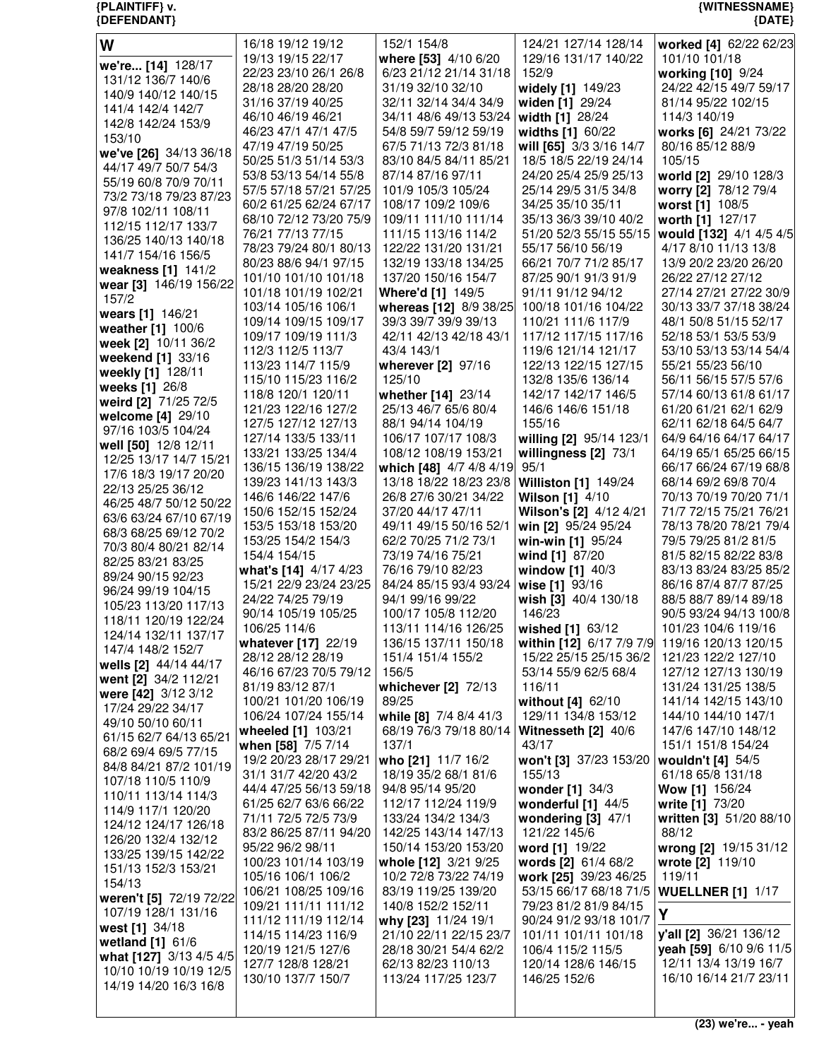## W

**we're... [14]** 128/17 131/12 136/7 140/6 140/9 140/12 140/15 141/4 142/4 142/7 142/8 142/24 153/9 153/10

**we've [26]** 34/13 36/18 44/17 49/7 50/7 54/3 55/19 60/8 70/9 70/11 73/2 73/18 79/23 87/23 97/8 102/11 108/11 112/15 112/17 133/7 136/25 140/13 140/18 141/7 154/16 156/5

**weakness [1]** 141/2

**wear [3]** 146/19 156/22 157/2

**wears [1]** 146/21

**weather [1]** 100/6

**week [2]** 10/11 36/2

**weekend [1]** 33/16

**weekly [1]** 128/11

**weeks [1]** 26/8

**weird [2]** 71/25 72/5

**welcome [4]** 29/10 97/16 103/5 104/24

**well [50]** 12/8 12/11 12/25 13/17 14/7 15/21 17/6 18/3 19/17 20/20 22/13 25/25 36/12 46/25 48/7 50/12 50/22 63/6 63/24 67/10 67/19 68/3 68/25 69/12 70/2 70/3 80/4 80/21 82/14 82/25 83/21 83/25 89/24 90/15 92/23 96/24 99/19 104/15 105/23 113/20 117/13 118/11 120/19 122/24 124/14 132/11 137/17 147/4 148/2 152/7

**wells [2]** 44/14 44/17

**went [2]** 34/2 112/21

**were [42]** 3/12 3/12 17/24 29/22 34/17 49/10 50/10 60/11 61/15 62/7 64/13 65/21 68/2 69/4 69/5 77/15 84/8 84/21 87/2 101/19 107/18 110/5 110/9 110/11 113/14 114/3 114/9 117/1 120/20 124/12 124/17 126/18 126/20 132/4 132/12 133/25 139/15 142/22 151/13 152/3 153/21 154/13

**weren't [5]** 72/19 72/22 107/19 128/1 131/16

**west [1]** 34/18

**wetland [1]** 61/6

**what [127]** 3/13 4/5 4/5 10/10 10/19 10/19 12/5 14/19 14/20 16/3 16/8 16/18 19/12 19/12 19/13 19/15 22/17 22/23 23/10 26/1 26/8 28/18 28/20 28/20 31/16 37/19 40/25 46/10 46/19 46/21 46/23 47/1 47/1 47/5 47/19 47/19 50/25 50/25 51/3 51/14 53/3 53/8 53/13 54/14 55/8 57/5 57/18 57/21 57/25 60/2 61/25 62/24 67/17 68/10 72/12 73/20 75/9 76/21 77/13 77/15 78/23 79/24 80/1 80/13 80/23 88/6 94/1 97/15 101/10 101/10 101/18 101/18 101/19 102/21 103/14 105/16 106/1 109/14 109/15 109/17 109/17 109/19 111/3 112/3 112/5 113/7 113/23 114/7 115/9 115/10 115/23 116/2 118/8 120/1 120/11 121/23 122/16 127/2 127/5 127/12 127/13 127/14 133/5 133/11 133/21 133/25 134/4 136/15 136/19 138/22 139/23 141/13 143/3 146/6 146/22 147/6 150/6 152/15 152/24 153/5 153/18 153/20 153/25 154/2 154/3 154/4 154/15

**what's [14]** 4/17 4/23 15/21 22/9 23/24 23/25 24/22 74/25 79/19 90/14 105/19 105/25 106/25 114/6

**whatever [17]** 22/19 28/12 28/12 28/19 46/16 67/23 70/5 79/12 81/19 83/12 87/1 100/21 101/20 106/19 106/24 107/24 155/14

**wheeled [1]** 103/21

**when [58]** 7/5 7/14 19/2 20/23 28/17 29/21 31/1 31/7 42/20 43/2 44/4 47/25 56/13 59/18 61/25 62/7 63/6 66/22 71/11 72/5 72/5 73/9 83/2 86/25 87/11 94/20 95/22 96/2 98/11 100/23 101/14 103/19 105/16 106/1 106/2 106/21 108/25 109/16 109/21 111/11 111/12 111/12 111/19 112/14 114/15 114/23 116/9 120/19 121/5 127/6 127/7 128/8 128/21 130/10 137/7 150/7 152/1 154/8

**where [53]** 4/10 6/20 6/23 21/12 21/14 31/18 31/19 32/10 32/10 32/11 32/14 34/4 34/9 34/11 48/6 49/13 53/24 54/8 59/7 59/12 59/19 67/5 71/13 72/3 81/18 83/10 84/5 84/11 85/21 87/14 87/16 97/11 101/9 105/3 105/24 108/17 109/2 109/6 109/11 111/10 111/14 111/15 113/16 114/2 122/22 131/20 131/21 132/19 133/18 134/25 137/20 150/16 154/7

**Where'd [1]** 149/5

**whereas [12]** 8/9 38/25 39/3 39/7 39/9 39/13 42/11 42/13 42/18 43/1 43/4 143/1

**wherever [2]** 97/16 125/10

**whether [14]** 23/14 25/13 46/7 65/6 80/4 88/1 94/14 104/19 106/17 107/17 108/3 108/12 108/19 153/21

**which [48]** 4/7 4/8 4/19 13/18 18/22 18/23 23/8 26/8 27/6 30/21 34/22 37/20 44/17 47/11 49/11 49/15 50/16 52/1 62/2 70/25 71/2 73/1 73/19 74/16 75/21 76/16 79/10 82/23 84/24 85/15 93/4 93/24 94/1 99/16 99/22 100/17 105/8 112/20 113/11 114/16 126/25 136/15 137/11 150/18 151/4 151/4 155/2 156/5

**whichever [2]** 72/13 89/25

**while [8]** 7/4 8/4 41/3 68/19 76/3 79/18 80/14 137/1

**who [21]** 11/7 16/2 18/19 35/2 68/1 81/6 94/8 95/14 95/20 112/17 112/24 119/9 133/24 134/2 134/3 142/25 143/14 147/13 150/14 153/20 153/20

**whole [12]** 3/21 9/25 10/2 72/8 73/22 74/19 83/19 119/25 139/20 140/8 152/2 152/11

**why [23]** 11/24 19/1 21/10 22/11 22/15 23/7 28/18 30/21 54/4 62/2 62/13 82/23 110/13 113/24 117/25 123/7 124/21 127/14 128/14 129/16 131/17 140/22 152/9

**widely [1]** 149/23

**widen [1]** 29/24

**width [1]** 28/24

**widths [1]** 60/22

**will [65]** 3/3 3/16 14/7 18/5 18/5 22/19 24/14 24/20 25/4 25/9 25/13 25/14 29/5 31/5 34/8 34/25 35/10 35/11 35/13 36/3 39/10 40/2 51/20 52/3 55/15 55/15 55/17 56/10 56/19 66/21 70/7 71/2 85/17 87/25 90/1 91/3 91/9 91/11 91/12 94/12 100/18 101/16 104/22 110/21 111/6 117/9 117/12 117/15 117/16 119/6 121/14 121/17 122/13 122/15 127/15 132/8 135/6 136/14 142/17 142/17 146/5 146/6 146/6 151/18 155/16

**willing [2]** 95/14 123/1

**willingness [2]** 73/1 95/1

**Williston [1]** 149/24

**Wilson [1]** 4/10

**Wilson's [2]** 4/12 4/21

**win [2]** 95/24 95/24

**win-win [1]** 95/24

**wind [1]** 87/20

**window [1]** 40/3

**wise [1]** 93/16

**wish [3]** 40/4 130/18 146/23

**wished [1]** 63/12

**within [12]** 6/17 7/9 7/9 15/22 25/15 25/15 36/2 53/14 55/9 62/5 68/4 116/11

**without [4]** 62/10 129/11 134/8 153/12

**Witnesseth [2]** 40/6 43/17

**won't [3]** 37/23 153/20 155/13

**wonder [1]** 34/3

**wonderful [1]** 44/5

**wondering [3]** 47/1 121/22 145/6

**word [1]** 19/22

**words [2]** 61/4 68/2

**work [25]** 39/23 46/25 53/15 66/17 68/18 71/5 79/23 81/2 81/9 84/15 90/24 91/2 93/18 101/7 101/11 101/11 101/18 106/4 115/2 115/5 120/14 128/6 146/15 146/25 152/6

**worked [4]** 62/22 62/23 101/10 101/18

**working [10]** 9/24 24/22 42/15 49/7 59/17 81/14 95/22 102/15 114/3 140/19

**works [6]** 24/21 73/22 80/16 85/12 88/9 105/15

**world [2]** 29/10 128/3

**worry [2]** 78/12 79/4

**worst [1]** 108/5

**worth [1]** 127/17

**would [132]** 4/1 4/5 4/5 4/17 8/10 11/13 13/8 13/9 20/2 23/20 26/20 26/22 27/12 27/12 27/14 27/21 27/22 30/9 30/13 33/7 37/18 38/24 48/1 50/8 51/15 52/17 52/18 53/1 53/5 53/9 53/10 53/13 53/14 54/4 55/21 55/23 56/10 56/11 56/15 57/5 57/6 57/14 60/13 61/8 61/17 61/20 61/21 62/1 62/9 62/11 62/18 64/5 64/7 64/9 64/16 64/17 64/17 64/19 65/1 65/25 66/15 66/17 66/24 67/19 68/8 68/14 69/2 69/8 70/4 70/13 70/19 70/20 71/1 71/7 72/15 75/21 76/21 78/13 78/20 78/21 79/4 79/5 79/25 81/2 81/5 81/5 82/15 82/22 83/8 83/13 83/24 83/25 85/2 86/16 87/4 87/7 87/25 88/5 88/7 89/14 89/18 90/5 93/24 94/13 100/8 101/23 104/6 119/16 119/16 120/13 120/15 121/23 122/2 127/10 127/12 127/13 130/19 131/24 131/25 138/5 141/14 142/15 143/10 144/10 144/10 147/1 147/6 147/10 148/12 151/1 151/8 154/24

**wouldn't [4]** 54/5 61/18 65/8 131/18

**Wow [1]** 156/24

**write [1]** 73/20

**written [3]** 51/20 88/10 88/12

**wrong [2]** 19/15 31/12

**wrote [2]** 119/10 119/11

**WUELLNER [1]** 1/17

## Y

**y'all [2]** 36/21 136/12

**yeah [59]** 6/10 9/6 11/5 12/11 13/4 13/19 16/7 16/10 16/14 21/7 23/11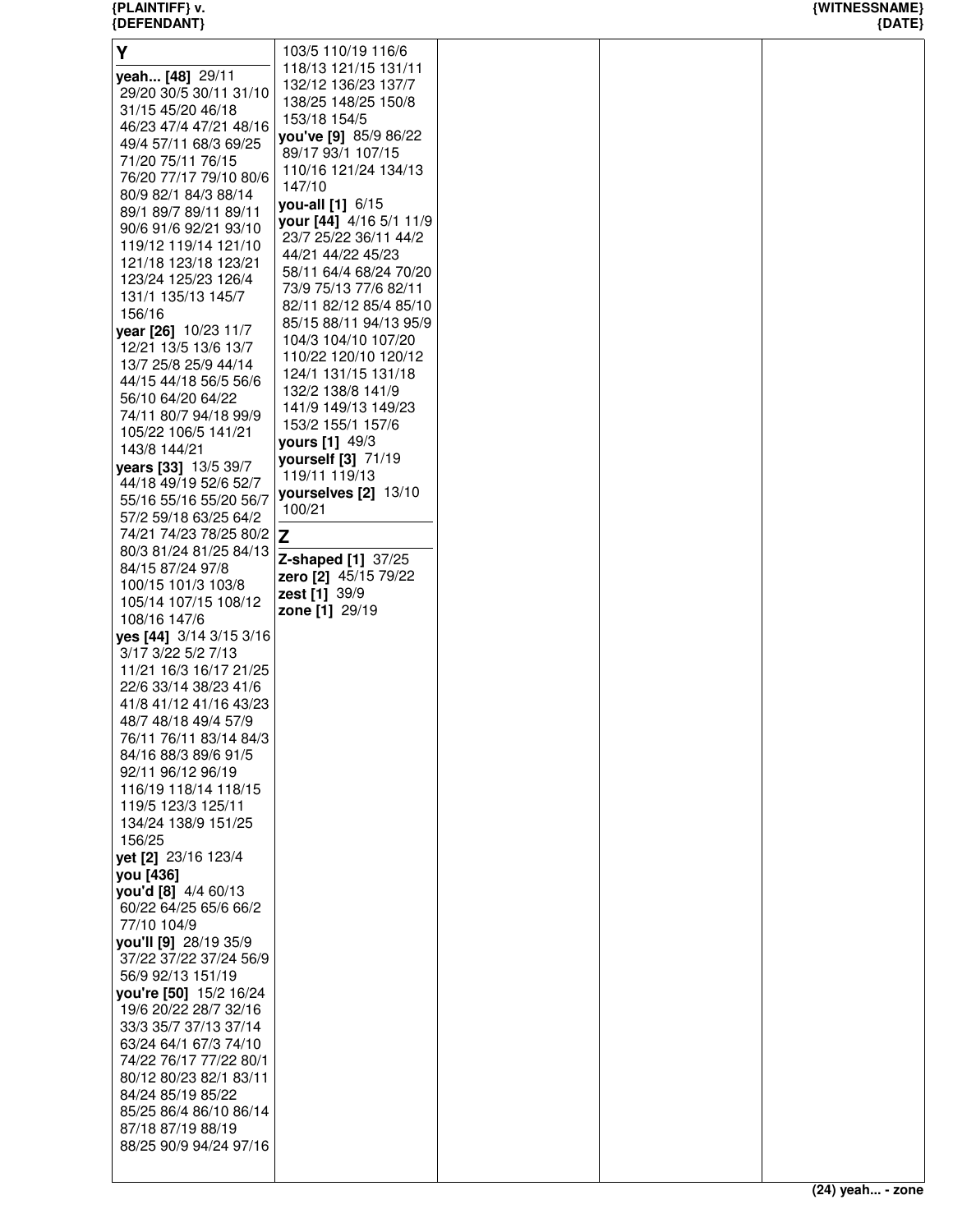## Y

**yeah... [48]** 29/11 29/20 30/5 30/11 31/10 31/15 45/20 46/18 46/23 47/4 47/21 48/16 49/4 57/11 68/3 69/25 71/20 75/11 76/15 76/20 77/17 79/10 80/6 80/9 82/1 84/3 88/14 89/1 89/7 89/11 89/11 90/6 91/6 92/21 93/10 119/12 119/14 121/10 121/18 123/18 123/21 123/24 125/23 126/4 131/1 135/13 145/7 156/16

**year [26]** 10/23 11/7 12/21 13/5 13/6 13/7 13/7 25/8 25/9 44/14 44/15 44/18 56/5 56/6 56/10 64/20 64/22 74/11 80/7 94/18 99/9 105/22 106/5 141/21 143/8 144/21

**years [33]** 13/5 39/7 44/18 49/19 52/6 52/7 55/16 55/16 55/20 56/7 57/2 59/18 63/25 64/2 74/21 74/23 78/25 80/2 80/3 81/24 81/25 84/13 84/15 87/24 97/8 100/15 101/3 103/8 105/14 107/15 108/12 108/16 147/6

**yes [44]** 3/14 3/15 3/16 3/17 3/22 5/2 7/13 11/21 16/3 16/17 21/25 22/6 33/14 38/23 41/6 41/8 41/12 41/16 43/23 48/7 48/18 49/4 57/9 76/11 76/11 83/14 84/3 84/16 88/3 89/6 91/5 92/11 96/12 96/19 116/19 118/14 118/15 119/5 123/3 125/11 134/24 138/9 151/25 156/25

**yet [2]** 23/16 123/4

**you [436]**

**you'd [8]** 4/4 60/13 60/22 64/25 65/6 66/2 77/10 104/9

**you'll [9]** 28/19 35/9 37/22 37/22 37/24 56/9 56/9 92/13 151/19

**you're [50]** 15/2 16/24 19/6 20/22 28/7 32/16 33/3 35/7 37/13 37/14 63/24 64/1 67/3 74/10 74/22 76/17 77/22 80/1 80/12 80/23 82/1 83/11 84/24 85/19 85/22 85/25 86/4 86/10 86/14 87/18 87/19 88/19 88/25 90/9 94/24 97/16 103/5 110/19 116/6 118/13 121/15 131/11 132/12 136/23 137/7 138/25 148/25 150/8 153/18 154/5

**you've [9]** 85/9 86/22 89/17 93/1 107/15 110/16 121/24 134/13 147/10

**you-all [1]** 6/15

**your [44]** 4/16 5/1 11/9 23/7 25/22 36/11 44/2 44/21 44/22 45/23 58/11 64/4 68/24 70/20 73/9 75/13 77/6 82/11 82/11 82/12 85/4 85/10 85/15 88/11 94/13 95/9 104/3 104/10 107/20 110/22 120/10 120/12 124/1 131/15 131/18 132/2 138/8 141/9 141/9 149/13 149/23 153/2 155/1 157/6

**yours [1]** 49/3

**yourself [3]** 71/19 119/11 119/13

**yourselves [2]** 13/10 100/21

## Z

**Z-shaped [1]** 37/25

**zero [2]** 45/15 79/22

**zest [1]** 39/9

**zone [1]** 29/19